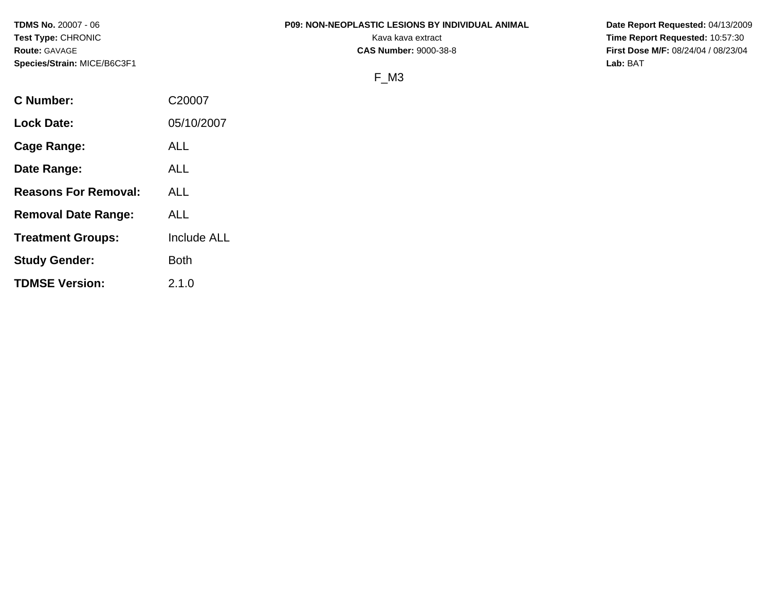**TDMS No.** 20007 - 06
**Test Type:** CHRONIC
**Route:** GAVAGE
**Species/Strain:** MICE/B6C3F1

**P09: NON-NEOPLASTIC LESIONS BY INDIVIDUAL ANIMAL**
Kava kava extract
**CAS Number:** 9000-38-8

**Date Report Requested:** 04/13/2009
**Time Report Requested:** 10:57:30
**First Dose M/F:** 08/24/04 / 08/23/04
**Lab:** BAT

F_M3

| | |
|---|---|
| **C Number:** | C20007 |
| **Lock Date:** | 05/10/2007 |
| **Cage Range:** | ALL |
| **Date Range:** | ALL |
| **Reasons For Removal:** | ALL |
| **Removal Date Range:** | ALL |
| **Treatment Groups:** | Include ALL |
| **Study Gender:** | Both |
| **TDMSE Version:** | 2.1.0 |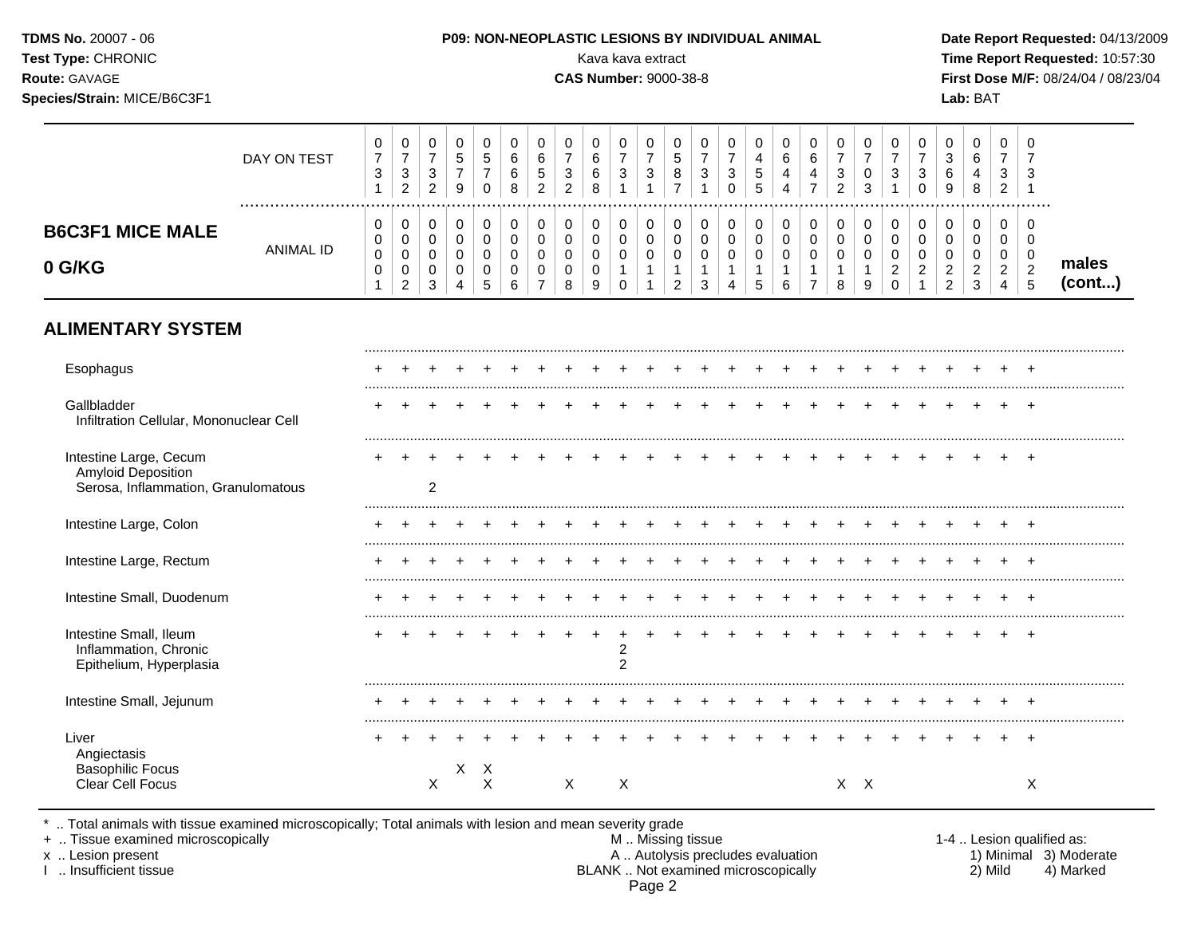**TDMS No.** 20007 - 06
**Test Type:** CHRONIC
**Route:** GAVAGE
**Species/Strain:** MICE/B6C3F1

**P09: NON-NEOPLASTIC LESIONS BY INDIVIDUAL ANIMAL**
Kava kava extract
**CAS Number:** 9000-38-8

**Date Report Requested:** 04/13/2009
**Time Report Requested:** 10:57:30
**First Dose M/F:** 08/24/04 / 08/23/04
**Lab:** BAT

## B6C3F1 MICE MALE 0 G/KG

| | 1 | 2 | 3 | 4 | 5 | 6 | 7 | 8 | 9 | 10 | 11 | 12 | 13 | 14 | 15 | 16 | 17 | 18 | 19 | 20 | 21 | 22 | 23 | 24 | 25 | |
|---|---|---|---|---|---|---|---|---|---|---|---|---|---|---|---|---|---|---|---|---|---|---|---|---|---|---|
| DAY ON TEST | 0731 | 0732 | 0732 | 0579 | 0570 | 0668 | 0652 | 0732 | 0668 | 0731 | 0731 | 0587 | 0731 | 0730 | 0455 | 0644 | 0647 | 0732 | 0703 | 0731 | 0730 | 0369 | 0648 | 0732 | 0731 | |
| ANIMAL ID | 00001 | 00002 | 00003 | 00004 | 00005 | 00006 | 00007 | 00008 | 00009 | 00010 | 00011 | 00012 | 00013 | 00014 | 00015 | 00016 | 00017 | 00018 | 00019 | 00020 | 00021 | 00022 | 00023 | 00024 | 00025 | males (cont...) |
| **ALIMENTARY SYSTEM** | | | | | | | | | | | | | | | | | | | | | | | | | | |
| Esophagus | + | + | + | + | + | + | + | + | + | + | + | + | + | + | + | + | + | + | + | + | + | + | + | + | + | |
| Gallbladder | + | + | + | + | + | + | + | + | + | + | + | + | + | + | + | + | + | + | + | + | + | + | + | + | + | |
| Infiltration Cellular, Mononuclear Cell | | | | | | | | | | | | | | | | | | | | | | | | | | |
| Intestine Large, Cecum | + | + | + | + | + | + | + | + | + | + | + | + | + | + | + | + | + | + | + | + | + | + | + | + | + | |
| Amyloid Deposition | | | | | | | | | | | | | | | | | | | | | | | | | | |
| Serosa, Inflammation, Granulomatous | | | 2 | | | | | | | | | | | | | | | | | | | | | | | |
| Intestine Large, Colon | + | + | + | + | + | + | + | + | + | + | + | + | + | + | + | + | + | + | + | + | + | + | + | + | + | |
| Intestine Large, Rectum | + | + | + | + | + | + | + | + | + | + | + | + | + | + | + | + | + | + | + | + | + | + | + | + | + | |
| Intestine Small, Duodenum | + | + | + | + | + | + | + | + | + | + | + | + | + | + | + | + | + | + | + | + | + | + | + | + | + | |
| Intestine Small, Ileum | + | + | + | + | + | + | + | + | + | + | + | + | + | + | + | + | + | + | + | + | + | + | + | + | + | |
| Inflammation, Chronic | | | | | | | | | | 2 | | | | | | | | | | | | | | | | |
| Epithelium, Hyperplasia | | | | | | | | | | 2 | | | | | | | | | | | | | | | | |
| Intestine Small, Jejunum | + | + | + | + | + | + | + | + | + | + | + | + | + | + | + | + | + | + | + | + | + | + | + | + | + | |
| Liver | + | + | + | + | + | + | + | + | + | + | + | + | + | + | + | + | + | + | + | + | + | + | + | + | + | |
| Angiectasis | | | | | | | | | | | | | | | | | | | | | | | | | | |
| Basophilic Focus | | | | X | X | | | | | | | | | | | | | | | | | | | | | |
| Clear Cell Focus | | | X | | X | | | X | | X | | | | | | | | X | X | | | | | | X | |

\* .. Total animals with tissue examined microscopically; Total animals with lesion and mean severity grade
\+ .. Tissue examined microscopically
x .. Lesion present
I .. Insufficient tissue

M .. Missing tissue
A .. Autolysis precludes evaluation
BLANK .. Not examined microscopically

1-4 .. Lesion qualified as:
1) Minimal 3) Moderate
2) Mild 4) Marked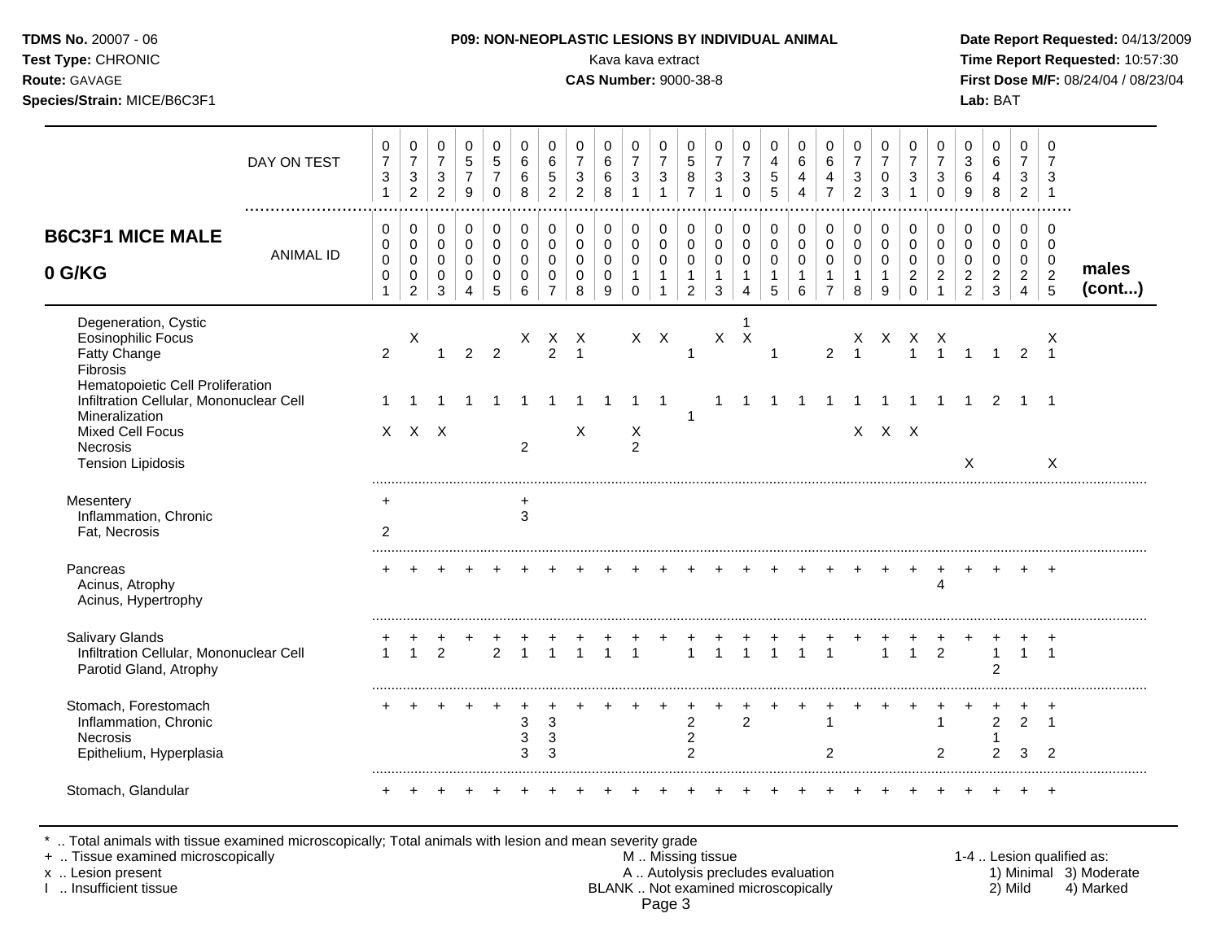**TDMS No.** 20007 - 06
**Test Type:** CHRONIC
**Route:** GAVAGE
**Species/Strain:** MICE/B6C3F1

**P09: NON-NEOPLASTIC LESIONS BY INDIVIDUAL ANIMAL**
Kava kava extract
**CAS Number:** 9000-38-8

**Date Report Requested:** 04/13/2009
**Time Report Requested:** 10:57:30
**First Dose M/F:** 08/24/04 / 08/23/04
**Lab:** BAT

## B6C3F1 MICE MALE 0 G/KG

| DAY ON TEST | 0731 | 0732 | 0732 | 0579 | 0570 | 0668 | 0652 | 0732 | 0668 | 0731 | 0731 | 0587 | 0731 | 0730 | 0455 | 0644 | 0647 | 0732 | 0703 | 0731 | 0730 | 0369 | 0648 | 0732 | 0731 | males (cont...) |
|---|---|---|---|---|---|---|---|---|---|---|---|---|---|---|---|---|---|---|---|---|---|---|---|---|---|---|
| ANIMAL ID | 00001 | 00002 | 00003 | 00004 | 00005 | 00006 | 00007 | 00008 | 00009 | 00010 | 00011 | 00012 | 00013 | 00014 | 00015 | 00016 | 00017 | 00018 | 00019 | 00020 | 00021 | 00022 | 00023 | 00024 | 00025 | |
| Degeneration, Cystic | | | | | | | | | | | | | | 1 | | | | | | | | | | | | |
| Eosinophilic Focus | | X | | | | X | X | X | | X | X | | X | X | | | | X | X | X | X | | | | X | |
| Fatty Change | 2 | | 1 | 2 | 2 | | 2 | 1 | | | | 1 | | | 1 | | 2 | 1 | | 1 | 1 | 1 | 1 | 2 | 1 | |
| Fibrosis | | | | | | | | | | | | | | | | | | | | | | | | | | |
| Hematopoietic Cell Proliferation | | | | | | | | | | | | | | | | | | | | | | | | | | |
| Infiltration Cellular, Mononuclear Cell | 1 | 1 | 1 | 1 | 1 | 1 | 1 | 1 | 1 | 1 | 1 | | 1 | 1 | 1 | 1 | 1 | 1 | 1 | 1 | 1 | 1 | 2 | 1 | 1 | |
| Mineralization | | | | | | | | | | | | 1 | | | | | | | | | | | | | | |
| Mixed Cell Focus | X | X | X | | | | | X | | X | | | | | | | | X | X | X | | | | | | |
| Necrosis | | | | | | 2 | | | | 2 | | | | | | | | | | | | | | | | |
| Tension Lipidosis | | | | | | | | | | | | | | | | | | | | | | X | | | X | |
| Mesentery | + | | | | | + | | | | | | | | | | | | | | | | | | | | |
| Inflammation, Chronic | | | | | | 3 | | | | | | | | | | | | | | | | | | | | |
| Fat, Necrosis | 2 | | | | | | | | | | | | | | | | | | | | | | | | | |
| Pancreas | + | + | + | + | + | + | + | + | + | + | + | + | + | + | + | + | + | + | + | + | + | + | + | + | + | |
| Acinus, Atrophy | | | | | | | | | | | | | | | | | | | | | 4 | | | | | |
| Acinus, Hypertrophy | | | | | | | | | | | | | | | | | | | | | | | | | | |
| Salivary Glands | + | + | + | + | + | + | + | + | + | + | + | + | + | + | + | + | + | + | + | + | + | + | + | + | + | |
| Infiltration Cellular, Mononuclear Cell | 1 | 1 | 2 | | 2 | 1 | 1 | 1 | 1 | 1 | | 1 | 1 | 1 | 1 | 1 | 1 | | 1 | 1 | 2 | | 1 | 1 | 1 | |
| Parotid Gland, Atrophy | | | | | | | | | | | | | | | | | | | | | | | 2 | | | |
| Stomach, Forestomach | + | + | + | + | + | + | + | + | + | + | + | + | + | + | + | + | + | + | + | + | + | + | + | + | + | |
| Inflammation, Chronic | | | | | | 3 | 3 | | | | | 2 | | 2 | | | 1 | | | | 1 | | 2 | 2 | 1 | |
| Necrosis | | | | | | 3 | 3 | | | | | 2 | | | | | | | | | | | 1 | | | |
| Epithelium, Hyperplasia | | | | | | 3 | 3 | | | | | 2 | | | | | 2 | | | | 2 | | 2 | 3 | 2 | |
| Stomach, Glandular | + | + | + | + | + | + | + | + | + | + | + | + | + | + | + | + | + | + | + | + | + | + | + | + | + | |

\* .. Total animals with tissue examined microscopically; Total animals with lesion and mean severity grade
\+ .. Tissue examined microscopically
x .. Lesion present
I .. Insufficient tissue

M .. Missing tissue
A .. Autolysis precludes evaluation
BLANK .. Not examined microscopically

1-4 .. Lesion qualified as:
1) Minimal 2) Mild 3) Moderate 4) Marked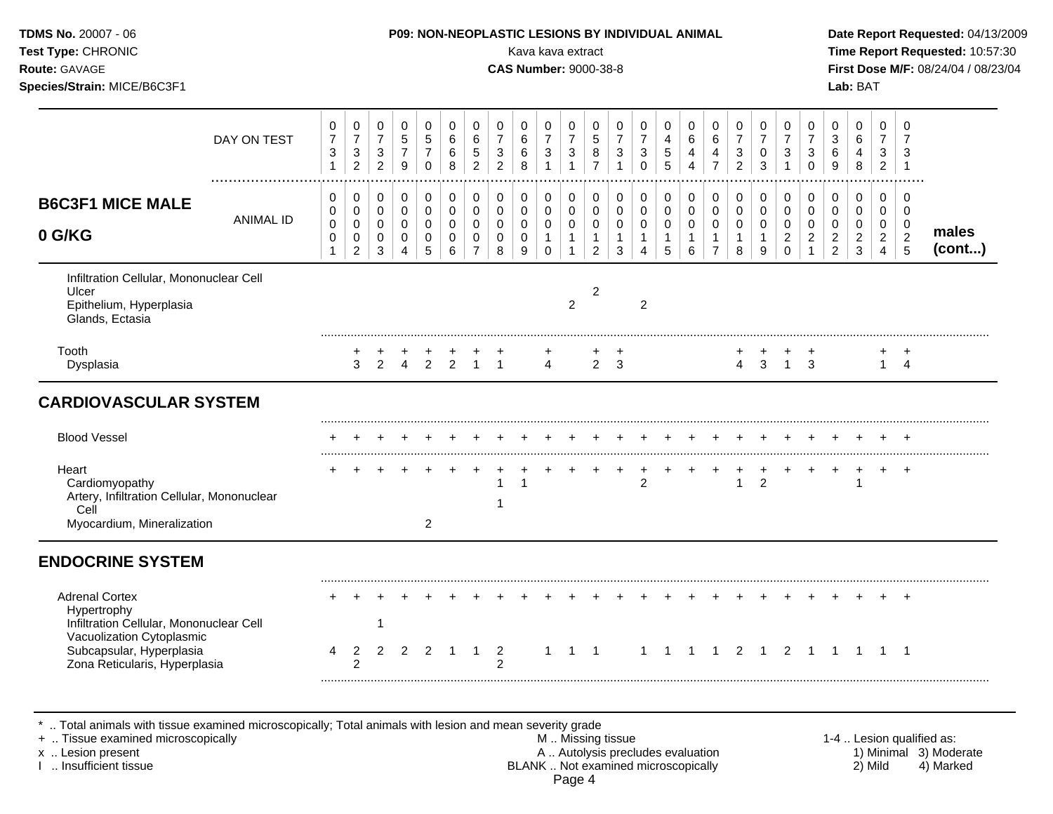**P09: NON-NEOPLASTIC LESIONS BY INDIVIDUAL ANIMAL**

Kava kava extract

**CAS Number:** 9000-38-8

**B6C3F1 MICE MALE 0 G/KG** — males (cont...)

| | 1 | 2 | 3 | 4 | 5 | 6 | 7 | 8 | 9 | 10 | 11 | 12 | 13 | 14 | 15 | 16 | 17 | 18 | 19 | 20 | 21 | 22 | 23 | 24 | 25 |
|---|---|---|---|---|---|---|---|---|---|---|---|---|---|---|---|---|---|---|---|---|---|---|---|---|---|
| DAY ON TEST | 0731 | 0732 | 0732 | 0579 | 0570 | 0668 | 0652 | 0732 | 0668 | 0731 | 0731 | 0587 | 0731 | 0730 | 0455 | 0644 | 0647 | 0732 | 0703 | 0731 | 0730 | 0369 | 0648 | 0732 | 0731 |
| ANIMAL ID | 0001 | 0002 | 0003 | 0004 | 0005 | 0006 | 0007 | 0008 | 0009 | 0010 | 0011 | 0012 | 0013 | 0014 | 0015 | 0016 | 0017 | 0018 | 0019 | 0020 | 0021 | 0022 | 0023 | 0024 | 0025 |
| Infiltration Cellular, Mononuclear Cell | | | | | | | | | | | | | | | | | | | | | | | | | |
| Ulcer | | | | | | | | | | | | 2 | | | | | | | | | | | | | |
| Epithelium, Hyperplasia | | | | | | | | | | | 2 | | | 2 | | | | | | | | | | | |
| Glands, Ectasia | | | | | | | | | | | | | | | | | | | | | | | | | |
| Tooth | | + | + | + | + | + | + | + | | + | | + | + | | | | | + | + | + | + | | | + | + |
| Dysplasia | | 3 | 2 | 4 | 2 | 2 | 1 | 1 | | 4 | | 2 | 3 | | | | | 4 | 3 | 1 | 3 | | | 1 | 4 |
| **CARDIOVASCULAR SYSTEM** | | | | | | | | | | | | | | | | | | | | | | | | | |
| Blood Vessel | + | + | + | + | + | + | + | + | + | + | + | + | + | + | + | + | + | + | + | + | + | + | + | + | + |
| Heart | + | + | + | + | + | + | + | + | + | + | + | + | + | + | + | + | + | + | + | + | + | + | + | + | + |
| Cardiomyopathy | | | | | | | | 1 | 1 | | | | | 2 | | | | 1 | 2 | | | | 1 | | |
| Artery, Infiltration Cellular, Mononuclear Cell | | | | | | | | 1 | | | | | | | | | | | | | | | | | |
| Myocardium, Mineralization | | | | | 2 | | | | | | | | | | | | | | | | | | | | |
| **ENDOCRINE SYSTEM** | | | | | | | | | | | | | | | | | | | | | | | | | |
| Adrenal Cortex | + | + | + | + | + | + | + | + | + | + | + | + | + | + | + | + | + | + | + | + | + | + | + | + | + |
| Hypertrophy | | | | | | | | | | | | | | | | | | | | | | | | | |
| Infiltration Cellular, Mononuclear Cell | | | 1 | | | | | | | | | | | | | | | | | | | | | | |
| Vacuolization Cytoplasmic | | | | | | | | | | | | | | | | | | | | | | | | | |
| Subcapsular, Hyperplasia | 4 | 2 | 2 | 2 | 2 | 1 | 1 | 2 | | 1 | 1 | 1 | | 1 | 1 | 1 | 1 | 2 | 1 | 2 | 1 | 1 | 1 | 1 | 1 |
| Zona Reticularis, Hyperplasia | | 2 | | | | | | 2 | | | | | | | | | | | | | | | | | |

\* .. Total animals with tissue examined microscopically; Total animals with lesion and mean severity grade
+ .. Tissue examined microscopically
x .. Lesion present
I .. Insufficient tissue

M .. Missing tissue
A .. Autolysis precludes evaluation
BLANK .. Not examined microscopically

1-4 .. Lesion qualified as: 1) Minimal 2) Mild 3) Moderate 4) Marked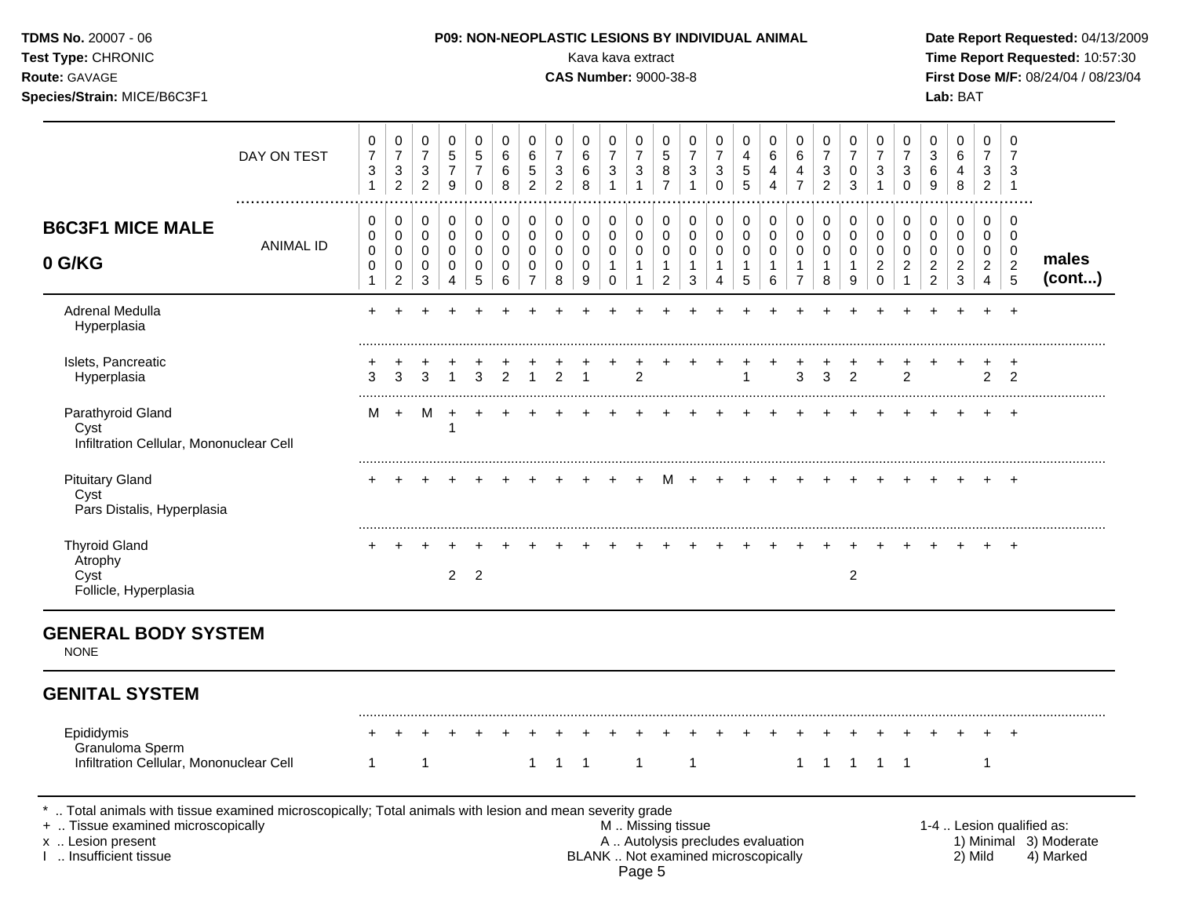**TDMS No.** 20007 - 06
**Test Type:** CHRONIC
**Route:** GAVAGE
**Species/Strain:** MICE/B6C3F1

**P09: NON-NEOPLASTIC LESIONS BY INDIVIDUAL ANIMAL**
Kava kava extract
**CAS Number:** 9000-38-8

**Date Report Requested:** 04/13/2009
**Time Report Requested:** 10:57:30
**First Dose M/F:** 08/24/04 / 08/23/04
**Lab:** BAT

## B6C3F1 MICE MALE 0 G/KG

| DAY ON TEST | 0731 | 0732 | 0732 | 0579 | 0570 | 0668 | 0652 | 0732 | 0668 | 0731 | 0731 | 0587 | 0731 | 0730 | 0455 | 0644 | 0647 | 0732 | 0703 | 0731 | 0730 | 0369 | 0648 | 0732 | 0731 | |
|---|---|---|---|---|---|---|---|---|---|---|---|---|---|---|---|---|---|---|---|---|---|---|---|---|---|---|
| ANIMAL ID | 00001 | 00002 | 00003 | 00004 | 00005 | 00006 | 00007 | 00008 | 00009 | 00010 | 00011 | 00012 | 00013 | 00014 | 00015 | 00016 | 00017 | 00018 | 00019 | 00020 | 00021 | 00022 | 00023 | 00024 | 00025 | males (cont...) |
| Adrenal Medulla | + | + | + | + | + | + | + | + | + | + | + | + | + | + | + | + | + | + | + | + | + | + | + | + | + | |
| Hyperplasia | | | | | | | | | | | | | | | | | | | | | | | | | | |
| Islets, Pancreatic | + | + | + | + | + | + | + | + | + | + | + | + | + | + | + | + | + | + | + | + | + | + | + | + | + | |
| Hyperplasia | 3 | 3 | 3 | 1 | 3 | 2 | 1 | 2 | 1 | | 2 | | | | 1 | | 3 | 3 | 2 | | 2 | | | 2 | 2 | |
| Parathyroid Gland | M | + | M | + | + | + | + | + | + | + | + | + | + | + | + | + | + | + | + | + | + | + | + | + | + | |
| Cyst | | | | 1 | | | | | | | | | | | | | | | | | | | | | | |
| Infiltration Cellular, Mononuclear Cell | | | | | | | | | | | | | | | | | | | | | | | | | | |
| Pituitary Gland | + | + | + | + | + | + | + | + | + | + | + | M | + | + | + | + | + | + | + | + | + | + | + | + | + | |
| Cyst | | | | | | | | | | | | | | | | | | | | | | | | | | |
| Pars Distalis, Hyperplasia | | | | | | | | | | | | | | | | | | | | | | | | | | |
| Thyroid Gland | + | + | + | + | + | + | + | + | + | + | + | + | + | + | + | + | + | + | + | + | + | + | + | + | + | |
| Atrophy | | | | | | | | | | | | | | | | | | | | | | | | | | |
| Cyst | | | | 2 | 2 | | | | | | | | | | | | | | 2 | | | | | | | |
| Follicle, Hyperplasia | | | | | | | | | | | | | | | | | | | | | | | | | | |

## GENERAL BODY SYSTEM

NONE

## GENITAL SYSTEM

| | 00001 | 00002 | 00003 | 00004 | 00005 | 00006 | 00007 | 00008 | 00009 | 00010 | 00011 | 00012 | 00013 | 00014 | 00015 | 00016 | 00017 | 00018 | 00019 | 00020 | 00021 | 00022 | 00023 | 00024 | 00025 |
|---|---|---|---|---|---|---|---|---|---|---|---|---|---|---|---|---|---|---|---|---|---|---|---|---|---|
| Epididymis | + | + | + | + | + | + | + | + | + | + | + | + | + | + | + | + | + | + | + | + | + | + | + | + | + |
| Granuloma Sperm | | | | | | | | | | | | | | | | | | | | | | | | | |
| Infiltration Cellular, Mononuclear Cell | 1 | | 1 | | | | 1 | 1 | 1 | | 1 | | 1 | | | | 1 | 1 | 1 | 1 | 1 | | | 1 | |

\* .. Total animals with tissue examined microscopically; Total animals with lesion and mean severity grade
\+ .. Tissue examined microscopically
x .. Lesion present
I .. Insufficient tissue

M .. Missing tissue
A .. Autolysis precludes evaluation
BLANK .. Not examined microscopically

1-4 .. Lesion qualified as:
1) Minimal 2) Mild 3) Moderate 4) Marked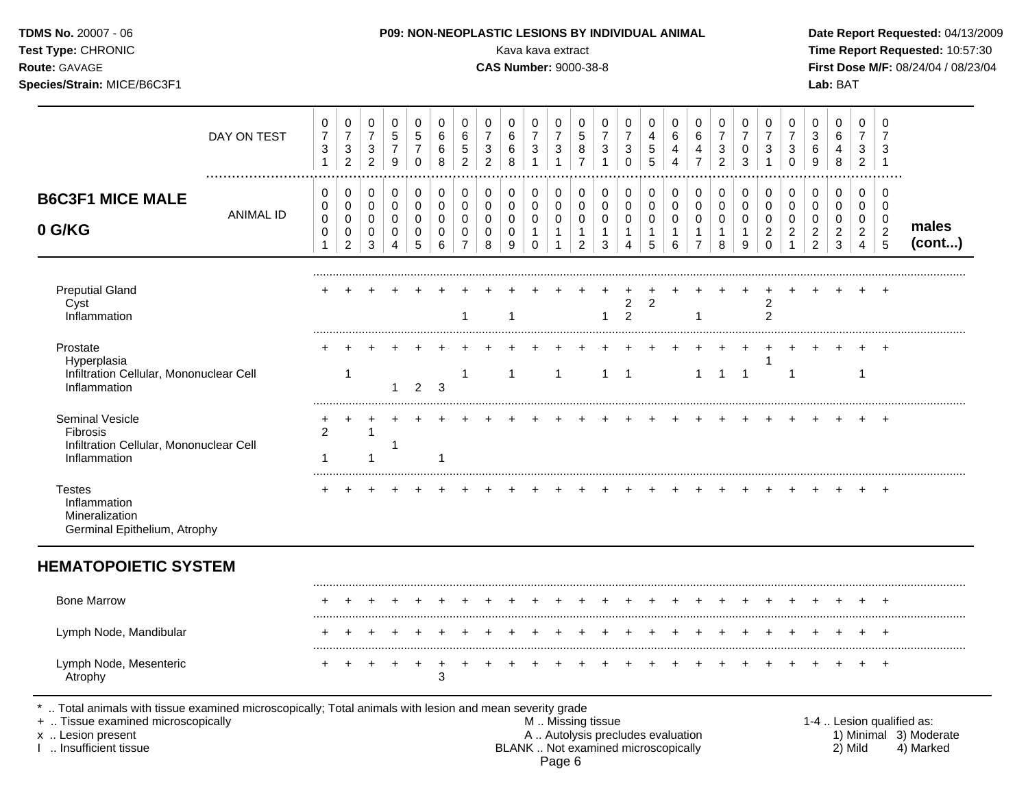**TDMS No.** 20007 - 06
**Test Type:** CHRONIC
**Route:** GAVAGE
**Species/Strain:** MICE/B6C3F1

**P09: NON-NEOPLASTIC LESIONS BY INDIVIDUAL ANIMAL**
Kava kava extract
**CAS Number:** 9000-38-8

**Date Report Requested:** 04/13/2009
**Time Report Requested:** 10:57:30
**First Dose M/F:** 08/24/04 / 08/23/04
**Lab:** BAT

## B6C3F1 MICE MALE 0 G/KG

| DAY ON TEST | 0731 | 0732 | 0732 | 0579 | 0570 | 0668 | 0652 | 0732 | 0668 | 0731 | 0731 | 0587 | 0731 | 0730 | 0455 | 0644 | 0647 | 0732 | 0703 | 0731 | 0730 | 0369 | 0648 | 0732 | 0731 | |
|---|---|---|---|---|---|---|---|---|---|---|---|---|---|---|---|---|---|---|---|---|---|---|---|---|---|---|
| **ANIMAL ID** | 0001 | 0002 | 0003 | 0004 | 0005 | 0006 | 0007 | 0008 | 0009 | 0010 | 0011 | 0012 | 0013 | 0014 | 0015 | 0016 | 0017 | 0018 | 0019 | 0020 | 0021 | 0022 | 0023 | 0024 | 0025 | **males (cont...)** |
| Preputial Gland | + | + | + | + | + | + | + | + | + | + | + | + | + | + | + | + | + | + | + | + | + | + | + | + | + | |
| Cyst | | | | | | | | | | | | | | 2 | 2 | | | | | 2 | | | | | | |
| Inflammation | | | | | | | 1 | | 1 | | | | 1 | 2 | | | 1 | | | 2 | | | | | | |
| Prostate | + | + | + | + | + | + | + | + | + | + | + | + | + | + | + | + | + | + | + | + | + | + | + | + | + | |
| Hyperplasia | | | | | | | | | | | | | | | | | | | | 1 | | | | | | |
| Infiltration Cellular, Mononuclear Cell | | 1 | | | | | 1 | | 1 | | 1 | | 1 | 1 | | | 1 | 1 | 1 | | 1 | | | 1 | | |
| Inflammation | | | | 1 | 2 | 3 | | | | | | | | | | | | | | | | | | | | |
| Seminal Vesicle | + | + | + | + | + | + | + | + | + | + | + | + | + | + | + | + | + | + | + | + | + | + | + | + | + | |
| Fibrosis | 2 | | 1 | | | | | | | | | | | | | | | | | | | | | | | |
| Infiltration Cellular, Mononuclear Cell | | | | 1 | | | | | | | | | | | | | | | | | | | | | | |
| Inflammation | 1 | | 1 | | | 1 | | | | | | | | | | | | | | | | | | | | |
| Testes | + | + | + | + | + | + | + | + | + | + | + | + | + | + | + | + | + | + | + | + | + | + | + | + | + | |
| Inflammation | | | | | | | | | | | | | | | | | | | | | | | | | | |
| Mineralization | | | | | | | | | | | | | | | | | | | | | | | | | | |
| Germinal Epithelium, Atrophy | | | | | | | | | | | | | | | | | | | | | | | | | | |
| **HEMATOPOIETIC SYSTEM** | | | | | | | | | | | | | | | | | | | | | | | | | | |
| Bone Marrow | + | + | + | + | + | + | + | + | + | + | + | + | + | + | + | + | + | + | + | + | + | + | + | + | + | |
| Lymph Node, Mandibular | + | + | + | + | + | + | + | + | + | + | + | + | + | + | + | + | + | + | + | + | + | + | + | + | + | |
| Lymph Node, Mesenteric | + | + | + | + | + | + | + | + | + | + | + | + | + | + | + | + | + | + | + | + | + | + | + | + | + | |
| Atrophy | | | | | | 3 | | | | | | | | | | | | | | | | | | | | |

* .. Total animals with tissue examined microscopically; Total animals with lesion and mean severity grade
+ .. Tissue examined microscopically
x .. Lesion present
I .. Insufficient tissue

M .. Missing tissue
A .. Autolysis precludes evaluation
BLANK .. Not examined microscopically

1-4 .. Lesion qualified as:
1) Minimal 3) Moderate
2) Mild 4) Marked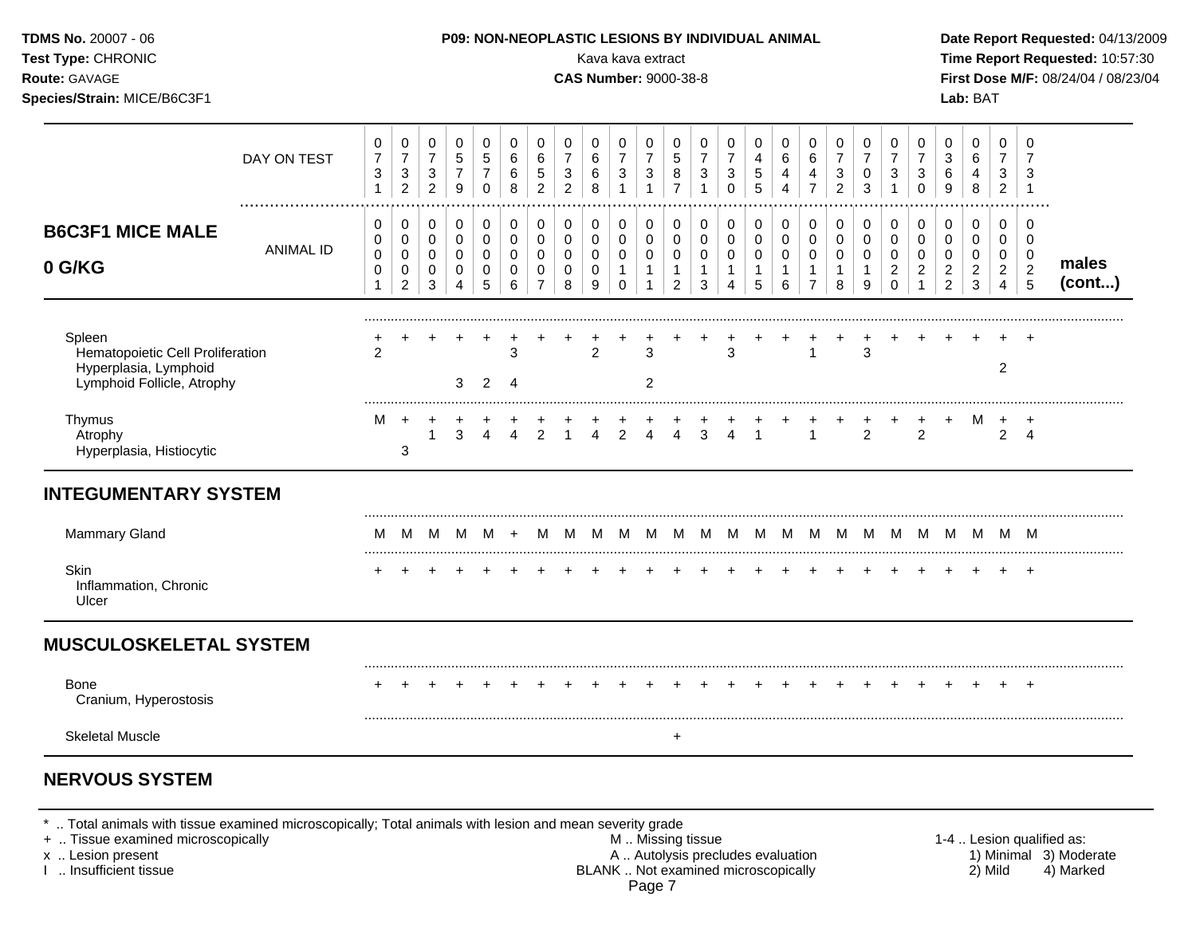**TDMS No.** 20007 - 06
**Test Type:** CHRONIC
**Route:** GAVAGE
**Species/Strain:** MICE/B6C3F1

**P09: NON-NEOPLASTIC LESIONS BY INDIVIDUAL ANIMAL**
Kava kava extract
**CAS Number:** 9000-38-8

**Date Report Requested:** 04/13/2009
**Time Report Requested:** 10:57:30
**First Dose M/F:** 08/24/04 / 08/23/04
**Lab:** BAT

## B6C3F1 MICE MALE 0 G/KG

| | | | | | | | | | | | | | | | | | | | | | | | | | | |
|---|---|---|---|---|---|---|---|---|---|---|---|---|---|---|---|---|---|---|---|---|---|---|---|---|---|---|
| DAY ON TEST | 0731 | 0732 | 0732 | 0579 | 0570 | 0668 | 0652 | 0732 | 0668 | 0731 | 0731 | 0587 | 0731 | 0730 | 0455 | 0644 | 0647 | 0732 | 0703 | 0731 | 0730 | 0369 | 0648 | 0732 | 0731 | |
| ANIMAL ID | 0000001 | 0000002 | 0000003 | 0000004 | 0000005 | 0000006 | 0000007 | 0000008 | 0000009 | 0000010 | 0000011 | 0000012 | 0000013 | 0000014 | 0000015 | 0000016 | 0000017 | 0000018 | 0000019 | 0000020 | 0000021 | 0000022 | 0000023 | 0000024 | 0000025 | males (cont...) |
| Spleen | + | + | + | + | + | + | + | + | + | + | + | + | + | + | + | + | + | + | + | + | + | + | + | + | + | |
| Hematopoietic Cell Proliferation | 2 | | | | | 3 | | | 2 | | 3 | | | 3 | | | 1 | | 3 | | | | | | | |
| Hyperplasia, Lymphoid | | | | | | | | | | | | | | | | | | | | | | | | 2 | | |
| Lymphoid Follicle, Atrophy | | | | 3 | 2 | 4 | | | | | 2 | | | | | | | | | | | | | | | |
| Thymus | M | + | + | + | + | + | + | + | + | + | + | + | + | + | + | + | + | + | + | + | + | + | M | + | + | |
| Atrophy | | | 1 | 3 | 4 | 4 | 2 | 1 | 4 | 2 | 4 | 4 | 3 | 4 | 1 | | 1 | | 2 | | 2 | | | 2 | 4 | |
| Hyperplasia, Histiocytic | | 3 | | | | | | | | | | | | | | | | | | | | | | | | |

## INTEGUMENTARY SYSTEM

| | | | | | | | | | | | | | | | | | | | | | | | | | |
|---|---|---|---|---|---|---|---|---|---|---|---|---|---|---|---|---|---|---|---|---|---|---|---|---|---|
| Mammary Gland | M | M | M | M | M | + | M | M | M | M | M | M | M | M | M | M | M | M | M | M | M | M | M | M | M |
| Skin | + | + | + | + | + | + | + | + | + | + | + | + | + | + | + | + | + | + | + | + | + | + | + | + | + |
| Inflammation, Chronic | | | | | | | | | | | | | | | | | | | | | | | | | |
| Ulcer | | | | | | | | | | | | | | | | | | | | | | | | | |

## MUSCULOSKELETAL SYSTEM

| | | | | | | | | | | | | | | | | | | | | | | | | | |
|---|---|---|---|---|---|---|---|---|---|---|---|---|---|---|---|---|---|---|---|---|---|---|---|---|---|
| Bone | + | + | + | + | + | + | + | + | + | + | + | + | + | + | + | + | + | + | + | + | + | + | + | + | + |
| Cranium, Hyperostosis | | | | | | | | | | | | | | | | | | | | | | | | | |
| Skeletal Muscle | | | | | | | | | | | | + | | | | | | | | | | | | | |

## NERVOUS SYSTEM

\* .. Total animals with tissue examined microscopically; Total animals with lesion and mean severity grade
\+ .. Tissue examined microscopically
x .. Lesion present
I .. Insufficient tissue
M .. Missing tissue
A .. Autolysis precludes evaluation
BLANK .. Not examined microscopically
1-4 .. Lesion qualified as: 1) Minimal 2) Mild 3) Moderate 4) Marked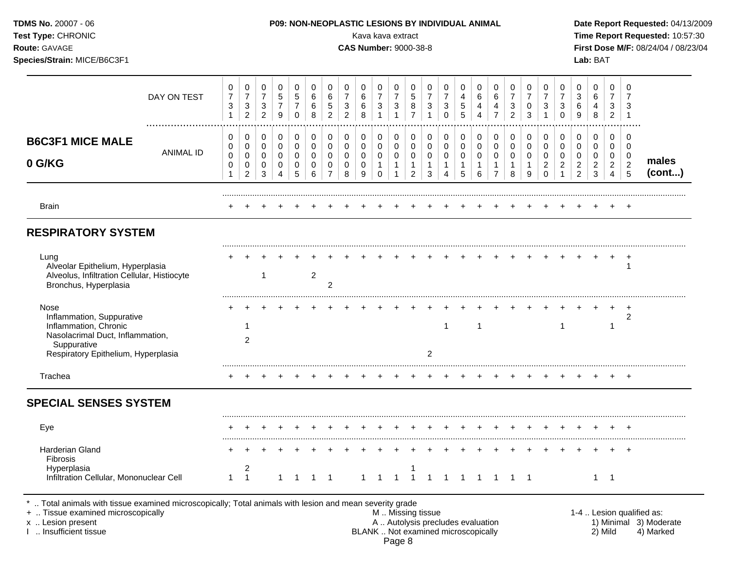**TDMS No.** 20007 - 06
**Test Type:** CHRONIC
**Route:** GAVAGE
**Species/Strain:** MICE/B6C3F1

**P09: NON-NEOPLASTIC LESIONS BY INDIVIDUAL ANIMAL**
Kava kava extract
**CAS Number:** 9000-38-8

**Date Report Requested:** 04/13/2009
**Time Report Requested:** 10:57:30
**First Dose M/F:** 08/24/04 / 08/23/04
**Lab:** BAT

## B6C3F1 MICE MALE 0 G/KG — males (cont...)

| DAY ON TEST | 0731 | 0732 | 0732 | 0579 | 0570 | 0668 | 0652 | 0732 | 0668 | 0731 | 0731 | 0587 | 0731 | 0730 | 0455 | 0644 | 0647 | 0732 | 0703 | 0731 | 0730 | 0369 | 0648 | 0732 | 0731 |
|---|---|---|---|---|---|---|---|---|---|---|---|---|---|---|---|---|---|---|---|---|---|---|---|---|---|
| **ANIMAL ID** | 0001 | 0002 | 0003 | 0004 | 0005 | 0006 | 0007 | 0008 | 0009 | 0010 | 0011 | 0012 | 0013 | 0014 | 0015 | 0016 | 0017 | 0018 | 0019 | 0020 | 0021 | 0022 | 0023 | 0024 | 0025 |
| Brain | + | + | + | + | + | + | + | + | + | + | + | + | + | + | + | + | + | + | + | + | + | + | + | + | + |
| **RESPIRATORY SYSTEM** | | | | | | | | | | | | | | | | | | | | | | | | | |
| Lung | + | + | + | + | + | + | + | + | + | + | + | + | + | + | + | + | + | + | + | + | + | + | + | + | + |
| Alveolar Epithelium, Hyperplasia | | | | | | | | | | | | | | | | | | | | | | | | | 1 |
| Alveolus, Infiltration Cellular, Histiocyte | | | 1 | | | 2 | | | | | | | | | | | | | | | | | | | |
| Bronchus, Hyperplasia | | | | | | | 2 | | | | | | | | | | | | | | | | | | |
| Nose | + | + | + | + | + | + | + | + | + | + | + | + | + | + | + | + | + | + | + | + | + | + | + | + | + |
| Inflammation, Suppurative | | | | | | | | | | | | | | | | | | | | | | | | | 2 |
| Inflammation, Chronic | | 1 | | | | | | | | | | | | 1 | | 1 | | | | | 1 | | | 1 | |
| Nasolacrimal Duct, Inflammation, Suppurative | | 2 | | | | | | | | | | | | | | | | | | | | | | | |
| Respiratory Epithelium, Hyperplasia | | | | | | | | | | | | | 2 | | | | | | | | | | | | |
| Trachea | + | + | + | + | + | + | + | + | + | + | + | + | + | + | + | + | + | + | + | + | + | + | + | + | + |
| **SPECIAL SENSES SYSTEM** | | | | | | | | | | | | | | | | | | | | | | | | | |
| Eye | + | + | + | + | + | + | + | + | + | + | + | + | + | + | + | + | + | + | + | + | + | + | + | + | + |
| Harderian Gland | + | + | + | + | + | + | + | + | + | + | + | + | + | + | + | + | + | + | + | + | + | + | + | + | + |
| Fibrosis | | | | | | | | | | | | | | | | | | | | | | | | | |
| Hyperplasia | | 2 | | | | | | | | | | 1 | | | | | | | | | | | | | |
| Infiltration Cellular, Mononuclear Cell | 1 | 1 | | 1 | 1 | 1 | 1 | | 1 | 1 | 1 | 1 | 1 | 1 | 1 | 1 | 1 | 1 | 1 | | | | 1 | 1 | |

\* .. Total animals with tissue examined microscopically; Total animals with lesion and mean severity grade
\+ .. Tissue examined microscopically
x .. Lesion present
I .. Insufficient tissue

M .. Missing tissue
A .. Autolysis precludes evaluation
BLANK .. Not examined microscopically

1-4 .. Lesion qualified as: 1) Minimal 2) Mild 3) Moderate 4) Marked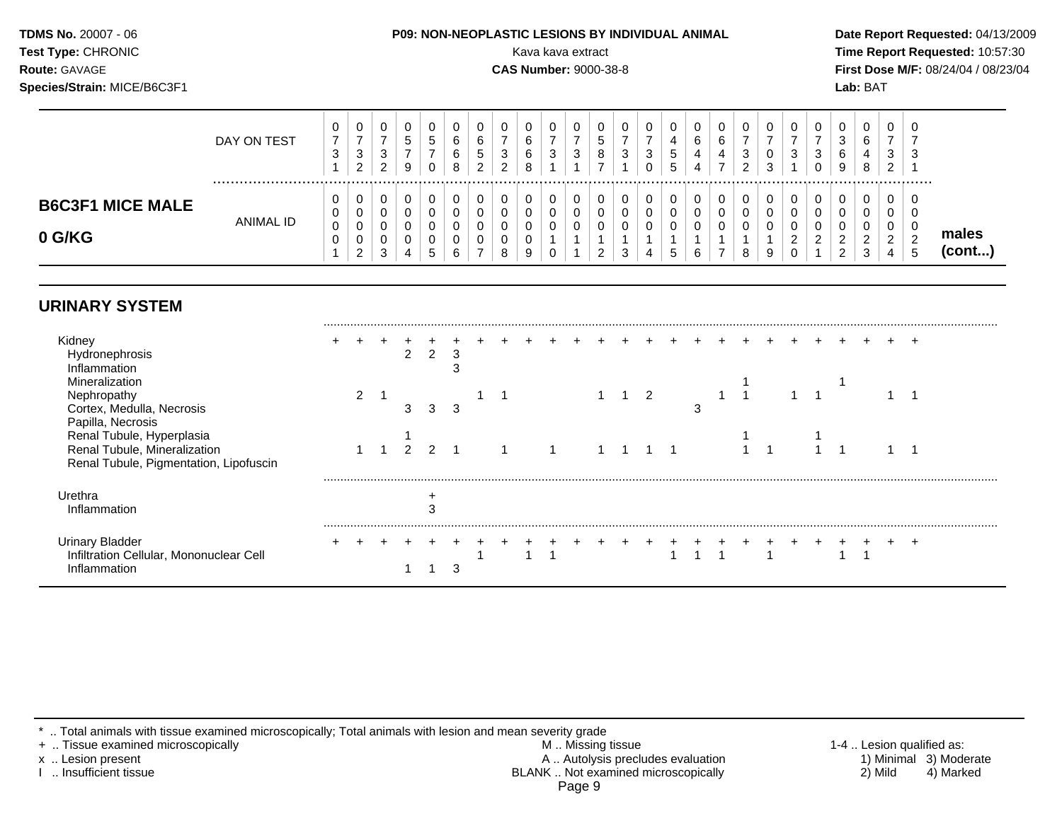**TDMS No.** 20007 - 06
**Test Type:** CHRONIC
**Route:** GAVAGE
**Species/Strain:** MICE/B6C3F1

**P09: NON-NEOPLASTIC LESIONS BY INDIVIDUAL ANIMAL**
Kava kava extract
**CAS Number:** 9000-38-8

**Date Report Requested:** 04/13/2009
**Time Report Requested:** 10:57:30
**First Dose M/F:** 08/24/04 / 08/23/04
**Lab:** BAT

## B6C3F1 MICE MALE 0 G/KG

| DAY ON TEST | 0731 | 0732 | 0732 | 0579 | 0570 | 0668 | 0652 | 0732 | 0668 | 0731 | 0731 | 0587 | 0731 | 0730 | 0455 | 0644 | 0647 | 0732 | 0703 | 0731 | 0730 | 0369 | 0648 | 0732 | 0731 | |
|---|---|---|---|---|---|---|---|---|---|---|---|---|---|---|---|---|---|---|---|---|---|---|---|---|---|---|
| **ANIMAL ID** | 0001 | 0002 | 0003 | 0004 | 0005 | 0006 | 0007 | 0008 | 0009 | 0010 | 0011 | 0012 | 0013 | 0014 | 0015 | 0016 | 0017 | 0018 | 0019 | 0020 | 0021 | 0022 | 0023 | 0024 | 0025 | **males (cont...)** |
| **URINARY SYSTEM** | | | | | | | | | | | | | | | | | | | | | | | | | | |
| Kidney | + | + | + | + | + | + | + | + | + | + | + | + | + | + | + | + | + | + | + | + | + | + | + | + | + | |
| Hydronephrosis | | | | 2 | 2 | 3 | | | | | | | | | | | | | | | | | | | | |
| Inflammation | | | | | | 3 | | | | | | | | | | | | | | | | | | | | |
| Mineralization | | | | | | | | | | | | | | | | | | 1 | | | | 1 | | | | |
| Nephropathy | | 2 | 1 | | | | 1 | 1 | | | | 1 | 1 | 2 | | | 1 | 1 | | 1 | 1 | | | 1 | 1 | |
| Cortex, Medulla, Necrosis | | | | 3 | 3 | 3 | | | | | | | | | | 3 | | | | | | | | | | |
| Papilla, Necrosis | | | | | | | | | | | | | | | | | | | | | | | | | | |
| Renal Tubule, Hyperplasia | | | | 1 | | | | | | | | | | | | | | 1 | | | 1 | | | | | |
| Renal Tubule, Mineralization | | 1 | 1 | 2 | 2 | 1 | | 1 | | 1 | | 1 | 1 | 1 | 1 | | | 1 | 1 | | 1 | 1 | | 1 | 1 | |
| Renal Tubule, Pigmentation, Lipofuscin | | | | | | | | | | | | | | | | | | | | | | | | | | |
| Urethra | | | | | + | | | | | | | | | | | | | | | | | | | | | |
| Inflammation | | | | | 3 | | | | | | | | | | | | | | | | | | | | | |
| Urinary Bladder | + | + | + | + | + | + | + | + | + | + | + | + | + | + | + | + | + | + | + | + | + | + | + | + | + | |
| Infiltration Cellular, Mononuclear Cell | | | | | | | 1 | | 1 | 1 | | | | | 1 | 1 | 1 | | 1 | | | 1 | 1 | | | |
| Inflammation | | | | 1 | 1 | 3 | | | | | | | | | | | | | | | | | | | | |

\* .. Total animals with tissue examined microscopically; Total animals with lesion and mean severity grade
+ .. Tissue examined microscopically
x .. Lesion present
I .. Insufficient tissue

M .. Missing tissue
A .. Autolysis precludes evaluation
BLANK .. Not examined microscopically

1-4 .. Lesion qualified as:
1) Minimal 2) Mild 3) Moderate 4) Marked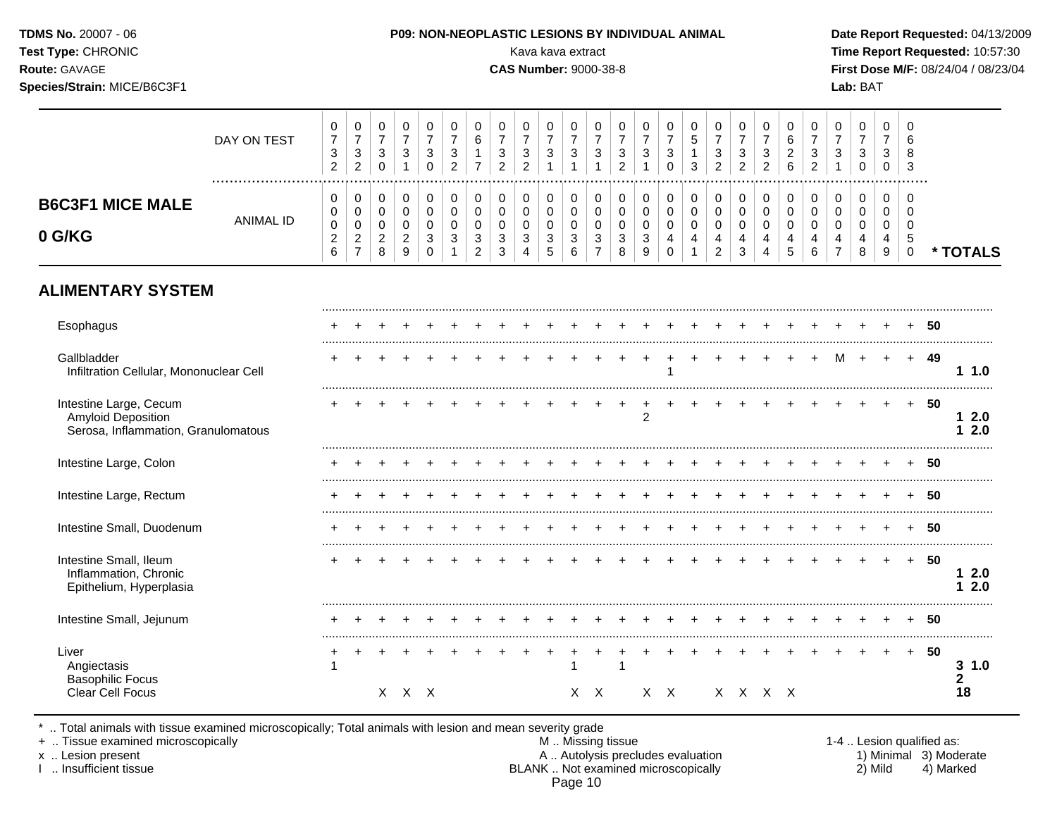**TDMS No.** 20007 - 06
**Test Type:** CHRONIC
**Route:** GAVAGE
**Species/Strain:** MICE/B6C3F1

**P09: NON-NEOPLASTIC LESIONS BY INDIVIDUAL ANIMAL**
Kava kava extract
**CAS Number:** 9000-38-8

**Date Report Requested:** 04/13/2009
**Time Report Requested:** 10:57:30
**First Dose M/F:** 08/24/04 / 08/23/04
**Lab:** BAT

## B6C3F1 MICE MALE 0 G/KG

| | | | | | | | | | | | | | | | | | | | | | | | | | | | |
|---|---|---|---|---|---|---|---|---|---|---|---|---|---|---|---|---|---|---|---|---|---|---|---|---|---|---|---|
| DAY ON TEST | 0732 | 0732 | 0730 | 0731 | 0730 | 0732 | 0617 | 0732 | 0732 | 0731 | 0731 | 0731 | 0732 | 0731 | 0730 | 0513 | 0732 | 0732 | 0732 | 0626 | 0732 | 0731 | 0730 | 0730 | 0683 | | |
| ANIMAL ID | 0026 | 0027 | 0028 | 0029 | 0030 | 0031 | 0032 | 0033 | 0034 | 0035 | 0036 | 0037 | 0038 | 0039 | 0040 | 0041 | 0042 | 0043 | 0044 | 0045 | 0046 | 0047 | 0048 | 0049 | 0050 | | * TOTALS |
| **ALIMENTARY SYSTEM** | | | | | | | | | | | | | | | | | | | | | | | | | | | |
| Esophagus | + | + | + | + | + | + | + | + | + | + | + | + | + | + | + | + | + | + | + | + | + | + | + | + | + | 50 | |
| Gallbladder | + | + | + | + | + | + | + | + | + | + | + | + | + | + | + | + | + | + | + | + | + | + | M | + | + | 49 | |
| Infiltration Cellular, Mononuclear Cell | | | | | | | | | | | | | | | 1 | | | | | | | | | | | | 1 1.0 |
| Intestine Large, Cecum | + | + | + | + | + | + | + | + | + | + | + | + | + | + | + | + | + | + | + | + | + | + | + | + | + | 50 | |
| Amyloid Deposition | | | | | | | | | | | | | | 2 | | | | | | | | | | | | | 1 2.0 |
| Serosa, Inflammation, Granulomatous | | | | | | | | | | | | | | | | | | | | | | | | | | | 1 2.0 |
| Intestine Large, Colon | + | + | + | + | + | + | + | + | + | + | + | + | + | + | + | + | + | + | + | + | + | + | + | + | + | 50 | |
| Intestine Large, Rectum | + | + | + | + | + | + | + | + | + | + | + | + | + | + | + | + | + | + | + | + | + | + | + | + | + | 50 | |
| Intestine Small, Duodenum | + | + | + | + | + | + | + | + | + | + | + | + | + | + | + | + | + | + | + | + | + | + | + | + | + | 50 | |
| Intestine Small, Ileum | + | + | + | + | + | + | + | + | + | + | + | + | + | + | + | + | + | + | + | + | + | + | + | + | + | 50 | |
| Inflammation, Chronic | | | | | | | | | | | | | | | | | | | | | | | | | | | 1 2.0 |
| Epithelium, Hyperplasia | | | | | | | | | | | | | | | | | | | | | | | | | | | 1 2.0 |
| Intestine Small, Jejunum | + | + | + | + | + | + | + | + | + | + | + | + | + | + | + | + | + | + | + | + | + | + | + | + | + | 50 | |
| Liver | + | + | + | + | + | + | + | + | + | + | + | + | + | + | + | + | + | + | + | + | + | + | + | + | + | 50 | |
| Angiectasis | 1 | | | | | | | | | | 1 | | 1 | | | | | | | | | | | | | | 3 1.0 |
| Basophilic Focus | | | | | | | | | | | | | | | | | | | | | | | | | | | 2 |
| Clear Cell Focus | | | X | X | X | | | | | | X | X | | X | X | | X | X | X | X | | | | | | | 18 |

\* .. Total animals with tissue examined microscopically; Total animals with lesion and mean severity grade
\+ .. Tissue examined microscopically
x .. Lesion present
I .. Insufficient tissue

M .. Missing tissue
A .. Autolysis precludes evaluation
BLANK .. Not examined microscopically

1-4 .. Lesion qualified as:
1) Minimal 2) Mild 3) Moderate 4) Marked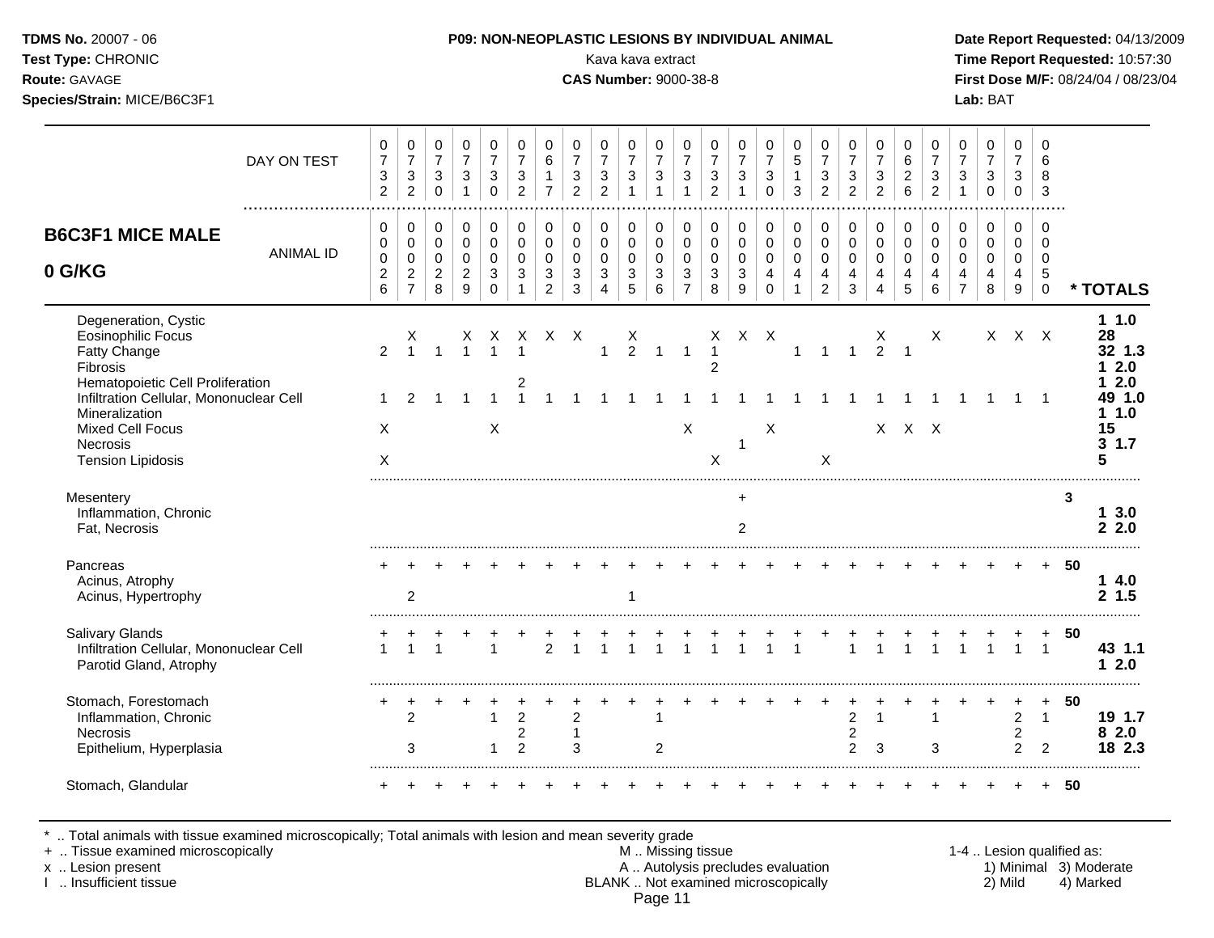**TDMS No.** 20007 - 06
**Test Type:** CHRONIC
**Route:** GAVAGE
**Species/Strain:** MICE/B6C3F1

**P09: NON-NEOPLASTIC LESIONS BY INDIVIDUAL ANIMAL**
Kava kava extract
**CAS Number:** 9000-38-8

**Date Report Requested:** 04/13/2009
**Time Report Requested:** 10:57:30
**First Dose M/F:** 08/24/04 / 08/23/04
**Lab:** BAT

## B6C3F1 MICE MALE 0 G/KG

| | | | | | | | | | | | | | | | | | | | | | | | | | | |
|---|---|---|---|---|---|---|---|---|---|---|---|---|---|---|---|---|---|---|---|---|---|---|---|---|---|---|
| DAY ON TEST | 0732 | 0732 | 0730 | 0731 | 0730 | 0732 | 0617 | 0732 | 0732 | 0731 | 0731 | 0731 | 0732 | 0731 | 0730 | 0513 | 0732 | 0732 | 0732 | 0626 | 0732 | 0731 | 0730 | 0730 | 0683 | |
| ANIMAL ID | 0026 | 0027 | 0028 | 0029 | 0030 | 0031 | 0032 | 0033 | 0034 | 0035 | 0036 | 0037 | 0038 | 0039 | 0040 | 0041 | 0042 | 0043 | 0044 | 0045 | 0046 | 0047 | 0048 | 0049 | 0050 | * TOTALS |
| Degeneration, Cystic | | | | | | | | | | | | | | | | | | | | | | | | | | 1 1.0 |
| Eosinophilic Focus | | X | | X | X | X | X | X | | X | | | X | X | X | | | | X | | X | | X | X | X | 28 |
| Fatty Change | 2 | 1 | 1 | 1 | 1 | 1 | | | 1 | 2 | 1 | 1 | 1 | | | 1 | 1 | 1 | 2 | 1 | | | | | | 32 1.3 |
| Fibrosis | | | | | | | | | | | | | 2 | | | | | | | | | | | | | 1 2.0 |
| Hematopoietic Cell Proliferation | | | | | | 2 | | | | | | | | | | | | | | | | | | | | 1 2.0 |
| Infiltration Cellular, Mononuclear Cell | 1 | 2 | 1 | 1 | 1 | 1 | 1 | 1 | 1 | 1 | 1 | 1 | 1 | 1 | 1 | 1 | 1 | 1 | 1 | 1 | 1 | 1 | 1 | 1 | 1 | 49 1.0 |
| Mineralization | | | | | | | | | | | | | | | | | | | | | | | | | | 1 1.0 |
| Mixed Cell Focus | X | | | | X | | | | | | | X | | | X | | | | X | X | X | | | | | 15 |
| Necrosis | | | | | | | | | | | | | | 1 | | | | | | | | | | | | 3 1.7 |
| Tension Lipidosis | X | | | | | | | | | | | | X | | | | X | | | | | | | | | 5 |
| Mesentery | | | | | | | | | | | | | | + | | | | | | | | | | | | 3 |
| Inflammation, Chronic | | | | | | | | | | | | | | | | | | | | | | | | | | 1 3.0 |
| Fat, Necrosis | | | | | | | | | | | | | | 2 | | | | | | | | | | | | 2 2.0 |
| Pancreas | + | + | + | + | + | + | + | + | + | + | + | + | + | + | + | + | + | + | + | + | + | + | + | + | + | 50 |
| Acinus, Atrophy | | | | | | | | | | | | | | | | | | | | | | | | | | 1 4.0 |
| Acinus, Hypertrophy | | 2 | | | | | | | | 1 | | | | | | | | | | | | | | | | 2 1.5 |
| Salivary Glands | + | + | + | + | + | + | + | + | + | + | + | + | + | + | + | + | + | + | + | + | + | + | + | + | + | 50 |
| Infiltration Cellular, Mononuclear Cell | 1 | 1 | 1 | | 1 | | 2 | 1 | 1 | 1 | 1 | 1 | 1 | 1 | 1 | 1 | | 1 | 1 | 1 | 1 | 1 | 1 | 1 | 1 | 43 1.1 |
| Parotid Gland, Atrophy | | | | | | | | | | | | | | | | | | | | | | | | | | 1 2.0 |
| Stomach, Forestomach | + | + | + | + | + | + | + | + | + | + | + | + | + | + | + | + | + | + | + | + | + | + | + | + | + | 50 |
| Inflammation, Chronic | | 2 | | | 1 | 2 | | 2 | | | 1 | | | | | | | 2 | 1 | | 1 | | | 2 | 1 | 19 1.7 |
| Necrosis | | | | | | 2 | | 1 | | | | | | | | | | 2 | | | | | | 2 | | 8 2.0 |
| Epithelium, Hyperplasia | | 3 | | | 1 | 2 | | 3 | | | 2 | | | | | | | 2 | 3 | | 3 | | | 2 | 2 | 18 2.3 |
| Stomach, Glandular | + | + | + | + | + | + | + | + | + | + | + | + | + | + | + | + | + | + | + | + | + | + | + | + | + | 50 |

\* .. Total animals with tissue examined microscopically; Total animals with lesion and mean severity grade
+ .. Tissue examined microscopically
x .. Lesion present
I .. Insufficient tissue

M .. Missing tissue
A .. Autolysis precludes evaluation
BLANK .. Not examined microscopically

1-4 .. Lesion qualified as: 1) Minimal 2) Mild 3) Moderate 4) Marked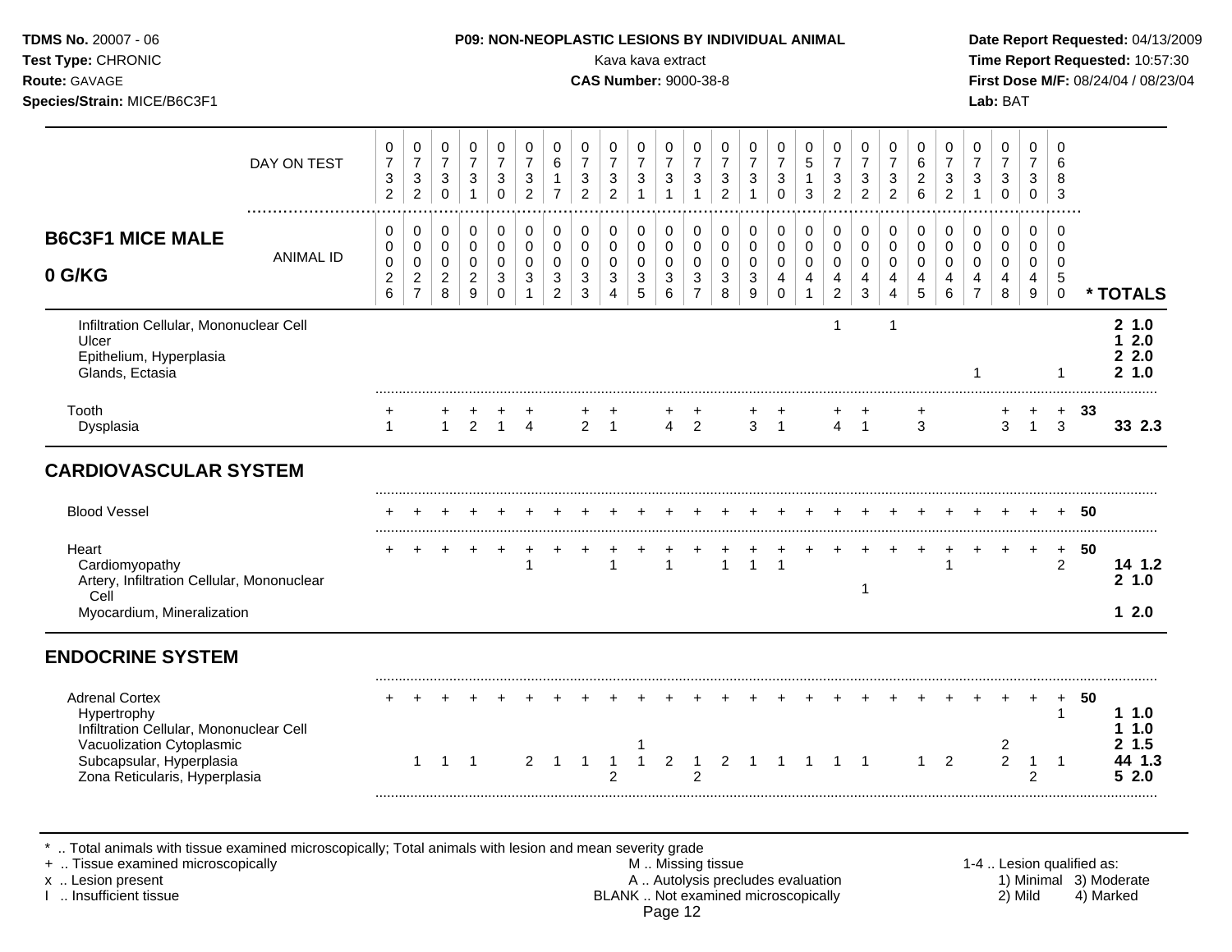**TDMS No.** 20007 - 06
**Test Type:** CHRONIC
**Route:** GAVAGE
**Species/Strain:** MICE/B6C3F1

**P09: NON-NEOPLASTIC LESIONS BY INDIVIDUAL ANIMAL**
Kava kava extract
**CAS Number:** 9000-38-8

**Date Report Requested:** 04/13/2009
**Time Report Requested:** 10:57:30
**First Dose M/F:** 08/24/04 / 08/23/04
**Lab:** BAT

| | | | | | | | | | | | | | | | | | | | | | | | | | | | |
|---|---|---|---|---|---|---|---|---|---|---|---|---|---|---|---|---|---|---|---|---|---|---|---|---|---|---|---|
| DAY ON TEST | 0732 | 0732 | 0730 | 0731 | 0730 | 0732 | 0617 | 0732 | 0732 | 0731 | 0731 | 0731 | 0732 | 0731 | 0730 | 0513 | 0732 | 0732 | 0732 | 0626 | 0732 | 0731 | 0730 | 0730 | 0683 | | |
| **B6C3F1 MICE MALE 0 G/KG** ANIMAL ID | 00026 | 00027 | 00028 | 00029 | 00030 | 00031 | 00032 | 00033 | 00034 | 00035 | 00036 | 00037 | 00038 | 00039 | 00040 | 00041 | 00042 | 00043 | 00044 | 00045 | 00046 | 00047 | 00048 | 00049 | 00050 | | **\* TOTALS** |
| Infiltration Cellular, Mononuclear Cell | | | | | | | | | | | | | | | | | 1 | | 1 | | | | | | | | **2 1.0** |
| Ulcer | | | | | | | | | | | | | | | | | | | | | | | | | | | **1 2.0** |
| Epithelium, Hyperplasia | | | | | | | | | | | | | | | | | | | | | | | | | | | **2 2.0** |
| Glands, Ectasia | | | | | | | | | | | | | | | | | | | | | | 1 | | | 1 | | **2 1.0** |
| Tooth | + | | + | + | + | + | | + | + | | + | + | | + | + | | + | + | | + | | | + | + | + | **33** | |
| Dysplasia | 1 | | 1 | 2 | 1 | 4 | | 2 | 1 | | 4 | 2 | | 3 | 1 | | 4 | 1 | | 3 | | | 3 | 1 | 3 | | **33 2.3** |
| **CARDIOVASCULAR SYSTEM** | | | | | | | | | | | | | | | | | | | | | | | | | | | |
| Blood Vessel | + | + | + | + | + | + | + | + | + | + | + | + | + | + | + | + | + | + | + | + | + | + | + | + | + | **50** | |
| Heart | + | + | + | + | + | + | + | + | + | + | + | + | + | + | + | + | + | + | + | + | + | + | + | + | + | **50** | |
| Cardiomyopathy | | | | | | 1 | | | 1 | | 1 | | 1 | 1 | 1 | | | | | | 1 | | | | 2 | | **14 1.2** |
| Artery, Infiltration Cellular, Mononuclear Cell | | | | | | | | | | | | | | | | | | 1 | | | | | | | | | **2 1.0** |
| Myocardium, Mineralization | | | | | | | | | | | | | | | | | | | | | | | | | | | **1 2.0** |
| **ENDOCRINE SYSTEM** | | | | | | | | | | | | | | | | | | | | | | | | | | | |
| Adrenal Cortex | + | + | + | + | + | + | + | + | + | + | + | + | + | + | + | + | + | + | + | + | + | + | + | + | + | **50** | |
| Hypertrophy | | | | | | | | | | | | | | | | | | | | | | | | | 1 | | **1 1.0** |
| Infiltration Cellular, Mononuclear Cell | | | | | | | | | | | | | | | | | | | | | | | | | | | **1 1.0** |
| Vacuolization Cytoplasmic | | | | | | | | | | 1 | | | | | | | | | | | | | 2 | | | | **2 1.5** |
| Subcapsular, Hyperplasia | | 1 | 1 | 1 | | 2 | 1 | 1 | 1 | 1 | 2 | 1 | 2 | 1 | 1 | 1 | 1 | 1 | | 1 | 2 | | 2 | 1 | 1 | | **44 1.3** |
| Zona Reticularis, Hyperplasia | | | | | | | | | 2 | | | 2 | | | | | | | | | | | | 2 | | | **5 2.0** |

\* .. Total animals with tissue examined microscopically; Total animals with lesion and mean severity grade
\+ .. Tissue examined microscopically
x .. Lesion present
I .. Insufficient tissue

M .. Missing tissue
A .. Autolysis precludes evaluation
BLANK .. Not examined microscopically

1-4 .. Lesion qualified as:
1) Minimal 2) Mild 3) Moderate 4) Marked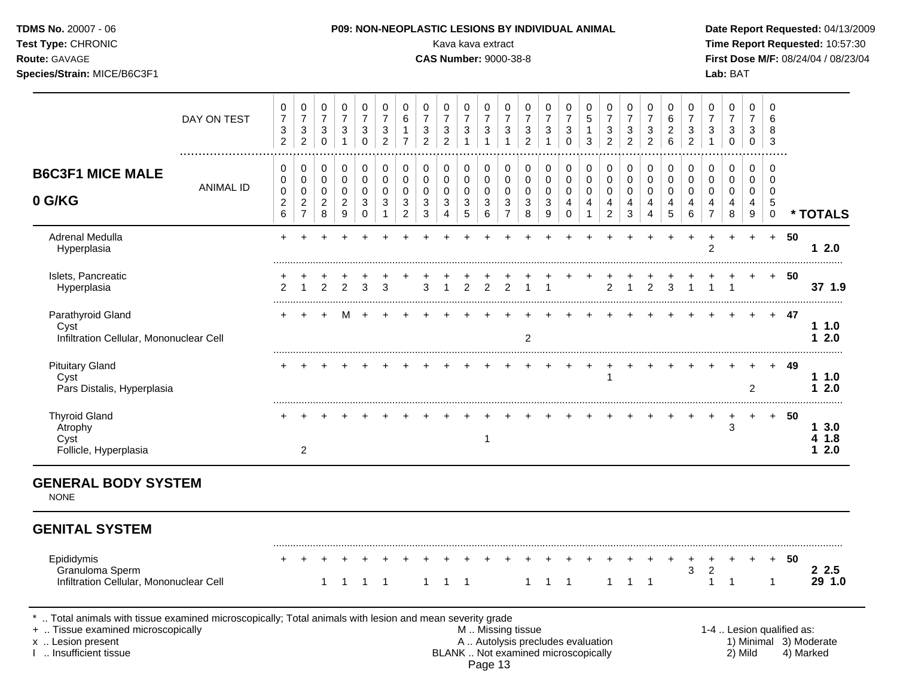**TDMS No.** 20007 - 06
**Test Type:** CHRONIC
**Route:** GAVAGE
**Species/Strain:** MICE/B6C3F1

**P09: NON-NEOPLASTIC LESIONS BY INDIVIDUAL ANIMAL**
Kava kava extract
**CAS Number:** 9000-38-8

**Date Report Requested:** 04/13/2009
**Time Report Requested:** 10:57:30
**First Dose M/F:** 08/24/04 / 08/23/04
**Lab:** BAT

| DAY ON TEST | 0732 | 0732 | 0730 | 0731 | 0730 | 0732 | 0617 | 0732 | 0732 | 0731 | 0731 | 0731 | 0732 | 0731 | 0730 | 0513 | 0732 | 0732 | 0732 | 0626 | 0732 | 0731 | 0730 | 0730 | 0683 | | |
|---|---|---|---|---|---|---|---|---|---|---|---|---|---|---|---|---|---|---|---|---|---|---|---|---|---|---|---|
| **B6C3F1 MICE MALE 0 G/KG** — ANIMAL ID | 0026 | 0027 | 0028 | 0029 | 0030 | 0031 | 0032 | 0033 | 0034 | 0035 | 0036 | 0037 | 0038 | 0039 | 0040 | 0041 | 0042 | 0043 | 0044 | 0045 | 0046 | 0047 | 0048 | 0049 | 0050 | | **\* TOTALS** |
| Adrenal Medulla | + | + | + | + | + | + | + | + | + | + | + | + | + | + | + | + | + | + | + | + | + | + | + | + | + | 50 | |
| Hyperplasia | | | | | | | | | | | | | | | | | | | | | | 2 | | | | | **1 2.0** |
| Islets, Pancreatic | + | + | + | + | + | + | + | + | + | + | + | + | + | + | + | + | + | + | + | + | + | + | + | + | + | 50 | |
| Hyperplasia | 2 | 1 | 2 | 2 | 3 | 3 | | 3 | 1 | 2 | 2 | 2 | 1 | 1 | | | 2 | 1 | 2 | 3 | 1 | 1 | 1 | | | | **37 1.9** |
| Parathyroid Gland | + | + | + | M | + | + | + | + | + | + | + | + | + | + | + | + | + | + | + | + | + | + | + | + | + | 47 | |
| Cyst | | | | | | | | | | | | | | | | | | | | | | | | | | | **1 1.0** |
| Infiltration Cellular, Mononuclear Cell | | | | | | | | | | | | | 2 | | | | | | | | | | | | | | **1 2.0** |
| Pituitary Gland | + | + | + | + | + | + | + | + | + | + | + | + | + | + | + | + | + | + | + | + | + | + | + | + | + | 49 | |
| Cyst | | | | | | | | | | | | | | | | | 1 | | | | | | | | | | **1 1.0** |
| Pars Distalis, Hyperplasia | | | | | | | | | | | | | | | | | | | | | | | | 2 | | | **1 2.0** |
| Thyroid Gland | + | + | + | + | + | + | + | + | + | + | + | + | + | + | + | + | + | + | + | + | + | + | + | + | + | 50 | |
| Atrophy | | | | | | | | | | | | | | | | | | | | | | | 3 | | | | **1 3.0** |
| Cyst | | | | | | | | | | | 1 | | | | | | | | | | | | | | | | **4 1.8** |
| Follicle, Hyperplasia | | 2 | | | | | | | | | | | | | | | | | | | | | | | | | **1 2.0** |

## GENERAL BODY SYSTEM

NONE

## GENITAL SYSTEM

| | 0026 | 0027 | 0028 | 0029 | 0030 | 0031 | 0032 | 0033 | 0034 | 0035 | 0036 | 0037 | 0038 | 0039 | 0040 | 0041 | 0042 | 0043 | 0044 | 0045 | 0046 | 0047 | 0048 | 0049 | 0050 | | **\* TOTALS** |
|---|---|---|---|---|---|---|---|---|---|---|---|---|---|---|---|---|---|---|---|---|---|---|---|---|---|---|---|
| Epididymis | + | + | + | + | + | + | + | + | + | + | + | + | + | + | + | + | + | + | + | + | + | + | + | + | + | 50 | |
| Granuloma Sperm | | | | | | | | | | | | | | | | | | | | | 3 | 2 | | | | | **2 2.5** |
| Infiltration Cellular, Mononuclear Cell | | | 1 | 1 | 1 | 1 | | 1 | 1 | 1 | | | 1 | 1 | 1 | | 1 | 1 | 1 | | | 1 | 1 | | 1 | | **29 1.0** |

\* .. Total animals with tissue examined microscopically; Total animals with lesion and mean severity grade
+ .. Tissue examined microscopically
x .. Lesion present
I .. Insufficient tissue

M .. Missing tissue
A .. Autolysis precludes evaluation
BLANK .. Not examined microscopically

1-4 .. Lesion qualified as:
1) Minimal 2) Mild 3) Moderate 4) Marked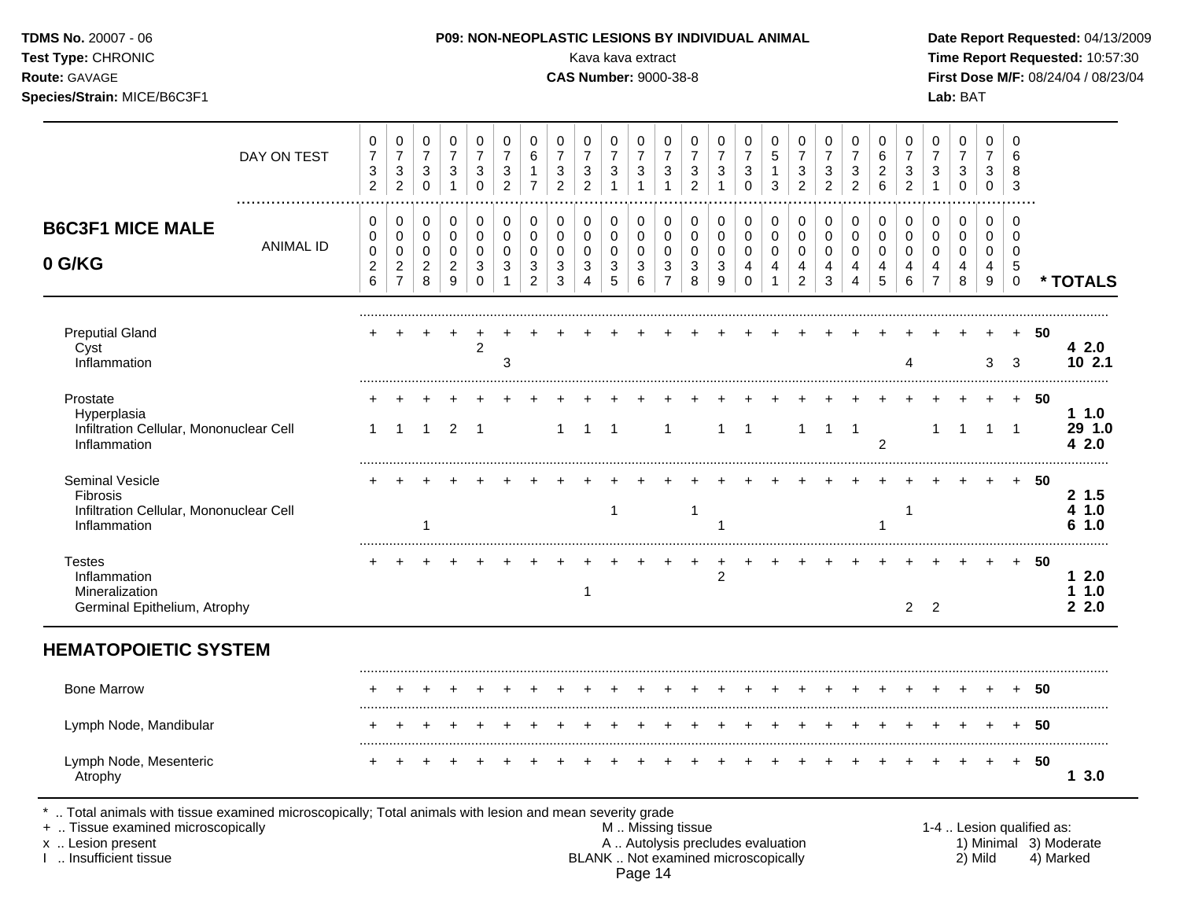**TDMS No.** 20007 - 06
**Test Type:** CHRONIC
**Route:** GAVAGE
**Species/Strain:** MICE/B6C3F1

**P09: NON-NEOPLASTIC LESIONS BY INDIVIDUAL ANIMAL**
Kava kava extract
**CAS Number:** 9000-38-8

**Date Report Requested:** 04/13/2009
**Time Report Requested:** 10:57:30
**First Dose M/F:** 08/24/04 / 08/23/04
**Lab:** BAT

## B6C3F1 MICE MALE 0 G/KG

| DAY ON TEST | 0732 | 0732 | 0730 | 0731 | 0730 | 0732 | 0617 | 0732 | 0732 | 0731 | 0731 | 0731 | 0732 | 0731 | 0730 | 0513 | 0732 | 0732 | 0732 | 0626 | 0732 | 0731 | 0730 | 0730 | 0683 | | |
|---|---|---|---|---|---|---|---|---|---|---|---|---|---|---|---|---|---|---|---|---|---|---|---|---|---|---|---|
| **ANIMAL ID** | 0026 | 0027 | 0028 | 0029 | 0030 | 0031 | 0032 | 0033 | 0034 | 0035 | 0036 | 0037 | 0038 | 0039 | 0040 | 0041 | 0042 | 0043 | 0044 | 0045 | 0046 | 0047 | 0048 | 0049 | 0050 | | **\* TOTALS** |
| Preputial Gland | + | + | + | + | + | + | + | + | + | + | + | + | + | + | + | + | + | + | + | + | + | + | + | + | + | 50 | |
| Cyst | | | | | 2 | | | | | | | | | | | | | | | | | | | | | | **4 2.0** |
| Inflammation | | | | | | 3 | | | | | | | | | | | | | | | 4 | | | 3 | 3 | | **10 2.1** |
| Prostate | + | + | + | + | + | + | + | + | + | + | + | + | + | + | + | + | + | + | + | + | + | + | + | + | + | 50 | |
| Hyperplasia | | | | | | | | | | | | | | | | | | | | | | | | | | | **1 1.0** |
| Infiltration Cellular, Mononuclear Cell | 1 | 1 | 1 | 2 | 1 | | | 1 | 1 | 1 | | 1 | | 1 | 1 | | 1 | 1 | 1 | | | 1 | 1 | 1 | 1 | | **29 1.0** |
| Inflammation | | | | | | | | | | | | | | | | | | | | 2 | | | | | | | **4 2.0** |
| Seminal Vesicle | + | + | + | + | + | + | + | + | + | + | + | + | + | + | + | + | + | + | + | + | + | + | + | + | + | 50 | |
| Fibrosis | | | | | | | | | | | | | | | | | | | | | | | | | | | **2 1.5** |
| Infiltration Cellular, Mononuclear Cell | | | | | | | | | | 1 | | | 1 | | | | | | | | 1 | | | | | | **4 1.0** |
| Inflammation | | | 1 | | | | | | | | | | | 1 | | | | | | 1 | | | | | | | **6 1.0** |
| Testes | + | + | + | + | + | + | + | + | + | + | + | + | + | + | + | + | + | + | + | + | + | + | + | + | + | 50 | |
| Inflammation | | | | | | | | | | | | | | 2 | | | | | | | | | | | | | **1 2.0** |
| Mineralization | | | | | | | | | 1 | | | | | | | | | | | | | | | | | | **1 1.0** |
| Germinal Epithelium, Atrophy | | | | | | | | | | | | | | | | | | | | | 2 | 2 | | | | | **2 2.0** |

## HEMATOPOIETIC SYSTEM

| | | | | | | | | | | | | | | | | | | | | | | | | | | | |
|---|---|---|---|---|---|---|---|---|---|---|---|---|---|---|---|---|---|---|---|---|---|---|---|---|---|---|---|
| Bone Marrow | + | + | + | + | + | + | + | + | + | + | + | + | + | + | + | + | + | + | + | + | + | + | + | + | + | 50 | |
| Lymph Node, Mandibular | + | + | + | + | + | + | + | + | + | + | + | + | + | + | + | + | + | + | + | + | + | + | + | + | + | 50 | |
| Lymph Node, Mesenteric | + | + | + | + | + | + | + | + | + | + | + | + | + | + | + | + | + | + | + | + | + | + | + | + | + | 50 | |
| Atrophy | | | | | | | | | | | | | | | | | | | | | | | | | | | **1 3.0** |

\* .. Total animals with tissue examined microscopically; Total animals with lesion and mean severity grade
\+ .. Tissue examined microscopically
x .. Lesion present
I .. Insufficient tissue

M .. Missing tissue
A .. Autolysis precludes evaluation
BLANK .. Not examined microscopically

1-4 .. Lesion qualified as:
1) Minimal 2) Mild 3) Moderate 4) Marked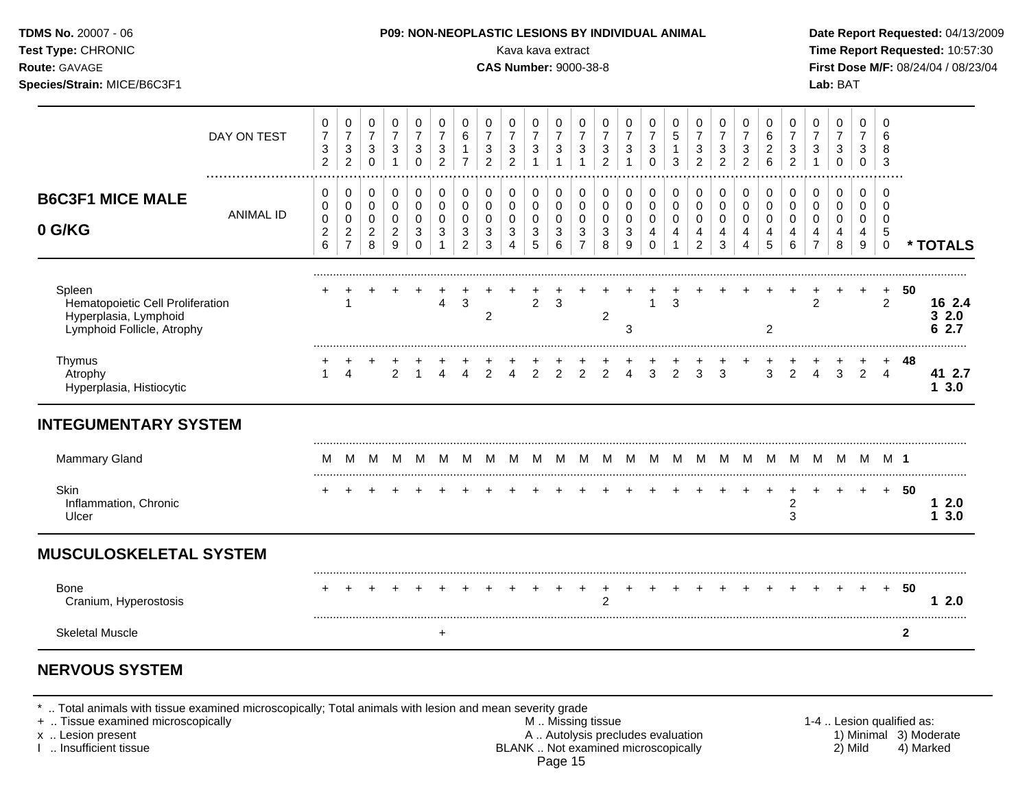**TDMS No.** 20007 - 06
**Test Type:** CHRONIC
**Route:** GAVAGE
**Species/Strain:** MICE/B6C3F1

**P09: NON-NEOPLASTIC LESIONS BY INDIVIDUAL ANIMAL**
Kava kava extract
**CAS Number:** 9000-38-8

**Date Report Requested:** 04/13/2009
**Time Report Requested:** 10:57:30
**First Dose M/F:** 08/24/04 / 08/23/04
**Lab:** BAT

**B6C3F1 MICE MALE — 0 G/KG**

| DAY ON TEST | 0732 | 0732 | 0730 | 0731 | 0730 | 0732 | 0617 | 0732 | 0732 | 0731 | 0731 | 0731 | 0732 | 0731 | 0730 | 0513 | 0732 | 0732 | 0732 | 0626 | 0732 | 0731 | 0730 | 0730 | 0683 | |
|---|---|---|---|---|---|---|---|---|---|---|---|---|---|---|---|---|---|---|---|---|---|---|---|---|---|---|
| **ANIMAL ID** | 0026 | 0027 | 0028 | 0029 | 0030 | 0031 | 0032 | 0033 | 0034 | 0035 | 0036 | 0037 | 0038 | 0039 | 0040 | 0041 | 0042 | 0043 | 0044 | 0045 | 0046 | 0047 | 0048 | 0049 | 0050 | **\* TOTALS** |
| Spleen | + | + | + | + | + | + | + | + | + | + | + | + | + | + | + | + | + | + | + | + | + | + | + | + | + | **50** |
| Hematopoietic Cell Proliferation | | 1 | | | | 4 | 3 | | | 2 | 3 | | | | 1 | 3 | | | | | | 2 | | | 2 | **16 2.4** |
| Hyperplasia, Lymphoid | | | | | | | | 2 | | | | | 2 | | | | | | | | | | | | | **3 2.0** |
| Lymphoid Follicle, Atrophy | | | | | | | | | | | | | | 3 | | | | | | 2 | | | | | | **6 2.7** |
| Thymus | + | + | + | + | + | + | + | + | + | + | + | + | + | + | + | + | + | + | + | + | + | + | + | + | + | **48** |
| Atrophy | 1 | 4 | | 2 | 1 | 4 | 4 | 2 | 4 | 2 | 2 | 2 | 2 | 4 | 3 | 2 | 3 | 3 | | 3 | 2 | 4 | 3 | 2 | 4 | **41 2.7** |
| Hyperplasia, Histiocytic | | | | | | | | | | | | | | | | | | | | | | | | | | **1 3.0** |
| **INTEGUMENTARY SYSTEM** | | | | | | | | | | | | | | | | | | | | | | | | | | |
| Mammary Gland | M | M | M | M | M | M | M | M | M | M | M | M | M | M | M | M | M | M | M | M | M | M | M | M | M | **1** |
| Skin | + | + | + | + | + | + | + | + | + | + | + | + | + | + | + | + | + | + | + | + | + | + | + | + | + | **50** |
| Inflammation, Chronic | | | | | | | | | | | | | | | | | | | | | 2 | | | | | **1 2.0** |
| Ulcer | | | | | | | | | | | | | | | | | | | | | 3 | | | | | **1 3.0** |
| **MUSCULOSKELETAL SYSTEM** | | | | | | | | | | | | | | | | | | | | | | | | | | |
| Bone | + | + | + | + | + | + | + | + | + | + | + | + | + | + | + | + | + | + | + | + | + | + | + | + | + | **50** |
| Cranium, Hyperostosis | | | | | | | | | | | | | 2 | | | | | | | | | | | | | **1 2.0** |
| Skeletal Muscle | | | | | | + | | | | | | | | | | | | | | | | | | | | **2** |

## NERVOUS SYSTEM

\* .. Total animals with tissue examined microscopically; Total animals with lesion and mean severity grade
\+ .. Tissue examined microscopically
x .. Lesion present
I .. Insufficient tissue
M .. Missing tissue
A .. Autolysis precludes evaluation
BLANK .. Not examined microscopically
1-4 .. Lesion qualified as: 1) Minimal 2) Mild 3) Moderate 4) Marked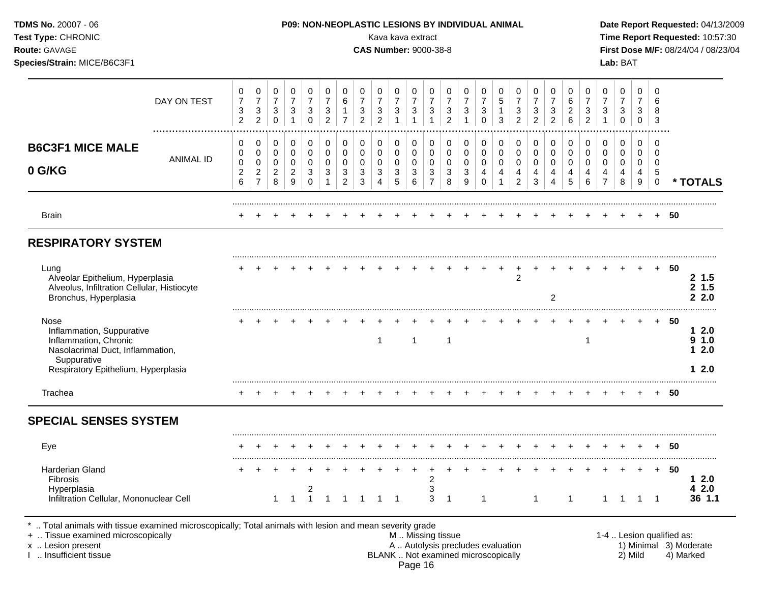**TDMS No.** 20007 - 06
**Test Type:** CHRONIC
**Route:** GAVAGE
**Species/Strain:** MICE/B6C3F1

**P09: NON-NEOPLASTIC LESIONS BY INDIVIDUAL ANIMAL**
Kava kava extract
**CAS Number:** 9000-38-8

**Date Report Requested:** 04/13/2009
**Time Report Requested:** 10:57:30
**First Dose M/F:** 08/24/04 / 08/23/04
**Lab:** BAT

| B6C3F1 MICE MALE 0 G/KG | | | | | | | | | | | | | | | | | | | | | | | | | | |
|---|---|---|---|---|---|---|---|---|---|---|---|---|---|---|---|---|---|---|---|---|---|---|---|---|---|---|
| DAY ON TEST | 0732 | 0732 | 0730 | 0731 | 0730 | 0732 | 0617 | 0732 | 0732 | 0731 | 0731 | 0731 | 0732 | 0731 | 0730 | 0513 | 0732 | 0732 | 0732 | 0626 | 0732 | 0731 | 0730 | 0730 | 0683 | |
| ANIMAL ID | 0026 | 0027 | 0028 | 0029 | 0030 | 0031 | 0032 | 0033 | 0034 | 0035 | 0036 | 0037 | 0038 | 0039 | 0040 | 0041 | 0042 | 0043 | 0044 | 0045 | 0046 | 0047 | 0048 | 0049 | 0050 | * TOTALS |
| Brain | + | + | + | + | + | + | + | + | + | + | + | + | + | + | + | + | + | + | + | + | + | + | + | + | + | 50 |
| **RESPIRATORY SYSTEM** | | | | | | | | | | | | | | | | | | | | | | | | | | |
| Lung | + | + | + | + | + | + | + | + | + | + | + | + | + | + | + | + | + | + | + | + | + | + | + | + | + | 50 |
| Alveolar Epithelium, Hyperplasia | | | | | | | | | | | | | | | | | 2 | | | | | | | | | 2 1.5 |
| Alveolus, Infiltration Cellular, Histiocyte | | | | | | | | | | | | | | | | | | | | | | | | | | 2 1.5 |
| Bronchus, Hyperplasia | | | | | | | | | | | | | | | | | | | 2 | | | | | | | 2 2.0 |
| Nose | + | + | + | + | + | + | + | + | + | + | + | + | + | + | + | + | + | + | + | + | + | + | + | + | + | 50 |
| Inflammation, Suppurative | | | | | | | | | | | | | | | | | | | | | | | | | | 1 2.0 |
| Inflammation, Chronic | | | | | | | | | 1 | | 1 | | 1 | | | | | | | | 1 | | | | | 9 1.0 |
| Nasolacrimal Duct, Inflammation, Suppurative | | | | | | | | | | | | | | | | | | | | | | | | | | 1 2.0 |
| Respiratory Epithelium, Hyperplasia | | | | | | | | | | | | | | | | | | | | | | | | | | 1 2.0 |
| Trachea | + | + | + | + | + | + | + | + | + | + | + | + | + | + | + | + | + | + | + | + | + | + | + | + | + | 50 |
| **SPECIAL SENSES SYSTEM** | | | | | | | | | | | | | | | | | | | | | | | | | | |
| Eye | + | + | + | + | + | + | + | + | + | + | + | + | + | + | + | + | + | + | + | + | + | + | + | + | + | 50 |
| Harderian Gland | + | + | + | + | + | + | + | + | + | + | + | + | + | + | + | + | + | + | + | + | + | + | + | + | + | 50 |
| Fibrosis | | | | | | | | | | | | 2 | | | | | | | | | | | | | | 1 2.0 |
| Hyperplasia | | | | | 2 | | | | | | | 3 | | | | | | | | | | | | | | 4 2.0 |
| Infiltration Cellular, Mononuclear Cell | | | 1 | 1 | 1 | 1 | 1 | 1 | 1 | 1 | | 3 | 1 | | 1 | | | 1 | | 1 | | 1 | 1 | 1 | 1 | 36 1.1 |

\* .. Total animals with tissue examined microscopically; Total animals with lesion and mean severity grade
\+ .. Tissue examined microscopically
x .. Lesion present
I .. Insufficient tissue

M .. Missing tissue
A .. Autolysis precludes evaluation
BLANK .. Not examined microscopically

1-4 .. Lesion qualified as:
1) Minimal 2) Mild 3) Moderate 4) Marked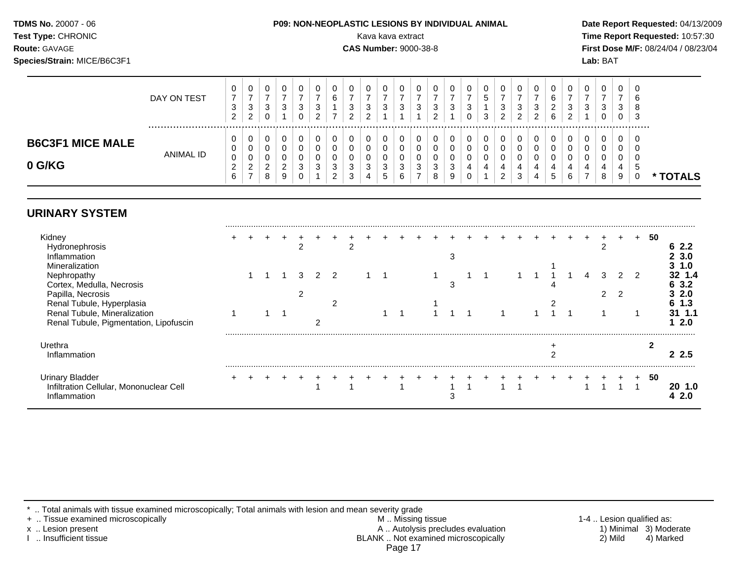**TDMS No.** 20007 - 06
**Test Type:** CHRONIC
**Route:** GAVAGE
**Species/Strain:** MICE/B6C3F1

**P09: NON-NEOPLASTIC LESIONS BY INDIVIDUAL ANIMAL**
Kava kava extract
**CAS Number:** 9000-38-8

**Date Report Requested:** 04/13/2009
**Time Report Requested:** 10:57:30
**First Dose M/F:** 08/24/04 / 08/23/04
**Lab:** BAT

## B6C3F1 MICE MALE 0 G/KG

| | 0732 | 0732 | 0730 | 0731 | 0730 | 0732 | 0617 | 0732 | 0732 | 0731 | 0731 | 0731 | 0732 | 0731 | 0730 | 0513 | 0732 | 0732 | 0732 | 0626 | 0732 | 0731 | 0730 | 0730 | 0683 | |
|---|---|---|---|---|---|---|---|---|---|---|---|---|---|---|---|---|---|---|---|---|---|---|---|---|---|---|
| **DAY ON TEST / ANIMAL ID** | 0026 | 0027 | 0028 | 0029 | 0030 | 0031 | 0032 | 0033 | 0034 | 0035 | 0036 | 0037 | 0038 | 0039 | 0040 | 0041 | 0042 | 0043 | 0044 | 0045 | 0046 | 0047 | 0048 | 0049 | 0050 | *** TOTALS** |
| **URINARY SYSTEM** | | | | | | | | | | | | | | | | | | | | | | | | | | |
| Kidney | + | + | + | + | + | + | + | + | + | + | + | + | + | + | + | + | + | + | + | + | + | + | + | + | + | 50 |
| Hydronephrosis | | | | | 2 | | | 2 | | | | | | | | | | | | | | | 2 | | | 6 2.2 |
| Inflammation | | | | | | | | | | | | | | 3 | | | | | | | | | | | | 2 3.0 |
| Mineralization | | | | | | | | | | | | | | | | | | | | 1 | | | | | | 3 1.0 |
| Nephropathy | | 1 | 1 | 1 | 3 | 2 | 2 | | 1 | 1 | | | 1 | | 1 | 1 | | 1 | 1 | 1 | 1 | 4 | 3 | 2 | 2 | 32 1.4 |
| Cortex, Medulla, Necrosis | | | | | | | | | | | | | | 3 | | | | | | 4 | | | | | | 6 3.2 |
| Papilla, Necrosis | | | | | 2 | | | | | | | | | | | | | | | | | | 2 | 2 | | 3 2.0 |
| Renal Tubule, Hyperplasia | | | | | | | 2 | | | | | | 1 | | | | | | | 2 | | | | | | 6 1.3 |
| Renal Tubule, Mineralization | 1 | | 1 | 1 | | | | | | 1 | 1 | | 1 | 1 | 1 | | 1 | | 1 | 1 | 1 | | 1 | | 1 | 31 1.1 |
| Renal Tubule, Pigmentation, Lipofuscin | | | | | | 2 | | | | | | | | | | | | | | | | | | | | 1 2.0 |
| Urethra | | | | | | | | | | | | | | | | | | | | + | | | | | | 2 |
| Inflammation | | | | | | | | | | | | | | | | | | | | 2 | | | | | | 2 2.5 |
| Urinary Bladder | + | + | + | + | + | + | + | + | + | + | + | + | + | + | + | + | + | + | + | + | + | + | + | + | + | 50 |
| Infiltration Cellular, Mononuclear Cell | | | | | | 1 | | 1 | | | 1 | | | 1 | 1 | | 1 | 1 | | | | 1 | 1 | 1 | 1 | 20 1.0 |
| Inflammation | | | | | | | | | | | | | | 3 | | | | | | | | | | | | 4 2.0 |

\* .. Total animals with tissue examined microscopically; Total animals with lesion and mean severity grade
\+ .. Tissue examined microscopically
x .. Lesion present
I .. Insufficient tissue

M .. Missing tissue
A .. Autolysis precludes evaluation
BLANK .. Not examined microscopically

1-4 .. Lesion qualified as:
1) Minimal 2) Mild 3) Moderate 4) Marked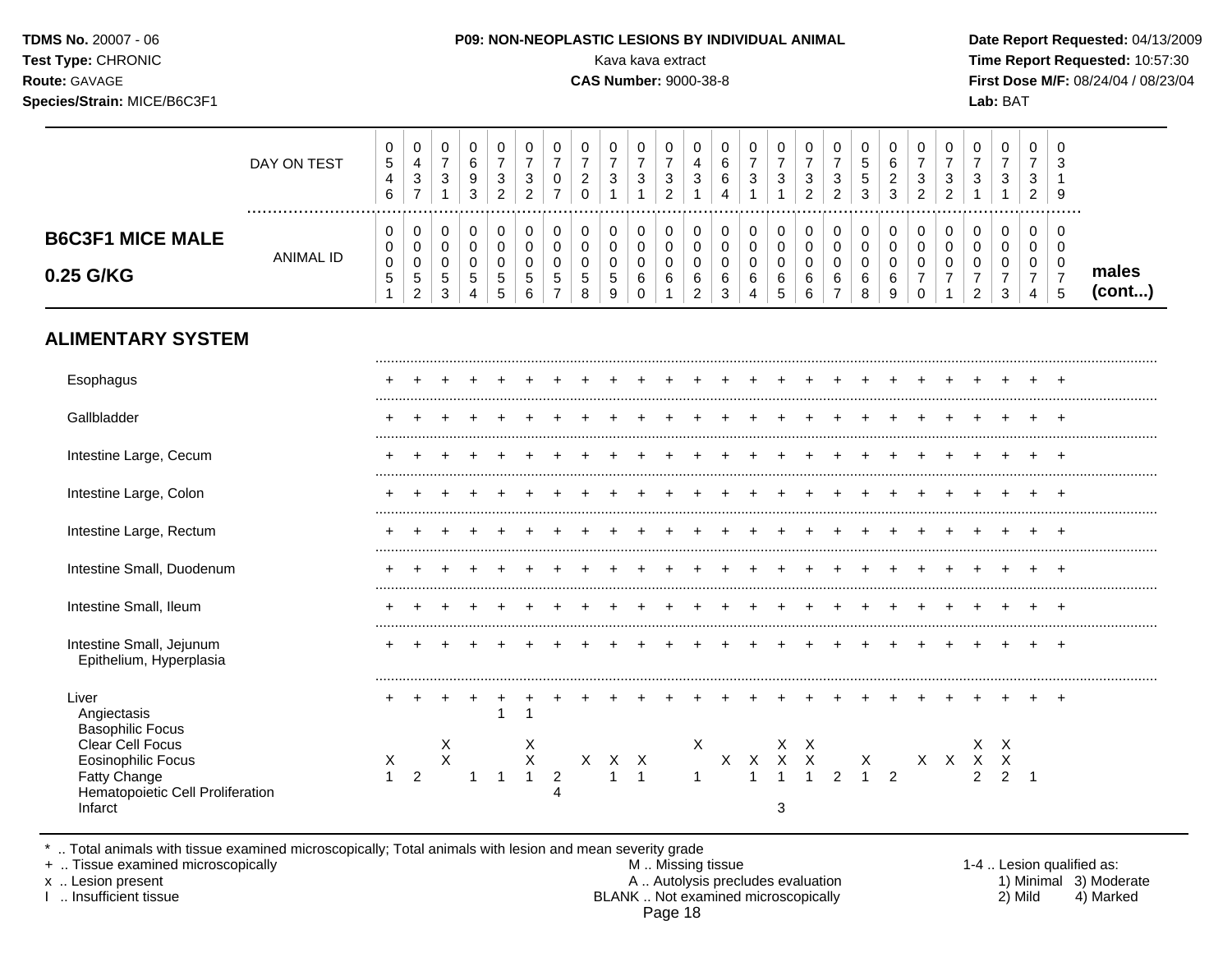**TDMS No.** 20007 - 06
**Test Type:** CHRONIC
**Route:** GAVAGE
**Species/Strain:** MICE/B6C3F1

**P09: NON-NEOPLASTIC LESIONS BY INDIVIDUAL ANIMAL**
Kava kava extract
**CAS Number:** 9000-38-8

**Date Report Requested:** 04/13/2009
**Time Report Requested:** 10:57:30
**First Dose M/F:** 08/24/04 / 08/23/04
**Lab:** BAT

## B6C3F1 MICE MALE 0.25 G/KG

| DAY ON TEST | 0546 | 0437 | 0731 | 0693 | 0732 | 0732 | 0707 | 0720 | 0731 | 0731 | 0732 | 0431 | 0664 | 0731 | 0731 | 0732 | 0732 | 0553 | 0623 | 0732 | 0732 | 0731 | 0731 | 0732 | 0319 | |
|---|---|---|---|---|---|---|---|---|---|---|---|---|---|---|---|---|---|---|---|---|---|---|---|---|---|---|
| **ANIMAL ID** | 0051 | 0052 | 0053 | 0054 | 0055 | 0056 | 0057 | 0058 | 0059 | 0060 | 0061 | 0062 | 0063 | 0064 | 0065 | 0066 | 0067 | 0068 | 0069 | 0070 | 0071 | 0072 | 0073 | 0074 | 0075 | **males (cont...)** |
| **ALIMENTARY SYSTEM** | | | | | | | | | | | | | | | | | | | | | | | | | | |
| Esophagus | + | + | + | + | + | + | + | + | + | + | + | + | + | + | + | + | + | + | + | + | + | + | + | + | + | |
| Gallbladder | + | + | + | + | + | + | + | + | + | + | + | + | + | + | + | + | + | + | + | + | + | + | + | + | + | |
| Intestine Large, Cecum | + | + | + | + | + | + | + | + | + | + | + | + | + | + | + | + | + | + | + | + | + | + | + | + | + | |
| Intestine Large, Colon | + | + | + | + | + | + | + | + | + | + | + | + | + | + | + | + | + | + | + | + | + | + | + | + | + | |
| Intestine Large, Rectum | + | + | + | + | + | + | + | + | + | + | + | + | + | + | + | + | + | + | + | + | + | + | + | + | + | |
| Intestine Small, Duodenum | + | + | + | + | + | + | + | + | + | + | + | + | + | + | + | + | + | + | + | + | + | + | + | + | + | |
| Intestine Small, Ileum | + | + | + | + | + | + | + | + | + | + | + | + | + | + | + | + | + | + | + | + | + | + | + | + | + | |
| Intestine Small, Jejunum | + | + | + | + | + | + | + | + | + | + | + | + | + | + | + | + | + | + | + | + | + | + | + | + | + | |
| Epithelium, Hyperplasia | | | | | | | | | | | | | | | | | | | | | | | | | | |
| Liver | + | + | + | + | + | + | + | + | + | + | + | + | + | + | + | + | + | + | + | + | + | + | + | + | + | |
| Angiectasis | | | | | 1 | 1 | | | | | | | | | | | | | | | | | | | | |
| Basophilic Focus | | | | | | | | | | | | | | | | | | | | | | | | | | |
| Clear Cell Focus | | | X | | | X | | | | | | X | | | X | X | | | | | | X | X | | | |
| Eosinophilic Focus | X | | X | | | X | | X | X | X | | | X | X | X | X | | X | | X | X | X | X | | | |
| Fatty Change | 1 | 2 | | 1 | 1 | 1 | 2 | | 1 | 1 | | 1 | | 1 | 1 | 1 | 2 | 1 | 2 | | | 2 | 2 | 1 | | |
| Hematopoietic Cell Proliferation | | | | | | | 4 | | | | | | | | | | | | | | | | | | | |
| Infarct | | | | | | | | | | | | | | | 3 | | | | | | | | | | | |

\* .. Total animals with tissue examined microscopically; Total animals with lesion and mean severity grade
\+ .. Tissue examined microscopically
x .. Lesion present
I .. Insufficient tissue

M .. Missing tissue
A .. Autolysis precludes evaluation
BLANK .. Not examined microscopically

1-4 .. Lesion qualified as:
1) Minimal 2) Mild 3) Moderate 4) Marked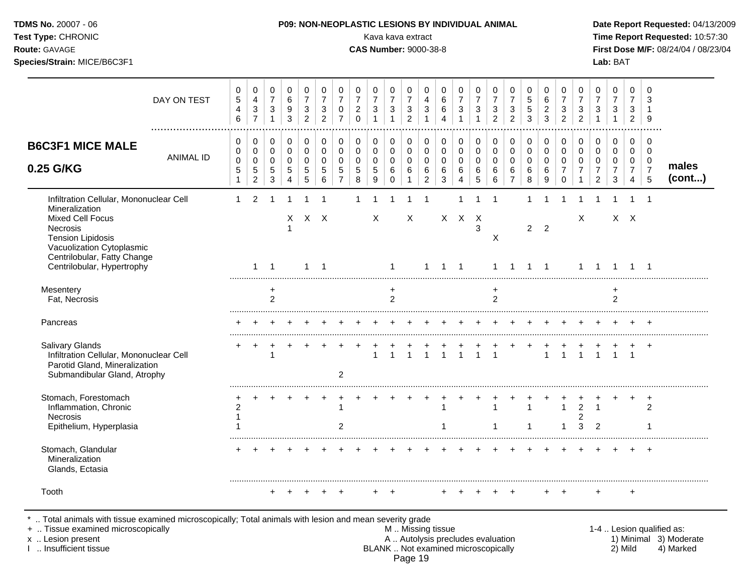| B6C3F1 MICE MALE 0.25 G/KG | 0551 | 0552 | 0553 | 0554 | 0555 | 0556 | 0557 | 0558 | 0559 | 0560 | 0561 | 0562 | 0563 | 0564 | 0565 | 0566 | 0567 | 0568 | 0569 | 0570 | 0571 | 0572 | 0573 | 0574 | 0575 | males (cont...) |
|---|---|---|---|---|---|---|---|---|---|---|---|---|---|---|---|---|---|---|---|---|---|---|---|---|---|---|
| DAY ON TEST | 0546 | 0437 | 0731 | 0693 | 0732 | 0732 | 0707 | 0720 | 0731 | 0731 | 0732 | 0431 | 0664 | 0731 | 0731 | 0732 | 0732 | 0553 | 0623 | 0732 | 0732 | 0731 | 0731 | 0732 | 0319 | |
| Infiltration Cellular, Mononuclear Cell | 1 | 2 | 1 | 1 | 1 | 1 | | 1 | 1 | 1 | 1 | 1 | | 1 | 1 | 1 | | 1 | 1 | 1 | 1 | 1 | 1 | 1 | 1 | |
| Mineralization | | | | | | | | | | | | | | | | | | | | | | | | | | |
| Mixed Cell Focus | | | | X | X | X | | | X | | X | | X | X | X | | | | | | X | | X | X | | |
| Necrosis | | | | 1 | | | | | | | | | | | 3 | | | 2 | 2 | | | | | | | |
| Tension Lipidosis | | | | | | | | | | | | | | | | X | | | | | | | | | | |
| Vacuolization Cytoplasmic | | | | | | | | | | | | | | | | | | | | | | | | | | |
| Centrilobular, Fatty Change | | | | | | | | | | | | | | | | | | | | | | | | | | |
| Centrilobular, Hypertrophy | | 1 | 1 | | 1 | 1 | | | | 1 | | 1 | 1 | 1 | | 1 | 1 | 1 | 1 | | 1 | 1 | 1 | 1 | 1 | |
| Mesentery | | | + | | | | | | | + | | | | | | + | | | | | | | + | | | |
| Fat, Necrosis | | | 2 | | | | | | | 2 | | | | | | 2 | | | | | | | 2 | | | |
| Pancreas | + | + | + | + | + | + | + | + | + | + | + | + | + | + | + | + | + | + | + | + | + | + | + | + | + | |
| Salivary Glands | + | + | + | + | + | + | + | + | + | + | + | + | + | + | + | + | + | + | + | + | + | + | + | + | + | |
| Infiltration Cellular, Mononuclear Cell | | | 1 | | | | | | 1 | 1 | 1 | 1 | 1 | 1 | 1 | 1 | | | 1 | 1 | 1 | 1 | 1 | 1 | | |
| Parotid Gland, Mineralization | | | | | | | | | | | | | | | | | | | | | | | | | | |
| Submandibular Gland, Atrophy | | | | | | | 2 | | | | | | | | | | | | | | | | | | | |
| Stomach, Forestomach | + | + | + | + | + | + | + | + | + | + | + | + | + | + | + | + | + | + | + | + | + | + | + | + | + | |
| Inflammation, Chronic | 2 | | | | | | 1 | | | | | | 1 | | | 1 | | 1 | | 1 | 2 | 1 | | | 2 | |
| Necrosis | 1 | | | | | | | | | | | | | | | | | | | | 2 | | | | | |
| Epithelium, Hyperplasia | 1 | | | | | | 2 | | | | | | 1 | | | 1 | | 1 | | 1 | 3 | 2 | | | 1 | |
| Stomach, Glandular | + | + | + | + | + | + | + | + | + | + | + | + | + | + | + | + | + | + | + | + | + | + | + | + | + | |
| Mineralization | | | | | | | | | | | | | | | | | | | | | | | | | | |
| Glands, Ectasia | | | | | | | | | | | | | | | | | | | | | | | | | | |
| Tooth | | | + | + | + | + | + | | + | + | | | + | + | + | + | + | | + | + | | + | | + | | |

\* .. Total animals with tissue examined microscopically; Total animals with lesion and mean severity grade
+ .. Tissue examined microscopically
x .. Lesion present
I .. Insufficient tissue

M .. Missing tissue
A .. Autolysis precludes evaluation
BLANK .. Not examined microscopically

1-4 .. Lesion qualified as: 1) Minimal 2) Mild 3) Moderate 4) Marked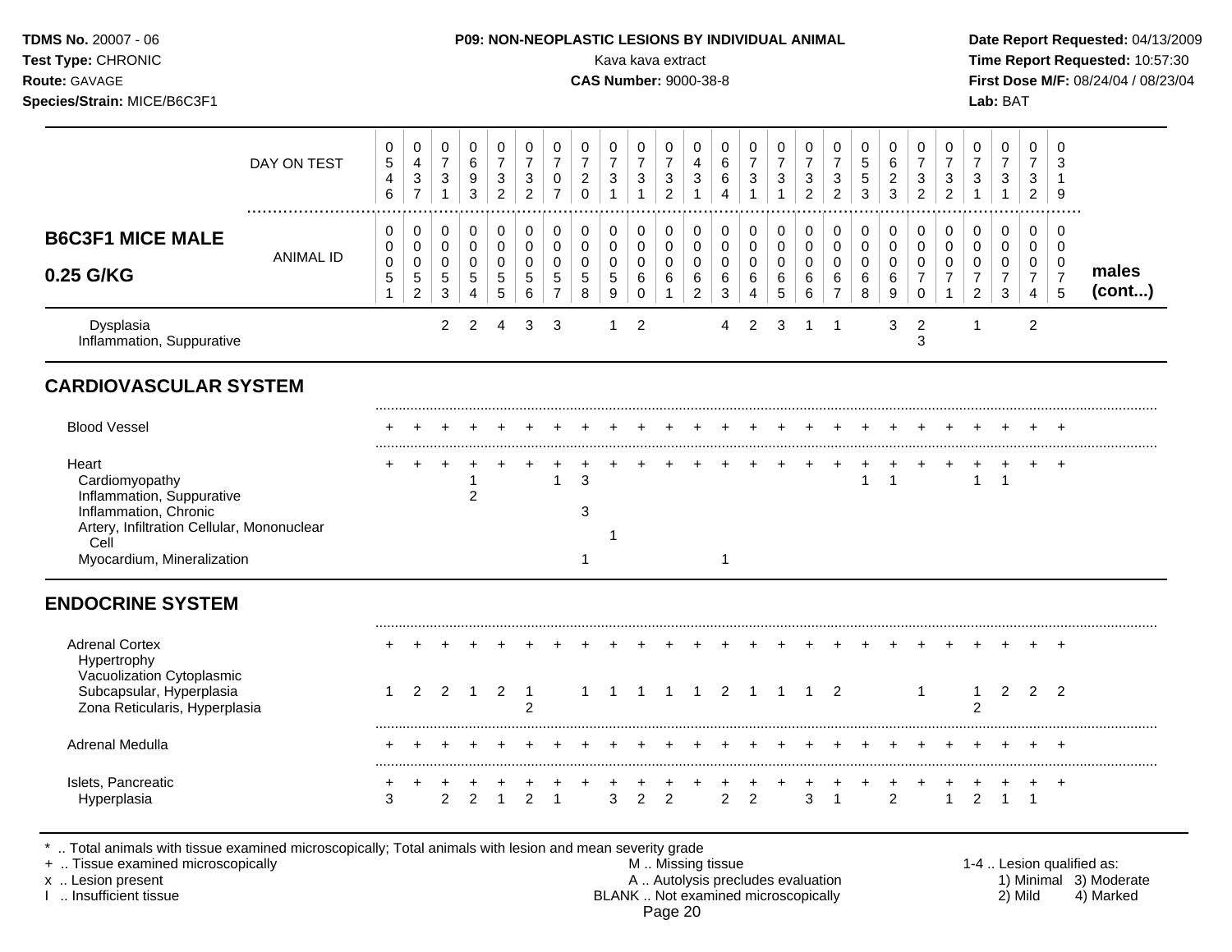| B6C3F1 MICE MALE 0.25 G/KG | 0051 | 0052 | 0053 | 0054 | 0055 | 0056 | 0057 | 0058 | 0059 | 0060 | 0061 | 0062 | 0063 | 0064 | 0065 | 0066 | 0067 | 0068 | 0069 | 0070 | 0071 | 0072 | 0073 | 0074 | 0075 | males (cont...) |
|---|---|---|---|---|---|---|---|---|---|---|---|---|---|---|---|---|---|---|---|---|---|---|---|---|---|---|
| DAY ON TEST | 546 | 437 | 731 | 693 | 732 | 732 | 707 | 720 | 731 | 731 | 732 | 431 | 664 | 731 | 731 | 732 | 732 | 553 | 623 | 732 | 732 | 731 | 731 | 732 | 319 | |
| Dysplasia | | | 2 | 2 | 4 | 3 | 3 | | 1 | 2 | | | 4 | 2 | 3 | 1 | 1 | | 3 | 2 | | 1 | | 2 | | |
| Inflammation, Suppurative | | | | | | | | | | | | | | | | | | | | 3 | | | | | | |
| **CARDIOVASCULAR SYSTEM** | | | | | | | | | | | | | | | | | | | | | | | | | | |
| Blood Vessel | + | + | + | + | + | + | + | + | + | + | + | + | + | + | + | + | + | + | + | + | + | + | + | + | + | |
| Heart | + | + | + | + | + | + | + | + | + | + | + | + | + | + | + | + | + | + | + | + | + | + | + | + | + | |
| Cardiomyopathy | | | | 1 | | | 1 | 3 | | | | | | | | | | 1 | 1 | | | 1 | 1 | | | |
| Inflammation, Suppurative | | | | 2 | | | | | | | | | | | | | | | | | | | | | | |
| Inflammation, Chronic | | | | | | | | 3 | | | | | | | | | | | | | | | | | | |
| Artery, Infiltration Cellular, Mononuclear Cell | | | | | | | | | 1 | | | | | | | | | | | | | | | | | |
| Myocardium, Mineralization | | | | | | | | 1 | | | | | 1 | | | | | | | | | | | | | |
| **ENDOCRINE SYSTEM** | | | | | | | | | | | | | | | | | | | | | | | | | | |
| Adrenal Cortex | + | + | + | + | + | + | + | + | + | + | + | + | + | + | + | + | + | + | + | + | + | + | + | + | + | |
| Hypertrophy | | | | | | | | | | | | | | | | | | | | | | | | | | |
| Vacuolization Cytoplasmic | | | | | | | | | | | | | | | | | | | | | | | | | | |
| Subcapsular, Hyperplasia | 1 | 2 | 2 | 1 | 2 | 1 | | 1 | 1 | 1 | 1 | 1 | 2 | 1 | 1 | 1 | 2 | | | 1 | | 1 | 2 | 2 | 2 | |
| Zona Reticularis, Hyperplasia | | | | | | 2 | | | | | | | | | | | | | | | | 2 | | | | |
| Adrenal Medulla | + | + | + | + | + | + | + | + | + | + | + | + | + | + | + | + | + | + | + | + | + | + | + | + | + | |
| Islets, Pancreatic | + | + | + | + | + | + | + | + | + | + | + | + | + | + | + | + | + | + | + | + | + | + | + | + | + | |
| Hyperplasia | 3 | | 2 | 2 | 1 | 2 | 1 | | 3 | 2 | 2 | | 2 | 2 | | 3 | 1 | | 2 | | 1 | 2 | 1 | 1 | | |

* .. Total animals with tissue examined microscopically; Total animals with lesion and mean severity grade
+ .. Tissue examined microscopically
x .. Lesion present
I .. Insufficient tissue

M .. Missing tissue
A .. Autolysis precludes evaluation
BLANK .. Not examined microscopically

1-4 .. Lesion qualified as: 1) Minimal 2) Mild 3) Moderate 4) Marked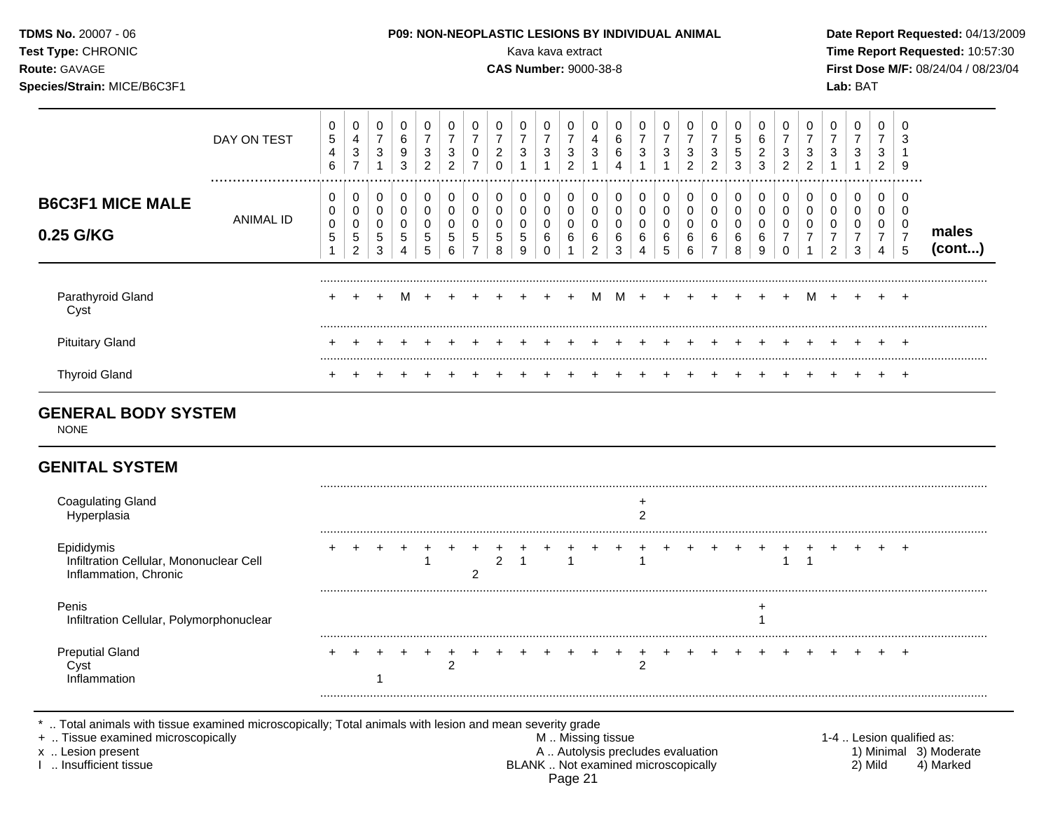**TDMS No.** 20007 - 06
**Test Type:** CHRONIC
**Route:** GAVAGE
**Species/Strain:** MICE/B6C3F1

**P09: NON-NEOPLASTIC LESIONS BY INDIVIDUAL ANIMAL**
Kava kava extract
**CAS Number:** 9000-38-8

**Date Report Requested:** 04/13/2009
**Time Report Requested:** 10:57:30
**First Dose M/F:** 08/24/04 / 08/23/04
**Lab:** BAT

## B6C3F1 MICE MALE 0.25 G/KG — males (cont...)

| DAY ON TEST | 0546 | 0437 | 0731 | 0693 | 0732 | 0732 | 0707 | 0720 | 0731 | 0731 | 0732 | 0431 | 0664 | 0731 | 0731 | 0732 | 0732 | 0553 | 0623 | 0732 | 0732 | 0731 | 0731 | 0732 | 0319 |
|---|---|---|---|---|---|---|---|---|---|---|---|---|---|---|---|---|---|---|---|---|---|---|---|---|---|
| **ANIMAL ID** | 0051 | 0052 | 0053 | 0054 | 0055 | 0056 | 0057 | 0058 | 0059 | 0060 | 0061 | 0062 | 0063 | 0064 | 0065 | 0066 | 0067 | 0068 | 0069 | 0070 | 0071 | 0072 | 0073 | 0074 | 0075 |
| Parathyroid Gland | + | + | + | M | + | + | + | + | + | + | + | M | M | + | + | + | + | + | + | + | M | + | + | + | + |
| Cyst | | | | | | | | | | | | | | | | | | | | | | | | | |
| Pituitary Gland | + | + | + | + | + | + | + | + | + | + | + | + | + | + | + | + | + | + | + | + | + | + | + | + | + |
| Thyroid Gland | + | + | + | + | + | + | + | + | + | + | + | + | + | + | + | + | + | + | + | + | + | + | + | + | + |

## GENERAL BODY SYSTEM

NONE

## GENITAL SYSTEM

| | 0051 | 0052 | 0053 | 0054 | 0055 | 0056 | 0057 | 0058 | 0059 | 0060 | 0061 | 0062 | 0063 | 0064 | 0065 | 0066 | 0067 | 0068 | 0069 | 0070 | 0071 | 0072 | 0073 | 0074 | 0075 |
|---|---|---|---|---|---|---|---|---|---|---|---|---|---|---|---|---|---|---|---|---|---|---|---|---|---|
| Coagulating Gland | | | | | | | | | | | | | | + | | | | | | | | | | | |
| Hyperplasia | | | | | | | | | | | | | | 2 | | | | | | | | | | | |
| Epididymis | + | + | + | + | + | + | + | + | + | + | + | + | + | + | + | + | + | + | + | + | + | + | + | + | + |
| Infiltration Cellular, Mononuclear Cell | | | | | 1 | | | 2 | 1 | | 1 | | | 1 | | | | | | 1 | 1 | | | | |
| Inflammation, Chronic | | | | | | | 2 | | | | | | | | | | | | | | | | | | |
| Penis | | | | | | | | | | | | | | | | | | | + | | | | | | |
| Infiltration Cellular, Polymorphonuclear | | | | | | | | | | | | | | | | | | | 1 | | | | | | |
| Preputial Gland | + | + | + | + | + | + | + | + | + | + | + | + | + | + | + | + | + | + | + | + | + | + | + | + | + |
| Cyst | | | | | | 2 | | | | | | | | 2 | | | | | | | | | | | |
| Inflammation | | | 1 | | | | | | | | | | | | | | | | | | | | | | |

\* .. Total animals with tissue examined microscopically; Total animals with lesion and mean severity grade
\+ .. Tissue examined microscopically
x .. Lesion present
I .. Insufficient tissue
M .. Missing tissue
A .. Autolysis precludes evaluation
BLANK .. Not examined microscopically
1-4 .. Lesion qualified as: 1) Minimal 2) Mild 3) Moderate 4) Marked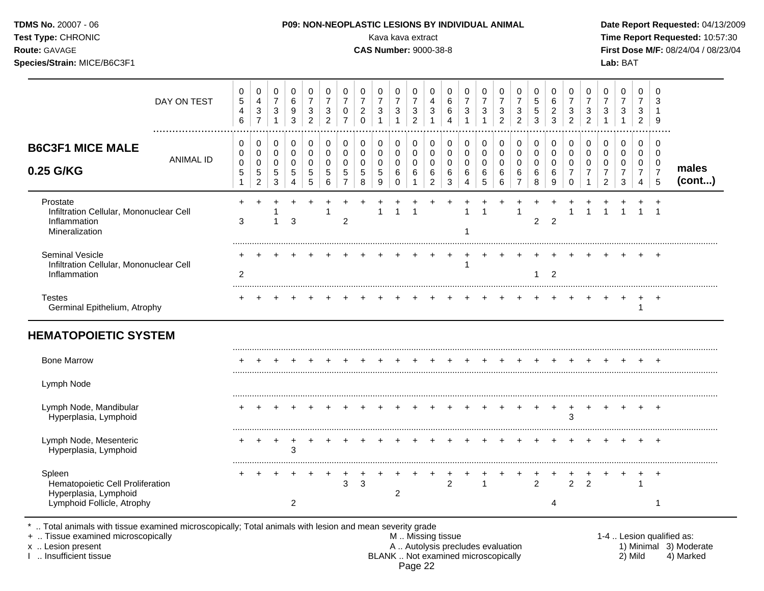**TDMS No.** 20007 - 06
**Test Type:** CHRONIC
**Route:** GAVAGE
**Species/Strain:** MICE/B6C3F1

**P09: NON-NEOPLASTIC LESIONS BY INDIVIDUAL ANIMAL**
Kava kava extract
**CAS Number:** 9000-38-8

**Date Report Requested:** 04/13/2009
**Time Report Requested:** 10:57:30
**First Dose M/F:** 08/24/04 / 08/23/04
**Lab:** BAT

## B6C3F1 MICE MALE 0.25 G/KG — males (cont...)

| DAY ON TEST | 0546 | 0437 | 0731 | 0693 | 0732 | 0732 | 0707 | 0720 | 0731 | 0731 | 0732 | 0431 | 0664 | 0731 | 0731 | 0732 | 0732 | 0553 | 0623 | 0732 | 0732 | 0731 | 0731 | 0732 | 0319 |
|---|---|---|---|---|---|---|---|---|---|---|---|---|---|---|---|---|---|---|---|---|---|---|---|---|---|
| **ANIMAL ID** | 0051 | 0052 | 0053 | 0054 | 0055 | 0056 | 0057 | 0058 | 0059 | 0060 | 0061 | 0062 | 0063 | 0064 | 0065 | 0066 | 0067 | 0068 | 0069 | 0070 | 0071 | 0072 | 0073 | 0074 | 0075 |
| Prostate | + | + | + | + | + | + | + | + | + | + | + | + | + | + | + | + | + | + | + | + | + | + | + | + | + |
| Infiltration Cellular, Mononuclear Cell | | | 1 | | | 1 | | | 1 | 1 | 1 | | | 1 | 1 | | 1 | | | 1 | 1 | 1 | 1 | 1 | 1 |
| Inflammation | 3 | | 1 | 3 | | | 2 | | | | | | | | | | | 2 | 2 | | | | | | |
| Mineralization | | | | | | | | | | | | | | 1 | | | | | | | | | | | |
| Seminal Vesicle | + | + | + | + | + | + | + | + | + | + | + | + | + | + | + | + | + | + | + | + | + | + | + | + | + |
| Infiltration Cellular, Mononuclear Cell | | | | | | | | | | | | | | 1 | | | | | | | | | | | |
| Inflammation | 2 | | | | | | | | | | | | | | | | | 1 | 2 | | | | | | |
| Testes | + | + | + | + | + | + | + | + | + | + | + | + | + | + | + | + | + | + | + | + | + | + | + | + | + |
| Germinal Epithelium, Atrophy | | | | | | | | | | | | | | | | | | | | | | | | 1 | |
| **HEMATOPOIETIC SYSTEM** | | | | | | | | | | | | | | | | | | | | | | | | | |
| Bone Marrow | + | + | + | + | + | + | + | + | + | + | + | + | + | + | + | + | + | + | + | + | + | + | + | + | + |
| Lymph Node | | | | | | | | | | | | | | | | | | | | | | | | | |
| Lymph Node, Mandibular | + | + | + | + | + | + | + | + | + | + | + | + | + | + | + | + | + | + | + | + | + | + | + | + | + |
| Hyperplasia, Lymphoid | | | | | | | | | | | | | | | | | | | | 3 | | | | | |
| Lymph Node, Mesenteric | + | + | + | + | + | + | + | + | + | + | + | + | + | + | + | + | + | + | + | + | + | + | + | + | + |
| Hyperplasia, Lymphoid | | | | 3 | | | | | | | | | | | | | | | | | | | | | |
| Spleen | + | + | + | + | + | + | + | + | + | + | + | + | + | + | + | + | + | + | + | + | + | + | + | + | + |
| Hematopoietic Cell Proliferation | | | | | | | 3 | 3 | | | | | 2 | | 1 | | | 2 | | 2 | 2 | | | 1 | |
| Hyperplasia, Lymphoid | | | | | | | | | | 2 | | | | | | | | | | | | | | | |
| Lymphoid Follicle, Atrophy | | | | 2 | | | | | | | | | | | | | | | 4 | | | | | | 1 |

\* .. Total animals with tissue examined microscopically; Total animals with lesion and mean severity grade
\+ .. Tissue examined microscopically
x .. Lesion present
I .. Insufficient tissue

M .. Missing tissue
A .. Autolysis precludes evaluation
BLANK .. Not examined microscopically

1-4 .. Lesion qualified as: 1) Minimal 2) Mild 3) Moderate 4) Marked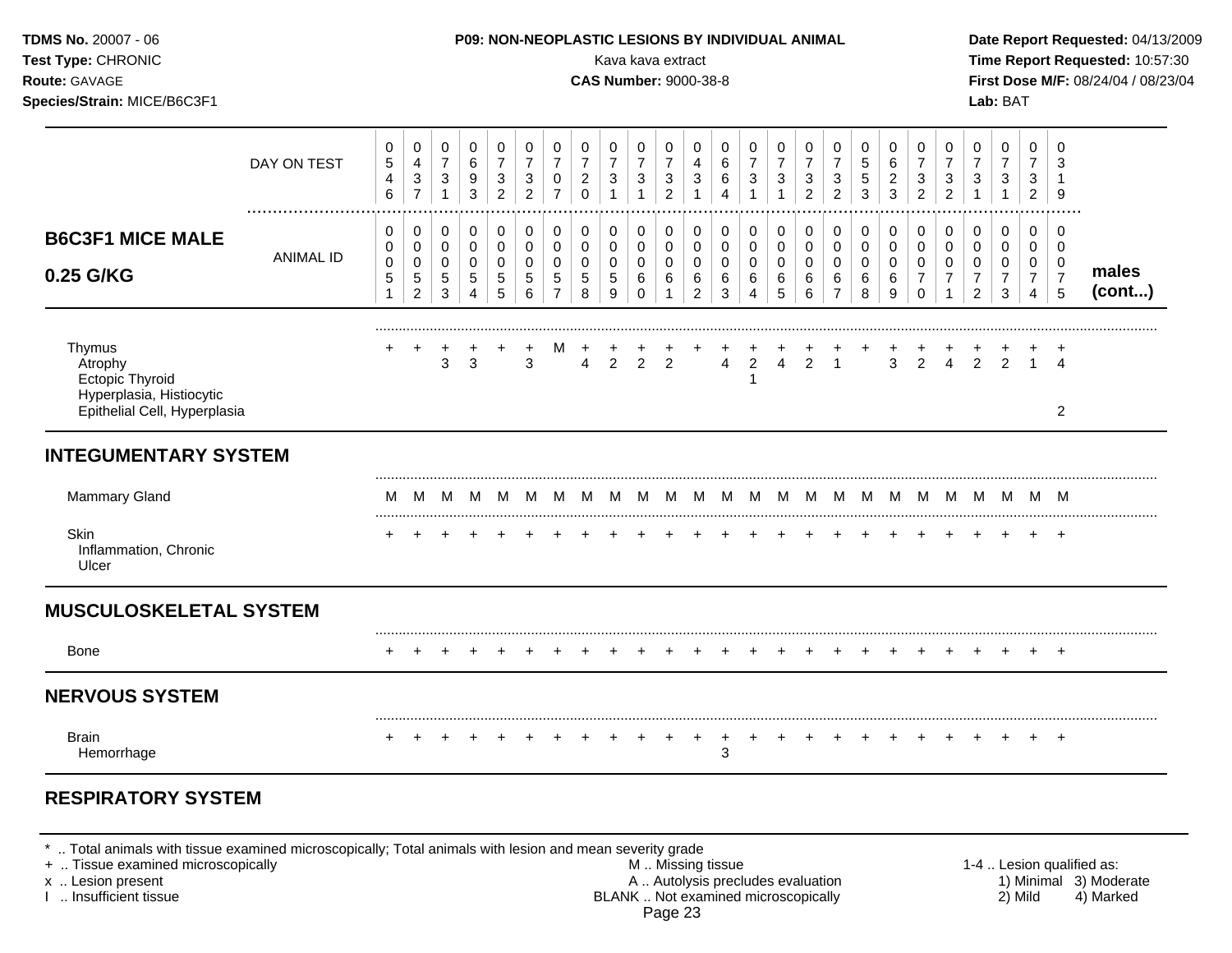**TDMS No.** 20007 - 06
**Test Type:** CHRONIC
**Route:** GAVAGE
**Species/Strain:** MICE/B6C3F1

**P09: NON-NEOPLASTIC LESIONS BY INDIVIDUAL ANIMAL**
Kava kava extract
**CAS Number:** 9000-38-8

**Date Report Requested:** 04/13/2009
**Time Report Requested:** 10:57:30
**First Dose M/F:** 08/24/04 / 08/23/04
**Lab:** BAT

| **B6C3F1 MICE MALE 0.25 G/KG** | | | | | | | | | | | | | | | | | | | | | | | | | | |
|---|---|---|---|---|---|---|---|---|---|---|---|---|---|---|---|---|---|---|---|---|---|---|---|---|---|---|
| DAY ON TEST | 0546 | 0437 | 0731 | 0693 | 0732 | 0732 | 0707 | 0720 | 0731 | 0731 | 0732 | 0431 | 0664 | 0731 | 0731 | 0732 | 0732 | 0553 | 0623 | 0732 | 0732 | 0731 | 0731 | 0732 | 0319 | |
| ANIMAL ID | 00051 | 00052 | 00053 | 00054 | 00055 | 00056 | 00057 | 00058 | 00059 | 00060 | 00061 | 00062 | 00063 | 00064 | 00065 | 00066 | 00067 | 00068 | 00069 | 00070 | 00071 | 00072 | 00073 | 00074 | 00075 | **males (cont...)** |
| Thymus | + | + | + | + | + | + | M | + | + | + | + | + | + | + | + | + | + | + | + | + | + | + | + | + | + | |
| Atrophy | | | 3 | 3 | | 3 | | 4 | 2 | 2 | 2 | | 4 | 2 | 4 | 2 | 1 | | 3 | 2 | 4 | 2 | 2 | 1 | 4 | |
| Ectopic Thyroid | | | | | | | | | | | | | | 1 | | | | | | | | | | | | |
| Hyperplasia, Histiocytic | | | | | | | | | | | | | | | | | | | | | | | | | | |
| Epithelial Cell, Hyperplasia | | | | | | | | | | | | | | | | | | | | | | | | | 2 | |
| **INTEGUMENTARY SYSTEM** | | | | | | | | | | | | | | | | | | | | | | | | | | |
| Mammary Gland | M | M | M | M | M | M | M | M | M | M | M | M | M | M | M | M | M | M | M | M | M | M | M | M | M | |
| Skin | + | + | + | + | + | + | + | + | + | + | + | + | + | + | + | + | + | + | + | + | + | + | + | + | + | |
| Inflammation, Chronic | | | | | | | | | | | | | | | | | | | | | | | | | | |
| Ulcer | | | | | | | | | | | | | | | | | | | | | | | | | | |
| **MUSCULOSKELETAL SYSTEM** | | | | | | | | | | | | | | | | | | | | | | | | | | |
| Bone | + | + | + | + | + | + | + | + | + | + | + | + | + | + | + | + | + | + | + | + | + | + | + | + | + | |
| **NERVOUS SYSTEM** | | | | | | | | | | | | | | | | | | | | | | | | | | |
| Brain | + | + | + | + | + | + | + | + | + | + | + | + | + | + | + | + | + | + | + | + | + | + | + | + | + | |
| Hemorrhage | | | | | | | | | | | | | 3 | | | | | | | | | | | | | |

## RESPIRATORY SYSTEM

\* .. Total animals with tissue examined microscopically; Total animals with lesion and mean severity grade
\+ .. Tissue examined microscopically
x .. Lesion present
I .. Insufficient tissue

M .. Missing tissue
A .. Autolysis precludes evaluation
BLANK .. Not examined microscopically

1-4 .. Lesion qualified as:
1) Minimal 2) Mild 3) Moderate 4) Marked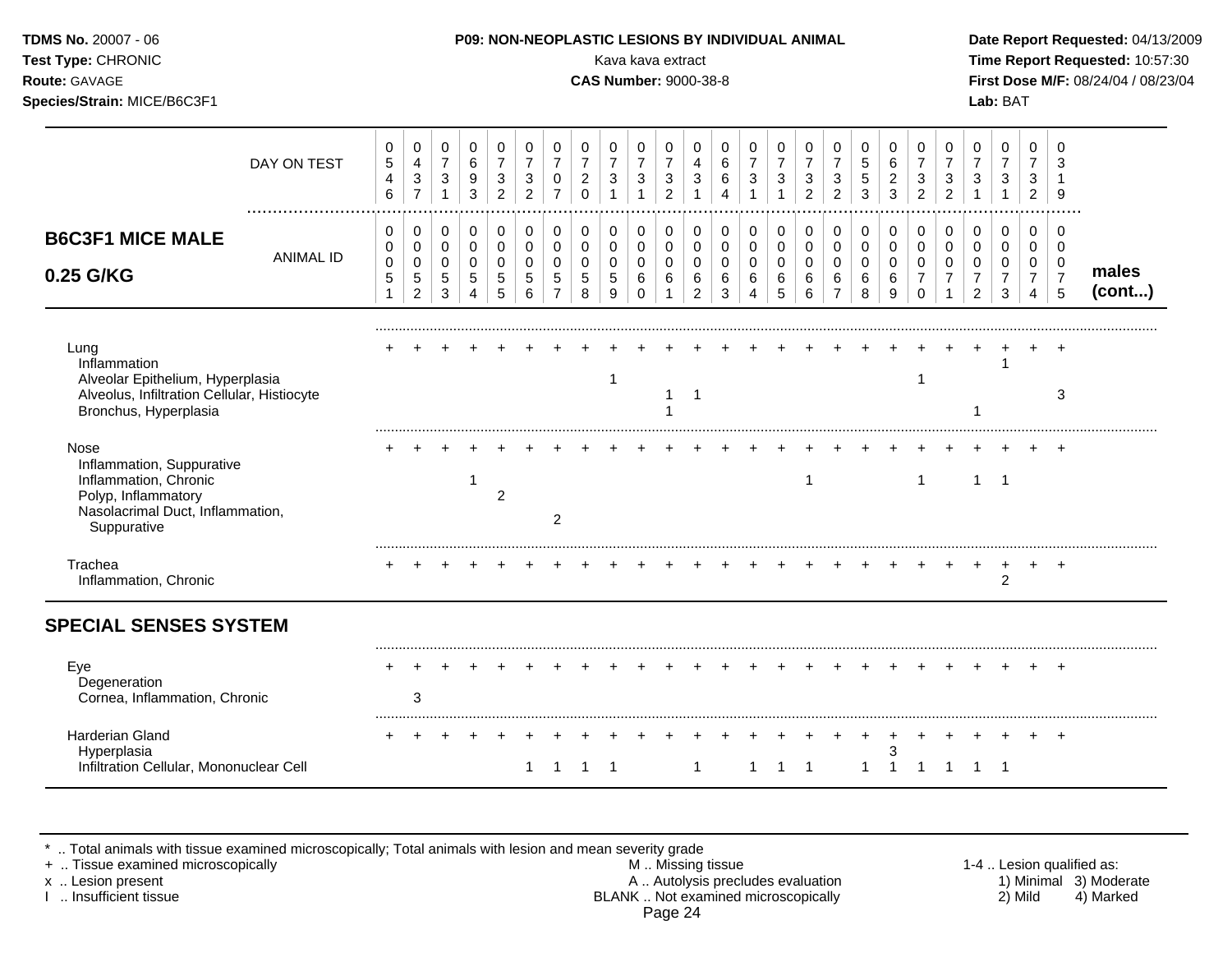**TDMS No.** 20007 - 06
**Test Type:** CHRONIC
**Route:** GAVAGE
**Species/Strain:** MICE/B6C3F1

**P09: NON-NEOPLASTIC LESIONS BY INDIVIDUAL ANIMAL**
Kava kava extract
**CAS Number:** 9000-38-8

**Date Report Requested:** 04/13/2009
**Time Report Requested:** 10:57:30
**First Dose M/F:** 08/24/04 / 08/23/04
**Lab:** BAT

## B6C3F1 MICE MALE 0.25 G/KG — males (cont...)

| DAY ON TEST | 0546 | 0437 | 0731 | 0693 | 0732 | 0732 | 0707 | 0720 | 0731 | 0731 | 0732 | 0431 | 0664 | 0731 | 0731 | 0732 | 0732 | 0553 | 0623 | 0732 | 0732 | 0731 | 0731 | 0732 | 0319 |
|---|---|---|---|---|---|---|---|---|---|---|---|---|---|---|---|---|---|---|---|---|---|---|---|---|---|
| **ANIMAL ID** | 0051 | 0052 | 0053 | 0054 | 0055 | 0056 | 0057 | 0058 | 0059 | 0060 | 0061 | 0062 | 0063 | 0064 | 0065 | 0066 | 0067 | 0068 | 0069 | 0070 | 0071 | 0072 | 0073 | 0074 | 0075 |
| Lung | + | + | + | + | + | + | + | + | + | + | + | + | + | + | + | + | + | + | + | + | + | + | + | + | + |
| Inflammation | | | | | | | | | | | | | | | | | | | | | | | 1 | | |
| Alveolar Epithelium, Hyperplasia | | | | | | | | | 1 | | | | | | | | | | | 1 | | | | | |
| Alveolus, Infiltration Cellular, Histiocyte | | | | | | | | | | | 1 | 1 | | | | | | | | | | | | | 3 |
| Bronchus, Hyperplasia | | | | | | | | | | | 1 | | | | | | | | | | | 1 | | | |
| Nose | + | + | + | + | + | + | + | + | + | + | + | + | + | + | + | + | + | + | + | + | + | + | + | + | + |
| Inflammation, Suppurative | | | | | | | | | | | | | | | | | | | | | | | | | |
| Inflammation, Chronic | | | | 1 | | | | | | | | | | | | 1 | | | | 1 | | 1 | 1 | | |
| Polyp, Inflammatory | | | | | 2 | | | | | | | | | | | | | | | | | | | | |
| Nasolacrimal Duct, Inflammation, Suppurative | | | | | | | 2 | | | | | | | | | | | | | | | | | | |
| Trachea | + | + | + | + | + | + | + | + | + | + | + | + | + | + | + | + | + | + | + | + | + | + | + | + | + |
| Inflammation, Chronic | | | | | | | | | | | | | | | | | | | | | | | 2 | | |
| **SPECIAL SENSES SYSTEM** | | | | | | | | | | | | | | | | | | | | | | | | | |
| Eye | + | + | + | + | + | + | + | + | + | + | + | + | + | + | + | + | + | + | + | + | + | + | + | + | + |
| Degeneration | | | | | | | | | | | | | | | | | | | | | | | | | |
| Cornea, Inflammation, Chronic | | 3 | | | | | | | | | | | | | | | | | | | | | | | |
| Harderian Gland | + | + | + | + | + | + | + | + | + | + | + | + | + | + | + | + | + | + | + | + | + | + | + | + | + |
| Hyperplasia | | | | | | | | | | | | | | | | | | | 3 | | | | | | |
| Infiltration Cellular, Mononuclear Cell | | | | | | 1 | 1 | 1 | 1 | | | 1 | | 1 | 1 | 1 | | 1 | 1 | 1 | 1 | 1 | 1 | | |

\* .. Total animals with tissue examined microscopically; Total animals with lesion and mean severity grade
+ .. Tissue examined microscopically
x .. Lesion present
I .. Insufficient tissue

M .. Missing tissue
A .. Autolysis precludes evaluation
BLANK .. Not examined microscopically

1-4 .. Lesion qualified as: 1) Minimal 2) Mild 3) Moderate 4) Marked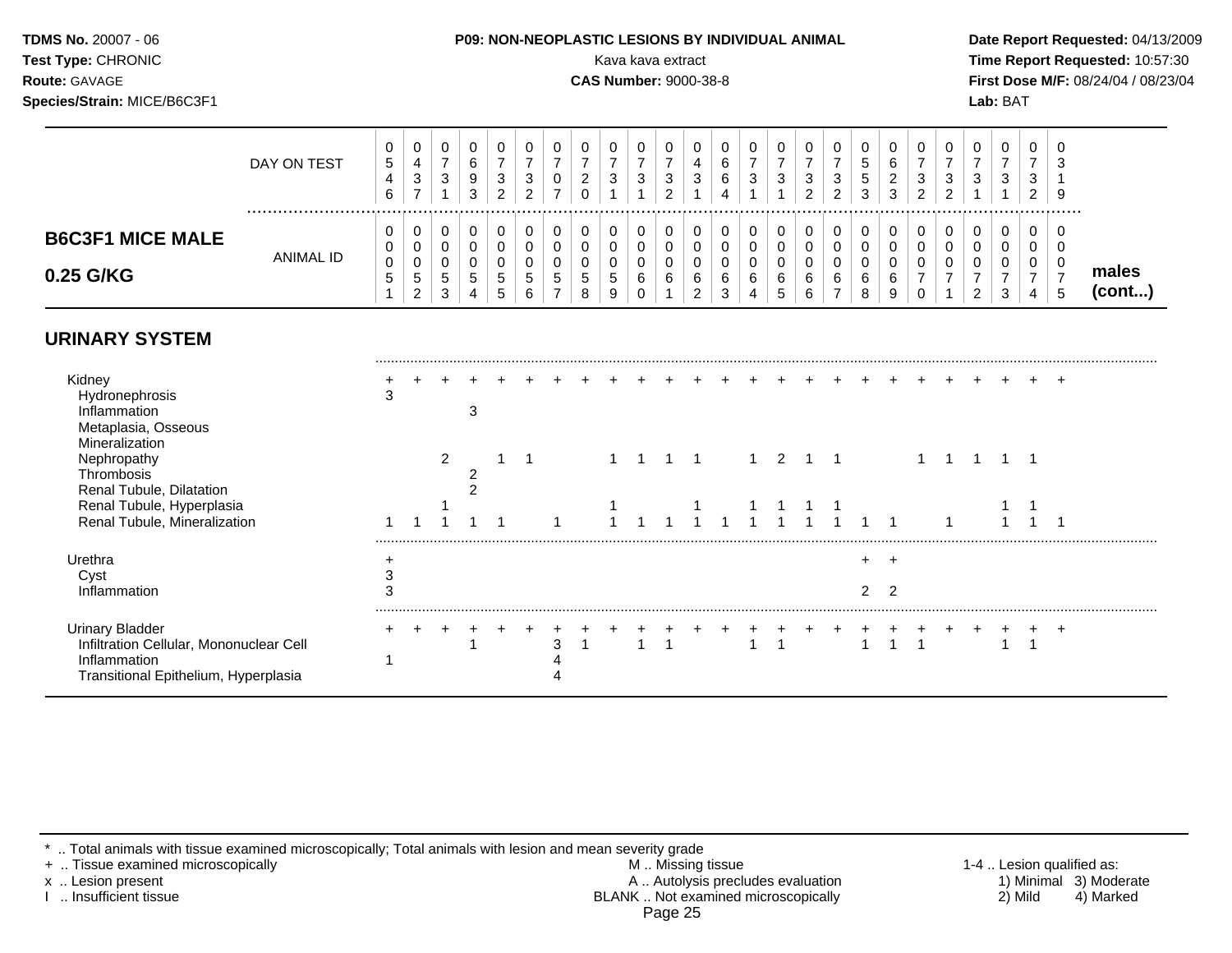**P09: NON-NEOPLASTIC LESIONS BY INDIVIDUAL ANIMAL**

**B6C3F1 MICE MALE 0.25 G/KG** — males (cont...)

| DAY ON TEST | 546 | 437 | 731 | 693 | 732 | 732 | 707 | 720 | 731 | 731 | 732 | 431 | 664 | 731 | 731 | 732 | 732 | 553 | 623 | 732 | 732 | 731 | 731 | 732 | 319 |
|---|---|---|---|---|---|---|---|---|---|---|---|---|---|---|---|---|---|---|---|---|---|---|---|---|---|
| **ANIMAL ID** | 00051 | 00052 | 00053 | 00054 | 00055 | 00056 | 00057 | 00058 | 00059 | 00060 | 00061 | 00062 | 00063 | 00064 | 00065 | 00066 | 00067 | 00068 | 00069 | 00070 | 00071 | 00072 | 00073 | 00074 | 00075 |
| **URINARY SYSTEM** | | | | | | | | | | | | | | | | | | | | | | | | | |
| Kidney | + | + | + | + | + | + | + | + | + | + | + | + | + | + | + | + | + | + | + | + | + | + | + | + | + |
| Hydronephrosis | 3 | | | | | | | | | | | | | | | | | | | | | | | | |
| Inflammation | | | | 3 | | | | | | | | | | | | | | | | | | | | | |
| Metaplasia, Osseous | | | | | | | | | | | | | | | | | | | | | | | | | |
| Mineralization | | | | | | | | | | | | | | | | | | | | | | | | | |
| Nephropathy | | | 2 | | 1 | 1 | | | 1 | 1 | 1 | 1 | | 1 | 2 | 1 | 1 | | | 1 | 1 | 1 | 1 | 1 | |
| Thrombosis | | | | 2 | | | | | | | | | | | | | | | | | | | | | |
| Renal Tubule, Dilatation | | | | 2 | | | | | | | | | | | | | | | | | | | | | |
| Renal Tubule, Hyperplasia | | | 1 | | | | | | 1 | | | 1 | | 1 | 1 | 1 | 1 | | | | | | 1 | 1 | |
| Renal Tubule, Mineralization | 1 | 1 | 1 | 1 | 1 | | 1 | | 1 | 1 | 1 | 1 | 1 | 1 | 1 | 1 | 1 | 1 | 1 | | 1 | | 1 | 1 | 1 |
| Urethra | + | | | | | | | | | | | | | | | | | + | + | | | | | | |
| Cyst | 3 | | | | | | | | | | | | | | | | | | | | | | | | |
| Inflammation | 3 | | | | | | | | | | | | | | | | | 2 | 2 | | | | | | |
| Urinary Bladder | + | + | + | + | + | + | + | + | + | + | + | + | + | + | + | + | + | + | + | + | + | + | + | + | + |
| Infiltration Cellular, Mononuclear Cell | | | | 1 | | | 3 | 1 | | 1 | 1 | | | 1 | 1 | | | 1 | 1 | 1 | | | 1 | 1 | |
| Inflammation | 1 | | | | | | 4 | | | | | | | | | | | | | | | | | | |
| Transitional Epithelium, Hyperplasia | | | | | | | 4 | | | | | | | | | | | | | | | | | | |

* .. Total animals with tissue examined microscopically; Total animals with lesion and mean severity grade
+ .. Tissue examined microscopically
x .. Lesion present
I .. Insufficient tissue
M .. Missing tissue
A .. Autolysis precludes evaluation
BLANK .. Not examined microscopically
1-4 .. Lesion qualified as: 1) Minimal 2) Mild 3) Moderate 4) Marked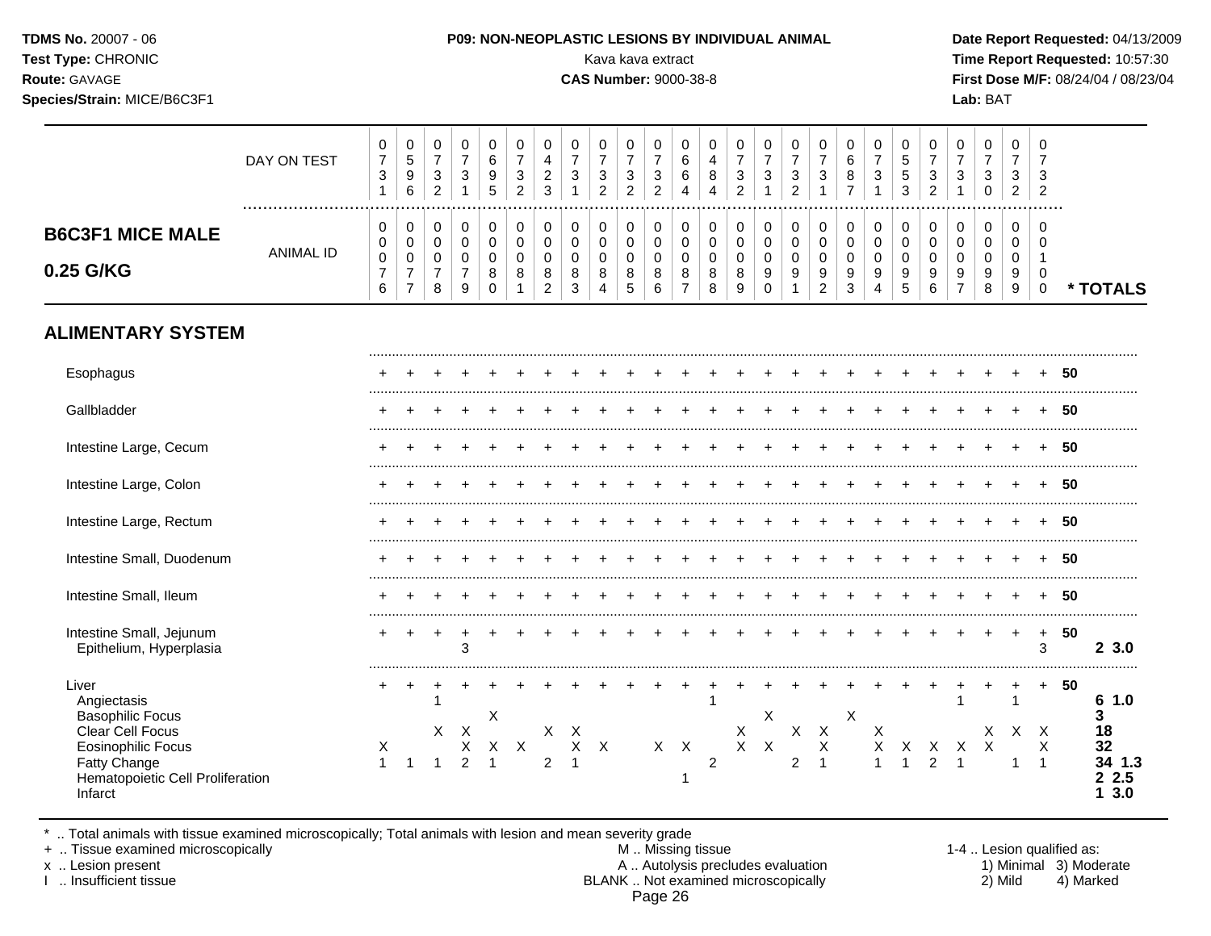**TDMS No.** 20007 - 06
**Test Type:** CHRONIC
**Route:** GAVAGE
**Species/Strain:** MICE/B6C3F1

**P09: NON-NEOPLASTIC LESIONS BY INDIVIDUAL ANIMAL**
Kava kava extract
**CAS Number:** 9000-38-8

**Date Report Requested:** 04/13/2009
**Time Report Requested:** 10:57:30
**First Dose M/F:** 08/24/04 / 08/23/04
**Lab:** BAT

## B6C3F1 MICE MALE 0.25 G/KG

| | 1 | 2 | 3 | 4 | 5 | 6 | 7 | 8 | 9 | 10 | 11 | 12 | 13 | 14 | 15 | 16 | 17 | 18 | 19 | 20 | 21 | 22 | 23 | 24 | 25 | | * TOTALS |
|---|---|---|---|---|---|---|---|---|---|---|---|---|---|---|---|---|---|---|---|---|---|---|---|---|---|---|---|
| DAY ON TEST | 0731 | 0596 | 0732 | 0731 | 0695 | 0732 | 0423 | 0731 | 0732 | 0732 | 0732 | 0664 | 0484 | 0732 | 0731 | 0732 | 0731 | 0687 | 0731 | 0553 | 0732 | 0731 | 0730 | 0732 | 0732 | | |
| ANIMAL ID | 0076 | 0077 | 0078 | 0079 | 0080 | 0081 | 0082 | 0083 | 0084 | 0085 | 0086 | 0087 | 0088 | 0089 | 0090 | 0091 | 0092 | 0093 | 0094 | 0095 | 0096 | 0097 | 0098 | 0099 | 0100 | | |
| **ALIMENTARY SYSTEM** | | | | | | | | | | | | | | | | | | | | | | | | | | | |
| Esophagus | + | + | + | + | + | + | + | + | + | + | + | + | + | + | + | + | + | + | + | + | + | + | + | + | + | **50** | |
| Gallbladder | + | + | + | + | + | + | + | + | + | + | + | + | + | + | + | + | + | + | + | + | + | + | + | + | + | **50** | |
| Intestine Large, Cecum | + | + | + | + | + | + | + | + | + | + | + | + | + | + | + | + | + | + | + | + | + | + | + | + | + | **50** | |
| Intestine Large, Colon | + | + | + | + | + | + | + | + | + | + | + | + | + | + | + | + | + | + | + | + | + | + | + | + | + | **50** | |
| Intestine Large, Rectum | + | + | + | + | + | + | + | + | + | + | + | + | + | + | + | + | + | + | + | + | + | + | + | + | + | **50** | |
| Intestine Small, Duodenum | + | + | + | + | + | + | + | + | + | + | + | + | + | + | + | + | + | + | + | + | + | + | + | + | + | **50** | |
| Intestine Small, Ileum | + | + | + | + | + | + | + | + | + | + | + | + | + | + | + | + | + | + | + | + | + | + | + | + | + | **50** | |
| Intestine Small, Jejunum | + | + | + | + | + | + | + | + | + | + | + | + | + | + | + | + | + | + | + | + | + | + | + | + | + | **50** | |
| Epithelium, Hyperplasia | | | | 3 | | | | | | | | | | | | | | | | | | | | | 3 | | **2 3.0** |
| Liver | + | + | + | + | + | + | + | + | + | + | + | + | + | + | + | + | + | + | + | + | + | + | + | + | + | **50** | |
| Angiectasis | | | 1 | | | | | | | | | | 1 | | | | | | | | | 1 | | 1 | | | **6 1.0** |
| Basophilic Focus | | | | | X | | | | | | | | | | X | | | X | | | | | | | | | **3** |
| Clear Cell Focus | | | X | X | | | X | X | | | | | | X | | X | X | | X | | | | X | X | X | | **18** |
| Eosinophilic Focus | X | | | X | X | X | | X | X | | X | X | | X | X | | X | | X | X | X | X | X | | X | | **32** |
| Fatty Change | 1 | 1 | 1 | 2 | 1 | | 2 | 1 | | | | | 2 | | | 2 | 1 | | 1 | 1 | 2 | 1 | | 1 | 1 | | **34 1.3** |
| Hematopoietic Cell Proliferation | | | | | | | | | | | | 1 | | | | | | | | | | | | | | | **2 2.5** |
| Infarct | | | | | | | | | | | | | | | | | | | | | | | | | | | **1 3.0** |

\* .. Total animals with tissue examined microscopically; Total animals with lesion and mean severity grade
\+ .. Tissue examined microscopically
x .. Lesion present
I .. Insufficient tissue

M .. Missing tissue
A .. Autolysis precludes evaluation
BLANK .. Not examined microscopically

1-4 .. Lesion qualified as:
1) Minimal 3) Moderate
2) Mild 4) Marked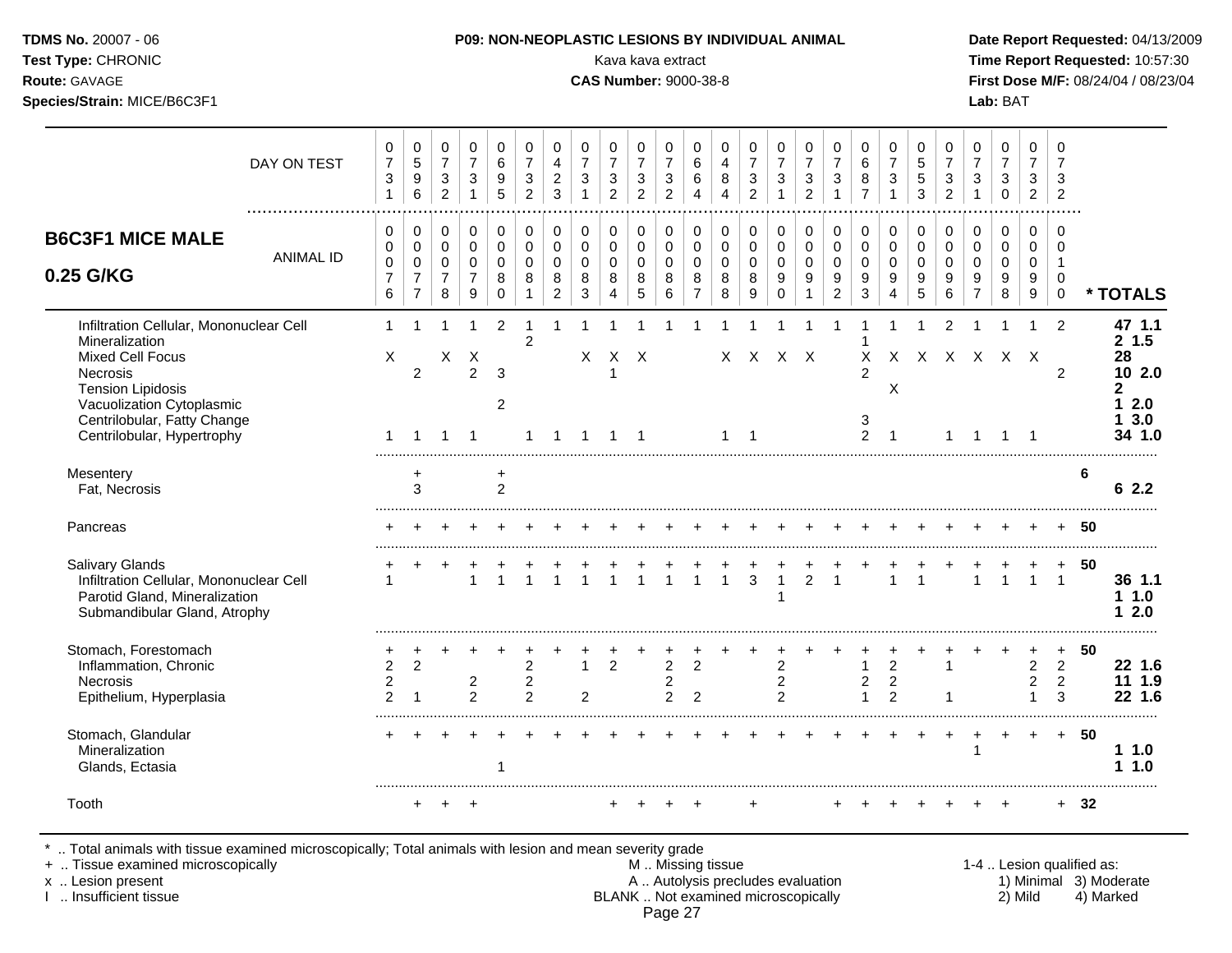**TDMS No.** 20007 - 06
**Test Type:** CHRONIC
**Route:** GAVAGE
**Species/Strain:** MICE/B6C3F1

**P09: NON-NEOPLASTIC LESIONS BY INDIVIDUAL ANIMAL**
Kava kava extract
**CAS Number:** 9000-38-8

**Date Report Requested:** 04/13/2009
**Time Report Requested:** 10:57:30
**First Dose M/F:** 08/24/04 / 08/23/04
**Lab:** BAT

## B6C3F1 MICE MALE 0.25 G/KG

| DAY ON TEST | 0731 | 0596 | 0732 | 0731 | 0695 | 0732 | 0423 | 0731 | 0732 | 0732 | 0732 | 0664 | 0484 | 0732 | 0731 | 0732 | 0731 | 0687 | 0731 | 0553 | 0732 | 0731 | 0730 | 0732 | 0732 | |
|---|---|---|---|---|---|---|---|---|---|---|---|---|---|---|---|---|---|---|---|---|---|---|---|---|---|---|
| **ANIMAL ID** | 0076 | 0077 | 0078 | 0079 | 0080 | 0081 | 0082 | 0083 | 0084 | 0085 | 0086 | 0087 | 0088 | 0089 | 0090 | 0091 | 0092 | 0093 | 0094 | 0095 | 0096 | 0097 | 0098 | 0099 | 0100 | *** TOTALS** |
| Infiltration Cellular, Mononuclear Cell | 1 | 1 | 1 | 1 | 2 | 1 | 1 | 1 | 1 | 1 | 1 | 1 | 1 | 1 | 1 | 1 | 1 | 1 | 1 | 1 | 2 | 1 | 1 | 1 | 2 | 47 1.1 |
| Mineralization | | | | | | 2 | | | | | | | | | | | | 1 | | | | | | | | 2 1.5 |
| Mixed Cell Focus | X | | X | X | | | | X | X | X | | | X | X | X | X | | X | X | X | X | X | X | X | | 28 |
| Necrosis | | 2 | | 2 | 3 | | | | 1 | | | | | | | | | 2 | | | | | | | 2 | 10 2.0 |
| Tension Lipidosis | | | | | | | | | | | | | | | | | | | X | | | | | | | 2 |
| Vacuolization Cytoplasmic | | | | | 2 | | | | | | | | | | | | | | | | | | | | | 1 2.0 |
| Centrilobular, Fatty Change | | | | | | | | | | | | | | | | | | 3 | | | | | | | | 1 3.0 |
| Centrilobular, Hypertrophy | 1 | 1 | 1 | 1 | | 1 | 1 | 1 | 1 | 1 | | | 1 | 1 | | | | 2 | 1 | | 1 | 1 | 1 | 1 | | 34 1.0 |
| Mesentery | | + | | | + | | | | | | | | | | | | | | | | | | | | | 6 |
| Fat, Necrosis | | 3 | | | 2 | | | | | | | | | | | | | | | | | | | | | 6 2.2 |
| Pancreas | + | + | + | + | + | + | + | + | + | + | + | + | + | + | + | + | + | + | + | + | + | + | + | + | + | 50 |
| Salivary Glands | + | + | + | + | + | + | + | + | + | + | + | + | + | + | + | + | + | + | + | + | + | + | + | + | + | 50 |
| Infiltration Cellular, Mononuclear Cell | 1 | | | 1 | 1 | 1 | 1 | 1 | 1 | 1 | 1 | 1 | 1 | 3 | 1 | 2 | 1 | | 1 | 1 | | 1 | 1 | 1 | 1 | 36 1.1 |
| Parotid Gland, Mineralization | | | | | | | | | | | | | | | 1 | | | | | | | | | | | 1 1.0 |
| Submandibular Gland, Atrophy | | | | | | | | | | | | | | | | | | | | | | | | | | 1 2.0 |
| Stomach, Forestomach | + | + | + | + | + | + | + | + | + | + | + | + | + | + | + | + | + | + | + | + | + | + | + | + | + | 50 |
| Inflammation, Chronic | 2 | 2 | | | | 2 | | 1 | 2 | | 2 | 2 | | | 2 | | | 1 | 2 | | 1 | | | 2 | 2 | 22 1.6 |
| Necrosis | 2 | | | 2 | | 2 | | | | | 2 | | | | 2 | | | 2 | 2 | | | | | 2 | 2 | 11 1.9 |
| Epithelium, Hyperplasia | 2 | 1 | | 2 | | 2 | | 2 | | | 2 | 2 | | | 2 | | | 1 | 2 | | 1 | | | 1 | 3 | 22 1.6 |
| Stomach, Glandular | + | + | + | + | + | + | + | + | + | + | + | + | + | + | + | + | + | + | + | + | + | + | + | + | + | 50 |
| Mineralization | | | | | | | | | | | | | | | | | | | | | | 1 | | | | 1 1.0 |
| Glands, Ectasia | | | | | 1 | | | | | | | | | | | | | | | | | | | | | 1 1.0 |
| Tooth | | + | + | + | | | | | + | + | + | + | | + | | | + | + | + | + | + | + | + | | + | 32 |

\* .. Total animals with tissue examined microscopically; Total animals with lesion and mean severity grade
\+ .. Tissue examined microscopically
x .. Lesion present
I .. Insufficient tissue

M .. Missing tissue
A .. Autolysis precludes evaluation
BLANK .. Not examined microscopically

1-4 .. Lesion qualified as: 1) Minimal 2) Mild 3) Moderate 4) Marked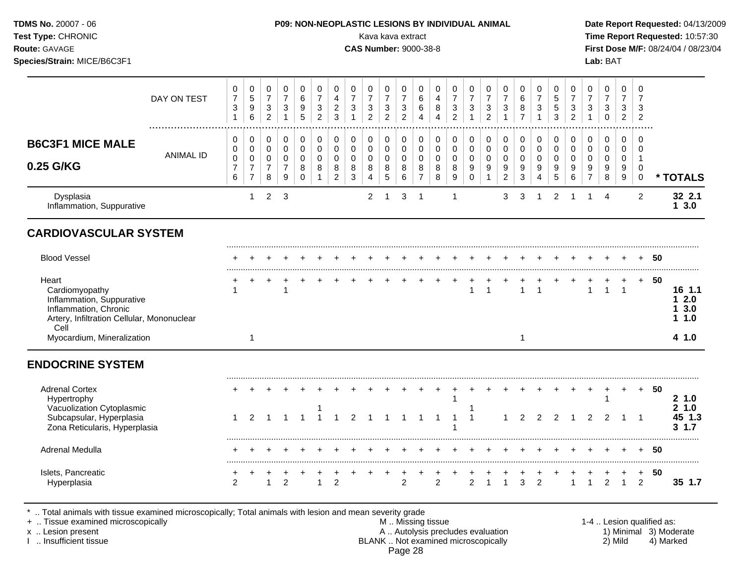| | 1 | 2 | 3 | 4 | 5 | 6 | 7 | 8 | 9 | 10 | 11 | 12 | 13 | 14 | 15 | 16 | 17 | 18 | 19 | 20 | 21 | 22 | 23 | 24 | 25 | |
|---|---|---|---|---|---|---|---|---|---|---|---|---|---|---|---|---|---|---|---|---|---|---|---|---|---|---|
| DAY ON TEST | 0731 | 0596 | 0732 | 0731 | 0695 | 0732 | 0423 | 0731 | 0732 | 0732 | 0732 | 0664 | 0484 | 0732 | 0731 | 0732 | 0731 | 0687 | 0731 | 0553 | 0732 | 0731 | 0730 | 0732 | 0732 | |
| **B6C3F1 MICE MALE 0.25 G/KG** ANIMAL ID | 0076 | 0077 | 0078 | 0079 | 0080 | 0081 | 0082 | 0083 | 0084 | 0085 | 0086 | 0087 | 0088 | 0089 | 0090 | 0091 | 0092 | 0093 | 0094 | 0095 | 0096 | 0097 | 0098 | 0099 | 0100 | *** TOTALS** |
| Dysplasia | | 1 | 2 | 3 | | | | | 2 | 1 | 3 | 1 | | 1 | | | 3 | 3 | 1 | 2 | 1 | 1 | 4 | | 2 | **32 2.1** |
| Inflammation, Suppurative | | | | | | | | | | | | | | | | | | | | | | | | | | **1 3.0** |
| **CARDIOVASCULAR SYSTEM** | | | | | | | | | | | | | | | | | | | | | | | | | | |
| Blood Vessel | + | + | + | + | + | + | + | + | + | + | + | + | + | + | + | + | + | + | + | + | + | + | + | + | + | **50** |
| Heart | + | + | + | + | + | + | + | + | + | + | + | + | + | + | + | + | + | + | + | + | + | + | + | + | + | **50** |
| Cardiomyopathy | 1 | | | 1 | | | | | | | | | | | 1 | 1 | | 1 | 1 | | | 1 | 1 | 1 | | **16 1.1** |
| Inflammation, Suppurative | | | | | | | | | | | | | | | | | | | | | | | | | | **1 2.0** |
| Inflammation, Chronic | | | | | | | | | | | | | | | | | | | | | | | | | | **1 3.0** |
| Artery, Infiltration Cellular, Mononuclear Cell | | | | | | | | | | | | | | | | | | | | | | | | | | **1 1.0** |
| Myocardium, Mineralization | | 1 | | | | | | | | | | | | | | | | 1 | | | | | | | | **4 1.0** |
| **ENDOCRINE SYSTEM** | | | | | | | | | | | | | | | | | | | | | | | | | | |
| Adrenal Cortex | + | + | + | + | + | + | + | + | + | + | + | + | + | + | + | + | + | + | + | + | + | + | + | + | + | **50** |
| Hypertrophy | | | | | | | | | | | | | | 1 | | | | | | | | | 1 | | | **2 1.0** |
| Vacuolization Cytoplasmic | | | | | | 1 | | | | | | | | | 1 | | | | | | | | | | | **2 1.0** |
| Subcapsular, Hyperplasia | 1 | 2 | 1 | 1 | 1 | 1 | 1 | 2 | 1 | 1 | 1 | 1 | 1 | 1 | 1 | | 1 | 2 | 2 | 2 | 1 | 2 | 2 | 1 | 1 | **45 1.3** |
| Zona Reticularis, Hyperplasia | | | | | | | | | | | | | | 1 | | | | | | | | | | | | **3 1.7** |
| Adrenal Medulla | + | + | + | + | + | + | + | + | + | + | + | + | + | + | + | + | + | + | + | + | + | + | + | + | + | **50** |
| Islets, Pancreatic | + | + | + | + | + | + | + | + | + | + | + | + | + | + | + | + | + | + | + | + | + | + | + | + | + | **50** |
| Hyperplasia | 2 | | 1 | 2 | | 1 | 2 | | | | 2 | | 2 | | 2 | 1 | 1 | 3 | 2 | | 1 | 1 | 2 | 1 | 2 | **35 1.7** |

\* .. Total animals with tissue examined microscopically; Total animals with lesion and mean severity grade
+ .. Tissue examined microscopically
x .. Lesion present
I .. Insufficient tissue
M .. Missing tissue
A .. Autolysis precludes evaluation
BLANK .. Not examined microscopically
1-4 .. Lesion qualified as: 1) Minimal 2) Mild 3) Moderate 4) Marked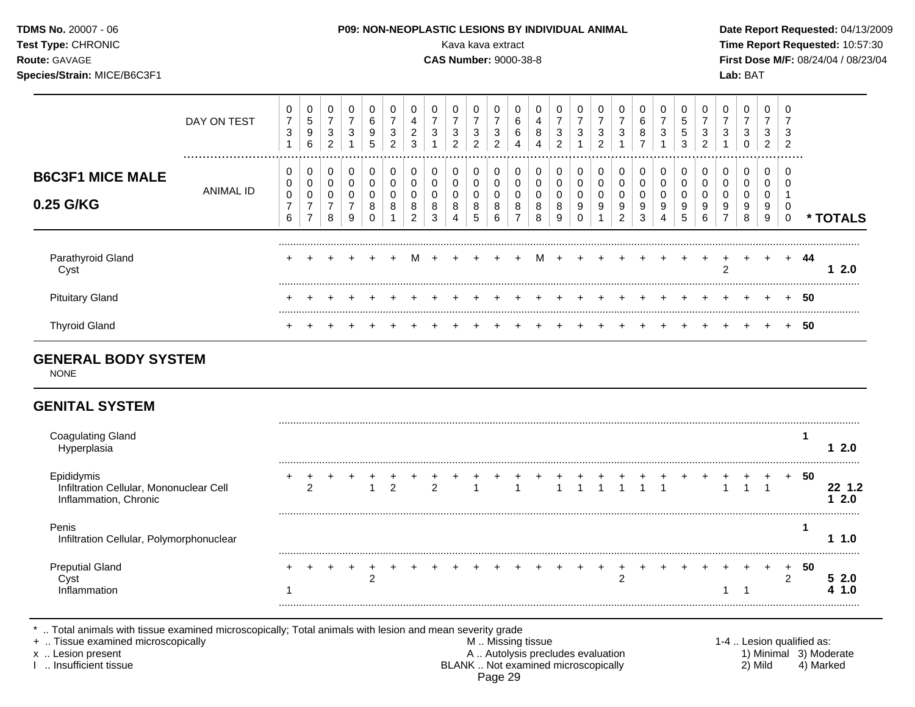**TDMS No.** 20007 - 06
**Test Type:** CHRONIC
**Route:** GAVAGE
**Species/Strain:** MICE/B6C3F1

**P09: NON-NEOPLASTIC LESIONS BY INDIVIDUAL ANIMAL**
Kava kava extract
**CAS Number:** 9000-38-8

**Date Report Requested:** 04/13/2009
**Time Report Requested:** 10:57:30
**First Dose M/F:** 08/24/04 / 08/23/04
**Lab:** BAT

## B6C3F1 MICE MALE 0.25 G/KG

| | 1 | 2 | 3 | 4 | 5 | 6 | 7 | 8 | 9 | 10 | 11 | 12 | 13 | 14 | 15 | 16 | 17 | 18 | 19 | 20 | 21 | 22 | 23 | 24 | 25 | | * TOTALS |
|---|---|---|---|---|---|---|---|---|---|---|---|---|---|---|---|---|---|---|---|---|---|---|---|---|---|---|---|
| DAY ON TEST | 0731 | 0596 | 0732 | 0731 | 0695 | 0732 | 0423 | 0731 | 0732 | 0732 | 0732 | 0664 | 0484 | 0732 | 0731 | 0732 | 0731 | 0687 | 0731 | 0553 | 0732 | 0731 | 0730 | 0732 | 0732 | | |
| ANIMAL ID | 0076 | 0077 | 0078 | 0079 | 0080 | 0081 | 0082 | 0083 | 0084 | 0085 | 0086 | 0087 | 0088 | 0089 | 0090 | 0091 | 0092 | 0093 | 0094 | 0095 | 0096 | 0097 | 0098 | 0099 | 0100 | | |
| Parathyroid Gland | + | + | + | + | + | + | M | + | + | + | + | + | M | + | + | + | + | + | + | + | + | + | + | + | + | 44 | |
| Cyst | | | | | | | | | | | | | | | | | | | | | | 2 | | | | | 1 2.0 |
| Pituitary Gland | + | + | + | + | + | + | + | + | + | + | + | + | + | + | + | + | + | + | + | + | + | + | + | + | + | 50 | |
| Thyroid Gland | + | + | + | + | + | + | + | + | + | + | + | + | + | + | + | + | + | + | + | + | + | + | + | + | + | 50 | |

## GENERAL BODY SYSTEM

NONE

## GENITAL SYSTEM

| | 1 | 2 | 3 | 4 | 5 | 6 | 7 | 8 | 9 | 10 | 11 | 12 | 13 | 14 | 15 | 16 | 17 | 18 | 19 | 20 | 21 | 22 | 23 | 24 | 25 | | * TOTALS |
|---|---|---|---|---|---|---|---|---|---|---|---|---|---|---|---|---|---|---|---|---|---|---|---|---|---|---|---|
| Coagulating Gland | | | | | | | | | | | | | | | | | | | | | | | | | | 1 | |
| Hyperplasia | | | | | | | | | | | | | | | | | | | | | | | | | | | 1 2.0 |
| Epididymis | + | + | + | + | + | + | + | + | + | + | + | + | + | + | + | + | + | + | + | + | + | + | + | + | + | 50 | |
| Infiltration Cellular, Mononuclear Cell | | 2 | | | 1 | 2 | | 2 | | 1 | | 1 | | 1 | 1 | 1 | 1 | 1 | 1 | | | 1 | 1 | 1 | | | 22 1.2 |
| Inflammation, Chronic | | | | | | | | | | | | | | | | | | | | | | | | | | | 1 2.0 |
| Penis | | | | | | | | | | | | | | | | | | | | | | | | | | 1 | |
| Infiltration Cellular, Polymorphonuclear | | | | | | | | | | | | | | | | | | | | | | | | | | | 1 1.0 |
| Preputial Gland | + | + | + | + | + | + | + | + | + | + | + | + | + | + | + | + | + | + | + | + | + | + | + | + | + | 50 | |
| Cyst | | | | | 2 | | | | | | | | | | | | 2 | | | | | | | | 2 | | 5 2.0 |
| Inflammation | 1 | | | | | | | | | | | | | | | | | | | | | 1 | 1 | | | | 4 1.0 |

\* .. Total animals with tissue examined microscopically; Total animals with lesion and mean severity grade
\+ .. Tissue examined microscopically
x .. Lesion present
I .. Insufficient tissue

M .. Missing tissue
A .. Autolysis precludes evaluation
BLANK .. Not examined microscopically

1-4 .. Lesion qualified as: 1) Minimal 2) Mild 3) Moderate 4) Marked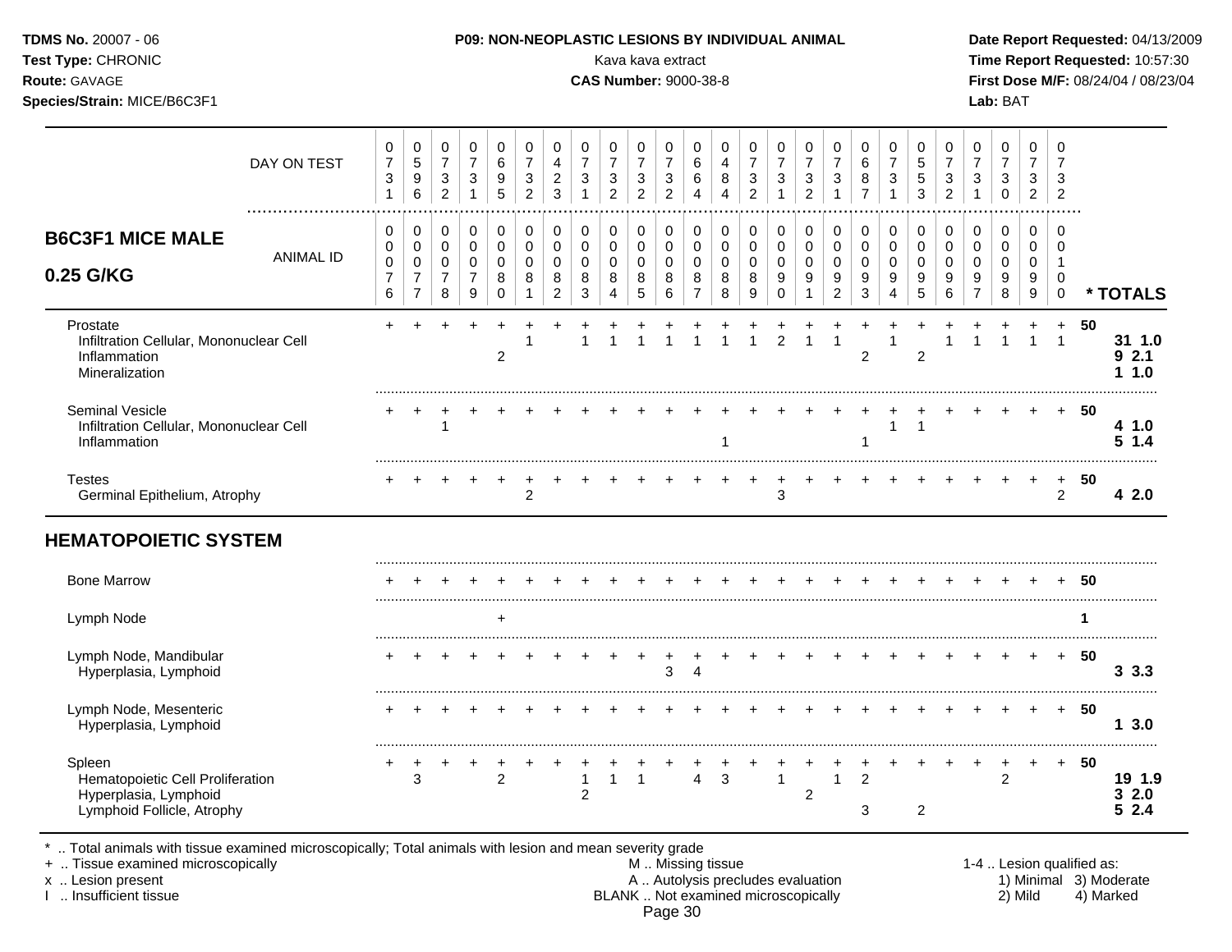**TDMS No.** 20007 - 06
**Test Type:** CHRONIC
**Route:** GAVAGE
**Species/Strain:** MICE/B6C3F1

**P09: NON-NEOPLASTIC LESIONS BY INDIVIDUAL ANIMAL**
Kava kava extract
**CAS Number:** 9000-38-8

**Date Report Requested:** 04/13/2009
**Time Report Requested:** 10:57:30
**First Dose M/F:** 08/24/04 / 08/23/04
**Lab:** BAT

| B6C3F1 MICE MALE 0.25 G/KG | | | | | | | | | | | | | | | | | | | | | | | | | | |
|---|---|---|---|---|---|---|---|---|---|---|---|---|---|---|---|---|---|---|---|---|---|---|---|---|---|---|
| DAY ON TEST | 0731 | 0596 | 0732 | 0731 | 0695 | 0732 | 0423 | 0731 | 0732 | 0732 | 0732 | 0664 | 0484 | 0732 | 0731 | 0732 | 0731 | 0687 | 0731 | 0553 | 0732 | 0731 | 0730 | 0732 | 0732 | |
| ANIMAL ID | 0076 | 0077 | 0078 | 0079 | 0080 | 0081 | 0082 | 0083 | 0084 | 0085 | 0086 | 0087 | 0088 | 0089 | 0090 | 0091 | 0092 | 0093 | 0094 | 0095 | 0096 | 0097 | 0098 | 0099 | 0100 | * TOTALS |
| Prostate | + | + | + | + | + | + | + | + | + | + | + | + | + | + | + | + | + | + | + | + | + | + | + | + | + | 50 |
| Infiltration Cellular, Mononuclear Cell | | | | | | 1 | | 1 | 1 | 1 | 1 | 1 | 1 | 1 | 2 | 1 | 1 | | 1 | | 1 | 1 | 1 | 1 | 1 | 31 1.0 |
| Inflammation | | | | | 2 | | | | | | | | | | | | | 2 | | 2 | | | | | | 9 2.1 |
| Mineralization | | | | | | | | | | | | | | | | | | | | | | | | | | 1 1.0 |
| Seminal Vesicle | + | + | + | + | + | + | + | + | + | + | + | + | + | + | + | + | + | + | + | + | + | + | + | + | + | 50 |
| Infiltration Cellular, Mononuclear Cell | | | 1 | | | | | | | | | | | | | | | | 1 | 1 | | | | | | 4 1.0 |
| Inflammation | | | | | | | | | | | | | 1 | | | | | 1 | | | | | | | | 5 1.4 |
| Testes | + | + | + | + | + | + | + | + | + | + | + | + | + | + | + | + | + | + | + | + | + | + | + | + | + | 50 |
| Germinal Epithelium, Atrophy | | | | | | 2 | | | | | | | | | 3 | | | | | | | | | | 2 | 4 2.0 |
| **HEMATOPOIETIC SYSTEM** | | | | | | | | | | | | | | | | | | | | | | | | | | |
| Bone Marrow | + | + | + | + | + | + | + | + | + | + | + | + | + | + | + | + | + | + | + | + | + | + | + | + | + | 50 |
| Lymph Node | | | | | + | | | | | | | | | | | | | | | | | | | | | 1 |
| Lymph Node, Mandibular | + | + | + | + | + | + | + | + | + | + | + | + | + | + | + | + | + | + | + | + | + | + | + | + | + | 50 |
| Hyperplasia, Lymphoid | | | | | | | | | | | 3 | 4 | | | | | | | | | | | | | | 3 3.3 |
| Lymph Node, Mesenteric | + | + | + | + | + | + | + | + | + | + | + | + | + | + | + | + | + | + | + | + | + | + | + | + | + | 50 |
| Hyperplasia, Lymphoid | | | | | | | | | | | | | | | | | | | | | | | | | | 1 3.0 |
| Spleen | + | + | + | + | + | + | + | + | + | + | + | + | + | + | + | + | + | + | + | + | + | + | + | + | + | 50 |
| Hematopoietic Cell Proliferation | | 3 | | | 2 | | | 1 | 1 | 1 | | 4 | 3 | | 1 | | 1 | 2 | | | | | 2 | | | 19 1.9 |
| Hyperplasia, Lymphoid | | | | | | | | 2 | | | | | | | | 2 | | | | | | | | | | 3 2.0 |
| Lymphoid Follicle, Atrophy | | | | | | | | | | | | | | | | | | 3 | | 2 | | | | | | 5 2.4 |

\* .. Total animals with tissue examined microscopically; Total animals with lesion and mean severity grade
\+ .. Tissue examined microscopically
x .. Lesion present
I .. Insufficient tissue

M .. Missing tissue
A .. Autolysis precludes evaluation
BLANK .. Not examined microscopically

1-4 .. Lesion qualified as:
1) Minimal 2) Mild 3) Moderate 4) Marked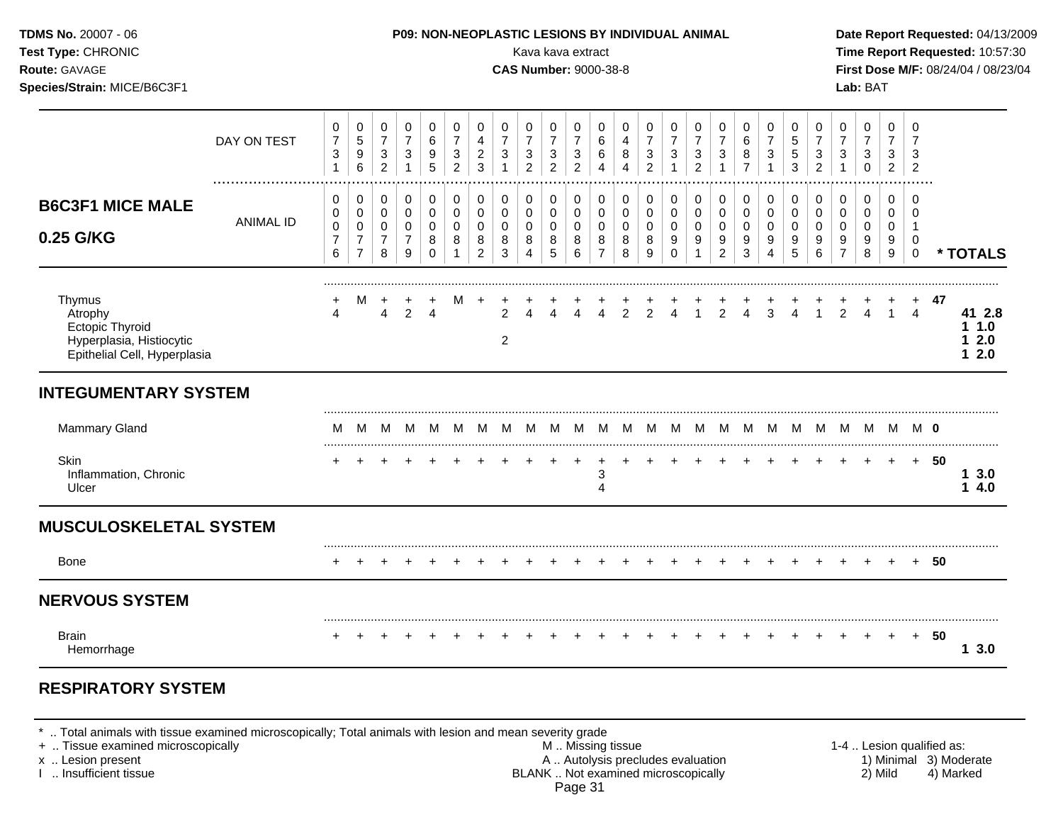**TDMS No.** 20007 - 06
**Test Type:** CHRONIC
**Route:** GAVAGE
**Species/Strain:** MICE/B6C3F1

**P09: NON-NEOPLASTIC LESIONS BY INDIVIDUAL ANIMAL**
Kava kava extract
**CAS Number:** 9000-38-8

**Date Report Requested:** 04/13/2009
**Time Report Requested:** 10:57:30
**First Dose M/F:** 08/24/04 / 08/23/04
**Lab:** BAT

## B6C3F1 MICE MALE 0.25 G/KG

| DAY ON TEST | 0731 | 0596 | 0732 | 0731 | 0695 | 0732 | 0423 | 0731 | 0732 | 0732 | 0732 | 0664 | 0484 | 0732 | 0731 | 0732 | 0731 | 0687 | 0731 | 0553 | 0732 | 0731 | 0730 | 0732 | 0732 | |
|---|---|---|---|---|---|---|---|---|---|---|---|---|---|---|---|---|---|---|---|---|---|---|---|---|---|---|
| **ANIMAL ID** | 0000076 | 0000077 | 0000078 | 0000079 | 0000080 | 0000081 | 0000082 | 0000083 | 0000084 | 0000085 | 0000086 | 0000087 | 0000088 | 0000089 | 0000090 | 0000091 | 0000092 | 0000093 | 0000094 | 0000095 | 0000096 | 0000097 | 0000098 | 0000099 | 0000100 | *** TOTALS** |
| Thymus | + | M | + | + | + | M | + | + | + | + | + | + | + | + | + | + | + | + | + | + | + | + | + | + | + | 47 |
| Atrophy | 4 | | 4 | 2 | 4 | | | 2 | 4 | 4 | 4 | 4 | 2 | 2 | 4 | 1 | 2 | 4 | 3 | 4 | 1 | 2 | 4 | 1 | 4 | **41 2.8** |
| Ectopic Thyroid | | | | | | | | | | | | | | | | | | | | | | | | | | **1 1.0** |
| Hyperplasia, Histiocytic | | | | | | | | 2 | | | | | | | | | | | | | | | | | | **1 2.0** |
| Epithelial Cell, Hyperplasia | | | | | | | | | | | | | | | | | | | | | | | | | | **1 2.0** |
| **INTEGUMENTARY SYSTEM** | | | | | | | | | | | | | | | | | | | | | | | | | | |
| Mammary Gland | M | M | M | M | M | M | M | M | M | M | M | M | M | M | M | M | M | M | M | M | M | M | M | M | M | 0 |
| Skin | + | + | + | + | + | + | + | + | + | + | + | + | + | + | + | + | + | + | + | + | + | + | + | + | + | 50 |
| Inflammation, Chronic | | | | | | | | | | | | 3 | | | | | | | | | | | | | | **1 3.0** |
| Ulcer | | | | | | | | | | | | 4 | | | | | | | | | | | | | | **1 4.0** |
| **MUSCULOSKELETAL SYSTEM** | | | | | | | | | | | | | | | | | | | | | | | | | | |
| Bone | + | + | + | + | + | + | + | + | + | + | + | + | + | + | + | + | + | + | + | + | + | + | + | + | + | 50 |
| **NERVOUS SYSTEM** | | | | | | | | | | | | | | | | | | | | | | | | | | |
| Brain | + | + | + | + | + | + | + | + | + | + | + | + | + | + | + | + | + | + | + | + | + | + | + | + | + | 50 |
| Hemorrhage | | | | | | | | | | | | | | | | | | | | | | | | | | **1 3.0** |

## RESPIRATORY SYSTEM

\* .. Total animals with tissue examined microscopically; Total animals with lesion and mean severity grade
\+ .. Tissue examined microscopically
x .. Lesion present
I .. Insufficient tissue

M .. Missing tissue
A .. Autolysis precludes evaluation
BLANK .. Not examined microscopically

1-4 .. Lesion qualified as:
1) Minimal 2) Mild 3) Moderate 4) Marked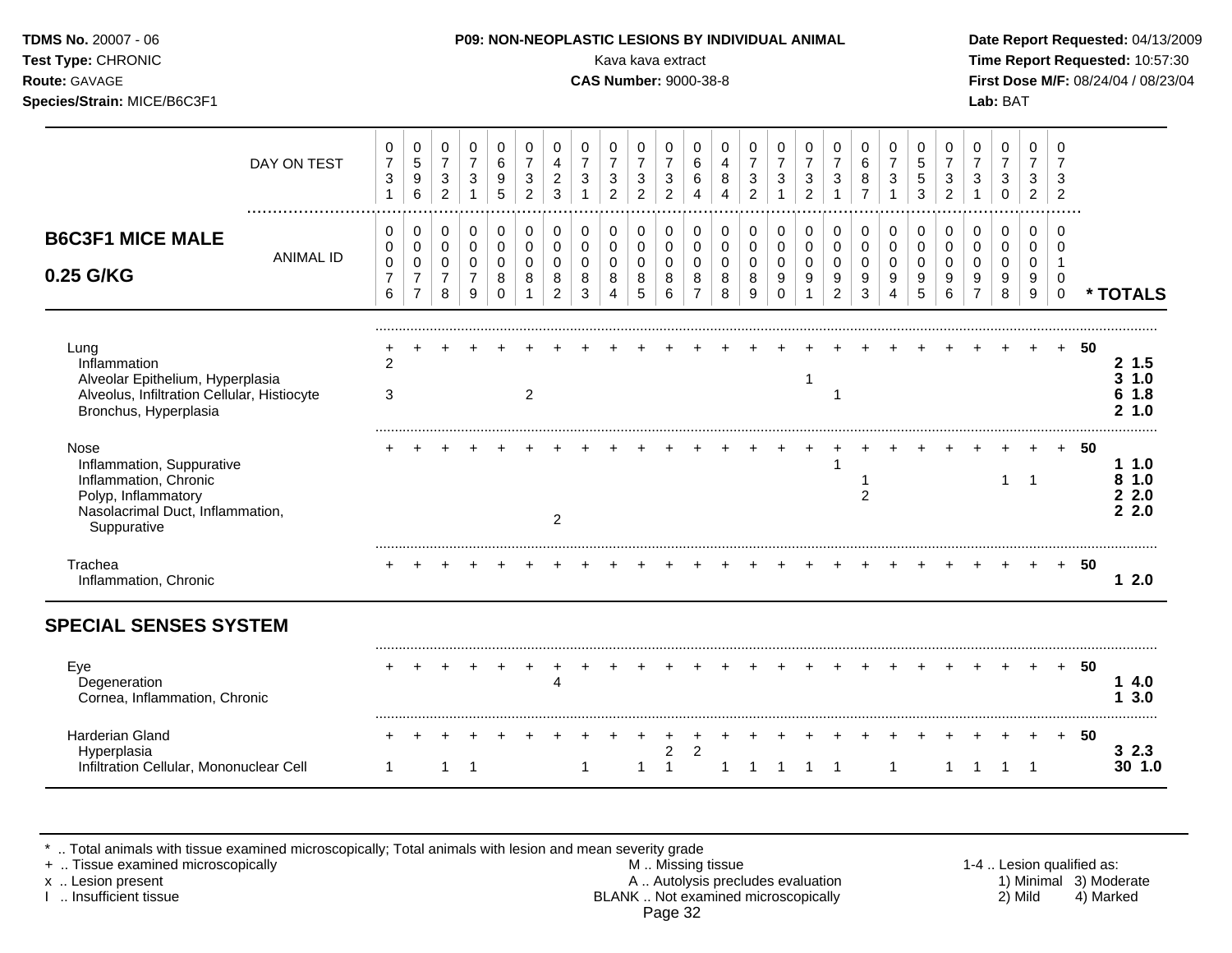**TDMS No.** 20007 - 06
**Test Type:** CHRONIC
**Route:** GAVAGE
**Species/Strain:** MICE/B6C3F1

**P09: NON-NEOPLASTIC LESIONS BY INDIVIDUAL ANIMAL**
Kava kava extract
**CAS Number:** 9000-38-8

**Date Report Requested:** 04/13/2009
**Time Report Requested:** 10:57:30
**First Dose M/F:** 08/24/04 / 08/23/04
**Lab:** BAT

## B6C3F1 MICE MALE 0.25 G/KG

| | | | | | | | | | | | | | | | | | | | | | | | | | | * TOTALS |
|---|---|---|---|---|---|---|---|---|---|---|---|---|---|---|---|---|---|---|---|---|---|---|---|---|---|---|
| DAY ON TEST | 0731 | 0596 | 0732 | 0731 | 0695 | 0732 | 0423 | 0731 | 0732 | 0732 | 0732 | 0664 | 0484 | 0732 | 0731 | 0732 | 0731 | 0687 | 0731 | 0553 | 0732 | 0731 | 0730 | 0732 | 0732 | |
| ANIMAL ID | 0076 | 0077 | 0078 | 0079 | 0080 | 0081 | 0082 | 0083 | 0084 | 0085 | 0086 | 0087 | 0088 | 0089 | 0090 | 0091 | 0092 | 0093 | 0094 | 0095 | 0096 | 0097 | 0098 | 0099 | 0100 | |
| Lung | + | + | + | + | + | + | + | + | + | + | + | + | + | + | + | + | + | + | + | + | + | + | + | + | + | 50 |
| Inflammation | 2 | | | | | | | | | | | | | | | | | | | | | | | | | 2 1.5 |
| Alveolar Epithelium, Hyperplasia | | | | | | | | | | | | | | | | 1 | | | | | | | | | | 3 1.0 |
| Alveolus, Infiltration Cellular, Histiocyte | 3 | | | | | 2 | | | | | | | | | | | 1 | | | | | | | | | 6 1.8 |
| Bronchus, Hyperplasia | | | | | | | | | | | | | | | | | | | | | | | | | | 2 1.0 |
| Nose | + | + | + | + | + | + | + | + | + | + | + | + | + | + | + | + | + | + | + | + | + | + | + | + | + | 50 |
| Inflammation, Suppurative | | | | | | | | | | | | | | | | | 1 | | | | | | | | | 1 1.0 |
| Inflammation, Chronic | | | | | | | | | | | | | | | | | | 1 | | | | | 1 | 1 | | 8 1.0 |
| Polyp, Inflammatory | | | | | | | | | | | | | | | | | | 2 | | | | | | | | 2 2.0 |
| Nasolacrimal Duct, Inflammation, Suppurative | | | | | | | 2 | | | | | | | | | | | | | | | | | | | 2 2.0 |
| Trachea | + | + | + | + | + | + | + | + | + | + | + | + | + | + | + | + | + | + | + | + | + | + | + | + | + | 50 |
| Inflammation, Chronic | | | | | | | | | | | | | | | | | | | | | | | | | | 1 2.0 |
| **SPECIAL SENSES SYSTEM** | | | | | | | | | | | | | | | | | | | | | | | | | | |
| Eye | + | + | + | + | + | + | + | + | + | + | + | + | + | + | + | + | + | + | + | + | + | + | + | + | + | 50 |
| Degeneration | | | | | | | 4 | | | | | | | | | | | | | | | | | | | 1 4.0 |
| Cornea, Inflammation, Chronic | | | | | | | | | | | | | | | | | | | | | | | | | | 1 3.0 |
| Harderian Gland | + | + | + | + | + | + | + | + | + | + | + | + | + | + | + | + | + | + | + | + | + | + | + | + | + | 50 |
| Hyperplasia | | | | | | | | | | | 2 | 2 | | | | | | | | | | | | | | 3 2.3 |
| Infiltration Cellular, Mononuclear Cell | 1 | | 1 | 1 | | | | 1 | | 1 | 1 | | 1 | 1 | 1 | 1 | 1 | | 1 | | 1 | 1 | 1 | 1 | | 30 1.0 |

\* .. Total animals with tissue examined microscopically; Total animals with lesion and mean severity grade
\+ .. Tissue examined microscopically
x .. Lesion present
I .. Insufficient tissue

M .. Missing tissue
A .. Autolysis precludes evaluation
BLANK .. Not examined microscopically

1-4 .. Lesion qualified as:
1) Minimal 2) Mild 3) Moderate 4) Marked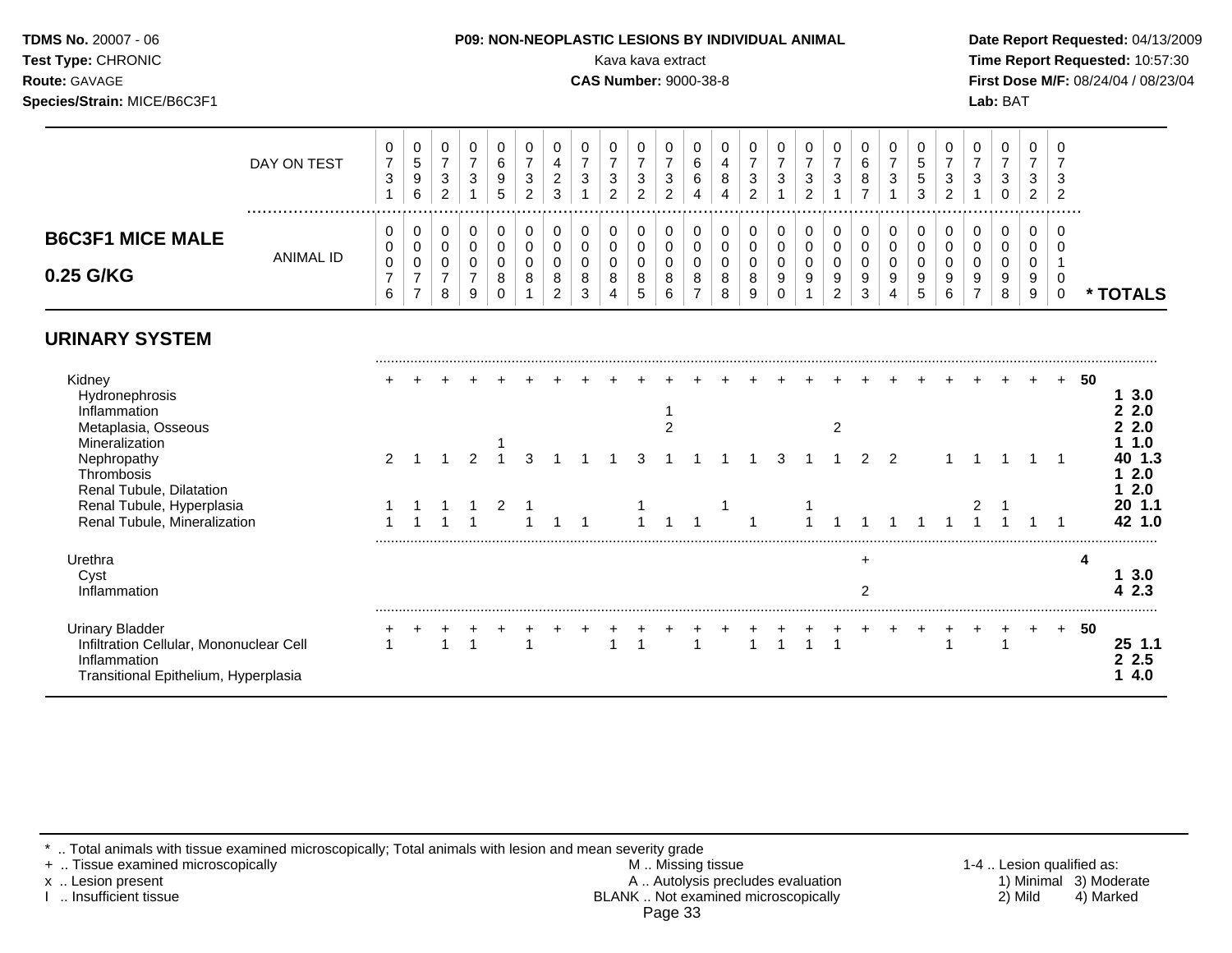**TDMS No.** 20007 - 06
**Test Type:** CHRONIC
**Route:** GAVAGE
**Species/Strain:** MICE/B6C3F1

**P09: NON-NEOPLASTIC LESIONS BY INDIVIDUAL ANIMAL**
Kava kava extract
**CAS Number:** 9000-38-8

**Date Report Requested:** 04/13/2009
**Time Report Requested:** 10:57:30
**First Dose M/F:** 08/24/04 / 08/23/04
**Lab:** BAT

## B6C3F1 MICE MALE 0.25 G/KG

| DAY ON TEST | 0731 | 0596 | 0732 | 0731 | 0695 | 0732 | 0423 | 0731 | 0732 | 0732 | 0732 | 0664 | 0484 | 0732 | 0731 | 0732 | 0731 | 0687 | 0731 | 0553 | 0732 | 0731 | 0730 | 0732 | 0732 | |
|---|---|---|---|---|---|---|---|---|---|---|---|---|---|---|---|---|---|---|---|---|---|---|---|---|---|---|
| **ANIMAL ID** | 0076 | 0077 | 0078 | 0079 | 0080 | 0081 | 0082 | 0083 | 0084 | 0085 | 0086 | 0087 | 0088 | 0089 | 0090 | 0091 | 0092 | 0093 | 0094 | 0095 | 0096 | 0097 | 0098 | 0099 | 0100 | *** TOTALS** |
| **URINARY SYSTEM** | | | | | | | | | | | | | | | | | | | | | | | | | | |
| Kidney | + | + | + | + | + | + | + | + | + | + | + | + | + | + | + | + | + | + | + | + | + | + | + | + | + | 50 |
| Hydronephrosis | | | | | | | | | | | | | | | | | | | | | | | | | | 1 3.0 |
| Inflammation | | | | | | | | | | | 1 | | | | | | | | | | | | | | | 2 2.0 |
| Metaplasia, Osseous | | | | | | | | | | | 2 | | | | | | 2 | | | | | | | | | 2 2.0 |
| Mineralization | | | | | 1 | | | | | | | | | | | | | | | | | | | | | 1 1.0 |
| Nephropathy | 2 | 1 | 1 | 2 | 1 | 3 | 1 | 1 | 1 | 3 | 1 | 1 | 1 | 1 | 3 | 1 | 1 | 2 | 2 | | 1 | 1 | 1 | 1 | 1 | 40 1.3 |
| Thrombosis | | | | | | | | | | | | | | | | | | | | | | | | | | 1 2.0 |
| Renal Tubule, Dilatation | | | | | | | | | | | | | | | | | | | | | | | | | | 1 2.0 |
| Renal Tubule, Hyperplasia | 1 | 1 | 1 | 1 | 2 | 1 | | | | 1 | | | 1 | | | 1 | | | | | | 2 | 1 | | | 20 1.1 |
| Renal Tubule, Mineralization | 1 | 1 | 1 | 1 | | 1 | 1 | 1 | | 1 | 1 | 1 | | 1 | | 1 | 1 | 1 | 1 | 1 | 1 | 1 | 1 | 1 | 1 | 42 1.0 |
| Urethra | | | | | | | | | | | | | | | | | | + | | | | | | | | 4 |
| Cyst | | | | | | | | | | | | | | | | | | | | | | | | | | 1 3.0 |
| Inflammation | | | | | | | | | | | | | | | | | | 2 | | | | | | | | 4 2.3 |
| Urinary Bladder | + | + | + | + | + | + | + | + | + | + | + | + | + | + | + | + | + | + | + | + | + | + | + | + | + | 50 |
| Infiltration Cellular, Mononuclear Cell | 1 | | 1 | 1 | | 1 | | | 1 | 1 | | 1 | | 1 | 1 | 1 | 1 | | | | 1 | | 1 | | | 25 1.1 |
| Inflammation | | | | | | | | | | | | | | | | | | | | | | | | | | 2 2.5 |
| Transitional Epithelium, Hyperplasia | | | | | | | | | | | | | | | | | | | | | | | | | | 1 4.0 |

\* .. Total animals with tissue examined microscopically; Total animals with lesion and mean severity grade
\+ .. Tissue examined microscopically
x .. Lesion present
I .. Insufficient tissue

M .. Missing tissue
A .. Autolysis precludes evaluation
BLANK .. Not examined microscopically

1-4 .. Lesion qualified as:
1) Minimal 2) Mild 3) Moderate 4) Marked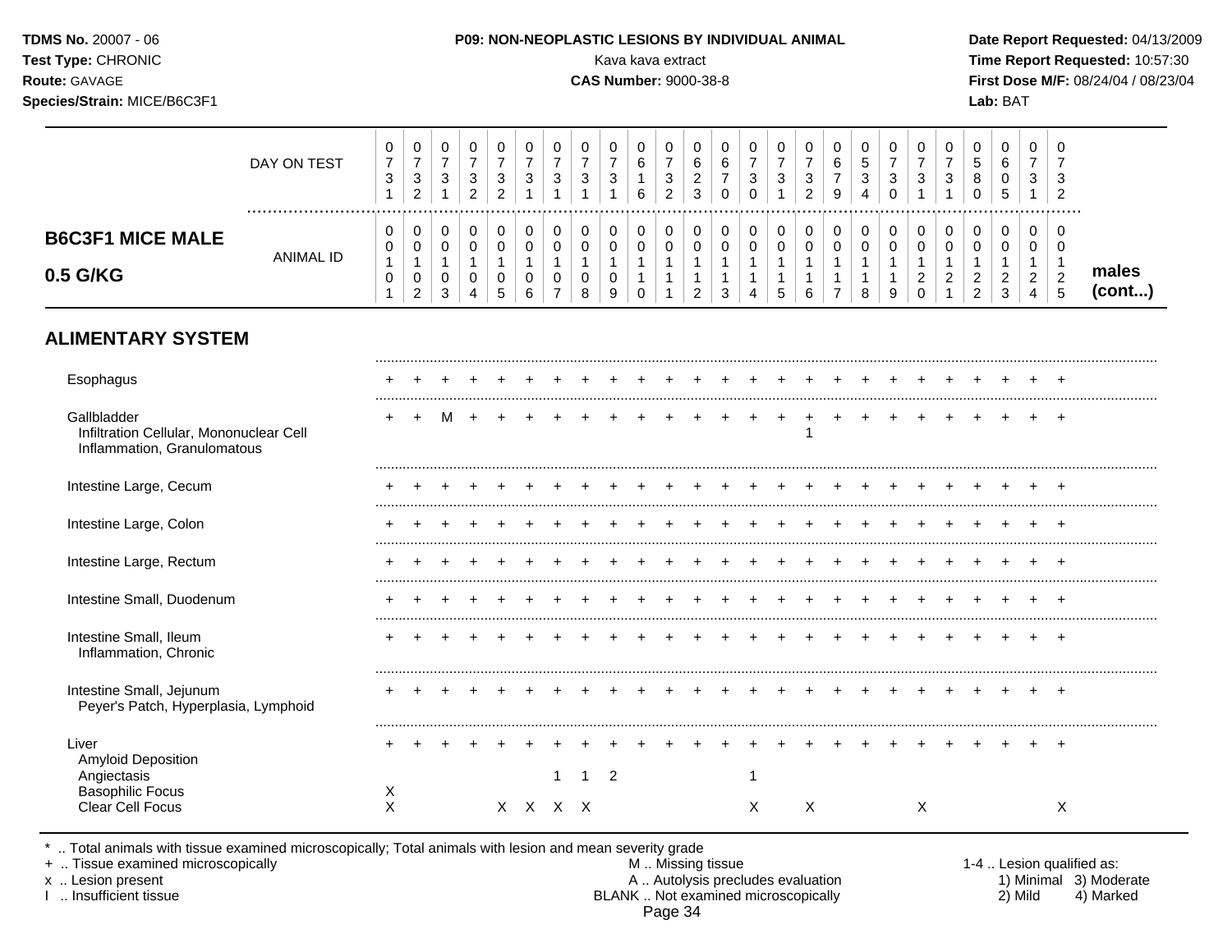**TDMS No.** 20007 - 06
**Test Type:** CHRONIC
**Route:** GAVAGE
**Species/Strain:** MICE/B6C3F1

**P09: NON-NEOPLASTIC LESIONS BY INDIVIDUAL ANIMAL**
Kava kava extract
**CAS Number:** 9000-38-8

**Date Report Requested:** 04/13/2009
**Time Report Requested:** 10:57:30
**First Dose M/F:** 08/24/04 / 08/23/04
**Lab:** BAT

## B6C3F1 MICE MALE 0.5 G/KG

| DAY ON TEST | 0731 | 0732 | 0731 | 0732 | 0732 | 0731 | 0731 | 0731 | 0731 | 0616 | 0732 | 0623 | 0670 | 0730 | 0731 | 0732 | 0679 | 0534 | 0730 | 0731 | 0731 | 0580 | 0605 | 0731 | 0732 | |
|---|---|---|---|---|---|---|---|---|---|---|---|---|---|---|---|---|---|---|---|---|---|---|---|---|---|---|
| **ANIMAL ID** | 0010101 | 0010102 | 0010103 | 0010104 | 0010105 | 0010106 | 0010107 | 0010108 | 0010109 | 0010110 | 0010111 | 0010112 | 0010113 | 0010114 | 0010115 | 0010116 | 0010117 | 0010118 | 0010119 | 0010120 | 0010121 | 0010122 | 0010123 | 0010124 | 0010125 | **males (cont...)** |
| **ALIMENTARY SYSTEM** | | | | | | | | | | | | | | | | | | | | | | | | | | |
| Esophagus | + | + | + | + | + | + | + | + | + | + | + | + | + | + | + | + | + | + | + | + | + | + | + | + | + | |
| Gallbladder | + | + | M | + | + | + | + | + | + | + | + | + | + | + | + | + | + | + | + | + | + | + | + | + | + | |
| Infiltration Cellular, Mononuclear Cell | | | | | | | | | | | | | | | | 1 | | | | | | | | | | |
| Inflammation, Granulomatous | | | | | | | | | | | | | | | | | | | | | | | | | | |
| Intestine Large, Cecum | + | + | + | + | + | + | + | + | + | + | + | + | + | + | + | + | + | + | + | + | + | + | + | + | + | |
| Intestine Large, Colon | + | + | + | + | + | + | + | + | + | + | + | + | + | + | + | + | + | + | + | + | + | + | + | + | + | |
| Intestine Large, Rectum | + | + | + | + | + | + | + | + | + | + | + | + | + | + | + | + | + | + | + | + | + | + | + | + | + | |
| Intestine Small, Duodenum | + | + | + | + | + | + | + | + | + | + | + | + | + | + | + | + | + | + | + | + | + | + | + | + | + | |
| Intestine Small, Ileum | + | + | + | + | + | + | + | + | + | + | + | + | + | + | + | + | + | + | + | + | + | + | + | + | + | |
| Inflammation, Chronic | | | | | | | | | | | | | | | | | | | | | | | | | | |
| Intestine Small, Jejunum | + | + | + | + | + | + | + | + | + | + | + | + | + | + | + | + | + | + | + | + | + | + | + | + | + | |
| Peyer's Patch, Hyperplasia, Lymphoid | | | | | | | | | | | | | | | | | | | | | | | | | | |
| Liver | + | + | + | + | + | + | + | + | + | + | + | + | + | + | + | + | + | + | + | + | + | + | + | + | + | |
| Amyloid Deposition | | | | | | | | | | | | | | | | | | | | | | | | | | |
| Angiectasis | | | | | | | 1 | 1 | 2 | | | | | 1 | | | | | | | | | | | | |
| Basophilic Focus | X | | | | | | | | | | | | | | | | | | | | | | | | | |
| Clear Cell Focus | X | | | | X | X | X | X | | | | | | X | | X | | | | X | | | | | X | |

\* .. Total animals with tissue examined microscopically; Total animals with lesion and mean severity grade
\+ .. Tissue examined microscopically
x .. Lesion present
I .. Insufficient tissue

M .. Missing tissue
A .. Autolysis precludes evaluation
BLANK .. Not examined microscopically

1-4 .. Lesion qualified as:
1) Minimal 2) Mild 3) Moderate 4) Marked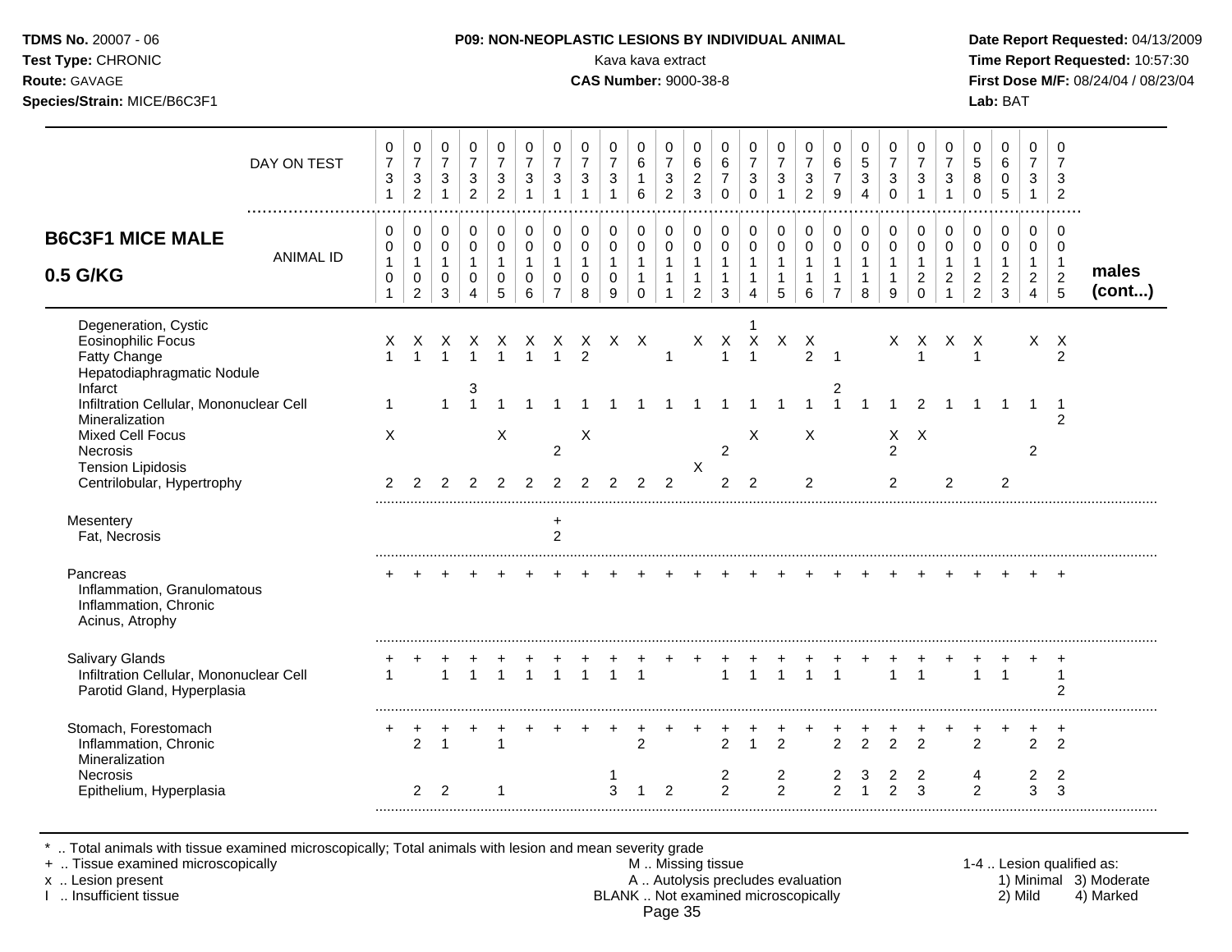**TDMS No.** 20007 - 06
**Test Type:** CHRONIC
**Route:** GAVAGE
**Species/Strain:** MICE/B6C3F1

**P09: NON-NEOPLASTIC LESIONS BY INDIVIDUAL ANIMAL**
Kava kava extract
**CAS Number:** 9000-38-8

**Date Report Requested:** 04/13/2009
**Time Report Requested:** 10:57:30
**First Dose M/F:** 08/24/04 / 08/23/04
**Lab:** BAT

## B6C3F1 MICE MALE 0.5 G/KG — males (cont...)

| DAY ON TEST | 0731 | 0732 | 0731 | 0732 | 0732 | 0731 | 0731 | 0731 | 0731 | 0616 | 0732 | 0623 | 0670 | 0730 | 0731 | 0732 | 0679 | 0534 | 0730 | 0731 | 0731 | 0580 | 0605 | 0731 | 0732 |
|---|---|---|---|---|---|---|---|---|---|---|---|---|---|---|---|---|---|---|---|---|---|---|---|---|---|
| **ANIMAL ID** | 00101 | 00102 | 00103 | 00104 | 00105 | 00106 | 00107 | 00108 | 00109 | 00110 | 00111 | 00112 | 00113 | 00114 | 00115 | 00116 | 00117 | 00118 | 00119 | 00120 | 00121 | 00122 | 00123 | 00124 | 00125 |
| Degeneration, Cystic | | | | | | | | | | | | | | 1 | | | | | | | | | | | |
| Eosinophilic Focus | X | X | X | X | X | X | X | X | X | X | | X | X | X | X | X | | | X | X | X | X | | X | X |
| Fatty Change | 1 | 1 | 1 | 1 | 1 | 1 | 1 | 2 | | | 1 | | 1 | 1 | | 2 | 1 | | | 1 | | 1 | | | 2 |
| Hepatodiaphragmatic Nodule | | | | | | | | | | | | | | | | | | | | | | | | | |
| Infarct | | | | 3 | | | | | | | | | | | | | 2 | | | | | | | | |
| Infiltration Cellular, Mononuclear Cell | 1 | | 1 | 1 | 1 | 1 | 1 | 1 | 1 | 1 | 1 | 1 | 1 | 1 | 1 | 1 | 1 | 1 | 1 | 2 | 1 | 1 | 1 | 1 | 1 |
| Mineralization | | | | | | | | | | | | | | | | | | | | | | | | | 2 |
| Mixed Cell Focus | X | | | | X | | | X | | | | | | X | | X | | | X | X | | | | | |
| Necrosis | | | | | | | 2 | | | | | | 2 | | | | | | 2 | | | | | 2 | |
| Tension Lipidosis | | | | | | | | | | | | X | | | | | | | | | | | | | |
| Centrilobular, Hypertrophy | 2 | 2 | 2 | 2 | 2 | 2 | 2 | 2 | 2 | 2 | 2 | | 2 | 2 | | 2 | | | 2 | | 2 | | 2 | | |
| Mesentery | | | | | | | + | | | | | | | | | | | | | | | | | | |
| Fat, Necrosis | | | | | | | 2 | | | | | | | | | | | | | | | | | | |
| Pancreas | + | + | + | + | + | + | + | + | + | + | + | + | + | + | + | + | + | + | + | + | + | + | + | + | + |
| Inflammation, Granulomatous | | | | | | | | | | | | | | | | | | | | | | | | | |
| Inflammation, Chronic | | | | | | | | | | | | | | | | | | | | | | | | | |
| Acinus, Atrophy | | | | | | | | | | | | | | | | | | | | | | | | | |
| Salivary Glands | + | + | + | + | + | + | + | + | + | + | + | + | + | + | + | + | + | + | + | + | + | + | + | + | + |
| Infiltration Cellular, Mononuclear Cell | 1 | | 1 | 1 | 1 | 1 | 1 | 1 | 1 | 1 | | | 1 | 1 | 1 | 1 | 1 | | 1 | 1 | | 1 | 1 | | 1 |
| Parotid Gland, Hyperplasia | | | | | | | | | | | | | | | | | | | | | | | | | 2 |
| Stomach, Forestomach | + | + | + | + | + | + | + | + | + | + | + | + | + | + | + | + | + | + | + | + | + | + | + | + | + |
| Inflammation, Chronic | | 2 | 1 | | 1 | | | | | 2 | | | 2 | 1 | 2 | | 2 | 2 | 2 | 2 | | 2 | | 2 | 2 |
| Mineralization | | | | | | | | | | | | | | | | | | | | | | | | | |
| Necrosis | | | | | | | | | 1 | | | | 2 | | 2 | | 2 | 3 | 2 | 2 | | 4 | | 2 | 2 |
| Epithelium, Hyperplasia | | 2 | 2 | | 1 | | | | 3 | 1 | 2 | | 2 | | 2 | | 2 | 1 | 2 | 3 | | 2 | | 3 | 3 |

\* .. Total animals with tissue examined microscopically; Total animals with lesion and mean severity grade
\+ .. Tissue examined microscopically
x .. Lesion present
I .. Insufficient tissue

M .. Missing tissue
A .. Autolysis precludes evaluation
BLANK .. Not examined microscopically

1-4 .. Lesion qualified as:
1) Minimal 2) Mild 3) Moderate 4) Marked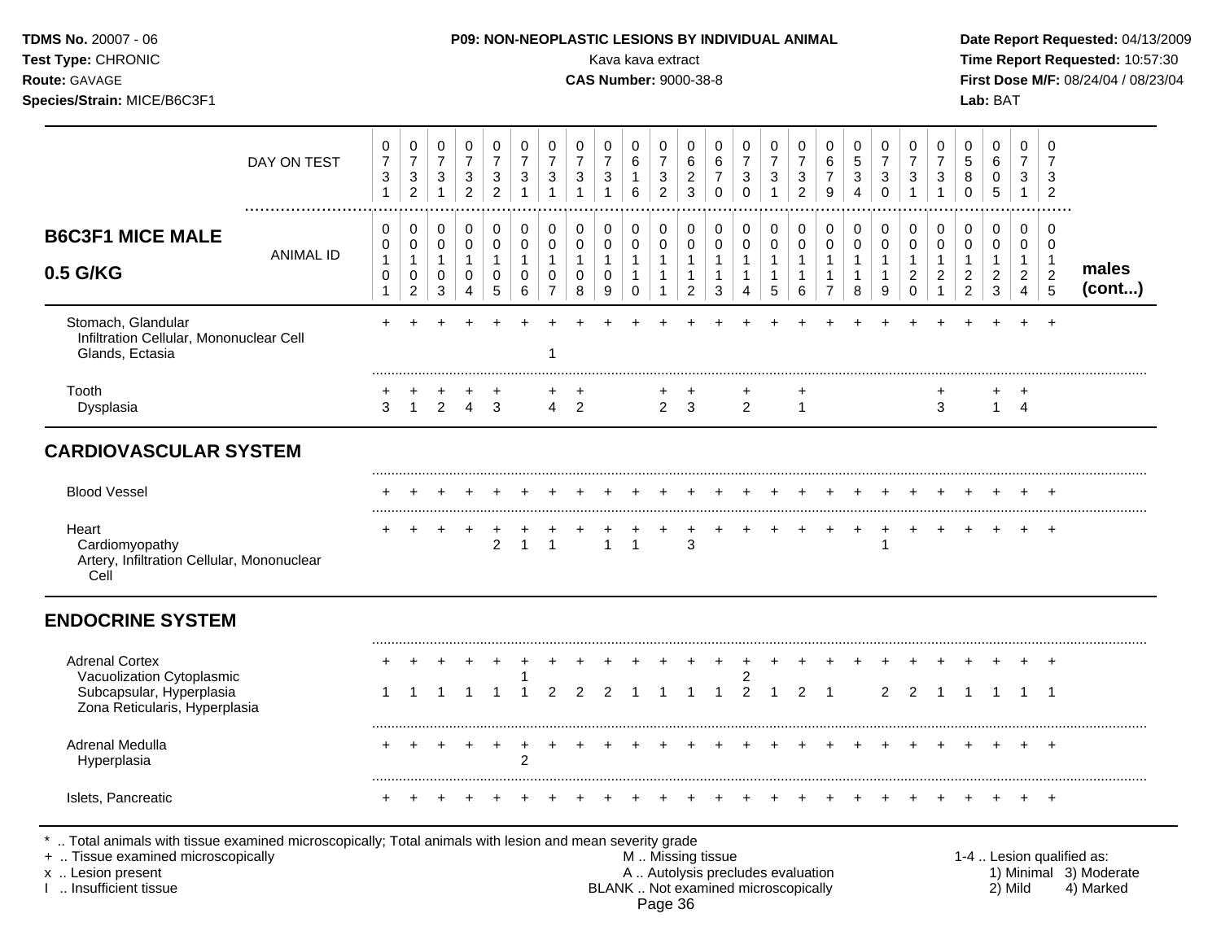## P09: NON-NEOPLASTIC LESIONS BY INDIVIDUAL ANIMAL

Kava kava extract
**CAS Number:** 9000-38-8

| DAY ON TEST | 731 | 732 | 731 | 732 | 732 | 731 | 731 | 731 | 731 | 616 | 732 | 623 | 670 | 730 | 731 | 732 | 679 | 534 | 730 | 731 | 731 | 580 | 605 | 731 | 732 |
|---|---|---|---|---|---|---|---|---|---|---|---|---|---|---|---|---|---|---|---|---|---|---|---|---|---|
| **B6C3F1 MICE MALE 0.5 G/KG** ANIMAL ID (males (cont...)) | 01101 | 01102 | 01103 | 01104 | 01105 | 01106 | 01107 | 01108 | 01109 | 01110 | 01111 | 01112 | 01113 | 01114 | 01115 | 01116 | 01117 | 01118 | 01119 | 01120 | 01121 | 01122 | 01123 | 01124 | 01125 |
| Stomach, Glandular | + | + | + | + | + | + | + | + | + | + | + | + | + | + | + | + | + | + | + | + | + | + | + | + | + |
| Infiltration Cellular, Mononuclear Cell | | | | | | | | | | | | | | | | | | | | | | | | | |
| Glands, Ectasia | | | | | | | 1 | | | | | | | | | | | | | | | | | | |
| Tooth | + | + | + | + | + | | + | + | | | + | + | | + | | + | | | | | + | | + | + | |
| Dysplasia | 3 | 1 | 2 | 4 | 3 | | 4 | 2 | | | 2 | 3 | | 2 | | 1 | | | | | 3 | | 1 | 4 | |
| **CARDIOVASCULAR SYSTEM** | | | | | | | | | | | | | | | | | | | | | | | | | |
| Blood Vessel | + | + | + | + | + | + | + | + | + | + | + | + | + | + | + | + | + | + | + | + | + | + | + | + | + |
| Heart | + | + | + | + | + | + | + | + | + | + | + | + | + | + | + | + | + | + | + | + | + | + | + | + | + |
| Cardiomyopathy | | | | | 2 | 1 | 1 | | 1 | 1 | | 3 | | | | | | | 1 | | | | | | |
| Artery, Infiltration Cellular, Mononuclear Cell | | | | | | | | | | | | | | | | | | | | | | | | | |
| **ENDOCRINE SYSTEM** | | | | | | | | | | | | | | | | | | | | | | | | | |
| Adrenal Cortex | + | + | + | + | + | + | + | + | + | + | + | + | + | + | + | + | + | + | + | + | + | + | + | + | + |
| Vacuolization Cytoplasmic | | | | | | 1 | | | | | | | | 2 | | | | | | | | | | | |
| Subcapsular, Hyperplasia | 1 | 1 | 1 | 1 | 1 | 1 | 2 | 2 | 2 | 1 | 1 | 1 | 1 | 2 | 1 | 2 | 1 | | 2 | 2 | 1 | 1 | 1 | 1 | 1 |
| Zona Reticularis, Hyperplasia | | | | | | | | | | | | | | | | | | | | | | | | | |
| Adrenal Medulla | + | + | + | + | + | + | + | + | + | + | + | + | + | + | + | + | + | + | + | + | + | + | + | + | + |
| Hyperplasia | | | | | | 2 | | | | | | | | | | | | | | | | | | | |
| Islets, Pancreatic | + | + | + | + | + | + | + | + | + | + | + | + | + | + | + | + | + | + | + | + | + | + | + | + | + |

\* .. Total animals with tissue examined microscopically; Total animals with lesion and mean severity grade
+ .. Tissue examined microscopically
x .. Lesion present
I .. Insufficient tissue

M .. Missing tissue
A .. Autolysis precludes evaluation
BLANK .. Not examined microscopically

1-4 .. Lesion qualified as: 1) Minimal 2) Mild 3) Moderate 4) Marked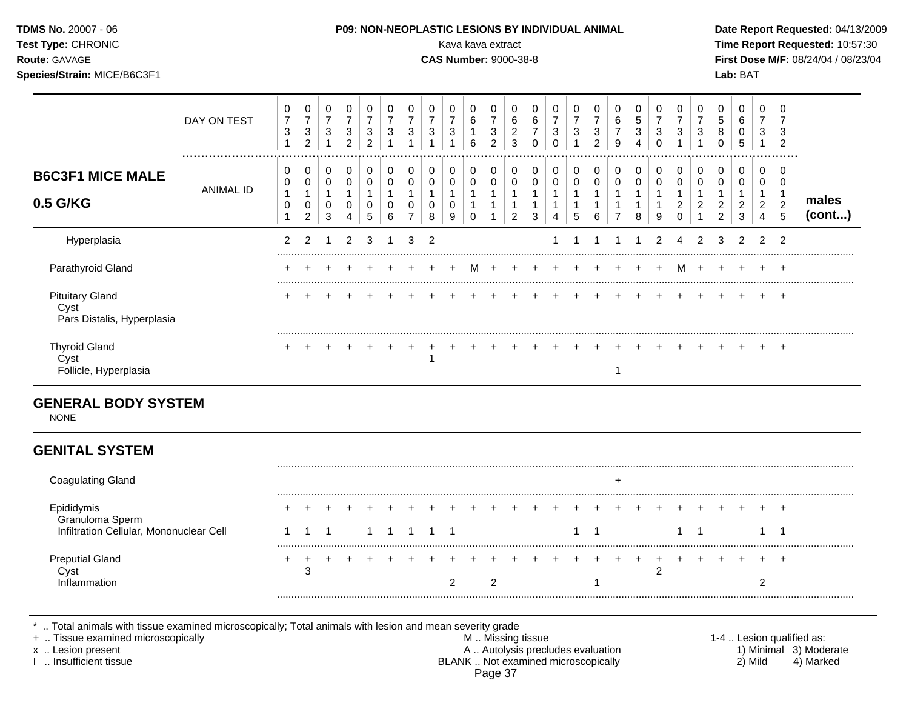**TDMS No.** 20007 - 06
**Test Type:** CHRONIC
**Route:** GAVAGE
**Species/Strain:** MICE/B6C3F1

**P09: NON-NEOPLASTIC LESIONS BY INDIVIDUAL ANIMAL**
Kava kava extract
**CAS Number:** 9000-38-8

**Date Report Requested:** 04/13/2009
**Time Report Requested:** 10:57:30
**First Dose M/F:** 08/24/04 / 08/23/04
**Lab:** BAT

## B6C3F1 MICE MALE 0.5 G/KG

| DAY ON TEST | 0731 | 0732 | 0731 | 0732 | 0732 | 0731 | 0731 | 0731 | 0731 | 0616 | 0732 | 0623 | 0670 | 0730 | 0731 | 0732 | 0679 | 0534 | 0730 | 0731 | 0731 | 0580 | 0605 | 0731 | 0732 |
|---|---|---|---|---|---|---|---|---|---|---|---|---|---|---|---|---|---|---|---|---|---|---|---|---|---|
| **ANIMAL ID** | 0010 1 | 0010 2 | 0010 3 | 0010 4 | 0010 5 | 0010 6 | 0010 7 | 0010 8 | 0010 9 | 0011 0 | 0011 1 | 0011 2 | 0011 3 | 0011 4 | 0011 5 | 0011 6 | 0011 7 | 0011 8 | 0011 9 | 0012 0 | 0012 1 | 0012 2 | 0012 3 | 0012 4 | 0012 5 |
| Hyperplasia | 2 | 2 | 1 | 2 | 3 | 1 | 3 | 2 | | | | | | 1 | 1 | 1 | 1 | 1 | 2 | 4 | 2 | 3 | 2 | 2 | 2 |
| Parathyroid Gland | + | + | + | + | + | + | + | + | + | M | + | + | + | + | + | + | + | + | + | M | + | + | + | + | + |
| Pituitary Gland | + | + | + | + | + | + | + | + | + | + | + | + | + | + | + | + | + | + | + | + | + | + | + | + | + |
| Cyst | | | | | | | | | | | | | | | | | | | | | | | | | |
| Pars Distalis, Hyperplasia | | | | | | | | | | | | | | | | | | | | | | | | | |
| Thyroid Gland | + | + | + | + | + | + | + | + | + | + | + | + | + | + | + | + | + | + | + | + | + | + | + | + | + |
| Cyst | | | | | | | | 1 | | | | | | | | | | | | | | | | | |
| Follicle, Hyperplasia | | | | | | | | | | | | | | | | | 1 | | | | | | | | |

## GENERAL BODY SYSTEM

NONE

## GENITAL SYSTEM

| | 101 | 102 | 103 | 104 | 105 | 106 | 107 | 108 | 109 | 110 | 111 | 112 | 113 | 114 | 115 | 116 | 117 | 118 | 119 | 120 | 121 | 122 | 123 | 124 | 125 |
|---|---|---|---|---|---|---|---|---|---|---|---|---|---|---|---|---|---|---|---|---|---|---|---|---|---|
| Coagulating Gland | | | | | | | | | | | | | | | | | + | | | | | | | | |
| Epididymis | + | + | + | + | + | + | + | + | + | + | + | + | + | + | + | + | + | + | + | + | + | + | + | + | + |
| Granuloma Sperm | | | | | | | | | | | | | | | | | | | | | | | | | |
| Infiltration Cellular, Mononuclear Cell | 1 | 1 | 1 | | 1 | 1 | 1 | 1 | 1 | | | | | | 1 | 1 | | | | 1 | 1 | | | 1 | 1 |
| Preputial Gland | + | + | + | + | + | + | + | + | + | + | + | + | + | + | + | + | + | + | + | + | + | + | + | + | + |
| Cyst | | 3 | | | | | | | | | | | | | | | | | 2 | | | | | | |
| Inflammation | | | | | | | | | 2 | | 2 | | | | | 1 | | | | | | | | 2 | |

\* .. Total animals with tissue examined microscopically; Total animals with lesion and mean severity grade
\+ .. Tissue examined microscopically
x .. Lesion present
I .. Insufficient tissue

M .. Missing tissue
A .. Autolysis precludes evaluation
BLANK .. Not examined microscopically

1-4 .. Lesion qualified as: 1) Minimal 2) Mild 3) Moderate 4) Marked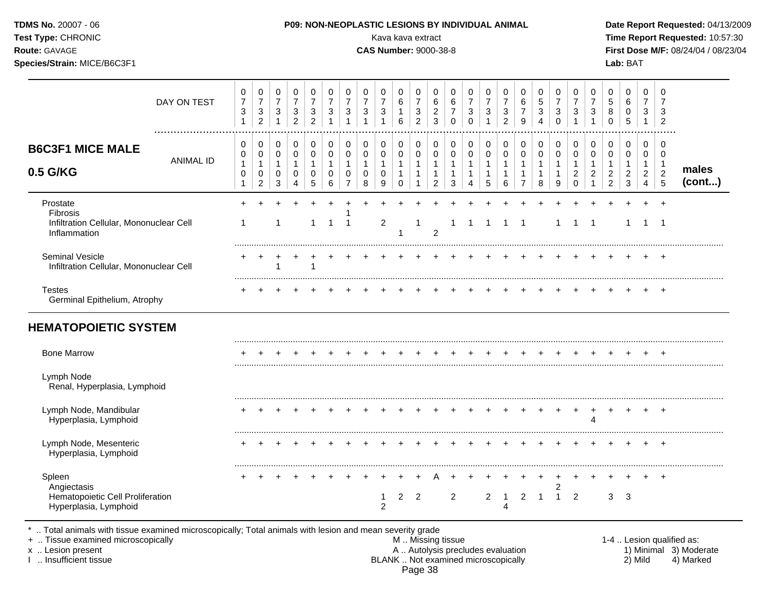**P09: NON-NEOPLASTIC LESIONS BY INDIVIDUAL ANIMAL**

Kava kava extract

**CAS Number:** 9000-38-8

**TDMS No.** 20007 - 06
**Test Type:** CHRONIC
**Route:** GAVAGE
**Species/Strain:** MICE/B6C3F1
**First Dose M/F:** 08/24/04 / 08/23/04
**Lab:** BAT

## B6C3F1 MICE MALE 0.5 G/KG

| | 1 | 2 | 3 | 4 | 5 | 6 | 7 | 8 | 9 | 10 | 11 | 12 | 13 | 14 | 15 | 16 | 17 | 18 | 19 | 20 | 21 | 22 | 23 | 24 | 25 | |
|---|---|---|---|---|---|---|---|---|---|---|---|---|---|---|---|---|---|---|---|---|---|---|---|---|---|---|
| DAY ON TEST | 0731 | 0732 | 0731 | 0732 | 0732 | 0731 | 0731 | 0731 | 0731 | 0616 | 0732 | 0623 | 0670 | 0730 | 0731 | 0732 | 0679 | 0534 | 0730 | 0731 | 0731 | 0580 | 0605 | 0731 | 0732 | |
| ANIMAL ID | 0101 | 0102 | 0103 | 0104 | 0105 | 0106 | 0107 | 0108 | 0109 | 0110 | 0111 | 0112 | 0113 | 0114 | 0115 | 0116 | 0117 | 0118 | 0119 | 0120 | 0121 | 0122 | 0123 | 0124 | 0125 | males (cont...) |
| Prostate | + | + | + | + | + | + | + | + | + | + | + | + | + | + | + | + | + | + | + | + | + | + | + | + | + | |
| Fibrosis | | | | | | | 1 | | | | | | | | | | | | | | | | | | | |
| Infiltration Cellular, Mononuclear Cell | 1 | | 1 | | 1 | 1 | 1 | | 2 | | 1 | | 1 | 1 | 1 | 1 | 1 | | 1 | 1 | 1 | | 1 | 1 | 1 | |
| Inflammation | | | | | | | | | | 1 | | 2 | | | | | | | | | | | | | | |
| Seminal Vesicle | + | + | + | + | + | + | + | + | + | + | + | + | + | + | + | + | + | + | + | + | + | + | + | + | + | |
| Infiltration Cellular, Mononuclear Cell | | | 1 | | 1 | | | | | | | | | | | | | | | | | | | | | |
| Testes | + | + | + | + | + | + | + | + | + | + | + | + | + | + | + | + | + | + | + | + | + | + | + | + | + | |
| Germinal Epithelium, Atrophy | | | | | | | | | | | | | | | | | | | | | | | | | | |
| **HEMATOPOIETIC SYSTEM** | | | | | | | | | | | | | | | | | | | | | | | | | | |
| Bone Marrow | + | + | + | + | + | + | + | + | + | + | + | + | + | + | + | + | + | + | + | + | + | + | + | + | + | |
| Lymph Node | | | | | | | | | | | | | | | | | | | | | | | | | | |
| Renal, Hyperplasia, Lymphoid | | | | | | | | | | | | | | | | | | | | | | | | | | |
| Lymph Node, Mandibular | + | + | + | + | + | + | + | + | + | + | + | + | + | + | + | + | + | + | + | + | + | + | + | + | + | |
| Hyperplasia, Lymphoid | | | | | | | | | | | | | | | | | | | | | 4 | | | | | |
| Lymph Node, Mesenteric | + | + | + | + | + | + | + | + | + | + | + | + | + | + | + | + | + | + | + | + | + | + | + | + | + | |
| Hyperplasia, Lymphoid | | | | | | | | | | | | | | | | | | | | | | | | | | |
| Spleen | + | + | + | + | + | + | + | + | + | + | + | A | + | + | + | + | + | + | + | + | + | + | + | + | + | |
| Angiectasis | | | | | | | | | | | | | | | | | | | 2 | | | | | | | |
| Hematopoietic Cell Proliferation | | | | | | | | | 1 | 2 | 2 | | 2 | | 2 | 1 | 2 | 1 | 1 | 2 | | 3 | 3 | | | |
| Hyperplasia, Lymphoid | | | | | | | | | 2 | | | | | | | 4 | | | | | | | | | | |

\* .. Total animals with tissue examined microscopically; Total animals with lesion and mean severity grade
+ .. Tissue examined microscopically
x .. Lesion present
I .. Insufficient tissue
M .. Missing tissue
A .. Autolysis precludes evaluation
BLANK .. Not examined microscopically

1-4 .. Lesion qualified as: 1) Minimal 2) Mild 3) Moderate 4) Marked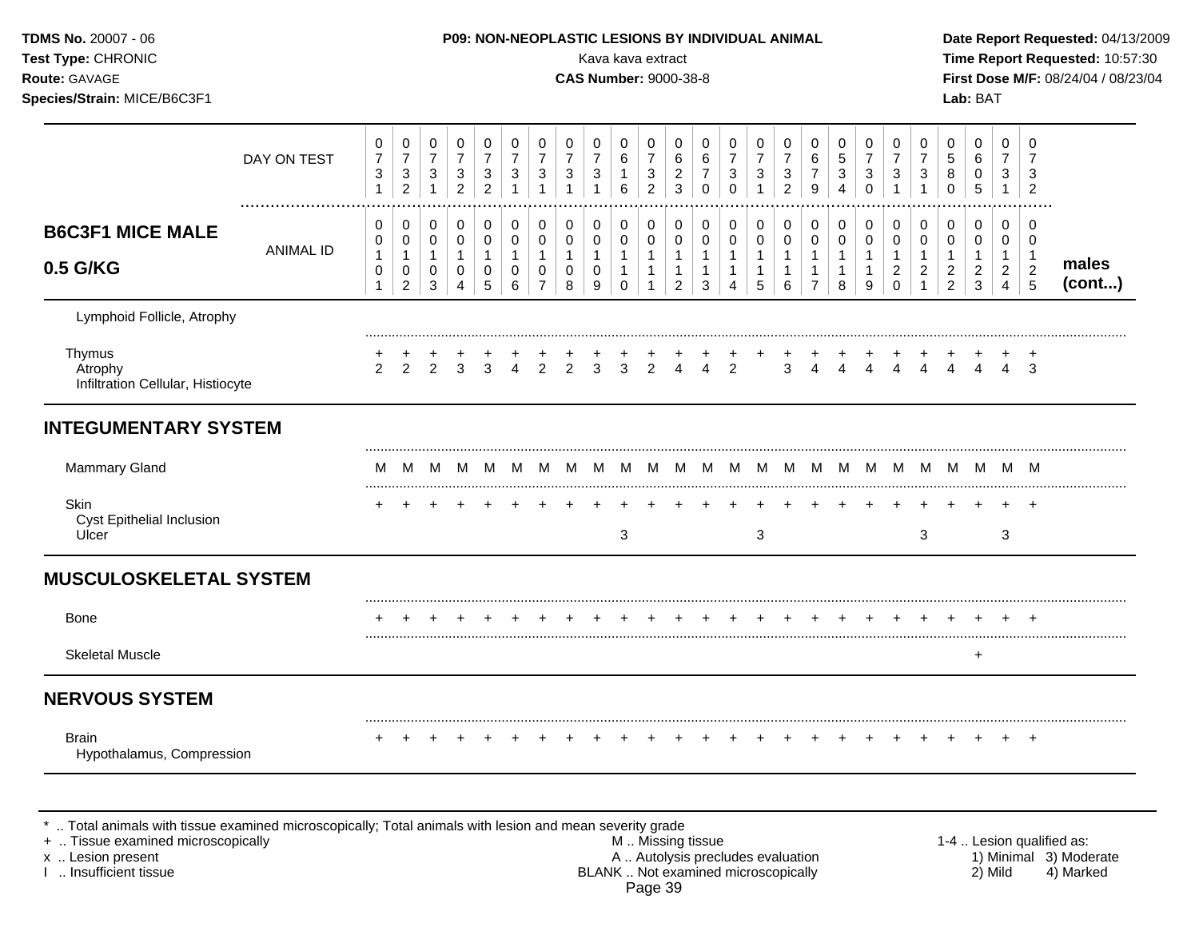**TDMS No.** 20007 - 06
**Test Type:** CHRONIC
**Route:** GAVAGE
**Species/Strain:** MICE/B6C3F1

**P09: NON-NEOPLASTIC LESIONS BY INDIVIDUAL ANIMAL**
Kava kava extract
**CAS Number:** 9000-38-8

**Date Report Requested:** 04/13/2009
**Time Report Requested:** 10:57:30
**First Dose M/F:** 08/24/04 / 08/23/04
**Lab:** BAT

| | DAY ON TEST | 0731 | 0732 | 0731 | 0732 | 0732 | 0731 | 0731 | 0731 | 0731 | 0616 | 0732 | 0623 | 0670 | 0730 | 0731 | 0732 | 0679 | 0534 | 0730 | 0731 | 0731 | 0580 | 0605 | 0731 | 0732 | |
|---|---|---|---|---|---|---|---|---|---|---|---|---|---|---|---|---|---|---|---|---|---|---|---|---|---|---|---|
| **B6C3F1 MICE MALE 0.5 G/KG** | ANIMAL ID | 00101 | 00102 | 00103 | 00104 | 00105 | 00106 | 00107 | 00108 | 00109 | 00110 | 00111 | 00112 | 00113 | 00114 | 00115 | 00116 | 00117 | 00118 | 00119 | 00120 | 00121 | 00122 | 00123 | 00124 | 00125 | **males (cont...)** |
| Lymphoid Follicle, Atrophy | | | | | | | | | | | | | | | | | | | | | | | | | | | |
| Thymus | | + | + | + | + | + | + | + | + | + | + | + | + | + | + | + | + | + | + | + | + | + | + | + | + | + | |
| Atrophy | | 2 | 2 | 2 | 3 | 3 | 4 | 2 | 2 | 3 | 3 | 2 | 4 | 4 | 2 | | 3 | 4 | 4 | 4 | 4 | 4 | 4 | 4 | 4 | 3 | |
| Infiltration Cellular, Histiocyte | | | | | | | | | | | | | | | | | | | | | | | | | | | |
| **INTEGUMENTARY SYSTEM** | | | | | | | | | | | | | | | | | | | | | | | | | | | |
| Mammary Gland | | M | M | M | M | M | M | M | M | M | M | M | M | M | M | M | M | M | M | M | M | M | M | M | M | M | |
| Skin | | + | + | + | + | + | + | + | + | + | + | + | + | + | + | + | + | + | + | + | + | + | + | + | + | + | |
| Cyst Epithelial Inclusion | | | | | | | | | | | | | | | | | | | | | | | | | | | |
| Ulcer | | | | | | | | | | | 3 | | | | | 3 | | | | | | 3 | | | 3 | | |
| **MUSCULOSKELETAL SYSTEM** | | | | | | | | | | | | | | | | | | | | | | | | | | | |
| Bone | | + | + | + | + | + | + | + | + | + | + | + | + | + | + | + | + | + | + | + | + | + | + | + | + | + | |
| Skeletal Muscle | | | | | | | | | | | | | | | | | | | | | | | | + | | | |
| **NERVOUS SYSTEM** | | | | | | | | | | | | | | | | | | | | | | | | | | | |
| Brain | | + | + | + | + | + | + | + | + | + | + | + | + | + | + | + | + | + | + | + | + | + | + | + | + | + | |
| Hypothalamus, Compression | | | | | | | | | | | | | | | | | | | | | | | | | | | |

\* .. Total animals with tissue examined microscopically; Total animals with lesion and mean severity grade
\+ .. Tissue examined microscopically
x .. Lesion present
I .. Insufficient tissue

M .. Missing tissue
A .. Autolysis precludes evaluation
BLANK .. Not examined microscopically

1-4 .. Lesion qualified as:
1) Minimal 3) Moderate
2) Mild 4) Marked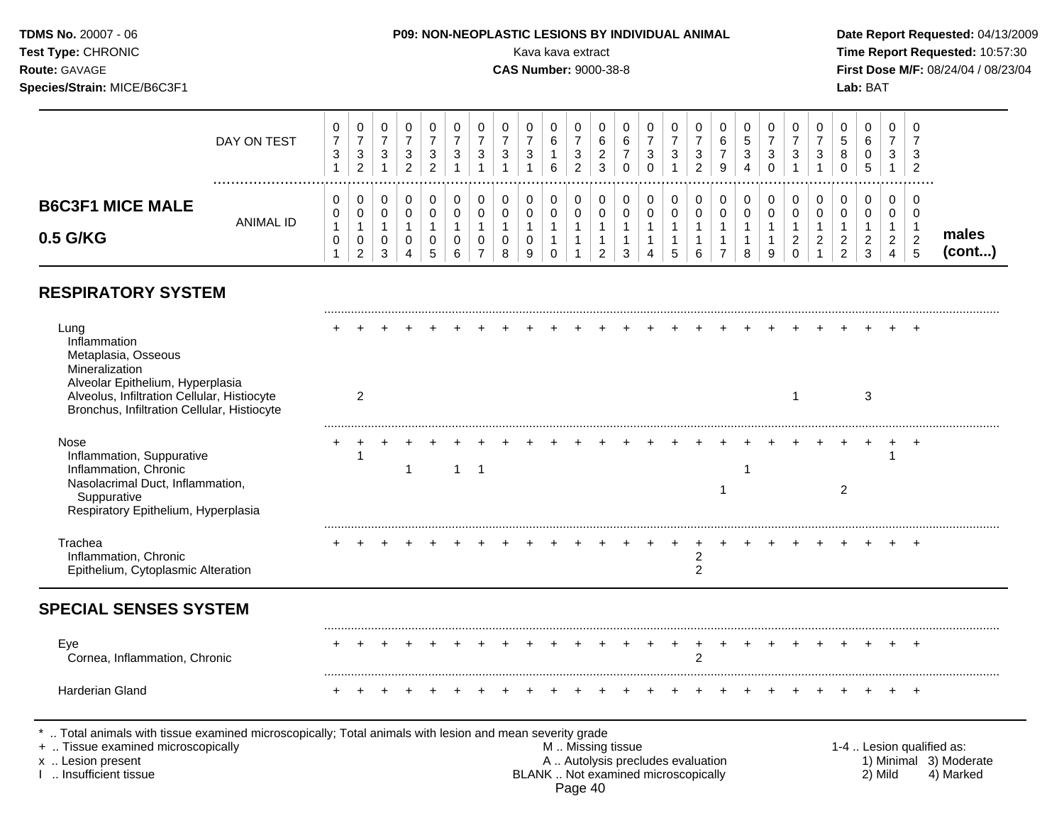**TDMS No.** 20007 - 06
**Test Type:** CHRONIC
**Route:** GAVAGE
**Species/Strain:** MICE/B6C3F1

**P09: NON-NEOPLASTIC LESIONS BY INDIVIDUAL ANIMAL**
Kava kava extract
**CAS Number:** 9000-38-8

**Date Report Requested:** 04/13/2009
**Time Report Requested:** 10:57:30
**First Dose M/F:** 08/24/04 / 08/23/04
**Lab:** BAT

## B6C3F1 MICE MALE 0.5 G/KG

| | | | | | | | | | | | | | | | | | | | | | | | | | | |
|---|---|---|---|---|---|---|---|---|---|---|---|---|---|---|---|---|---|---|---|---|---|---|---|---|---|---|
| DAY ON TEST | 0731 | 0732 | 0731 | 0732 | 0732 | 0731 | 0731 | 0731 | 0731 | 0616 | 0732 | 0623 | 0670 | 0730 | 0731 | 0732 | 0679 | 0534 | 0730 | 0731 | 0731 | 0580 | 0605 | 0731 | 0732 | |
| ANIMAL ID | 0101 | 0102 | 0103 | 0104 | 0105 | 0106 | 0107 | 0108 | 0109 | 0110 | 0111 | 0112 | 0113 | 0114 | 0115 | 0116 | 0117 | 0118 | 0119 | 0120 | 0121 | 0122 | 0123 | 0124 | 0125 | males (cont...) |
| **RESPIRATORY SYSTEM** | | | | | | | | | | | | | | | | | | | | | | | | | | |
| Lung | + | + | + | + | + | + | + | + | + | + | + | + | + | + | + | + | + | + | + | + | + | + | + | + | + | |
| Inflammation | | | | | | | | | | | | | | | | | | | | | | | | | | |
| Metaplasia, Osseous | | | | | | | | | | | | | | | | | | | | | | | | | | |
| Mineralization | | | | | | | | | | | | | | | | | | | | | | | | | | |
| Alveolar Epithelium, Hyperplasia | | | | | | | | | | | | | | | | | | | | | | | | | | |
| Alveolus, Infiltration Cellular, Histiocyte | | 2 | | | | | | | | | | | | | | | | | | 1 | | | 3 | | | |
| Bronchus, Infiltration Cellular, Histiocyte | | | | | | | | | | | | | | | | | | | | | | | | | | |
| Nose | + | + | + | + | + | + | + | + | + | + | + | + | + | + | + | + | + | + | + | + | + | + | + | + | + | |
| Inflammation, Suppurative | | 1 | | | | | | | | | | | | | | | | | | | | | | 1 | | |
| Inflammation, Chronic | | | | 1 | | 1 | 1 | | | | | | | | | | | 1 | | | | | | | | |
| Nasolacrimal Duct, Inflammation, Suppurative | | | | | | | | | | | | | | | | | 1 | | | | | 2 | | | | |
| Respiratory Epithelium, Hyperplasia | | | | | | | | | | | | | | | | | | | | | | | | | | |
| Trachea | + | + | + | + | + | + | + | + | + | + | + | + | + | + | + | + | + | + | + | + | + | + | + | + | + | |
| Inflammation, Chronic | | | | | | | | | | | | | | | | 2 | | | | | | | | | | |
| Epithelium, Cytoplasmic Alteration | | | | | | | | | | | | | | | | 2 | | | | | | | | | | |
| **SPECIAL SENSES SYSTEM** | | | | | | | | | | | | | | | | | | | | | | | | | | |
| Eye | + | + | + | + | + | + | + | + | + | + | + | + | + | + | + | + | + | + | + | + | + | + | + | + | + | |
| Cornea, Inflammation, Chronic | | | | | | | | | | | | | | | | 2 | | | | | | | | | | |
| Harderian Gland | + | + | + | + | + | + | + | + | + | + | + | + | + | + | + | + | + | + | + | + | + | + | + | + | + | |

\* .. Total animals with tissue examined microscopically; Total animals with lesion and mean severity grade
\+ .. Tissue examined microscopically
x .. Lesion present
I .. Insufficient tissue

M .. Missing tissue
A .. Autolysis precludes evaluation
BLANK .. Not examined microscopically

1-4 .. Lesion qualified as: 1) Minimal 2) Mild 3) Moderate 4) Marked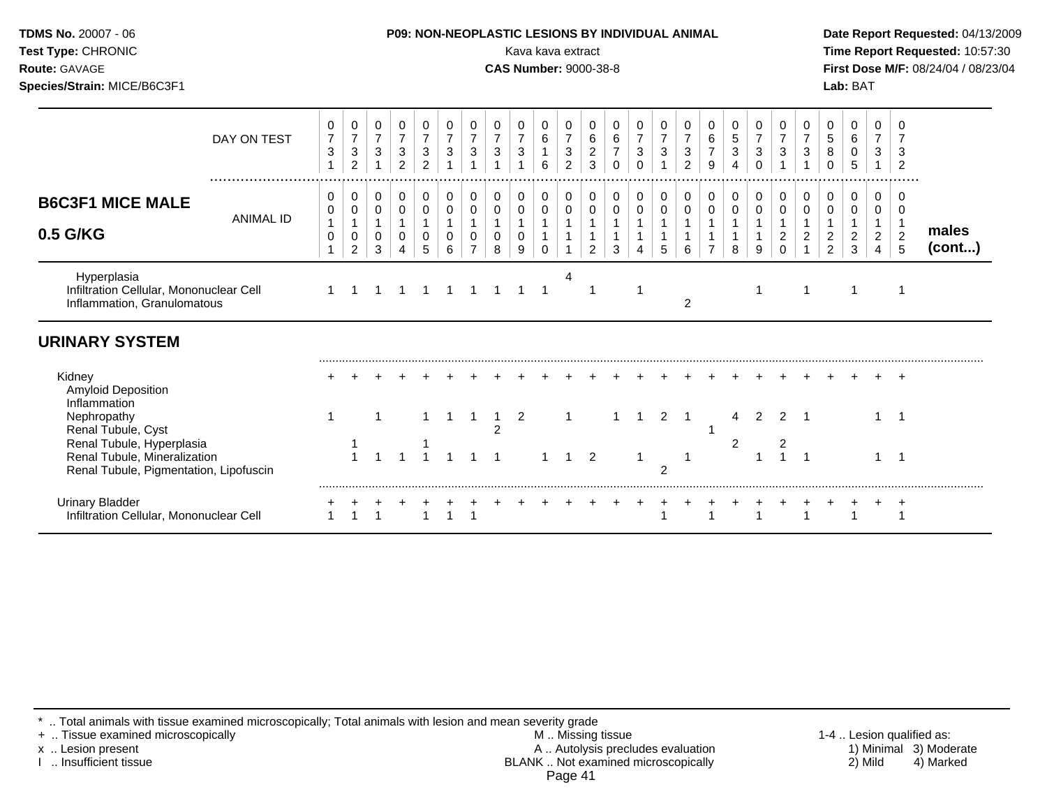| B6C3F1 MICE MALE 0.5 G/KG | | | | | | | | | | | | | | | | | | | | | | | | | | males (cont...) |
|---|---|---|---|---|---|---|---|---|---|---|---|---|---|---|---|---|---|---|---|---|---|---|---|---|---|---|
| DAY ON TEST | 0731 | 0732 | 0731 | 0732 | 0732 | 0731 | 0731 | 0731 | 0731 | 0616 | 0732 | 0623 | 0670 | 0730 | 0731 | 0732 | 0679 | 0534 | 0730 | 0731 | 0731 | 0580 | 0605 | 0731 | 0732 | |
| ANIMAL ID | 0101 | 0102 | 0103 | 0104 | 0105 | 0106 | 0107 | 0108 | 0109 | 0110 | 0111 | 0112 | 0113 | 0114 | 0115 | 0116 | 0117 | 0118 | 0119 | 0120 | 0121 | 0122 | 0123 | 0124 | 0125 | |
| Hyperplasia | | | | | | | | | | | 4 | | | | | | | | | | | | | | | |
| Infiltration Cellular, Mononuclear Cell | 1 | 1 | 1 | 1 | 1 | 1 | 1 | 1 | 1 | 1 | | 1 | | 1 | | | | | 1 | | 1 | | 1 | | 1 | |
| Inflammation, Granulomatous | | | | | | | | | | | | | | | | 2 | | | | | | | | | | |
| **URINARY SYSTEM** | | | | | | | | | | | | | | | | | | | | | | | | | | |
| Kidney | + | + | + | + | + | + | + | + | + | + | + | + | + | + | + | + | + | + | + | + | + | + | + | + | + | |
| Amyloid Deposition | | | | | | | | | | | | | | | | | | | | | | | | | | |
| Inflammation | | | | | | | | | | | | | | | | | | | | | | | | | | |
| Nephropathy | 1 | | 1 | | 1 | 1 | 1 | 1 | 2 | | 1 | | 1 | 1 | 2 | 1 | | 4 | 2 | 2 | 1 | | | 1 | 1 | |
| Renal Tubule, Cyst | | | | | | | | 2 | | | | | | | | | 1 | | | | | | | | | |
| Renal Tubule, Hyperplasia | | 1 | | | 1 | | | | | | | | | | | | | 2 | | 2 | | | | | | |
| Renal Tubule, Mineralization | | 1 | 1 | 1 | 1 | 1 | 1 | 1 | | 1 | 1 | 2 | | 1 | | 1 | | | 1 | 1 | 1 | | | 1 | 1 | |
| Renal Tubule, Pigmentation, Lipofuscin | | | | | | | | | | | | | | | 2 | | | | | | | | | | | |
| Urinary Bladder | + | + | + | + | + | + | + | + | + | + | + | + | + | + | + | + | + | + | + | + | + | + | + | + | + | |
| Infiltration Cellular, Mononuclear Cell | 1 | 1 | 1 | | 1 | 1 | 1 | | | | | | | | 1 | | 1 | | 1 | | 1 | | 1 | | 1 | |

* .. Total animals with tissue examined microscopically; Total animals with lesion and mean severity grade
+ .. Tissue examined microscopically
x .. Lesion present
I .. Insufficient tissue

M .. Missing tissue
A .. Autolysis precludes evaluation
BLANK .. Not examined microscopically

1-4 .. Lesion qualified as: 1) Minimal 2) Mild 3) Moderate 4) Marked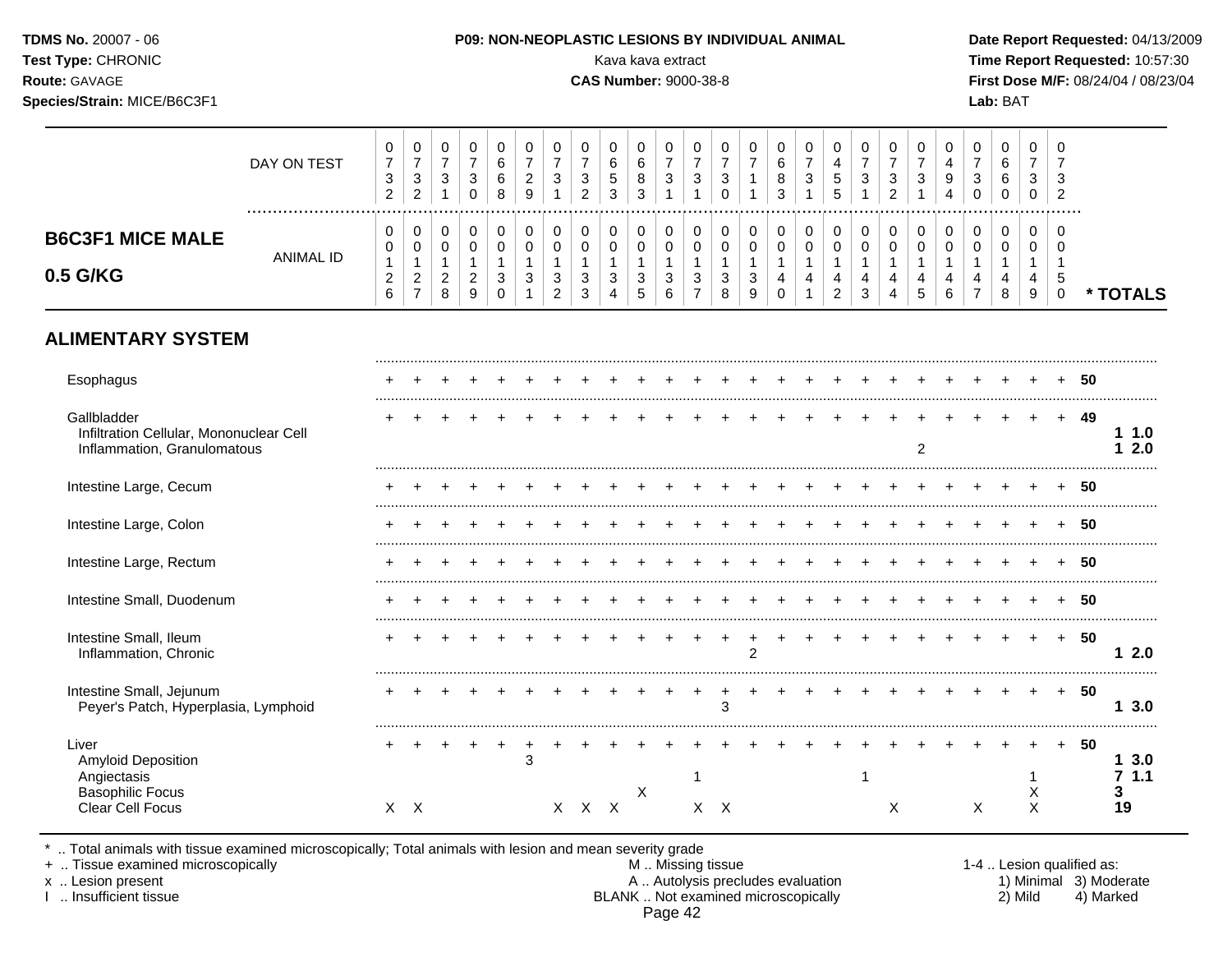**TDMS No.** 20007 - 06
**Test Type:** CHRONIC
**Route:** GAVAGE
**Species/Strain:** MICE/B6C3F1

**P09: NON-NEOPLASTIC LESIONS BY INDIVIDUAL ANIMAL**
Kava kava extract
**CAS Number:** 9000-38-8

**Date Report Requested:** 04/13/2009
**Time Report Requested:** 10:57:30
**First Dose M/F:** 08/24/04 / 08/23/04
**Lab:** BAT

## B6C3F1 MICE MALE 0.5 G/KG

| | 1 | 2 | 3 | 4 | 5 | 6 | 7 | 8 | 9 | 10 | 11 | 12 | 13 | 14 | 15 | 16 | 17 | 18 | 19 | 20 | 21 | 22 | 23 | 24 | 25 | * TOTALS |
|---|---|---|---|---|---|---|---|---|---|---|---|---|---|---|---|---|---|---|---|---|---|---|---|---|---|---|
| DAY ON TEST | 0732 | 0732 | 0731 | 0730 | 0668 | 0729 | 0731 | 0732 | 0653 | 0683 | 0731 | 0731 | 0730 | 0711 | 0683 | 0731 | 0455 | 0731 | 0732 | 0731 | 0494 | 0730 | 0660 | 0730 | 0732 | |
| ANIMAL ID | 00126 | 00127 | 00128 | 00129 | 00130 | 00131 | 00132 | 00133 | 00134 | 00135 | 00136 | 00137 | 00138 | 00139 | 00140 | 00141 | 00142 | 00143 | 00144 | 00145 | 00146 | 00147 | 00148 | 00149 | 00150 | |
| **ALIMENTARY SYSTEM** | | | | | | | | | | | | | | | | | | | | | | | | | | |
| Esophagus | + | + | + | + | + | + | + | + | + | + | + | + | + | + | + | + | + | + | + | + | + | + | + | + | + | 50 |
| Gallbladder | + | + | + | + | + | + | + | + | + | + | + | + | + | + | + | + | + | + | + | + | + | + | + | + | + | 49 |
| Infiltration Cellular, Mononuclear Cell | | | | | | | | | | | | | | | | | | | | | | | | | | 1 1.0 |
| Inflammation, Granulomatous | | | | | | | | | | | | | | | | | | | | 2 | | | | | | 1 2.0 |
| Intestine Large, Cecum | + | + | + | + | + | + | + | + | + | + | + | + | + | + | + | + | + | + | + | + | + | + | + | + | + | 50 |
| Intestine Large, Colon | + | + | + | + | + | + | + | + | + | + | + | + | + | + | + | + | + | + | + | + | + | + | + | + | + | 50 |
| Intestine Large, Rectum | + | + | + | + | + | + | + | + | + | + | + | + | + | + | + | + | + | + | + | + | + | + | + | + | + | 50 |
| Intestine Small, Duodenum | + | + | + | + | + | + | + | + | + | + | + | + | + | + | + | + | + | + | + | + | + | + | + | + | + | 50 |
| Intestine Small, Ileum | + | + | + | + | + | + | + | + | + | + | + | + | + | + | + | + | + | + | + | + | + | + | + | + | + | 50 |
| Inflammation, Chronic | | | | | | | | | | | | | | 2 | | | | | | | | | | | | 1 2.0 |
| Intestine Small, Jejunum | + | + | + | + | + | + | + | + | + | + | + | + | + | + | + | + | + | + | + | + | + | + | + | + | + | 50 |
| Peyer's Patch, Hyperplasia, Lymphoid | | | | | | | | | | | | | 3 | | | | | | | | | | | | | 1 3.0 |
| Liver | + | + | + | + | + | + | + | + | + | + | + | + | + | + | + | + | + | + | + | + | + | + | + | + | + | 50 |
| Amyloid Deposition | | | | | | 3 | | | | | | | | | | | | | | | | | | | | 1 3.0 |
| Angiectasis | | | | | | | | | | | | 1 | | | | | | 1 | | | | | | 1 | | 7 1.1 |
| Basophilic Focus | | | | | | | | | | X | | | | | | | | | | | | | | X | | 3 |
| Clear Cell Focus | X | X | | | | | X | X | X | | | X | X | | | | | | X | | | X | | X | | 19 |

\* .. Total animals with tissue examined microscopically; Total animals with lesion and mean severity grade
\+ .. Tissue examined microscopically
x .. Lesion present
I .. Insufficient tissue

M .. Missing tissue
A .. Autolysis precludes evaluation
BLANK .. Not examined microscopically

1-4 .. Lesion qualified as:
1) Minimal 3) Moderate
2) Mild 4) Marked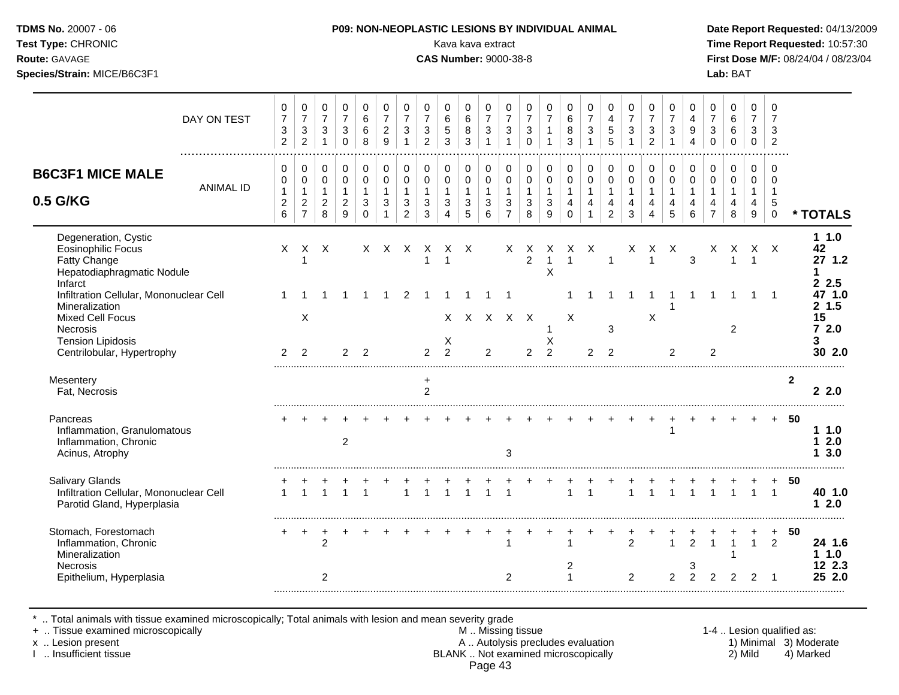| B6C3F1 MICE MALE 0.5 G/KG | | | | | | | | | | | | | | | | | | | | | | | | | | | |
|---|---|---|---|---|---|---|---|---|---|---|---|---|---|---|---|---|---|---|---|---|---|---|---|---|---|---|---|
| DAY ON TEST | 0732 | 0732 | 0731 | 0730 | 0668 | 0729 | 0731 | 0732 | 0653 | 0683 | 0731 | 0731 | 0730 | 0711 | 0683 | 0731 | 0455 | 0731 | 0732 | 0731 | 0494 | 0730 | 0660 | 0730 | 0732 | | |
| ANIMAL ID | 00126 | 00127 | 00128 | 00129 | 00130 | 00131 | 00132 | 00133 | 00134 | 00135 | 00136 | 00137 | 00138 | 00139 | 00140 | 00141 | 00142 | 00143 | 00144 | 00145 | 00146 | 00147 | 00148 | 00149 | 00150 | | * TOTALS |
| Degeneration, Cystic | | | | | | | | | | | | | | | | | | | | | | | | | | | 1 1.0 |
| Eosinophilic Focus | X | X | X | | X | X | X | X | X | X | | X | X | X | X | X | | X | X | X | | X | X | X | X | | 42 |
| Fatty Change | | 1 | | | | | | 1 | 1 | | | | 2 | 1 | 1 | | 1 | | 1 | | 3 | | 1 | 1 | | | 27 1.2 |
| Hepatodiaphragmatic Nodule | | | | | | | | | | | | | | X | | | | | | | | | | | | | 1 |
| Infarct | | | | | | | | | | | | | | | | | | | | | | | | | | | 2 2.5 |
| Infiltration Cellular, Mononuclear Cell | 1 | 1 | 1 | 1 | 1 | 1 | 2 | 1 | 1 | 1 | 1 | 1 | | | 1 | 1 | 1 | 1 | 1 | 1 | 1 | 1 | 1 | 1 | 1 | | 47 1.0 |
| Mineralization | | | | | | | | | | | | | | | | | | | | 1 | | | | | | | 2 1.5 |
| Mixed Cell Focus | | X | | | | | | | X | X | X | X | X | | X | | | | X | | | | | | | | 15 |
| Necrosis | | | | | | | | | | | | | | 1 | | | 3 | | | | | | 2 | | | | 7 2.0 |
| Tension Lipidosis | | | | | | | | | X | | | | | X | | | | | | | | | | | | | 3 |
| Centrilobular, Hypertrophy | 2 | 2 | | 2 | 2 | | | 2 | 2 | | 2 | | 2 | 2 | | 2 | 2 | | | 2 | | 2 | | | | | 30 2.0 |
| Mesentery | | | | | | | | + | | | | | | | | | | | | | | | | | | 2 | |
| Fat, Necrosis | | | | | | | | 2 | | | | | | | | | | | | | | | | | | | 2 2.0 |
| Pancreas | + | + | + | + | + | + | + | + | + | + | + | + | + | + | + | + | + | + | + | + | + | + | + | + | + | 50 | |
| Inflammation, Granulomatous | | | | | | | | | | | | | | | | | | | | 1 | | | | | | | 1 1.0 |
| Inflammation, Chronic | | | | 2 | | | | | | | | | | | | | | | | | | | | | | | 1 2.0 |
| Acinus, Atrophy | | | | | | | | | | | | 3 | | | | | | | | | | | | | | | 1 3.0 |
| Salivary Glands | + | + | + | + | + | + | + | + | + | + | + | + | + | + | + | + | + | + | + | + | + | + | + | + | + | 50 | |
| Infiltration Cellular, Mononuclear Cell | 1 | 1 | 1 | 1 | 1 | | 1 | 1 | 1 | 1 | 1 | 1 | | | 1 | 1 | | 1 | 1 | 1 | 1 | 1 | 1 | 1 | 1 | | 40 1.0 |
| Parotid Gland, Hyperplasia | | | | | | | | | | | | | | | | | | | | | | | | | | | 1 2.0 |
| Stomach, Forestomach | + | + | + | + | + | + | + | + | + | + | + | + | + | + | + | + | + | + | + | + | + | + | + | + | + | 50 | |
| Inflammation, Chronic | | | 2 | | | | | | | | | 1 | | | 1 | | | 2 | | 1 | 2 | 1 | 1 | 1 | 2 | | 24 1.6 |
| Mineralization | | | | | | | | | | | | | | | | | | | | | | | 1 | | | | 1 1.0 |
| Necrosis | | | | | | | | | | | | | | | 2 | | | | | | 3 | | | | | | 12 2.3 |
| Epithelium, Hyperplasia | | | 2 | | | | | | | | | 2 | | | 1 | | | 2 | | 2 | 2 | 2 | 2 | 2 | 1 | | 25 2.0 |

\* .. Total animals with tissue examined microscopically; Total animals with lesion and mean severity grade
+ .. Tissue examined microscopically
x .. Lesion present
I .. Insufficient tissue

M .. Missing tissue
A .. Autolysis precludes evaluation
BLANK .. Not examined microscopically

1-4 .. Lesion qualified as: 1) Minimal 2) Mild 3) Moderate 4) Marked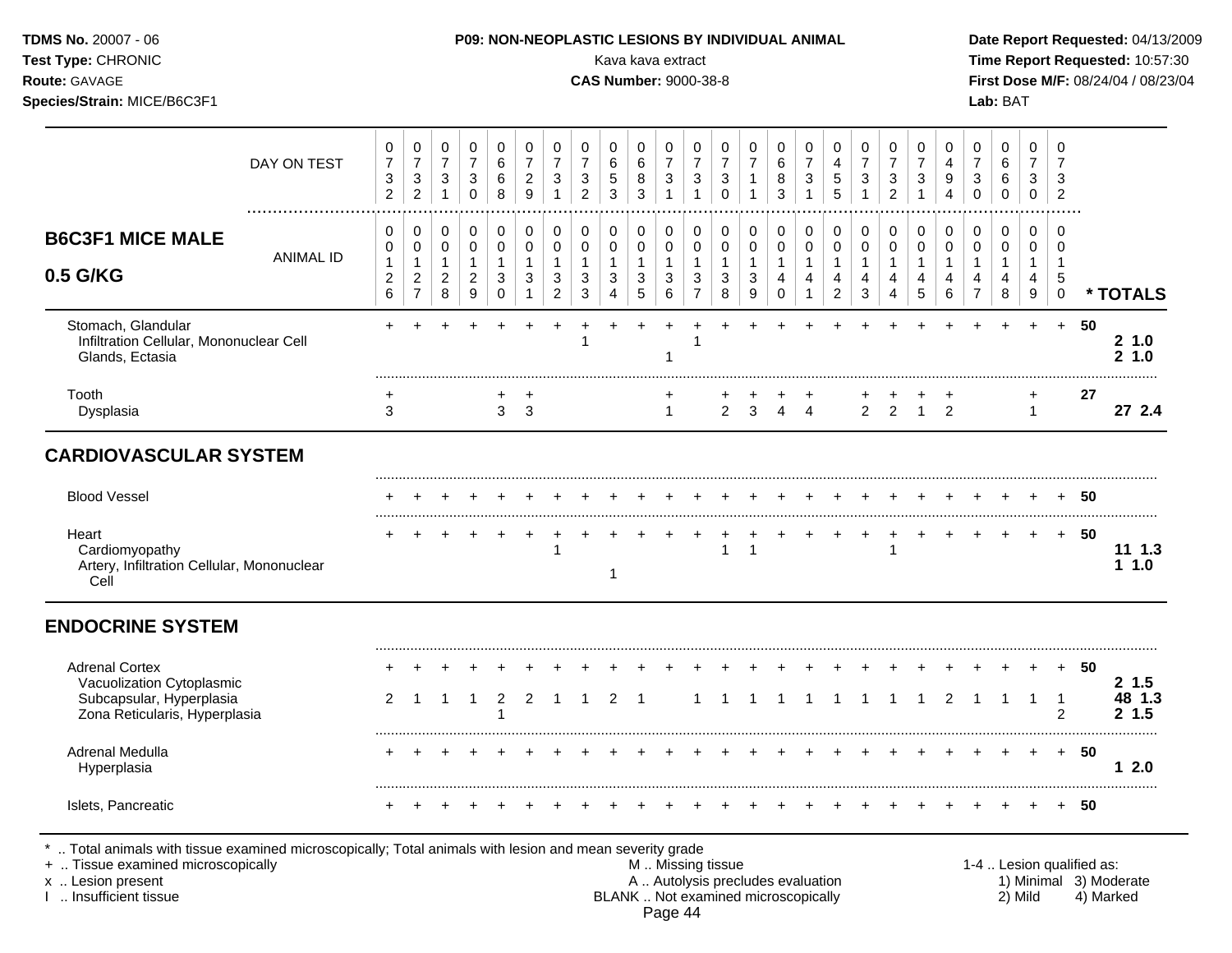**P09: NON-NEOPLASTIC LESIONS BY INDIVIDUAL ANIMAL**

Kava kava extract

**CAS Number:** 9000-38-8

**B6C3F1 MICE MALE 0.5 G/KG**

| DAY ON TEST | 0732 | 0732 | 0731 | 0730 | 0668 | 0729 | 0731 | 0732 | 0653 | 0683 | 0731 | 0731 | 0730 | 0711 | 0683 | 0731 | 0455 | 0731 | 0732 | 0731 | 0494 | 0730 | 0660 | 0730 | 0732 | |
|---|---|---|---|---|---|---|---|---|---|---|---|---|---|---|---|---|---|---|---|---|---|---|---|---|---|---|
| **ANIMAL ID** | 00126 | 00127 | 00128 | 00129 | 00130 | 00131 | 00132 | 00133 | 00134 | 00135 | 00136 | 00137 | 00138 | 00139 | 00140 | 00141 | 00142 | 00143 | 00144 | 00145 | 00146 | 00147 | 00148 | 00149 | 00150 | *** TOTALS** |
| Stomach, Glandular | + | + | + | + | + | + | + | + | + | + | + | + | + | + | + | + | + | + | + | + | + | + | + | + | + | 50 |
| Infiltration Cellular, Mononuclear Cell | | | | | | | | 1 | | | | 1 | | | | | | | | | | | | | | 2 1.0 |
| Glands, Ectasia | | | | | | | | | | | 1 | | | | | | | | | | | | | | | 2 1.0 |
| Tooth | + | | | | + | + | | | | | + | | + | + | + | + | | + | + | + | + | | | + | | 27 |
| Dysplasia | 3 | | | | 3 | 3 | | | | | 1 | | 2 | 3 | 4 | 4 | | 2 | 2 | 1 | 2 | | | 1 | | 27 2.4 |
| **CARDIOVASCULAR SYSTEM** | | | | | | | | | | | | | | | | | | | | | | | | | | |
| Blood Vessel | + | + | + | + | + | + | + | + | + | + | + | + | + | + | + | + | + | + | + | + | + | + | + | + | + | 50 |
| Heart | + | + | + | + | + | + | + | + | + | + | + | + | + | + | + | + | + | + | + | + | + | + | + | + | + | 50 |
| Cardiomyopathy | | | | | | | 1 | | | | | | 1 | 1 | | | | | 1 | | | | | | | 11 1.3 |
| Artery, Infiltration Cellular, Mononuclear Cell | | | | | | | | | 1 | | | | | | | | | | | | | | | | | 1 1.0 |
| **ENDOCRINE SYSTEM** | | | | | | | | | | | | | | | | | | | | | | | | | | |
| Adrenal Cortex | + | + | + | + | + | + | + | + | + | + | + | + | + | + | + | + | + | + | + | + | + | + | + | + | + | 50 |
| Vacuolization Cytoplasmic | | | | | | | | | | | | | | | | | | | | | | | | | | 2 1.5 |
| Subcapsular, Hyperplasia | 2 | 1 | 1 | 1 | 2 | 2 | 1 | 1 | 2 | 1 | | 1 | 1 | 1 | 1 | 1 | 1 | 1 | 1 | 1 | 2 | 1 | 1 | 1 | 1 | 48 1.3 |
| Zona Reticularis, Hyperplasia | | | | | 1 | | | | | | | | | | | | | | | | | | | | 2 | 2 1.5 |
| Adrenal Medulla | + | + | + | + | + | + | + | + | + | + | + | + | + | + | + | + | + | + | + | + | + | + | + | + | + | 50 |
| Hyperplasia | | | | | | | | | | | | | | | | | | | | | | | | | | 1 2.0 |
| Islets, Pancreatic | + | + | + | + | + | + | + | + | + | + | + | + | + | + | + | + | + | + | + | + | + | + | + | + | + | 50 |

* .. Total animals with tissue examined microscopically; Total animals with lesion and mean severity grade
+ .. Tissue examined microscopically
x .. Lesion present
I .. Insufficient tissue

M .. Missing tissue
A .. Autolysis precludes evaluation
BLANK .. Not examined microscopically

1-4 .. Lesion qualified as: 1) Minimal 2) Mild 3) Moderate 4) Marked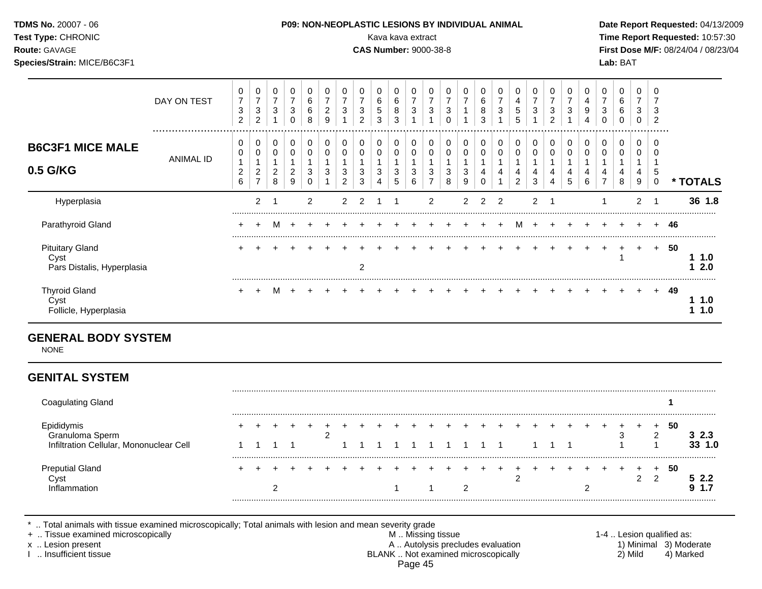**P09: NON-NEOPLASTIC LESIONS BY INDIVIDUAL ANIMAL**

Kava kava extract

**CAS Number:** 9000-38-8

**TDMS No.** 20007 - 06
**Test Type:** CHRONIC
**Route:** GAVAGE
**Species/Strain:** MICE/B6C3F1

**Date Report Requested:** 04/13/2009
**Time Report Requested:** 10:57:30
**First Dose M/F:** 08/24/04 / 08/23/04
**Lab:** BAT

## B6C3F1 MICE MALE 0.5 G/KG

| DAY ON TEST | 0732 | 0732 | 0731 | 0730 | 0668 | 0729 | 0731 | 0732 | 0653 | 0683 | 0731 | 0731 | 0730 | 0711 | 0683 | 0731 | 0455 | 0731 | 0732 | 0731 | 0494 | 0730 | 0660 | 0730 | 0732 | |
|---|---|---|---|---|---|---|---|---|---|---|---|---|---|---|---|---|---|---|---|---|---|---|---|---|---|---|
| **ANIMAL ID** | 0126 | 0127 | 0128 | 0129 | 0130 | 0131 | 0132 | 0133 | 0134 | 0135 | 0136 | 0137 | 0138 | 0139 | 0140 | 0141 | 0142 | 0143 | 0144 | 0145 | 0146 | 0147 | 0148 | 0149 | 0150 | *** TOTALS** |
| Hyperplasia | | 2 | 1 | | 2 | | 2 | 2 | 1 | 1 | | 2 | | 2 | 2 | 2 | | 2 | 1 | | | 1 | | 2 | 1 | **36 1.8** |
| Parathyroid Gland | + | + | M | + | + | + | + | + | + | + | + | + | + | + | + | + | M | + | + | + | + | + | + | + | + | **46** |
| Pituitary Gland | + | + | + | + | + | + | + | + | + | + | + | + | + | + | + | + | + | + | + | + | + | + | + | + | + | **50** |
| Cyst | | | | | | | | | | | | | | | | | | | | | | | 1 | | | **1 1.0** |
| Pars Distalis, Hyperplasia | | | | | | | | 2 | | | | | | | | | | | | | | | | | | **1 2.0** |
| Thyroid Gland | + | + | M | + | + | + | + | + | + | + | + | + | + | + | + | + | + | + | + | + | + | + | + | + | + | **49** |
| Cyst | | | | | | | | | | | | | | | | | | | | | | | | | | **1 1.0** |
| Follicle, Hyperplasia | | | | | | | | | | | | | | | | | | | | | | | | | | **1 1.0** |

## GENERAL BODY SYSTEM

NONE

## GENITAL SYSTEM

| | 0126 | 0127 | 0128 | 0129 | 0130 | 0131 | 0132 | 0133 | 0134 | 0135 | 0136 | 0137 | 0138 | 0139 | 0140 | 0141 | 0142 | 0143 | 0144 | 0145 | 0146 | 0147 | 0148 | 0149 | 0150 | *** TOTALS** |
|---|---|---|---|---|---|---|---|---|---|---|---|---|---|---|---|---|---|---|---|---|---|---|---|---|---|---|
| Coagulating Gland | | | | | | | | | | | | | | | | | | | | | | | | | | **1** |
| Epididymis | + | + | + | + | + | + | + | + | + | + | + | + | + | + | + | + | + | + | + | + | + | + | + | + | + | **50** |
| Granuloma Sperm | | | | | | 2 | | | | | | | | | | | | | | | | | 3 | | 2 | **3 2.3** |
| Infiltration Cellular, Mononuclear Cell | 1 | 1 | 1 | 1 | | | 1 | 1 | 1 | 1 | 1 | 1 | 1 | 1 | 1 | 1 | | 1 | 1 | 1 | | | 1 | | 1 | **33 1.0** |
| Preputial Gland | + | + | + | + | + | + | + | + | + | + | + | + | + | + | + | + | + | + | + | + | + | + | + | + | + | **50** |
| Cyst | | | | | | | | | | | | | | | | | 2 | | | | | | | 2 | 2 | **5 2.2** |
| Inflammation | | | 2 | | | | | | | 1 | | 1 | | 2 | | | | | | | 2 | | | | | **9 1.7** |

\* .. Total animals with tissue examined microscopically; Total animals with lesion and mean severity grade
\+ .. Tissue examined microscopically
x .. Lesion present
I .. Insufficient tissue

M .. Missing tissue
A .. Autolysis precludes evaluation
BLANK .. Not examined microscopically

1-4 .. Lesion qualified as:
1) Minimal 2) Mild 3) Moderate 4) Marked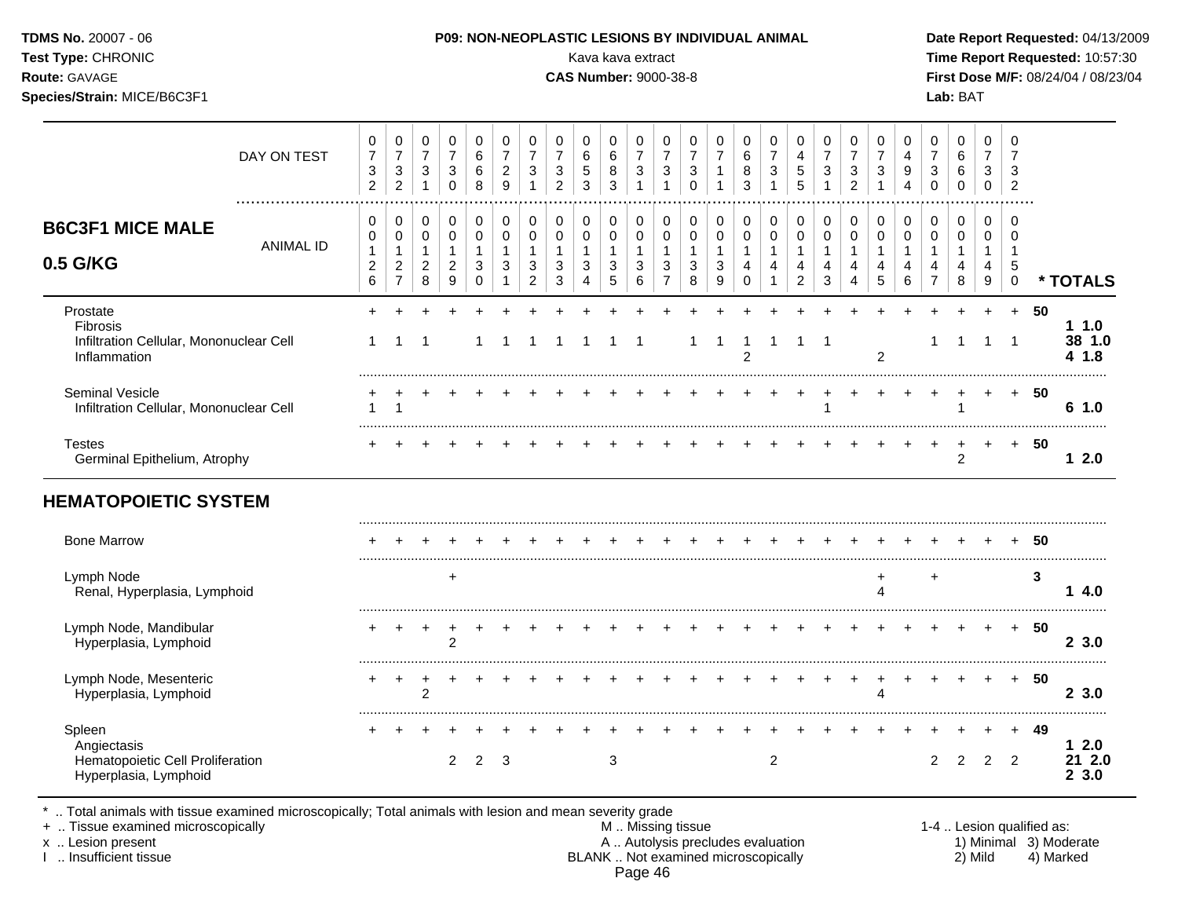**TDMS No.** 20007 - 06
**Test Type:** CHRONIC
**Route:** GAVAGE
**Species/Strain:** MICE/B6C3F1

**P09: NON-NEOPLASTIC LESIONS BY INDIVIDUAL ANIMAL**
Kava kava extract
**CAS Number:** 9000-38-8

**Date Report Requested:** 04/13/2009
**Time Report Requested:** 10:57:30
**First Dose M/F:** 08/24/04 / 08/23/04
**Lab:** BAT

## B6C3F1 MICE MALE 0.5 G/KG

| | 1 | 2 | 3 | 4 | 5 | 6 | 7 | 8 | 9 | 10 | 11 | 12 | 13 | 14 | 15 | 16 | 17 | 18 | 19 | 20 | 21 | 22 | 23 | 24 | 25 | | * TOTALS |
|---|---|---|---|---|---|---|---|---|---|---|---|---|---|---|---|---|---|---|---|---|---|---|---|---|---|---|---|
| DAY ON TEST | 0732 | 0732 | 0731 | 0730 | 0668 | 0729 | 0731 | 0732 | 0653 | 0683 | 0731 | 0731 | 0730 | 0711 | 0683 | 0731 | 0455 | 0731 | 0732 | 0731 | 0494 | 0730 | 0660 | 0730 | 0732 | | |
| ANIMAL ID | 0126 | 0127 | 0128 | 0129 | 0130 | 0131 | 0132 | 0133 | 0134 | 0135 | 0136 | 0137 | 0138 | 0139 | 0140 | 0141 | 0142 | 0143 | 0144 | 0145 | 0146 | 0147 | 0148 | 0149 | 0150 | | |
| Prostate | + | + | + | + | + | + | + | + | + | + | + | + | + | + | + | + | + | + | + | + | + | + | + | + | + | 50 | |
| Fibrosis | | | | | | | | | | | | | | | | | | | | | | | | | | | 1 1.0 |
| Infiltration Cellular, Mononuclear Cell | 1 | 1 | 1 | | 1 | 1 | 1 | 1 | 1 | 1 | 1 | | 1 | 1 | 1 | 1 | 1 | 1 | | | | 1 | 1 | 1 | 1 | | 38 1.0 |
| Inflammation | | | | | | | | | | | | | | | 2 | | | | | 2 | | | | | | | 4 1.8 |
| Seminal Vesicle | + | + | + | + | + | + | + | + | + | + | + | + | + | + | + | + | + | + | + | + | + | + | + | + | + | 50 | |
| Infiltration Cellular, Mononuclear Cell | 1 | 1 | | | | | | | | | | | | | | | | 1 | | | | | 1 | | | | 6 1.0 |
| Testes | + | + | + | + | + | + | + | + | + | + | + | + | + | + | + | + | + | + | + | + | + | + | + | + | + | 50 | |
| Germinal Epithelium, Atrophy | | | | | | | | | | | | | | | | | | | | | | | 2 | | | | 1 2.0 |
| **HEMATOPOIETIC SYSTEM** | | | | | | | | | | | | | | | | | | | | | | | | | | | |
| Bone Marrow | + | + | + | + | + | + | + | + | + | + | + | + | + | + | + | + | + | + | + | + | + | + | + | + | + | 50 | |
| Lymph Node | | | | + | | | | | | | | | | | | | | | | + | | + | | | | 3 | |
| Renal, Hyperplasia, Lymphoid | | | | | | | | | | | | | | | | | | | | 4 | | | | | | | 1 4.0 |
| Lymph Node, Mandibular | + | + | + | + | + | + | + | + | + | + | + | + | + | + | + | + | + | + | + | + | + | + | + | + | + | 50 | |
| Hyperplasia, Lymphoid | | | | 2 | | | | | | | | | | | | | | | | | | | | | | | 2 3.0 |
| Lymph Node, Mesenteric | + | + | + | + | + | + | + | + | + | + | + | + | + | + | + | + | + | + | + | + | + | + | + | + | + | 50 | |
| Hyperplasia, Lymphoid | | | 2 | | | | | | | | | | | | | | | | | 4 | | | | | | | 2 3.0 |
| Spleen | + | + | + | + | + | + | + | + | + | + | + | + | + | + | + | + | + | + | + | + | + | + | + | + | + | 49 | |
| Angiectasis | | | | | | | | | | | | | | | | | | | | | | | | | | | 1 2.0 |
| Hematopoietic Cell Proliferation | | | | 2 | 2 | 3 | | | | 3 | | | | | | 2 | | | | | | 2 | 2 | 2 | 2 | | 21 2.0 |
| Hyperplasia, Lymphoid | | | | | | | | | | | | | | | | | | | | | | | | | | | 2 3.0 |

\* .. Total animals with tissue examined microscopically; Total animals with lesion and mean severity grade
+ .. Tissue examined microscopically
x .. Lesion present
I .. Insufficient tissue

M .. Missing tissue
A .. Autolysis precludes evaluation
BLANK .. Not examined microscopically

1-4 .. Lesion qualified as: 1) Minimal 2) Mild 3) Moderate 4) Marked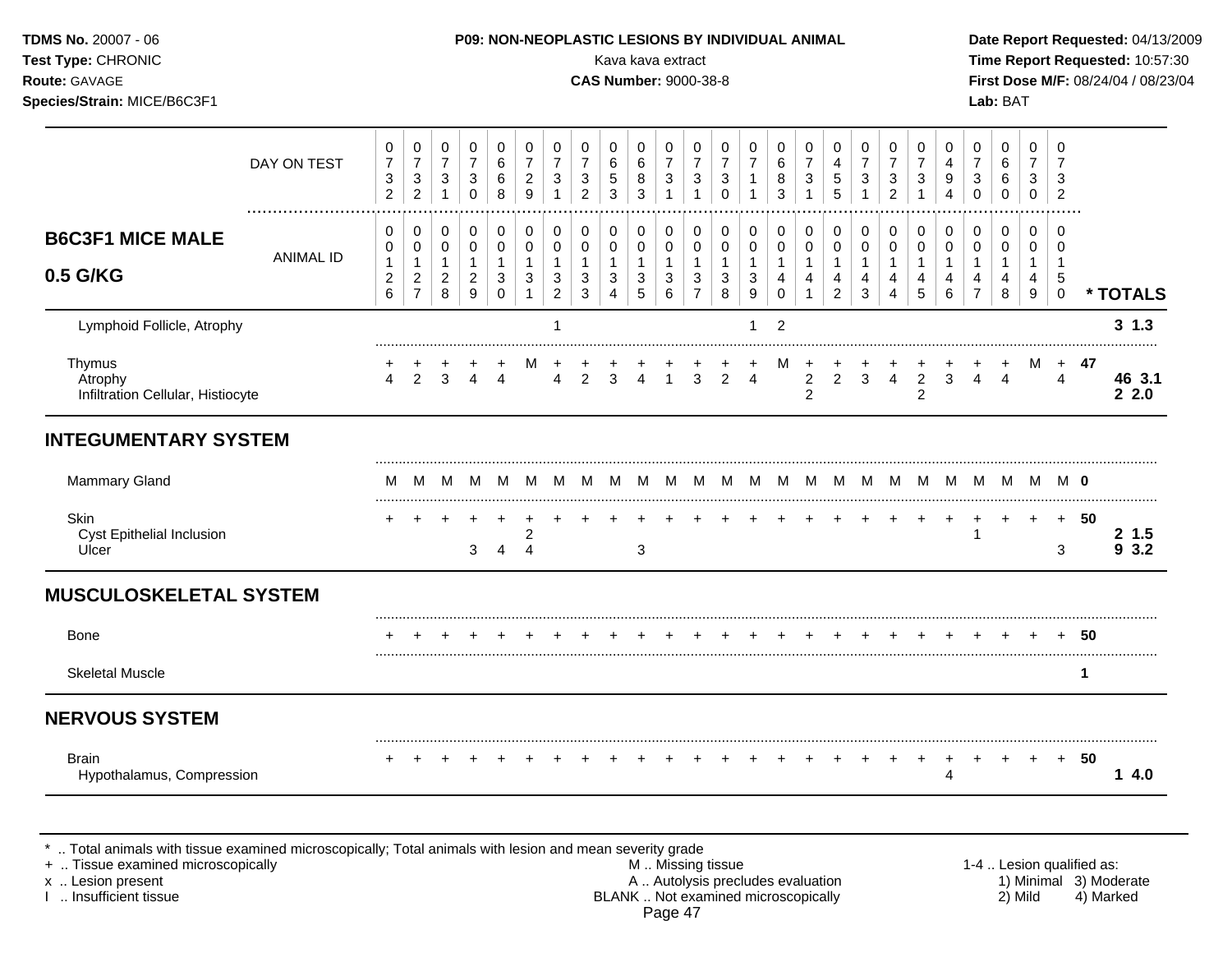**TDMS No.** 20007 - 06
**Test Type:** CHRONIC
**Route:** GAVAGE
**Species/Strain:** MICE/B6C3F1

**P09: NON-NEOPLASTIC LESIONS BY INDIVIDUAL ANIMAL**
Kava kava extract
**CAS Number:** 9000-38-8

**Date Report Requested:** 04/13/2009
**Time Report Requested:** 10:57:30
**First Dose M/F:** 08/24/04 / 08/23/04
**Lab:** BAT

## B6C3F1 MICE MALE 0.5 G/KG

| DAY ON TEST | 0732 | 0732 | 0731 | 0730 | 0668 | 0729 | 0731 | 0732 | 0653 | 0683 | 0731 | 0731 | 0730 | 0711 | 0683 | 0731 | 0455 | 0731 | 0732 | 0731 | 0494 | 0730 | 0660 | 0730 | 0732 | | |
|---|---|---|---|---|---|---|---|---|---|---|---|---|---|---|---|---|---|---|---|---|---|---|---|---|---|---|---|
| **ANIMAL ID** | 0126 | 0127 | 0128 | 0129 | 0130 | 0131 | 0132 | 0133 | 0134 | 0135 | 0136 | 0137 | 0138 | 0139 | 0140 | 0141 | 0142 | 0143 | 0144 | 0145 | 0146 | 0147 | 0148 | 0149 | 0150 | | **\* TOTALS** |
| Lymphoid Follicle, Atrophy | | | | | | | 1 | | | | | | | 1 | 2 | | | | | | | | | | | | **3 1.3** |
| Thymus | + | + | + | + | + | M | + | + | + | + | + | + | + | + | M | + | + | + | + | + | + | + | + | M | + | **47** | |
| Atrophy | 4 | 2 | 3 | 4 | 4 | | 4 | 2 | 3 | 4 | 1 | 3 | 2 | 4 | | 2 | 2 | 3 | 4 | 2 | 3 | 4 | 4 | | 4 | | **46 3.1** |
| Infiltration Cellular, Histiocyte | | | | | | | | | | | | | | | | 2 | | | | 2 | | | | | | | **2 2.0** |
| **INTEGUMENTARY SYSTEM** | | | | | | | | | | | | | | | | | | | | | | | | | | | |
| Mammary Gland | M | M | M | M | M | M | M | M | M | M | M | M | M | M | M | M | M | M | M | M | M | M | M | M | M | **0** | |
| Skin | + | + | + | + | + | + | + | + | + | + | + | + | + | + | + | + | + | + | + | + | + | + | + | + | + | **50** | |
| Cyst Epithelial Inclusion | | | | | | 2 | | | | | | | | | | | | | | | | 1 | | | | | **2 1.5** |
| Ulcer | | | | 3 | 4 | 4 | | | | 3 | | | | | | | | | | | | | | | 3 | | **9 3.2** |
| **MUSCULOSKELETAL SYSTEM** | | | | | | | | | | | | | | | | | | | | | | | | | | | |
| Bone | + | + | + | + | + | + | + | + | + | + | + | + | + | + | + | + | + | + | + | + | + | + | + | + | + | **50** | |
| Skeletal Muscle | | | | | | | | | | | | | | | | | | | | | | | | | | **1** | |
| **NERVOUS SYSTEM** | | | | | | | | | | | | | | | | | | | | | | | | | | | |
| Brain | + | + | + | + | + | + | + | + | + | + | + | + | + | + | + | + | + | + | + | + | + | + | + | + | + | **50** | |
| Hypothalamus, Compression | | | | | | | | | | | | | | | | | | | | | 4 | | | | | | **1 4.0** |

\* .. Total animals with tissue examined microscopically; Total animals with lesion and mean severity grade
\+ .. Tissue examined microscopically
x .. Lesion present
I .. Insufficient tissue

M .. Missing tissue
A .. Autolysis precludes evaluation
BLANK .. Not examined microscopically

1-4 .. Lesion qualified as:
1) Minimal 3) Moderate
2) Mild 4) Marked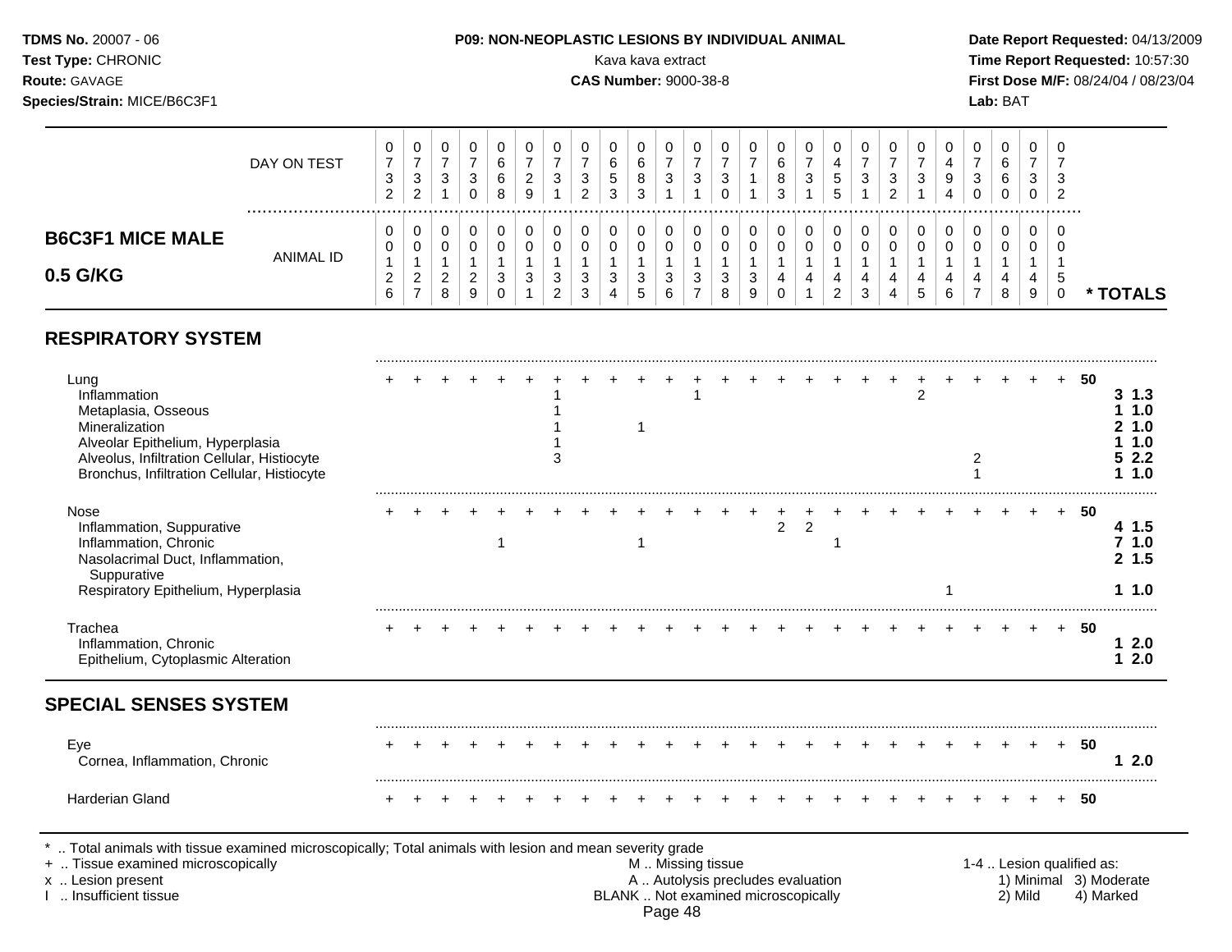**TDMS No.** 20007 - 06
**Test Type:** CHRONIC
**Route:** GAVAGE
**Species/Strain:** MICE/B6C3F1

**P09: NON-NEOPLASTIC LESIONS BY INDIVIDUAL ANIMAL**
Kava kava extract
**CAS Number:** 9000-38-8

**Date Report Requested:** 04/13/2009
**Time Report Requested:** 10:57:30
**First Dose M/F:** 08/24/04 / 08/23/04
**Lab:** BAT

## B6C3F1 MICE MALE 0.5 G/KG

| DAY ON TEST | 0732 | 0732 | 0731 | 0730 | 0668 | 0729 | 0731 | 0732 | 0653 | 0683 | 0731 | 0731 | 0730 | 0711 | 0683 | 0731 | 0455 | 0731 | 0732 | 0731 | 0494 | 0730 | 0660 | 0730 | 0732 | | |
|---|---|---|---|---|---|---|---|---|---|---|---|---|---|---|---|---|---|---|---|---|---|---|---|---|---|---|---|
| **ANIMAL ID** | 0126 | 0127 | 0128 | 0129 | 0130 | 0131 | 0132 | 0133 | 0134 | 0135 | 0136 | 0137 | 0138 | 0139 | 0140 | 0141 | 0142 | 0143 | 0144 | 0145 | 0146 | 0147 | 0148 | 0149 | 0150 | | *** TOTALS** |
| **RESPIRATORY SYSTEM** | | | | | | | | | | | | | | | | | | | | | | | | | | | |
| Lung | + | + | + | + | + | + | + | + | + | + | + | + | + | + | + | + | + | + | + | + | + | + | + | + | + | 50 | |
| Inflammation | | | | | | | 1 | | | | | 1 | | | | | | | | 2 | | | | | | | **3 1.3** |
| Metaplasia, Osseous | | | | | | | 1 | | | | | | | | | | | | | | | | | | | | **1 1.0** |
| Mineralization | | | | | | | 1 | | | 1 | | | | | | | | | | | | | | | | | **2 1.0** |
| Alveolar Epithelium, Hyperplasia | | | | | | | 1 | | | | | | | | | | | | | | | | | | | | **1 1.0** |
| Alveolus, Infiltration Cellular, Histiocyte | | | | | | | 3 | | | | | | | | | | | | | | | 2 | | | | | **5 2.2** |
| Bronchus, Infiltration Cellular, Histiocyte | | | | | | | | | | | | | | | | | | | | | | 1 | | | | | **1 1.0** |
| Nose | + | + | + | + | + | + | + | + | + | + | + | + | + | + | + | + | + | + | + | + | + | + | + | + | + | 50 | |
| Inflammation, Suppurative | | | | | | | | | | | | | | | 2 | 2 | | | | | | | | | | | **4 1.5** |
| Inflammation, Chronic | | | | | 1 | | | | | 1 | | | | | | | 1 | | | | | | | | | | **7 1.0** |
| Nasolacrimal Duct, Inflammation, Suppurative | | | | | | | | | | | | | | | | | | | | | | | | | | | **2 1.5** |
| Respiratory Epithelium, Hyperplasia | | | | | | | | | | | | | | | | | | | | | 1 | | | | | | **1 1.0** |
| Trachea | + | + | + | + | + | + | + | + | + | + | + | + | + | + | + | + | + | + | + | + | + | + | + | + | + | 50 | |
| Inflammation, Chronic | | | | | | | | | | | | | | | | | | | | | | | | | | | **1 2.0** |
| Epithelium, Cytoplasmic Alteration | | | | | | | | | | | | | | | | | | | | | | | | | | | **1 2.0** |
| **SPECIAL SENSES SYSTEM** | | | | | | | | | | | | | | | | | | | | | | | | | | | |
| Eye | + | + | + | + | + | + | + | + | + | + | + | + | + | + | + | + | + | + | + | + | + | + | + | + | + | 50 | |
| Cornea, Inflammation, Chronic | | | | | | | | | | | | | | | | | | | | | | | | | | | **1 2.0** |
| Harderian Gland | + | + | + | + | + | + | + | + | + | + | + | + | + | + | + | + | + | + | + | + | + | + | + | + | + | 50 | |

\* .. Total animals with tissue examined microscopically; Total animals with lesion and mean severity grade
\+ .. Tissue examined microscopically
x .. Lesion present
I .. Insufficient tissue

M .. Missing tissue
A .. Autolysis precludes evaluation
BLANK .. Not examined microscopically

1-4 .. Lesion qualified as:
1) Minimal 2) Mild 3) Moderate 4) Marked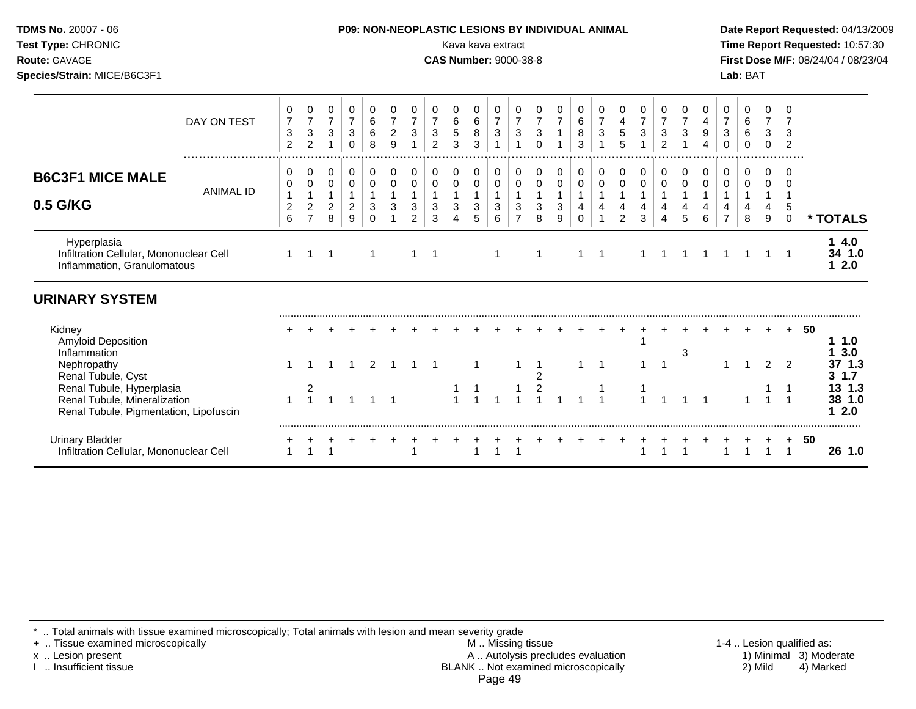**TDMS No.** 20007 - 06
**Test Type:** CHRONIC
**Route:** GAVAGE
**Species/Strain:** MICE/B6C3F1

**P09: NON-NEOPLASTIC LESIONS BY INDIVIDUAL ANIMAL**
Kava kava extract
**CAS Number:** 9000-38-8

**Date Report Requested:** 04/13/2009
**Time Report Requested:** 10:57:30
**First Dose M/F:** 08/24/04 / 08/23/04
**Lab:** BAT

## B6C3F1 MICE MALE 0.5 G/KG

| DAY ON TEST | 0732 | 0732 | 0731 | 0730 | 0668 | 0729 | 0731 | 0732 | 0653 | 0683 | 0731 | 0731 | 0730 | 0711 | 0683 | 0731 | 0455 | 0731 | 0732 | 0731 | 0494 | 0730 | 0660 | 0730 | 0732 | |
|---|---|---|---|---|---|---|---|---|---|---|---|---|---|---|---|---|---|---|---|---|---|---|---|---|---|---|
| **ANIMAL ID** | 00126 | 00127 | 00128 | 00129 | 00130 | 00131 | 00132 | 00133 | 00134 | 00135 | 00136 | 00137 | 00138 | 00139 | 00140 | 00141 | 00142 | 00143 | 00144 | 00145 | 00146 | 00147 | 00148 | 00149 | 00150 | *** TOTALS** |
| Hyperplasia | | | | | | | | | | | | | | | | | | | | | | | | | | 1 4.0 |
| Infiltration Cellular, Mononuclear Cell | 1 | 1 | 1 | | 1 | | 1 | 1 | | | 1 | | 1 | | 1 | 1 | | 1 | 1 | 1 | 1 | 1 | 1 | 1 | 1 | 34 1.0 |
| Inflammation, Granulomatous | | | | | | | | | | | | | | | | | | | | | | | | | | 1 2.0 |
| **URINARY SYSTEM** | | | | | | | | | | | | | | | | | | | | | | | | | | |
| Kidney | + | + | + | + | + | + | + | + | + | + | + | + | + | + | + | + | + | + | + | + | + | + | + | + | + | 50 |
| Amyloid Deposition | | | | | | | | | | | | | | | | | | 1 | | | | | | | | 1 1.0 |
| Inflammation | | | | | | | | | | | | | | | | | | | | 3 | | | | | | 1 3.0 |
| Nephropathy | 1 | 1 | 1 | 1 | 2 | 1 | 1 | 1 | | 1 | | 1 | 1 | | 1 | 1 | | 1 | 1 | | | 1 | 1 | 2 | 2 | 37 1.3 |
| Renal Tubule, Cyst | | | | | | | | | | | | | 2 | | | | | | | | | | | | | 3 1.7 |
| Renal Tubule, Hyperplasia | | 2 | | | | | | | 1 | 1 | | 1 | 2 | | | 1 | | 1 | | | | | | 1 | 1 | 13 1.3 |
| Renal Tubule, Mineralization | 1 | 1 | 1 | 1 | 1 | 1 | | | 1 | 1 | 1 | 1 | 1 | 1 | 1 | 1 | | 1 | 1 | 1 | 1 | | 1 | 1 | 1 | 38 1.0 |
| Renal Tubule, Pigmentation, Lipofuscin | | | | | | | | | | | | | | | | | | | | | | | | | | 1 2.0 |
| Urinary Bladder | + | + | + | + | + | + | + | + | + | + | + | + | + | + | + | + | + | + | + | + | + | + | + | + | + | 50 |
| Infiltration Cellular, Mononuclear Cell | 1 | 1 | 1 | | | | 1 | | | 1 | 1 | 1 | | | | | | 1 | 1 | 1 | | 1 | 1 | 1 | 1 | 26 1.0 |

\* .. Total animals with tissue examined microscopically; Total animals with lesion and mean severity grade
\+ .. Tissue examined microscopically
x .. Lesion present
I .. Insufficient tissue

M .. Missing tissue
A .. Autolysis precludes evaluation
BLANK .. Not examined microscopically

1-4 .. Lesion qualified as:
1) Minimal 2) Mild 3) Moderate 4) Marked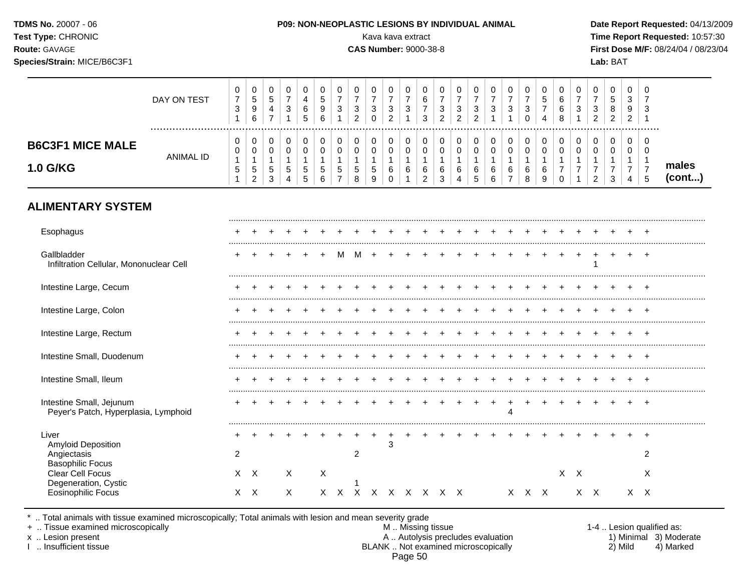**TDMS No.** 20007 - 06
**Test Type:** CHRONIC
**Route:** GAVAGE
**Species/Strain:** MICE/B6C3F1

**P09: NON-NEOPLASTIC LESIONS BY INDIVIDUAL ANIMAL**
Kava kava extract
**CAS Number:** 9000-38-8

**Date Report Requested:** 04/13/2009
**Time Report Requested:** 10:57:30
**First Dose M/F:** 08/24/04 / 08/23/04
**Lab:** BAT

## B6C3F1 MICE MALE 1.0 G/KG — males (cont...)

| DAY ON TEST | 0731 | 0596 | 0547 | 0731 | 0465 | 0596 | 0731 | 0732 | 0730 | 0732 | 0731 | 0673 | 0732 | 0732 | 0732 | 0731 | 0731 | 0730 | 0574 | 0668 | 0731 | 0732 | 0582 | 0392 | 0731 |
|---|---|---|---|---|---|---|---|---|---|---|---|---|---|---|---|---|---|---|---|---|---|---|---|---|---|
| **ANIMAL ID** | 0151 | 0152 | 0153 | 0154 | 0155 | 0156 | 0157 | 0158 | 0159 | 0160 | 0161 | 0162 | 0163 | 0164 | 0165 | 0166 | 0167 | 0168 | 0169 | 0170 | 0171 | 0172 | 0173 | 0174 | 0175 |
| **ALIMENTARY SYSTEM** | | | | | | | | | | | | | | | | | | | | | | | | | |
| Esophagus | + | + | + | + | + | + | + | + | + | + | + | + | + | + | + | + | + | + | + | + | + | + | + | + | + |
| Gallbladder | + | + | + | + | + | + | M | M | + | + | + | + | + | + | + | + | + | + | + | + | + | + | + | + | + |
| Infiltration Cellular, Mononuclear Cell | | | | | | | | | | | | | | | | | | | | | | 1 | | | |
| Intestine Large, Cecum | + | + | + | + | + | + | + | + | + | + | + | + | + | + | + | + | + | + | + | + | + | + | + | + | + |
| Intestine Large, Colon | + | + | + | + | + | + | + | + | + | + | + | + | + | + | + | + | + | + | + | + | + | + | + | + | + |
| Intestine Large, Rectum | + | + | + | + | + | + | + | + | + | + | + | + | + | + | + | + | + | + | + | + | + | + | + | + | + |
| Intestine Small, Duodenum | + | + | + | + | + | + | + | + | + | + | + | + | + | + | + | + | + | + | + | + | + | + | + | + | + |
| Intestine Small, Ileum | + | + | + | + | + | + | + | + | + | + | + | + | + | + | + | + | + | + | + | + | + | + | + | + | + |
| Intestine Small, Jejunum | + | + | + | + | + | + | + | + | + | + | + | + | + | + | + | + | + | + | + | + | + | + | + | + | + |
| Peyer's Patch, Hyperplasia, Lymphoid | | | | | | | | | | | | | | | | | 4 | | | | | | | | |
| Liver | + | + | + | + | + | + | + | + | + | + | + | + | + | + | + | + | + | + | + | + | + | + | + | + | + |
| Amyloid Deposition | | | | | | | | | | 3 | | | | | | | | | | | | | | | |
| Angiectasis | 2 | | | | | | | 2 | | | | | | | | | | | | | | | | | 2 |
| Basophilic Focus | | | | | | | | | | | | | | | | | | | | | | | | | |
| Clear Cell Focus | X | X | | X | | X | | | | | | | | | | | | | | X | X | | | | X |
| Degeneration, Cystic | | | | | | | | 1 | | | | | | | | | | | | | | | | | |
| Eosinophilic Focus | X | X | | X | | X | X | X | X | X | X | X | X | X | | | X | X | X | | X | X | | X | X |

\* .. Total animals with tissue examined microscopically; Total animals with lesion and mean severity grade
\+ .. Tissue examined microscopically
x .. Lesion present
I .. Insufficient tissue

M .. Missing tissue
A .. Autolysis precludes evaluation
BLANK .. Not examined microscopically

1-4 .. Lesion qualified as:
1) Minimal 2) Mild 3) Moderate 4) Marked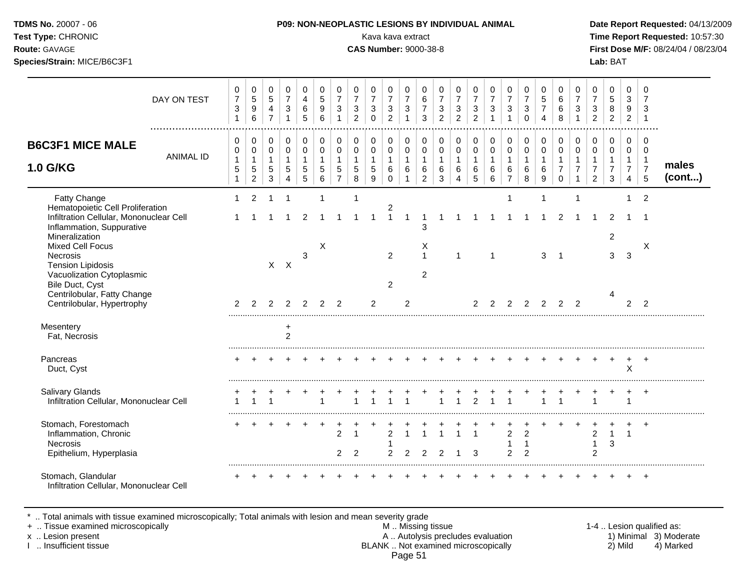**TDMS No.** 20007 - 06
**Test Type:** CHRONIC
**Route:** GAVAGE
**Species/Strain:** MICE/B6C3F1

**P09: NON-NEOPLASTIC LESIONS BY INDIVIDUAL ANIMAL**
Kava kava extract
**CAS Number:** 9000-38-8

**Date Report Requested:** 04/13/2009
**Time Report Requested:** 10:57:30
**First Dose M/F:** 08/24/04 / 08/23/04
**Lab:** BAT

| DAY ON TEST | 0731 | 0596 | 0547 | 0731 | 0465 | 0596 | 0731 | 0732 | 0730 | 0732 | 0731 | 0673 | 0732 | 0732 | 0732 | 0731 | 0731 | 0730 | 0574 | 0668 | 0731 | 0732 | 0582 | 0392 | 0731 | |
|---|---|---|---|---|---|---|---|---|---|---|---|---|---|---|---|---|---|---|---|---|---|---|---|---|---|---|
| **B6C3F1 MICE MALE 1.0 G/KG** — ANIMAL ID | 0151 | 0152 | 0153 | 0154 | 0155 | 0156 | 0157 | 0158 | 0159 | 0160 | 0161 | 0162 | 0163 | 0164 | 0165 | 0166 | 0167 | 0168 | 0169 | 0170 | 0171 | 0172 | 0173 | 0174 | 0175 | **males (cont...)** |
| Fatty Change | 1 | 2 | 1 | 1 | | 1 | | 1 | | | | | | | | | 1 | | 1 | | 1 | | | 1 | 2 | |
| Hematopoietic Cell Proliferation | | | | | | | | | | 2 | | | | | | | | | | | | | | | | |
| Infiltration Cellular, Mononuclear Cell | 1 | 1 | 1 | 1 | 2 | 1 | 1 | 1 | 1 | 1 | 1 | 1 | 1 | 1 | 1 | 1 | 1 | 1 | 1 | 2 | 1 | 1 | 2 | 1 | 1 | |
| Inflammation, Suppurative | | | | | | | | | | | | 3 | | | | | | | | | | | | | | |
| Mineralization | | | | | | | | | | | | | | | | | | | | | | | 2 | | | |
| Mixed Cell Focus | | | | | | X | | | | | | X | | | | | | | | | | | | | X | |
| Necrosis | | | | | 3 | | | | | 2 | | 1 | | 1 | | 1 | | | 3 | 1 | | | 3 | 3 | | |
| Tension Lipidosis | | | X | X | | | | | | | | | | | | | | | | | | | | | | |
| Vacuolization Cytoplasmic | | | | | | | | | | | | 2 | | | | | | | | | | | | | | |
| Bile Duct, Cyst | | | | | | | | | | 2 | | | | | | | | | | | | | | | | |
| Centrilobular, Fatty Change | | | | | | | | | | | | | | | | | | | | | | | 4 | | | |
| Centrilobular, Hypertrophy | 2 | 2 | 2 | 2 | 2 | 2 | 2 | | 2 | | 2 | | | | 2 | 2 | 2 | 2 | 2 | 2 | 2 | | | 2 | 2 | |
| Mesentery | | | | + | | | | | | | | | | | | | | | | | | | | | | |
| Fat, Necrosis | | | | 2 | | | | | | | | | | | | | | | | | | | | | | |
| Pancreas | + | + | + | + | + | + | + | + | + | + | + | + | + | + | + | + | + | + | + | + | + | + | + | + | + | |
| Duct, Cyst | | | | | | | | | | | | | | | | | | | | | | | | X | | |
| Salivary Glands | + | + | + | + | + | + | + | + | + | + | + | + | + | + | + | + | + | + | + | + | + | + | + | + | + | |
| Infiltration Cellular, Mononuclear Cell | 1 | 1 | 1 | | | 1 | | 1 | 1 | 1 | 1 | | 1 | 1 | 2 | 1 | 1 | | 1 | 1 | | 1 | | 1 | | |
| Stomach, Forestomach | + | + | + | + | + | + | + | + | + | + | + | + | + | + | + | + | + | + | + | + | + | + | + | + | + | |
| Inflammation, Chronic | | | | | | | 2 | 1 | | 2 | 1 | 1 | 1 | 1 | 1 | | 2 | 2 | | | | 2 | 1 | 1 | | |
| Necrosis | | | | | | | | | | 1 | | | | | | | 1 | 1 | | | | 1 | 3 | | | |
| Epithelium, Hyperplasia | | | | | | | 2 | 2 | | 2 | 2 | 2 | 2 | 1 | 3 | | 2 | 2 | | | | 2 | | | | |
| Stomach, Glandular | + | + | + | + | + | + | + | + | + | + | + | + | + | + | + | + | + | + | + | + | + | + | + | + | + | |
| Infiltration Cellular, Mononuclear Cell | | | | | | | | | | | | | | | | | | | | | | | | | | |

\* .. Total animals with tissue examined microscopically; Total animals with lesion and mean severity grade
+ .. Tissue examined microscopically
x .. Lesion present
I .. Insufficient tissue

M .. Missing tissue
A .. Autolysis precludes evaluation
BLANK .. Not examined microscopically

1-4 .. Lesion qualified as:
1) Minimal 2) Mild 3) Moderate 4) Marked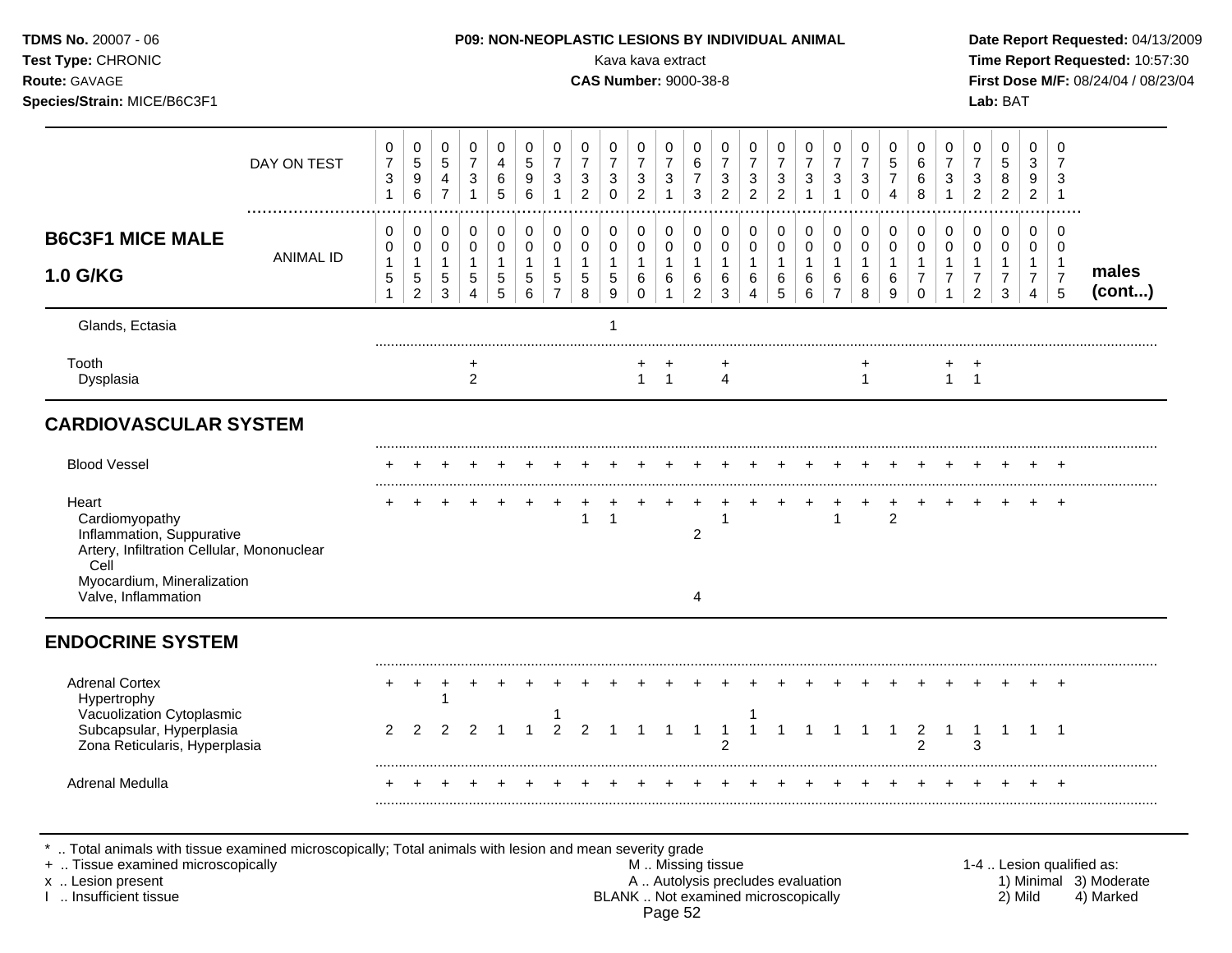**TDMS No.** 20007 - 06
**Test Type:** CHRONIC
**Route:** GAVAGE
**Species/Strain:** MICE/B6C3F1

**P09: NON-NEOPLASTIC LESIONS BY INDIVIDUAL ANIMAL**
Kava kava extract
**CAS Number:** 9000-38-8

**Date Report Requested:** 04/13/2009
**Time Report Requested:** 10:57:30
**First Dose M/F:** 08/24/04 / 08/23/04
**Lab:** BAT

| DAY ON TEST | 0731 | 0596 | 0547 | 0731 | 0465 | 0596 | 0731 | 0732 | 0730 | 0732 | 0731 | 0673 | 0732 | 0732 | 0732 | 0731 | 0731 | 0730 | 0574 | 0668 | 0731 | 0732 | 0582 | 0392 | 0731 | |
|---|---|---|---|---|---|---|---|---|---|---|---|---|---|---|---|---|---|---|---|---|---|---|---|---|---|---|
| **B6C3F1 MICE MALE 1.0 G/KG** — ANIMAL ID | 0015 1 | 0015 2 | 0015 3 | 0015 4 | 0015 5 | 0015 6 | 0015 7 | 0015 8 | 0015 9 | 0016 0 | 0016 1 | 0016 2 | 0016 3 | 0016 4 | 0016 5 | 0016 6 | 0016 7 | 0016 8 | 0016 9 | 0017 0 | 0017 1 | 0017 2 | 0017 3 | 0017 4 | 0017 5 | **males (cont...)** |
| Glands, Ectasia | | | | | | | | | 1 | | | | | | | | | | | | | | | | | |
| Tooth | | | | + | | | | | | + | + | | + | | | | | + | | | + | + | | | | |
| Dysplasia | | | | 2 | | | | | | 1 | 1 | | 4 | | | | | 1 | | | 1 | 1 | | | | |
| **CARDIOVASCULAR SYSTEM** | | | | | | | | | | | | | | | | | | | | | | | | | | |
| Blood Vessel | + | + | + | + | + | + | + | + | + | + | + | + | + | + | + | + | + | + | + | + | + | + | + | + | + | |
| Heart | + | + | + | + | + | + | + | + | + | + | + | + | + | + | + | + | + | + | + | + | + | + | + | + | + | |
| Cardiomyopathy | | | | | | | | 1 | 1 | | | | 1 | | | | 1 | | 2 | | | | | | | |
| Inflammation, Suppurative | | | | | | | | | | | | 2 | | | | | | | | | | | | | | |
| Artery, Infiltration Cellular, Mononuclear Cell | | | | | | | | | | | | | | | | | | | | | | | | | | |
| Myocardium, Mineralization | | | | | | | | | | | | | | | | | | | | | | | | | | |
| Valve, Inflammation | | | | | | | | | | | | 4 | | | | | | | | | | | | | | |
| **ENDOCRINE SYSTEM** | | | | | | | | | | | | | | | | | | | | | | | | | | |
| Adrenal Cortex | + | + | + | + | + | + | + | + | + | + | + | + | + | + | + | + | + | + | + | + | + | + | + | + | + | |
| Hypertrophy | | | 1 | | | | | | | | | | | | | | | | | | | | | | | |
| Vacuolization Cytoplasmic | | | | | | | 1 | | | | | | | 1 | | | | | | | | | | | | |
| Subcapsular, Hyperplasia | 2 | 2 | 2 | 2 | 1 | 1 | 2 | 2 | 1 | 1 | 1 | 1 | 1 | 1 | 1 | 1 | 1 | 1 | 1 | 2 | 1 | 1 | 1 | 1 | 1 | |
| Zona Reticularis, Hyperplasia | | | | | | | | | | | | | 2 | | | | | | | 2 | | 3 | | | | |
| Adrenal Medulla | + | + | + | + | + | + | + | + | + | + | + | + | + | + | + | + | + | + | + | + | + | + | + | + | + | |

\* .. Total animals with tissue examined microscopically; Total animals with lesion and mean severity grade
\+ .. Tissue examined microscopically
x .. Lesion present
I .. Insufficient tissue

M .. Missing tissue
A .. Autolysis precludes evaluation
BLANK .. Not examined microscopically

1-4 .. Lesion qualified as:
1) Minimal 2) Mild 3) Moderate 4) Marked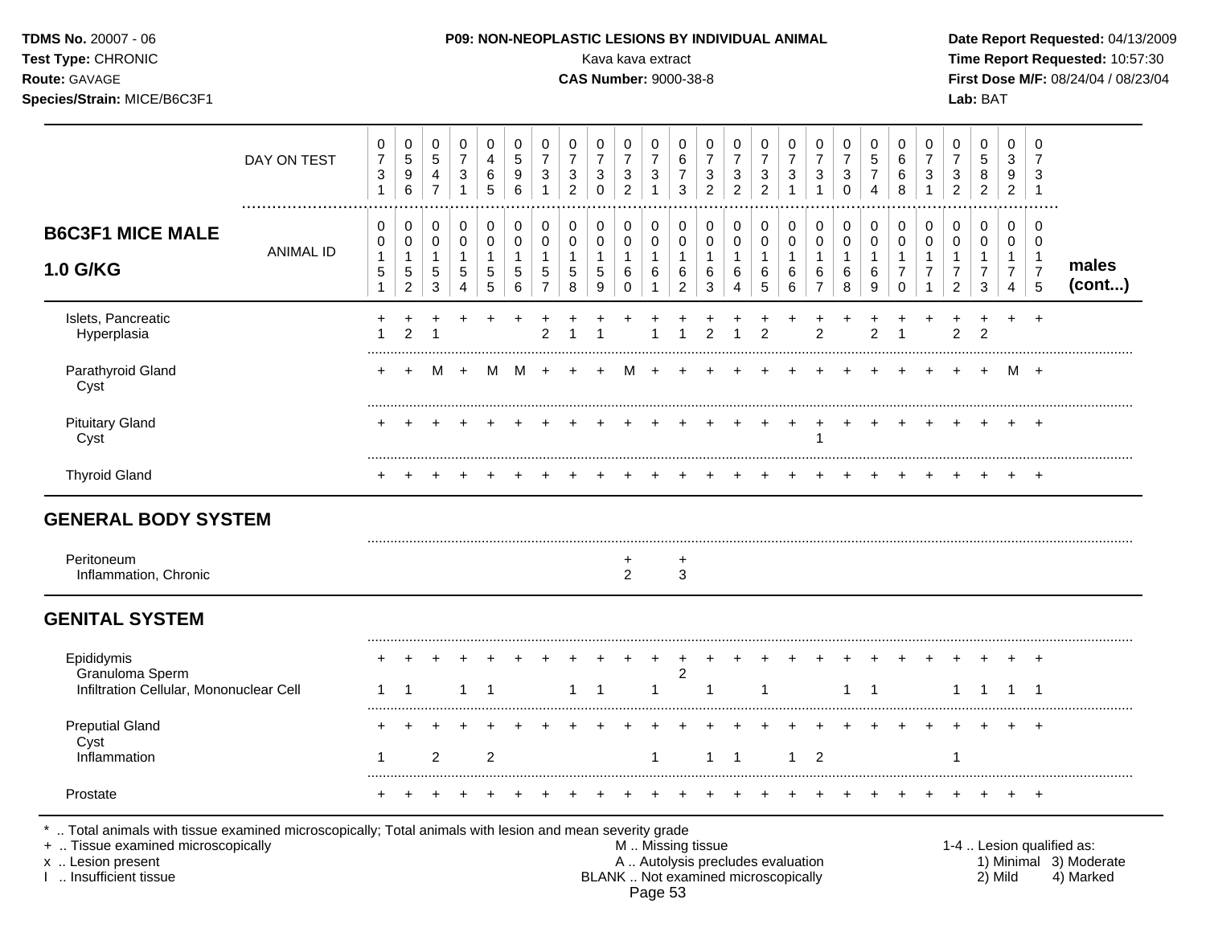TDMS No. 20007 - 06
Test Type: CHRONIC
Route: GAVAGE
Species/Strain: MICE/B6C3F1

**P09: NON-NEOPLASTIC LESIONS BY INDIVIDUAL ANIMAL**
Kava kava extract
**CAS Number:** 9000-38-8

Date Report Requested: 04/13/2009
Time Report Requested: 10:57:30
First Dose M/F: 08/24/04 / 08/23/04
Lab: BAT

| DAY ON TEST | 0731 | 0596 | 0547 | 0731 | 0465 | 0596 | 0731 | 0732 | 0730 | 0732 | 0731 | 0673 | 0732 | 0732 | 0732 | 0731 | 0731 | 0730 | 0574 | 0668 | 0731 | 0732 | 0582 | 0392 | 0731 | |
|---|---|---|---|---|---|---|---|---|---|---|---|---|---|---|---|---|---|---|---|---|---|---|---|---|---|---|
| **B6C3F1 MICE MALE 1.0 G/KG** — ANIMAL ID | 0015 1 | 0015 2 | 0015 3 | 0015 4 | 0015 5 | 0015 6 | 0015 7 | 0015 8 | 0015 9 | 0016 0 | 0016 1 | 0016 2 | 0016 3 | 0016 4 | 0016 5 | 0016 6 | 0016 7 | 0016 8 | 0016 9 | 0017 0 | 0017 1 | 0017 2 | 0017 3 | 0017 4 | 0017 5 | **males (cont...)** |
| Islets, Pancreatic | + | + | + | + | + | + | + | + | + | + | + | + | + | + | + | + | + | + | + | + | + | + | + | + | + | |
| Hyperplasia | 1 | 2 | 1 | | | | 2 | 1 | 1 | | 1 | 1 | 2 | 1 | 2 | | 2 | | 2 | 1 | | 2 | 2 | | | |
| Parathyroid Gland | + | + | M | + | M | M | + | + | + | M | + | + | + | + | + | + | + | + | + | + | + | + | + | M | + | |
| Cyst | | | | | | | | | | | | | | | | | | | | | | | | | | |
| Pituitary Gland | + | + | + | + | + | + | + | + | + | + | + | + | + | + | + | + | + | + | + | + | + | + | + | + | + | |
| Cyst | | | | | | | | | | | | | | | | | 1 | | | | | | | | | |
| Thyroid Gland | + | + | + | + | + | + | + | + | + | + | + | + | + | + | + | + | + | + | + | + | + | + | + | + | + | |
| **GENERAL BODY SYSTEM** | | | | | | | | | | | | | | | | | | | | | | | | | | |
| Peritoneum | | | | | | | | | | + | | + | | | | | | | | | | | | | | |
| Inflammation, Chronic | | | | | | | | | | 2 | | 3 | | | | | | | | | | | | | | |
| **GENITAL SYSTEM** | | | | | | | | | | | | | | | | | | | | | | | | | | |
| Epididymis | + | + | + | + | + | + | + | + | + | + | + | + | + | + | + | + | + | + | + | + | + | + | + | + | + | |
| Granuloma Sperm | | | | | | | | | | | | 2 | | | | | | | | | | | | | | |
| Infiltration Cellular, Mononuclear Cell | 1 | 1 | | 1 | 1 | | | 1 | 1 | | 1 | | 1 | | 1 | | | 1 | 1 | | | 1 | 1 | 1 | 1 | |
| Preputial Gland | + | + | + | + | + | + | + | + | + | + | + | + | + | + | + | + | + | + | + | + | + | + | + | + | + | |
| Cyst | | | | | | | | | | | | | | | | | | | | | | | | | | |
| Inflammation | 1 | | 2 | | 2 | | | | | | 1 | | 1 | 1 | | 1 | 2 | | | | | 1 | | | | |
| Prostate | + | + | + | + | + | + | + | + | + | + | + | + | + | + | + | + | + | + | + | + | + | + | + | + | + | |

* .. Total animals with tissue examined microscopically; Total animals with lesion and mean severity grade
+ .. Tissue examined microscopically
x .. Lesion present
I .. Insufficient tissue

M .. Missing tissue
A .. Autolysis precludes evaluation
BLANK .. Not examined microscopically

1-4 .. Lesion qualified as: 1) Minimal 2) Mild 3) Moderate 4) Marked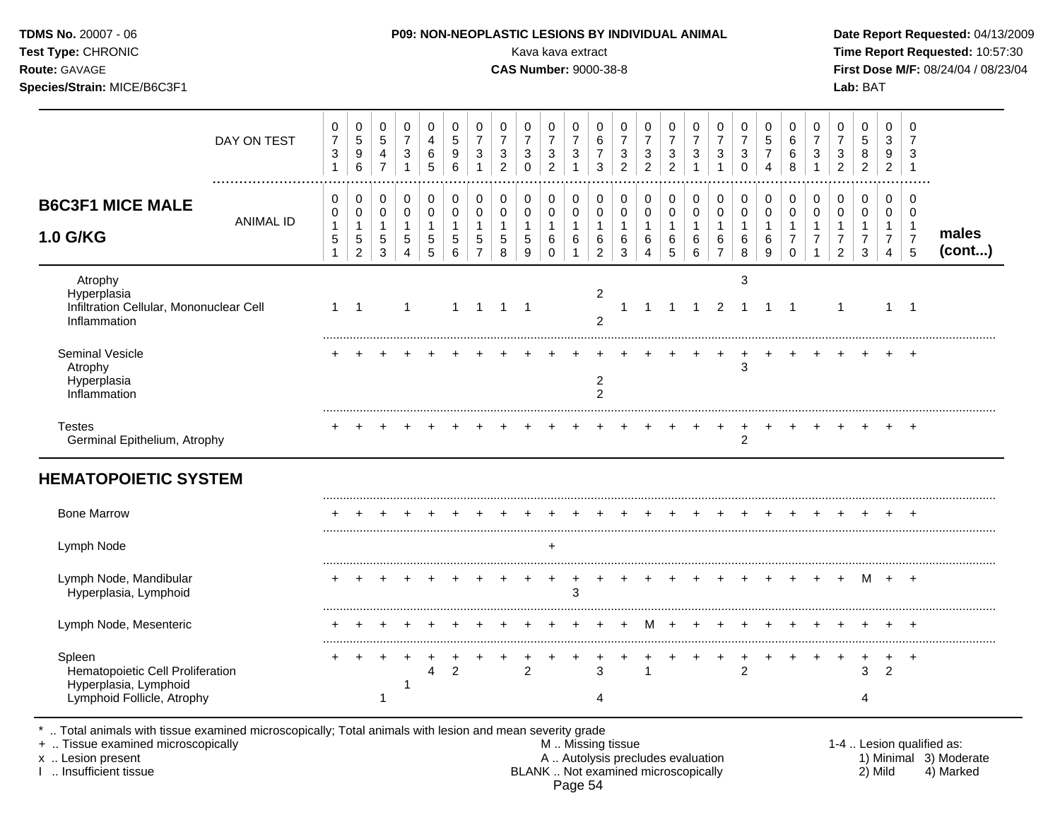**TDMS No.** 20007 - 06
**Test Type:** CHRONIC
**Route:** GAVAGE
**Species/Strain:** MICE/B6C3F1

**P09: NON-NEOPLASTIC LESIONS BY INDIVIDUAL ANIMAL**
Kava kava extract
**CAS Number:** 9000-38-8

**Date Report Requested:** 04/13/2009
**Time Report Requested:** 10:57:30
**First Dose M/F:** 08/24/04 / 08/23/04
**Lab:** BAT

## B6C3F1 MICE MALE 1.0 G/KG

| DAY ON TEST | 0731 | 0596 | 0547 | 0731 | 0465 | 0596 | 0731 | 0732 | 0730 | 0732 | 0731 | 0673 | 0732 | 0732 | 0732 | 0731 | 0731 | 0730 | 0574 | 0668 | 0731 | 0732 | 0582 | 0392 | 0731 | |
|---|---|---|---|---|---|---|---|---|---|---|---|---|---|---|---|---|---|---|---|---|---|---|---|---|---|---|
| **ANIMAL ID** | 0151 | 0152 | 0153 | 0154 | 0155 | 0156 | 0157 | 0158 | 0159 | 0160 | 0161 | 0162 | 0163 | 0164 | 0165 | 0166 | 0167 | 0168 | 0169 | 0170 | 0171 | 0172 | 0173 | 0174 | 0175 | **males (cont...)** |
| Atrophy | | | | | | | | | | | | | | | | | | 3 | | | | | | | | |
| Hyperplasia | | | | | | | | | | | | 2 | | | | | | | | | | | | | | |
| Infiltration Cellular, Mononuclear Cell | 1 | 1 | | 1 | | 1 | 1 | 1 | 1 | | | | 1 | 1 | 1 | 1 | 2 | 1 | 1 | 1 | | 1 | | 1 | 1 | |
| Inflammation | | | | | | | | | | | | 2 | | | | | | | | | | | | | | |
| Seminal Vesicle | + | + | + | + | + | + | + | + | + | + | + | + | + | + | + | + | + | + | + | + | + | + | + | + | + | |
| Atrophy | | | | | | | | | | | | | | | | | | 3 | | | | | | | | |
| Hyperplasia | | | | | | | | | | | | 2 | | | | | | | | | | | | | | |
| Inflammation | | | | | | | | | | | | 2 | | | | | | | | | | | | | | |
| Testes | + | + | + | + | + | + | + | + | + | + | + | + | + | + | + | + | + | + | + | + | + | + | + | + | + | |
| Germinal Epithelium, Atrophy | | | | | | | | | | | | | | | | | | 2 | | | | | | | | |
| **HEMATOPOIETIC SYSTEM** | | | | | | | | | | | | | | | | | | | | | | | | | | |
| Bone Marrow | + | + | + | + | + | + | + | + | + | + | + | + | + | + | + | + | + | + | + | + | + | + | + | + | + | |
| Lymph Node | | | | | | | | | | + | | | | | | | | | | | | | | | | |
| Lymph Node, Mandibular | + | + | + | + | + | + | + | + | + | + | + | + | + | + | + | + | + | + | + | + | + | + | M | + | + | |
| Hyperplasia, Lymphoid | | | | | | | | | | | 3 | | | | | | | | | | | | | | | |
| Lymph Node, Mesenteric | + | + | + | + | + | + | + | + | + | + | + | + | + | M | + | + | + | + | + | + | + | + | + | + | + | |
| Spleen | + | + | + | + | + | + | + | + | + | + | + | + | + | + | + | + | + | + | + | + | + | + | + | + | + | |
| Hematopoietic Cell Proliferation | | | | | 4 | 2 | | | 2 | | | 3 | | 1 | | | | 2 | | | | | 3 | 2 | | |
| Hyperplasia, Lymphoid | | | | 1 | | | | | | | | | | | | | | | | | | | | | | |
| Lymphoid Follicle, Atrophy | | | 1 | | | | | | | | | 4 | | | | | | | | | | | 4 | | | |

\* .. Total animals with tissue examined microscopically; Total animals with lesion and mean severity grade
\+ .. Tissue examined microscopically
x .. Lesion present
I .. Insufficient tissue

M .. Missing tissue
A .. Autolysis precludes evaluation
BLANK .. Not examined microscopically

1-4 .. Lesion qualified as:
1) Minimal 2) Mild 3) Moderate 4) Marked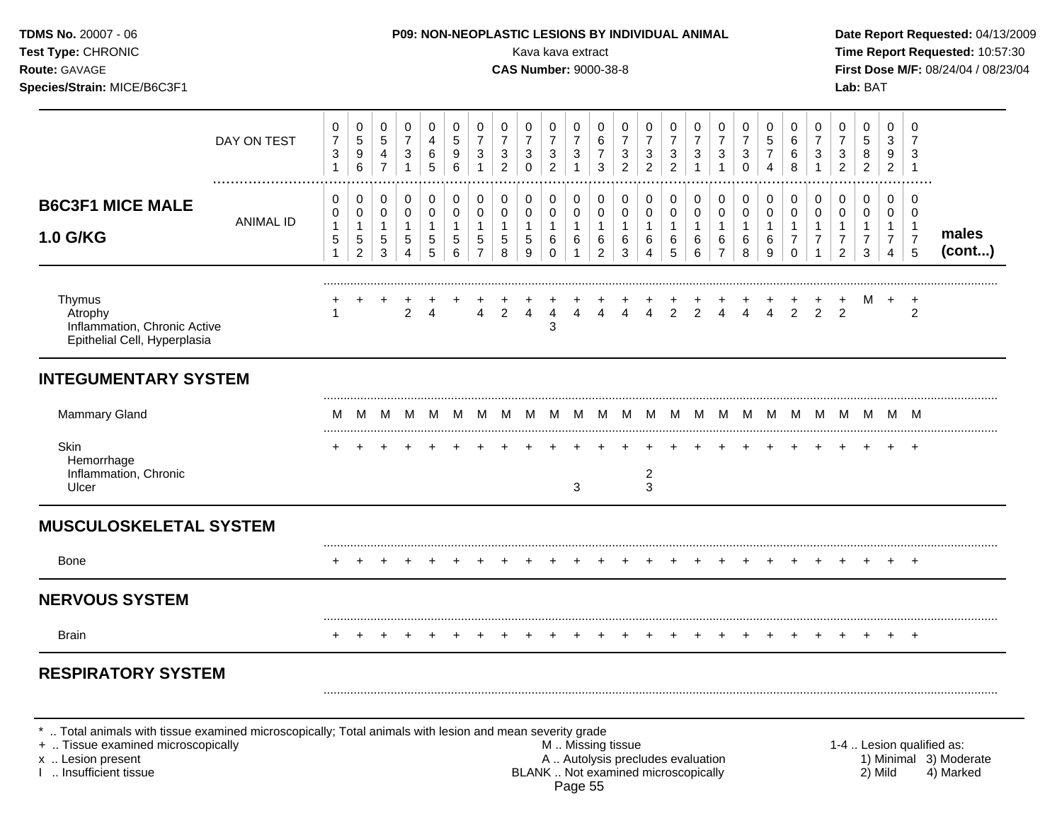**TDMS No.** 20007 - 06
**Test Type:** CHRONIC
**Route:** GAVAGE
**Species/Strain:** MICE/B6C3F1

**P09: NON-NEOPLASTIC LESIONS BY INDIVIDUAL ANIMAL**
Kava kava extract
**CAS Number:** 9000-38-8

**Date Report Requested:** 04/13/2009
**Time Report Requested:** 10:57:30
**First Dose M/F:** 08/24/04 / 08/23/04
**Lab:** BAT

**B6C3F1 MICE MALE 1.0 G/KG** — males (cont...)

| DAY ON TEST | 0731 | 0596 | 0547 | 0731 | 0465 | 0596 | 0731 | 0732 | 0730 | 0732 | 0731 | 0673 | 0732 | 0732 | 0732 | 0731 | 0731 | 0730 | 0574 | 0668 | 0731 | 0732 | 0582 | 0392 | 0731 |
|---|---|---|---|---|---|---|---|---|---|---|---|---|---|---|---|---|---|---|---|---|---|---|---|---|---|
| ANIMAL ID | 00151 | 00152 | 00153 | 00154 | 00155 | 00156 | 00157 | 00158 | 00159 | 00160 | 00161 | 00162 | 00163 | 00164 | 00165 | 00166 | 00167 | 00168 | 00169 | 00170 | 00171 | 00172 | 00173 | 00174 | 00175 |
| Thymus | + | + | + | + | + | + | + | + | + | + | + | + | + | + | + | + | + | + | + | + | + | + | M | + | + |
| Atrophy | 1 | | | 2 | 4 | | 4 | 2 | 4 | 4 | 4 | 4 | 4 | 4 | 2 | 2 | 4 | 4 | 4 | 2 | 2 | 2 | | | 2 |
| Inflammation, Chronic Active | | | | | | | | | | 3 | | | | | | | | | | | | | | | |
| Epithelial Cell, Hyperplasia | | | | | | | | | | | | | | | | | | | | | | | | | |
| **INTEGUMENTARY SYSTEM** | | | | | | | | | | | | | | | | | | | | | | | | | |
| Mammary Gland | M | M | M | M | M | M | M | M | M | M | M | M | M | M | M | M | M | M | M | M | M | M | M | M | M |
| Skin | + | + | + | + | + | + | + | + | + | + | + | + | + | + | + | + | + | + | + | + | + | + | + | + | + |
| Hemorrhage | | | | | | | | | | | | | | | | | | | | | | | | | |
| Inflammation, Chronic | | | | | | | | | | | | | | 2 | | | | | | | | | | | |
| Ulcer | | | | | | | | | | | 3 | | | 3 | | | | | | | | | | | |
| **MUSCULOSKELETAL SYSTEM** | | | | | | | | | | | | | | | | | | | | | | | | | |
| Bone | + | + | + | + | + | + | + | + | + | + | + | + | + | + | + | + | + | + | + | + | + | + | + | + | + |
| **NERVOUS SYSTEM** | | | | | | | | | | | | | | | | | | | | | | | | | |
| Brain | + | + | + | + | + | + | + | + | + | + | + | + | + | + | + | + | + | + | + | + | + | + | + | + | + |
| **RESPIRATORY SYSTEM** | | | | | | | | | | | | | | | | | | | | | | | | | |

\* .. Total animals with tissue examined microscopically; Total animals with lesion and mean severity grade
\+ .. Tissue examined microscopically
x .. Lesion present
I .. Insufficient tissue

M .. Missing tissue
A .. Autolysis precludes evaluation
BLANK .. Not examined microscopically

1-4 .. Lesion qualified as: 1) Minimal 2) Mild 3) Moderate 4) Marked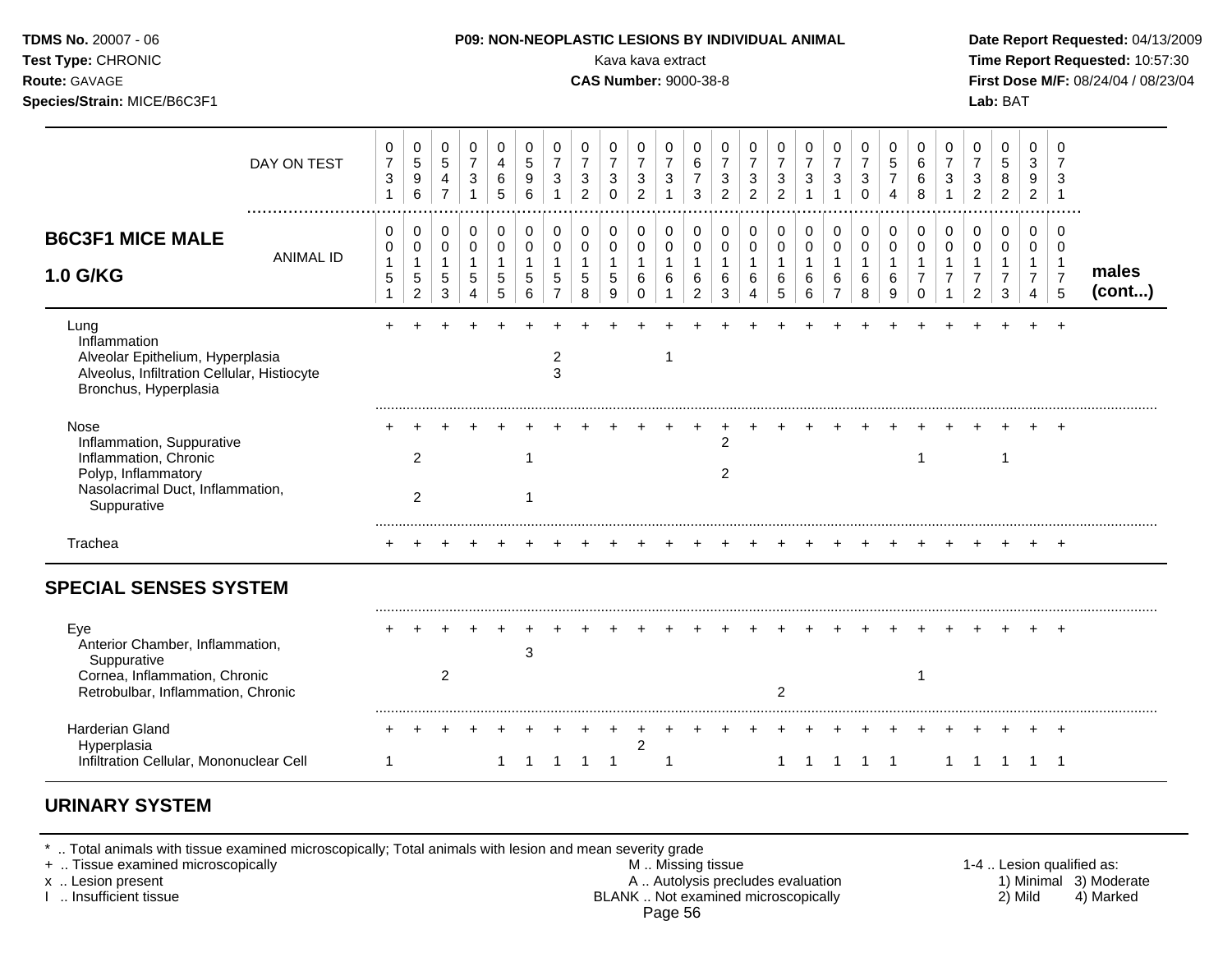**TDMS No.** 20007 - 06
**Test Type:** CHRONIC
**Route:** GAVAGE
**Species/Strain:** MICE/B6C3F1

**P09: NON-NEOPLASTIC LESIONS BY INDIVIDUAL ANIMAL**
Kava kava extract
**CAS Number:** 9000-38-8

**Date Report Requested:** 04/13/2009
**Time Report Requested:** 10:57:30
**First Dose M/F:** 08/24/04 / 08/23/04
**Lab:** BAT

| DAY ON TEST | 0731 | 0596 | 0547 | 0731 | 0465 | 0596 | 0731 | 0732 | 0730 | 0732 | 0731 | 0673 | 0732 | 0732 | 0732 | 0731 | 0731 | 0730 | 0574 | 0668 | 0731 | 0732 | 0582 | 0392 | 0731 | |
|---|---|---|---|---|---|---|---|---|---|---|---|---|---|---|---|---|---|---|---|---|---|---|---|---|---|---|
| **B6C3F1 MICE MALE 1.0 G/KG** — ANIMAL ID | 0151 | 0152 | 0153 | 0154 | 0155 | 0156 | 0157 | 0158 | 0159 | 0160 | 0161 | 0162 | 0163 | 0164 | 0165 | 0166 | 0167 | 0168 | 0169 | 0170 | 0171 | 0172 | 0173 | 0174 | 0175 | **males (cont...)** |
| Lung | + | + | + | + | + | + | + | + | + | + | + | + | + | + | + | + | + | + | + | + | + | + | + | + | + | |
| Inflammation | | | | | | | | | | | | | | | | | | | | | | | | | | |
| Alveolar Epithelium, Hyperplasia | | | | | | | 2 | | | | 1 | | | | | | | | | | | | | | | |
| Alveolus, Infiltration Cellular, Histiocyte | | | | | | | 3 | | | | | | | | | | | | | | | | | | | |
| Bronchus, Hyperplasia | | | | | | | | | | | | | | | | | | | | | | | | | | |
| Nose | + | + | + | + | + | + | + | + | + | + | + | + | + | + | + | + | + | + | + | + | + | + | + | + | + | |
| Inflammation, Suppurative | | | | | | | | | | | | | 2 | | | | | | | | | | | | | |
| Inflammation, Chronic | | 2 | | | | 1 | | | | | | | | | | | | | | 1 | | | 1 | | | |
| Polyp, Inflammatory | | | | | | | | | | | | | 2 | | | | | | | | | | | | | |
| Nasolacrimal Duct, Inflammation, Suppurative | | 2 | | | | 1 | | | | | | | | | | | | | | | | | | | | |
| Trachea | + | + | + | + | + | + | + | + | + | + | + | + | + | + | + | + | + | + | + | + | + | + | + | + | + | |
| **SPECIAL SENSES SYSTEM** | | | | | | | | | | | | | | | | | | | | | | | | | | |
| Eye | + | + | + | + | + | + | + | + | + | + | + | + | + | + | + | + | + | + | + | + | + | + | + | + | + | |
| Anterior Chamber, Inflammation, Suppurative | | | | | | 3 | | | | | | | | | | | | | | | | | | | | |
| Cornea, Inflammation, Chronic | | | 2 | | | | | | | | | | | | | | | | | 1 | | | | | | |
| Retrobulbar, Inflammation, Chronic | | | | | | | | | | | | | | | 2 | | | | | | | | | | | |
| Harderian Gland | + | + | + | + | + | + | + | + | + | + | + | + | + | + | + | + | + | + | + | + | + | + | + | + | + | |
| Hyperplasia | | | | | | | | | | 2 | | | | | | | | | | | | | | | | |
| Infiltration Cellular, Mononuclear Cell | 1 | | | | 1 | 1 | 1 | 1 | 1 | | 1 | | | | 1 | 1 | 1 | 1 | 1 | | 1 | 1 | 1 | 1 | 1 | |

## URINARY SYSTEM

\* .. Total animals with tissue examined microscopically; Total animals with lesion and mean severity grade
\+ .. Tissue examined microscopically
x .. Lesion present
I .. Insufficient tissue

M .. Missing tissue
A .. Autolysis precludes evaluation
BLANK .. Not examined microscopically

1-4 .. Lesion qualified as:
1) Minimal 3) Moderate
2) Mild 4) Marked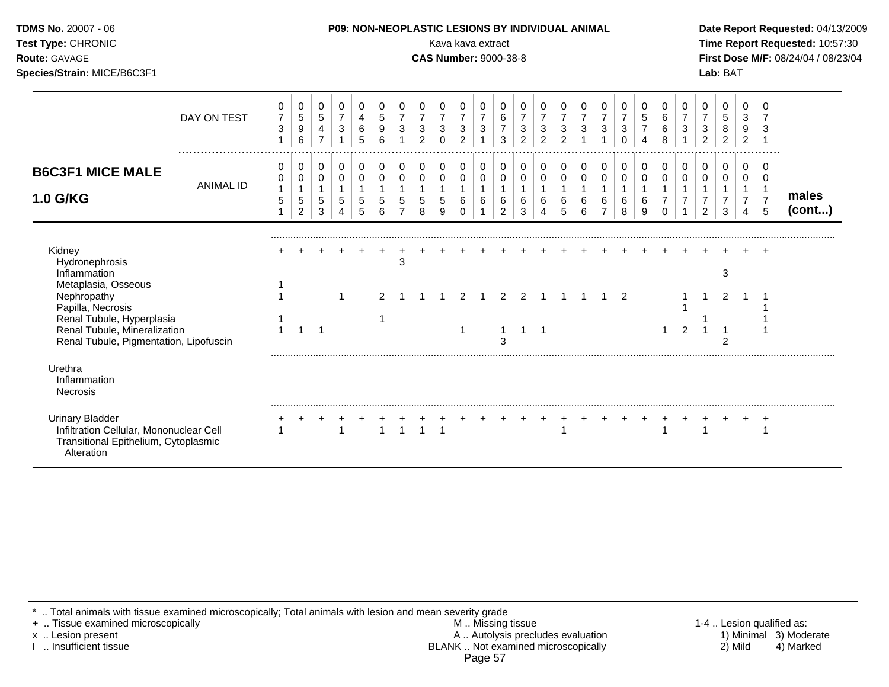**TDMS No.** 20007 - 06
**Test Type:** CHRONIC
**Route:** GAVAGE
**Species/Strain:** MICE/B6C3F1

**P09: NON-NEOPLASTIC LESIONS BY INDIVIDUAL ANIMAL**
Kava kava extract
**CAS Number:** 9000-38-8

**Date Report Requested:** 04/13/2009
**Time Report Requested:** 10:57:30
**First Dose M/F:** 08/24/04 / 08/23/04
**Lab:** BAT

## B6C3F1 MICE MALE 1.0 G/KG — males (cont...)

| DAY ON TEST | 0731 | 0596 | 0547 | 0731 | 0465 | 0596 | 0731 | 0732 | 0730 | 0732 | 0731 | 0673 | 0732 | 0732 | 0732 | 0731 | 0731 | 0730 | 0574 | 0668 | 0731 | 0732 | 0582 | 0392 | 0731 |
|---|---|---|---|---|---|---|---|---|---|---|---|---|---|---|---|---|---|---|---|---|---|---|---|---|---|
| **ANIMAL ID** | 0015 1 | 0015 2 | 0015 3 | 0015 4 | 0015 5 | 0015 6 | 0015 7 | 0015 8 | 0015 9 | 0016 0 | 0016 1 | 0016 2 | 0016 3 | 0016 4 | 0016 5 | 0016 6 | 0016 7 | 0016 8 | 0016 9 | 0017 0 | 0017 1 | 0017 2 | 0017 3 | 0017 4 | 0017 5 |
| Kidney | + | + | + | + | + | + | + | + | + | + | + | + | + | + | + | + | + | + | + | + | + | + | + | + | + |
| Hydronephrosis | | | | | | | 3 | | | | | | | | | | | | | | | | | | |
| Inflammation | | | | | | | | | | | | | | | | | | | | | | | 3 | | |
| Metaplasia, Osseous | 1 | | | | | | | | | | | | | | | | | | | | | | | | |
| Nephropathy | 1 | | | 1 | | 2 | 1 | 1 | 1 | 2 | 1 | 2 | 2 | 1 | 1 | 1 | 1 | 2 | | | 1 | 1 | 2 | 1 | 1 |
| Papilla, Necrosis | | | | | | | | | | | | | | | | | | | | | 1 | | | | 1 |
| Renal Tubule, Hyperplasia | 1 | | | | | 1 | | | | | | | | | | | | | | | | 1 | | | 1 |
| Renal Tubule, Mineralization | 1 | 1 | 1 | | | | | | | 1 | | 1 | 1 | 1 | | | | | | 1 | 2 | 1 | 1 | | 1 |
| Renal Tubule, Pigmentation, Lipofuscin | | | | | | | | | | | | 3 | | | | | | | | | | | 2 | | |
| Urethra | | | | | | | | | | | | | | | | | | | | | | | | | |
| Inflammation | | | | | | | | | | | | | | | | | | | | | | | | | |
| Necrosis | | | | | | | | | | | | | | | | | | | | | | | | | |
| Urinary Bladder | + | + | + | + | + | + | + | + | + | + | + | + | + | + | + | + | + | + | + | + | + | + | + | + | + |
| Infiltration Cellular, Mononuclear Cell | 1 | | | 1 | | 1 | 1 | 1 | 1 | | | | | | 1 | | | | | 1 | | 1 | | | 1 |
| Transitional Epithelium, Cytoplasmic Alteration | | | | | | | | | | | | | | | | | | | | | | | | | |

\* .. Total animals with tissue examined microscopically; Total animals with lesion and mean severity grade
\+ .. Tissue examined microscopically
x .. Lesion present
I .. Insufficient tissue

M .. Missing tissue
A .. Autolysis precludes evaluation
BLANK .. Not examined microscopically

1-4 .. Lesion qualified as: 1) Minimal 2) Mild 3) Moderate 4) Marked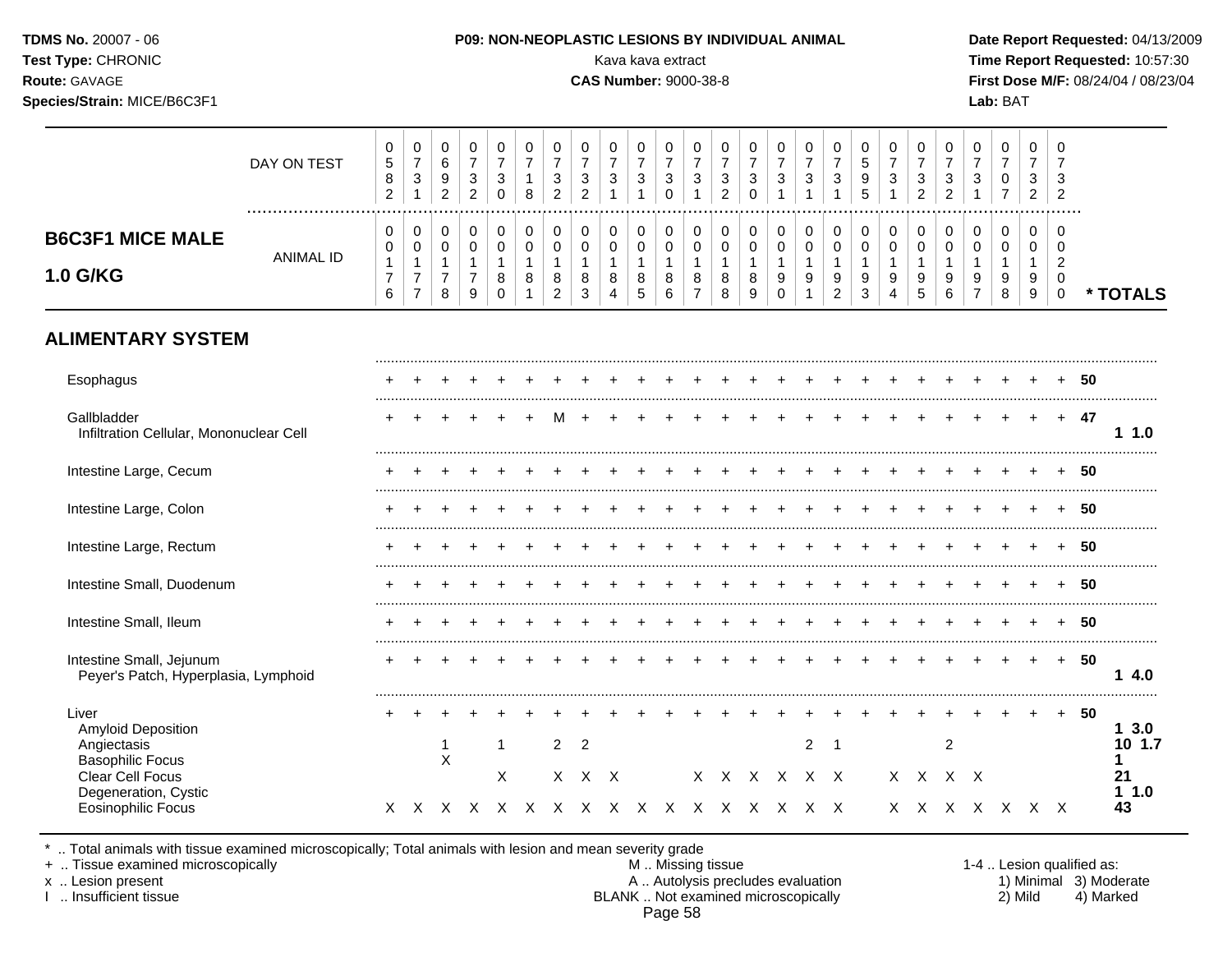**TDMS No.** 20007 - 06
**Test Type:** CHRONIC
**Route:** GAVAGE
**Species/Strain:** MICE/B6C3F1

**P09: NON-NEOPLASTIC LESIONS BY INDIVIDUAL ANIMAL**
Kava kava extract
**CAS Number:** 9000-38-8

**Date Report Requested:** 04/13/2009
**Time Report Requested:** 10:57:30
**First Dose M/F:** 08/24/04 / 08/23/04
**Lab:** BAT

## B6C3F1 MICE MALE 1.0 G/KG

| | | | | | | | | | | | | | | | | | | | | | | | | | | | |
|---|---|---|---|---|---|---|---|---|---|---|---|---|---|---|---|---|---|---|---|---|---|---|---|---|---|---|---|
| DAY ON TEST | 0582 | 0731 | 0692 | 0732 | 0730 | 0718 | 0732 | 0732 | 0731 | 0731 | 0730 | 0731 | 0732 | 0730 | 0731 | 0731 | 0731 | 0595 | 0731 | 0732 | 0732 | 0731 | 0707 | 0732 | 0732 | | |
| ANIMAL ID | 0176 | 0177 | 0178 | 0179 | 0180 | 0181 | 0182 | 0183 | 0184 | 0185 | 0186 | 0187 | 0188 | 0189 | 0190 | 0191 | 0192 | 0193 | 0194 | 0195 | 0196 | 0197 | 0198 | 0199 | 0200 | | * TOTALS |
| **ALIMENTARY SYSTEM** | | | | | | | | | | | | | | | | | | | | | | | | | | | |
| Esophagus | + | + | + | + | + | + | + | + | + | + | + | + | + | + | + | + | + | + | + | + | + | + | + | + | + | 50 | |
| Gallbladder | + | + | + | + | + | + | M | + | + | + | + | + | + | + | + | + | + | + | + | + | + | + | + | + | + | 47 | |
| Infiltration Cellular, Mononuclear Cell | | | | | | | | | | | | | | | | | | | | | | | | | | | 1 1.0 |
| Intestine Large, Cecum | + | + | + | + | + | + | + | + | + | + | + | + | + | + | + | + | + | + | + | + | + | + | + | + | + | 50 | |
| Intestine Large, Colon | + | + | + | + | + | + | + | + | + | + | + | + | + | + | + | + | + | + | + | + | + | + | + | + | + | 50 | |
| Intestine Large, Rectum | + | + | + | + | + | + | + | + | + | + | + | + | + | + | + | + | + | + | + | + | + | + | + | + | + | 50 | |
| Intestine Small, Duodenum | + | + | + | + | + | + | + | + | + | + | + | + | + | + | + | + | + | + | + | + | + | + | + | + | + | 50 | |
| Intestine Small, Ileum | + | + | + | + | + | + | + | + | + | + | + | + | + | + | + | + | + | + | + | + | + | + | + | + | + | 50 | |
| Intestine Small, Jejunum | + | + | + | + | + | + | + | + | + | + | + | + | + | + | + | + | + | + | + | + | + | + | + | + | + | 50 | |
| Peyer's Patch, Hyperplasia, Lymphoid | | | | | | | | | | | | | | | | | | | | | | | | | | | 1 4.0 |
| Liver | + | + | + | + | + | + | + | + | + | + | + | + | + | + | + | + | + | + | + | + | + | + | + | + | + | 50 | |
| Amyloid Deposition | | | | | | | | | | | | | | | | | | | | | | | | | | | 1 3.0 |
| Angiectasis | | | 1 | | 1 | | 2 | 2 | | | | | | | | 2 | 1 | | | | 2 | | | | | | 10 1.7 |
| Basophilic Focus | | | X | | | | | | | | | | | | | | | | | | | | | | | | 1 |
| Clear Cell Focus | | | | | X | | X | X | X | | | X | X | X | X | X | X | | X | X | X | X | | | | | 21 |
| Degeneration, Cystic | | | | | | | | | | | | | | | | | | | | | | | | | | | 1 1.0 |
| Eosinophilic Focus | X | X | X | X | X | X | X | X | X | X | X | X | X | X | X | X | X | | X | X | X | X | X | X | X | | 43 |

\* .. Total animals with tissue examined microscopically; Total animals with lesion and mean severity grade
\+ .. Tissue examined microscopically
x .. Lesion present
I .. Insufficient tissue

M .. Missing tissue
A .. Autolysis precludes evaluation
BLANK .. Not examined microscopically

1-4 .. Lesion qualified as:
1) Minimal 3) Moderate
2) Mild 4) Marked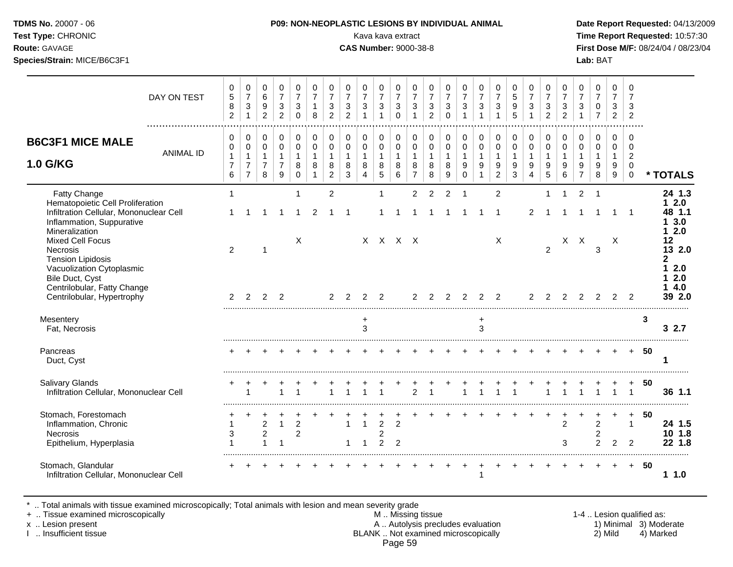**TDMS No.** 20007 - 06
**Test Type:** CHRONIC
**Route:** GAVAGE
**Species/Strain:** MICE/B6C3F1

**P09: NON-NEOPLASTIC LESIONS BY INDIVIDUAL ANIMAL**
Kava kava extract
**CAS Number:** 9000-38-8

**Date Report Requested:** 04/13/2009
**Time Report Requested:** 10:57:30
**First Dose M/F:** 08/24/04 / 08/23/04
**Lab:** BAT

## B6C3F1 MICE MALE 1.0 G/KG

| DAY ON TEST | 0582 | 0731 | 0692 | 0732 | 0730 | 0718 | 0732 | 0732 | 0731 | 0731 | 0730 | 0731 | 0732 | 0730 | 0731 | 0731 | 0731 | 0595 | 0731 | 0732 | 0732 | 0731 | 0707 | 0732 | 0732 | |
|---|---|---|---|---|---|---|---|---|---|---|---|---|---|---|---|---|---|---|---|---|---|---|---|---|---|---|
| **ANIMAL ID** | 0176 | 0177 | 0178 | 0179 | 0180 | 0181 | 0182 | 0183 | 0184 | 0185 | 0186 | 0187 | 0188 | 0189 | 0190 | 0191 | 0192 | 0193 | 0194 | 0195 | 0196 | 0197 | 0198 | 0199 | 0200 | *** TOTALS** |
| Fatty Change | 1 | | | | 1 | | 2 | | | 1 | | 2 | 2 | 2 | 1 | | 2 | | | 1 | 1 | 2 | 1 | | | 24 1.3 |
| Hematopoietic Cell Proliferation | | | | | | | | | | | | | | | | | | | | | | | | | | 1 2.0 |
| Infiltration Cellular, Mononuclear Cell | 1 | 1 | 1 | 1 | 1 | 2 | 1 | 1 | | 1 | 1 | 1 | 1 | 1 | 1 | 1 | 1 | | 2 | 1 | 1 | 1 | 1 | 1 | 1 | 48 1.1 |
| Inflammation, Suppurative | | | | | | | | | | | | | | | | | | | | | | | | | | 1 3.0 |
| Mineralization | | | | | | | | | | | | | | | | | | | | | | | | | | 1 2.0 |
| Mixed Cell Focus | | | | | X | | | | X | X | X | X | | | | | X | | | | X | X | | X | | 12 |
| Necrosis | 2 | | 1 | | | | | | | | | | | | | | | | | 2 | | | 3 | | | 13 2.0 |
| Tension Lipidosis | | | | | | | | | | | | | | | | | | | | | | | | | | 2 |
| Vacuolization Cytoplasmic | | | | | | | | | | | | | | | | | | | | | | | | | | 1 2.0 |
| Bile Duct, Cyst | | | | | | | | | | | | | | | | | | | | | | | | | | 1 2.0 |
| Centrilobular, Fatty Change | | | | | | | | | | | | | | | | | | | | | | | | | | 1 4.0 |
| Centrilobular, Hypertrophy | 2 | 2 | 2 | 2 | | | 2 | 2 | 2 | 2 | | 2 | 2 | 2 | 2 | 2 | 2 | | 2 | 2 | 2 | 2 | 2 | 2 | 2 | 39 2.0 |
| Mesentery | | | | | | | | | + | | | | | | | | + | | | | | | | | | 3 |
| Fat, Necrosis | | | | | | | | | 3 | | | | | | | | 3 | | | | | | | | | 3 2.7 |
| Pancreas | + | + | + | + | + | + | + | + | + | + | + | + | + | + | + | + | + | + | + | + | + | + | + | + | + | 50 |
| Duct, Cyst | | | | | | | | | | | | | | | | | | | | | | | | | | 1 |
| Salivary Glands | + | + | + | + | + | + | + | + | + | + | + | + | + | + | + | + | + | + | + | + | + | + | + | + | + | 50 |
| Infiltration Cellular, Mononuclear Cell | | 1 | | 1 | 1 | | 1 | 1 | 1 | 1 | | 2 | 1 | | 1 | 1 | 1 | 1 | | 1 | 1 | 1 | 1 | 1 | 1 | 36 1.1 |
| Stomach, Forestomach | + | + | + | + | + | + | + | + | + | + | + | + | + | + | + | + | + | + | + | + | + | + | + | + | + | 50 |
| Inflammation, Chronic | 1 | | 2 | 1 | 2 | | | 1 | 1 | 2 | 2 | | | | | | | | | | 2 | | 2 | | 1 | 24 1.5 |
| Necrosis | 3 | | 2 | | 2 | | | | | 2 | | | | | | | | | | | | | 2 | | | 10 1.8 |
| Epithelium, Hyperplasia | 1 | | 1 | 1 | | | | 1 | 1 | 2 | 2 | | | | | | | | | | 3 | | 2 | 2 | 2 | 22 1.8 |
| Stomach, Glandular | + | + | + | + | + | + | + | + | + | + | + | + | + | + | + | + | + | + | + | + | + | + | + | + | + | 50 |
| Infiltration Cellular, Mononuclear Cell | | | | | | | | | | | | | | | | 1 | | | | | | | | | | 1 1.0 |

\* .. Total animals with tissue examined microscopically; Total animals with lesion and mean severity grade
\+ .. Tissue examined microscopically
x .. Lesion present
I .. Insufficient tissue

M .. Missing tissue
A .. Autolysis precludes evaluation
BLANK .. Not examined microscopically

1-4 .. Lesion qualified as:
1) Minimal 2) Mild 3) Moderate 4) Marked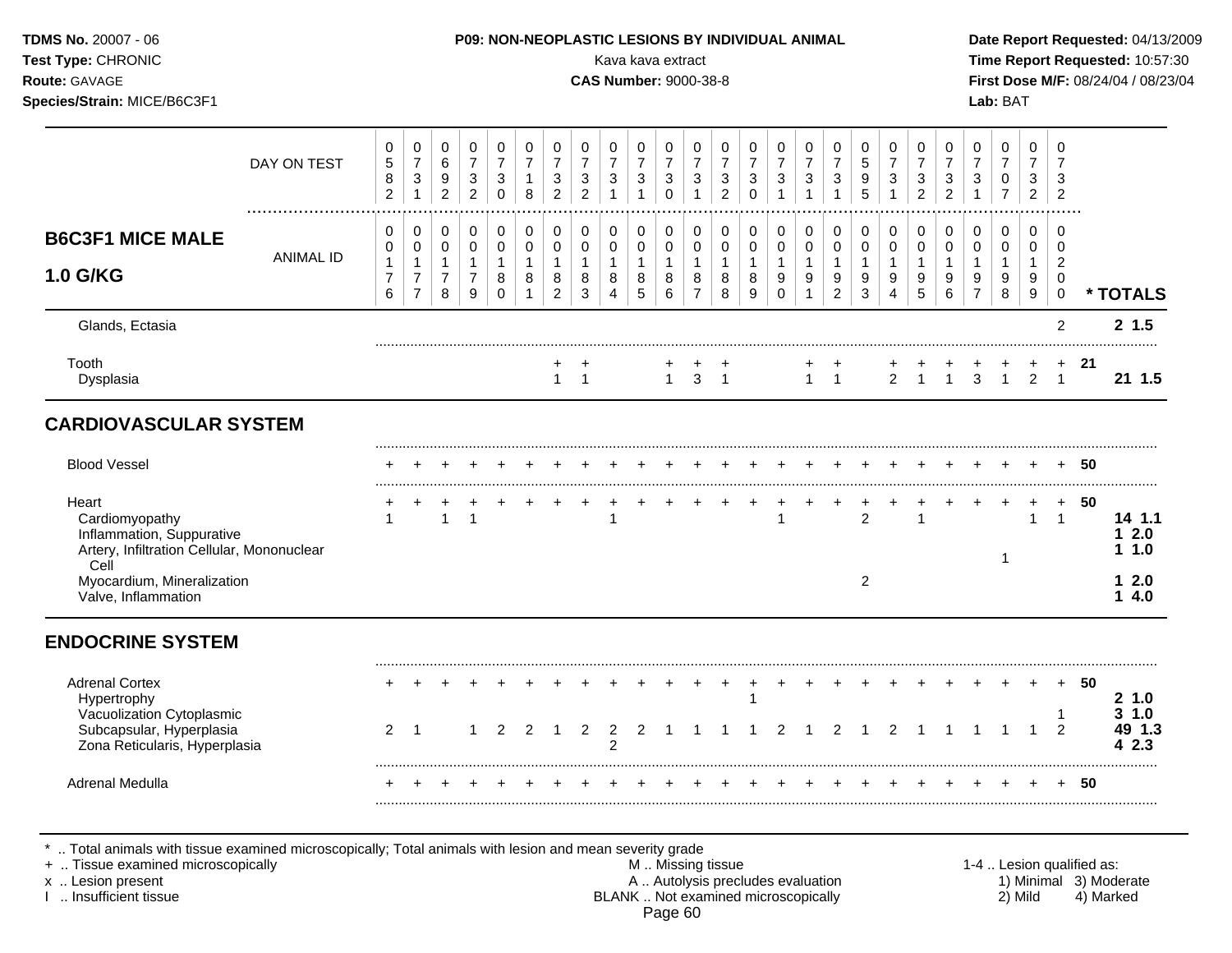**TDMS No.** 20007 - 06
**Test Type:** CHRONIC
**Route:** GAVAGE
**Species/Strain:** MICE/B6C3F1

**P09: NON-NEOPLASTIC LESIONS BY INDIVIDUAL ANIMAL**
Kava kava extract
**CAS Number:** 9000-38-8

**Date Report Requested:** 04/13/2009
**Time Report Requested:** 10:57:30
**First Dose M/F:** 08/24/04 / 08/23/04
**Lab:** BAT

## B6C3F1 MICE MALE 1.0 G/KG

| DAY ON TEST | 0582 | 0731 | 0692 | 0732 | 0730 | 0718 | 0732 | 0732 | 0731 | 0731 | 0730 | 0731 | 0732 | 0730 | 0731 | 0731 | 0731 | 0595 | 0731 | 0732 | 0732 | 0731 | 0707 | 0732 | 0732 | | |
|---|---|---|---|---|---|---|---|---|---|---|---|---|---|---|---|---|---|---|---|---|---|---|---|---|---|---|---|
| **ANIMAL ID** | 0176 | 0177 | 0178 | 0179 | 0180 | 0181 | 0182 | 0183 | 0184 | 0185 | 0186 | 0187 | 0188 | 0189 | 0190 | 0191 | 0192 | 0193 | 0194 | 0195 | 0196 | 0197 | 0198 | 0199 | 0200 | | **\* TOTALS** |
| Glands, Ectasia | | | | | | | | | | | | | | | | | | | | | | | | | 2 | | **2 1.5** |
| Tooth | | | | | | | + | + | | | + | + | + | | | + | + | | + | + | + | + | + | + | + | 21 | |
| Dysplasia | | | | | | | 1 | 1 | | | 1 | 3 | 1 | | | 1 | 1 | | 2 | 1 | 1 | 3 | 1 | 2 | 1 | | **21 1.5** |
| **CARDIOVASCULAR SYSTEM** | | | | | | | | | | | | | | | | | | | | | | | | | | | |
| Blood Vessel | + | + | + | + | + | + | + | + | + | + | + | + | + | + | + | + | + | + | + | + | + | + | + | + | + | 50 | |
| Heart | + | + | + | + | + | + | + | + | + | + | + | + | + | + | + | + | + | + | + | + | + | + | + | + | + | 50 | |
| Cardiomyopathy | 1 | | 1 | 1 | | | | | 1 | | | | | | 1 | | | 2 | | 1 | | | | 1 | 1 | | **14 1.1** |
| Inflammation, Suppurative | | | | | | | | | | | | | | | | | | | | | | | | | | | **1 2.0** |
| Artery, Infiltration Cellular, Mononuclear Cell | | | | | | | | | | | | | | | | | | | | | | | 1 | | | | **1 1.0** |
| Myocardium, Mineralization | | | | | | | | | | | | | | | | | | 2 | | | | | | | | | **1 2.0** |
| Valve, Inflammation | | | | | | | | | | | | | | | | | | | | | | | | | | | **1 4.0** |
| **ENDOCRINE SYSTEM** | | | | | | | | | | | | | | | | | | | | | | | | | | | |
| Adrenal Cortex | + | + | + | + | + | + | + | + | + | + | + | + | + | + | + | + | + | + | + | + | + | + | + | + | + | 50 | |
| Hypertrophy | | | | | | | | | | | | | | 1 | | | | | | | | | | | | | **2 1.0** |
| Vacuolization Cytoplasmic | | | | | | | | | | | | | | | | | | | | | | | | | 1 | | **3 1.0** |
| Subcapsular, Hyperplasia | 2 | 1 | | 1 | 2 | 2 | 1 | 2 | 2 | 2 | 1 | 1 | 1 | 1 | 2 | 1 | 2 | 1 | 2 | 1 | 1 | 1 | 1 | 1 | 2 | | **49 1.3** |
| Zona Reticularis, Hyperplasia | | | | | | | | | 2 | | | | | | | | | | | | | | | | | | **4 2.3** |
| Adrenal Medulla | + | + | + | + | + | + | + | + | + | + | + | + | + | + | + | + | + | + | + | + | + | + | + | + | + | 50 | |

\* .. Total animals with tissue examined microscopically; Total animals with lesion and mean severity grade
\+ .. Tissue examined microscopically
x .. Lesion present
I .. Insufficient tissue

M .. Missing tissue
A .. Autolysis precludes evaluation
BLANK .. Not examined microscopically

1-4 .. Lesion qualified as:
1) Minimal 3) Moderate
2) Mild 4) Marked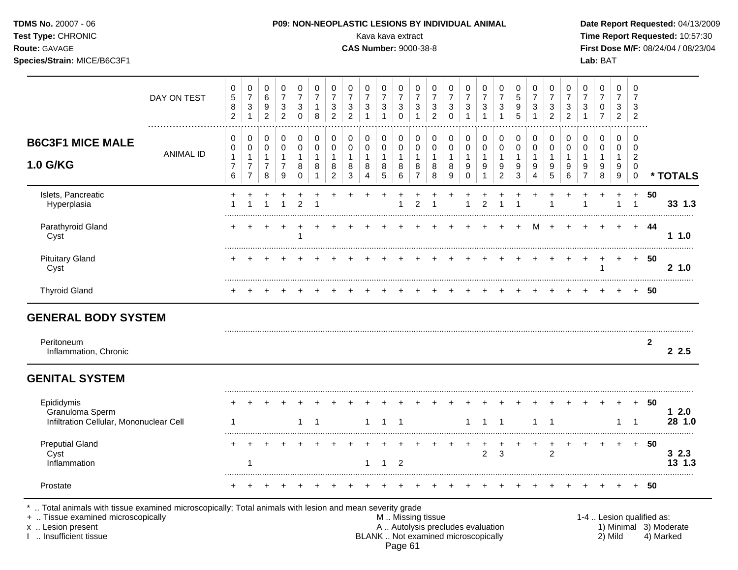**TDMS No.** 20007 - 06
**Test Type:** CHRONIC
**Route:** GAVAGE
**Species/Strain:** MICE/B6C3F1

**P09: NON-NEOPLASTIC LESIONS BY INDIVIDUAL ANIMAL**
Kava kava extract
**CAS Number:** 9000-38-8

**Date Report Requested:** 04/13/2009
**Time Report Requested:** 10:57:30
**First Dose M/F:** 08/24/04 / 08/23/04
**Lab:** BAT

## B6C3F1 MICE MALE 1.0 G/KG

| | DAY ON TEST | 0582 | 0731 | 0692 | 0732 | 0730 | 0718 | 0732 | 0732 | 0731 | 0731 | 0730 | 0731 | 0732 | 0730 | 0731 | 0731 | 0731 | 0595 | 0731 | 0732 | 0732 | 0731 | 0707 | 0732 | 0732 | |
|---|---|---|---|---|---|---|---|---|---|---|---|---|---|---|---|---|---|---|---|---|---|---|---|---|---|---|---|
| | ANIMAL ID | 00176 | 00177 | 00178 | 00179 | 00180 | 00181 | 00182 | 00183 | 00184 | 00185 | 00186 | 00187 | 00188 | 00189 | 00190 | 00191 | 00192 | 00193 | 00194 | 00195 | 00196 | 00197 | 00198 | 00199 | 00200 | * TOTALS |
| Islets, Pancreatic | | + | + | + | + | + | + | + | + | + | + | + | + | + | + | + | + | + | + | + | + | + | + | + | + | + | 50 |
| Hyperplasia | | 1 | 1 | 1 | 1 | 2 | 1 | | | | | 1 | 2 | 1 | | 1 | 2 | 1 | 1 | | 1 | | 1 | | 1 | 1 | 33 1.3 |
| Parathyroid Gland | | + | + | + | + | + | + | + | + | + | + | + | + | + | + | + | + | + | + | M | + | + | + | + | + | + | 44 |
| Cyst | | | | | | 1 | | | | | | | | | | | | | | | | | | | | | 1 1.0 |
| Pituitary Gland | | + | + | + | + | + | + | + | + | + | + | + | + | + | + | + | + | + | + | + | + | + | + | + | + | + | 50 |
| Cyst | | | | | | | | | | | | | | | | | | | | | | | | 1 | | | 2 1.0 |
| Thyroid Gland | | + | + | + | + | + | + | + | + | + | + | + | + | + | + | + | + | + | + | + | + | + | + | + | + | + | 50 |
| **GENERAL BODY SYSTEM** | | | | | | | | | | | | | | | | | | | | | | | | | | | |
| Peritoneum | | | | | | | | | | | | | | | | | | | | | | | | | | | 2 |
| Inflammation, Chronic | | | | | | | | | | | | | | | | | | | | | | | | | | | 2 2.5 |
| **GENITAL SYSTEM** | | | | | | | | | | | | | | | | | | | | | | | | | | | |
| Epididymis | | + | + | + | + | + | + | + | + | + | + | + | + | + | + | + | + | + | + | + | + | + | + | + | + | + | 50 |
| Granuloma Sperm | | | | | | | | | | | | | | | | | | | | | | | | | | | 1 2.0 |
| Infiltration Cellular, Mononuclear Cell | | 1 | | | | 1 | 1 | | | 1 | 1 | 1 | | | | 1 | 1 | 1 | | 1 | 1 | | | | 1 | 1 | 28 1.0 |
| Preputial Gland | | + | + | + | + | + | + | + | + | + | + | + | + | + | + | + | + | + | + | + | + | + | + | + | + | + | 50 |
| Cyst | | | | | | | | | | | | | | | | | 2 | 3 | | | 2 | | | | | | 3 2.3 |
| Inflammation | | | 1 | | | | | | | 1 | 1 | 2 | | | | | | | | | | | | | | | 13 1.3 |
| Prostate | | + | + | + | + | + | + | + | + | + | + | + | + | + | + | + | + | + | + | + | + | + | + | + | + | + | 50 |

\* .. Total animals with tissue examined microscopically; Total animals with lesion and mean severity grade
\+ .. Tissue examined microscopically
x .. Lesion present
I .. Insufficient tissue

M .. Missing tissue
A .. Autolysis precludes evaluation
BLANK .. Not examined microscopically

1-4 .. Lesion qualified as:
1) Minimal 2) Mild 3) Moderate 4) Marked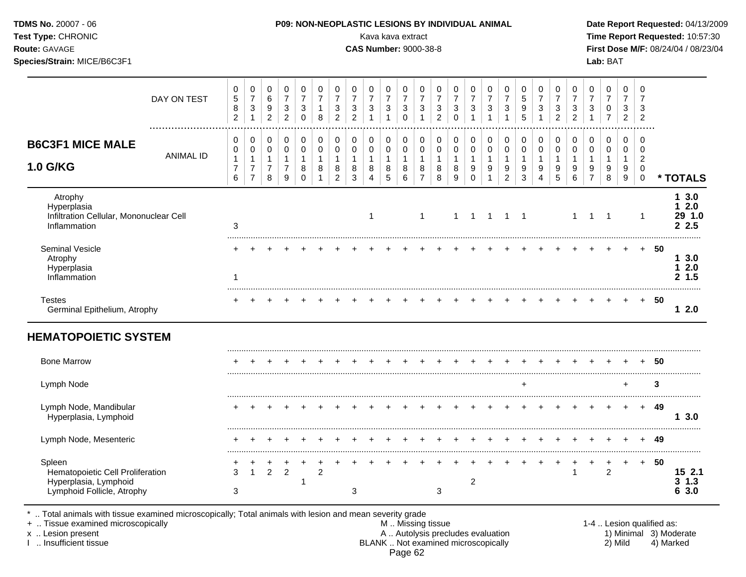**TDMS No.** 20007 - 06
**Test Type:** CHRONIC
**Route:** GAVAGE
**Species/Strain:** MICE/B6C3F1

**P09: NON-NEOPLASTIC LESIONS BY INDIVIDUAL ANIMAL**
Kava kava extract
**CAS Number:** 9000-38-8

**Date Report Requested:** 04/13/2009
**Time Report Requested:** 10:57:30
**First Dose M/F:** 08/24/04 / 08/23/04
**Lab:** BAT

## B6C3F1 MICE MALE 1.0 G/KG

| DAY ON TEST | 0582 | 0731 | 0692 | 0732 | 0730 | 0718 | 0732 | 0732 | 0731 | 0731 | 0730 | 0731 | 0732 | 0730 | 0731 | 0731 | 0731 | 0595 | 0731 | 0732 | 0732 | 0731 | 0707 | 0732 | 0732 | |
|---|---|---|---|---|---|---|---|---|---|---|---|---|---|---|---|---|---|---|---|---|---|---|---|---|---|---|
| **ANIMAL ID** | 0176 | 0177 | 0178 | 0179 | 0180 | 0181 | 0182 | 0183 | 0184 | 0185 | 0186 | 0187 | 0188 | 0189 | 0190 | 0191 | 0192 | 0193 | 0194 | 0195 | 0196 | 0197 | 0198 | 0199 | 0200 | *** TOTALS** |
| Atrophy | | | | | | | | | | | | | | | | | | | | | | | | | | 1 3.0 |
| Hyperplasia | | | | | | | | | | | | | | | | | | | | | | | | | | 1 2.0 |
| Infiltration Cellular, Mononuclear Cell | | | | | | | | | 1 | | | 1 | | 1 | 1 | 1 | 1 | 1 | | | 1 | 1 | 1 | | 1 | 29 1.0 |
| Inflammation | 3 | | | | | | | | | | | | | | | | | | | | | | | | | 2 2.5 |
| Seminal Vesicle | + | + | + | + | + | + | + | + | + | + | + | + | + | + | + | + | + | + | + | + | + | + | + | + | + | 50 |
| Atrophy | | | | | | | | | | | | | | | | | | | | | | | | | | 1 3.0 |
| Hyperplasia | | | | | | | | | | | | | | | | | | | | | | | | | | 1 2.0 |
| Inflammation | 1 | | | | | | | | | | | | | | | | | | | | | | | | | 2 1.5 |
| Testes | + | + | + | + | + | + | + | + | + | + | + | + | + | + | + | + | + | + | + | + | + | + | + | + | + | 50 |
| Germinal Epithelium, Atrophy | | | | | | | | | | | | | | | | | | | | | | | | | | 1 2.0 |
| **HEMATOPOIETIC SYSTEM** | | | | | | | | | | | | | | | | | | | | | | | | | | |
| Bone Marrow | + | + | + | + | + | + | + | + | + | + | + | + | + | + | + | + | + | + | + | + | + | + | + | + | + | 50 |
| Lymph Node | | | | | | | | | | | | | | | | | | + | | | | | | + | | 3 |
| Lymph Node, Mandibular | + | + | + | + | + | + | + | + | + | + | + | + | + | + | + | + | + | + | + | + | + | + | + | + | + | 49 |
| Hyperplasia, Lymphoid | | | | | | | | | | | | | | | | | | | | | | | | | | 1 3.0 |
| Lymph Node, Mesenteric | + | + | + | + | + | + | + | + | + | + | + | + | + | + | + | + | + | + | + | + | + | + | + | + | + | 49 |
| Spleen | + | + | + | + | + | + | + | + | + | + | + | + | + | + | + | + | + | + | + | + | + | + | + | + | + | 50 |
| Hematopoietic Cell Proliferation | 3 | 1 | 2 | 2 | | 2 | | | | | | | | | | | | | | | 1 | | 2 | | | 15 2.1 |
| Hyperplasia, Lymphoid | | | | | 1 | | | | | | | | | | 2 | | | | | | | | | | | 3 1.3 |
| Lymphoid Follicle, Atrophy | 3 | | | | | | | 3 | | | | | 3 | | | | | | | | | | | | | 6 3.0 |

\* .. Total animals with tissue examined microscopically; Total animals with lesion and mean severity grade
\+ .. Tissue examined microscopically
x .. Lesion present
I .. Insufficient tissue

M .. Missing tissue
A .. Autolysis precludes evaluation
BLANK .. Not examined microscopically

1-4 .. Lesion qualified as:
1) Minimal 2) Mild 3) Moderate 4) Marked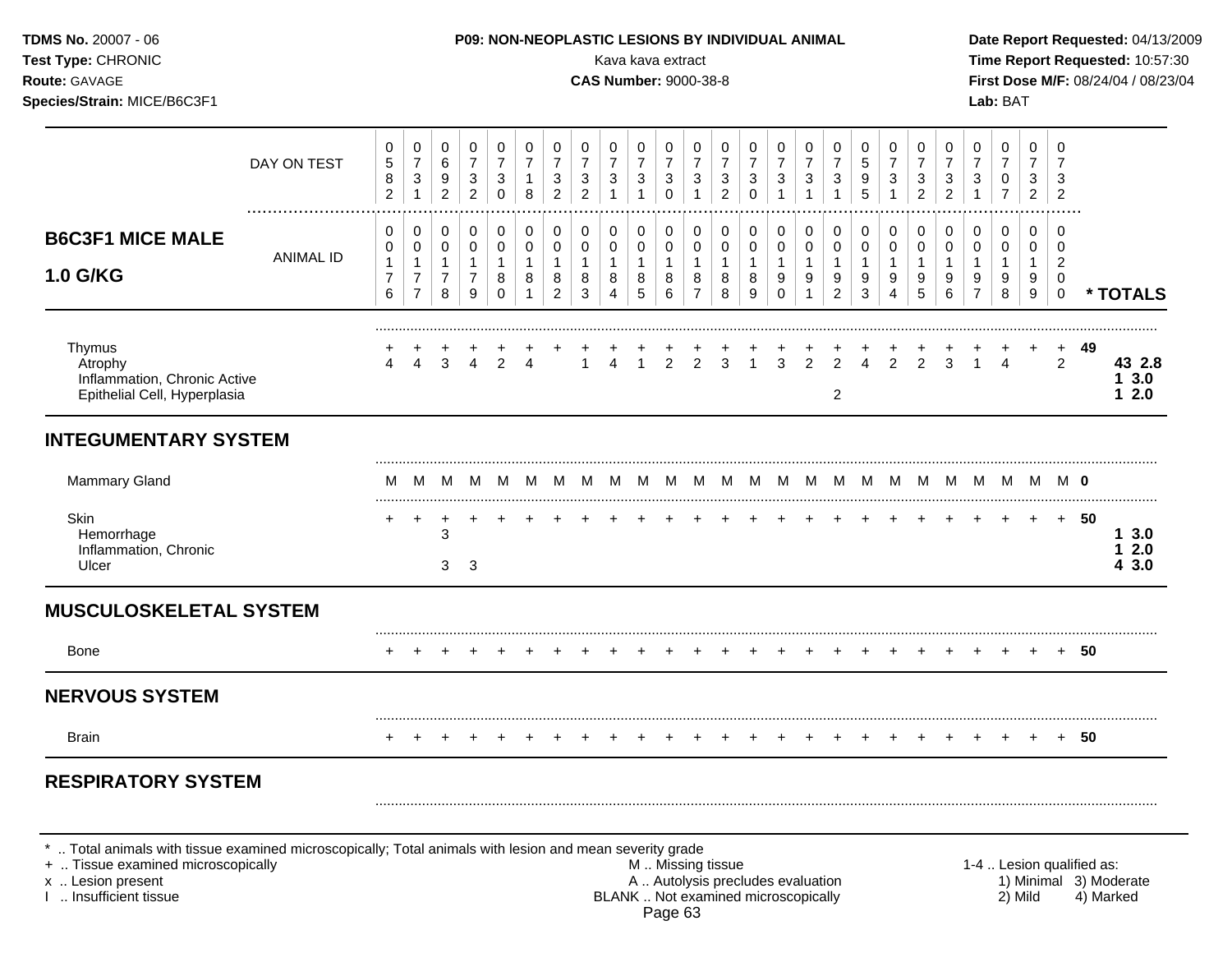**TDMS No.** 20007 - 06
**Test Type:** CHRONIC
**Route:** GAVAGE
**Species/Strain:** MICE/B6C3F1

**P09: NON-NEOPLASTIC LESIONS BY INDIVIDUAL ANIMAL**
Kava kava extract
**CAS Number:** 9000-38-8

**Date Report Requested:** 04/13/2009
**Time Report Requested:** 10:57:30
**First Dose M/F:** 08/24/04 / 08/23/04
**Lab:** BAT

## B6C3F1 MICE MALE 1.0 G/KG

| DAY ON TEST | 0582 | 0731 | 0692 | 0732 | 0730 | 0718 | 0732 | 0732 | 0731 | 0731 | 0730 | 0731 | 0732 | 0730 | 0731 | 0731 | 0731 | 0595 | 0731 | 0732 | 0732 | 0731 | 0707 | 0732 | 0732 | |
|---|---|---|---|---|---|---|---|---|---|---|---|---|---|---|---|---|---|---|---|---|---|---|---|---|---|---|
| **ANIMAL ID** | 0017 6 | 0017 7 | 0017 8 | 0017 9 | 0018 0 | 0018 1 | 0018 2 | 0018 3 | 0018 4 | 0018 5 | 0018 6 | 0018 7 | 0018 8 | 0018 9 | 0019 0 | 0019 1 | 0019 2 | 0019 3 | 0019 4 | 0019 5 | 0019 6 | 0019 7 | 0019 8 | 0019 9 | 0020 0 | **\* TOTALS** |
| Thymus | + | + | + | + | + | + | + | + | + | + | + | + | + | + | + | + | + | + | + | + | + | + | + | + | + | **49** |
| Atrophy | 4 | 4 | 3 | 4 | 2 | 4 | | 1 | 4 | 1 | 2 | 2 | 3 | 1 | 3 | 2 | 2 | 4 | 2 | 2 | 3 | 1 | 4 | | 2 | **43 2.8** |
| Inflammation, Chronic Active | | | | | | | | | | | | | | | | | | | | | | | | | | **1 3.0** |
| Epithelial Cell, Hyperplasia | | | | | | | | | | | | | | | | | 2 | | | | | | | | | **1 2.0** |
| **INTEGUMENTARY SYSTEM** | | | | | | | | | | | | | | | | | | | | | | | | | | |
| Mammary Gland | M | M | M | M | M | M | M | M | M | M | M | M | M | M | M | M | M | M | M | M | M | M | M | M | M | **0** |
| Skin | + | + | + | + | + | + | + | + | + | + | + | + | + | + | + | + | + | + | + | + | + | + | + | + | + | **50** |
| Hemorrhage | | | 3 | | | | | | | | | | | | | | | | | | | | | | | **1 3.0** |
| Inflammation, Chronic | | | | | | | | | | | | | | | | | | | | | | | | | | **1 2.0** |
| Ulcer | | | 3 | 3 | | | | | | | | | | | | | | | | | | | | | | **4 3.0** |
| **MUSCULOSKELETAL SYSTEM** | | | | | | | | | | | | | | | | | | | | | | | | | | |
| Bone | + | + | + | + | + | + | + | + | + | + | + | + | + | + | + | + | + | + | + | + | + | + | + | + | + | **50** |
| **NERVOUS SYSTEM** | | | | | | | | | | | | | | | | | | | | | | | | | | |
| Brain | + | + | + | + | + | + | + | + | + | + | + | + | + | + | + | + | + | + | + | + | + | + | + | + | + | **50** |
| **RESPIRATORY SYSTEM** | | | | | | | | | | | | | | | | | | | | | | | | | | |

\* .. Total animals with tissue examined microscopically; Total animals with lesion and mean severity grade
\+ .. Tissue examined microscopically
x .. Lesion present
I .. Insufficient tissue

M .. Missing tissue
A .. Autolysis precludes evaluation
BLANK .. Not examined microscopically

1-4 .. Lesion qualified as:
1) Minimal 2) Mild 3) Moderate 4) Marked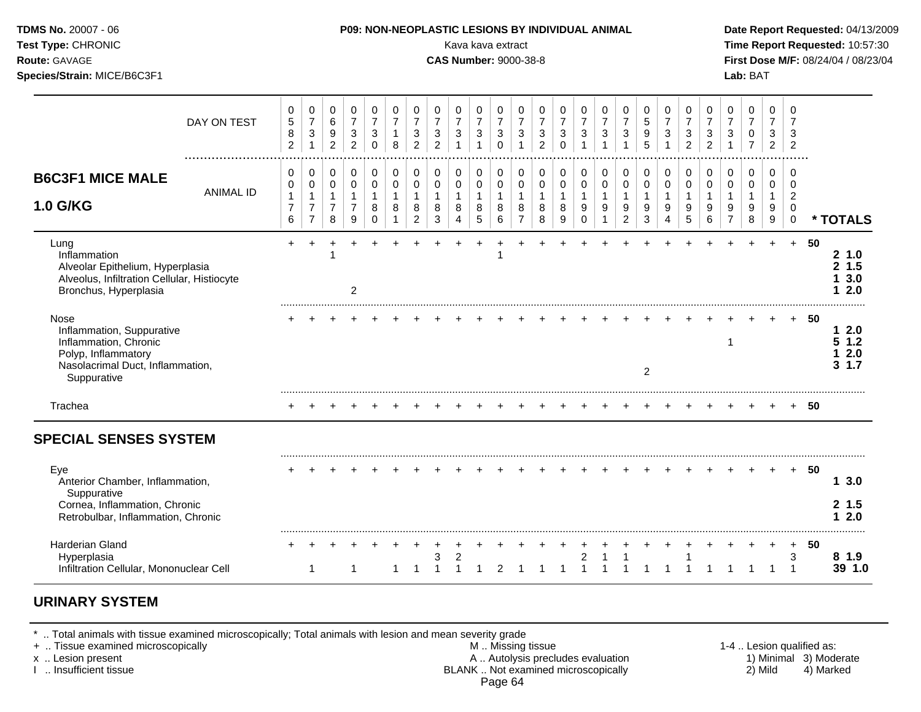**TDMS No.** 20007 - 06
**Test Type:** CHRONIC
**Route:** GAVAGE
**Species/Strain:** MICE/B6C3F1

**P09: NON-NEOPLASTIC LESIONS BY INDIVIDUAL ANIMAL**
Kava kava extract
**CAS Number:** 9000-38-8

**Date Report Requested:** 04/13/2009
**Time Report Requested:** 10:57:30
**First Dose M/F:** 08/24/04 / 08/23/04
**Lab:** BAT

## B6C3F1 MICE MALE 1.0 G/KG

| DAY ON TEST | 0582 | 0731 | 0692 | 0732 | 0730 | 0718 | 0732 | 0732 | 0731 | 0731 | 0730 | 0731 | 0732 | 0730 | 0731 | 0731 | 0731 | 0595 | 0731 | 0732 | 0732 | 0731 | 0707 | 0732 | 0732 | |
|---|---|---|---|---|---|---|---|---|---|---|---|---|---|---|---|---|---|---|---|---|---|---|---|---|---|---|
| **ANIMAL ID** | 00176 | 00177 | 00178 | 00179 | 00180 | 00181 | 00182 | 00183 | 00184 | 00185 | 00186 | 00187 | 00188 | 00189 | 00190 | 00191 | 00192 | 00193 | 00194 | 00195 | 00196 | 00197 | 00198 | 00199 | 00200 | *** TOTALS** |
| Lung | + | + | + | + | + | + | + | + | + | + | + | + | + | + | + | + | + | + | + | + | + | + | + | + | + | 50 |
| Inflammation | | | 1 | | | | | | | | 1 | | | | | | | | | | | | | | | 2 1.0 |
| Alveolar Epithelium, Hyperplasia | | | | | | | | | | | | | | | | | | | | | | | | | | 2 1.5 |
| Alveolus, Infiltration Cellular, Histiocyte | | | | | | | | | | | | | | | | | | | | | | | | | | 1 3.0 |
| Bronchus, Hyperplasia | | | | 2 | | | | | | | | | | | | | | | | | | | | | | 1 2.0 |
| Nose | + | + | + | + | + | + | + | + | + | + | + | + | + | + | + | + | + | + | + | + | + | + | + | + | + | 50 |
| Inflammation, Suppurative | | | | | | | | | | | | | | | | | | | | | | | | | | 1 2.0 |
| Inflammation, Chronic | | | | | | | | | | | | | | | | | | | | | | 1 | | | | 5 1.2 |
| Polyp, Inflammatory | | | | | | | | | | | | | | | | | | | | | | | | | | 1 2.0 |
| Nasolacrimal Duct, Inflammation, Suppurative | | | | | | | | | | | | | | | | | | 2 | | | | | | | | 3 1.7 |
| Trachea | + | + | + | + | + | + | + | + | + | + | + | + | + | + | + | + | + | + | + | + | + | + | + | + | + | 50 |
| **SPECIAL SENSES SYSTEM** | | | | | | | | | | | | | | | | | | | | | | | | | | |
| Eye | + | + | + | + | + | + | + | + | + | + | + | + | + | + | + | + | + | + | + | + | + | + | + | + | + | 50 |
| Anterior Chamber, Inflammation, Suppurative | | | | | | | | | | | | | | | | | | | | | | | | | | 1 3.0 |
| Cornea, Inflammation, Chronic | | | | | | | | | | | | | | | | | | | | | | | | | | 2 1.5 |
| Retrobulbar, Inflammation, Chronic | | | | | | | | | | | | | | | | | | | | | | | | | | 1 2.0 |
| Harderian Gland | + | + | + | + | + | + | + | + | + | + | + | + | + | + | + | + | + | + | + | + | + | + | + | + | + | 50 |
| Hyperplasia | | | | | | | | 3 | 2 | | | | | | 2 | 1 | 1 | | | 1 | | | | | 3 | 8 1.9 |
| Infiltration Cellular, Mononuclear Cell | | 1 | | 1 | | 1 | 1 | 1 | 1 | 1 | 2 | 1 | 1 | 1 | 1 | 1 | 1 | 1 | 1 | 1 | 1 | 1 | 1 | 1 | 1 | 39 1.0 |

## URINARY SYSTEM

\* .. Total animals with tissue examined microscopically; Total animals with lesion and mean severity grade
\+ .. Tissue examined microscopically
x .. Lesion present
I .. Insufficient tissue

M .. Missing tissue
A .. Autolysis precludes evaluation
BLANK .. Not examined microscopically

1-4 .. Lesion qualified as:
1) Minimal 2) Mild 3) Moderate 4) Marked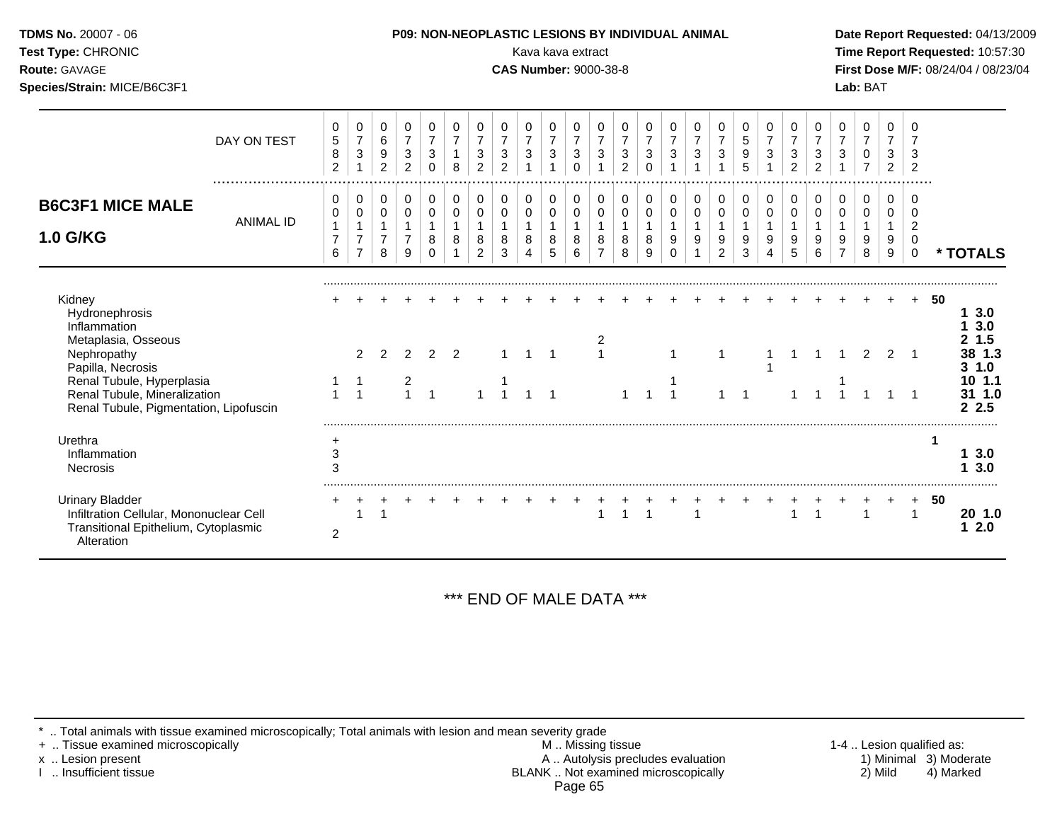**TDMS No.** 20007 - 06
**Test Type:** CHRONIC
**Route:** GAVAGE
**Species/Strain:** MICE/B6C3F1

**P09: NON-NEOPLASTIC LESIONS BY INDIVIDUAL ANIMAL**
Kava kava extract
**CAS Number:** 9000-38-8

**Date Report Requested:** 04/13/2009
**Time Report Requested:** 10:57:30
**First Dose M/F:** 08/24/04 / 08/23/04
**Lab:** BAT

## B6C3F1 MICE MALE 1.0 G/KG

| DAY ON TEST | 0582 | 0731 | 0692 | 0732 | 0730 | 0718 | 0732 | 0732 | 0731 | 0731 | 0730 | 0731 | 0732 | 0730 | 0731 | 0731 | 0731 | 0595 | 0731 | 0732 | 0732 | 0731 | 0707 | 0732 | 0732 | |
|---|---|---|---|---|---|---|---|---|---|---|---|---|---|---|---|---|---|---|---|---|---|---|---|---|---|---|
| **ANIMAL ID** | 0176 | 0177 | 0178 | 0179 | 0180 | 0181 | 0182 | 0183 | 0184 | 0185 | 0186 | 0187 | 0188 | 0189 | 0190 | 0191 | 0192 | 0193 | 0194 | 0195 | 0196 | 0197 | 0198 | 0199 | 0200 | *** TOTALS** |
| Kidney | + | + | + | + | + | + | + | + | + | + | + | + | + | + | + | + | + | + | + | + | + | + | + | + | + | 50 |
| Hydronephrosis | | | | | | | | | | | | | | | | | | | | | | | | | | **1 3.0** |
| Inflammation | | | | | | | | | | | | | | | | | | | | | | | | | | **1 3.0** |
| Metaplasia, Osseous | | | | | | | | | | | | 2 | | | | | | | | | | | | | | **2 1.5** |
| Nephropathy | | 2 | 2 | 2 | 2 | 2 | | 1 | 1 | 1 | | 1 | | | 1 | | 1 | | 1 | 1 | 1 | 1 | 2 | 2 | 1 | **38 1.3** |
| Papilla, Necrosis | | | | | | | | | | | | | | | | | | | 1 | | | | | | | **3 1.0** |
| Renal Tubule, Hyperplasia | 1 | 1 | | 2 | | | | 1 | | | | | | | 1 | | | | | | | 1 | | | | **10 1.1** |
| Renal Tubule, Mineralization | 1 | 1 | | 1 | 1 | | 1 | 1 | 1 | 1 | | | 1 | 1 | 1 | | 1 | 1 | | 1 | 1 | 1 | 1 | 1 | 1 | **31 1.0** |
| Renal Tubule, Pigmentation, Lipofuscin | | | | | | | | | | | | | | | | | | | | | | | | | | **2 2.5** |
| Urethra | + | | | | | | | | | | | | | | | | | | | | | | | | | 1 |
| Inflammation | 3 | | | | | | | | | | | | | | | | | | | | | | | | | **1 3.0** |
| Necrosis | 3 | | | | | | | | | | | | | | | | | | | | | | | | | **1 3.0** |
| Urinary Bladder | + | + | + | + | + | + | + | + | + | + | + | + | + | + | + | + | + | + | + | + | + | + | + | + | + | 50 |
| Infiltration Cellular, Mononuclear Cell | | 1 | 1 | | | | | | | | | 1 | 1 | 1 | | 1 | | | | 1 | 1 | | 1 | | 1 | **20 1.0** |
| Transitional Epithelium, Cytoplasmic Alteration | 2 | | | | | | | | | | | | | | | | | | | | | | | | | **1 2.0** |

*** END OF MALE DATA ***

\* .. Total animals with tissue examined microscopically; Total animals with lesion and mean severity grade
+ .. Tissue examined microscopically
x .. Lesion present
I .. Insufficient tissue

M .. Missing tissue
A .. Autolysis precludes evaluation
BLANK .. Not examined microscopically

1-4 .. Lesion qualified as:
1) Minimal 3) Moderate
2) Mild 4) Marked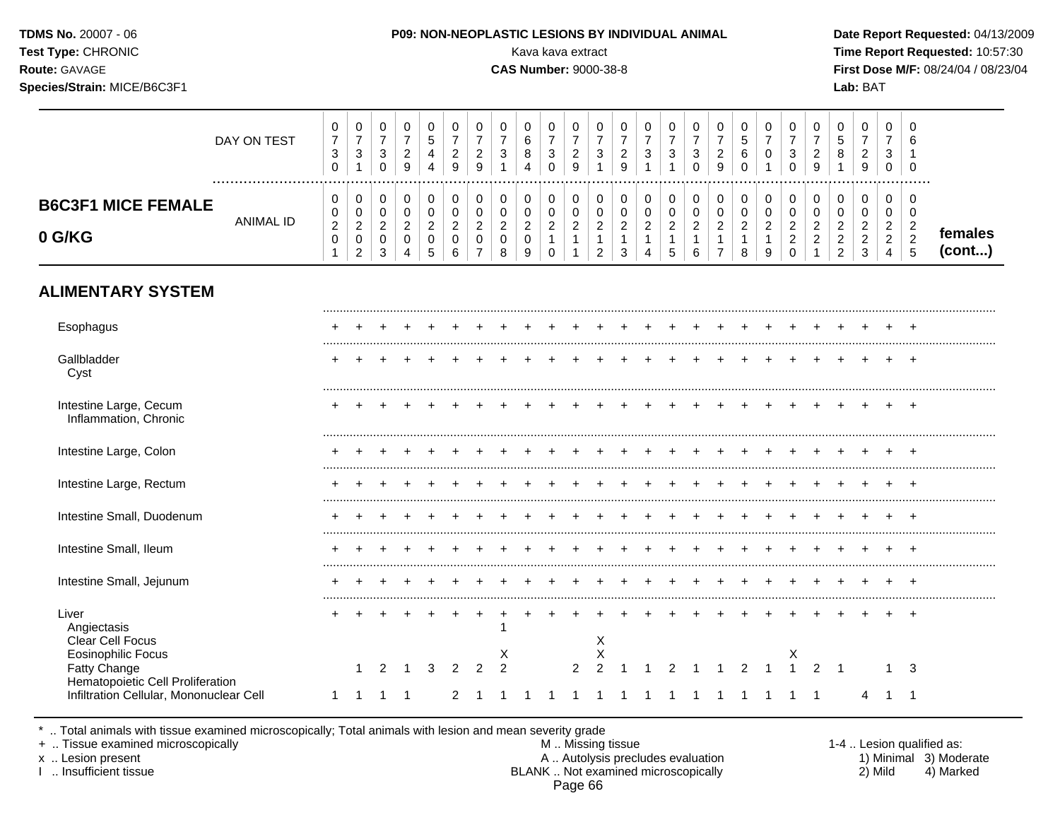**TDMS No.** 20007 - 06
**Test Type:** CHRONIC
**Route:** GAVAGE
**Species/Strain:** MICE/B6C3F1

**P09: NON-NEOPLASTIC LESIONS BY INDIVIDUAL ANIMAL**
Kava kava extract
**CAS Number:** 9000-38-8

**Date Report Requested:** 04/13/2009
**Time Report Requested:** 10:57:30
**First Dose M/F:** 08/24/04 / 08/23/04
**Lab:** BAT

## B6C3F1 MICE FEMALE 0 G/KG — females (cont...)

| | | | | | | | | | | | | | | | | | | | | | | | | | |
|---|---|---|---|---|---|---|---|---|---|---|---|---|---|---|---|---|---|---|---|---|---|---|---|---|---|
| DAY ON TEST | 0730 | 0731 | 0730 | 0729 | 0544 | 0729 | 0729 | 0731 | 0684 | 0730 | 0729 | 0731 | 0729 | 0731 | 0731 | 0730 | 0729 | 0560 | 0701 | 0730 | 0729 | 0581 | 0729 | 0730 | 0610 |
| ANIMAL ID | 0201 | 0202 | 0203 | 0204 | 0205 | 0206 | 0207 | 0208 | 0209 | 0210 | 0211 | 0212 | 0213 | 0214 | 0215 | 0216 | 0217 | 0218 | 0219 | 0220 | 0221 | 0222 | 0223 | 0224 | 0225 |
| **ALIMENTARY SYSTEM** | | | | | | | | | | | | | | | | | | | | | | | | | |
| Esophagus | + | + | + | + | + | + | + | + | + | + | + | + | + | + | + | + | + | + | + | + | + | + | + | + | + |
| Gallbladder | + | + | + | + | + | + | + | + | + | + | + | + | + | + | + | + | + | + | + | + | + | + | + | + | + |
| Cyst | | | | | | | | | | | | | | | | | | | | | | | | | |
| Intestine Large, Cecum | + | + | + | + | + | + | + | + | + | + | + | + | + | + | + | + | + | + | + | + | + | + | + | + | + |
| Inflammation, Chronic | | | | | | | | | | | | | | | | | | | | | | | | | |
| Intestine Large, Colon | + | + | + | + | + | + | + | + | + | + | + | + | + | + | + | + | + | + | + | + | + | + | + | + | + |
| Intestine Large, Rectum | + | + | + | + | + | + | + | + | + | + | + | + | + | + | + | + | + | + | + | + | + | + | + | + | + |
| Intestine Small, Duodenum | + | + | + | + | + | + | + | + | + | + | + | + | + | + | + | + | + | + | + | + | + | + | + | + | + |
| Intestine Small, Ileum | + | + | + | + | + | + | + | + | + | + | + | + | + | + | + | + | + | + | + | + | + | + | + | + | + |
| Intestine Small, Jejunum | + | + | + | + | + | + | + | + | + | + | + | + | + | + | + | + | + | + | + | + | + | + | + | + | + |
| Liver | + | + | + | + | + | + | + | + | + | + | + | + | + | + | + | + | + | + | + | + | + | + | + | + | + |
| Angiectasis | | | | | | | | 1 | | | | | | | | | | | | | | | | | |
| Clear Cell Focus | | | | | | | | | | | | X | | | | | | | | | | | | | |
| Eosinophilic Focus | | | | | | | | X | | | | X | | | | | | | | X | | | | | |
| Fatty Change | | 1 | 2 | 1 | 3 | 2 | 2 | 2 | | | 2 | 2 | 1 | 1 | 2 | 1 | 1 | 2 | 1 | 1 | 2 | 1 | | 1 | 3 |
| Hematopoietic Cell Proliferation | | | | | | | | | | | | | | | | | | | | | | | | | |
| Infiltration Cellular, Mononuclear Cell | 1 | 1 | 1 | 1 | | 2 | 1 | 1 | 1 | 1 | 1 | 1 | 1 | 1 | 1 | 1 | 1 | 1 | 1 | 1 | 1 | | 4 | 1 | 1 |

\* .. Total animals with tissue examined microscopically; Total animals with lesion and mean severity grade
\+ .. Tissue examined microscopically
x .. Lesion present
I .. Insufficient tissue

M .. Missing tissue
A .. Autolysis precludes evaluation
BLANK .. Not examined microscopically

1-4 .. Lesion qualified as:
1) Minimal 2) Mild 3) Moderate 4) Marked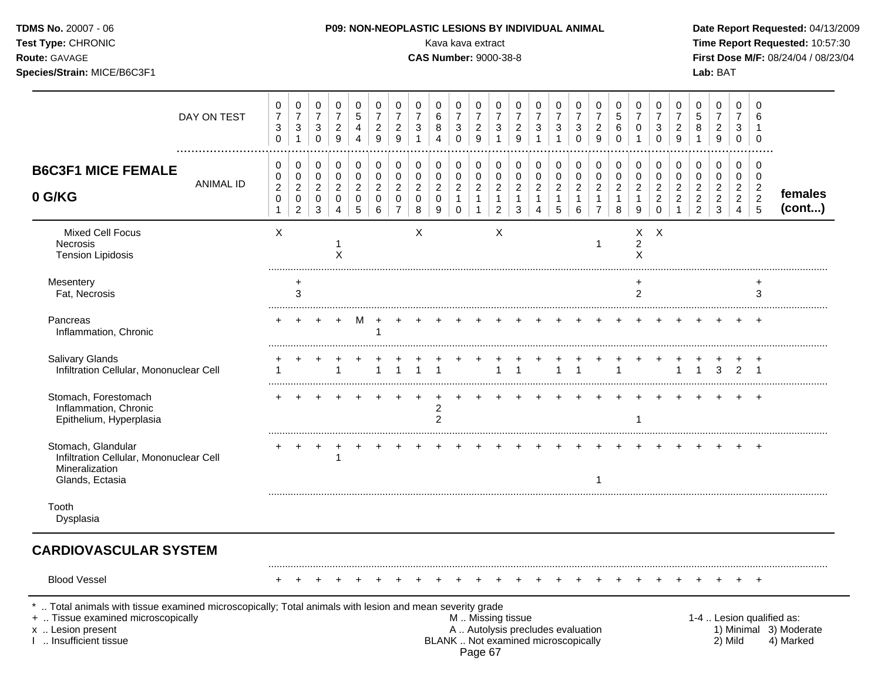**P09: NON-NEOPLASTIC LESIONS BY INDIVIDUAL ANIMAL**

Kava kava extract

**CAS Number:** 9000-38-8

| **B6C3F1 MICE FEMALE 0 G/KG** | | | | | | | | | | | | | | | | | | | | | | | | | | |
|---|---|---|---|---|---|---|---|---|---|---|---|---|---|---|---|---|---|---|---|---|---|---|---|---|---|---|
| DAY ON TEST | 0730 | 0731 | 0730 | 0729 | 0544 | 0729 | 0729 | 0731 | 0684 | 0730 | 0729 | 0731 | 0729 | 0731 | 0731 | 0730 | 0729 | 0560 | 0701 | 0730 | 0729 | 0581 | 0729 | 0730 | 0610 | |
| ANIMAL ID | 00201 | 00202 | 00203 | 00204 | 00205 | 00206 | 00207 | 00208 | 00209 | 00210 | 00211 | 00212 | 00213 | 00214 | 00215 | 00216 | 00217 | 00218 | 00219 | 00220 | 00221 | 00222 | 00223 | 00224 | 00225 | **females (cont...)** |
| Mixed Cell Focus | X | | | | | | | X | | | | X | | | | | | | X | X | | | | | | |
| Necrosis | | | | 1 | | | | | | | | | | | | | 1 | | 2 | | | | | | | |
| Tension Lipidosis | | | | X | | | | | | | | | | | | | | | X | | | | | | | |
| Mesentery | | + | | | | | | | | | | | | | | | | | + | | | | | | + | |
| Fat, Necrosis | | 3 | | | | | | | | | | | | | | | | | 2 | | | | | | 3 | |
| Pancreas | + | + | + | + | M | + | + | + | + | + | + | + | + | + | + | + | + | + | + | + | + | + | + | + | + | |
| Inflammation, Chronic | | | | | | 1 | | | | | | | | | | | | | | | | | | | | |
| Salivary Glands | + | + | + | + | + | + | + | + | + | + | + | + | + | + | + | + | + | + | + | + | + | + | + | + | + | |
| Infiltration Cellular, Mononuclear Cell | 1 | | | 1 | | 1 | 1 | 1 | 1 | | | 1 | 1 | | 1 | 1 | | 1 | | | 1 | 1 | 3 | 2 | 1 | |
| Stomach, Forestomach | + | + | + | + | + | + | + | + | + | + | + | + | + | + | + | + | + | + | + | + | + | + | + | + | + | |
| Inflammation, Chronic | | | | | | | | | 2 | | | | | | | | | | | | | | | | | |
| Epithelium, Hyperplasia | | | | | | | | | 2 | | | | | | | | | | 1 | | | | | | | |
| Stomach, Glandular | + | + | + | + | + | + | + | + | + | + | + | + | + | + | + | + | + | + | + | + | + | + | + | + | + | |
| Infiltration Cellular, Mononuclear Cell | | | | 1 | | | | | | | | | | | | | | | | | | | | | | |
| Mineralization | | | | | | | | | | | | | | | | | | | | | | | | | | |
| Glands, Ectasia | | | | | | | | | | | | | | | | | 1 | | | | | | | | | |
| Tooth | | | | | | | | | | | | | | | | | | | | | | | | | | |
| Dysplasia | | | | | | | | | | | | | | | | | | | | | | | | | | |
| **CARDIOVASCULAR SYSTEM** | | | | | | | | | | | | | | | | | | | | | | | | | | |
| Blood Vessel | + | + | + | + | + | + | + | + | + | + | + | + | + | + | + | + | + | + | + | + | + | + | + | + | + | |

\* .. Total animals with tissue examined microscopically; Total animals with lesion and mean severity grade
+ .. Tissue examined microscopically
x .. Lesion present
I .. Insufficient tissue

M .. Missing tissue
A .. Autolysis precludes evaluation
BLANK .. Not examined microscopically

1-4 .. Lesion qualified as: 1) Minimal 2) Mild 3) Moderate 4) Marked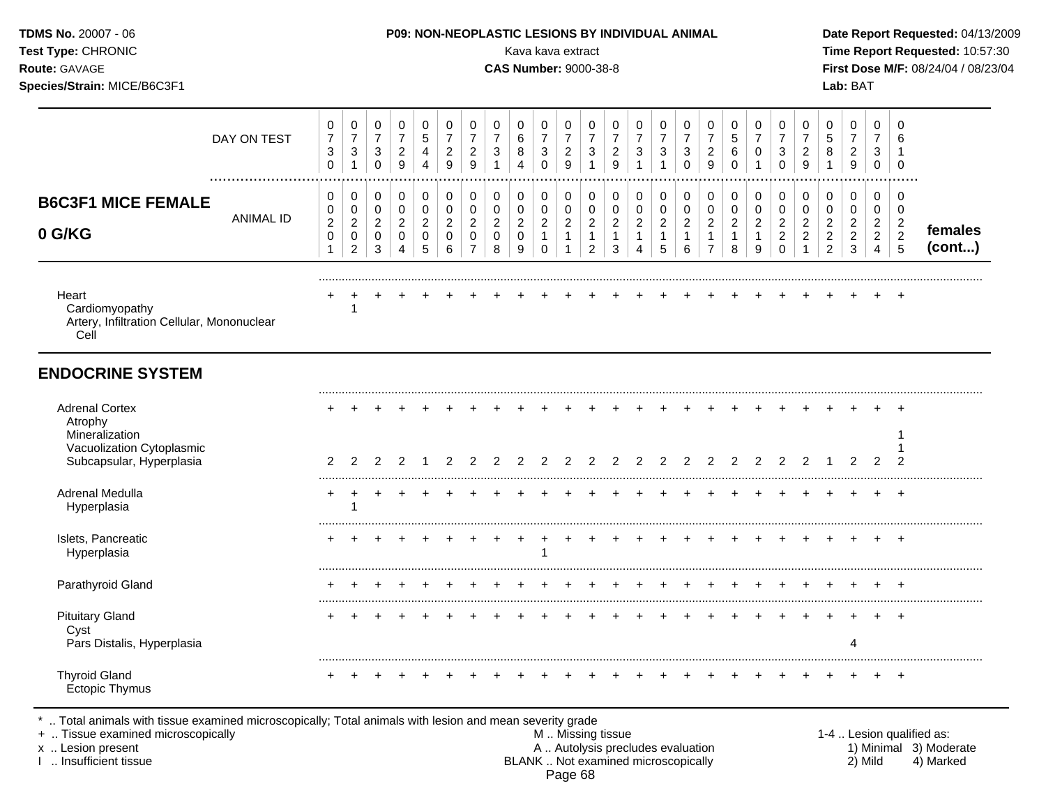**TDMS No.** 20007 - 06
**Test Type:** CHRONIC
**Route:** GAVAGE
**Species/Strain:** MICE/B6C3F1

**P09: NON-NEOPLASTIC LESIONS BY INDIVIDUAL ANIMAL**
Kava kava extract
**CAS Number:** 9000-38-8

**Date Report Requested:** 04/13/2009
**Time Report Requested:** 10:57:30
**First Dose M/F:** 08/24/04 / 08/23/04
**Lab:** BAT

| DAY ON TEST | 0730 | 0731 | 0730 | 0729 | 0544 | 0729 | 0729 | 0731 | 0684 | 0730 | 0729 | 0731 | 0729 | 0731 | 0731 | 0730 | 0729 | 0560 | 0701 | 0730 | 0729 | 0581 | 0729 | 0730 | 0610 | |
|---|---|---|---|---|---|---|---|---|---|---|---|---|---|---|---|---|---|---|---|---|---|---|---|---|---|---|
| **B6C3F1 MICE FEMALE 0 G/KG** ANIMAL ID | 00201 | 00202 | 00203 | 00204 | 00205 | 00206 | 00207 | 00208 | 00209 | 00210 | 00211 | 00212 | 00213 | 00214 | 00215 | 00216 | 00217 | 00218 | 00219 | 00220 | 00221 | 00222 | 00223 | 00224 | 00225 | **females (cont...)** |
| Heart | + | + | + | + | + | + | + | + | + | + | + | + | + | + | + | + | + | + | + | + | + | + | + | + | + | |
| Cardiomyopathy | | 1 | | | | | | | | | | | | | | | | | | | | | | | | |
| Artery, Infiltration Cellular, Mononuclear Cell | | | | | | | | | | | | | | | | | | | | | | | | | | |
| **ENDOCRINE SYSTEM** | | | | | | | | | | | | | | | | | | | | | | | | | | |
| Adrenal Cortex | + | + | + | + | + | + | + | + | + | + | + | + | + | + | + | + | + | + | + | + | + | + | + | + | + | |
| Atrophy | | | | | | | | | | | | | | | | | | | | | | | | | | |
| Mineralization | | | | | | | | | | | | | | | | | | | | | | | | | 1 | |
| Vacuolization Cytoplasmic | | | | | | | | | | | | | | | | | | | | | | | | | 1 | |
| Subcapsular, Hyperplasia | 2 | 2 | 2 | 2 | 1 | 2 | 2 | 2 | 2 | 2 | 2 | 2 | 2 | 2 | 2 | 2 | 2 | 2 | 2 | 2 | 2 | 1 | 2 | 2 | 2 | |
| Adrenal Medulla | + | + | + | + | + | + | + | + | + | + | + | + | + | + | + | + | + | + | + | + | + | + | + | + | + | |
| Hyperplasia | | 1 | | | | | | | | | | | | | | | | | | | | | | | | |
| Islets, Pancreatic | + | + | + | + | + | + | + | + | + | + | + | + | + | + | + | + | + | + | + | + | + | + | + | + | + | |
| Hyperplasia | | | | | | | | | | 1 | | | | | | | | | | | | | | | | |
| Parathyroid Gland | + | + | + | + | + | + | + | + | + | + | + | + | + | + | + | + | + | + | + | + | + | + | + | + | + | |
| Pituitary Gland | + | + | + | + | + | + | + | + | + | + | + | + | + | + | + | + | + | + | + | + | + | + | + | + | + | |
| Cyst | | | | | | | | | | | | | | | | | | | | | | | | | | |
| Pars Distalis, Hyperplasia | | | | | | | | | | | | | | | | | | | | | | | 4 | | | |
| Thyroid Gland | + | + | + | + | + | + | + | + | + | + | + | + | + | + | + | + | + | + | + | + | + | + | + | + | + | |
| Ectopic Thymus | | | | | | | | | | | | | | | | | | | | | | | | | | |

\* .. Total animals with tissue examined microscopically; Total animals with lesion and mean severity grade
\+ .. Tissue examined microscopically
x .. Lesion present
I .. Insufficient tissue

M .. Missing tissue
A .. Autolysis precludes evaluation
BLANK .. Not examined microscopically

1-4 .. Lesion qualified as:
1) Minimal 2) Mild 3) Moderate 4) Marked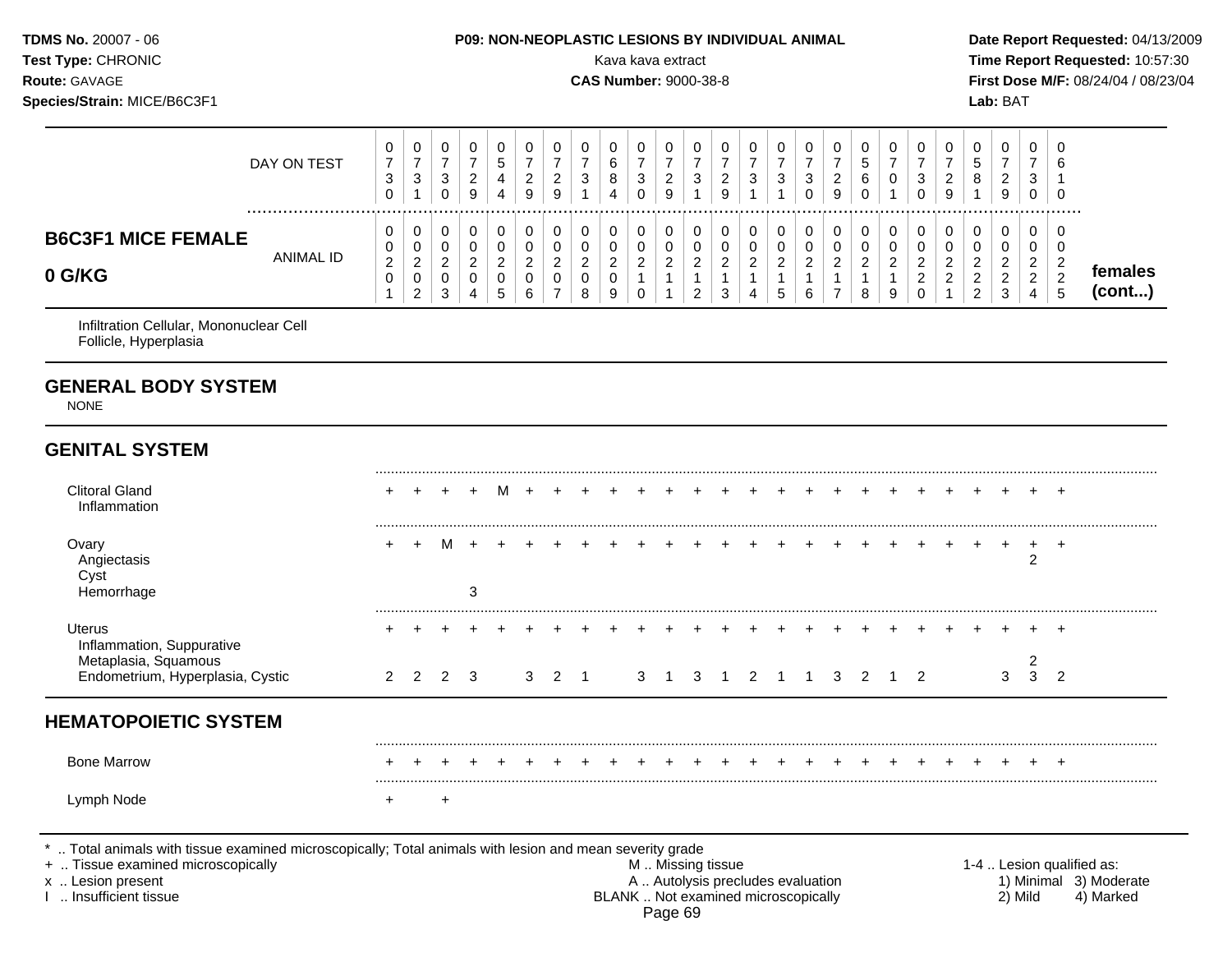**TDMS No.** 20007 - 06
**Test Type:** CHRONIC
**Route:** GAVAGE
**Species/Strain:** MICE/B6C3F1

**P09: NON-NEOPLASTIC LESIONS BY INDIVIDUAL ANIMAL**
Kava kava extract
**CAS Number:** 9000-38-8

**Date Report Requested:** 04/13/2009
**Time Report Requested:** 10:57:30
**First Dose M/F:** 08/24/04 / 08/23/04
**Lab:** BAT

| | | | | | | | | | | | | | | | | | | | | | | | | | | |
|---|---|---|---|---|---|---|---|---|---|---|---|---|---|---|---|---|---|---|---|---|---|---|---|---|---|---|
| DAY ON TEST | 0730 | 0731 | 0730 | 0729 | 0544 | 0729 | 0729 | 0731 | 0684 | 0730 | 0729 | 0731 | 0729 | 0731 | 0731 | 0730 | 0729 | 0560 | 0701 | 0730 | 0729 | 0581 | 0729 | 0730 | 0610 | |
| **B6C3F1 MICE FEMALE 0 G/KG** ANIMAL ID | 00201 | 00202 | 00203 | 00204 | 00205 | 00206 | 00207 | 00208 | 00209 | 00210 | 00211 | 00212 | 00213 | 00214 | 00215 | 00216 | 00217 | 00218 | 00219 | 00220 | 00221 | 00222 | 00223 | 00224 | 00225 | **females (cont...)** |
| Infiltration Cellular, Mononuclear Cell | | | | | | | | | | | | | | | | | | | | | | | | | | |
| Follicle, Hyperplasia | | | | | | | | | | | | | | | | | | | | | | | | | | |
| **GENERAL BODY SYSTEM** | | | | | | | | | | | | | | | | | | | | | | | | | | |
| NONE | | | | | | | | | | | | | | | | | | | | | | | | | | |
| **GENITAL SYSTEM** | | | | | | | | | | | | | | | | | | | | | | | | | | |
| Clitoral Gland | + | + | + | + | M | + | + | + | + | + | + | + | + | + | + | + | + | + | + | + | + | + | + | + | + | |
| Inflammation | | | | | | | | | | | | | | | | | | | | | | | | | | |
| Ovary | + | + | M | + | + | + | + | + | + | + | + | + | + | + | + | + | + | + | + | + | + | + | + | + | + | |
| Angiectasis | | | | | | | | | | | | | | | | | | | | | | | | 2 | | |
| Cyst | | | | | | | | | | | | | | | | | | | | | | | | | | |
| Hemorrhage | | | | 3 | | | | | | | | | | | | | | | | | | | | | | |
| Uterus | + | + | + | + | + | + | + | + | + | + | + | + | + | + | + | + | + | + | + | + | + | + | + | + | + | |
| Inflammation, Suppurative | | | | | | | | | | | | | | | | | | | | | | | | | | |
| Metaplasia, Squamous | | | | | | | | | | | | | | | | | | | | | | | | 2 | | |
| Endometrium, Hyperplasia, Cystic | 2 | 2 | 2 | 3 | | 3 | 2 | 1 | | 3 | 1 | 3 | 1 | 2 | 1 | 1 | 3 | 2 | 1 | 2 | | | 3 | 3 | 2 | |
| **HEMATOPOIETIC SYSTEM** | | | | | | | | | | | | | | | | | | | | | | | | | | |
| Bone Marrow | + | + | + | + | + | + | + | + | + | + | + | + | + | + | + | + | + | + | + | + | + | + | + | + | + | |
| Lymph Node | + | | + | | | | | | | | | | | | | | | | | | | | | | | |

\* .. Total animals with tissue examined microscopically; Total animals with lesion and mean severity grade
\+ .. Tissue examined microscopically
x .. Lesion present
I .. Insufficient tissue

M .. Missing tissue
A .. Autolysis precludes evaluation
BLANK .. Not examined microscopically

1-4 .. Lesion qualified as:
1) Minimal 2) Mild 3) Moderate 4) Marked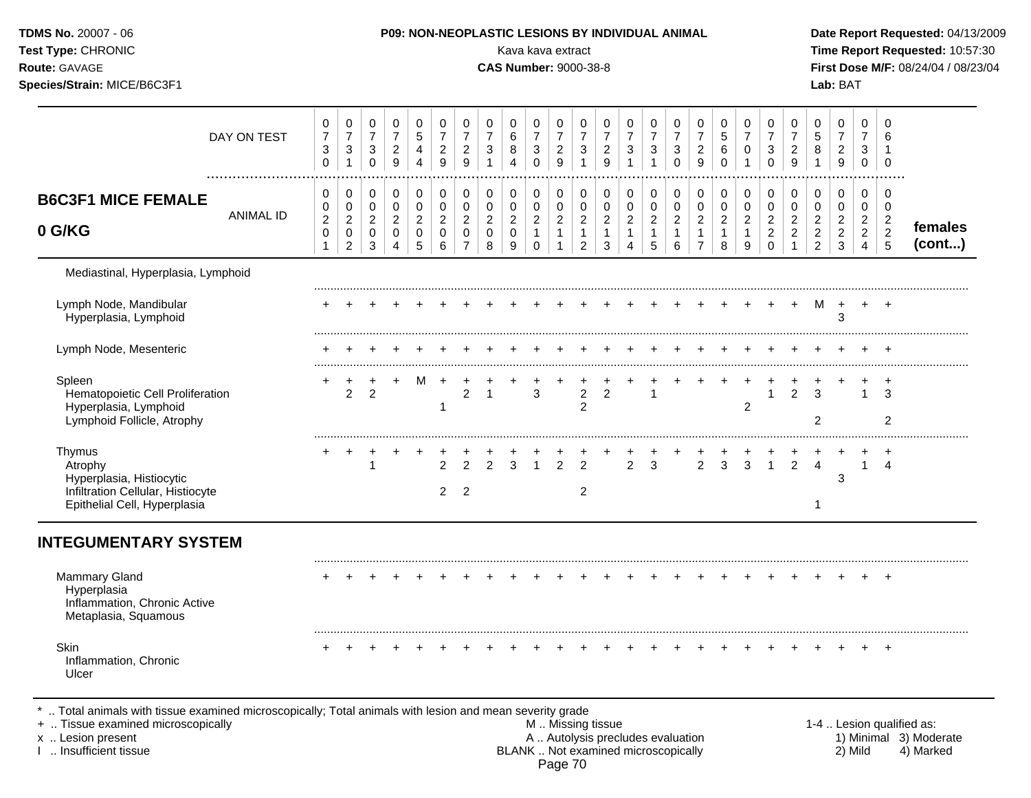## P09: NON-NEOPLASTIC LESIONS BY INDIVIDUAL ANIMAL

Kava kava extract

**CAS Number:** 9000-38-8

| | 0201 | 0202 | 0203 | 0204 | 0205 | 0206 | 0207 | 0208 | 0209 | 0210 | 0211 | 0212 | 0213 | 0214 | 0215 | 0216 | 0217 | 0218 | 0219 | 0220 | 0221 | 0222 | 0223 | 0224 | 0225 | |
|---|---|---|---|---|---|---|---|---|---|---|---|---|---|---|---|---|---|---|---|---|---|---|---|---|---|---|
| **DAY ON TEST** | 0730 | 0731 | 0730 | 0729 | 0544 | 0729 | 0729 | 0731 | 0684 | 0730 | 0729 | 0731 | 0729 | 0731 | 0731 | 0730 | 0729 | 0560 | 0701 | 0730 | 0729 | 0581 | 0729 | 0730 | 0610 | |
| **B6C3F1 MICE FEMALE 0 G/KG** — ANIMAL ID | 0201 | 0202 | 0203 | 0204 | 0205 | 0206 | 0207 | 0208 | 0209 | 0210 | 0211 | 0212 | 0213 | 0214 | 0215 | 0216 | 0217 | 0218 | 0219 | 0220 | 0221 | 0222 | 0223 | 0224 | 0225 | **females (cont...)** |
| Mediastinal, Hyperplasia, Lymphoid | | | | | | | | | | | | | | | | | | | | | | | | | | |
| Lymph Node, Mandibular | + | + | + | + | + | + | + | + | + | + | + | + | + | + | + | + | + | + | + | + | + | M | + | + | + | |
| Hyperplasia, Lymphoid | | | | | | | | | | | | | | | | | | | | | | | 3 | | | |
| Lymph Node, Mesenteric | + | + | + | + | + | + | + | + | + | + | + | + | + | + | + | + | + | + | + | + | + | + | + | + | + | |
| Spleen | + | + | + | + | M | + | + | + | + | + | + | + | + | + | + | + | + | + | + | + | + | + | + | + | + | |
| Hematopoietic Cell Proliferation | | 2 | 2 | | | | 2 | 1 | | 3 | | 2 | 2 | | 1 | | | | | 1 | 2 | 3 | | 1 | 3 | |
| Hyperplasia, Lymphoid | | | | | | 1 | | | | | | 2 | | | | | | | 2 | | | | | | | |
| Lymphoid Follicle, Atrophy | | | | | | | | | | | | | | | | | | | | | | 2 | | | 2 | |
| Thymus | + | + | + | + | + | + | + | + | + | + | + | + | + | + | + | + | + | + | + | + | + | + | + | + | + | |
| Atrophy | | | 1 | | | 2 | 2 | 2 | 3 | 1 | 2 | 2 | | 2 | 3 | | 2 | 3 | 3 | 1 | 2 | 4 | | 1 | 4 | |
| Hyperplasia, Histiocytic | | | | | | | | | | | | | | | | | | | | | | | 3 | | | |
| Infiltration Cellular, Histiocyte | | | | | | 2 | 2 | | | | | 2 | | | | | | | | | | | | | | |
| Epithelial Cell, Hyperplasia | | | | | | | | | | | | | | | | | | | | | | 1 | | | | |
| **INTEGUMENTARY SYSTEM** | | | | | | | | | | | | | | | | | | | | | | | | | | |
| Mammary Gland | + | + | + | + | + | + | + | + | + | + | + | + | + | + | + | + | + | + | + | + | + | + | + | + | + | |
| Hyperplasia | | | | | | | | | | | | | | | | | | | | | | | | | | |
| Inflammation, Chronic Active | | | | | | | | | | | | | | | | | | | | | | | | | | |
| Metaplasia, Squamous | | | | | | | | | | | | | | | | | | | | | | | | | | |
| Skin | + | + | + | + | + | + | + | + | + | + | + | + | + | + | + | + | + | + | + | + | + | + | + | + | + | |
| Inflammation, Chronic | | | | | | | | | | | | | | | | | | | | | | | | | | |
| Ulcer | | | | | | | | | | | | | | | | | | | | | | | | | | |

* .. Total animals with tissue examined microscopically; Total animals with lesion and mean severity grade
+ .. Tissue examined microscopically
x .. Lesion present
I .. Insufficient tissue

M .. Missing tissue
A .. Autolysis precludes evaluation
BLANK .. Not examined microscopically

1-4 .. Lesion qualified as: 1) Minimal 2) Mild 3) Moderate 4) Marked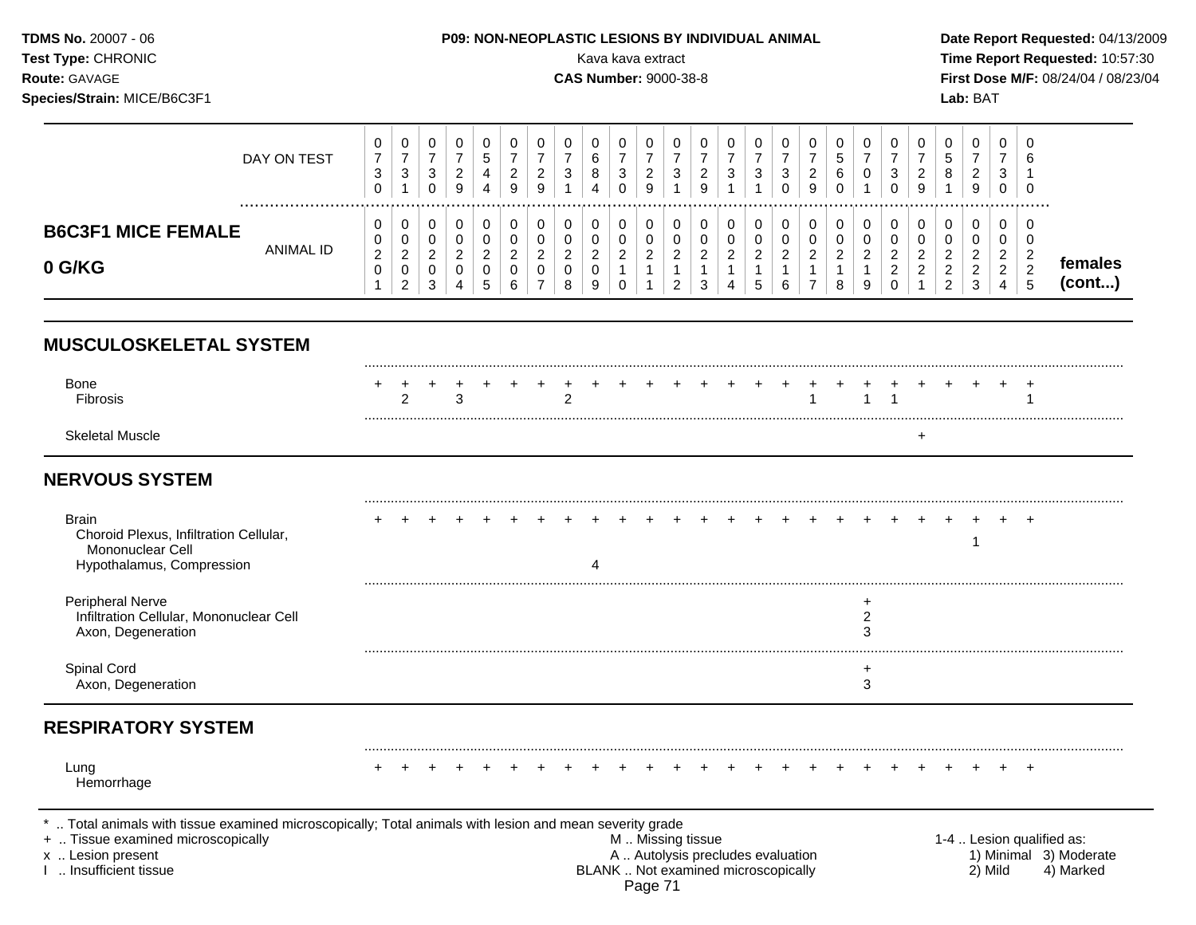**TDMS No.** 20007 - 06
**Test Type:** CHRONIC
**Route:** GAVAGE
**Species/Strain:** MICE/B6C3F1

**P09: NON-NEOPLASTIC LESIONS BY INDIVIDUAL ANIMAL**
Kava kava extract
**CAS Number:** 9000-38-8

**Date Report Requested:** 04/13/2009
**Time Report Requested:** 10:57:30
**First Dose M/F:** 08/24/04 / 08/23/04
**Lab:** BAT

| B6C3F1 MICE FEMALE 0 G/KG | | | | | | | | | | | | | | | | | | | | | | | | | | |
|---|---|---|---|---|---|---|---|---|---|---|---|---|---|---|---|---|---|---|---|---|---|---|---|---|---|---|
| DAY ON TEST | 0730 | 0731 | 0730 | 0729 | 0544 | 0729 | 0729 | 0731 | 0684 | 0730 | 0729 | 0731 | 0729 | 0731 | 0731 | 0730 | 0729 | 0560 | 0701 | 0730 | 0729 | 0581 | 0729 | 0730 | 0610 | |
| ANIMAL ID | 00201 | 00202 | 00203 | 00204 | 00205 | 00206 | 00207 | 00208 | 00209 | 00210 | 00211 | 00212 | 00213 | 00214 | 00215 | 00216 | 00217 | 00218 | 00219 | 00220 | 00221 | 00222 | 00223 | 00224 | 00225 | females (cont...) |
| **MUSCULOSKELETAL SYSTEM** | | | | | | | | | | | | | | | | | | | | | | | | | | |
| Bone | + | + | + | + | + | + | + | + | + | + | + | + | + | + | + | + | + | + | + | + | + | + | + | + | + | |
| Fibrosis | | 2 | | 3 | | | | 2 | | | | | | | | | 1 | | 1 | 1 | | | | | 1 | |
| Skeletal Muscle | | | | | | | | | | | | | | | | | | | | | + | | | | | |
| **NERVOUS SYSTEM** | | | | | | | | | | | | | | | | | | | | | | | | | | |
| Brain | + | + | + | + | + | + | + | + | + | + | + | + | + | + | + | + | + | + | + | + | + | + | + | + | + | |
| Choroid Plexus, Infiltration Cellular, Mononuclear Cell | | | | | | | | | | | | | | | | | | | | | | | 1 | | | |
| Hypothalamus, Compression | | | | | | | | | 4 | | | | | | | | | | | | | | | | | |
| Peripheral Nerve | | | | | | | | | | | | | | | | | | | + | | | | | | | |
| Infiltration Cellular, Mononuclear Cell | | | | | | | | | | | | | | | | | | | 2 | | | | | | | |
| Axon, Degeneration | | | | | | | | | | | | | | | | | | | 3 | | | | | | | |
| Spinal Cord | | | | | | | | | | | | | | | | | | | + | | | | | | | |
| Axon, Degeneration | | | | | | | | | | | | | | | | | | | 3 | | | | | | | |
| **RESPIRATORY SYSTEM** | | | | | | | | | | | | | | | | | | | | | | | | | | |
| Lung | + | + | + | + | + | + | + | + | + | + | + | + | + | + | + | + | + | + | + | + | + | + | + | + | + | |
| Hemorrhage | | | | | | | | | | | | | | | | | | | | | | | | | | |

\* .. Total animals with tissue examined microscopically; Total animals with lesion and mean severity grade
+ .. Tissue examined microscopically
x .. Lesion present
I .. Insufficient tissue

M .. Missing tissue
A .. Autolysis precludes evaluation
BLANK .. Not examined microscopically

1-4 .. Lesion qualified as: 1) Minimal 2) Mild 3) Moderate 4) Marked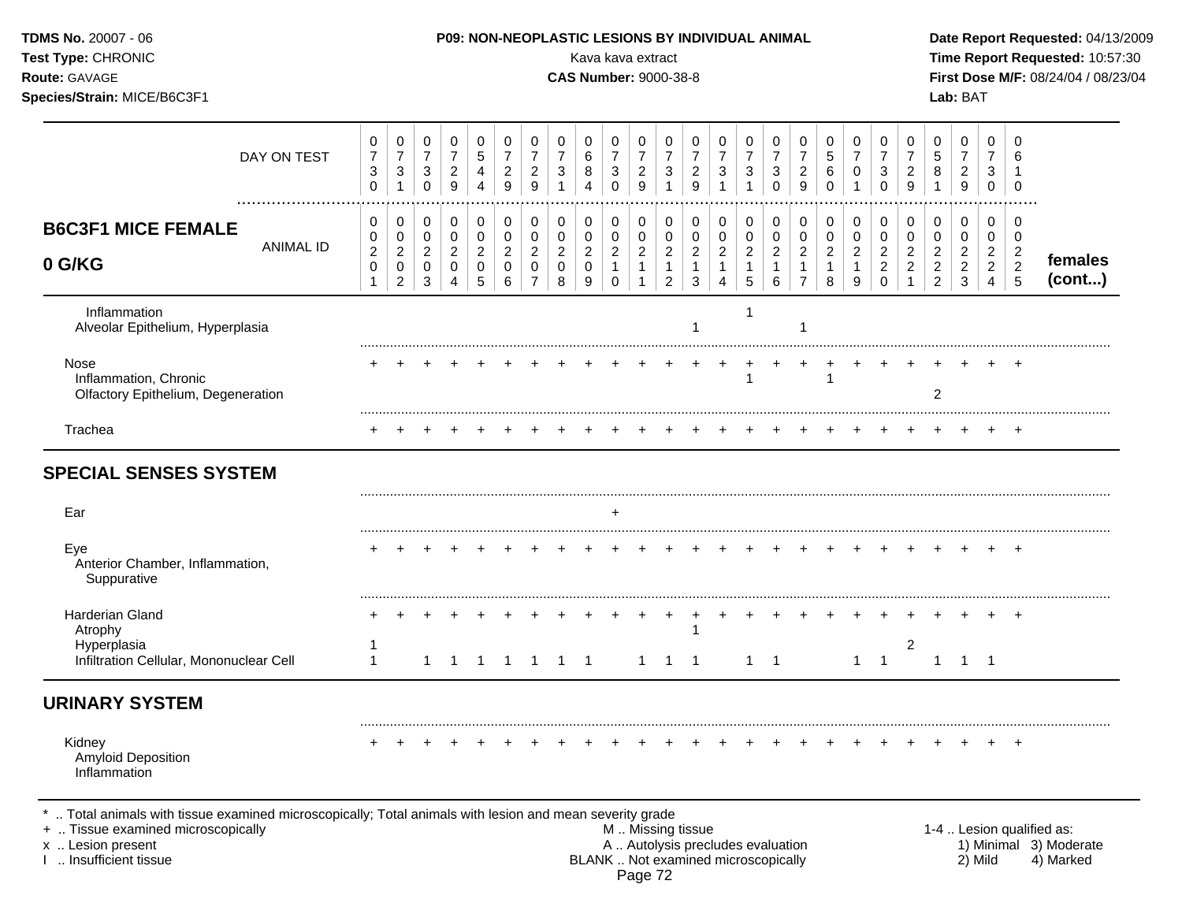## B6C3F1 MICE FEMALE — 0 G/KG (females, cont...)

| | 1 | 2 | 3 | 4 | 5 | 6 | 7 | 8 | 9 | 10 | 11 | 12 | 13 | 14 | 15 | 16 | 17 | 18 | 19 | 20 | 21 | 22 | 23 | 24 | 25 |
|---|---|---|---|---|---|---|---|---|---|---|---|---|---|---|---|---|---|---|---|---|---|---|---|---|---|
| DAY ON TEST | 0730 | 0731 | 0730 | 0729 | 0544 | 0729 | 0729 | 0731 | 0684 | 0730 | 0729 | 0731 | 0729 | 0731 | 0731 | 0730 | 0729 | 0560 | 0701 | 0730 | 0729 | 0581 | 0729 | 0730 | 0610 |
| ANIMAL ID | 0201 | 0202 | 0203 | 0204 | 0205 | 0206 | 0207 | 0208 | 0209 | 0210 | 0211 | 0212 | 0213 | 0214 | 0215 | 0216 | 0217 | 0218 | 0219 | 0220 | 0221 | 0222 | 0223 | 0224 | 0225 |
| Inflammation | | | | | | | | | | | | | | | 1 | | | | | | | | | | |
| Alveolar Epithelium, Hyperplasia | | | | | | | | | | | | | 1 | | | | 1 | | | | | | | | |
| Nose | + | + | + | + | + | + | + | + | + | + | + | + | + | + | + | + | + | + | + | + | + | + | + | + | + |
| Inflammation, Chronic | | | | | | | | | | | | | | | 1 | | | 1 | | | | | | | |
| Olfactory Epithelium, Degeneration | | | | | | | | | | | | | | | | | | | | | | 2 | | | |
| Trachea | + | + | + | + | + | + | + | + | + | + | + | + | + | + | + | + | + | + | + | + | + | + | + | + | + |
| **SPECIAL SENSES SYSTEM** | | | | | | | | | | | | | | | | | | | | | | | | | |
| Ear | | | | | | | | | | + | | | | | | | | | | | | | | | |
| Eye | + | + | + | + | + | + | + | + | + | + | + | + | + | + | + | + | + | + | + | + | + | + | + | + | + |
| Anterior Chamber, Inflammation, Suppurative | | | | | | | | | | | | | | | | | | | | | | | | | |
| Harderian Gland | + | + | + | + | + | + | + | + | + | + | + | + | + | + | + | + | + | + | + | + | + | + | + | + | + |
| Atrophy | | | | | | | | | | | | | 1 | | | | | | | | | | | | |
| Hyperplasia | 1 | | | | | | | | | | | | | | | | | | | | 2 | | | | |
| Infiltration Cellular, Mononuclear Cell | 1 | | 1 | 1 | 1 | 1 | 1 | 1 | 1 | | 1 | 1 | 1 | | 1 | 1 | | | 1 | 1 | | 1 | 1 | 1 | |
| **URINARY SYSTEM** | | | | | | | | | | | | | | | | | | | | | | | | | |
| Kidney | + | + | + | + | + | + | + | + | + | + | + | + | + | + | + | + | + | + | + | + | + | + | + | + | + |
| Amyloid Deposition | | | | | | | | | | | | | | | | | | | | | | | | | |
| Inflammation | | | | | | | | | | | | | | | | | | | | | | | | | |

* .. Total animals with tissue examined microscopically; Total animals with lesion and mean severity grade
+ .. Tissue examined microscopically
x .. Lesion present
I .. Insufficient tissue
M .. Missing tissue
A .. Autolysis precludes evaluation
BLANK .. Not examined microscopically
1-4 .. Lesion qualified as: 1) Minimal 2) Mild 3) Moderate 4) Marked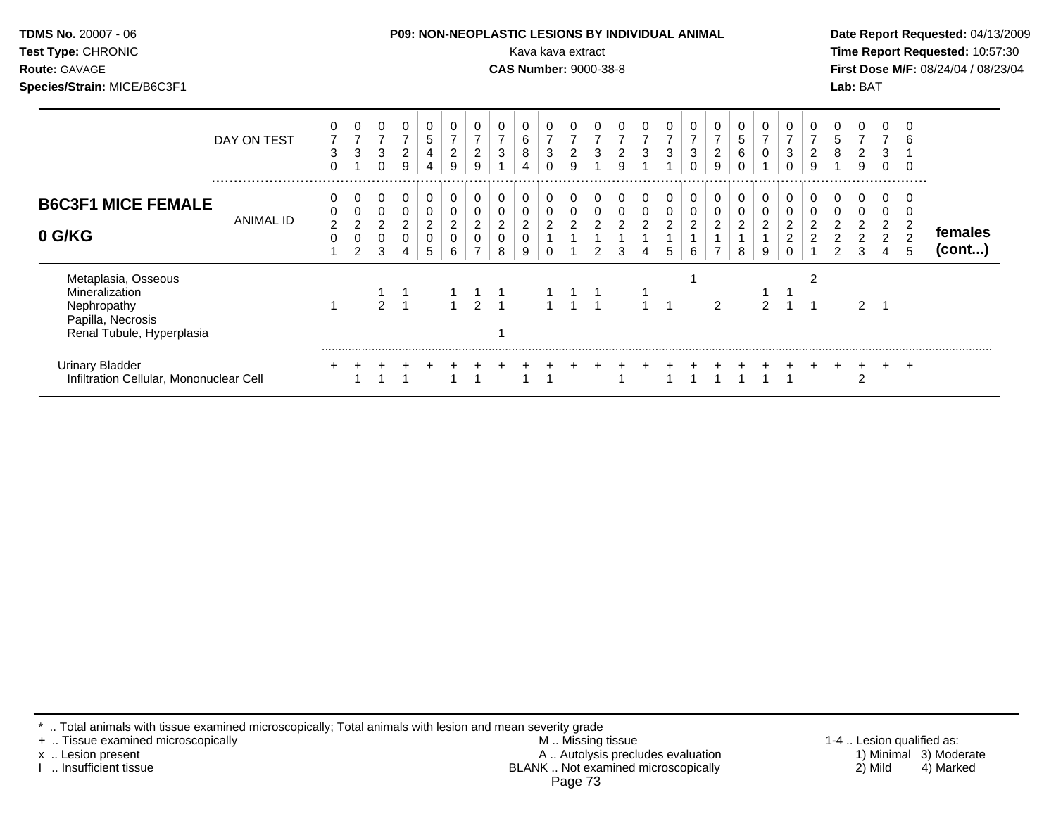| | 1 | 2 | 3 | 4 | 5 | 6 | 7 | 8 | 9 | 10 | 11 | 12 | 13 | 14 | 15 | 16 | 17 | 18 | 19 | 20 | 21 | 22 | 23 | 24 | 25 | |
|---|---|---|---|---|---|---|---|---|---|---|---|---|---|---|---|---|---|---|---|---|---|---|---|---|---|---|
| DAY ON TEST | 0730 | 0731 | 0730 | 0729 | 0544 | 0729 | 0729 | 0731 | 0684 | 0730 | 0729 | 0731 | 0729 | 0731 | 0731 | 0730 | 0729 | 0560 | 0701 | 0730 | 0729 | 0581 | 0729 | 0730 | 0610 | |
| **B6C3F1 MICE FEMALE 0 G/KG** — ANIMAL ID | 0020 1 | 0020 2 | 0020 3 | 0020 4 | 0020 5 | 0020 6 | 0020 7 | 0020 8 | 0020 9 | 0021 0 | 0021 1 | 0021 2 | 0021 3 | 0021 4 | 0021 5 | 0021 6 | 0021 7 | 0021 8 | 0021 9 | 0022 0 | 0022 1 | 0022 2 | 0022 3 | 0022 4 | 0022 5 | **females (cont...)** |
| Metaplasia, Osseous | | | | | | | | | | | | | | | | 1 | | | | | 2 | | | | | |
| Mineralization | | | 1 | 1 | | 1 | 1 | 1 | | 1 | 1 | 1 | | 1 | | | | | 1 | 1 | | | | | | |
| Nephropathy | 1 | | 2 | 1 | | 1 | 2 | 1 | | 1 | 1 | 1 | | 1 | 1 | | 2 | | 2 | 1 | 1 | | 2 | 1 | | |
| Papilla, Necrosis | | | | | | | | | | | | | | | | | | | | | | | | | | |
| Renal Tubule, Hyperplasia | | | | | | | | 1 | | | | | | | | | | | | | | | | | | |
| Urinary Bladder | + | + | + | + | + | + | + | + | + | + | + | + | + | + | + | + | + | + | + | + | + | + | + | + | + | |
| Infiltration Cellular, Mononuclear Cell | | 1 | 1 | 1 | | 1 | 1 | | 1 | 1 | | | 1 | | 1 | 1 | 1 | 1 | 1 | 1 | | | 2 | | | |

\* .. Total animals with tissue examined microscopically; Total animals with lesion and mean severity grade
+ .. Tissue examined microscopically
x .. Lesion present
I .. Insufficient tissue
M .. Missing tissue
A .. Autolysis precludes evaluation
BLANK .. Not examined microscopically

1-4 .. Lesion qualified as: 1) Minimal 2) Mild 3) Moderate 4) Marked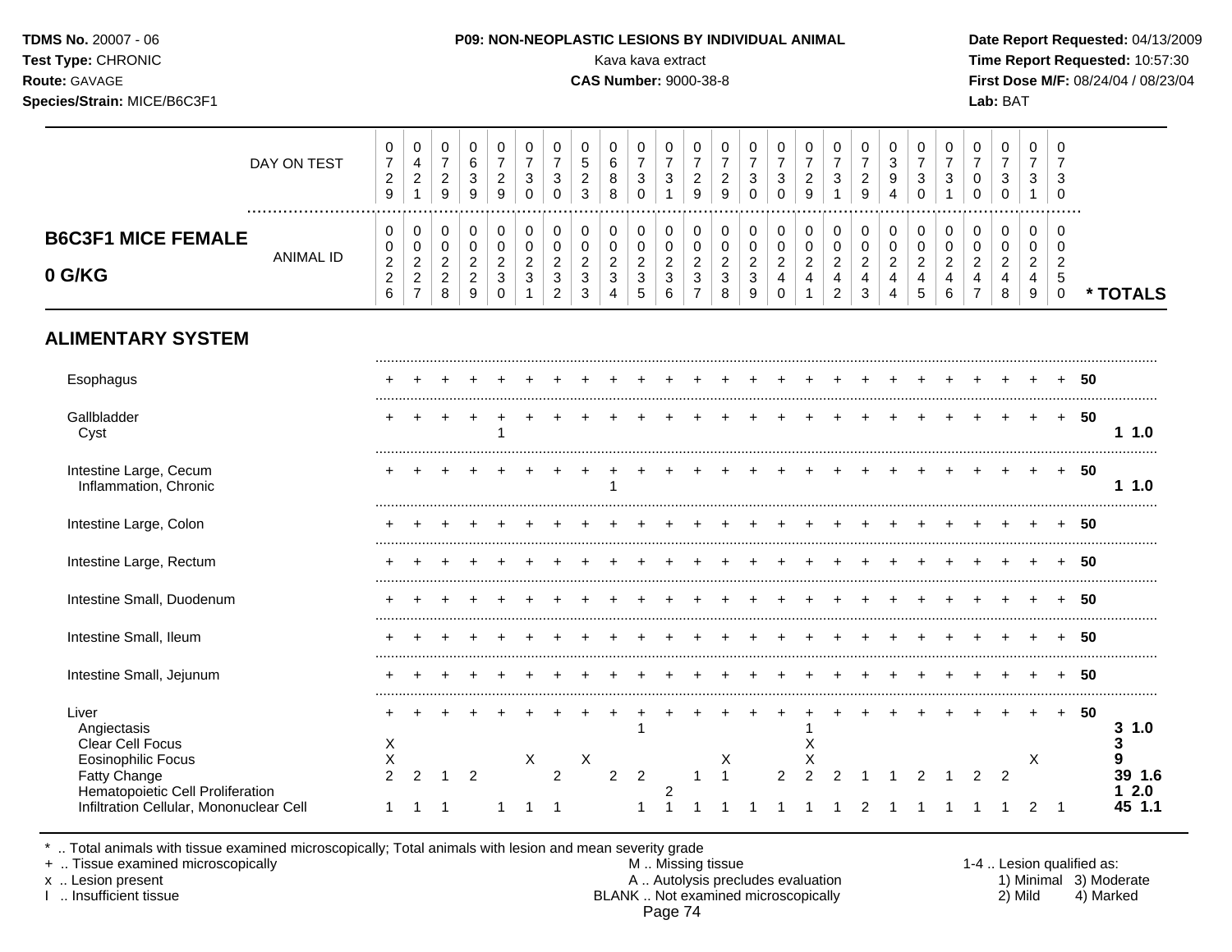**TDMS No.** 20007 - 06
**Test Type:** CHRONIC
**Route:** GAVAGE
**Species/Strain:** MICE/B6C3F1

**P09: NON-NEOPLASTIC LESIONS BY INDIVIDUAL ANIMAL**
Kava kava extract
**CAS Number:** 9000-38-8

**Date Report Requested:** 04/13/2009
**Time Report Requested:** 10:57:30
**First Dose M/F:** 08/24/04 / 08/23/04
**Lab:** BAT

## B6C3F1 MICE FEMALE 0 G/KG

| | | | | | | | | | | | | | | | | | | | | | | | | | | | |
|---|---|---|---|---|---|---|---|---|---|---|---|---|---|---|---|---|---|---|---|---|---|---|---|---|---|---|---|
| DAY ON TEST | 0729 | 0421 | 0729 | 0639 | 0729 | 0730 | 0730 | 0523 | 0688 | 0730 | 0731 | 0729 | 0729 | 0730 | 0730 | 0729 | 0731 | 0729 | 0394 | 0730 | 0731 | 0700 | 0730 | 0731 | 0730 | | |
| ANIMAL ID | 0226 | 0227 | 0228 | 0229 | 0230 | 0231 | 0232 | 0233 | 0234 | 0235 | 0236 | 0237 | 0238 | 0239 | 0240 | 0241 | 0242 | 0243 | 0244 | 0245 | 0246 | 0247 | 0248 | 0249 | 0250 | | * TOTALS |
| **ALIMENTARY SYSTEM** | | | | | | | | | | | | | | | | | | | | | | | | | | | |
| Esophagus | + | + | + | + | + | + | + | + | + | + | + | + | + | + | + | + | + | + | + | + | + | + | + | + | + | 50 | |
| Gallbladder | + | + | + | + | + | + | + | + | + | + | + | + | + | + | + | + | + | + | + | + | + | + | + | + | + | 50 | |
| Cyst | | | | | 1 | | | | | | | | | | | | | | | | | | | | | | 1 1.0 |
| Intestine Large, Cecum | + | + | + | + | + | + | + | + | + | + | + | + | + | + | + | + | + | + | + | + | + | + | + | + | + | 50 | |
| Inflammation, Chronic | | | | | | | | | 1 | | | | | | | | | | | | | | | | | | 1 1.0 |
| Intestine Large, Colon | + | + | + | + | + | + | + | + | + | + | + | + | + | + | + | + | + | + | + | + | + | + | + | + | + | 50 | |
| Intestine Large, Rectum | + | + | + | + | + | + | + | + | + | + | + | + | + | + | + | + | + | + | + | + | + | + | + | + | + | 50 | |
| Intestine Small, Duodenum | + | + | + | + | + | + | + | + | + | + | + | + | + | + | + | + | + | + | + | + | + | + | + | + | + | 50 | |
| Intestine Small, Ileum | + | + | + | + | + | + | + | + | + | + | + | + | + | + | + | + | + | + | + | + | + | + | + | + | + | 50 | |
| Intestine Small, Jejunum | + | + | + | + | + | + | + | + | + | + | + | + | + | + | + | + | + | + | + | + | + | + | + | + | + | 50 | |
| Liver | + | + | + | + | + | + | + | + | + | + | + | + | + | + | + | + | + | + | + | + | + | + | + | + | + | 50 | |
| Angiectasis | | | | | | | | | | 1 | | | | | | 1 | | | | | | | | | | | 3 1.0 |
| Clear Cell Focus | X | | | | | | | | | | | | | | | X | | | | | | | | | | | 3 |
| Eosinophilic Focus | X | | | | | X | | X | | | | | X | | | X | | | | | | | | X | | | 9 |
| Fatty Change | 2 | 2 | 1 | 2 | | | 2 | | 2 | 2 | | 1 | 1 | | 2 | 2 | 2 | 1 | 1 | 2 | 1 | 2 | 2 | | | | 39 1.6 |
| Hematopoietic Cell Proliferation | | | | | | | | | | | 2 | | | | | | | | | | | | | | | | 1 2.0 |
| Infiltration Cellular, Mononuclear Cell | 1 | 1 | 1 | | 1 | 1 | 1 | | | 1 | 1 | 1 | 1 | 1 | 1 | 1 | 1 | 2 | 1 | 1 | 1 | 1 | 1 | 2 | 1 | | 45 1.1 |

\* .. Total animals with tissue examined microscopically; Total animals with lesion and mean severity grade
+ .. Tissue examined microscopically
x .. Lesion present
I .. Insufficient tissue

M .. Missing tissue
A .. Autolysis precludes evaluation
BLANK .. Not examined microscopically

1-4 .. Lesion qualified as:
1) Minimal 3) Moderate
2) Mild 4) Marked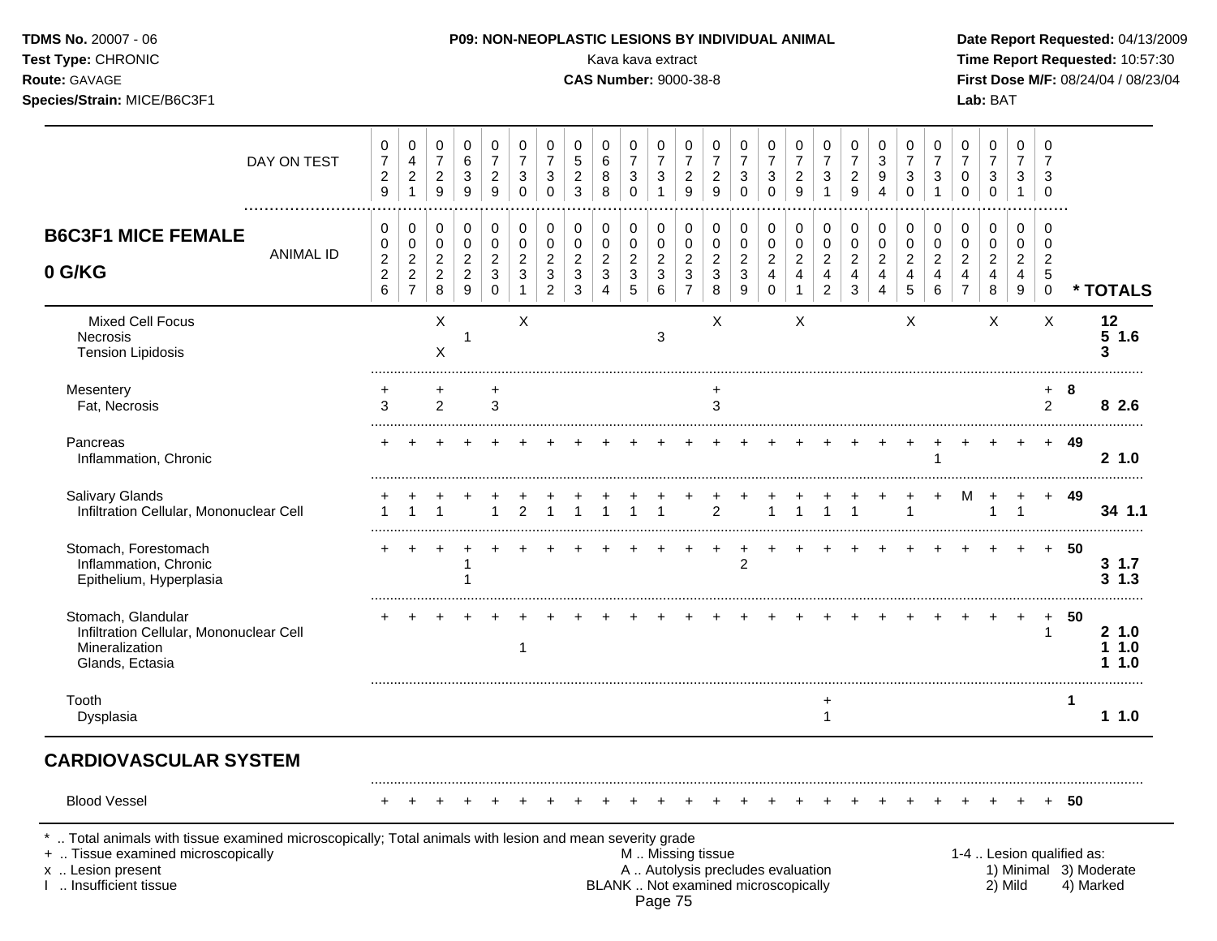**TDMS No.** 20007 - 06
**Test Type:** CHRONIC
**Route:** GAVAGE
**Species/Strain:** MICE/B6C3F1

**P09: NON-NEOPLASTIC LESIONS BY INDIVIDUAL ANIMAL**
Kava kava extract
**CAS Number:** 9000-38-8

**Date Report Requested:** 04/13/2009
**Time Report Requested:** 10:57:30
**First Dose M/F:** 08/24/04 / 08/23/04
**Lab:** BAT

## B6C3F1 MICE FEMALE 0 G/KG

| DAY ON TEST | 0729 | 0421 | 0729 | 0639 | 0729 | 0730 | 0730 | 0523 | 0688 | 0730 | 0731 | 0729 | 0729 | 0730 | 0730 | 0729 | 0731 | 0729 | 0394 | 0730 | 0731 | 0700 | 0730 | 0731 | 0730 | |
|---|---|---|---|---|---|---|---|---|---|---|---|---|---|---|---|---|---|---|---|---|---|---|---|---|---|---|
| ANIMAL ID | 00226 | 00227 | 00228 | 00229 | 00230 | 00231 | 00232 | 00233 | 00234 | 00235 | 00236 | 00237 | 00238 | 00239 | 00240 | 00241 | 00242 | 00243 | 00244 | 00245 | 00246 | 00247 | 00248 | 00249 | 00250 | * TOTALS |
| Mixed Cell Focus | | | X | | | X | | | | | | | X | | | X | | | | X | | | X | | X | 12 |
| Necrosis | | | | 1 | | | | | | | 3 | | | | | | | | | | | | | | | 5 1.6 |
| Tension Lipidosis | | | X | | | | | | | | | | | | | | | | | | | | | | | 3 |
| Mesentery | + | | + | | + | | | | | | | | + | | | | | | | | | | | | + | 8 |
| Fat, Necrosis | 3 | | 2 | | 3 | | | | | | | | 3 | | | | | | | | | | | | 2 | 8 2.6 |
| Pancreas | + | + | + | + | + | + | + | + | + | + | + | + | + | + | + | + | + | + | + | + | + | + | + | + | + | 49 |
| Inflammation, Chronic | | | | | | | | | | | | | | | | | | | | | 1 | | | | | 2 1.0 |
| Salivary Glands | + | + | + | + | + | + | + | + | + | + | + | + | + | + | + | + | + | + | + | + | + | M | + | + | + | 49 |
| Infiltration Cellular, Mononuclear Cell | 1 | 1 | 1 | | 1 | 2 | 1 | 1 | 1 | 1 | 1 | | 2 | | 1 | 1 | 1 | 1 | | 1 | | | 1 | 1 | | 34 1.1 |
| Stomach, Forestomach | + | + | + | + | + | + | + | + | + | + | + | + | + | + | + | + | + | + | + | + | + | + | + | + | + | 50 |
| Inflammation, Chronic | | | | 1 | | | | | | | | | | 2 | | | | | | | | | | | | 3 1.7 |
| Epithelium, Hyperplasia | | | | 1 | | | | | | | | | | | | | | | | | | | | | | 3 1.3 |
| Stomach, Glandular | + | + | + | + | + | + | + | + | + | + | + | + | + | + | + | + | + | + | + | + | + | + | + | + | + | 50 |
| Infiltration Cellular, Mononuclear Cell | | | | | | | | | | | | | | | | | | | | | | | | | 1 | 2 1.0 |
| Mineralization | | | | | | 1 | | | | | | | | | | | | | | | | | | | | 1 1.0 |
| Glands, Ectasia | | | | | | | | | | | | | | | | | | | | | | | | | | 1 1.0 |
| Tooth | | | | | | | | | | | | | | | | | + | | | | | | | | | 1 |
| Dysplasia | | | | | | | | | | | | | | | | | 1 | | | | | | | | | 1 1.0 |

## CARDIOVASCULAR SYSTEM

| | | | | | | | | | | | | | | | | | | | | | | | | | | |
|---|---|---|---|---|---|---|---|---|---|---|---|---|---|---|---|---|---|---|---|---|---|---|---|---|---|---|
| Blood Vessel | + | + | + | + | + | + | + | + | + | + | + | + | + | + | + | + | + | + | + | + | + | + | + | + | + | 50 |

\* .. Total animals with tissue examined microscopically; Total animals with lesion and mean severity grade
\+ .. Tissue examined microscopically
x .. Lesion present
I .. Insufficient tissue

M .. Missing tissue
A .. Autolysis precludes evaluation
BLANK .. Not examined microscopically

1-4 .. Lesion qualified as:
1) Minimal 2) Mild 3) Moderate 4) Marked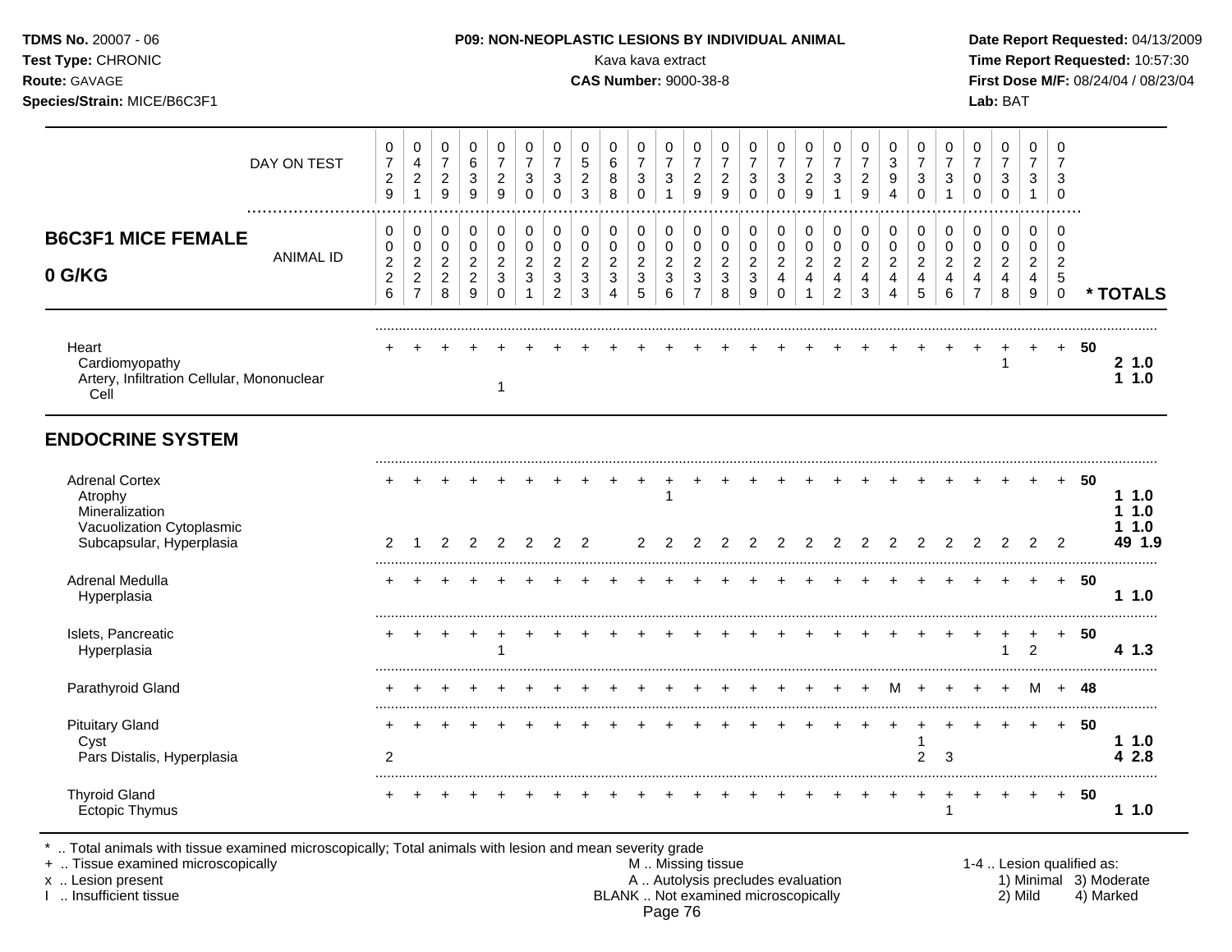**TDMS No.** 20007 - 06
**Test Type:** CHRONIC
**Route:** GAVAGE
**Species/Strain:** MICE/B6C3F1

**P09: NON-NEOPLASTIC LESIONS BY INDIVIDUAL ANIMAL**
Kava kava extract
**CAS Number:** 9000-38-8

**Date Report Requested:** 04/13/2009
**Time Report Requested:** 10:57:30
**First Dose M/F:** 08/24/04 / 08/23/04
**Lab:** BAT

## B6C3F1 MICE FEMALE 0 G/KG

| DAY ON TEST | 0729 | 0421 | 0729 | 0639 | 0729 | 0730 | 0730 | 0523 | 0688 | 0730 | 0731 | 0729 | 0729 | 0730 | 0730 | 0729 | 0731 | 0729 | 0394 | 0730 | 0731 | 0700 | 0730 | 0731 | 0730 | |
|---|---|---|---|---|---|---|---|---|---|---|---|---|---|---|---|---|---|---|---|---|---|---|---|---|---|---|
| **ANIMAL ID** | 0226 | 0227 | 0228 | 0229 | 0230 | 0231 | 0232 | 0233 | 0234 | 0235 | 0236 | 0237 | 0238 | 0239 | 0240 | 0241 | 0242 | 0243 | 0244 | 0245 | 0246 | 0247 | 0248 | 0249 | 0250 | *** TOTALS** |
| Heart | + | + | + | + | + | + | + | + | + | + | + | + | + | + | + | + | + | + | + | + | + | + | + | + | + | 50 |
| Cardiomyopathy | | | | | | | | | | | | | | | | | | | | | | | 1 | | | **2 1.0** |
| Artery, Infiltration Cellular, Mononuclear Cell | | | | | 1 | | | | | | | | | | | | | | | | | | | | | **1 1.0** |
| **ENDOCRINE SYSTEM** | | | | | | | | | | | | | | | | | | | | | | | | | | |
| Adrenal Cortex | + | + | + | + | + | + | + | + | + | + | + | + | + | + | + | + | + | + | + | + | + | + | + | + | + | 50 |
| Atrophy | | | | | | | | | | | 1 | | | | | | | | | | | | | | | **1 1.0** |
| Mineralization | | | | | | | | | | | | | | | | | | | | | | | | | | **1 1.0** |
| Vacuolization Cytoplasmic | | | | | | | | | | | | | | | | | | | | | | | | | | **1 1.0** |
| Subcapsular, Hyperplasia | 2 | 1 | 2 | 2 | 2 | 2 | 2 | 2 | | 2 | 2 | 2 | 2 | 2 | 2 | 2 | 2 | 2 | 2 | 2 | 2 | 2 | 2 | 2 | 2 | **49 1.9** |
| Adrenal Medulla | + | + | + | + | + | + | + | + | + | + | + | + | + | + | + | + | + | + | + | + | + | + | + | + | + | 50 |
| Hyperplasia | | | | | | | | | | | | | | | | | | | | | | | | | | **1 1.0** |
| Islets, Pancreatic | + | + | + | + | + | + | + | + | + | + | + | + | + | + | + | + | + | + | + | + | + | + | + | + | + | 50 |
| Hyperplasia | | | | | 1 | | | | | | | | | | | | | | | | | | 1 | 2 | | **4 1.3** |
| Parathyroid Gland | + | + | + | + | + | + | + | + | + | + | + | + | + | + | + | + | + | + | M | + | + | + | + | M | + | 48 |
| Pituitary Gland | + | + | + | + | + | + | + | + | + | + | + | + | + | + | + | + | + | + | + | + | + | + | + | + | + | 50 |
| Cyst | | | | | | | | | | | | | | | | | | | | 1 | | | | | | **1 1.0** |
| Pars Distalis, Hyperplasia | 2 | | | | | | | | | | | | | | | | | | | 2 | 3 | | | | | **4 2.8** |
| Thyroid Gland | + | + | + | + | + | + | + | + | + | + | + | + | + | + | + | + | + | + | + | + | + | + | + | + | + | 50 |
| Ectopic Thymus | | | | | | | | | | | | | | | | | | | | | 1 | | | | | **1 1.0** |

\* .. Total animals with tissue examined microscopically; Total animals with lesion and mean severity grade
\+ .. Tissue examined microscopically
x .. Lesion present
I .. Insufficient tissue

M .. Missing tissue
A .. Autolysis precludes evaluation
BLANK .. Not examined microscopically

1-4 .. Lesion qualified as:
1) Minimal 2) Mild 3) Moderate 4) Marked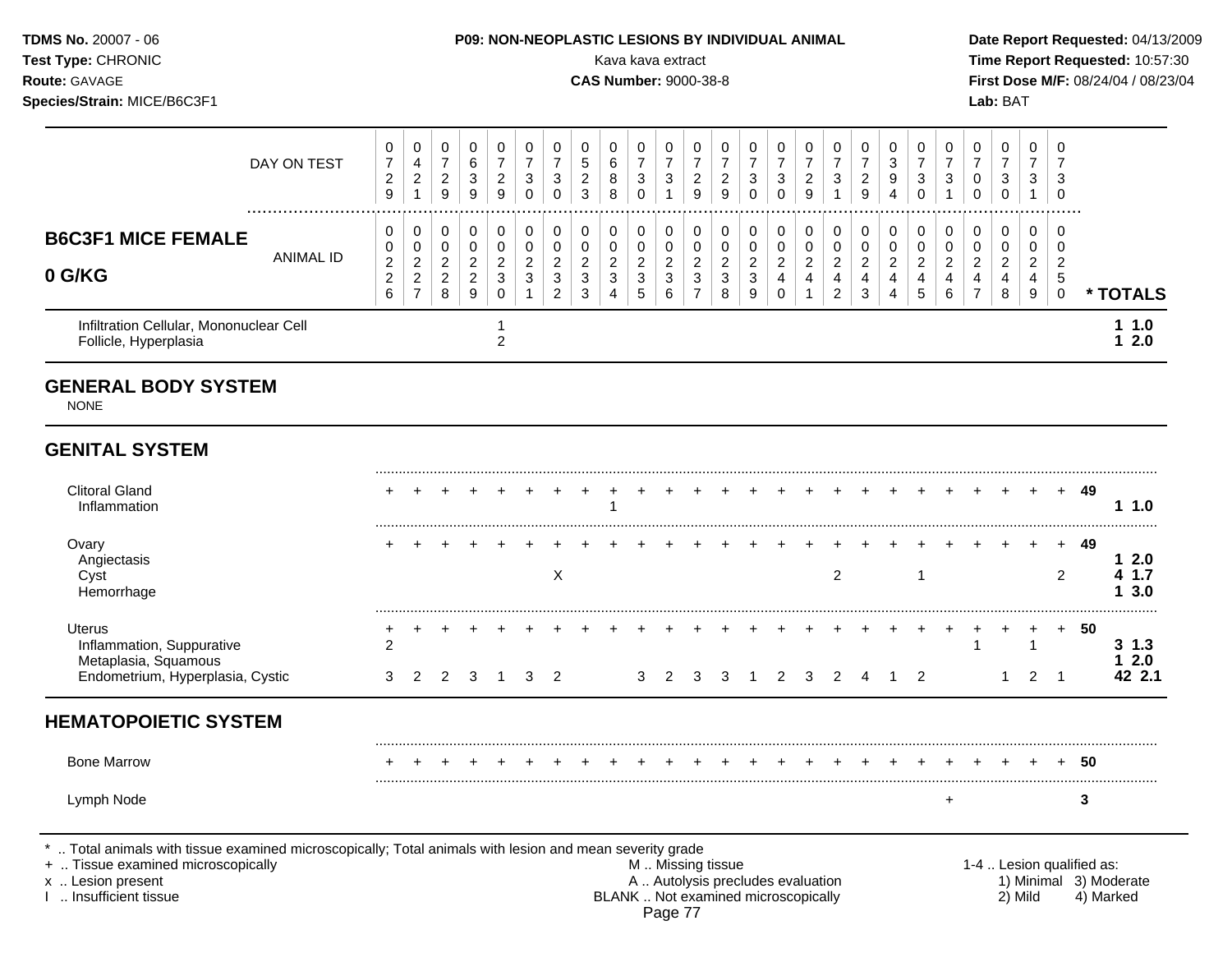**TDMS No.** 20007 - 06
**Test Type:** CHRONIC
**Route:** GAVAGE
**Species/Strain:** MICE/B6C3F1

**P09: NON-NEOPLASTIC LESIONS BY INDIVIDUAL ANIMAL**
Kava kava extract
**CAS Number:** 9000-38-8

**Date Report Requested:** 04/13/2009
**Time Report Requested:** 10:57:30
**First Dose M/F:** 08/24/04 / 08/23/04
**Lab:** BAT

## B6C3F1 MICE FEMALE 0 G/KG

| DAY ON TEST | 0729 | 0421 | 0729 | 0639 | 0729 | 0730 | 0730 | 0523 | 0688 | 0730 | 0731 | 0729 | 0729 | 0730 | 0730 | 0729 | 0731 | 0729 | 0394 | 0730 | 0731 | 0700 | 0730 | 0731 | 0730 | | |
|---|---|---|---|---|---|---|---|---|---|---|---|---|---|---|---|---|---|---|---|---|---|---|---|---|---|---|---|
| **ANIMAL ID** | 0226 | 0227 | 0228 | 0229 | 0230 | 0231 | 0232 | 0233 | 0234 | 0235 | 0236 | 0237 | 0238 | 0239 | 0240 | 0241 | 0242 | 0243 | 0244 | 0245 | 0246 | 0247 | 0248 | 0249 | 0250 | | *** TOTALS** |
| Infiltration Cellular, Mononuclear Cell | | | | | 1 | | | | | | | | | | | | | | | | | | | | | | **1 1.0** |
| Follicle, Hyperplasia | | | | | 2 | | | | | | | | | | | | | | | | | | | | | | **1 2.0** |
| **GENERAL BODY SYSTEM** | | | | | | | | | | | | | | | | | | | | | | | | | | | |
| NONE | | | | | | | | | | | | | | | | | | | | | | | | | | | |
| **GENITAL SYSTEM** | | | | | | | | | | | | | | | | | | | | | | | | | | | |
| Clitoral Gland | + | + | + | + | + | + | + | + | + | + | + | + | + | + | + | + | + | + | + | + | + | + | + | + | + | **49** | |
| Inflammation | | | | | | | | | 1 | | | | | | | | | | | | | | | | | | **1 1.0** |
| Ovary | + | + | + | + | + | + | + | + | + | + | + | + | + | + | + | + | + | + | + | + | + | + | + | + | + | **49** | |
| Angiectasis | | | | | | | | | | | | | | | | | | | | | | | | | | | **1 2.0** |
| Cyst | | | | | | | X | | | | | | | | | | 2 | | | 1 | | | | | 2 | | **4 1.7** |
| Hemorrhage | | | | | | | | | | | | | | | | | | | | | | | | | | | **1 3.0** |
| Uterus | + | + | + | + | + | + | + | + | + | + | + | + | + | + | + | + | + | + | + | + | + | + | + | + | + | **50** | |
| Inflammation, Suppurative | 2 | | | | | | | | | | | | | | | | | | | | | 1 | | 1 | | | **3 1.3** |
| Metaplasia, Squamous | | | | | | | | | | | | | | | | | | | | | | | | | | | **1 2.0** |
| Endometrium, Hyperplasia, Cystic | 3 | 2 | 2 | 3 | 1 | 3 | 2 | | | 3 | 2 | 3 | 3 | 1 | 2 | 3 | 2 | 4 | 1 | 2 | | | 1 | 2 | 1 | | **42 2.1** |
| **HEMATOPOIETIC SYSTEM** | | | | | | | | | | | | | | | | | | | | | | | | | | | |
| Bone Marrow | + | + | + | + | + | + | + | + | + | + | + | + | + | + | + | + | + | + | + | + | + | + | + | + | + | **50** | |
| Lymph Node | | | | | | | | | | | | | | | | | | | | | + | | | | | **3** | |

\* .. Total animals with tissue examined microscopically; Total animals with lesion and mean severity grade
\+ .. Tissue examined microscopically
x .. Lesion present
I .. Insufficient tissue

M .. Missing tissue
A .. Autolysis precludes evaluation
BLANK .. Not examined microscopically

1-4 .. Lesion qualified as:
1) Minimal 2) Mild 3) Moderate 4) Marked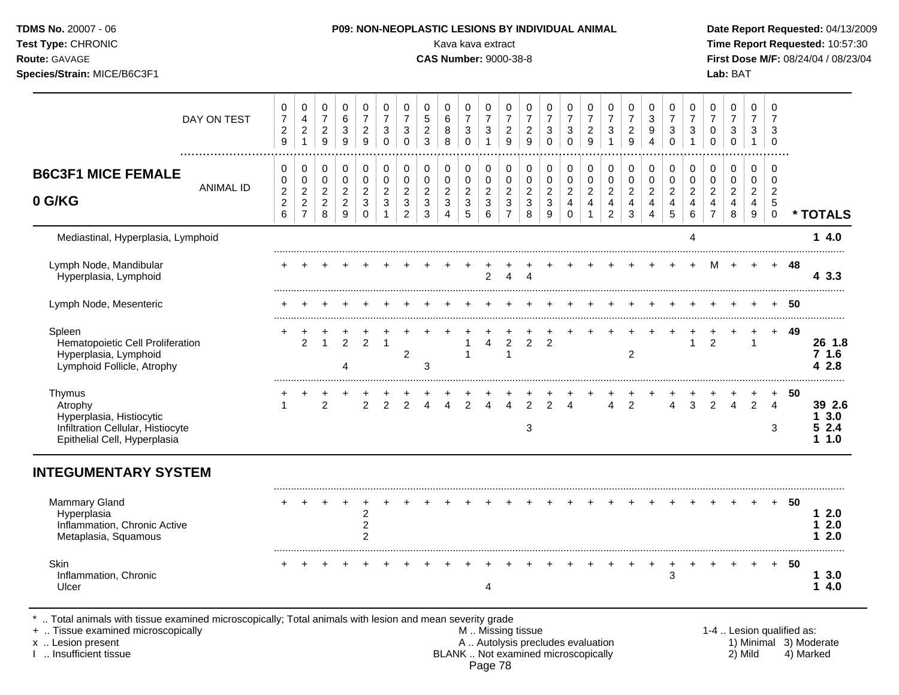**TDMS No.** 20007 - 06
**Test Type:** CHRONIC
**Route:** GAVAGE
**Species/Strain:** MICE/B6C3F1

**P09: NON-NEOPLASTIC LESIONS BY INDIVIDUAL ANIMAL**
Kava kava extract
**CAS Number:** 9000-38-8

**Date Report Requested:** 04/13/2009
**Time Report Requested:** 10:57:30
**First Dose M/F:** 08/24/04 / 08/23/04
**Lab:** BAT

## B6C3F1 MICE FEMALE 0 G/KG

| DAY ON TEST | 0729 | 0421 | 0729 | 0639 | 0729 | 0730 | 0730 | 0523 | 0688 | 0730 | 0731 | 0729 | 0729 | 0730 | 0730 | 0729 | 0731 | 0729 | 0394 | 0730 | 0731 | 0700 | 0730 | 0731 | 0730 | |
|---|---|---|---|---|---|---|---|---|---|---|---|---|---|---|---|---|---|---|---|---|---|---|---|---|---|---|
| **ANIMAL ID** | 0226 | 0227 | 0228 | 0229 | 0230 | 0231 | 0232 | 0233 | 0234 | 0235 | 0236 | 0237 | 0238 | 0239 | 0240 | 0241 | 0242 | 0243 | 0244 | 0245 | 0246 | 0247 | 0248 | 0249 | 0250 | *** TOTALS** |
| Mediastinal, Hyperplasia, Lymphoid | | | | | | | | | | | | | | | | | | | | | 4 | | | | | **1 4.0** |
| Lymph Node, Mandibular | + | + | + | + | + | + | + | + | + | + | + | + | + | + | + | + | + | + | + | + | + | M | + | + | + | **48** |
| Hyperplasia, Lymphoid | | | | | | | | | | | 2 | 4 | 4 | | | | | | | | | | | | | **4 3.3** |
| Lymph Node, Mesenteric | + | + | + | + | + | + | + | + | + | + | + | + | + | + | + | + | + | + | + | + | + | + | + | + | + | **50** |
| Spleen | + | + | + | + | + | + | + | + | + | + | + | + | + | + | + | + | + | + | + | + | + | + | + | + | + | **49** |
| Hematopoietic Cell Proliferation | | 2 | 1 | 2 | 2 | 1 | | | | 1 | 4 | 2 | 2 | 2 | | | | | | | 1 | 2 | | 1 | | **26 1.8** |
| Hyperplasia, Lymphoid | | | | | | | 2 | | | 1 | | 1 | | | | | | 2 | | | | | | | | **7 1.6** |
| Lymphoid Follicle, Atrophy | | | | 4 | | | | 3 | | | | | | | | | | | | | | | | | | **4 2.8** |
| Thymus | + | + | + | + | + | + | + | + | + | + | + | + | + | + | + | + | + | + | + | + | + | + | + | + | + | **50** |
| Atrophy | 1 | | 2 | | 2 | 2 | 2 | 4 | 4 | 2 | 4 | 4 | 2 | 2 | 4 | | 4 | 2 | | 4 | 3 | 2 | 4 | 2 | 4 | **39 2.6** |
| Hyperplasia, Histiocytic | | | | | | | | | | | | | | | | | | | | | | | | | | **1 3.0** |
| Infiltration Cellular, Histiocyte | | | | | | | | | | | | | 3 | | | | | | | | | | | | 3 | **5 2.4** |
| Epithelial Cell, Hyperplasia | | | | | | | | | | | | | | | | | | | | | | | | | | **1 1.0** |

## INTEGUMENTARY SYSTEM

| | 0226 | 0227 | 0228 | 0229 | 0230 | 0231 | 0232 | 0233 | 0234 | 0235 | 0236 | 0237 | 0238 | 0239 | 0240 | 0241 | 0242 | 0243 | 0244 | 0245 | 0246 | 0247 | 0248 | 0249 | 0250 | *** TOTALS** |
|---|---|---|---|---|---|---|---|---|---|---|---|---|---|---|---|---|---|---|---|---|---|---|---|---|---|---|
| Mammary Gland | + | + | + | + | + | + | + | + | + | + | + | + | + | + | + | + | + | + | + | + | + | + | + | + | + | **50** |
| Hyperplasia | | | | | 2 | | | | | | | | | | | | | | | | | | | | | **1 2.0** |
| Inflammation, Chronic Active | | | | | 2 | | | | | | | | | | | | | | | | | | | | | **1 2.0** |
| Metaplasia, Squamous | | | | | 2 | | | | | | | | | | | | | | | | | | | | | **1 2.0** |
| Skin | + | + | + | + | + | + | + | + | + | + | + | + | + | + | + | + | + | + | + | + | + | + | + | + | + | **50** |
| Inflammation, Chronic | | | | | | | | | | | | | | | | | | | | 3 | | | | | | **1 3.0** |
| Ulcer | | | | | | | | | | | 4 | | | | | | | | | | | | | | | **1 4.0** |

\* .. Total animals with tissue examined microscopically; Total animals with lesion and mean severity grade
\+ .. Tissue examined microscopically
x .. Lesion present
I .. Insufficient tissue

M .. Missing tissue
A .. Autolysis precludes evaluation
BLANK .. Not examined microscopically

1-4 .. Lesion qualified as:
1) Minimal 3) Moderate
2) Mild 4) Marked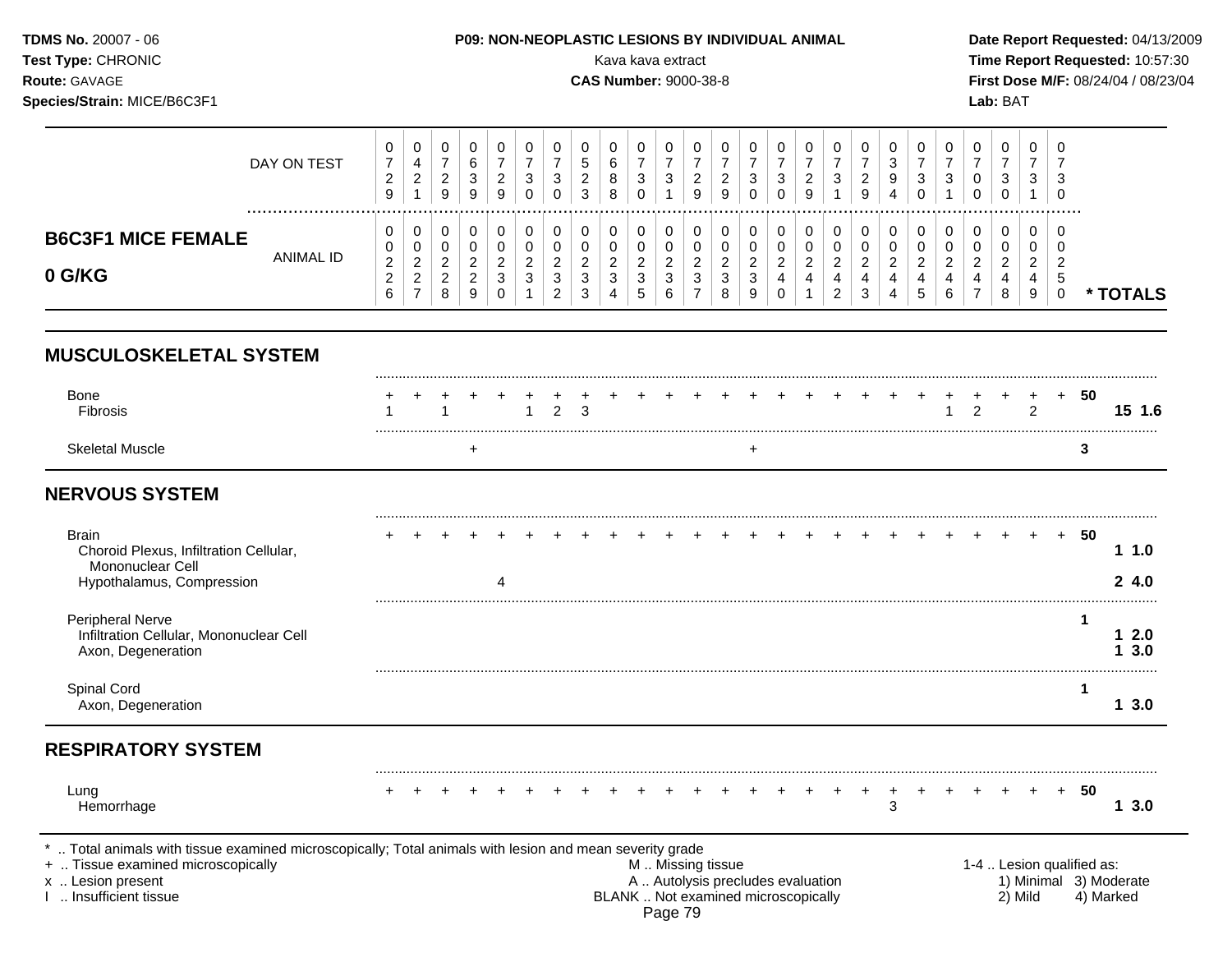**TDMS No.** 20007 - 06
**Test Type:** CHRONIC
**Route:** GAVAGE
**Species/Strain:** MICE/B6C3F1

**P09: NON-NEOPLASTIC LESIONS BY INDIVIDUAL ANIMAL**
Kava kava extract
**CAS Number:** 9000-38-8

**Date Report Requested:** 04/13/2009
**Time Report Requested:** 10:57:30
**First Dose M/F:** 08/24/04 / 08/23/04
**Lab:** BAT

**B6C3F1 MICE FEMALE**
**0 G/KG**

| DAY ON TEST | 0729 | 0421 | 0729 | 0639 | 0729 | 0730 | 0730 | 0523 | 0688 | 0730 | 0731 | 0729 | 0729 | 0730 | 0730 | 0729 | 0731 | 0729 | 0394 | 0730 | 0731 | 0700 | 0730 | 0731 | 0730 | |
|---|---|---|---|---|---|---|---|---|---|---|---|---|---|---|---|---|---|---|---|---|---|---|---|---|---|---|
| **ANIMAL ID** | 0226 | 0227 | 0228 | 0229 | 0230 | 0231 | 0232 | 0233 | 0234 | 0235 | 0236 | 0237 | 0238 | 0239 | 0240 | 0241 | 0242 | 0243 | 0244 | 0245 | 0246 | 0247 | 0248 | 0249 | 0250 | *** TOTALS** |
| **MUSCULOSKELETAL SYSTEM** | | | | | | | | | | | | | | | | | | | | | | | | | | |
| Bone | + | + | + | + | + | + | + | + | + | + | + | + | + | + | + | + | + | + | + | + | + | + | + | + | + | 50 |
| Fibrosis | 1 | | 1 | | | 1 | 2 | 3 | | | | | | | | | | | | | 1 | 2 | | 2 | | 15 1.6 |
| Skeletal Muscle | | | | + | | | | | | | | | | + | | | | | | | | | | | | 3 |
| **NERVOUS SYSTEM** | | | | | | | | | | | | | | | | | | | | | | | | | | |
| Brain | + | + | + | + | + | + | + | + | + | + | + | + | + | + | + | + | + | + | + | + | + | + | + | + | + | 50 |
| Choroid Plexus, Infiltration Cellular, Mononuclear Cell | | | | | | | | | | | | | | | | | | | | | | | | | | 1 1.0 |
| Hypothalamus, Compression | | | | | 4 | | | | | | | | | | | | | | | | | | | | | 2 4.0 |
| Peripheral Nerve | | | | | | | | | | | | | | | | | | | | | | | | | | 1 |
| Infiltration Cellular, Mononuclear Cell | | | | | | | | | | | | | | | | | | | | | | | | | | 1 2.0 |
| Axon, Degeneration | | | | | | | | | | | | | | | | | | | | | | | | | | 1 3.0 |
| Spinal Cord | | | | | | | | | | | | | | | | | | | | | | | | | | 1 |
| Axon, Degeneration | | | | | | | | | | | | | | | | | | | | | | | | | | 1 3.0 |
| **RESPIRATORY SYSTEM** | | | | | | | | | | | | | | | | | | | | | | | | | | |
| Lung | + | + | + | + | + | + | + | + | + | + | + | + | + | + | + | + | + | + | + | + | + | + | + | + | + | 50 |
| Hemorrhage | | | | | | | | | | | | | | | | | | | 3 | | | | | | | 1 3.0 |

\* .. Total animals with tissue examined microscopically; Total animals with lesion and mean severity grade
+ .. Tissue examined microscopically
x .. Lesion present
I .. Insufficient tissue

M .. Missing tissue
A .. Autolysis precludes evaluation
BLANK .. Not examined microscopically

1-4 .. Lesion qualified as:
1) Minimal 2) Mild 3) Moderate 4) Marked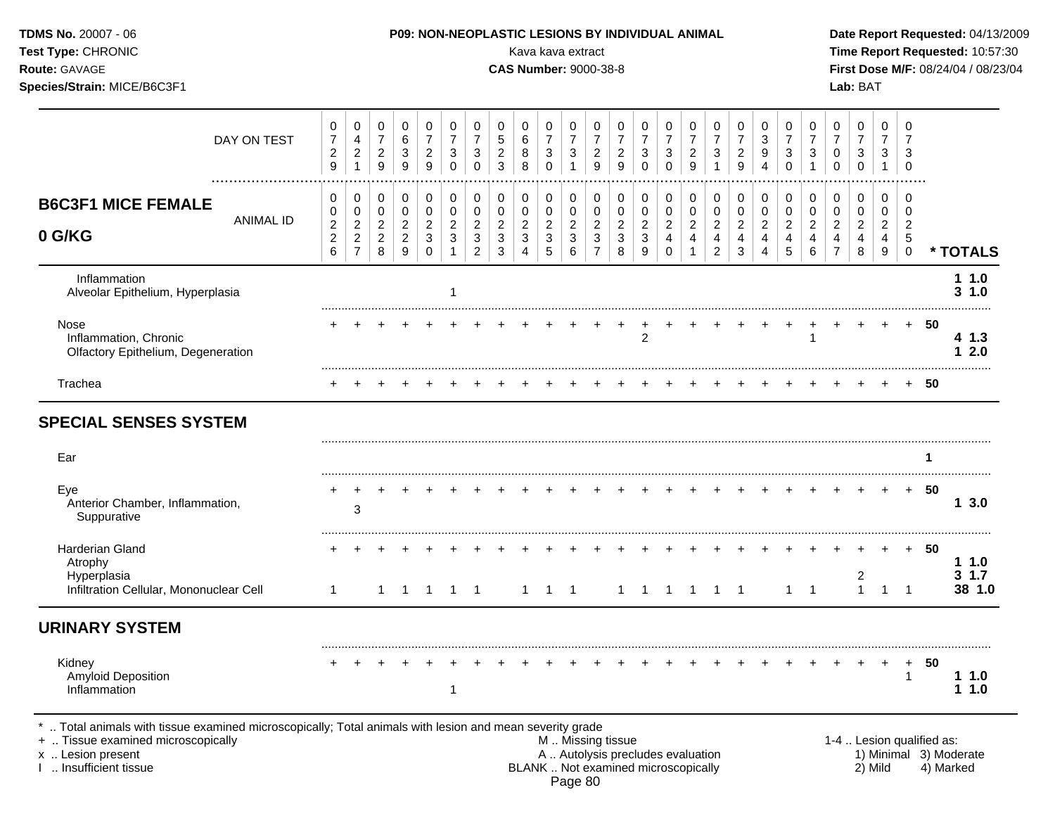**TDMS No.** 20007 - 06
**Test Type:** CHRONIC
**Route:** GAVAGE
**Species/Strain:** MICE/B6C3F1

**P09: NON-NEOPLASTIC LESIONS BY INDIVIDUAL ANIMAL**
Kava kava extract
**CAS Number:** 9000-38-8

**Date Report Requested:** 04/13/2009
**Time Report Requested:** 10:57:30
**First Dose M/F:** 08/24/04 / 08/23/04
**Lab:** BAT

## B6C3F1 MICE FEMALE 0 G/KG

| ANIMAL ID | 0226 | 0227 | 0228 | 0229 | 0230 | 0231 | 0232 | 0233 | 0234 | 0235 | 0236 | 0237 | 0238 | 0239 | 0240 | 0241 | 0242 | 0243 | 0244 | 0245 | 0246 | 0247 | 0248 | 0249 | 0250 | * TOTALS |
|---|---|---|---|---|---|---|---|---|---|---|---|---|---|---|---|---|---|---|---|---|---|---|---|---|---|---|
| DAY ON TEST | 0729 | 0421 | 0729 | 0639 | 0729 | 0730 | 0730 | 0523 | 0688 | 0730 | 0731 | 0729 | 0729 | 0730 | 0730 | 0729 | 0731 | 0729 | 0394 | 0730 | 0731 | 0700 | 0730 | 0731 | 0730 | |
| Inflammation | | | | | | | | | | | | | | | | | | | | | | | | | | 1 1.0 |
| Alveolar Epithelium, Hyperplasia | | | | | | 1 | | | | | | | | | | | | | | | | | | | | 3 1.0 |
| Nose | + | + | + | + | + | + | + | + | + | + | + | + | + | + | + | + | + | + | + | + | + | + | + | + | + | 50 |
| Inflammation, Chronic | | | | | | | | | | | | | | 2 | | | | | | | 1 | | | | | 4 1.3 |
| Olfactory Epithelium, Degeneration | | | | | | | | | | | | | | | | | | | | | | | | | | 1 2.0 |
| Trachea | + | + | + | + | + | + | + | + | + | + | + | + | + | + | + | + | + | + | + | + | + | + | + | + | + | 50 |
| **SPECIAL SENSES SYSTEM** | | | | | | | | | | | | | | | | | | | | | | | | | | |
| Ear | | | | | | | | | | | | | | | | | | | | | | | | | | 1 |
| Eye | + | + | + | + | + | + | + | + | + | + | + | + | + | + | + | + | + | + | + | + | + | + | + | + | + | 50 |
| Anterior Chamber, Inflammation, Suppurative | | 3 | | | | | | | | | | | | | | | | | | | | | | | | 1 3.0 |
| Harderian Gland | + | + | + | + | + | + | + | + | + | + | + | + | + | + | + | + | + | + | + | + | + | + | + | + | + | 50 |
| Atrophy | | | | | | | | | | | | | | | | | | | | | | | | | | 1 1.0 |
| Hyperplasia | | | | | | | | | | | | | | | | | | | | | | | 2 | | | 3 1.7 |
| Infiltration Cellular, Mononuclear Cell | 1 | | 1 | 1 | 1 | 1 | 1 | | 1 | 1 | 1 | | 1 | 1 | 1 | 1 | 1 | 1 | | 1 | 1 | | 1 | 1 | 1 | 38 1.0 |
| **URINARY SYSTEM** | | | | | | | | | | | | | | | | | | | | | | | | | | |
| Kidney | + | + | + | + | + | + | + | + | + | + | + | + | + | + | + | + | + | + | + | + | + | + | + | + | + | 50 |
| Amyloid Deposition | | | | | | | | | | | | | | | | | | | | | | | | | 1 | 1 1.0 |
| Inflammation | | | | | | 1 | | | | | | | | | | | | | | | | | | | | 1 1.0 |

* .. Total animals with tissue examined microscopically; Total animals with lesion and mean severity grade
+ .. Tissue examined microscopically
x .. Lesion present
I .. Insufficient tissue

M .. Missing tissue
A .. Autolysis precludes evaluation
BLANK .. Not examined microscopically

1-4 .. Lesion qualified as:
1) Minimal 2) Mild 3) Moderate 4) Marked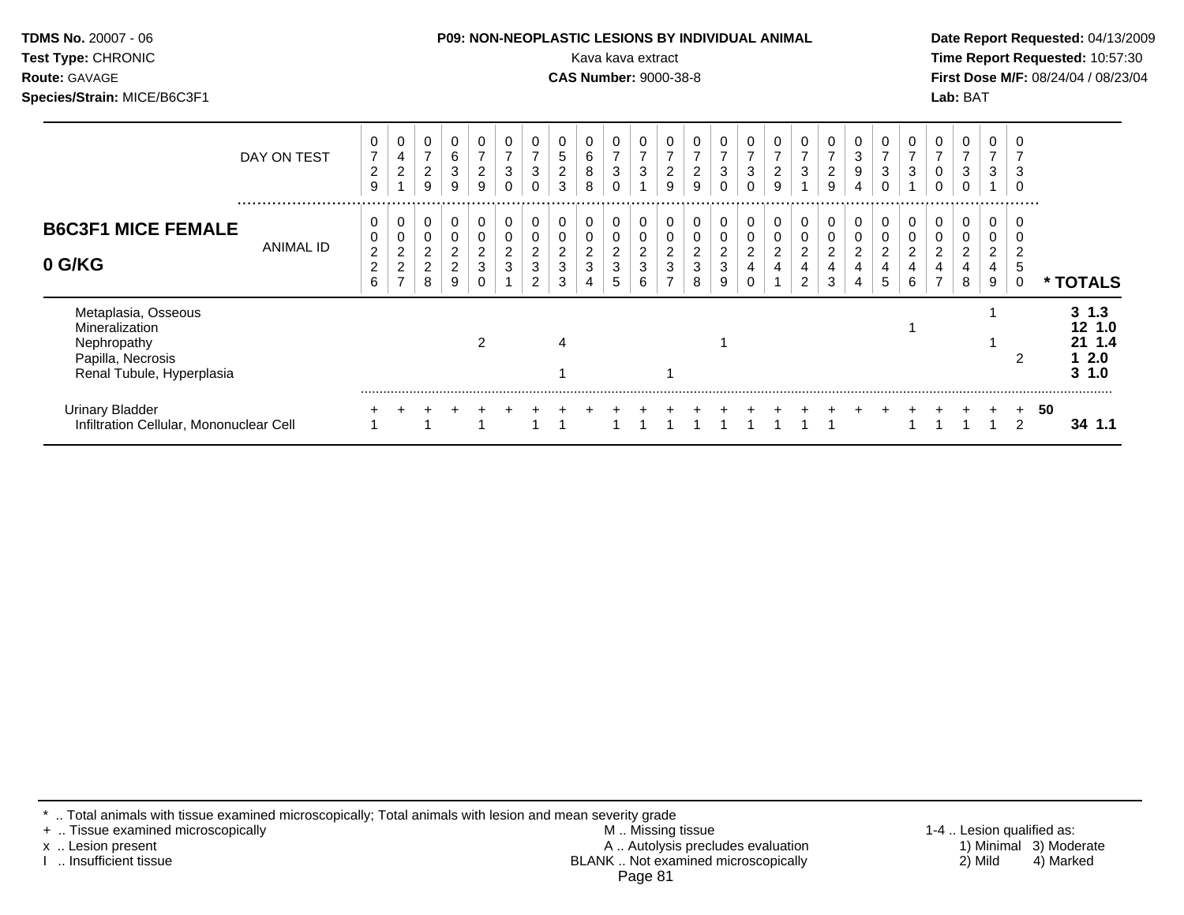**TDMS No.** 20007 - 06
**Test Type:** CHRONIC
**Route:** GAVAGE
**Species/Strain:** MICE/B6C3F1

**P09: NON-NEOPLASTIC LESIONS BY INDIVIDUAL ANIMAL**
Kava kava extract
**CAS Number:** 9000-38-8

**Date Report Requested:** 04/13/2009
**Time Report Requested:** 10:57:30
**First Dose M/F:** 08/24/04 / 08/23/04
**Lab:** BAT

## B6C3F1 MICE FEMALE 0 G/KG

| DAY ON TEST | 0729 | 0421 | 0729 | 0639 | 0729 | 0730 | 0730 | 0523 | 0688 | 0730 | 0731 | 0729 | 0729 | 0730 | 0730 | 0729 | 0731 | 0729 | 0394 | 0730 | 0731 | 0700 | 0730 | 0731 | 0730 | |
|---|---|---|---|---|---|---|---|---|---|---|---|---|---|---|---|---|---|---|---|---|---|---|---|---|---|---|
| **ANIMAL ID** | 0226 | 0227 | 0228 | 0229 | 0230 | 0231 | 0232 | 0233 | 0234 | 0235 | 0236 | 0237 | 0238 | 0239 | 0240 | 0241 | 0242 | 0243 | 0244 | 0245 | 0246 | 0247 | 0248 | 0249 | 0250 | *** TOTALS** |
| Metaplasia, Osseous | | | | | | | | | | | | | | | | | | | | | | | | 1 | | 3 1.3 |
| Mineralization | | | | | | | | | | | | | | | | | | | | | 1 | | | | | 12 1.0 |
| Nephropathy | | | | | 2 | | | 4 | | | | | | 1 | | | | | | | | | | 1 | | 21 1.4 |
| Papilla, Necrosis | | | | | | | | | | | | | | | | | | | | | | | | | 2 | 1 2.0 |
| Renal Tubule, Hyperplasia | | | | | | | | 1 | | | | 1 | | | | | | | | | | | | | | 3 1.0 |
| Urinary Bladder | + | + | + | + | + | + | + | + | + | + | + | + | + | + | + | + | + | + | + | + | + | + | + | + | + | 50 |
| Infiltration Cellular, Mononuclear Cell | 1 | | 1 | | 1 | | 1 | 1 | | 1 | 1 | 1 | 1 | 1 | 1 | 1 | 1 | 1 | | | 1 | 1 | 1 | 1 | 2 | 34 1.1 |

\* .. Total animals with tissue examined microscopically; Total animals with lesion and mean severity grade
\+ .. Tissue examined microscopically
x .. Lesion present
I .. Insufficient tissue

M .. Missing tissue
A .. Autolysis precludes evaluation
BLANK .. Not examined microscopically

1-4 .. Lesion qualified as:
1) Minimal 2) Mild 3) Moderate 4) Marked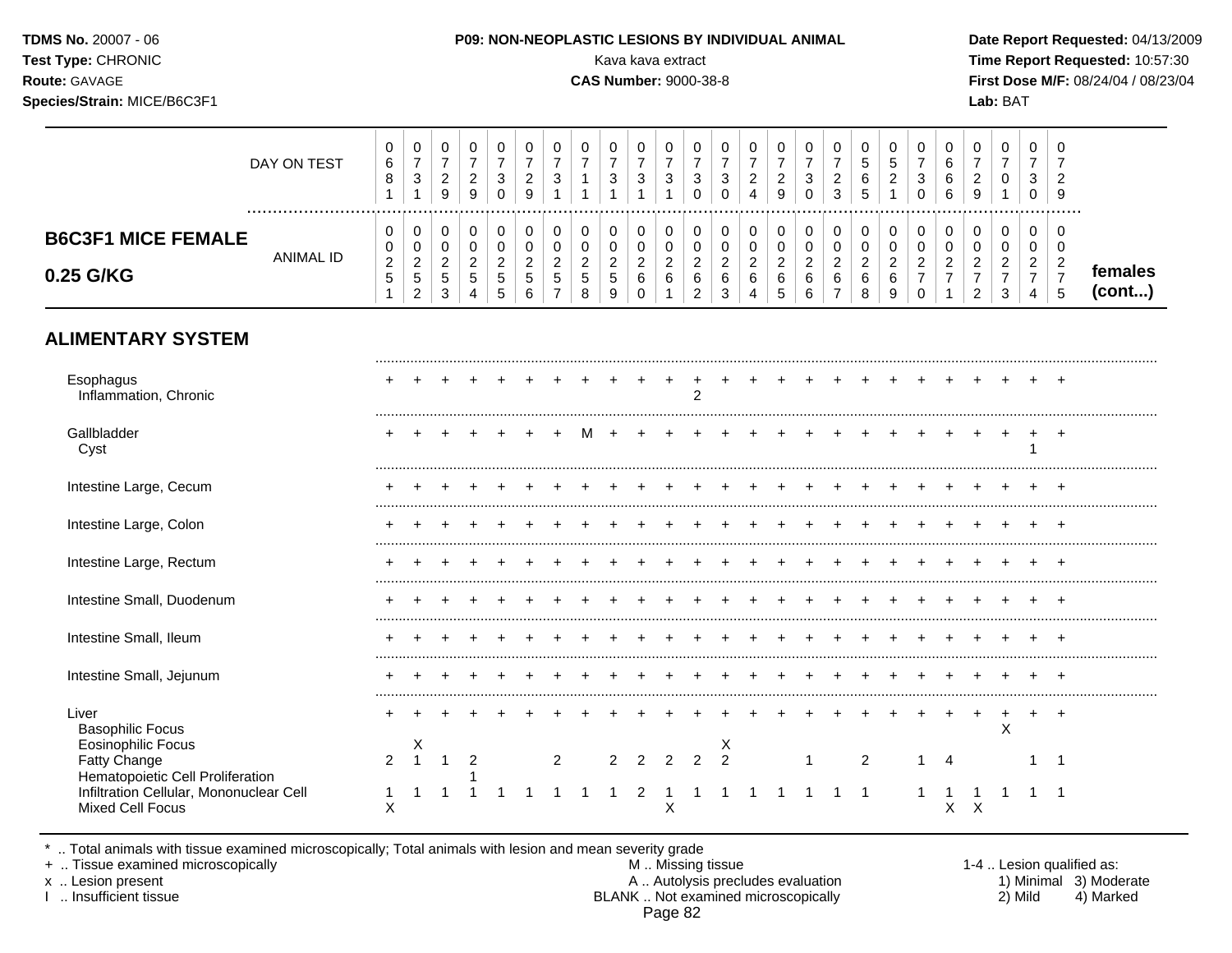**TDMS No.** 20007 - 06
**Test Type:** CHRONIC
**Route:** GAVAGE
**Species/Strain:** MICE/B6C3F1

**P09: NON-NEOPLASTIC LESIONS BY INDIVIDUAL ANIMAL**
Kava kava extract
**CAS Number:** 9000-38-8

**Date Report Requested:** 04/13/2009
**Time Report Requested:** 10:57:30
**First Dose M/F:** 08/24/04 / 08/23/04
**Lab:** BAT

## B6C3F1 MICE FEMALE 0.25 G/KG

| DAY ON TEST | 0681 | 0731 | 0729 | 0729 | 0730 | 0729 | 0731 | 0711 | 0731 | 0731 | 0731 | 0730 | 0730 | 0724 | 0729 | 0730 | 0723 | 0565 | 0521 | 0730 | 0666 | 0729 | 0701 | 0730 | 0729 | |
|---|---|---|---|---|---|---|---|---|---|---|---|---|---|---|---|---|---|---|---|---|---|---|---|---|---|---|
| **ANIMAL ID** | 0251 | 0252 | 0253 | 0254 | 0255 | 0256 | 0257 | 0258 | 0259 | 0260 | 0261 | 0262 | 0263 | 0264 | 0265 | 0266 | 0267 | 0268 | 0269 | 0270 | 0271 | 0272 | 0273 | 0274 | 0275 | **females (cont...)** |
| **ALIMENTARY SYSTEM** | | | | | | | | | | | | | | | | | | | | | | | | | | |
| Esophagus | + | + | + | + | + | + | + | + | + | + | + | + | + | + | + | + | + | + | + | + | + | + | + | + | + | |
| Inflammation, Chronic | | | | | | | | | | | | 2 | | | | | | | | | | | | | | |
| Gallbladder | + | + | + | + | + | + | + | M | + | + | + | + | + | + | + | + | + | + | + | + | + | + | + | + | + | |
| Cyst | | | | | | | | | | | | | | | | | | | | | | | | 1 | | |
| Intestine Large, Cecum | + | + | + | + | + | + | + | + | + | + | + | + | + | + | + | + | + | + | + | + | + | + | + | + | + | |
| Intestine Large, Colon | + | + | + | + | + | + | + | + | + | + | + | + | + | + | + | + | + | + | + | + | + | + | + | + | + | |
| Intestine Large, Rectum | + | + | + | + | + | + | + | + | + | + | + | + | + | + | + | + | + | + | + | + | + | + | + | + | + | |
| Intestine Small, Duodenum | + | + | + | + | + | + | + | + | + | + | + | + | + | + | + | + | + | + | + | + | + | + | + | + | + | |
| Intestine Small, Ileum | + | + | + | + | + | + | + | + | + | + | + | + | + | + | + | + | + | + | + | + | + | + | + | + | + | |
| Intestine Small, Jejunum | + | + | + | + | + | + | + | + | + | + | + | + | + | + | + | + | + | + | + | + | + | + | + | + | + | |
| Liver | + | + | + | + | + | + | + | + | + | + | + | + | + | + | + | + | + | + | + | + | + | + | + | + | + | |
| Basophilic Focus | | | | | | | | | | | | | | | | | | | | | | | X | | | |
| Eosinophilic Focus | | X | | | | | | | | | | | X | | | | | | | | | | | | | |
| Fatty Change | 2 | 1 | 1 | 2 | | | 2 | | 2 | 2 | 2 | 2 | 2 | | | 1 | | 2 | | 1 | 4 | | | 1 | 1 | |
| Hematopoietic Cell Proliferation | | | | 1 | | | | | | | | | | | | | | | | | | | | | | |
| Infiltration Cellular, Mononuclear Cell | 1 | 1 | 1 | 1 | 1 | 1 | 1 | 1 | 1 | 2 | 1 | 1 | 1 | 1 | 1 | 1 | 1 | 1 | | 1 | 1 | 1 | 1 | 1 | 1 | |
| Mixed Cell Focus | X | | | | | | | | | | X | | | | | | | | | | X | X | | | | |

\* .. Total animals with tissue examined microscopically; Total animals with lesion and mean severity grade
+ .. Tissue examined microscopically
x .. Lesion present
I .. Insufficient tissue

M .. Missing tissue
A .. Autolysis precludes evaluation
BLANK .. Not examined microscopically

1-4 .. Lesion qualified as:
1) Minimal 2) Mild 3) Moderate 4) Marked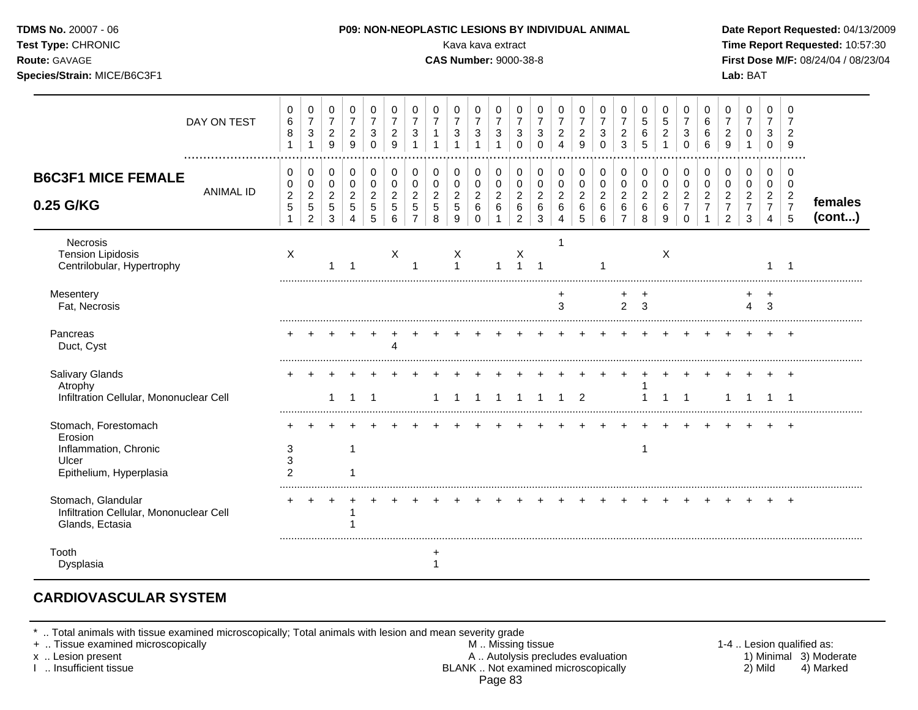**TDMS No.** 20007 - 06
**Test Type:** CHRONIC
**Route:** GAVAGE
**Species/Strain:** MICE/B6C3F1

**P09: NON-NEOPLASTIC LESIONS BY INDIVIDUAL ANIMAL**
Kava kava extract
**CAS Number:** 9000-38-8

**Date Report Requested:** 04/13/2009
**Time Report Requested:** 10:57:30
**First Dose M/F:** 08/24/04 / 08/23/04
**Lab:** BAT

## B6C3F1 MICE FEMALE 0.25 G/KG

| DAY ON TEST | 0681 | 0731 | 0729 | 0729 | 0730 | 0729 | 0731 | 0711 | 0731 | 0731 | 0731 | 0730 | 0730 | 0724 | 0729 | 0730 | 0723 | 0565 | 0521 | 0730 | 0666 | 0729 | 0701 | 0730 | 0729 | |
|---|---|---|---|---|---|---|---|---|---|---|---|---|---|---|---|---|---|---|---|---|---|---|---|---|---|---|
| **ANIMAL ID** | 00251 | 00252 | 00253 | 00254 | 00255 | 00256 | 00257 | 00258 | 00259 | 00260 | 00261 | 00262 | 00263 | 00264 | 00265 | 00266 | 00267 | 00268 | 00269 | 00270 | 00271 | 00272 | 00273 | 00274 | 00275 | **females (cont...)** |
| Necrosis | | | | | | | | | | | | | | 1 | | | | | | | | | | | | |
| Tension Lipidosis | X | | | | | X | | | X | | | X | | | | | | | X | | | | | | | |
| Centrilobular, Hypertrophy | | | 1 | 1 | | | 1 | | 1 | | 1 | 1 | 1 | | | 1 | | | | | | | | 1 | 1 | |
| Mesentery | | | | | | | | | | | | | | + | | | + | + | | | | | + | + | | |
| Fat, Necrosis | | | | | | | | | | | | | | 3 | | | 2 | 3 | | | | | 4 | 3 | | |
| Pancreas | + | + | + | + | + | + | + | + | + | + | + | + | + | + | + | + | + | + | + | + | + | + | + | + | + | |
| Duct, Cyst | | | | | | 4 | | | | | | | | | | | | | | | | | | | | |
| Salivary Glands | + | + | + | + | + | + | + | + | + | + | + | + | + | + | + | + | + | + | + | + | + | + | + | + | + | |
| Atrophy | | | | | | | | | | | | | | | | | | 1 | | | | | | | | |
| Infiltration Cellular, Mononuclear Cell | | | 1 | 1 | 1 | | | 1 | 1 | 1 | 1 | 1 | 1 | 1 | 2 | | | 1 | 1 | 1 | | 1 | 1 | 1 | 1 | |
| Stomach, Forestomach | + | + | + | + | + | + | + | + | + | + | + | + | + | + | + | + | + | + | + | + | + | + | + | + | + | |
| Erosion | | | | | | | | | | | | | | | | | | | | | | | | | | |
| Inflammation, Chronic | 3 | | | 1 | | | | | | | | | | | | | | 1 | | | | | | | | |
| Ulcer | 3 | | | | | | | | | | | | | | | | | | | | | | | | | |
| Epithelium, Hyperplasia | 2 | | | 1 | | | | | | | | | | | | | | | | | | | | | | |
| Stomach, Glandular | + | + | + | + | + | + | + | + | + | + | + | + | + | + | + | + | + | + | + | + | + | + | + | + | + | |
| Infiltration Cellular, Mononuclear Cell | | | | 1 | | | | | | | | | | | | | | | | | | | | | | |
| Glands, Ectasia | | | | 1 | | | | | | | | | | | | | | | | | | | | | | |
| Tooth | | | | | | | | + | | | | | | | | | | | | | | | | | | |
| Dysplasia | | | | | | | | 1 | | | | | | | | | | | | | | | | | | |

## CARDIOVASCULAR SYSTEM

* .. Total animals with tissue examined microscopically; Total animals with lesion and mean severity grade
+ .. Tissue examined microscopically
x .. Lesion present
I .. Insufficient tissue

M .. Missing tissue
A .. Autolysis precludes evaluation
BLANK .. Not examined microscopically

1-4 .. Lesion qualified as: 1) Minimal 2) Mild 3) Moderate 4) Marked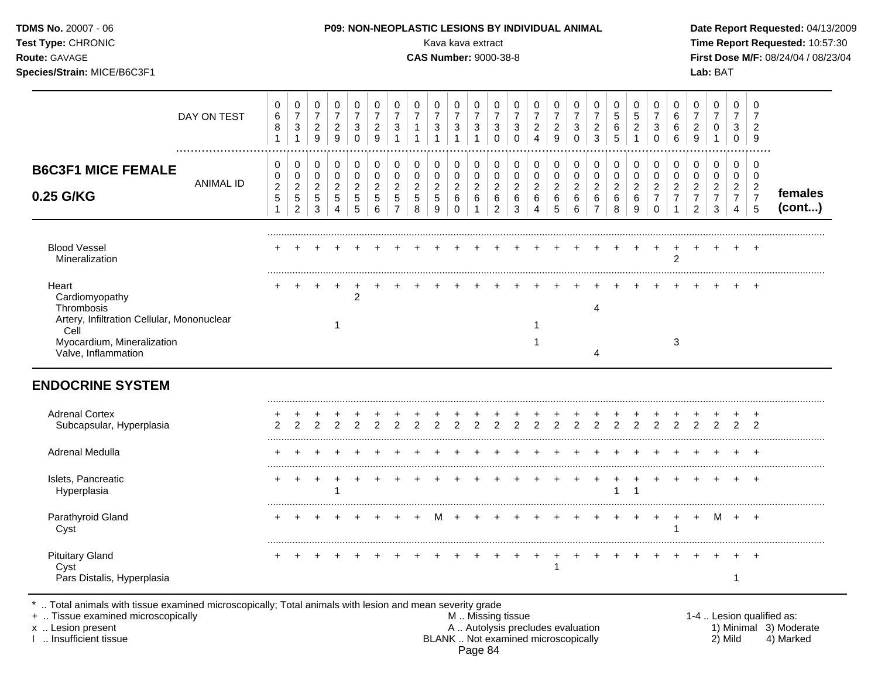**TDMS No.** 20007 - 06
**Test Type:** CHRONIC
**Route:** GAVAGE
**Species/Strain:** MICE/B6C3F1

**P09: NON-NEOPLASTIC LESIONS BY INDIVIDUAL ANIMAL**
Kava kava extract
**CAS Number:** 9000-38-8

**Date Report Requested:** 04/13/2009
**Time Report Requested:** 10:57:30
**First Dose M/F:** 08/24/04 / 08/23/04
**Lab:** BAT

| DAY ON TEST | 0681 | 0731 | 0729 | 0729 | 0730 | 0729 | 0731 | 0711 | 0731 | 0731 | 0731 | 0730 | 0730 | 0724 | 0729 | 0730 | 0723 | 0565 | 0521 | 0730 | 0666 | 0729 | 0701 | 0730 | 0729 | |
|---|---|---|---|---|---|---|---|---|---|---|---|---|---|---|---|---|---|---|---|---|---|---|---|---|---|---|
| **B6C3F1 MICE FEMALE 0.25 G/KG** — ANIMAL ID | 00251 | 00252 | 00253 | 00254 | 00255 | 00256 | 00257 | 00258 | 00259 | 00260 | 00261 | 00262 | 00263 | 00264 | 00265 | 00266 | 00267 | 00268 | 00269 | 00270 | 00271 | 00272 | 00273 | 00274 | 00275 | **females (cont...)** |
| Blood Vessel | + | + | + | + | + | + | + | + | + | + | + | + | + | + | + | + | + | + | + | + | + | + | + | + | + | |
| Mineralization | | | | | | | | | | | | | | | | | | | | | 2 | | | | | |
| Heart | + | + | + | + | + | + | + | + | + | + | + | + | + | + | + | + | + | + | + | + | + | + | + | + | + | |
| Cardiomyopathy | | | | | 2 | | | | | | | | | | | | | | | | | | | | | |
| Thrombosis | | | | | | | | | | | | | | | | | 4 | | | | | | | | | |
| Artery, Infiltration Cellular, Mononuclear Cell | | | | 1 | | | | | | | | | | 1 | | | | | | | | | | | | |
| Myocardium, Mineralization | | | | | | | | | | | | | | 1 | | | | | | | 3 | | | | | |
| Valve, Inflammation | | | | | | | | | | | | | | | | | 4 | | | | | | | | | |

## ENDOCRINE SYSTEM

| | | | | | | | | | | | | | | | | | | | | | | | | | | |
|---|---|---|---|---|---|---|---|---|---|---|---|---|---|---|---|---|---|---|---|---|---|---|---|---|---|---|
| Adrenal Cortex | + | + | + | + | + | + | + | + | + | + | + | + | + | + | + | + | + | + | + | + | + | + | + | + | + | |
| Subcapsular, Hyperplasia | 2 | 2 | 2 | 2 | 2 | 2 | 2 | 2 | 2 | 2 | 2 | 2 | 2 | 2 | 2 | 2 | 2 | 2 | 2 | 2 | 2 | 2 | 2 | 2 | 2 | |
| Adrenal Medulla | + | + | + | + | + | + | + | + | + | + | + | + | + | + | + | + | + | + | + | + | + | + | + | + | + | |
| Islets, Pancreatic | + | + | + | + | + | + | + | + | + | + | + | + | + | + | + | + | + | + | + | + | + | + | + | + | + | |
| Hyperplasia | | | | 1 | | | | | | | | | | | | | | 1 | 1 | | | | | | | |
| Parathyroid Gland | + | + | + | + | + | + | + | + | M | + | + | + | + | + | + | + | + | + | + | + | + | + | M | + | + | |
| Cyst | | | | | | | | | | | | | | | | | | | | | 1 | | | | | |
| Pituitary Gland | + | + | + | + | + | + | + | + | + | + | + | + | + | + | + | + | + | + | + | + | + | + | + | + | + | |
| Cyst | | | | | | | | | | | | | | | 1 | | | | | | | | | | | |
| Pars Distalis, Hyperplasia | | | | | | | | | | | | | | | | | | | | | | | | 1 | | |

\* .. Total animals with tissue examined microscopically; Total animals with lesion and mean severity grade
\+ .. Tissue examined microscopically
x .. Lesion present
I .. Insufficient tissue

M .. Missing tissue
A .. Autolysis precludes evaluation
BLANK .. Not examined microscopically

1-4 .. Lesion qualified as:
1) Minimal 2) Mild 3) Moderate 4) Marked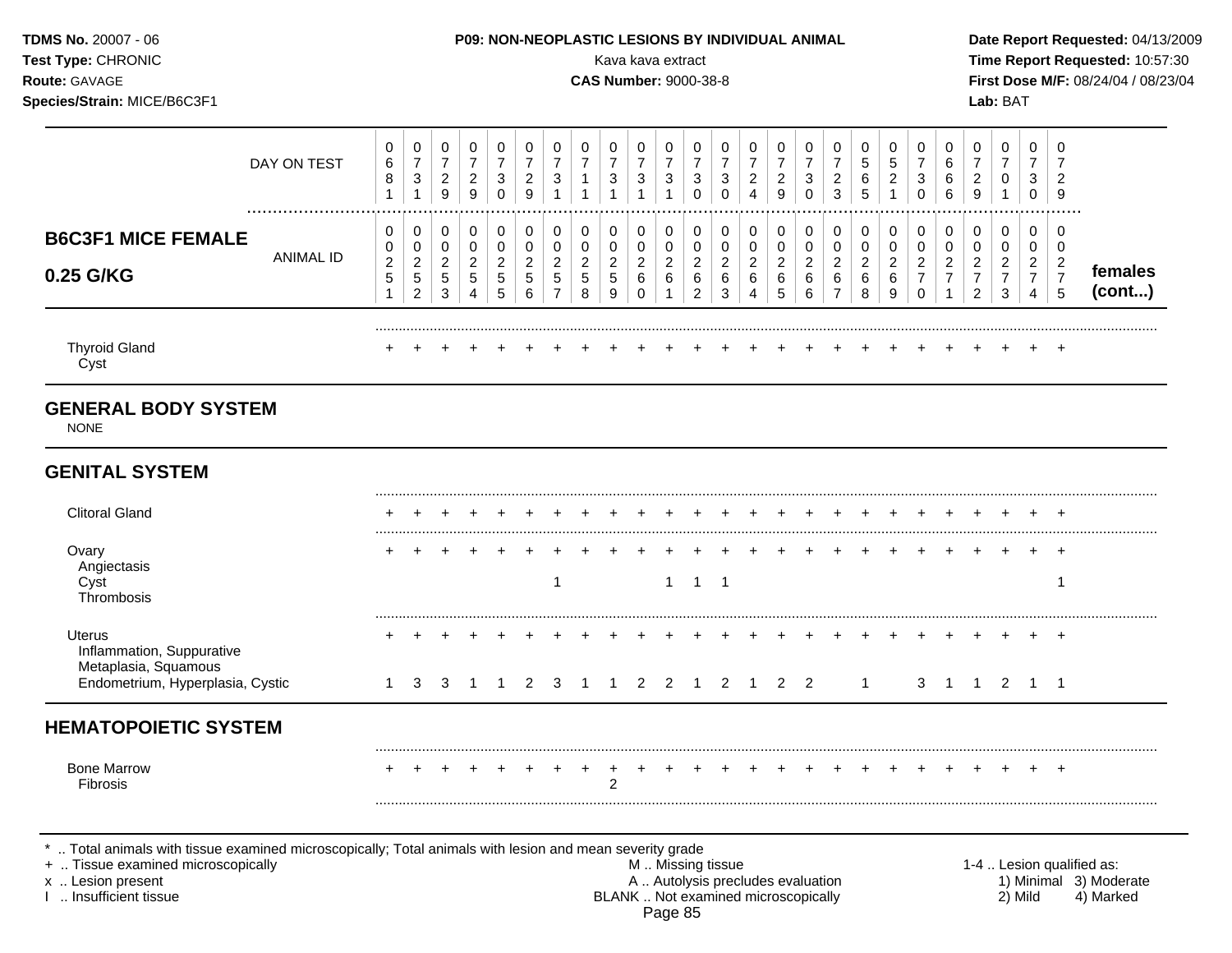TDMS No. 20007 - 06
Test Type: CHRONIC
Route: GAVAGE
Species/Strain: MICE/B6C3F1

**P09: NON-NEOPLASTIC LESIONS BY INDIVIDUAL ANIMAL**
Kava kava extract
**CAS Number:** 9000-38-8

Date Report Requested: 04/13/2009
Time Report Requested: 10:57:30
First Dose M/F: 08/24/04 / 08/23/04
Lab: BAT

| DAY ON TEST | 0681 | 0731 | 0729 | 0729 | 0730 | 0729 | 0731 | 0711 | 0731 | 0731 | 0731 | 0730 | 0730 | 0724 | 0729 | 0730 | 0723 | 0565 | 0521 | 0730 | 0666 | 0729 | 0701 | 0730 | 0729 | |
|---|---|---|---|---|---|---|---|---|---|---|---|---|---|---|---|---|---|---|---|---|---|---|---|---|---|---|
| **B6C3F1 MICE FEMALE 0.25 G/KG** ANIMAL ID | 00251 | 00252 | 00253 | 00254 | 00255 | 00256 | 00257 | 00258 | 00259 | 00260 | 00261 | 00262 | 00263 | 00264 | 00265 | 00266 | 00267 | 00268 | 00269 | 00270 | 00271 | 00272 | 00273 | 00274 | 00275 | **females (cont...)** |
| Thyroid Gland | + | + | + | + | + | + | + | + | + | + | + | + | + | + | + | + | + | + | + | + | + | + | + | + | + | |
| Cyst | | | | | | | | | | | | | | | | | | | | | | | | | | |
| **GENERAL BODY SYSTEM** | | | | | | | | | | | | | | | | | | | | | | | | | | |
| NONE | | | | | | | | | | | | | | | | | | | | | | | | | | |
| **GENITAL SYSTEM** | | | | | | | | | | | | | | | | | | | | | | | | | | |
| Clitoral Gland | + | + | + | + | + | + | + | + | + | + | + | + | + | + | + | + | + | + | + | + | + | + | + | + | + | |
| Ovary | + | + | + | + | + | + | + | + | + | + | + | + | + | + | + | + | + | + | + | + | + | + | + | + | + | |
| Angiectasis | | | | | | | | | | | | | | | | | | | | | | | | | | |
| Cyst | | | | | | | 1 | | | | 1 | 1 | 1 | | | | | | | | | | | | 1 | |
| Thrombosis | | | | | | | | | | | | | | | | | | | | | | | | | | |
| Uterus | + | + | + | + | + | + | + | + | + | + | + | + | + | + | + | + | + | + | + | + | + | + | + | + | + | |
| Inflammation, Suppurative | | | | | | | | | | | | | | | | | | | | | | | | | | |
| Metaplasia, Squamous | | | | | | | | | | | | | | | | | | | | | | | | | | |
| Endometrium, Hyperplasia, Cystic | 1 | 3 | 3 | 1 | 1 | 2 | 3 | 1 | 1 | 2 | 2 | 1 | 2 | 1 | 2 | 2 | | 1 | | 3 | 1 | 1 | 2 | 1 | 1 | |
| **HEMATOPOIETIC SYSTEM** | | | | | | | | | | | | | | | | | | | | | | | | | | |
| Bone Marrow | + | + | + | + | + | + | + | + | + | + | + | + | + | + | + | + | + | + | + | + | + | + | + | + | + | |
| Fibrosis | | | | | | | | | 2 | | | | | | | | | | | | | | | | | |

\* .. Total animals with tissue examined microscopically; Total animals with lesion and mean severity grade
\+ .. Tissue examined microscopically
x .. Lesion present
I .. Insufficient tissue

M .. Missing tissue
A .. Autolysis precludes evaluation
BLANK .. Not examined microscopically

1-4 .. Lesion qualified as:
1) Minimal 3) Moderate
2) Mild 4) Marked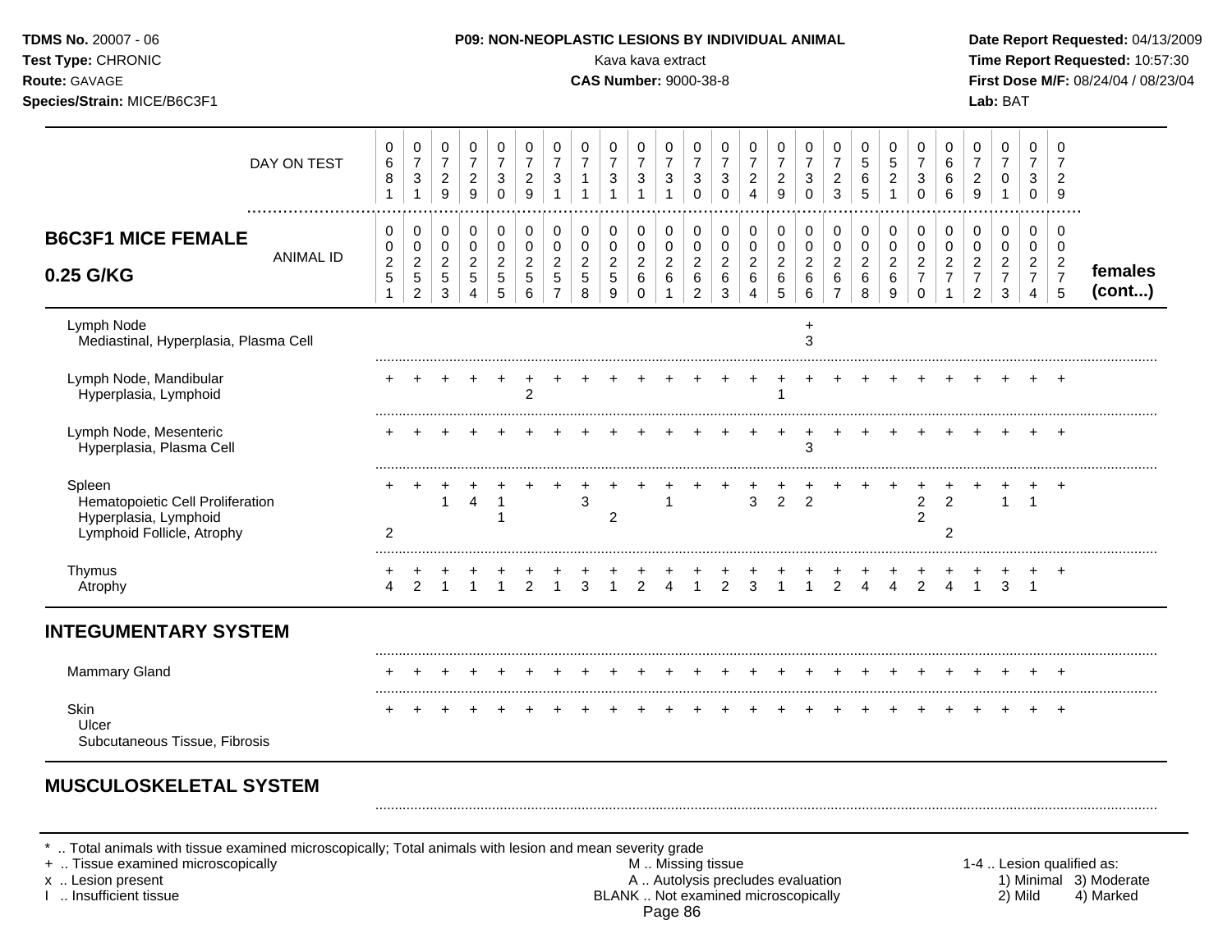**TDMS No.** 20007 - 06
**Test Type:** CHRONIC
**Route:** GAVAGE
**Species/Strain:** MICE/B6C3F1

**P09: NON-NEOPLASTIC LESIONS BY INDIVIDUAL ANIMAL**
Kava kava extract
**CAS Number:** 9000-38-8

**Date Report Requested:** 04/13/2009
**Time Report Requested:** 10:57:30
**First Dose M/F:** 08/24/04 / 08/23/04
**Lab:** BAT

| DAY ON TEST | 0681 | 0731 | 0729 | 0729 | 0730 | 0729 | 0731 | 0711 | 0731 | 0731 | 0731 | 0730 | 0730 | 0724 | 0729 | 0730 | 0723 | 0565 | 0521 | 0730 | 0666 | 0729 | 0701 | 0730 | 0729 | |
|---|---|---|---|---|---|---|---|---|---|---|---|---|---|---|---|---|---|---|---|---|---|---|---|---|---|---|
| **B6C3F1 MICE FEMALE 0.25 G/KG** — ANIMAL ID | 0025 1 | 0025 2 | 0025 3 | 0025 4 | 0025 5 | 0025 6 | 0025 7 | 0025 8 | 0025 9 | 0026 0 | 0026 1 | 0026 2 | 0026 3 | 0026 4 | 0026 5 | 0026 6 | 0026 7 | 0026 8 | 0026 9 | 0027 0 | 0027 1 | 0027 2 | 0027 3 | 0027 4 | 0027 5 | **females (cont...)** |
| Lymph Node | | | | | | | | | | | | | | | | + | | | | | | | | | | |
| Mediastinal, Hyperplasia, Plasma Cell | | | | | | | | | | | | | | | | 3 | | | | | | | | | | |
| Lymph Node, Mandibular | + | + | + | + | + | + | + | + | + | + | + | + | + | + | + | + | + | + | + | + | + | + | + | + | + | |
| Hyperplasia, Lymphoid | | | | | | 2 | | | | | | | | | 1 | | | | | | | | | | | |
| Lymph Node, Mesenteric | + | + | + | + | + | + | + | + | + | + | + | + | + | + | + | + | + | + | + | + | + | + | + | + | + | |
| Hyperplasia, Plasma Cell | | | | | | | | | | | | | | | | 3 | | | | | | | | | | |
| Spleen | + | + | + | + | + | + | + | + | + | + | + | + | + | + | + | + | + | + | + | + | + | + | + | + | + | |
| Hematopoietic Cell Proliferation | | | 1 | 4 | 1 | | | 3 | | | 1 | | | 3 | 2 | 2 | | | | 2 | 2 | | 1 | 1 | | |
| Hyperplasia, Lymphoid | | | | | 1 | | | | 2 | | | | | | | | | | | 2 | | | | | | |
| Lymphoid Follicle, Atrophy | 2 | | | | | | | | | | | | | | | | | | | | 2 | | | | | |
| Thymus | + | + | + | + | + | + | + | + | + | + | + | + | + | + | + | + | + | + | + | + | + | + | + | + | + | |
| Atrophy | 4 | 2 | 1 | 1 | 1 | 2 | 1 | 3 | 1 | 2 | 4 | 1 | 2 | 3 | 1 | 1 | 2 | 4 | 4 | 2 | 4 | 1 | 3 | 1 | | |
| **INTEGUMENTARY SYSTEM** | | | | | | | | | | | | | | | | | | | | | | | | | | |
| Mammary Gland | + | + | + | + | + | + | + | + | + | + | + | + | + | + | + | + | + | + | + | + | + | + | + | + | + | |
| Skin | + | + | + | + | + | + | + | + | + | + | + | + | + | + | + | + | + | + | + | + | + | + | + | + | + | |
| Ulcer | | | | | | | | | | | | | | | | | | | | | | | | | | |
| Subcutaneous Tissue, Fibrosis | | | | | | | | | | | | | | | | | | | | | | | | | | |
| **MUSCULOSKELETAL SYSTEM** | | | | | | | | | | | | | | | | | | | | | | | | | | |

* .. Total animals with tissue examined microscopically; Total animals with lesion and mean severity grade
+ .. Tissue examined microscopically
x .. Lesion present
I .. Insufficient tissue

M .. Missing tissue
A .. Autolysis precludes evaluation
BLANK .. Not examined microscopically

1-4 .. Lesion qualified as: 1) Minimal 2) Mild 3) Moderate 4) Marked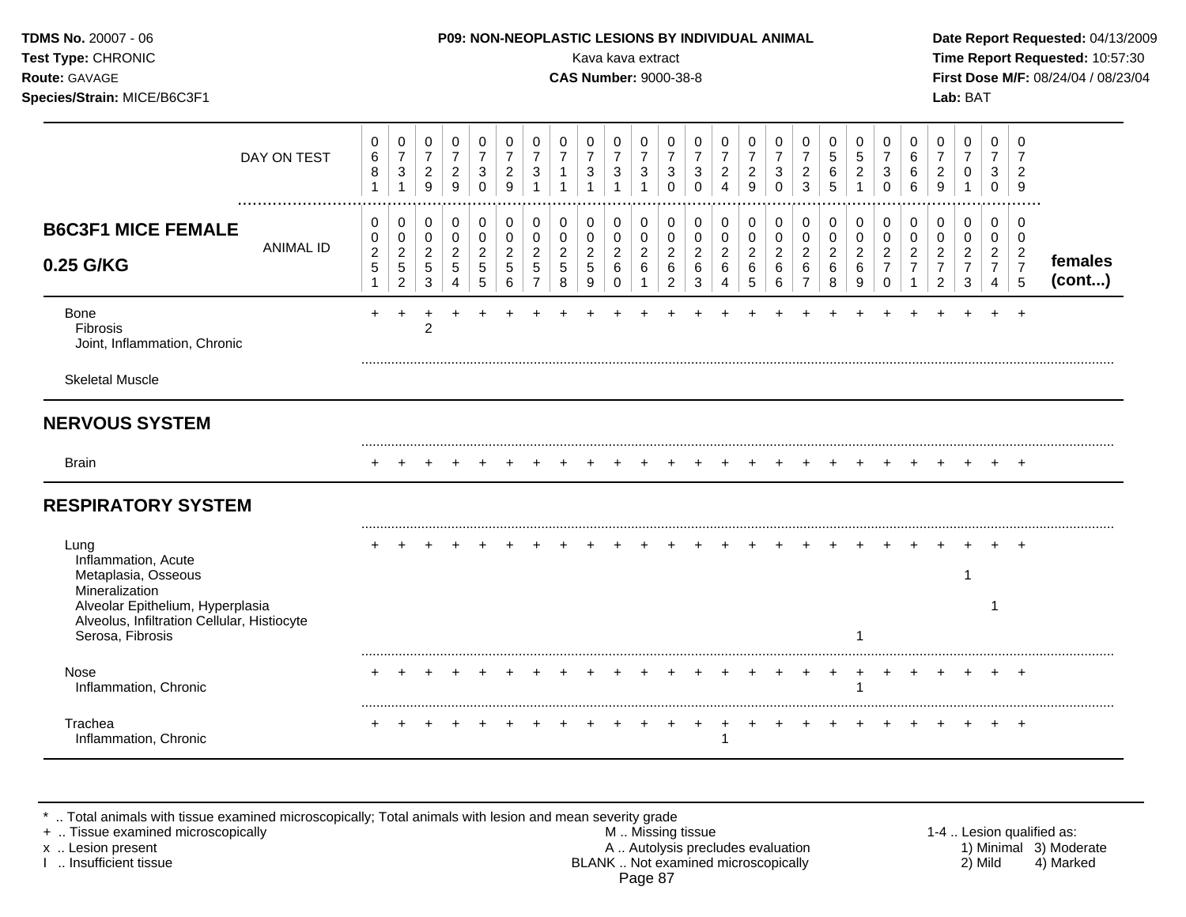**TDMS No.** 20007 - 06
**Test Type:** CHRONIC
**Route:** GAVAGE
**Species/Strain:** MICE/B6C3F1

**P09: NON-NEOPLASTIC LESIONS BY INDIVIDUAL ANIMAL**
Kava kava extract
**CAS Number:** 9000-38-8

**Date Report Requested:** 04/13/2009
**Time Report Requested:** 10:57:30
**First Dose M/F:** 08/24/04 / 08/23/04
**Lab:** BAT

| DAY ON TEST | 0681 | 0731 | 0729 | 0729 | 0730 | 0729 | 0731 | 0711 | 0731 | 0731 | 0731 | 0730 | 0730 | 0724 | 0729 | 0730 | 0723 | 0565 | 0521 | 0730 | 0666 | 0729 | 0701 | 0730 | 0729 | |
|---|---|---|---|---|---|---|---|---|---|---|---|---|---|---|---|---|---|---|---|---|---|---|---|---|---|---|
| **B6C3F1 MICE FEMALE 0.25 G/KG** ANIMAL ID | 00251 | 00252 | 00253 | 00254 | 00255 | 00256 | 00257 | 00258 | 00259 | 00260 | 00261 | 00262 | 00263 | 00264 | 00265 | 00266 | 00267 | 00268 | 00269 | 00270 | 00271 | 00272 | 00273 | 00274 | 00275 | **females (cont...)** |
| Bone | + | + | + | + | + | + | + | + | + | + | + | + | + | + | + | + | + | + | + | + | + | + | + | + | + | |
| Fibrosis | | | 2 | | | | | | | | | | | | | | | | | | | | | | | |
| Joint, Inflammation, Chronic | | | | | | | | | | | | | | | | | | | | | | | | | | |
| Skeletal Muscle | | | | | | | | | | | | | | | | | | | | | | | | | | |
| **NERVOUS SYSTEM** | | | | | | | | | | | | | | | | | | | | | | | | | | |
| Brain | + | + | + | + | + | + | + | + | + | + | + | + | + | + | + | + | + | + | + | + | + | + | + | + | + | |
| **RESPIRATORY SYSTEM** | | | | | | | | | | | | | | | | | | | | | | | | | | |
| Lung | + | + | + | + | + | + | + | + | + | + | + | + | + | + | + | + | + | + | + | + | + | + | + | + | + | |
| Inflammation, Acute | | | | | | | | | | | | | | | | | | | | | | | | | | |
| Metaplasia, Osseous | | | | | | | | | | | | | | | | | | | | | | | 1 | | | |
| Mineralization | | | | | | | | | | | | | | | | | | | | | | | | | | |
| Alveolar Epithelium, Hyperplasia | | | | | | | | | | | | | | | | | | | | | | | | 1 | | |
| Alveolus, Infiltration Cellular, Histiocyte | | | | | | | | | | | | | | | | | | | | | | | | | | |
| Serosa, Fibrosis | | | | | | | | | | | | | | | | | | | 1 | | | | | | | |
| Nose | + | + | + | + | + | + | + | + | + | + | + | + | + | + | + | + | + | + | + | + | + | + | + | + | + | |
| Inflammation, Chronic | | | | | | | | | | | | | | | | | | | 1 | | | | | | | |
| Trachea | + | + | + | + | + | + | + | + | + | + | + | + | + | + | + | + | + | + | + | + | + | + | + | + | + | |
| Inflammation, Chronic | | | | | | | | | | | | | | 1 | | | | | | | | | | | | |

\* .. Total animals with tissue examined microscopically; Total animals with lesion and mean severity grade
\+ .. Tissue examined microscopically
x .. Lesion present
I .. Insufficient tissue

M .. Missing tissue
A .. Autolysis precludes evaluation
BLANK .. Not examined microscopically

1-4 .. Lesion qualified as:
1) Minimal 2) Mild 3) Moderate 4) Marked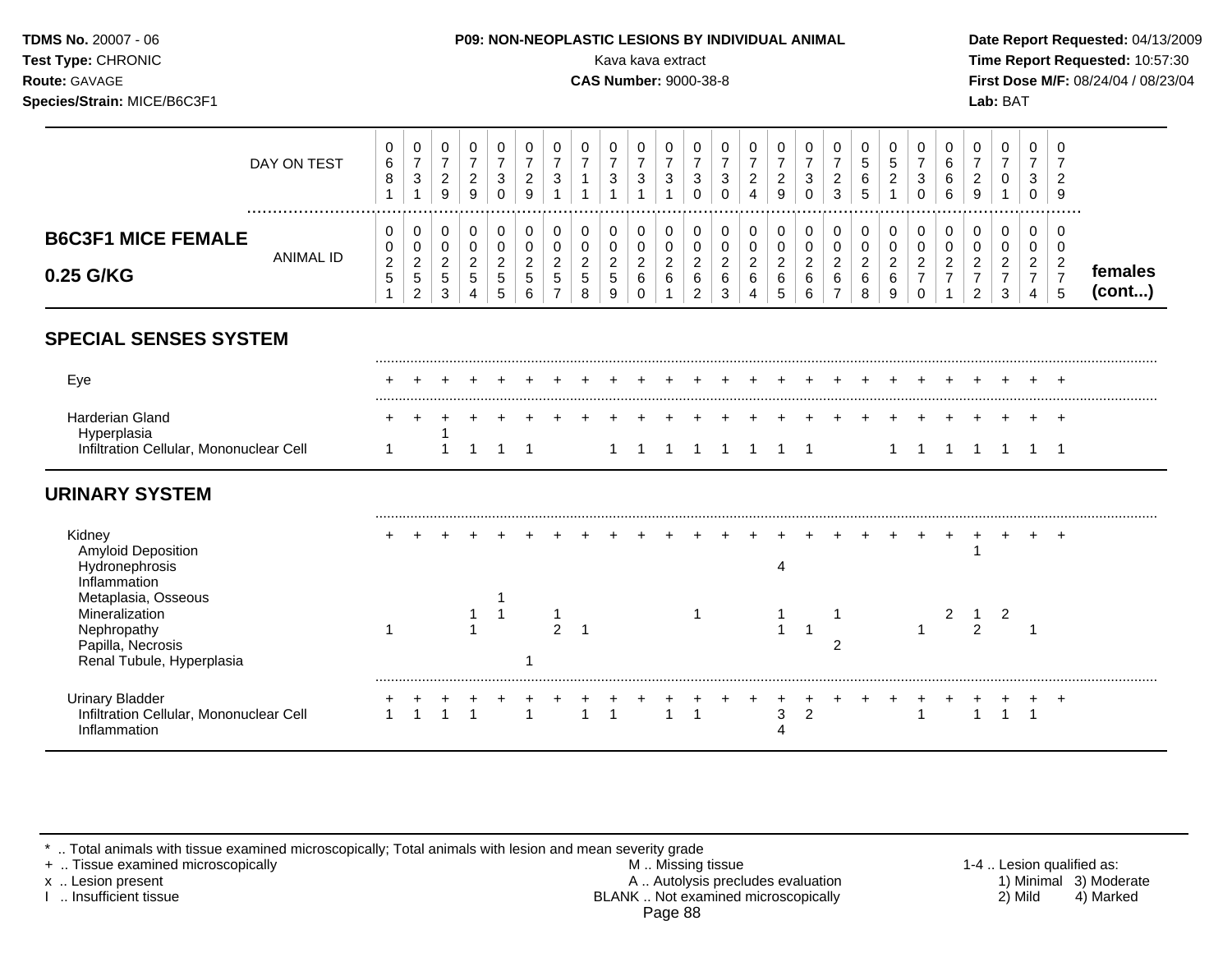**TDMS No.** 20007 - 06
**Test Type:** CHRONIC
**Route:** GAVAGE
**Species/Strain:** MICE/B6C3F1

**P09: NON-NEOPLASTIC LESIONS BY INDIVIDUAL ANIMAL**
Kava kava extract
**CAS Number:** 9000-38-8

**Date Report Requested:** 04/13/2009
**Time Report Requested:** 10:57:30
**First Dose M/F:** 08/24/04 / 08/23/04
**Lab:** BAT

| DAY ON TEST | 0681 | 0731 | 0729 | 0729 | 0730 | 0729 | 0731 | 0711 | 0731 | 0731 | 0731 | 0730 | 0730 | 0724 | 0729 | 0730 | 0723 | 0565 | 0521 | 0730 | 0666 | 0729 | 0701 | 0730 | 0729 | |
|---|---|---|---|---|---|---|---|---|---|---|---|---|---|---|---|---|---|---|---|---|---|---|---|---|---|---|
| **B6C3F1 MICE FEMALE 0.25 G/KG** — ANIMAL ID | 0025 1 | 0025 2 | 0025 3 | 0025 4 | 0025 5 | 0025 6 | 0025 7 | 0025 8 | 0025 9 | 0026 0 | 0026 1 | 0026 2 | 0026 3 | 0026 4 | 0026 5 | 0026 6 | 0026 7 | 0026 8 | 0026 9 | 0027 0 | 0027 1 | 0027 2 | 0027 3 | 0027 4 | 0027 5 | **females (cont...)** |
| **SPECIAL SENSES SYSTEM** | | | | | | | | | | | | | | | | | | | | | | | | | | |
| Eye | + | + | + | + | + | + | + | + | + | + | + | + | + | + | + | + | + | + | + | + | + | + | + | + | + | |
| Harderian Gland | + | + | + | + | + | + | + | + | + | + | + | + | + | + | + | + | + | + | + | + | + | + | + | + | + | |
| Hyperplasia | | | 1 | | | | | | | | | | | | | | | | | | | | | | | |
| Infiltration Cellular, Mononuclear Cell | 1 | | 1 | 1 | 1 | 1 | | | 1 | 1 | 1 | 1 | 1 | 1 | 1 | 1 | | | 1 | 1 | 1 | 1 | 1 | 1 | 1 | |
| **URINARY SYSTEM** | | | | | | | | | | | | | | | | | | | | | | | | | | |
| Kidney | + | + | + | + | + | + | + | + | + | + | + | + | + | + | + | + | + | + | + | + | + | + | + | + | + | |
| Amyloid Deposition | | | | | | | | | | | | | | | | | | | | | | 1 | | | | |
| Hydronephrosis | | | | | | | | | | | | | | | 4 | | | | | | | | | | | |
| Inflammation | | | | | | | | | | | | | | | | | | | | | | | | | | |
| Metaplasia, Osseous | | | | | 1 | | | | | | | | | | | | | | | | | | | | | |
| Mineralization | | | | 1 | 1 | | 1 | | | | | 1 | | | 1 | | 1 | | | | 2 | 1 | 2 | | | |
| Nephropathy | 1 | | | 1 | | | 2 | 1 | | | | | | | 1 | 1 | | | | 1 | | 2 | | 1 | | |
| Papilla, Necrosis | | | | | | | | | | | | | | | | | 2 | | | | | | | | | |
| Renal Tubule, Hyperplasia | | | | | | 1 | | | | | | | | | | | | | | | | | | | | |
| Urinary Bladder | + | + | + | + | + | + | + | + | + | + | + | + | + | + | + | + | + | + | + | + | + | + | + | + | + | |
| Infiltration Cellular, Mononuclear Cell | 1 | 1 | 1 | 1 | | 1 | | 1 | 1 | | 1 | 1 | | | 3 | 2 | | | | 1 | | 1 | 1 | 1 | | |
| Inflammation | | | | | | | | | | | | | | | 4 | | | | | | | | | | | |

\* .. Total animals with tissue examined microscopically; Total animals with lesion and mean severity grade
+ .. Tissue examined microscopically
x .. Lesion present
I .. Insufficient tissue

M .. Missing tissue
A .. Autolysis precludes evaluation
BLANK .. Not examined microscopically

1-4 .. Lesion qualified as:
1) Minimal 3) Moderate
2) Mild 4) Marked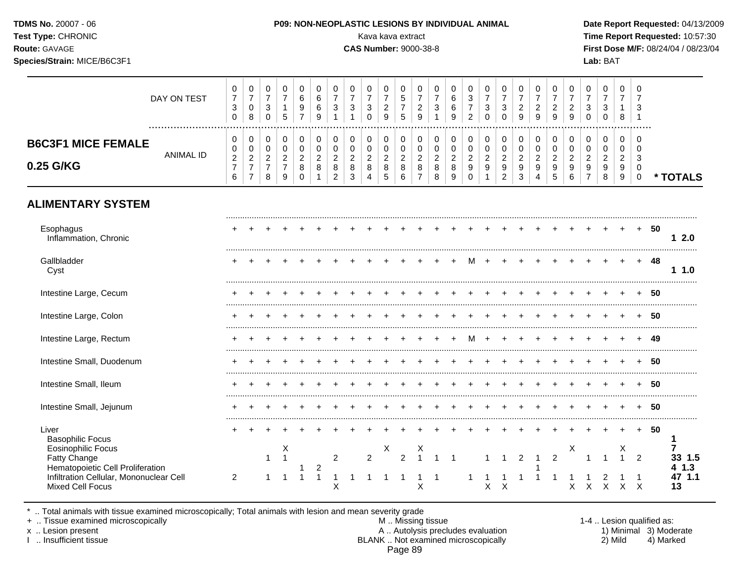**TDMS No.** 20007 - 06
**Test Type:** CHRONIC
**Route:** GAVAGE
**Species/Strain:** MICE/B6C3F1

**P09: NON-NEOPLASTIC LESIONS BY INDIVIDUAL ANIMAL**
Kava kava extract
**CAS Number:** 9000-38-8

**Date Report Requested:** 04/13/2009
**Time Report Requested:** 10:57:30
**First Dose M/F:** 08/24/04 / 08/23/04
**Lab:** BAT

## B6C3F1 MICE FEMALE 0.25 G/KG

| DAY ON TEST | 0730 | 0708 | 0730 | 0715 | 0697 | 0669 | 0731 | 0731 | 0730 | 0729 | 0575 | 0729 | 0731 | 0669 | 0372 | 0730 | 0730 | 0729 | 0729 | 0729 | 0729 | 0730 | 0730 | 0718 | 0731 | | |
|---|---|---|---|---|---|---|---|---|---|---|---|---|---|---|---|---|---|---|---|---|---|---|---|---|---|---|---|
| **ANIMAL ID** | 0276 | 0277 | 0278 | 0279 | 0280 | 0281 | 0282 | 0283 | 0284 | 0285 | 0286 | 0287 | 0288 | 0289 | 0290 | 0291 | 0292 | 0293 | 0294 | 0295 | 0296 | 0297 | 0298 | 0299 | 0300 | | *** TOTALS** |
| **ALIMENTARY SYSTEM** | | | | | | | | | | | | | | | | | | | | | | | | | | | |
| Esophagus | + | + | + | + | + | + | + | + | + | + | + | + | + | + | + | + | + | + | + | + | + | + | + | + | + | **50** | |
| Inflammation, Chronic | | | | | | | | | | | | | | | | | | | | | | | | | | | **1 2.0** |
| Gallbladder | + | + | + | + | + | + | + | + | + | + | + | + | + | + | M | + | + | + | + | + | + | + | + | + | + | **48** | |
| Cyst | | | | | | | | | | | | | | | | | | | | | | | | | | | **1 1.0** |
| Intestine Large, Cecum | + | + | + | + | + | + | + | + | + | + | + | + | + | + | + | + | + | + | + | + | + | + | + | + | + | **50** | |
| Intestine Large, Colon | + | + | + | + | + | + | + | + | + | + | + | + | + | + | + | + | + | + | + | + | + | + | + | + | + | **50** | |
| Intestine Large, Rectum | + | + | + | + | + | + | + | + | + | + | + | + | + | + | M | + | + | + | + | + | + | + | + | + | + | **49** | |
| Intestine Small, Duodenum | + | + | + | + | + | + | + | + | + | + | + | + | + | + | + | + | + | + | + | + | + | + | + | + | + | **50** | |
| Intestine Small, Ileum | + | + | + | + | + | + | + | + | + | + | + | + | + | + | + | + | + | + | + | + | + | + | + | + | + | **50** | |
| Intestine Small, Jejunum | + | + | + | + | + | + | + | + | + | + | + | + | + | + | + | + | + | + | + | + | + | + | + | + | + | **50** | |
| Liver | + | + | + | + | + | + | + | + | + | + | + | + | + | + | + | + | + | + | + | + | + | + | + | + | + | **50** | |
| Basophilic Focus | | | | | | | | | | | | | | | | | | | | | | | | | | | **1** |
| Eosinophilic Focus | | | | X | | | | | | X | | X | | | | | | | | | X | | | X | | | **7** |
| Fatty Change | | | 1 | 1 | | | 2 | | 2 | | 2 | 1 | 1 | 1 | | 1 | 1 | 2 | 1 | 2 | | 1 | 1 | 1 | 2 | | **33 1.5** |
| Hematopoietic Cell Proliferation | | | | | 1 | 2 | | | | | | | | | | | | | 1 | | | | | | | | **4 1.3** |
| Infiltration Cellular, Mononuclear Cell | 2 | | 1 | 1 | 1 | 1 | 1 | 1 | 1 | 1 | 1 | 1 | 1 | | 1 | 1 | 1 | 1 | 1 | 1 | 1 | 1 | 2 | 1 | 1 | | **47 1.1** |
| Mixed Cell Focus | | | | | | | X | | | | | X | | | | X | X | | | | X | X | X | X | X | | **13** |

\* .. Total animals with tissue examined microscopically; Total animals with lesion and mean severity grade
\+ .. Tissue examined microscopically
x .. Lesion present
I .. Insufficient tissue

M .. Missing tissue
A .. Autolysis precludes evaluation
BLANK .. Not examined microscopically

1-4 .. Lesion qualified as:
1) Minimal 3) Moderate
2) Mild 4) Marked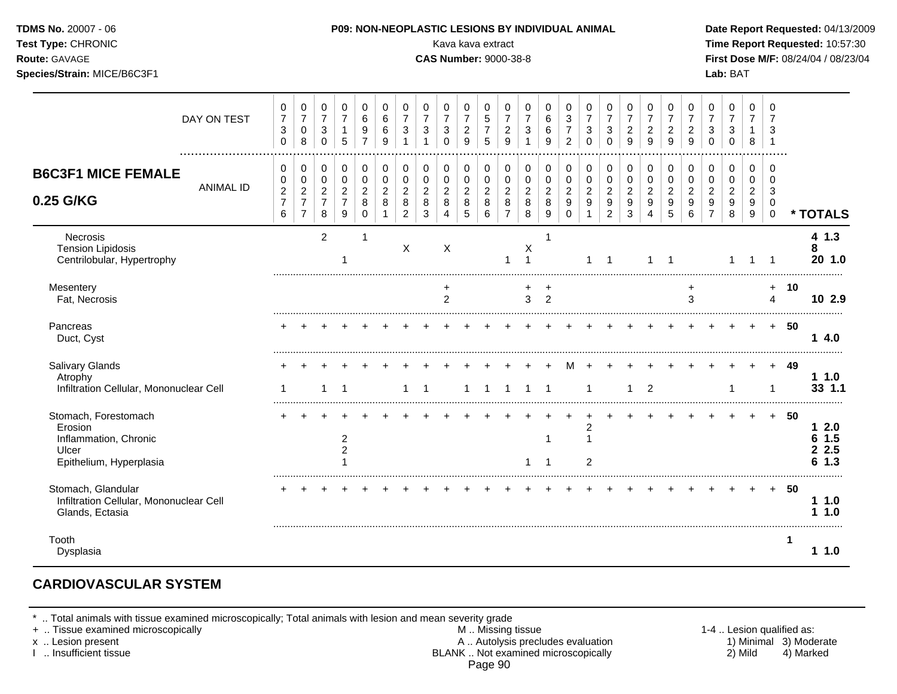**TDMS No.** 20007 - 06
**Test Type:** CHRONIC
**Route:** GAVAGE
**Species/Strain:** MICE/B6C3F1

**P09: NON-NEOPLASTIC LESIONS BY INDIVIDUAL ANIMAL**
Kava kava extract
**CAS Number:** 9000-38-8

**Date Report Requested:** 04/13/2009
**Time Report Requested:** 10:57:30
**First Dose M/F:** 08/24/04 / 08/23/04
**Lab:** BAT

| DAY ON TEST | 0730 | 0708 | 0730 | 0715 | 0697 | 0669 | 0731 | 0731 | 0730 | 0729 | 0575 | 0729 | 0731 | 0669 | 0372 | 0730 | 0730 | 0729 | 0729 | 0729 | 0729 | 0730 | 0730 | 0718 | 0731 | |
|---|---|---|---|---|---|---|---|---|---|---|---|---|---|---|---|---|---|---|---|---|---|---|---|---|---|---|
| **B6C3F1 MICE FEMALE 0.25 G/KG** ANIMAL ID | 00276 | 00277 | 00278 | 00279 | 00280 | 00281 | 00282 | 00283 | 00284 | 00285 | 00286 | 00287 | 00288 | 00289 | 00290 | 00291 | 00292 | 00293 | 00294 | 00295 | 00296 | 00297 | 00298 | 00299 | 00300 | **\* TOTALS** |
| Necrosis | | | 2 | | 1 | | | | | | | | | 1 | | | | | | | | | | | | **4 1.3** |
| Tension Lipidosis | | | | | | | X | | X | | | | X | | | | | | | | | | | | | **8** |
| Centrilobular, Hypertrophy | | | | 1 | | | | | | | | 1 | 1 | | | 1 | 1 | | 1 | 1 | | | 1 | 1 | 1 | **20 1.0** |
| Mesentery | | | | | | | | | + | | | | + | + | | | | | | | + | | | | + | **10** |
| Fat, Necrosis | | | | | | | | | 2 | | | | 3 | 2 | | | | | | | 3 | | | | 4 | **10 2.9** |
| Pancreas | + | + | + | + | + | + | + | + | + | + | + | + | + | + | + | + | + | + | + | + | + | + | + | + | + | **50** |
| Duct, Cyst | | | | | | | | | | | | | | | | | | | | | | | | | | **1 4.0** |
| Salivary Glands | + | + | + | + | + | + | + | + | + | + | + | + | + | + | M | + | + | + | + | + | + | + | + | + | + | **49** |
| Atrophy | | | | | | | | | | | | | | | | | | | | | | | | | | **1 1.0** |
| Infiltration Cellular, Mononuclear Cell | 1 | | 1 | 1 | | | 1 | 1 | | 1 | 1 | 1 | 1 | 1 | | 1 | | 1 | 2 | | | | 1 | | 1 | **33 1.1** |
| Stomach, Forestomach | + | + | + | + | + | + | + | + | + | + | + | + | + | + | + | + | + | + | + | + | + | + | + | + | + | **50** |
| Erosion | | | | | | | | | | | | | | | | 2 | | | | | | | | | | **1 2.0** |
| Inflammation, Chronic | | | | 2 | | | | | | | | | | 1 | | 1 | | | | | | | | | | **6 1.5** |
| Ulcer | | | | 2 | | | | | | | | | | | | | | | | | | | | | | **2 2.5** |
| Epithelium, Hyperplasia | | | | 1 | | | | | | | | | 1 | 1 | | 2 | | | | | | | | | | **6 1.3** |
| Stomach, Glandular | + | + | + | + | + | + | + | + | + | + | + | + | + | + | + | + | + | + | + | + | + | + | + | + | + | **50** |
| Infiltration Cellular, Mononuclear Cell | | | | | | | | | | | | | | | | | | | | | | | | | | **1 1.0** |
| Glands, Ectasia | | | | | | | | | | | | | | | | | | | | | | | | | | **1 1.0** |
| Tooth | | | | | | | | | | | | | | | | | | | | | | | | | | **1** |
| Dysplasia | | | | | | | | | | | | | | | | | | | | | | | | | | **1 1.0** |

## CARDIOVASCULAR SYSTEM

\* .. Total animals with tissue examined microscopically; Total animals with lesion and mean severity grade
\+ .. Tissue examined microscopically
x .. Lesion present
I .. Insufficient tissue

M .. Missing tissue
A .. Autolysis precludes evaluation
BLANK .. Not examined microscopically

1-4 .. Lesion qualified as:
1) Minimal 3) Moderate
2) Mild 4) Marked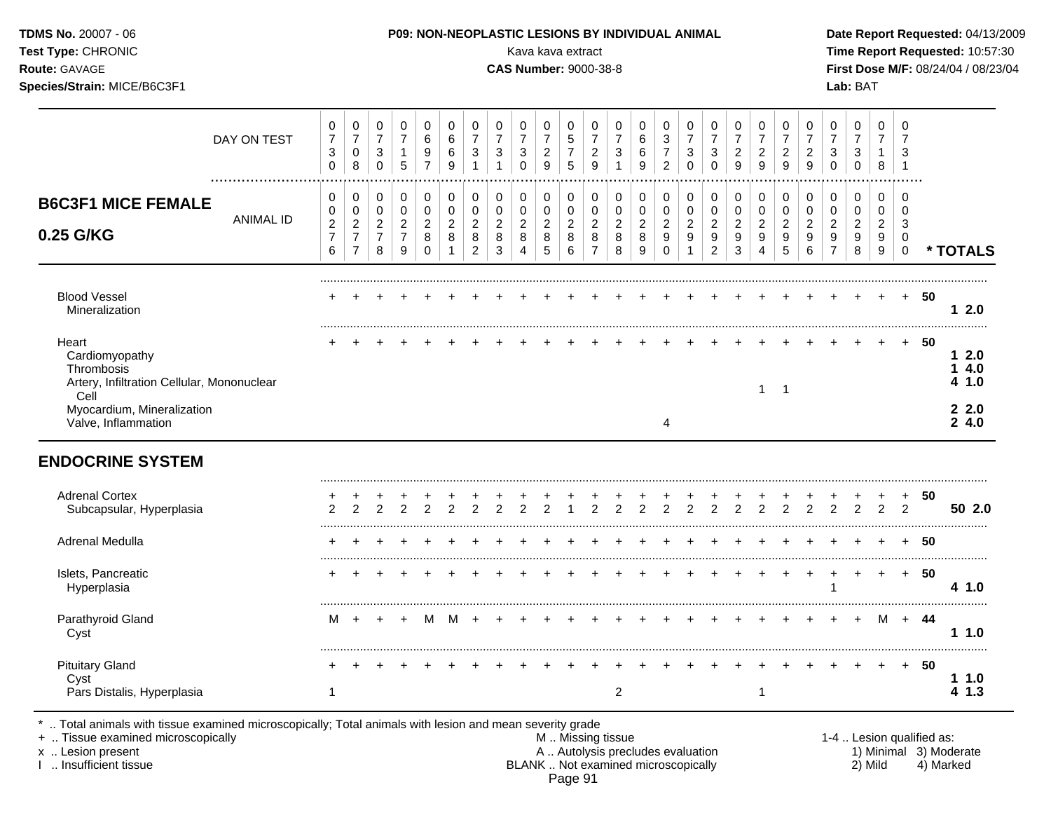**TDMS No.** 20007 - 06
**Test Type:** CHRONIC
**Route:** GAVAGE
**Species/Strain:** MICE/B6C3F1

**P09: NON-NEOPLASTIC LESIONS BY INDIVIDUAL ANIMAL**
Kava kava extract
**CAS Number:** 9000-38-8

**Date Report Requested:** 04/13/2009
**Time Report Requested:** 10:57:30
**First Dose M/F:** 08/24/04 / 08/23/04
**Lab:** BAT

## B6C3F1 MICE FEMALE 0.25 G/KG

| DAY ON TEST | 0730 | 0708 | 0730 | 0715 | 0697 | 0669 | 0731 | 0731 | 0730 | 0729 | 0575 | 0729 | 0731 | 0669 | 0372 | 0730 | 0730 | 0729 | 0729 | 0729 | 0729 | 0730 | 0730 | 0718 | 0731 | |
|---|---|---|---|---|---|---|---|---|---|---|---|---|---|---|---|---|---|---|---|---|---|---|---|---|---|---|
| **ANIMAL ID** | 00276 | 00277 | 00278 | 00279 | 00280 | 00281 | 00282 | 00283 | 00284 | 00285 | 00286 | 00287 | 00288 | 00289 | 00290 | 00291 | 00292 | 00293 | 00294 | 00295 | 00296 | 00297 | 00298 | 00299 | 00300 | *** TOTALS** |
| Blood Vessel | + | + | + | + | + | + | + | + | + | + | + | + | + | + | + | + | + | + | + | + | + | + | + | + | + | **50** |
| Mineralization | | | | | | | | | | | | | | | | | | | | | | | | | | **1 2.0** |
| Heart | + | + | + | + | + | + | + | + | + | + | + | + | + | + | + | + | + | + | + | + | + | + | + | + | + | **50** |
| Cardiomyopathy | | | | | | | | | | | | | | | | | | | | | | | | | | **1 2.0** |
| Thrombosis | | | | | | | | | | | | | | | | | | | | | | | | | | **1 4.0** |
| Artery, Infiltration Cellular, Mononuclear Cell | | | | | | | | | | | | | | | | | | | 1 | 1 | | | | | | **4 1.0** |
| Myocardium, Mineralization | | | | | | | | | | | | | | | | | | | | | | | | | | **2 2.0** |
| Valve, Inflammation | | | | | | | | | | | | | | | 4 | | | | | | | | | | | **2 4.0** |
| **ENDOCRINE SYSTEM** | | | | | | | | | | | | | | | | | | | | | | | | | | |
| Adrenal Cortex | + | + | + | + | + | + | + | + | + | + | + | + | + | + | + | + | + | + | + | + | + | + | + | + | + | **50** |
| Subcapsular, Hyperplasia | 2 | 2 | 2 | 2 | 2 | 2 | 2 | 2 | 2 | 2 | 1 | 2 | 2 | 2 | 2 | 2 | 2 | 2 | 2 | 2 | 2 | 2 | 2 | 2 | 2 | **50 2.0** |
| Adrenal Medulla | + | + | + | + | + | + | + | + | + | + | + | + | + | + | + | + | + | + | + | + | + | + | + | + | + | **50** |
| Islets, Pancreatic | + | + | + | + | + | + | + | + | + | + | + | + | + | + | + | + | + | + | + | + | + | + | + | + | + | **50** |
| Hyperplasia | | | | | | | | | | | | | | | | | | | | | | 1 | | | | **4 1.0** |
| Parathyroid Gland | M | + | + | + | M | M | + | + | + | + | + | + | + | + | + | + | + | + | + | + | + | + | + | M | + | **44** |
| Cyst | | | | | | | | | | | | | | | | | | | | | | | | | | **1 1.0** |
| Pituitary Gland | + | + | + | + | + | + | + | + | + | + | + | + | + | + | + | + | + | + | + | + | + | + | + | + | + | **50** |
| Cyst | | | | | | | | | | | | | | | | | | | | | | | | | | **1 1.0** |
| Pars Distalis, Hyperplasia | 1 | | | | | | | | | | | | 2 | | | | | | 1 | | | | | | | **4 1.3** |

\* .. Total animals with tissue examined microscopically; Total animals with lesion and mean severity grade
\+ .. Tissue examined microscopically
x .. Lesion present
I .. Insufficient tissue

M .. Missing tissue
A .. Autolysis precludes evaluation
BLANK .. Not examined microscopically

1-4 .. Lesion qualified as:
1) Minimal 2) Mild 3) Moderate 4) Marked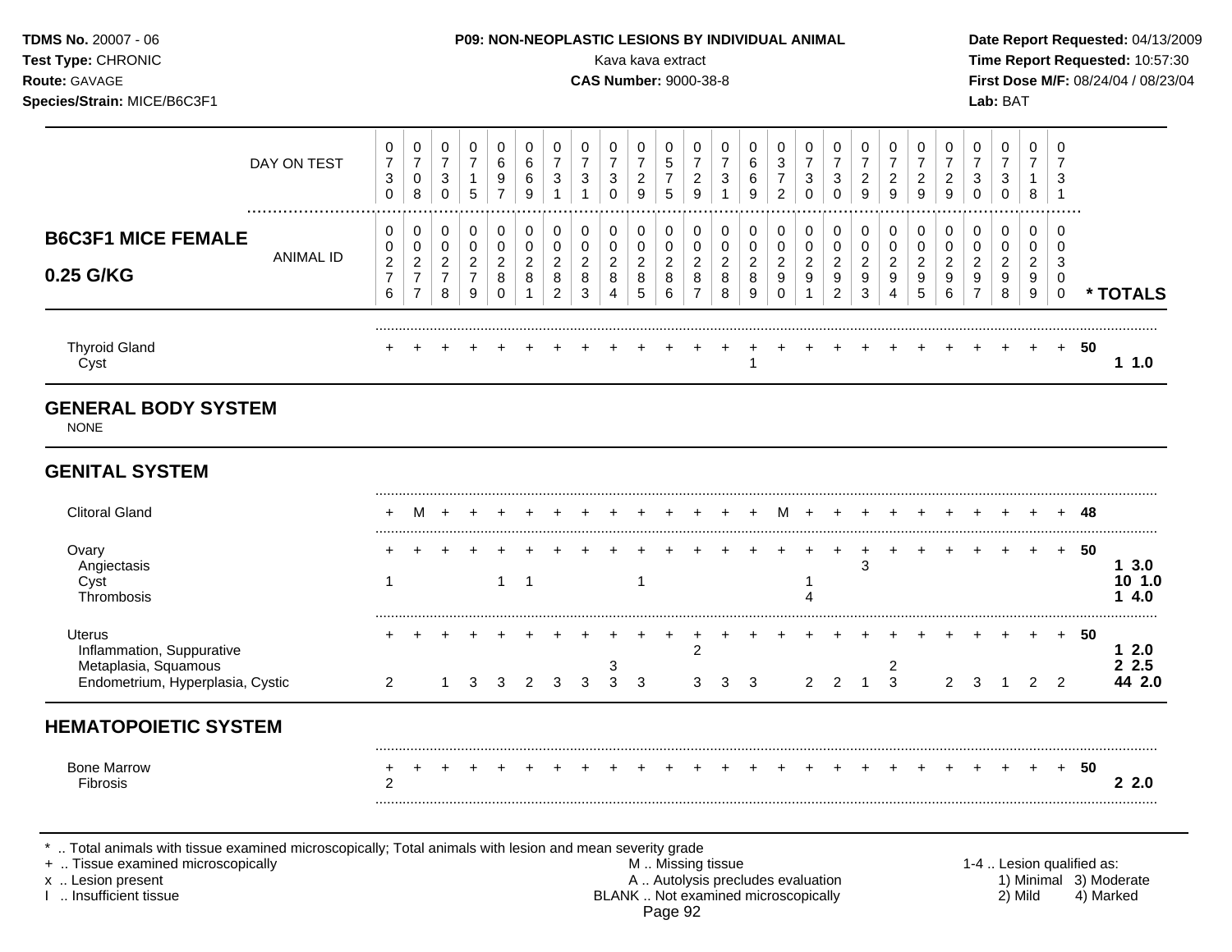**TDMS No.** 20007 - 06
**Test Type:** CHRONIC
**Route:** GAVAGE
**Species/Strain:** MICE/B6C3F1

**P09: NON-NEOPLASTIC LESIONS BY INDIVIDUAL ANIMAL**
Kava kava extract
**CAS Number:** 9000-38-8

**Date Report Requested:** 04/13/2009
**Time Report Requested:** 10:57:30
**First Dose M/F:** 08/24/04 / 08/23/04
**Lab:** BAT

## B6C3F1 MICE FEMALE 0.25 G/KG

| | | | | | | | | | | | | | | | | | | | | | | | | | | | |
|---|---|---|---|---|---|---|---|---|---|---|---|---|---|---|---|---|---|---|---|---|---|---|---|---|---|---|---|
| DAY ON TEST | 0730 | 0708 | 0730 | 0715 | 0697 | 0669 | 0731 | 0731 | 0730 | 0729 | 0575 | 0729 | 0731 | 0669 | 0372 | 0730 | 0730 | 0729 | 0729 | 0729 | 0729 | 0730 | 0730 | 0718 | 0731 | |
| ANIMAL ID | 00276 | 00277 | 00278 | 00279 | 00280 | 00281 | 00282 | 00283 | 00284 | 00285 | 00286 | 00287 | 00288 | 00289 | 00290 | 00291 | 00292 | 00293 | 00294 | 00295 | 00296 | 00297 | 00298 | 00299 | 00300 | * TOTALS |
| Thyroid Gland | + | + | + | + | + | + | + | + | + | + | + | + | + | + | + | + | + | + | + | + | + | + | + | + | + | 50 |
| Cyst | | | | | | | | | | | | | | 1 | | | | | | | | | | | | 1 1.0 |
| **GENERAL BODY SYSTEM** | | | | | | | | | | | | | | | | | | | | | | | | | | |
| NONE | | | | | | | | | | | | | | | | | | | | | | | | | | |
| **GENITAL SYSTEM** | | | | | | | | | | | | | | | | | | | | | | | | | | |
| Clitoral Gland | + | M | + | + | + | + | + | + | + | + | + | + | + | + | M | + | + | + | + | + | + | + | + | + | + | 48 |
| Ovary | + | + | + | + | + | + | + | + | + | + | + | + | + | + | + | + | + | + | + | + | + | + | + | + | + | 50 |
| Angiectasis | | | | | | | | | | | | | | | | | | 3 | | | | | | | | 1 3.0 |
| Cyst | 1 | | | | 1 | 1 | | | | 1 | | | | | | 1 | | | | | | | | | | 10 1.0 |
| Thrombosis | | | | | | | | | | | | | | | | 4 | | | | | | | | | | 1 4.0 |
| Uterus | + | + | + | + | + | + | + | + | + | + | + | + | + | + | + | + | + | + | + | + | + | + | + | + | + | 50 |
| Inflammation, Suppurative | | | | | | | | | | | | 2 | | | | | | | | | | | | | | 1 2.0 |
| Metaplasia, Squamous | | | | | | | | | 3 | | | | | | | | | | 2 | | | | | | | 2 2.5 |
| Endometrium, Hyperplasia, Cystic | 2 | | 1 | 3 | 3 | 2 | 3 | 3 | 3 | 3 | | 3 | 3 | 3 | | 2 | 2 | 1 | 3 | | 2 | 3 | 1 | 2 | 2 | 44 2.0 |
| **HEMATOPOIETIC SYSTEM** | | | | | | | | | | | | | | | | | | | | | | | | | | |
| Bone Marrow | + | + | + | + | + | + | + | + | + | + | + | + | + | + | + | + | + | + | + | + | + | + | + | + | + | 50 |
| Fibrosis | 2 | | | | | | | | | | | | | | | | | | | | | | | | | 2 2.0 |

\* .. Total animals with tissue examined microscopically; Total animals with lesion and mean severity grade
\+ .. Tissue examined microscopically
x .. Lesion present
I .. Insufficient tissue

M .. Missing tissue
A .. Autolysis precludes evaluation
BLANK .. Not examined microscopically

1-4 .. Lesion qualified as: 1) Minimal 2) Mild 3) Moderate 4) Marked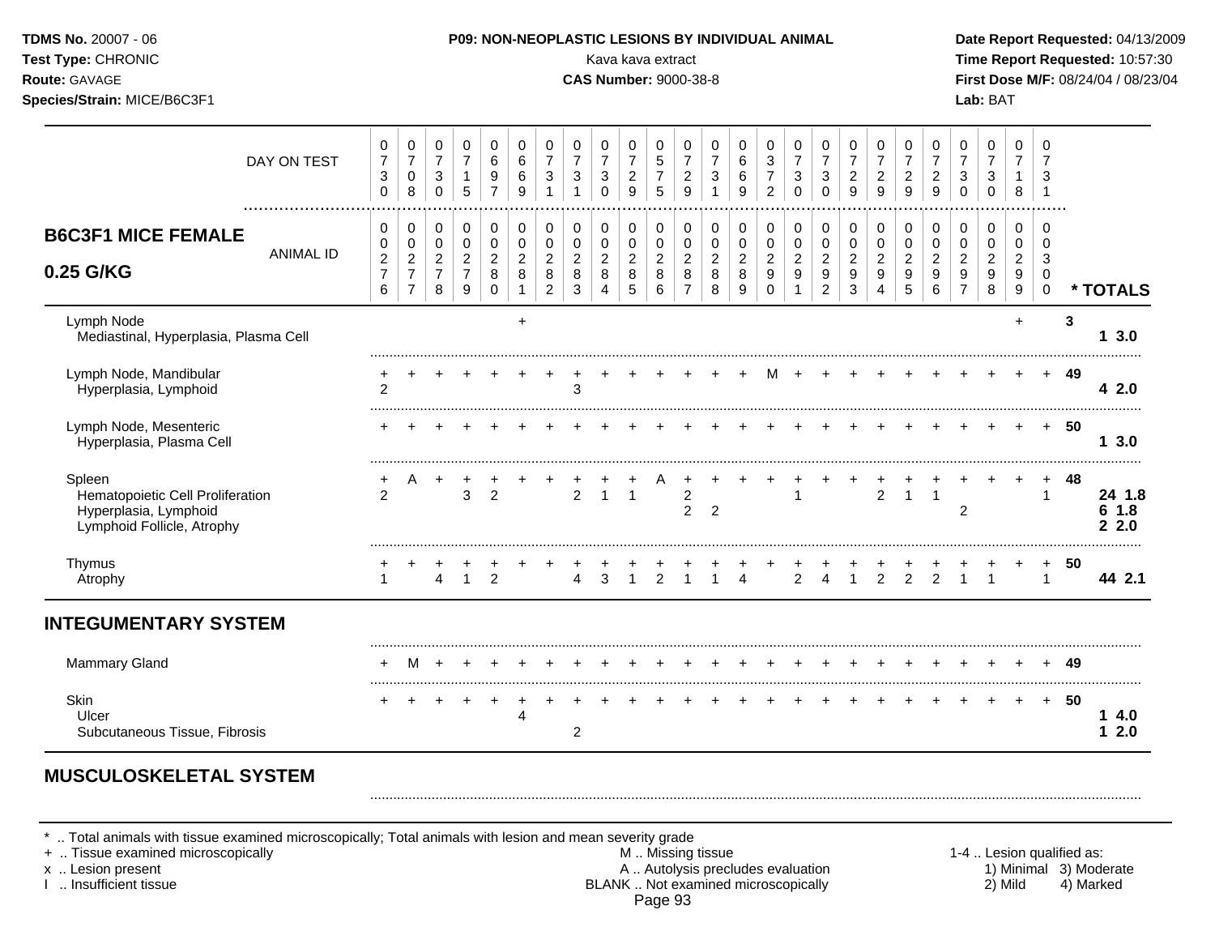| B6C3F1 MICE FEMALE 0.25 G/KG | 1 | 2 | 3 | 4 | 5 | 6 | 7 | 8 | 9 | 10 | 11 | 12 | 13 | 14 | 15 | 16 | 17 | 18 | 19 | 20 | 21 | 22 | 23 | 24 | 25 | * TOTALS |
|---|---|---|---|---|---|---|---|---|---|---|---|---|---|---|---|---|---|---|---|---|---|---|---|---|---|---|
| DAY ON TEST | 0730 | 0708 | 0730 | 0715 | 0697 | 0669 | 0731 | 0731 | 0730 | 0729 | 0575 | 0729 | 0731 | 0669 | 0372 | 0730 | 0730 | 0729 | 0729 | 0729 | 0729 | 0730 | 0730 | 0718 | 0731 | |
| ANIMAL ID | 0276 | 0277 | 0278 | 0279 | 0280 | 0281 | 0282 | 0283 | 0284 | 0285 | 0286 | 0287 | 0288 | 0289 | 0290 | 0291 | 0292 | 0293 | 0294 | 0295 | 0296 | 0297 | 0298 | 0299 | 0300 | |
| Lymph Node | | | | | | + | | | | | | | | | | | | | | | | | | + | | 3 |
| Mediastinal, Hyperplasia, Plasma Cell | | | | | | | | | | | | | | | | | | | | | | | | | | 1 3.0 |
| Lymph Node, Mandibular | + | + | + | + | + | + | + | + | + | + | + | + | + | + | M | + | + | + | + | + | + | + | + | + | + | 49 |
| Hyperplasia, Lymphoid | 2 | | | | | | | 3 | | | | | | | | | | | | | | | | | | 4 2.0 |
| Lymph Node, Mesenteric | + | + | + | + | + | + | + | + | + | + | + | + | + | + | + | + | + | + | + | + | + | + | + | + | + | 50 |
| Hyperplasia, Plasma Cell | | | | | | | | | | | | | | | | | | | | | | | | | | 1 3.0 |
| Spleen | + | A | + | + | + | + | + | + | + | + | A | + | + | + | + | + | + | + | + | + | + | + | + | + | + | 48 |
| Hematopoietic Cell Proliferation | 2 | | | 3 | 2 | | | 2 | 1 | 1 | | 2 | | | | 1 | | | 2 | 1 | 1 | | | | 1 | 24 1.8 |
| Hyperplasia, Lymphoid | | | | | | | | | | | | 2 | 2 | | | | | | | | | 2 | | | | 6 1.8 |
| Lymphoid Follicle, Atrophy | | | | | | | | | | | | | | | | | | | | | | | | | | 2 2.0 |
| Thymus | + | + | + | + | + | + | + | + | + | + | + | + | + | + | + | + | + | + | + | + | + | + | + | + | + | 50 |
| Atrophy | 1 | | 4 | 1 | 2 | | | 4 | 3 | 1 | 2 | 1 | 1 | 4 | | 2 | 4 | 1 | 2 | 2 | 2 | 1 | 1 | | 1 | 44 2.1 |
| **INTEGUMENTARY SYSTEM** | | | | | | | | | | | | | | | | | | | | | | | | | | |
| Mammary Gland | + | M | + | + | + | + | + | + | + | + | + | + | + | + | + | + | + | + | + | + | + | + | + | + | + | 49 |
| Skin | + | + | + | + | + | + | + | + | + | + | + | + | + | + | + | + | + | + | + | + | + | + | + | + | + | 50 |
| Ulcer | | | | | | 4 | | | | | | | | | | | | | | | | | | | | 1 4.0 |
| Subcutaneous Tissue, Fibrosis | | | | | | | | 2 | | | | | | | | | | | | | | | | | | 1 2.0 |
| **MUSCULOSKELETAL SYSTEM** | | | | | | | | | | | | | | | | | | | | | | | | | | |

* .. Total animals with tissue examined microscopically; Total animals with lesion and mean severity grade
+ .. Tissue examined microscopically
x .. Lesion present
I .. Insufficient tissue

M .. Missing tissue
A .. Autolysis precludes evaluation
BLANK .. Not examined microscopically

1-4 .. Lesion qualified as: 1) Minimal 2) Mild 3) Moderate 4) Marked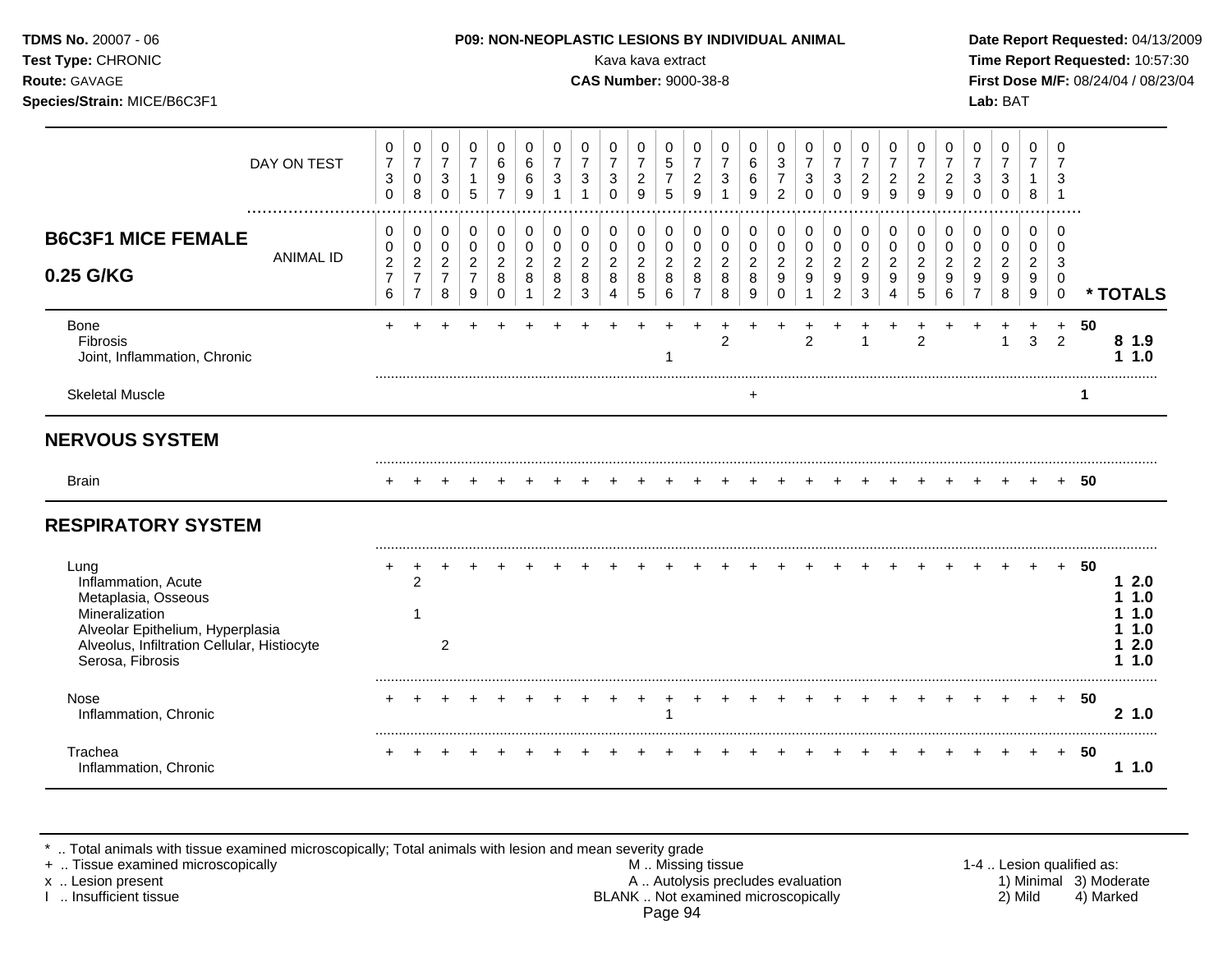**TDMS No.** 20007 - 06
**Test Type:** CHRONIC
**Route:** GAVAGE
**Species/Strain:** MICE/B6C3F1

**P09: NON-NEOPLASTIC LESIONS BY INDIVIDUAL ANIMAL**
Kava kava extract
**CAS Number:** 9000-38-8

**Date Report Requested:** 04/13/2009
**Time Report Requested:** 10:57:30
**First Dose M/F:** 08/24/04 / 08/23/04
**Lab:** BAT

## B6C3F1 MICE FEMALE 0.25 G/KG

| | 1 | 2 | 3 | 4 | 5 | 6 | 7 | 8 | 9 | 10 | 11 | 12 | 13 | 14 | 15 | 16 | 17 | 18 | 19 | 20 | 21 | 22 | 23 | 24 | 25 | | * TOTALS |
|---|---|---|---|---|---|---|---|---|---|---|---|---|---|---|---|---|---|---|---|---|---|---|---|---|---|---|---|
| DAY ON TEST | 0730 | 0708 | 0730 | 0715 | 0697 | 0669 | 0731 | 0731 | 0730 | 0729 | 0575 | 0729 | 0731 | 0669 | 0372 | 0730 | 0730 | 0729 | 0729 | 0729 | 0729 | 0730 | 0730 | 0718 | 0731 | | |
| ANIMAL ID | 00276 | 00277 | 00278 | 00279 | 00280 | 00281 | 00282 | 00283 | 00284 | 00285 | 00286 | 00287 | 00288 | 00289 | 00290 | 00291 | 00292 | 00293 | 00294 | 00295 | 00296 | 00297 | 00298 | 00299 | 00300 | | |
| Bone | + | + | + | + | + | + | + | + | + | + | + | + | + | + | + | + | + | + | + | + | + | + | + | + | + | 50 | |
| Fibrosis | | | | | | | | | | | | | 2 | | | 2 | | 1 | | 2 | | | 1 | 3 | 2 | | 8 1.9 |
| Joint, Inflammation, Chronic | | | | | | | | | | | 1 | | | | | | | | | | | | | | | | 1 1.0 |
| Skeletal Muscle | | | | | | | | | | | | | | + | | | | | | | | | | | | 1 | |
| **NERVOUS SYSTEM** | | | | | | | | | | | | | | | | | | | | | | | | | | | |
| Brain | + | + | + | + | + | + | + | + | + | + | + | + | + | + | + | + | + | + | + | + | + | + | + | + | + | 50 | |
| **RESPIRATORY SYSTEM** | | | | | | | | | | | | | | | | | | | | | | | | | | | |
| Lung | + | + | + | + | + | + | + | + | + | + | + | + | + | + | + | + | + | + | + | + | + | + | + | + | + | 50 | |
| Inflammation, Acute | | 2 | | | | | | | | | | | | | | | | | | | | | | | | | 1 2.0 |
| Metaplasia, Osseous | | | | | | | | | | | | | | | | | | | | | | | | | | | 1 1.0 |
| Mineralization | | 1 | | | | | | | | | | | | | | | | | | | | | | | | | 1 1.0 |
| Alveolar Epithelium, Hyperplasia | | | | | | | | | | | | | | | | | | | | | | | | | | | 1 1.0 |
| Alveolus, Infiltration Cellular, Histiocyte | | | 2 | | | | | | | | | | | | | | | | | | | | | | | | 1 2.0 |
| Serosa, Fibrosis | | | | | | | | | | | | | | | | | | | | | | | | | | | 1 1.0 |
| Nose | + | + | + | + | + | + | + | + | + | + | + | + | + | + | + | + | + | + | + | + | + | + | + | + | + | 50 | |
| Inflammation, Chronic | | | | | | | | | | | 1 | | | | | | | | | | | | | | | | 2 1.0 |
| Trachea | + | + | + | + | + | + | + | + | + | + | + | + | + | + | + | + | + | + | + | + | + | + | + | + | + | 50 | |
| Inflammation, Chronic | | | | | | | | | | | | | | | | | | | | | | | | | | | 1 1.0 |

\* .. Total animals with tissue examined microscopically; Total animals with lesion and mean severity grade
\+ .. Tissue examined microscopically
x .. Lesion present
I .. Insufficient tissue

M .. Missing tissue
A .. Autolysis precludes evaluation
BLANK .. Not examined microscopically

1-4 .. Lesion qualified as:
1) Minimal 2) Mild 3) Moderate 4) Marked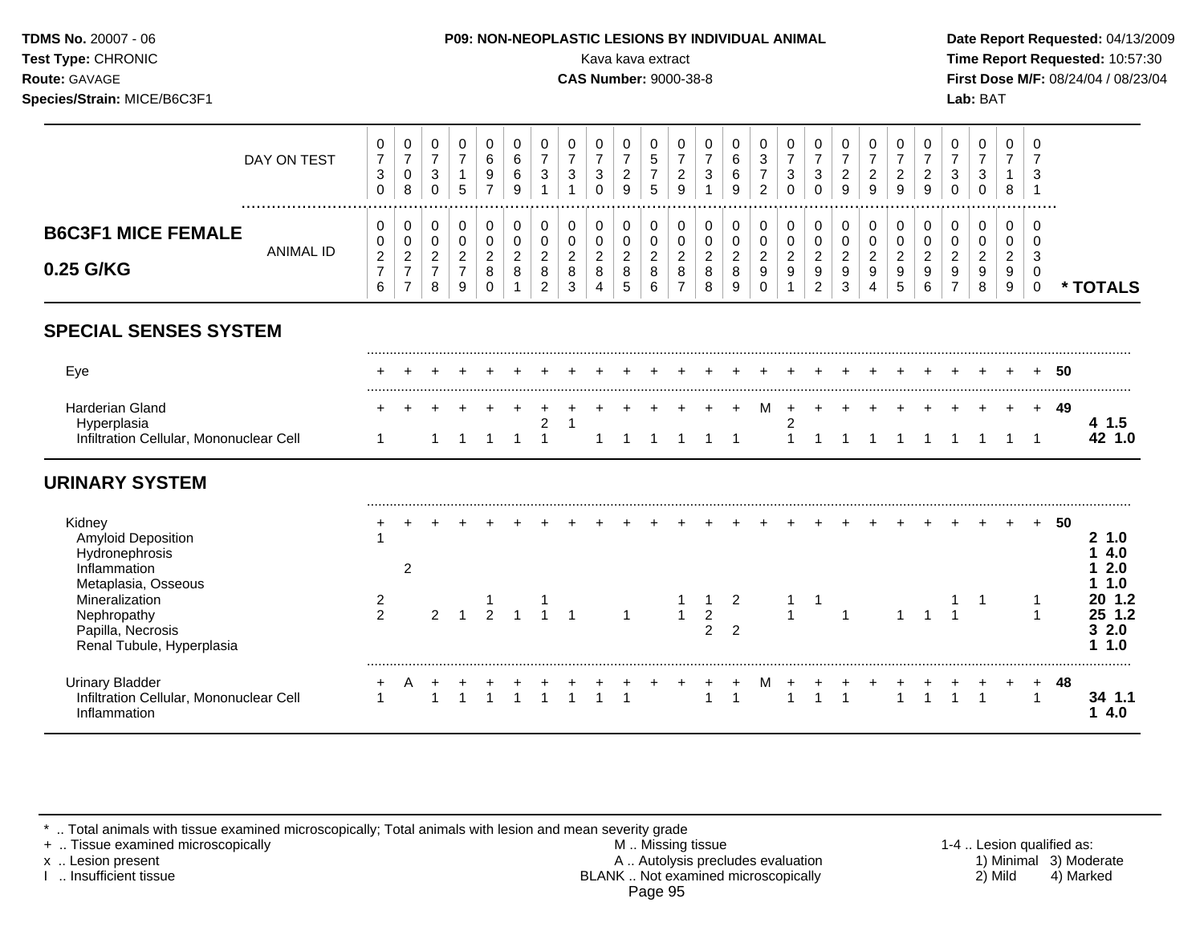## P09: NON-NEOPLASTIC LESIONS BY INDIVIDUAL ANIMAL

Kava kava extract

**B6C3F1 MICE FEMALE 0.25 G/KG**

| | 1 | 2 | 3 | 4 | 5 | 6 | 7 | 8 | 9 | 10 | 11 | 12 | 13 | 14 | 15 | 16 | 17 | 18 | 19 | 20 | 21 | 22 | 23 | 24 | 25 | | * TOTALS |
|---|---|---|---|---|---|---|---|---|---|---|---|---|---|---|---|---|---|---|---|---|---|---|---|---|---|---|---|
| DAY ON TEST | 0730 | 0708 | 0730 | 0715 | 0697 | 0669 | 0731 | 0731 | 0730 | 0729 | 0575 | 0729 | 0731 | 0669 | 0372 | 0730 | 0730 | 0729 | 0729 | 0729 | 0729 | 0730 | 0730 | 0718 | 0731 | | |
| ANIMAL ID | 0276 | 0277 | 0278 | 0279 | 0280 | 0281 | 0282 | 0283 | 0284 | 0285 | 0286 | 0287 | 0288 | 0289 | 0290 | 0291 | 0292 | 0293 | 0294 | 0295 | 0296 | 0297 | 0298 | 0299 | 0300 | | |
| **SPECIAL SENSES SYSTEM** | | | | | | | | | | | | | | | | | | | | | | | | | | | |
| Eye | + | + | + | + | + | + | + | + | + | + | + | + | + | + | + | + | + | + | + | + | + | + | + | + | + | 50 | |
| Harderian Gland | + | + | + | + | + | + | + | + | + | + | + | + | + | + | M | + | + | + | + | + | + | + | + | + | + | 49 | |
| Hyperplasia | | | | | | | 2 | 1 | | | | | | | | 2 | | | | | | | | | | | 4 1.5 |
| Infiltration Cellular, Mononuclear Cell | 1 | | 1 | 1 | 1 | 1 | 1 | | 1 | 1 | 1 | 1 | 1 | 1 | | 1 | 1 | 1 | 1 | 1 | 1 | 1 | 1 | 1 | 1 | | 42 1.0 |
| **URINARY SYSTEM** | | | | | | | | | | | | | | | | | | | | | | | | | | | |
| Kidney | + | + | + | + | + | + | + | + | + | + | + | + | + | + | + | + | + | + | + | + | + | + | + | + | + | 50 | |
| Amyloid Deposition | 1 | | | | | | | | | | | | | | | | | | | | | | | | | | 2 1.0 |
| Hydronephrosis | | | | | | | | | | | | | | | | | | | | | | | | | | | 1 4.0 |
| Inflammation | | 2 | | | | | | | | | | | | | | | | | | | | | | | | | 1 2.0 |
| Metaplasia, Osseous | | | | | | | | | | | | | | | | | | | | | | | | | | | 1 1.0 |
| Mineralization | 2 | | | | 1 | | 1 | | | | | 1 | 1 | 2 | | 1 | 1 | | | | | 1 | 1 | | 1 | | 20 1.2 |
| Nephropathy | 2 | | 2 | 1 | 2 | 1 | 1 | 1 | | 1 | | 1 | 2 | | | 1 | | 1 | | 1 | 1 | 1 | | | 1 | | 25 1.2 |
| Papilla, Necrosis | | | | | | | | | | | | | 2 | 2 | | | | | | | | | | | | | 3 2.0 |
| Renal Tubule, Hyperplasia | | | | | | | | | | | | | | | | | | | | | | | | | | | 1 1.0 |
| Urinary Bladder | + | A | + | + | + | + | + | + | + | + | + | + | + | + | M | + | + | + | + | + | + | + | + | + | + | 48 | |
| Infiltration Cellular, Mononuclear Cell | 1 | | 1 | 1 | 1 | 1 | 1 | 1 | 1 | 1 | | | 1 | 1 | | 1 | 1 | 1 | | 1 | 1 | 1 | 1 | | 1 | | 34 1.1 |
| Inflammation | | | | | | | | | | | | | | | | | | | | | | | | | | | 1 4.0 |

\* .. Total animals with tissue examined microscopically; Total animals with lesion and mean severity grade
+ .. Tissue examined microscopically
x .. Lesion present
I .. Insufficient tissue
M .. Missing tissue
A .. Autolysis precludes evaluation
BLANK .. Not examined microscopically
1-4 .. Lesion qualified as: 1) Minimal 2) Mild 3) Moderate 4) Marked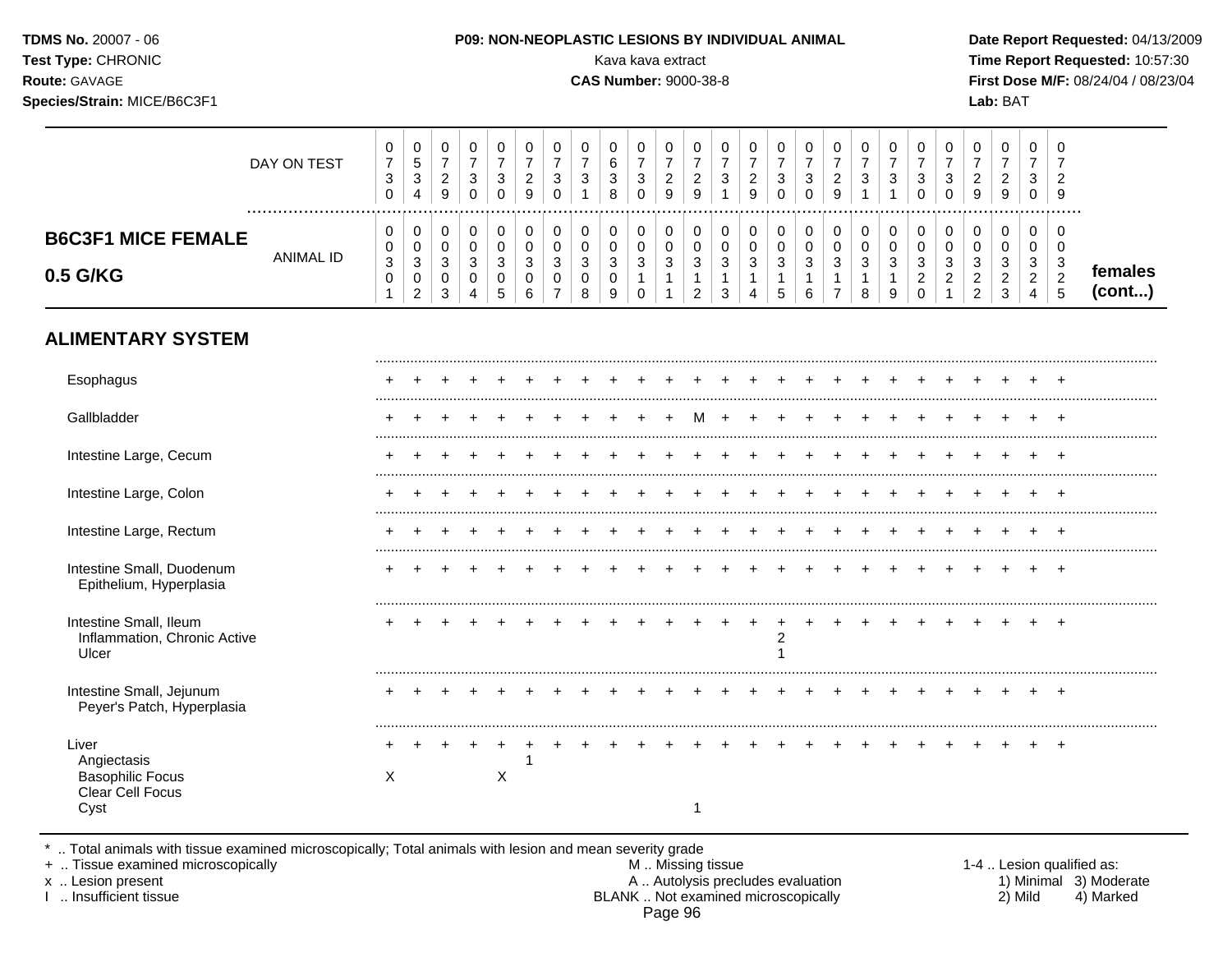**TDMS No.** 20007 - 06
**Test Type:** CHRONIC
**Route:** GAVAGE
**Species/Strain:** MICE/B6C3F1

**P09: NON-NEOPLASTIC LESIONS BY INDIVIDUAL ANIMAL**
Kava kava extract
**CAS Number:** 9000-38-8

**Date Report Requested:** 04/13/2009
**Time Report Requested:** 10:57:30
**First Dose M/F:** 08/24/04 / 08/23/04
**Lab:** BAT

## B6C3F1 MICE FEMALE 0.5 G/KG

| | | | | | | | | | | | | | | | | | | | | | | | | | | |
|---|---|---|---|---|---|---|---|---|---|---|---|---|---|---|---|---|---|---|---|---|---|---|---|---|---|---|
| DAY ON TEST | 0730 | 0534 | 0729 | 0730 | 0730 | 0729 | 0730 | 0731 | 0638 | 0730 | 0729 | 0729 | 0731 | 0729 | 0730 | 0730 | 0729 | 0731 | 0731 | 0730 | 0730 | 0729 | 0729 | 0730 | 0729 | |
| ANIMAL ID | 0030 1 | 0030 2 | 0030 3 | 0030 4 | 0030 5 | 0030 6 | 0030 7 | 0030 8 | 0030 9 | 0031 0 | 0031 1 | 0031 2 | 0031 3 | 0031 4 | 0031 5 | 0031 6 | 0031 7 | 0031 8 | 0031 9 | 0032 0 | 0032 1 | 0032 2 | 0032 3 | 0032 4 | 0032 5 | **females (cont...)** |
| **ALIMENTARY SYSTEM** | | | | | | | | | | | | | | | | | | | | | | | | | | |
| Esophagus | + | + | + | + | + | + | + | + | + | + | + | + | + | + | + | + | + | + | + | + | + | + | + | + | + | |
| Gallbladder | + | + | + | + | + | + | + | + | + | + | + | M | + | + | + | + | + | + | + | + | + | + | + | + | + | |
| Intestine Large, Cecum | + | + | + | + | + | + | + | + | + | + | + | + | + | + | + | + | + | + | + | + | + | + | + | + | + | |
| Intestine Large, Colon | + | + | + | + | + | + | + | + | + | + | + | + | + | + | + | + | + | + | + | + | + | + | + | + | + | |
| Intestine Large, Rectum | + | + | + | + | + | + | + | + | + | + | + | + | + | + | + | + | + | + | + | + | + | + | + | + | + | |
| Intestine Small, Duodenum | + | + | + | + | + | + | + | + | + | + | + | + | + | + | + | + | + | + | + | + | + | + | + | + | + | |
| Epithelium, Hyperplasia | | | | | | | | | | | | | | | | | | | | | | | | | | |
| Intestine Small, Ileum | + | + | + | + | + | + | + | + | + | + | + | + | + | + | + | + | + | + | + | + | + | + | + | + | + | |
| Inflammation, Chronic Active | | | | | | | | | | | | | | | 2 | | | | | | | | | | | |
| Ulcer | | | | | | | | | | | | | | | 1 | | | | | | | | | | | |
| Intestine Small, Jejunum | + | + | + | + | + | + | + | + | + | + | + | + | + | + | + | + | + | + | + | + | + | + | + | + | + | |
| Peyer's Patch, Hyperplasia | | | | | | | | | | | | | | | | | | | | | | | | | | |
| Liver | + | + | + | + | + | + | + | + | + | + | + | + | + | + | + | + | + | + | + | + | + | + | + | + | + | |
| Angiectasis | | | | | | 1 | | | | | | | | | | | | | | | | | | | | |
| Basophilic Focus | X | | | | X | | | | | | | | | | | | | | | | | | | | | |
| Clear Cell Focus | | | | | | | | | | | | | | | | | | | | | | | | | | |
| Cyst | | | | | | | | | | | | 1 | | | | | | | | | | | | | | |

\* .. Total animals with tissue examined microscopically; Total animals with lesion and mean severity grade
\+ .. Tissue examined microscopically
x .. Lesion present
I .. Insufficient tissue

M .. Missing tissue
A .. Autolysis precludes evaluation
BLANK .. Not examined microscopically

1-4 .. Lesion qualified as:
1) Minimal 2) Mild 3) Moderate 4) Marked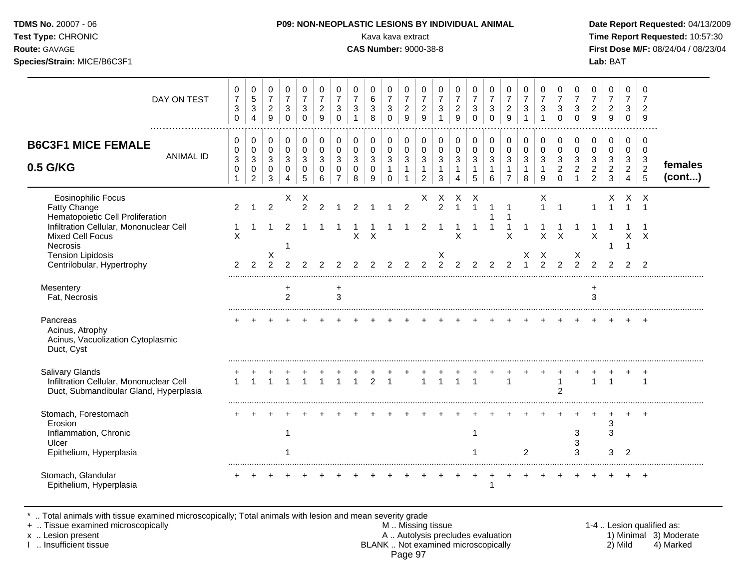**TDMS No.** 20007 - 06
**Test Type:** CHRONIC
**Route:** GAVAGE
**Species/Strain:** MICE/B6C3F1

**P09: NON-NEOPLASTIC LESIONS BY INDIVIDUAL ANIMAL**
Kava kava extract
**CAS Number:** 9000-38-8

**Date Report Requested:** 04/13/2009
**Time Report Requested:** 10:57:30
**First Dose M/F:** 08/24/04 / 08/23/04
**Lab:** BAT

## B6C3F1 MICE FEMALE 0.5 G/KG — females (cont...)

| DAY ON TEST | 0730 | 0534 | 0729 | 0730 | 0730 | 0729 | 0730 | 0731 | 0638 | 0730 | 0729 | 0729 | 0731 | 0729 | 0730 | 0730 | 0729 | 0731 | 0731 | 0730 | 0730 | 0729 | 0729 | 0730 | 0729 |
|---|---|---|---|---|---|---|---|---|---|---|---|---|---|---|---|---|---|---|---|---|---|---|---|---|---|
| **ANIMAL ID** | 0301 | 0302 | 0303 | 0304 | 0305 | 0306 | 0307 | 0308 | 0309 | 0310 | 0311 | 0312 | 0313 | 0314 | 0315 | 0316 | 0317 | 0318 | 0319 | 0320 | 0321 | 0322 | 0323 | 0324 | 0325 |
| Eosinophilic Focus | | | | X | X | | | | | | | X | X | X | X | | | | X | | | | X | X | X |
| Fatty Change | 2 | 1 | 2 | | 2 | 2 | 1 | 2 | 1 | 1 | 2 | | 2 | 1 | 1 | 1 | 1 | | 1 | 1 | | 1 | 1 | 1 | 1 |
| Hematopoietic Cell Proliferation | | | | | | | | | | | | | | | | 1 | 1 | | | | | | | | |
| Infiltration Cellular, Mononuclear Cell | 1 | 1 | 1 | 2 | 1 | 1 | 1 | 1 | 1 | 1 | 1 | 2 | 1 | 1 | 1 | 1 | 1 | 1 | 1 | 1 | 1 | 1 | 1 | 1 | 1 |
| Mixed Cell Focus | X | | | | | | | X | X | | | | | X | | | X | | X | X | | X | | X | X |
| Necrosis | | | | 1 | | | | | | | | | | | | | | | | | | | 1 | 1 | |
| Tension Lipidosis | | | X | | | | | | | | | | X | | | | | X | X | | X | | | | |
| Centrilobular, Hypertrophy | 2 | 2 | 2 | 2 | 2 | 2 | 2 | 2 | 2 | 2 | 2 | 2 | 2 | 2 | 2 | 2 | 2 | 1 | 2 | 2 | 2 | 2 | 2 | 2 | 2 |
| Mesentery | | | | + | | | + | | | | | | | | | | | | | | | + | | | |
| Fat, Necrosis | | | | 2 | | | 3 | | | | | | | | | | | | | | | 3 | | | |
| Pancreas | + | + | + | + | + | + | + | + | + | + | + | + | + | + | + | + | + | + | + | + | + | + | + | + | + |
| Acinus, Atrophy | | | | | | | | | | | | | | | | | | | | | | | | | |
| Acinus, Vacuolization Cytoplasmic | | | | | | | | | | | | | | | | | | | | | | | | | |
| Duct, Cyst | | | | | | | | | | | | | | | | | | | | | | | | | |
| Salivary Glands | + | + | + | + | + | + | + | + | + | + | + | + | + | + | + | + | + | + | + | + | + | + | + | + | + |
| Infiltration Cellular, Mononuclear Cell | 1 | 1 | 1 | 1 | 1 | 1 | 1 | 1 | 2 | 1 | | 1 | 1 | 1 | 1 | | 1 | | | 1 | | 1 | 1 | | 1 |
| Duct, Submandibular Gland, Hyperplasia | | | | | | | | | | | | | | | | | | | | 2 | | | | | |
| Stomach, Forestomach | + | + | + | + | + | + | + | + | + | + | + | + | + | + | + | + | + | + | + | + | + | + | + | + | + |
| Erosion | | | | | | | | | | | | | | | | | | | | | | | 3 | | |
| Inflammation, Chronic | | | | 1 | | | | | | | | | | | 1 | | | | | | 3 | | 3 | | |
| Ulcer | | | | | | | | | | | | | | | | | | | | | 3 | | | | |
| Epithelium, Hyperplasia | | | | 1 | | | | | | | | | | | 1 | | | 2 | | | 3 | | 3 | 2 | |
| Stomach, Glandular | + | + | + | + | + | + | + | + | + | + | + | + | + | + | + | + | + | + | + | + | + | + | + | + | + |
| Epithelium, Hyperplasia | | | | | | | | | | | | | | | | 1 | | | | | | | | | |

\* .. Total animals with tissue examined microscopically; Total animals with lesion and mean severity grade
\+ .. Tissue examined microscopically
x .. Lesion present
I .. Insufficient tissue

M .. Missing tissue
A .. Autolysis precludes evaluation
BLANK .. Not examined microscopically

1-4 .. Lesion qualified as: 1) Minimal 2) Mild 3) Moderate 4) Marked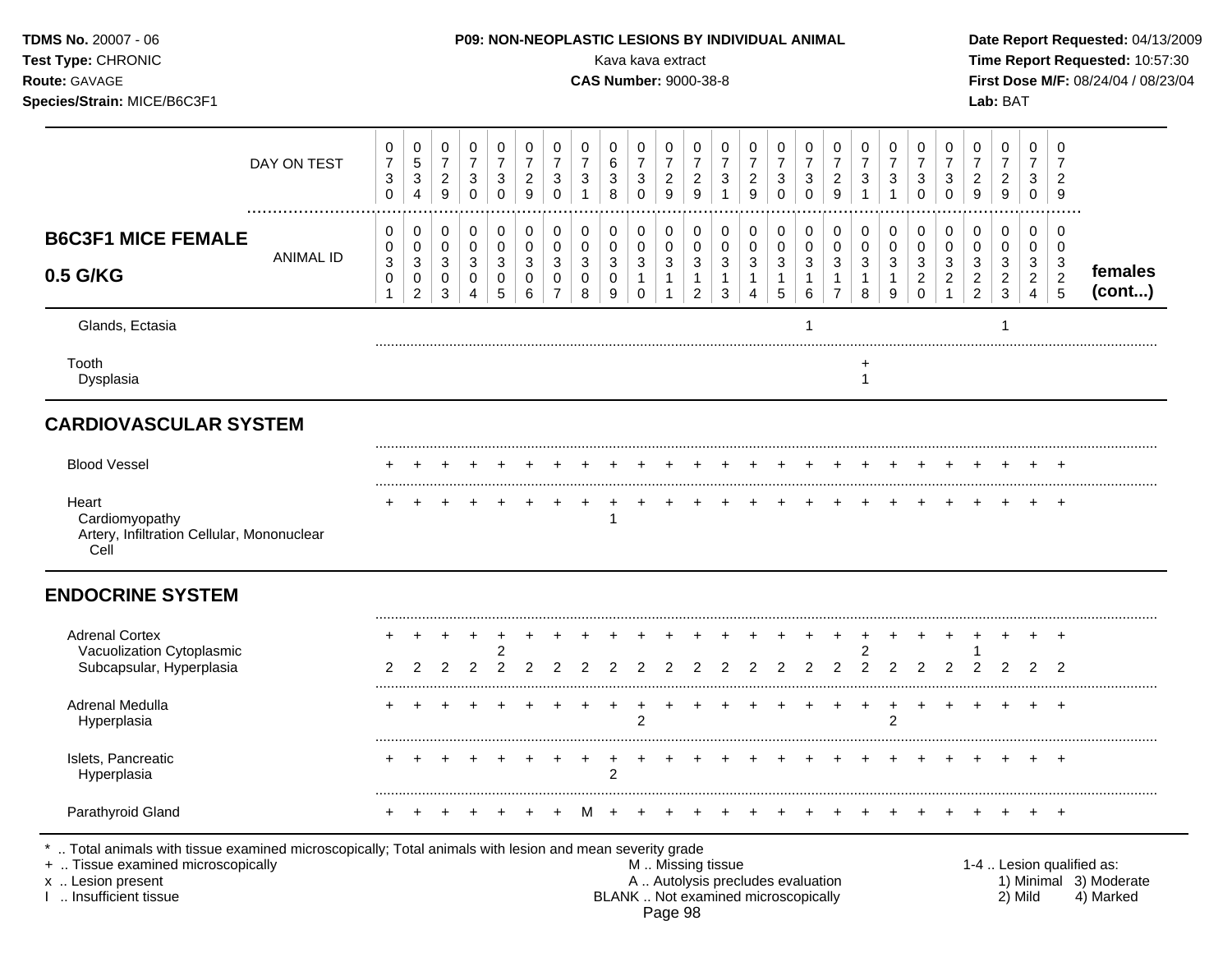**TDMS No.** 20007 - 06
**Test Type:** CHRONIC
**Route:** GAVAGE
**Species/Strain:** MICE/B6C3F1

**P09: NON-NEOPLASTIC LESIONS BY INDIVIDUAL ANIMAL**
Kava kava extract
**CAS Number:** 9000-38-8

**Date Report Requested:** 04/13/2009
**Time Report Requested:** 10:57:30
**First Dose M/F:** 08/24/04 / 08/23/04
**Lab:** BAT

## B6C3F1 MICE FEMALE 0.5 G/KG — females (cont...)

| | 1 | 2 | 3 | 4 | 5 | 6 | 7 | 8 | 9 | 10 | 11 | 12 | 13 | 14 | 15 | 16 | 17 | 18 | 19 | 20 | 21 | 22 | 23 | 24 | 25 |
|---|---|---|---|---|---|---|---|---|---|---|---|---|---|---|---|---|---|---|---|---|---|---|---|---|---|
| DAY ON TEST | 0730 | 0534 | 0729 | 0730 | 0730 | 0729 | 0730 | 0731 | 0638 | 0730 | 0729 | 0729 | 0731 | 0729 | 0730 | 0730 | 0729 | 0731 | 0731 | 0730 | 0730 | 0729 | 0729 | 0730 | 0729 |
| ANIMAL ID | 0030301 | 0030302 | 0030303 | 0030304 | 0030305 | 0030306 | 0030307 | 0030308 | 0030309 | 0030310 | 0030311 | 0030312 | 0030313 | 0030314 | 0030315 | 0030316 | 0030317 | 0030318 | 0030319 | 0030320 | 0030321 | 0030322 | 0030323 | 0030324 | 0030325 |
| Glands, Ectasia | | | | | | | | | | | | | | | | 1 | | | | | | | 1 | | |
| Tooth | | | | | | | | | | | | | | | | | | + | | | | | | | |
| Dysplasia | | | | | | | | | | | | | | | | | | 1 | | | | | | | |
| **CARDIOVASCULAR SYSTEM** | | | | | | | | | | | | | | | | | | | | | | | | | |
| Blood Vessel | + | + | + | + | + | + | + | + | + | + | + | + | + | + | + | + | + | + | + | + | + | + | + | + | + |
| Heart | + | + | + | + | + | + | + | + | + | + | + | + | + | + | + | + | + | + | + | + | + | + | + | + | + |
| Cardiomyopathy | | | | | | | | | 1 | | | | | | | | | | | | | | | | |
| Artery, Infiltration Cellular, Mononuclear Cell | | | | | | | | | | | | | | | | | | | | | | | | | |
| **ENDOCRINE SYSTEM** | | | | | | | | | | | | | | | | | | | | | | | | | |
| Adrenal Cortex | + | + | + | + | + | + | + | + | + | + | + | + | + | + | + | + | + | + | + | + | + | + | + | + | + |
| Vacuolization Cytoplasmic | | | | | 2 | | | | | | | | | | | | | 2 | | | | 1 | | | |
| Subcapsular, Hyperplasia | 2 | 2 | 2 | 2 | 2 | 2 | 2 | 2 | 2 | 2 | 2 | 2 | 2 | 2 | 2 | 2 | 2 | 2 | 2 | 2 | 2 | 2 | 2 | 2 | 2 |
| Adrenal Medulla | + | + | + | + | + | + | + | + | + | + | + | + | + | + | + | + | + | + | + | + | + | + | + | + | + |
| Hyperplasia | | | | | | | | | | 2 | | | | | | | | | 2 | | | | | | |
| Islets, Pancreatic | + | + | + | + | + | + | + | + | + | + | + | + | + | + | + | + | + | + | + | + | + | + | + | + | + |
| Hyperplasia | | | | | | | | | 2 | | | | | | | | | | | | | | | | |
| Parathyroid Gland | + | + | + | + | + | + | + | M | + | + | + | + | + | + | + | + | + | + | + | + | + | + | + | + | + |

\* .. Total animals with tissue examined microscopically; Total animals with lesion and mean severity grade
\+ .. Tissue examined microscopically
x .. Lesion present
I .. Insufficient tissue

M .. Missing tissue
A .. Autolysis precludes evaluation
BLANK .. Not examined microscopically

1-4 .. Lesion qualified as:
1) Minimal 2) Mild 3) Moderate 4) Marked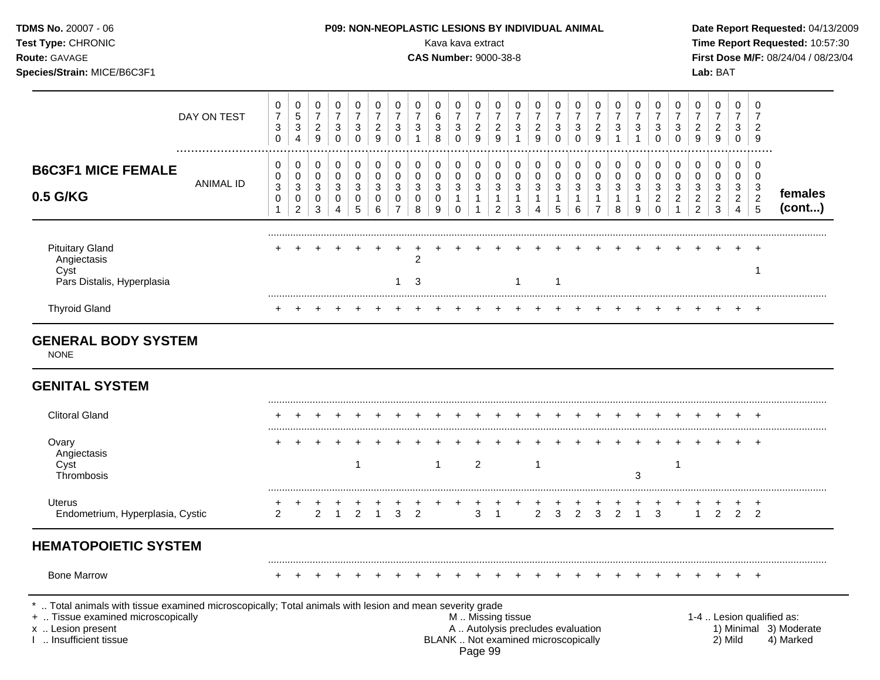**TDMS No.** 20007 - 06
**Test Type:** CHRONIC
**Route:** GAVAGE
**Species/Strain:** MICE/B6C3F1

**P09: NON-NEOPLASTIC LESIONS BY INDIVIDUAL ANIMAL**
Kava kava extract
**CAS Number:** 9000-38-8

**Date Report Requested:** 04/13/2009
**Time Report Requested:** 10:57:30
**First Dose M/F:** 08/24/04 / 08/23/04
**Lab:** BAT

## B6C3F1 MICE FEMALE 0.5 G/KG

| DAY ON TEST | 0730 | 0534 | 0729 | 0730 | 0730 | 0729 | 0730 | 0731 | 0638 | 0730 | 0729 | 0729 | 0731 | 0729 | 0730 | 0730 | 0729 | 0731 | 0731 | 0730 | 0730 | 0729 | 0729 | 0730 | 0729 | |
|---|---|---|---|---|---|---|---|---|---|---|---|---|---|---|---|---|---|---|---|---|---|---|---|---|---|---|
| ANIMAL ID | 00301 | 00302 | 00303 | 00304 | 00305 | 00306 | 00307 | 00308 | 00309 | 00310 | 00311 | 00312 | 00313 | 00314 | 00315 | 00316 | 00317 | 00318 | 00319 | 00320 | 00321 | 00322 | 00323 | 00324 | 00325 | **females (cont...)** |
| Pituitary Gland | + | + | + | + | + | + | + | + | + | + | + | + | + | + | + | + | + | + | + | + | + | + | + | + | + | |
| Angiectasis | | | | | | | | 2 | | | | | | | | | | | | | | | | | | |
| Cyst | | | | | | | | | | | | | | | | | | | | | | | | | 1 | |
| Pars Distalis, Hyperplasia | | | | | | | 1 | 3 | | | | | 1 | | 1 | | | | | | | | | | | |
| Thyroid Gland | + | + | + | + | + | + | + | + | + | + | + | + | + | + | + | + | + | + | + | + | + | + | + | + | + | |

## GENERAL BODY SYSTEM

NONE

## GENITAL SYSTEM

| | 00301 | 00302 | 00303 | 00304 | 00305 | 00306 | 00307 | 00308 | 00309 | 00310 | 00311 | 00312 | 00313 | 00314 | 00315 | 00316 | 00317 | 00318 | 00319 | 00320 | 00321 | 00322 | 00323 | 00324 | 00325 |
|---|---|---|---|---|---|---|---|---|---|---|---|---|---|---|---|---|---|---|---|---|---|---|---|---|---|
| Clitoral Gland | + | + | + | + | + | + | + | + | + | + | + | + | + | + | + | + | + | + | + | + | + | + | + | + | + |
| Ovary | + | + | + | + | + | + | + | + | + | + | + | + | + | + | + | + | + | + | + | + | + | + | + | + | + |
| Angiectasis | | | | | | | | | | | | | | | | | | | | | | | | | |
| Cyst | | | | | 1 | | | | 1 | | 2 | | | 1 | | | | | | | 1 | | | | |
| Thrombosis | | | | | | | | | | | | | | | | | | | 3 | | | | | | |
| Uterus | + | + | + | + | + | + | + | + | + | + | + | + | + | + | + | + | + | + | + | + | + | + | + | + | + |
| Endometrium, Hyperplasia, Cystic | 2 | | 2 | 1 | 2 | 1 | 3 | 2 | | | 3 | 1 | | 2 | 3 | 2 | 3 | 2 | 1 | 3 | | 1 | 2 | 2 | 2 |

## HEMATOPOIETIC SYSTEM

| | 00301 | 00302 | 00303 | 00304 | 00305 | 00306 | 00307 | 00308 | 00309 | 00310 | 00311 | 00312 | 00313 | 00314 | 00315 | 00316 | 00317 | 00318 | 00319 | 00320 | 00321 | 00322 | 00323 | 00324 | 00325 |
|---|---|---|---|---|---|---|---|---|---|---|---|---|---|---|---|---|---|---|---|---|---|---|---|---|---|
| Bone Marrow | + | + | + | + | + | + | + | + | + | + | + | + | + | + | + | + | + | + | + | + | + | + | + | + | + |

\* .. Total animals with tissue examined microscopically; Total animals with lesion and mean severity grade
\+ .. Tissue examined microscopically
x .. Lesion present
I .. Insufficient tissue

M .. Missing tissue
A .. Autolysis precludes evaluation
BLANK .. Not examined microscopically

1-4 .. Lesion qualified as:
1) Minimal 2) Mild 3) Moderate 4) Marked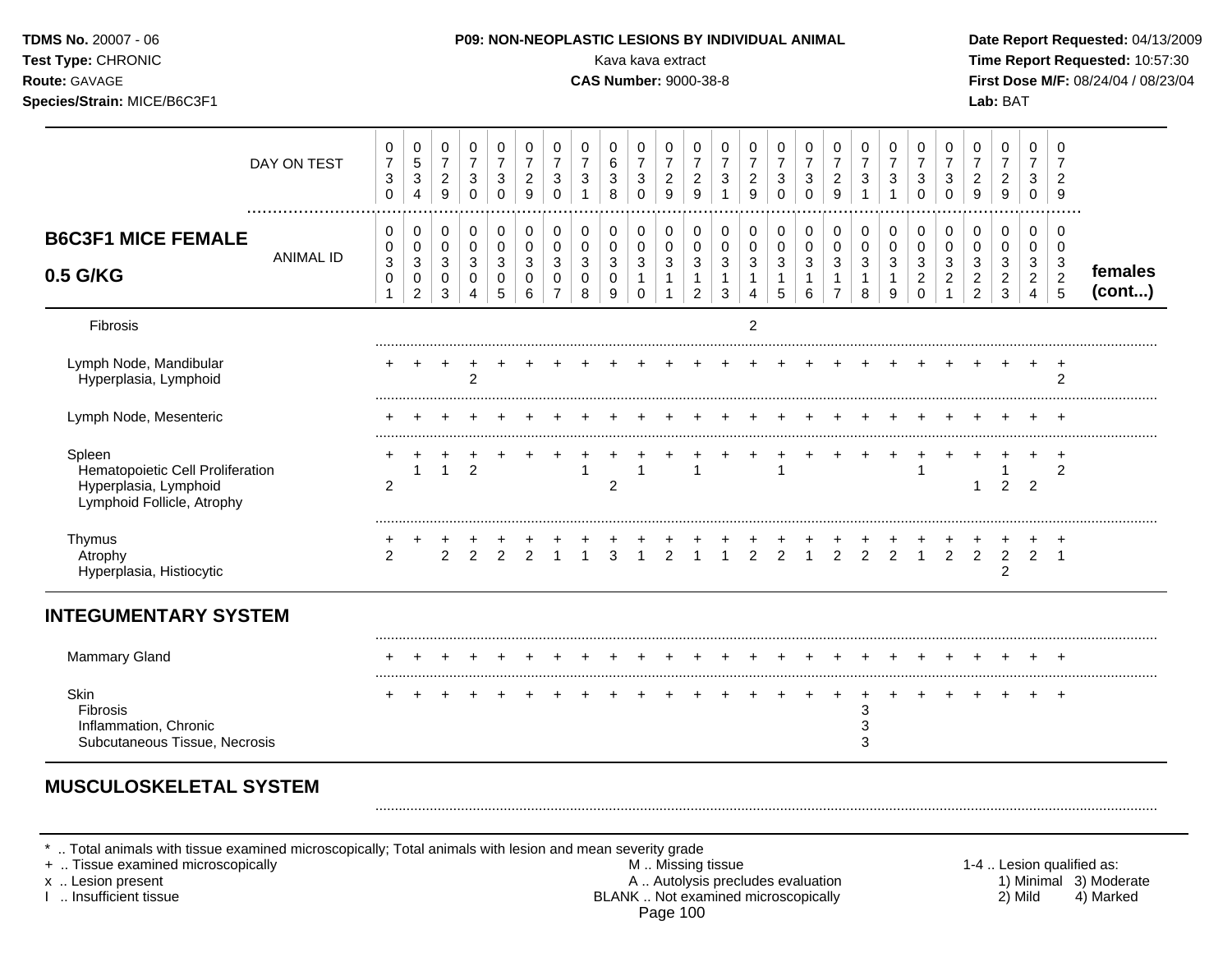**TDMS No.** 20007 - 06
**Test Type:** CHRONIC
**Route:** GAVAGE
**Species/Strain:** MICE/B6C3F1

**P09: NON-NEOPLASTIC LESIONS BY INDIVIDUAL ANIMAL**
Kava kava extract
**CAS Number:** 9000-38-8

**Date Report Requested:** 04/13/2009
**Time Report Requested:** 10:57:30
**First Dose M/F:** 08/24/04 / 08/23/04
**Lab:** BAT

**B6C3F1 MICE FEMALE 0.5 G/KG** — females (cont...)

| DAY ON TEST | 0730 | 0534 | 0729 | 0730 | 0730 | 0729 | 0730 | 0731 | 0638 | 0730 | 0729 | 0729 | 0731 | 0729 | 0730 | 0730 | 0729 | 0731 | 0731 | 0730 | 0730 | 0729 | 0729 | 0730 | 0729 |
|---|---|---|---|---|---|---|---|---|---|---|---|---|---|---|---|---|---|---|---|---|---|---|---|---|---|
| ANIMAL ID | 0301 | 0302 | 0303 | 0304 | 0305 | 0306 | 0307 | 0308 | 0309 | 0310 | 0311 | 0312 | 0313 | 0314 | 0315 | 0316 | 0317 | 0318 | 0319 | 0320 | 0321 | 0322 | 0323 | 0324 | 0325 |
| Fibrosis | | | | | | | | | | | | | | 2 | | | | | | | | | | | |
| Lymph Node, Mandibular | + | + | + | + | + | + | + | + | + | + | + | + | + | + | + | + | + | + | + | + | + | + | + | + | + |
| Hyperplasia, Lymphoid | | | | 2 | | | | | | | | | | | | | | | | | | | | | 2 |
| Lymph Node, Mesenteric | + | + | + | + | + | + | + | + | + | + | + | + | + | + | + | + | + | + | + | + | + | + | + | + | + |
| Spleen | + | + | + | + | + | + | + | + | + | + | + | + | + | + | + | + | + | + | + | + | + | + | + | + | + |
| Hematopoietic Cell Proliferation | | 1 | 1 | 2 | | | | 1 | | 1 | | 1 | | | 1 | | | | | 1 | | | 1 | | 2 |
| Hyperplasia, Lymphoid | 2 | | | | | | | | 2 | | | | | | | | | | | | | 1 | 2 | 2 | |
| Lymphoid Follicle, Atrophy | | | | | | | | | | | | | | | | | | | | | | | | | |
| Thymus | + | + | + | + | + | + | + | + | + | + | + | + | + | + | + | + | + | + | + | + | + | + | + | + | + |
| Atrophy | 2 | | 2 | 2 | 2 | 2 | 1 | 1 | 3 | 1 | 2 | 1 | 1 | 2 | 2 | 1 | 2 | 2 | 2 | 1 | 2 | 2 | 2 | 2 | 1 |
| Hyperplasia, Histiocytic | | | | | | | | | | | | | | | | | | | | | | | 2 | | |

## INTEGUMENTARY SYSTEM

| | 0301 | 0302 | 0303 | 0304 | 0305 | 0306 | 0307 | 0308 | 0309 | 0310 | 0311 | 0312 | 0313 | 0314 | 0315 | 0316 | 0317 | 0318 | 0319 | 0320 | 0321 | 0322 | 0323 | 0324 | 0325 |
|---|---|---|---|---|---|---|---|---|---|---|---|---|---|---|---|---|---|---|---|---|---|---|---|---|---|
| Mammary Gland | + | + | + | + | + | + | + | + | + | + | + | + | + | + | + | + | + | + | + | + | + | + | + | + | + |
| Skin | + | + | + | + | + | + | + | + | + | + | + | + | + | + | + | + | + | + | + | + | + | + | + | + | + |
| Fibrosis | | | | | | | | | | | | | | | | | | 3 | | | | | | | |
| Inflammation, Chronic | | | | | | | | | | | | | | | | | | 3 | | | | | | | |
| Subcutaneous Tissue, Necrosis | | | | | | | | | | | | | | | | | | 3 | | | | | | | |

## MUSCULOSKELETAL SYSTEM

\* .. Total animals with tissue examined microscopically; Total animals with lesion and mean severity grade
\+ .. Tissue examined microscopically
x .. Lesion present
I .. Insufficient tissue

M .. Missing tissue
A .. Autolysis precludes evaluation
BLANK .. Not examined microscopically

1-4 .. Lesion qualified as:
1) Minimal 2) Mild 3) Moderate 4) Marked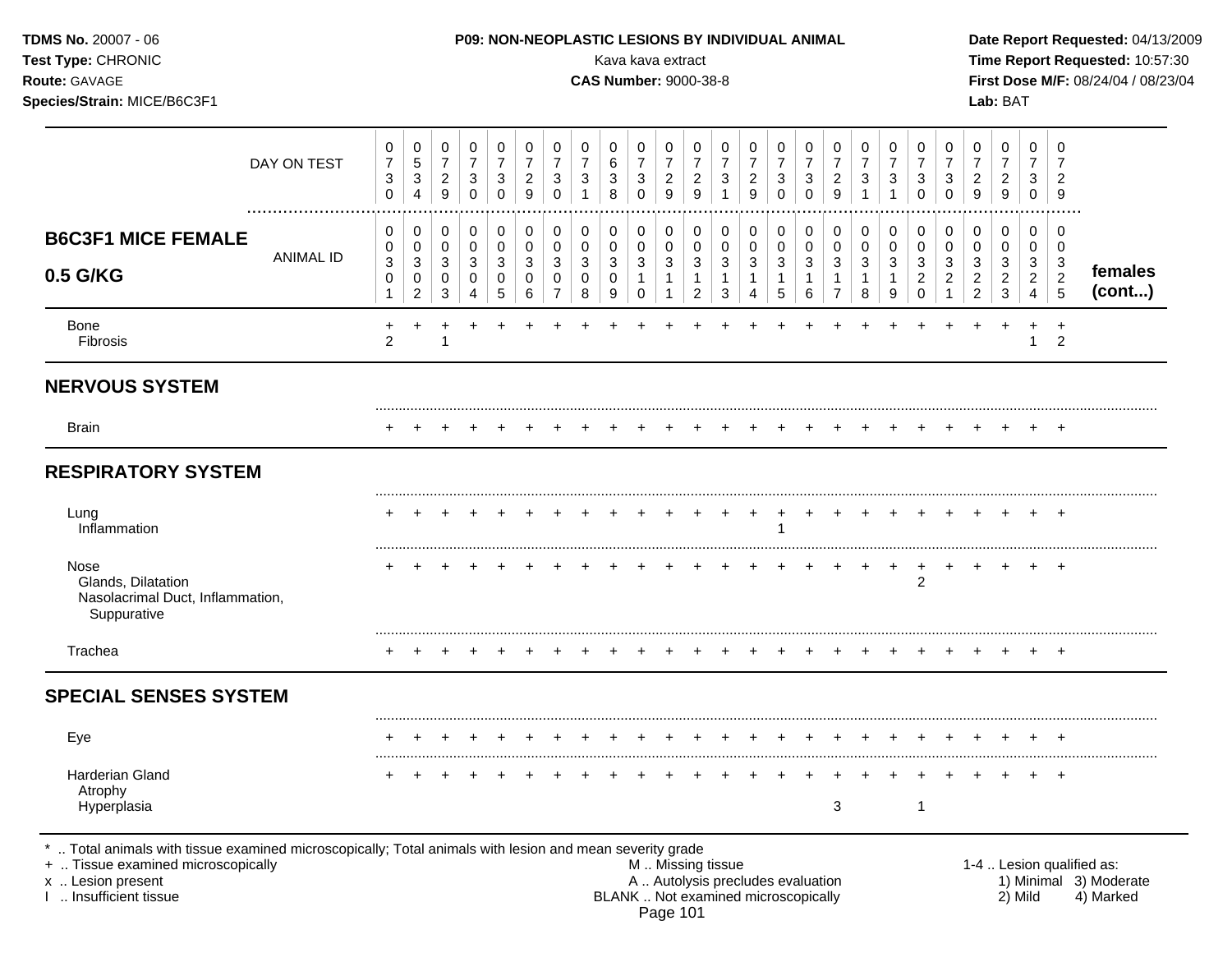**TDMS No.** 20007 - 06
**Test Type:** CHRONIC
**Route:** GAVAGE
**Species/Strain:** MICE/B6C3F1

**P09: NON-NEOPLASTIC LESIONS BY INDIVIDUAL ANIMAL**
Kava kava extract
**CAS Number:** 9000-38-8

**Date Report Requested:** 04/13/2009
**Time Report Requested:** 10:57:30
**First Dose M/F:** 08/24/04 / 08/23/04
**Lab:** BAT

## B6C3F1 MICE FEMALE 0.5 G/KG — females (cont...)

| | 1 | 2 | 3 | 4 | 5 | 6 | 7 | 8 | 9 | 10 | 11 | 12 | 13 | 14 | 15 | 16 | 17 | 18 | 19 | 20 | 21 | 22 | 23 | 24 | 25 |
|---|---|---|---|---|---|---|---|---|---|---|---|---|---|---|---|---|---|---|---|---|---|---|---|---|---|
| DAY ON TEST | 0730 | 0534 | 0729 | 0730 | 0730 | 0729 | 0730 | 0731 | 0638 | 0730 | 0729 | 0729 | 0731 | 0729 | 0730 | 0730 | 0729 | 0731 | 0731 | 0730 | 0730 | 0729 | 0729 | 0730 | 0729 |
| ANIMAL ID | 00301 | 00302 | 00303 | 00304 | 00305 | 00306 | 00307 | 00308 | 00309 | 00310 | 00311 | 00312 | 00313 | 00314 | 00315 | 00316 | 00317 | 00318 | 00319 | 00320 | 00321 | 00322 | 00323 | 00324 | 00325 |
| Bone | + | + | + | + | + | + | + | + | + | + | + | + | + | + | + | + | + | + | + | + | + | + | + | + | + |
| Fibrosis | 2 | | 1 | | | | | | | | | | | | | | | | | | | | | 1 | 2 |
| **NERVOUS SYSTEM** | | | | | | | | | | | | | | | | | | | | | | | | | |
| Brain | + | + | + | + | + | + | + | + | + | + | + | + | + | + | + | + | + | + | + | + | + | + | + | + | + |
| **RESPIRATORY SYSTEM** | | | | | | | | | | | | | | | | | | | | | | | | | |
| Lung | + | + | + | + | + | + | + | + | + | + | + | + | + | + | + | + | + | + | + | + | + | + | + | + | + |
| Inflammation | | | | | | | | | | | | | | | 1 | | | | | | | | | | |
| Nose | + | + | + | + | + | + | + | + | + | + | + | + | + | + | + | + | + | + | + | + | + | + | + | + | + |
| Glands, Dilatation | | | | | | | | | | | | | | | | | | | | 2 | | | | | |
| Nasolacrimal Duct, Inflammation, Suppurative | | | | | | | | | | | | | | | | | | | | | | | | | |
| Trachea | + | + | + | + | + | + | + | + | + | + | + | + | + | + | + | + | + | + | + | + | + | + | + | + | + |
| **SPECIAL SENSES SYSTEM** | | | | | | | | | | | | | | | | | | | | | | | | | |
| Eye | + | + | + | + | + | + | + | + | + | + | + | + | + | + | + | + | + | + | + | + | + | + | + | + | + |
| Harderian Gland | + | + | + | + | + | + | + | + | + | + | + | + | + | + | + | + | + | + | + | + | + | + | + | + | + |
| Atrophy | | | | | | | | | | | | | | | | | | | | | | | | | |
| Hyperplasia | | | | | | | | | | | | | | | | | 3 | | | 1 | | | | | |

\* .. Total animals with tissue examined microscopically; Total animals with lesion and mean severity grade
+ .. Tissue examined microscopically
x .. Lesion present
I .. Insufficient tissue

M .. Missing tissue
A .. Autolysis precludes evaluation
BLANK .. Not examined microscopically

1-4 .. Lesion qualified as:
1) Minimal 3) Moderate
2) Mild 4) Marked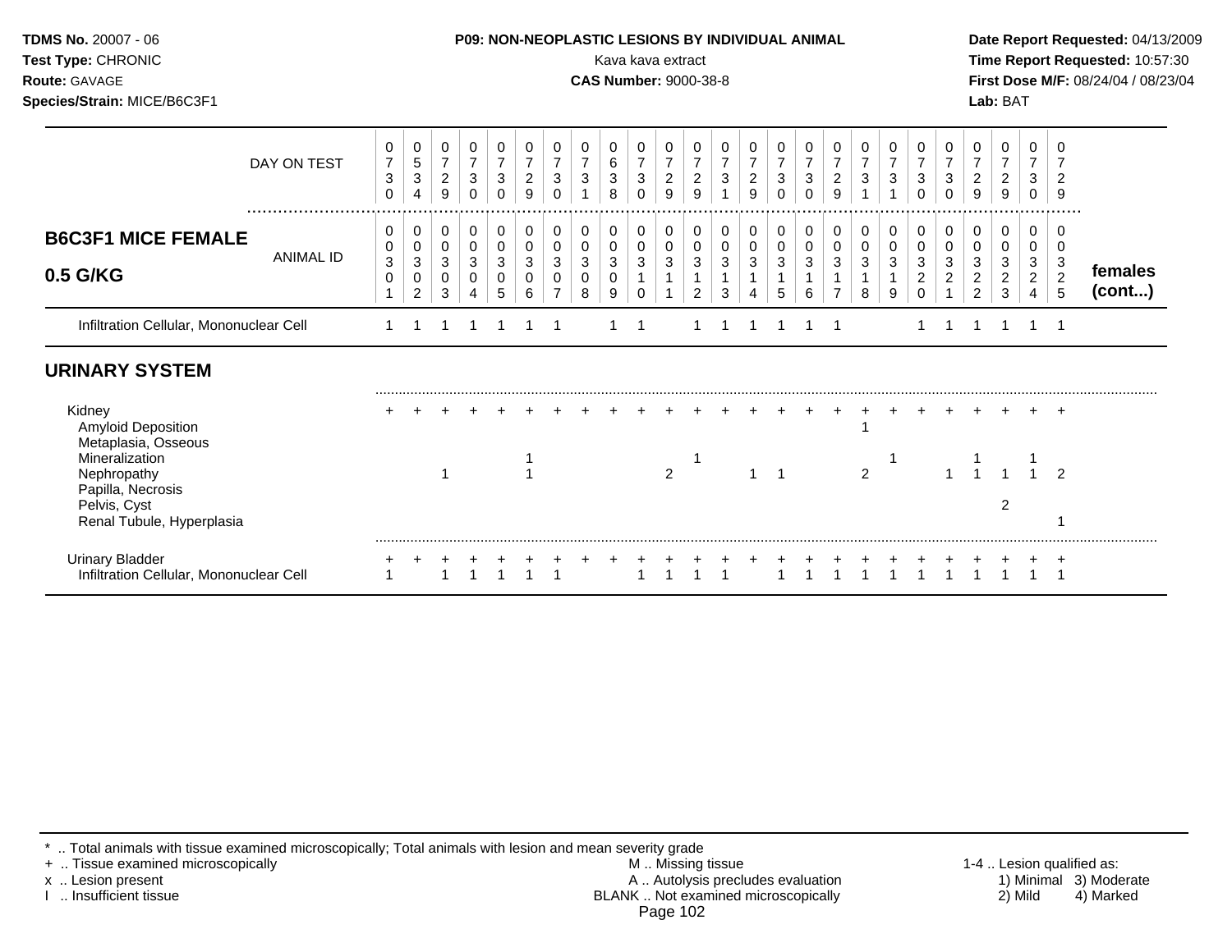## P09: NON-NEOPLASTIC LESIONS BY INDIVIDUAL ANIMAL

Kava kava extract

**CAS Number:** 9000-38-8

| **B6C3F1 MICE FEMALE 0.5 G/KG** | | | | | | | | | | | | | | | | | | | | | | | | | | **females (cont...)** |
|---|---|---|---|---|---|---|---|---|---|---|---|---|---|---|---|---|---|---|---|---|---|---|---|---|---|---|
| DAY ON TEST | 0730 | 0534 | 0729 | 0730 | 0730 | 0729 | 0730 | 0731 | 0638 | 0730 | 0729 | 0729 | 0731 | 0729 | 0730 | 0730 | 0729 | 0731 | 0731 | 0730 | 0730 | 0729 | 0729 | 0730 | 0729 | |
| ANIMAL ID | 0301 | 0302 | 0303 | 0304 | 0305 | 0306 | 0307 | 0308 | 0309 | 0310 | 0311 | 0312 | 0313 | 0314 | 0315 | 0316 | 0317 | 0318 | 0319 | 0320 | 0321 | 0322 | 0323 | 0324 | 0325 | |
| Infiltration Cellular, Mononuclear Cell | 1 | 1 | 1 | 1 | 1 | 1 | 1 | | 1 | 1 | | 1 | 1 | 1 | 1 | 1 | 1 | | | 1 | 1 | 1 | 1 | 1 | 1 | |
| **URINARY SYSTEM** | | | | | | | | | | | | | | | | | | | | | | | | | | |
| Kidney | + | + | + | + | + | + | + | + | + | + | + | + | + | + | + | + | + | + | + | + | + | + | + | + | + | |
| Amyloid Deposition | | | | | | | | | | | | | | | | | | 1 | | | | | | | | |
| Metaplasia, Osseous | | | | | | | | | | | | | | | | | | | | | | | | | | |
| Mineralization | | | | | | 1 | | | | | | 1 | | | | | | | 1 | | | 1 | | 1 | | |
| Nephropathy | | | 1 | | | 1 | | | | | 2 | | | 1 | 1 | | | 2 | | | 1 | 1 | 1 | 1 | 2 | |
| Papilla, Necrosis | | | | | | | | | | | | | | | | | | | | | | | | | | |
| Pelvis, Cyst | | | | | | | | | | | | | | | | | | | | | | | 2 | | | |
| Renal Tubule, Hyperplasia | | | | | | | | | | | | | | | | | | | | | | | | | 1 | |
| Urinary Bladder | + | + | + | + | + | + | + | + | + | + | + | + | + | + | + | + | + | + | + | + | + | + | + | + | + | |
| Infiltration Cellular, Mononuclear Cell | 1 | | 1 | 1 | 1 | 1 | 1 | | | 1 | 1 | 1 | 1 | | 1 | 1 | 1 | 1 | 1 | 1 | 1 | 1 | 1 | 1 | 1 | |

* .. Total animals with tissue examined microscopically; Total animals with lesion and mean severity grade
+ .. Tissue examined microscopically
x .. Lesion present
I .. Insufficient tissue

M .. Missing tissue
A .. Autolysis precludes evaluation
BLANK .. Not examined microscopically

1-4 .. Lesion qualified as: 1) Minimal 2) Mild 3) Moderate 4) Marked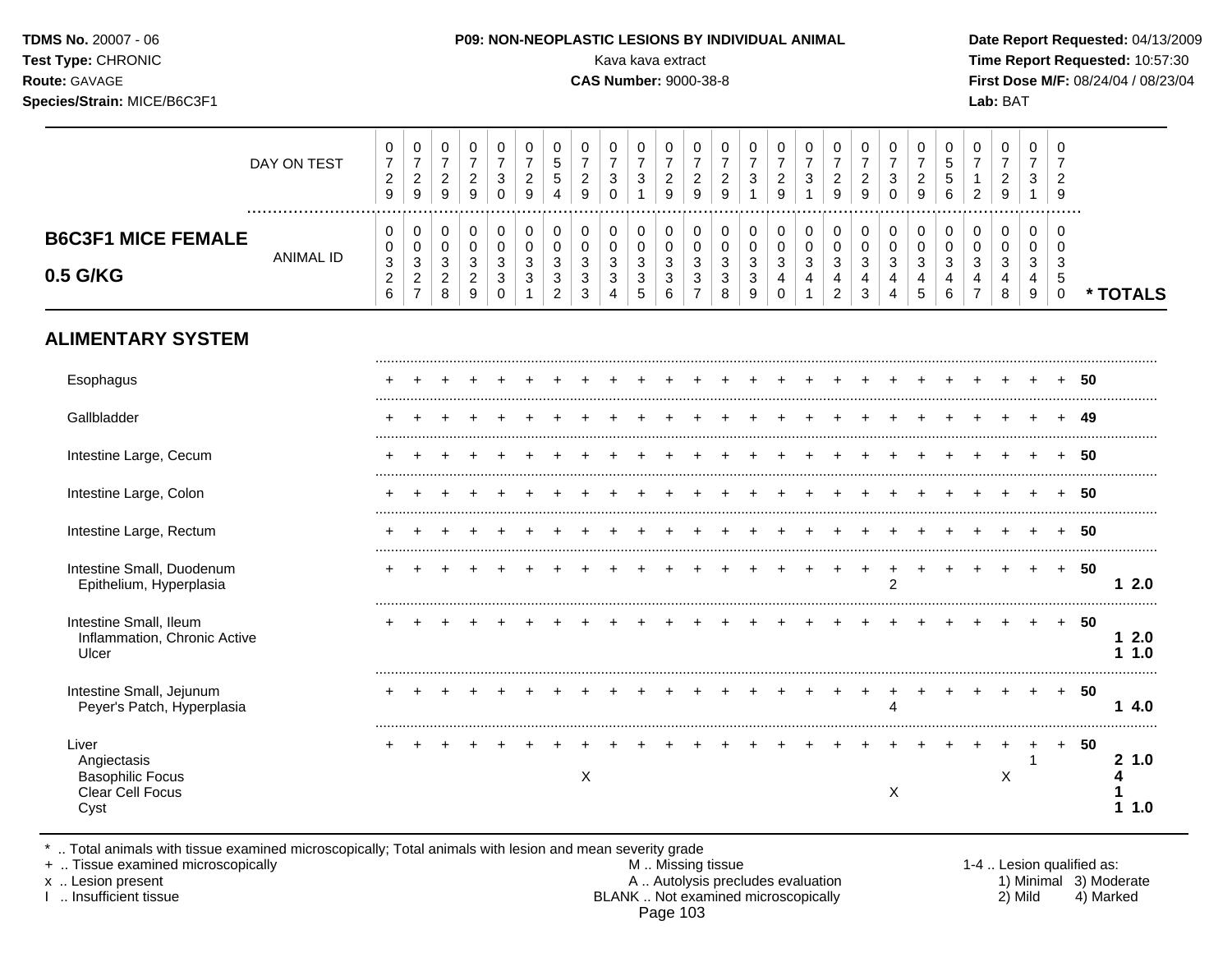**TDMS No.** 20007 - 06
**Test Type:** CHRONIC
**Route:** GAVAGE
**Species/Strain:** MICE/B6C3F1

**P09: NON-NEOPLASTIC LESIONS BY INDIVIDUAL ANIMAL**
Kava kava extract
**CAS Number:** 9000-38-8

**Date Report Requested:** 04/13/2009
**Time Report Requested:** 10:57:30
**First Dose M/F:** 08/24/04 / 08/23/04
**Lab:** BAT

## B6C3F1 MICE FEMALE 0.5 G/KG

| DAY ON TEST | 0729 | 0729 | 0729 | 0729 | 0730 | 0729 | 0554 | 0729 | 0730 | 0731 | 0729 | 0729 | 0729 | 0731 | 0729 | 0731 | 0729 | 0729 | 0730 | 0729 | 0556 | 0712 | 0729 | 0731 | 0729 | |
|---|---|---|---|---|---|---|---|---|---|---|---|---|---|---|---|---|---|---|---|---|---|---|---|---|---|---|
| **ANIMAL ID** | 0326 | 0327 | 0328 | 0329 | 0330 | 0331 | 0332 | 0333 | 0334 | 0335 | 0336 | 0337 | 0338 | 0339 | 0340 | 0341 | 0342 | 0343 | 0344 | 0345 | 0346 | 0347 | 0348 | 0349 | 0350 | *** TOTALS** |
| **ALIMENTARY SYSTEM** | | | | | | | | | | | | | | | | | | | | | | | | | | |
| Esophagus | + | + | + | + | + | + | + | + | + | + | + | + | + | + | + | + | + | + | + | + | + | + | + | + | + | 50 |
| Gallbladder | + | + | + | + | + | + | + | + | + | + | + | + | + | + | + | + | + | + | + | + | + | + | + | + | + | 49 |
| Intestine Large, Cecum | + | + | + | + | + | + | + | + | + | + | + | + | + | + | + | + | + | + | + | + | + | + | + | + | + | 50 |
| Intestine Large, Colon | + | + | + | + | + | + | + | + | + | + | + | + | + | + | + | + | + | + | + | + | + | + | + | + | + | 50 |
| Intestine Large, Rectum | + | + | + | + | + | + | + | + | + | + | + | + | + | + | + | + | + | + | + | + | + | + | + | + | + | 50 |
| Intestine Small, Duodenum | + | + | + | + | + | + | + | + | + | + | + | + | + | + | + | + | + | + | + | + | + | + | + | + | + | 50 |
| Epithelium, Hyperplasia | | | | | | | | | | | | | | | | | | | 2 | | | | | | | 1 2.0 |
| Intestine Small, Ileum | + | + | + | + | + | + | + | + | + | + | + | + | + | + | + | + | + | + | + | + | + | + | + | + | + | 50 |
| Inflammation, Chronic Active | | | | | | | | | | | | | | | | | | | | | | | | | | 1 2.0 |
| Ulcer | | | | | | | | | | | | | | | | | | | | | | | | | | 1 1.0 |
| Intestine Small, Jejunum | + | + | + | + | + | + | + | + | + | + | + | + | + | + | + | + | + | + | + | + | + | + | + | + | + | 50 |
| Peyer's Patch, Hyperplasia | | | | | | | | | | | | | | | | | | | 4 | | | | | | | 1 4.0 |
| Liver | + | + | + | + | + | + | + | + | + | + | + | + | + | + | + | + | + | + | + | + | + | + | + | + | + | 50 |
| Angiectasis | | | | | | | | | | | | | | | | | | | | | | | | 1 | | 2 1.0 |
| Basophilic Focus | | | | | | | | X | | | | | | | | | | | | | | | X | | | 4 |
| Clear Cell Focus | | | | | | | | | | | | | | | | | | | X | | | | | | | 1 |
| Cyst | | | | | | | | | | | | | | | | | | | | | | | | | | 1 1.0 |

* .. Total animals with tissue examined microscopically; Total animals with lesion and mean severity grade
+ .. Tissue examined microscopically
x .. Lesion present
I .. Insufficient tissue

M .. Missing tissue
A .. Autolysis precludes evaluation
BLANK .. Not examined microscopically

1-4 .. Lesion qualified as:
1) Minimal 2) Mild 3) Moderate 4) Marked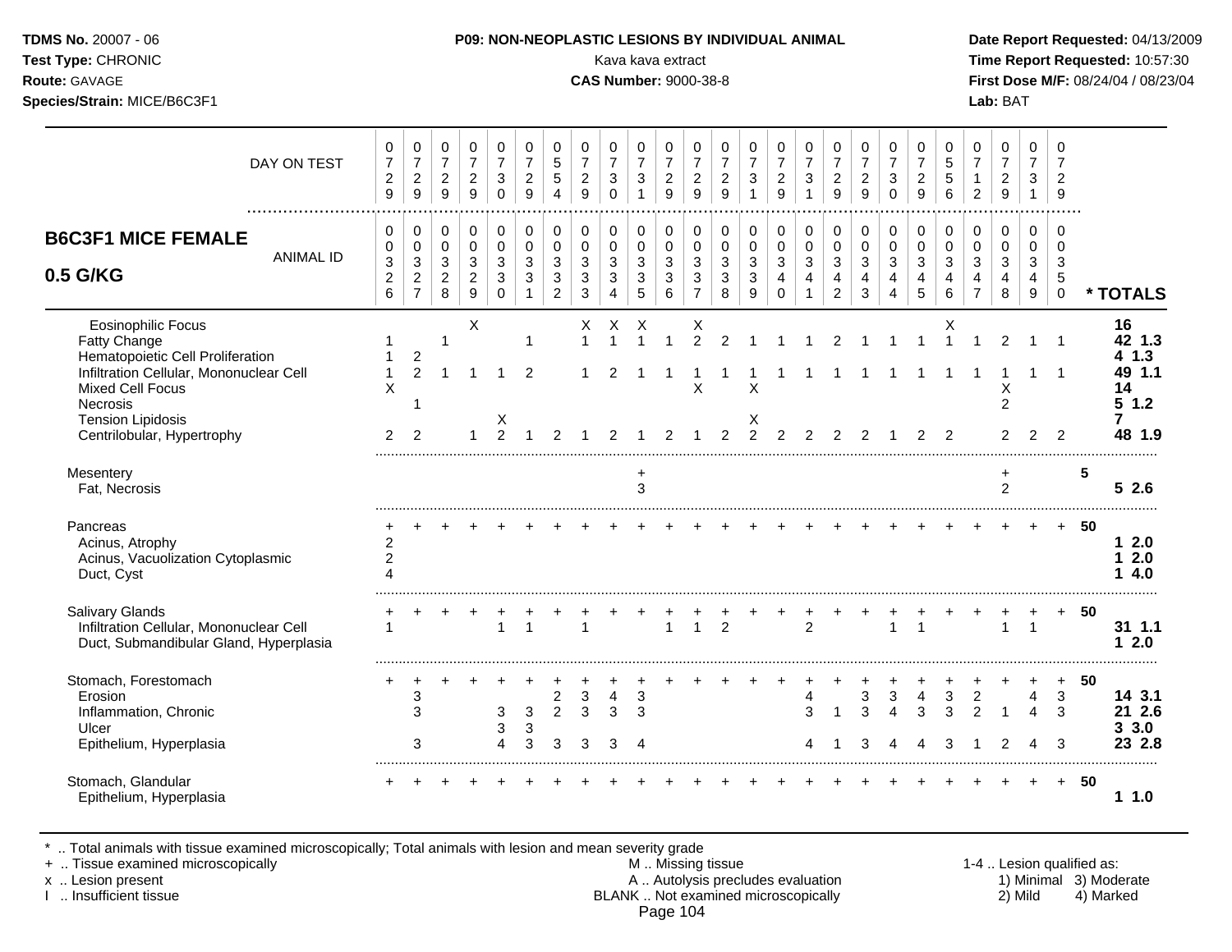**TDMS No.** 20007 - 06
**Test Type:** CHRONIC
**Route:** GAVAGE
**Species/Strain:** MICE/B6C3F1

**P09: NON-NEOPLASTIC LESIONS BY INDIVIDUAL ANIMAL**
Kava kava extract
**CAS Number:** 9000-38-8

**Date Report Requested:** 04/13/2009
**Time Report Requested:** 10:57:30
**First Dose M/F:** 08/24/04 / 08/23/04
**Lab:** BAT

## B6C3F1 MICE FEMALE 0.5 G/KG

| | 1 | 2 | 3 | 4 | 5 | 6 | 7 | 8 | 9 | 10 | 11 | 12 | 13 | 14 | 15 | 16 | 17 | 18 | 19 | 20 | 21 | 22 | 23 | 24 | 25 | * TOTALS |
|---|---|---|---|---|---|---|---|---|---|---|---|---|---|---|---|---|---|---|---|---|---|---|---|---|---|---|
| DAY ON TEST | 0729 | 0729 | 0729 | 0729 | 0730 | 0729 | 0554 | 0729 | 0730 | 0731 | 0729 | 0729 | 0729 | 0731 | 0729 | 0731 | 0729 | 0729 | 0730 | 0729 | 0556 | 0712 | 0729 | 0731 | 0729 | |
| ANIMAL ID | 0326 | 0327 | 0328 | 0329 | 0330 | 0331 | 0332 | 0333 | 0334 | 0335 | 0336 | 0337 | 0338 | 0339 | 0340 | 0341 | 0342 | 0343 | 0344 | 0345 | 0346 | 0347 | 0348 | 0349 | 0350 | |
| Eosinophilic Focus | | | | X | | | | X | X | X | | X | | | | | | | | | X | | | | | 16 |
| Fatty Change | 1 | | 1 | | | 1 | | 1 | 1 | 1 | 1 | 2 | 2 | 1 | 1 | 1 | 2 | 1 | 1 | 1 | 1 | 1 | 2 | 1 | 1 | 42 1.3 |
| Hematopoietic Cell Proliferation | 1 | 2 | | | | | | | | | | | | | | | | | | | | | | | | 4 1.3 |
| Infiltration Cellular, Mononuclear Cell | 1 | 2 | 1 | 1 | 1 | 2 | | 1 | 2 | 1 | 1 | 1 | 1 | 1 | 1 | 1 | 1 | 1 | 1 | 1 | 1 | 1 | 1 | 1 | 1 | 49 1.1 |
| Mixed Cell Focus | X | | | | | | | | | | | X | | X | | | | | | | | | X | | | 14 |
| Necrosis | | 1 | | | | | | | | | | | | | | | | | | | | | 2 | | | 5 1.2 |
| Tension Lipidosis | | | | | X | | | | | | | | | X | | | | | | | | | | | | 7 |
| Centrilobular, Hypertrophy | 2 | 2 | | 1 | 2 | 1 | 2 | 1 | 2 | 1 | 2 | 1 | 2 | 2 | 2 | 2 | 2 | 2 | 1 | 2 | 2 | | 2 | 2 | 2 | 48 1.9 |
| Mesentery | | | | | | | | | | + | | | | | | | | | | | | | + | | | 5 |
| Fat, Necrosis | | | | | | | | | | 3 | | | | | | | | | | | | | 2 | | | 5 2.6 |
| Pancreas | + | + | + | + | + | + | + | + | + | + | + | + | + | + | + | + | + | + | + | + | + | + | + | + | + | 50 |
| Acinus, Atrophy | 2 | | | | | | | | | | | | | | | | | | | | | | | | | 1 2.0 |
| Acinus, Vacuolization Cytoplasmic | 2 | | | | | | | | | | | | | | | | | | | | | | | | | 1 2.0 |
| Duct, Cyst | 4 | | | | | | | | | | | | | | | | | | | | | | | | | 1 4.0 |
| Salivary Glands | + | + | + | + | + | + | + | + | + | + | + | + | + | + | + | + | + | + | + | + | + | + | + | + | + | 50 |
| Infiltration Cellular, Mononuclear Cell | 1 | | | | 1 | 1 | | 1 | | | 1 | 1 | 2 | | | 2 | | | 1 | 1 | | | 1 | 1 | | 31 1.1 |
| Duct, Submandibular Gland, Hyperplasia | | | | | | | | | | | | | | | | | | | | | | | | | | 1 2.0 |
| Stomach, Forestomach | + | + | + | + | + | + | + | + | + | + | + | + | + | + | + | + | + | + | + | + | + | + | + | + | + | 50 |
| Erosion | | 3 | | | | | 2 | 3 | 4 | 3 | | | | | | 4 | | 3 | 3 | 4 | 3 | 2 | | 4 | 3 | 14 3.1 |
| Inflammation, Chronic | | 3 | | | 3 | 3 | 2 | 3 | 3 | 3 | | | | | | 3 | 1 | 3 | 4 | 3 | 3 | 2 | 1 | 4 | 3 | 21 2.6 |
| Ulcer | | | | | 3 | 3 | | | | | | | | | | | | | | | | | | | | 3 3.0 |
| Epithelium, Hyperplasia | | 3 | | | 4 | 3 | 3 | 3 | 3 | 4 | | | | | | 4 | 1 | 3 | 4 | 4 | 3 | 1 | 2 | 4 | 3 | 23 2.8 |
| Stomach, Glandular | + | + | + | + | + | + | + | + | + | + | + | + | + | + | + | + | + | + | + | + | + | + | + | + | + | 50 |
| Epithelium, Hyperplasia | | | | | | | | | | | | | | | | | | | | | | | | | | 1 1.0 |

\* .. Total animals with tissue examined microscopically; Total animals with lesion and mean severity grade
\+ .. Tissue examined microscopically
x .. Lesion present
I .. Insufficient tissue

M .. Missing tissue
A .. Autolysis precludes evaluation
BLANK .. Not examined microscopically

1-4 .. Lesion qualified as:
1) Minimal 2) Mild 3) Moderate 4) Marked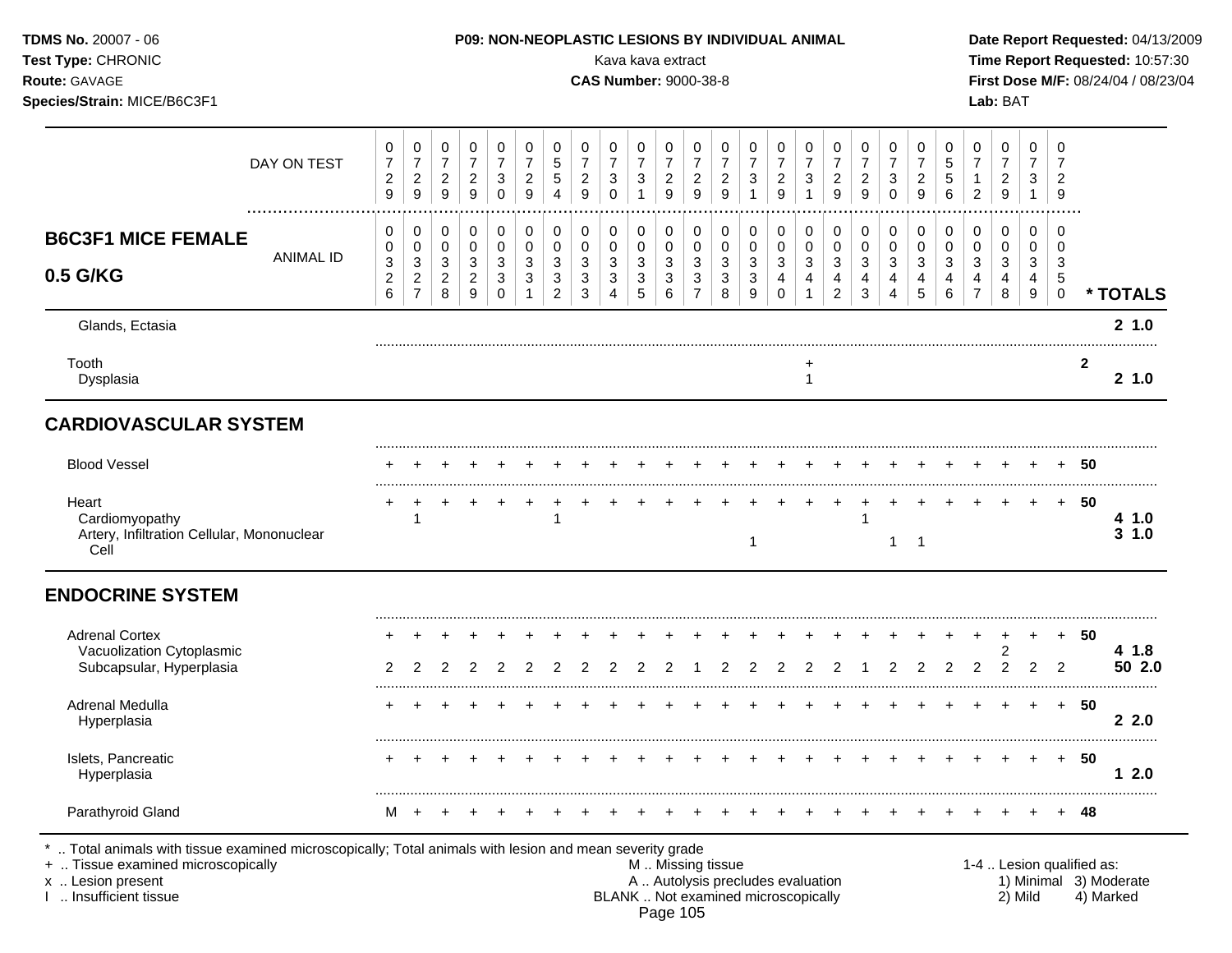**TDMS No.** 20007 - 06
**Test Type:** CHRONIC
**Route:** GAVAGE
**Species/Strain:** MICE/B6C3F1

**P09: NON-NEOPLASTIC LESIONS BY INDIVIDUAL ANIMAL**
Kava kava extract
**CAS Number:** 9000-38-8

**Date Report Requested:** 04/13/2009
**Time Report Requested:** 10:57:30
**First Dose M/F:** 08/24/04 / 08/23/04
**Lab:** BAT

## B6C3F1 MICE FEMALE 0.5 G/KG

| | | | | | | | | | | | | | | | | | | | | | | | | | | |
|---|---|---|---|---|---|---|---|---|---|---|---|---|---|---|---|---|---|---|---|---|---|---|---|---|---|---|
| DAY ON TEST | 0729 | 0729 | 0729 | 0729 | 0730 | 0729 | 0554 | 0729 | 0730 | 0731 | 0729 | 0729 | 0729 | 0731 | 0729 | 0731 | 0729 | 0729 | 0730 | 0729 | 0556 | 0712 | 0729 | 0731 | 0729 | |
| ANIMAL ID | 0326 | 0327 | 0328 | 0329 | 0330 | 0331 | 0332 | 0333 | 0334 | 0335 | 0336 | 0337 | 0338 | 0339 | 0340 | 0341 | 0342 | 0343 | 0344 | 0345 | 0346 | 0347 | 0348 | 0349 | 0350 | * TOTALS |
| Glands, Ectasia | | | | | | | | | | | | | | | | | | | | | | | | | | 2 1.0 |
| Tooth | | | | | | | | | | | | | | | | + | | | | | | | | | | 2 |
| Dysplasia | | | | | | | | | | | | | | | | 1 | | | | | | | | | | 2 1.0 |
| **CARDIOVASCULAR SYSTEM** | | | | | | | | | | | | | | | | | | | | | | | | | | |
| Blood Vessel | + | + | + | + | + | + | + | + | + | + | + | + | + | + | + | + | + | + | + | + | + | + | + | + | + | 50 |
| Heart | + | + | + | + | + | + | + | + | + | + | + | + | + | + | + | + | + | + | + | + | + | + | + | + | + | 50 |
| Cardiomyopathy | | 1 | | | | | 1 | | | | | | | | | | | 1 | | | | | | | | 4 1.0 |
| Artery, Infiltration Cellular, Mononuclear Cell | | | | | | | | | | | | | | 1 | | | | | 1 | 1 | | | | | | 3 1.0 |
| **ENDOCRINE SYSTEM** | | | | | | | | | | | | | | | | | | | | | | | | | | |
| Adrenal Cortex | + | + | + | + | + | + | + | + | + | + | + | + | + | + | + | + | + | + | + | + | + | + | + | + | + | 50 |
| Vacuolization Cytoplasmic | | | | | | | | | | | | | | | | | | | | | | | 2 | | | 4 1.8 |
| Subcapsular, Hyperplasia | 2 | 2 | 2 | 2 | 2 | 2 | 2 | 2 | 2 | 2 | 2 | 1 | 2 | 2 | 2 | 2 | 2 | 1 | 2 | 2 | 2 | 2 | 2 | 2 | 2 | 50 2.0 |
| Adrenal Medulla | + | + | + | + | + | + | + | + | + | + | + | + | + | + | + | + | + | + | + | + | + | + | + | + | + | 50 |
| Hyperplasia | | | | | | | | | | | | | | | | | | | | | | | | | | 2 2.0 |
| Islets, Pancreatic | + | + | + | + | + | + | + | + | + | + | + | + | + | + | + | + | + | + | + | + | + | + | + | + | + | 50 |
| Hyperplasia | | | | | | | | | | | | | | | | | | | | | | | | | | 1 2.0 |
| Parathyroid Gland | M | + | + | + | + | + | + | + | + | + | + | + | + | + | + | + | + | + | + | + | + | + | + | + | + | 48 |

\* .. Total animals with tissue examined microscopically; Total animals with lesion and mean severity grade
\+ .. Tissue examined microscopically
x .. Lesion present
I .. Insufficient tissue

M .. Missing tissue
A .. Autolysis precludes evaluation
BLANK .. Not examined microscopically

1-4 .. Lesion qualified as:
1) Minimal 2) Mild 3) Moderate 4) Marked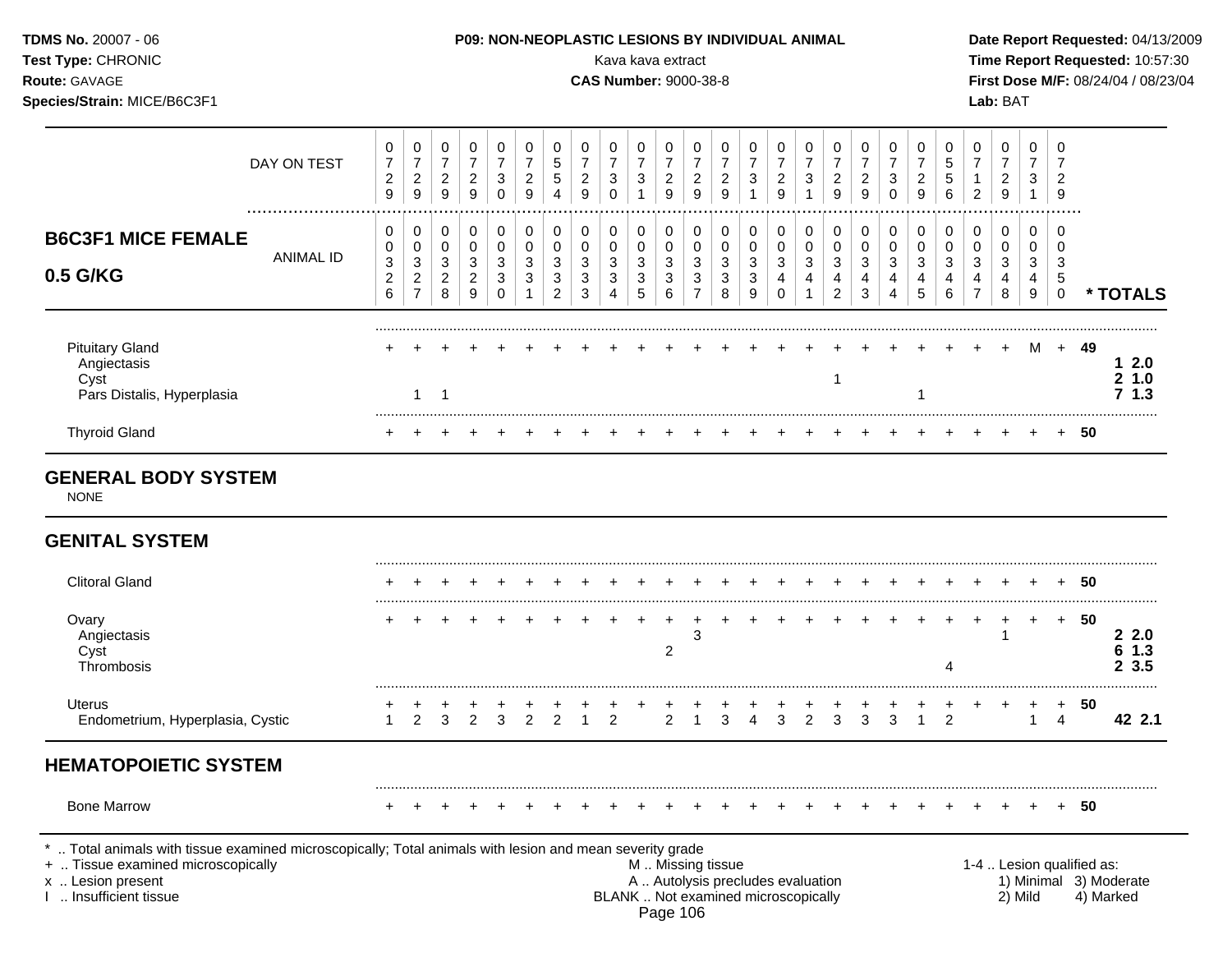**TDMS No.** 20007 - 06
**Test Type:** CHRONIC
**Route:** GAVAGE
**Species/Strain:** MICE/B6C3F1

**P09: NON-NEOPLASTIC LESIONS BY INDIVIDUAL ANIMAL**
Kava kava extract
**CAS Number:** 9000-38-8

**Date Report Requested:** 04/13/2009
**Time Report Requested:** 10:57:30
**First Dose M/F:** 08/24/04 / 08/23/04
**Lab:** BAT

## B6C3F1 MICE FEMALE 0.5 G/KG

| | | | | | | | | | | | | | | | | | | | | | | | | | | |
|---|---|---|---|---|---|---|---|---|---|---|---|---|---|---|---|---|---|---|---|---|---|---|---|---|---|---|
| DAY ON TEST | 0729 | 0729 | 0729 | 0729 | 0730 | 0729 | 0554 | 0729 | 0730 | 0731 | 0729 | 0729 | 0729 | 0731 | 0729 | 0731 | 0729 | 0729 | 0730 | 0729 | 0556 | 0712 | 0729 | 0731 | 0729 | |
| ANIMAL ID | 0326 | 0327 | 0328 | 0329 | 0330 | 0331 | 0332 | 0333 | 0334 | 0335 | 0336 | 0337 | 0338 | 0339 | 0340 | 0341 | 0342 | 0343 | 0344 | 0345 | 0346 | 0347 | 0348 | 0349 | 0350 | * TOTALS |
| Pituitary Gland | + | + | + | + | + | + | + | + | + | + | + | + | + | + | + | + | + | + | + | + | + | + | + | M | + | 49 |
| Angiectasis | | | | | | | | | | | | | | | | | | | | | | | | | | 1 2.0 |
| Cyst | | | | | | | | | | | | | | | | | 1 | | | | | | | | | 2 1.0 |
| Pars Distalis, Hyperplasia | | 1 | 1 | | | | | | | | | | | | | | | | | 1 | | | | | | 7 1.3 |
| Thyroid Gland | + | + | + | + | + | + | + | + | + | + | + | + | + | + | + | + | + | + | + | + | + | + | + | + | + | 50 |

## GENERAL BODY SYSTEM

NONE

## GENITAL SYSTEM

| | | | | | | | | | | | | | | | | | | | | | | | | | | |
|---|---|---|---|---|---|---|---|---|---|---|---|---|---|---|---|---|---|---|---|---|---|---|---|---|---|---|
| Clitoral Gland | + | + | + | + | + | + | + | + | + | + | + | + | + | + | + | + | + | + | + | + | + | + | + | + | + | 50 |
| Ovary | + | + | + | + | + | + | + | + | + | + | + | + | + | + | + | + | + | + | + | + | + | + | + | + | + | 50 |
| Angiectasis | | | | | | | | | | | | 3 | | | | | | | | | | | 1 | | | 2 2.0 |
| Cyst | | | | | | | | | | | 2 | | | | | | | | | | | | | | | 6 1.3 |
| Thrombosis | | | | | | | | | | | | | | | | | | | | | 4 | | | | | 2 3.5 |
| Uterus | + | + | + | + | + | + | + | + | + | + | + | + | + | + | + | + | + | + | + | + | + | + | + | + | + | 50 |
| Endometrium, Hyperplasia, Cystic | 1 | 2 | 3 | 2 | 3 | 2 | 2 | 1 | 2 | | 2 | 1 | 3 | 4 | 3 | 2 | 3 | 3 | 3 | 1 | 2 | | | 1 | 4 | 42 2.1 |

## HEMATOPOIETIC SYSTEM

| | | | | | | | | | | | | | | | | | | | | | | | | | | |
|---|---|---|---|---|---|---|---|---|---|---|---|---|---|---|---|---|---|---|---|---|---|---|---|---|---|---|
| Bone Marrow | + | + | + | + | + | + | + | + | + | + | + | + | + | + | + | + | + | + | + | + | + | + | + | + | + | 50 |

\* .. Total animals with tissue examined microscopically; Total animals with lesion and mean severity grade
\+ .. Tissue examined microscopically
x .. Lesion present
I .. Insufficient tissue

M .. Missing tissue
A .. Autolysis precludes evaluation
BLANK .. Not examined microscopically

1-4 .. Lesion qualified as:
1) Minimal 2) Mild 3) Moderate 4) Marked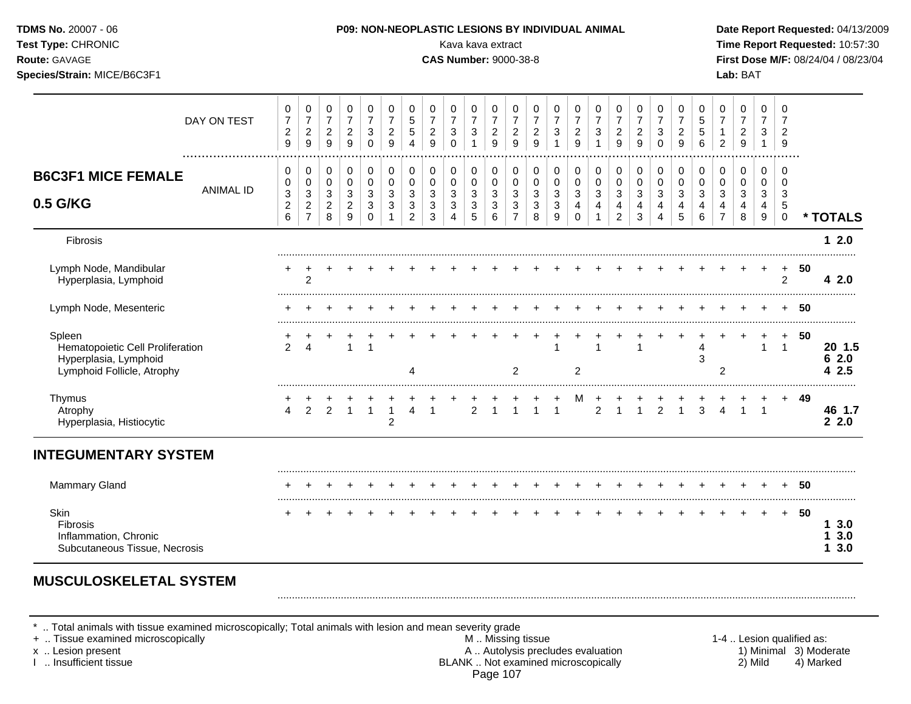**TDMS No.** 20007 - 06
**Test Type:** CHRONIC
**Route:** GAVAGE
**Species/Strain:** MICE/B6C3F1

**P09: NON-NEOPLASTIC LESIONS BY INDIVIDUAL ANIMAL**
Kava kava extract
**CAS Number:** 9000-38-8

**Date Report Requested:** 04/13/2009
**Time Report Requested:** 10:57:30
**First Dose M/F:** 08/24/04 / 08/23/04
**Lab:** BAT

## B6C3F1 MICE FEMALE 0.5 G/KG

| DAY ON TEST | 0729 | 0729 | 0729 | 0729 | 0730 | 0729 | 0554 | 0729 | 0730 | 0731 | 0729 | 0729 | 0729 | 0731 | 0729 | 0731 | 0729 | 0729 | 0730 | 0729 | 0556 | 0712 | 0729 | 0731 | 0729 | |
|---|---|---|---|---|---|---|---|---|---|---|---|---|---|---|---|---|---|---|---|---|---|---|---|---|---|---|
| **ANIMAL ID** | 0326 | 0327 | 0328 | 0329 | 0330 | 0331 | 0332 | 0333 | 0334 | 0335 | 0336 | 0337 | 0338 | 0339 | 0340 | 0341 | 0342 | 0343 | 0344 | 0345 | 0346 | 0347 | 0348 | 0349 | 0350 | *** TOTALS** |
| Fibrosis | | | | | | | | | | | | | | | | | | | | | | | | | | **1 2.0** |
| Lymph Node, Mandibular | + | + | + | + | + | + | + | + | + | + | + | + | + | + | + | + | + | + | + | + | + | + | + | + | + | **50** |
| Hyperplasia, Lymphoid | | 2 | | | | | | | | | | | | | | | | | | | | | | | 2 | **4 2.0** |
| Lymph Node, Mesenteric | + | + | + | + | + | + | + | + | + | + | + | + | + | + | + | + | + | + | + | + | + | + | + | + | + | **50** |
| Spleen | + | + | + | + | + | + | + | + | + | + | + | + | + | + | + | + | + | + | + | + | + | + | + | + | + | **50** |
| Hematopoietic Cell Proliferation | 2 | 4 | | 1 | 1 | | | | | | | | | 1 | | 1 | | 1 | | | 4 | | | 1 | 1 | **20 1.5** |
| Hyperplasia, Lymphoid | | | | | | | | | | | | | | | | | | | | | 3 | | | | | **6 2.0** |
| Lymphoid Follicle, Atrophy | | | | | | | 4 | | | | | 2 | | | 2 | | | | | | | 2 | | | | **4 2.5** |
| Thymus | + | + | + | + | + | + | + | + | + | + | + | + | + | + | M | + | + | + | + | + | + | + | + | + | + | **49** |
| Atrophy | 4 | 2 | 2 | 1 | 1 | 1 | 4 | 1 | | 2 | 1 | 1 | 1 | 1 | | 2 | 1 | 1 | 2 | 1 | 3 | 4 | 1 | 1 | | **46 1.7** |
| Hyperplasia, Histiocytic | | | | | | 2 | | | | | | | | | | | | | | | | | | | | **2 2.0** |
| **INTEGUMENTARY SYSTEM** | | | | | | | | | | | | | | | | | | | | | | | | | | |
| Mammary Gland | + | + | + | + | + | + | + | + | + | + | + | + | + | + | + | + | + | + | + | + | + | + | + | + | + | **50** |
| Skin | + | + | + | + | + | + | + | + | + | + | + | + | + | + | + | + | + | + | + | + | + | + | + | + | + | **50** |
| Fibrosis | | | | | | | | | | | | | | | | | | | | | | | | | | **1 3.0** |
| Inflammation, Chronic | | | | | | | | | | | | | | | | | | | | | | | | | | **1 3.0** |
| Subcutaneous Tissue, Necrosis | | | | | | | | | | | | | | | | | | | | | | | | | | **1 3.0** |
| **MUSCULOSKELETAL SYSTEM** | | | | | | | | | | | | | | | | | | | | | | | | | | |

\* .. Total animals with tissue examined microscopically; Total animals with lesion and mean severity grade
\+ .. Tissue examined microscopically
x .. Lesion present
I .. Insufficient tissue

M .. Missing tissue
A .. Autolysis precludes evaluation
BLANK .. Not examined microscopically

1-4 .. Lesion qualified as:
1) Minimal 2) Mild 3) Moderate 4) Marked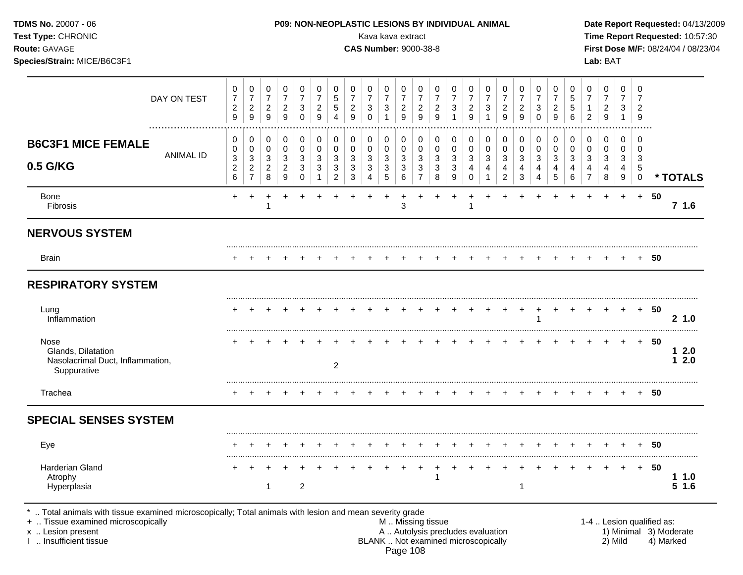**TDMS No.** 20007 - 06
**Test Type:** CHRONIC
**Route:** GAVAGE
**Species/Strain:** MICE/B6C3F1

**P09: NON-NEOPLASTIC LESIONS BY INDIVIDUAL ANIMAL**
Kava kava extract
**CAS Number:** 9000-38-8

**Date Report Requested:** 04/13/2009
**Time Report Requested:** 10:57:30
**First Dose M/F:** 08/24/04 / 08/23/04
**Lab:** BAT

| DAY ON TEST | 0729 | 0729 | 0729 | 0729 | 0730 | 0729 | 0554 | 0729 | 0730 | 0731 | 0729 | 0729 | 0729 | 0731 | 0729 | 0731 | 0729 | 0729 | 0730 | 0729 | 0556 | 0712 | 0729 | 0731 | 0729 | | |
|---|---|---|---|---|---|---|---|---|---|---|---|---|---|---|---|---|---|---|---|---|---|---|---|---|---|---|---|
| **B6C3F1 MICE FEMALE 0.5 G/KG** — ANIMAL ID | 0326 | 0327 | 0328 | 0329 | 0330 | 0331 | 0332 | 0333 | 0334 | 0335 | 0336 | 0337 | 0338 | 0339 | 0340 | 0341 | 0342 | 0343 | 0344 | 0345 | 0346 | 0347 | 0348 | 0349 | 0350 | | *** TOTALS** |
| Bone | + | + | + | + | + | + | + | + | + | + | + | + | + | + | + | + | + | + | + | + | + | + | + | + | + | 50 | |
| Fibrosis | | | 1 | | | | | | | | 3 | | | | 1 | | | | | | | | | | | | **7 1.6** |
| **NERVOUS SYSTEM** | | | | | | | | | | | | | | | | | | | | | | | | | | | |
| Brain | + | + | + | + | + | + | + | + | + | + | + | + | + | + | + | + | + | + | + | + | + | + | + | + | + | 50 | |
| **RESPIRATORY SYSTEM** | | | | | | | | | | | | | | | | | | | | | | | | | | | |
| Lung | + | + | + | + | + | + | + | + | + | + | + | + | + | + | + | + | + | + | + | + | + | + | + | + | + | 50 | |
| Inflammation | | | | | | | | | | | | | | | | | | | 1 | | | | | | | | **2 1.0** |
| Nose | + | + | + | + | + | + | + | + | + | + | + | + | + | + | + | + | + | + | + | + | + | + | + | + | + | 50 | |
| Glands, Dilatation | | | | | | | | | | | | | | | | | | | | | | | | | | | **1 2.0** |
| Nasolacrimal Duct, Inflammation, Suppurative | | | | | | | 2 | | | | | | | | | | | | | | | | | | | | **1 2.0** |
| Trachea | + | + | + | + | + | + | + | + | + | + | + | + | + | + | + | + | + | + | + | + | + | + | + | + | + | 50 | |
| **SPECIAL SENSES SYSTEM** | | | | | | | | | | | | | | | | | | | | | | | | | | | |
| Eye | + | + | + | + | + | + | + | + | + | + | + | + | + | + | + | + | + | + | + | + | + | + | + | + | + | 50 | |
| Harderian Gland | + | + | + | + | + | + | + | + | + | + | + | + | + | + | + | + | + | + | + | + | + | + | + | + | + | 50 | |
| Atrophy | | | | | | | | | | | | | 1 | | | | | | | | | | | | | | **1 1.0** |
| Hyperplasia | | | 1 | | 2 | | | | | | | | | | | | | 1 | | | | | | | | | **5 1.6** |

\* .. Total animals with tissue examined microscopically; Total animals with lesion and mean severity grade
\+ .. Tissue examined microscopically
x .. Lesion present
I .. Insufficient tissue

M .. Missing tissue
A .. Autolysis precludes evaluation
BLANK .. Not examined microscopically

1-4 .. Lesion qualified as:
1) Minimal 2) Mild 3) Moderate 4) Marked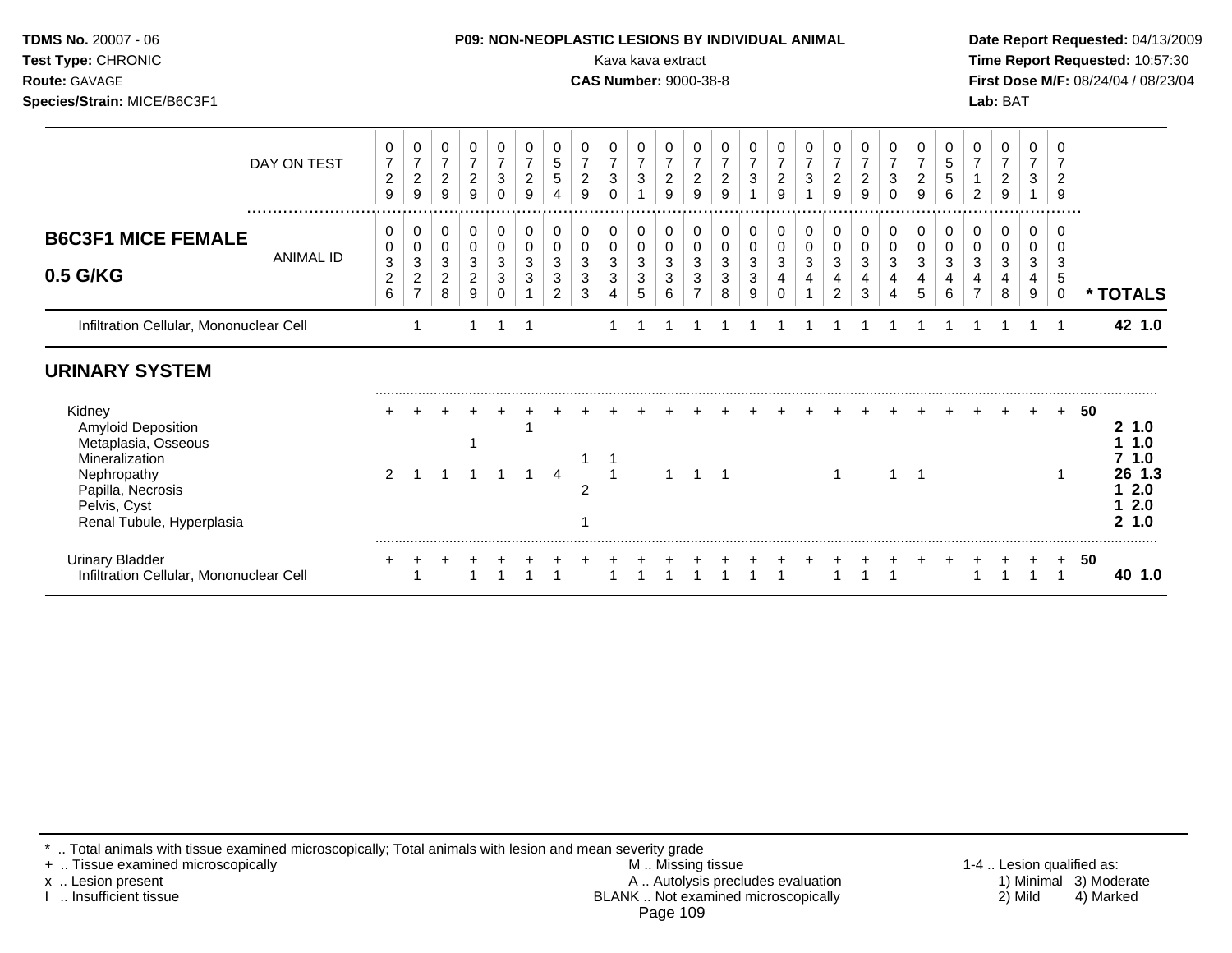**TDMS No.** 20007 - 06
**Test Type:** CHRONIC
**Route:** GAVAGE
**Species/Strain:** MICE/B6C3F1

**P09: NON-NEOPLASTIC LESIONS BY INDIVIDUAL ANIMAL**
Kava kava extract
**CAS Number:** 9000-38-8

**Date Report Requested:** 04/13/2009
**Time Report Requested:** 10:57:30
**First Dose M/F:** 08/24/04 / 08/23/04
**Lab:** BAT

| | | | | | | | | | | | | | | | | | | | | | | | | | | | |
|---|---|---|---|---|---|---|---|---|---|---|---|---|---|---|---|---|---|---|---|---|---|---|---|---|---|---|---|
| DAY ON TEST | 0729 | 0729 | 0729 | 0729 | 0730 | 0729 | 0554 | 0729 | 0730 | 0731 | 0729 | 0729 | 0729 | 0731 | 0729 | 0731 | 0729 | 0729 | 0730 | 0729 | 0556 | 0712 | 0729 | 0731 | 0729 | | |
| **B6C3F1 MICE FEMALE 0.5 G/KG** ANIMAL ID | 00326 | 00327 | 00328 | 00329 | 00330 | 00331 | 00332 | 00333 | 00334 | 00335 | 00336 | 00337 | 00338 | 00339 | 00340 | 00341 | 00342 | 00343 | 00344 | 00345 | 00346 | 00347 | 00348 | 00349 | 00350 | | **\* TOTALS** |
| Infiltration Cellular, Mononuclear Cell | | 1 | | 1 | 1 | 1 | | | 1 | 1 | 1 | 1 | 1 | 1 | 1 | 1 | 1 | 1 | 1 | 1 | 1 | 1 | 1 | 1 | 1 | | **42 1.0** |
| **URINARY SYSTEM** | | | | | | | | | | | | | | | | | | | | | | | | | | | |
| Kidney | + | + | + | + | + | + | + | + | + | + | + | + | + | + | + | + | + | + | + | + | + | + | + | + | + | 50 | |
| Amyloid Deposition | | | | | | 1 | | | | | | | | | | | | | | | | | | | | | **2 1.0** |
| Metaplasia, Osseous | | | | 1 | | | | | | | | | | | | | | | | | | | | | | | **1 1.0** |
| Mineralization | | | | | | | | 1 | 1 | | | | | | | | | | | | | | | | | | **7 1.0** |
| Nephropathy | 2 | 1 | 1 | 1 | 1 | 1 | 4 | | 1 | | 1 | 1 | 1 | | | | 1 | | 1 | 1 | | | | | 1 | | **26 1.3** |
| Papilla, Necrosis | | | | | | | | 2 | | | | | | | | | | | | | | | | | | | **1 2.0** |
| Pelvis, Cyst | | | | | | | | | | | | | | | | | | | | | | | | | | | **1 2.0** |
| Renal Tubule, Hyperplasia | | | | | | | | 1 | | | | | | | | | | | | | | | | | | | **2 1.0** |
| Urinary Bladder | + | + | + | + | + | + | + | + | + | + | + | + | + | + | + | + | + | + | + | + | + | + | + | + | + | 50 | |
| Infiltration Cellular, Mononuclear Cell | | 1 | | 1 | 1 | 1 | 1 | | 1 | 1 | 1 | 1 | 1 | 1 | 1 | | 1 | 1 | 1 | | | 1 | 1 | 1 | 1 | | **40 1.0** |

\* .. Total animals with tissue examined microscopically; Total animals with lesion and mean severity grade
\+ .. Tissue examined microscopically
x .. Lesion present
I .. Insufficient tissue

M .. Missing tissue
A .. Autolysis precludes evaluation
BLANK .. Not examined microscopically

1-4 .. Lesion qualified as: 1) Minimal 2) Mild 3) Moderate 4) Marked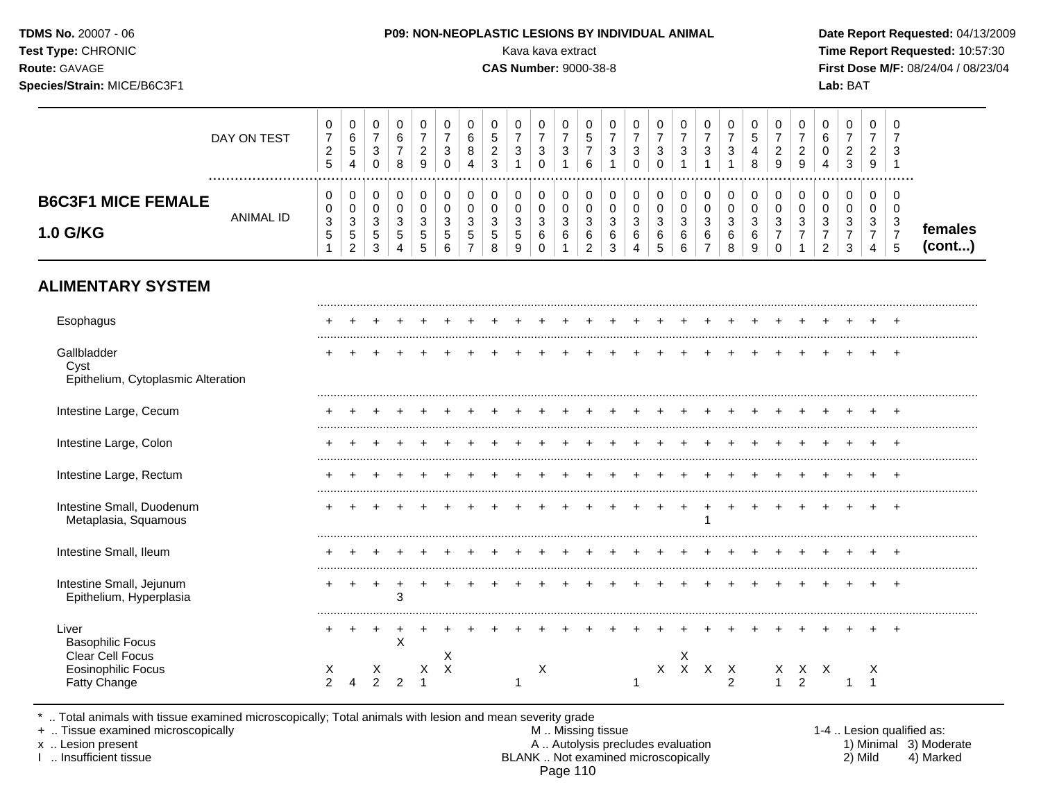**TDMS No.** 20007 - 06
**Test Type:** CHRONIC
**Route:** GAVAGE
**Species/Strain:** MICE/B6C3F1

**P09: NON-NEOPLASTIC LESIONS BY INDIVIDUAL ANIMAL**
Kava kava extract
**CAS Number:** 9000-38-8

**Date Report Requested:** 04/13/2009
**Time Report Requested:** 10:57:30
**First Dose M/F:** 08/24/04 / 08/23/04
**Lab:** BAT

| DAY ON TEST | 0725 | 0654 | 0730 | 0678 | 0729 | 0730 | 0684 | 0523 | 0731 | 0730 | 0731 | 0576 | 0731 | 0730 | 0730 | 0731 | 0731 | 0731 | 0548 | 0729 | 0729 | 0604 | 0723 | 0729 | 0731 | |
|---|---|---|---|---|---|---|---|---|---|---|---|---|---|---|---|---|---|---|---|---|---|---|---|---|---|---|
| **B6C3F1 MICE FEMALE 1.0 G/KG** — ANIMAL ID | 0035 1 | 0035 2 | 0035 3 | 0035 4 | 0035 5 | 0035 6 | 0035 7 | 0035 8 | 0035 9 | 0036 0 | 0036 1 | 0036 2 | 0036 3 | 0036 4 | 0036 5 | 0036 6 | 0036 7 | 0036 8 | 0036 9 | 0037 0 | 0037 1 | 0037 2 | 0037 3 | 0037 4 | 0037 5 | **females (cont...)** |
| **ALIMENTARY SYSTEM** | | | | | | | | | | | | | | | | | | | | | | | | | | |
| Esophagus | + | + | + | + | + | + | + | + | + | + | + | + | + | + | + | + | + | + | + | + | + | + | + | + | + | |
| Gallbladder | + | + | + | + | + | + | + | + | + | + | + | + | + | + | + | + | + | + | + | + | + | + | + | + | + | |
| Cyst | | | | | | | | | | | | | | | | | | | | | | | | | | |
| Epithelium, Cytoplasmic Alteration | | | | | | | | | | | | | | | | | | | | | | | | | | |
| Intestine Large, Cecum | + | + | + | + | + | + | + | + | + | + | + | + | + | + | + | + | + | + | + | + | + | + | + | + | + | |
| Intestine Large, Colon | + | + | + | + | + | + | + | + | + | + | + | + | + | + | + | + | + | + | + | + | + | + | + | + | + | |
| Intestine Large, Rectum | + | + | + | + | + | + | + | + | + | + | + | + | + | + | + | + | + | + | + | + | + | + | + | + | + | |
| Intestine Small, Duodenum | + | + | + | + | + | + | + | + | + | + | + | + | + | + | + | + | + | + | + | + | + | + | + | + | + | |
| Metaplasia, Squamous | | | | | | | | | | | | | | | | | 1 | | | | | | | | | |
| Intestine Small, Ileum | + | + | + | + | + | + | + | + | + | + | + | + | + | + | + | + | + | + | + | + | + | + | + | + | + | |
| Intestine Small, Jejunum | + | + | + | + | + | + | + | + | + | + | + | + | + | + | + | + | + | + | + | + | + | + | + | + | + | |
| Epithelium, Hyperplasia | | | | 3 | | | | | | | | | | | | | | | | | | | | | | |
| Liver | + | + | + | + | + | + | + | + | + | + | + | + | + | + | + | + | + | + | + | + | + | + | + | + | + | |
| Basophilic Focus | | | | X | | | | | | | | | | | | | | | | | | | | | | |
| Clear Cell Focus | | | | | | X | | | | | | | | | | X | | | | | | | | | | |
| Eosinophilic Focus | X | | X | | X | X | | | | X | | | | | X | X | X | X | | X | X | X | | X | | |
| Fatty Change | 2 | 4 | 2 | 2 | 1 | | | | 1 | | | | | 1 | | | | 2 | | 1 | 2 | | 1 | 1 | | |

\* .. Total animals with tissue examined microscopically; Total animals with lesion and mean severity grade
\+ .. Tissue examined microscopically
x .. Lesion present
I .. Insufficient tissue

M .. Missing tissue
A .. Autolysis precludes evaluation
BLANK .. Not examined microscopically

1-4 .. Lesion qualified as:
1) Minimal 3) Moderate
2) Mild 4) Marked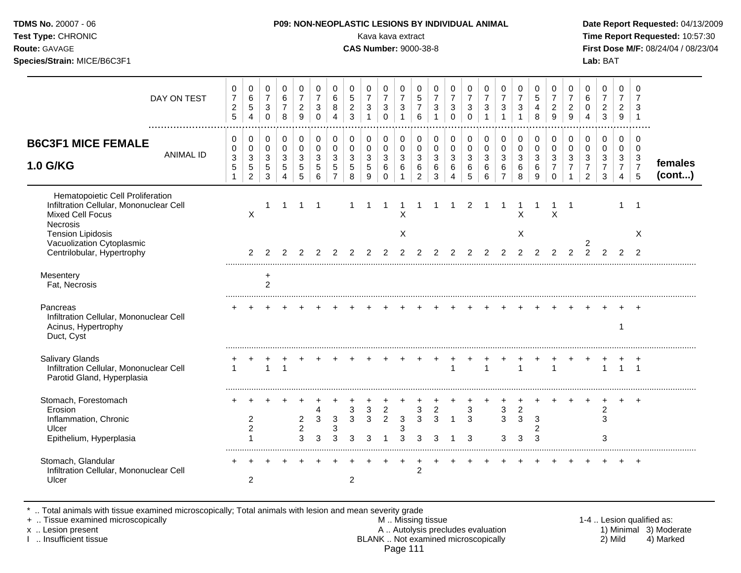**TDMS No.** 20007 - 06
**Test Type:** CHRONIC
**Route:** GAVAGE
**Species/Strain:** MICE/B6C3F1

**P09: NON-NEOPLASTIC LESIONS BY INDIVIDUAL ANIMAL**
Kava kava extract
**CAS Number:** 9000-38-8

**Date Report Requested:** 04/13/2009
**Time Report Requested:** 10:57:30
**First Dose M/F:** 08/24/04 / 08/23/04
**Lab:** BAT

## B6C3F1 MICE FEMALE 1.0 G/KG (females cont...)

| DAY ON TEST | 0725 | 0654 | 0730 | 0678 | 0729 | 0730 | 0684 | 0523 | 0731 | 0730 | 0731 | 0576 | 0731 | 0730 | 0730 | 0731 | 0731 | 0731 | 0548 | 0729 | 0729 | 0604 | 0723 | 0729 | 0731 |
|---|---|---|---|---|---|---|---|---|---|---|---|---|---|---|---|---|---|---|---|---|---|---|---|---|---|
| **ANIMAL ID** | 0351 | 0352 | 0353 | 0354 | 0355 | 0356 | 0357 | 0358 | 0359 | 0360 | 0361 | 0362 | 0363 | 0364 | 0365 | 0366 | 0367 | 0368 | 0369 | 0370 | 0371 | 0372 | 0373 | 0374 | 0375 |
| Hematopoietic Cell Proliferation | | | | | | | | | | | | | | | | | | | | | | | | | |
| Infiltration Cellular, Mononuclear Cell | | | 1 | 1 | 1 | 1 | | 1 | 1 | 1 | 1 | 1 | 1 | 1 | 2 | 1 | 1 | 1 | 1 | 1 | 1 | | | 1 | 1 |
| Mixed Cell Focus | | X | | | | | | | | | X | | | | | | | X | | X | | | | | |
| Necrosis | | | | | | | | | | | | | | | | | | | | | | | | | |
| Tension Lipidosis | | | | | | | | | | | X | | | | | | | X | | | | | | | X |
| Vacuolization Cytoplasmic | | | | | | | | | | | | | | | | | | | | | | 2 | | | |
| Centrilobular, Hypertrophy | | 2 | 2 | 2 | 2 | 2 | 2 | 2 | 2 | 2 | 2 | 2 | 2 | 2 | 2 | 2 | 2 | 2 | 2 | 2 | 2 | 2 | 2 | 2 | 2 |
| Mesentery | | | + | | | | | | | | | | | | | | | | | | | | | | |
| Fat, Necrosis | | | 2 | | | | | | | | | | | | | | | | | | | | | | |
| Pancreas | + | + | + | + | + | + | + | + | + | + | + | + | + | + | + | + | + | + | + | + | + | + | + | + | + |
| Infiltration Cellular, Mononuclear Cell | | | | | | | | | | | | | | | | | | | | | | | | | |
| Acinus, Hypertrophy | | | | | | | | | | | | | | | | | | | | | | | | 1 | |
| Duct, Cyst | | | | | | | | | | | | | | | | | | | | | | | | | |
| Salivary Glands | + | + | + | + | + | + | + | + | + | + | + | + | + | + | + | + | + | + | + | + | + | + | + | + | + |
| Infiltration Cellular, Mononuclear Cell | 1 | | 1 | 1 | | | | | | | | | | 1 | | 1 | | 1 | | 1 | | | 1 | 1 | 1 |
| Parotid Gland, Hyperplasia | | | | | | | | | | | | | | | | | | | | | | | | | |
| Stomach, Forestomach | + | + | + | + | + | + | + | + | + | + | + | + | + | + | + | + | + | + | + | + | + | + | + | + | + |
| Erosion | | | | | | 4 | | | | | | | | | | | | | | | | | | | |
| Inflammation, Chronic | | 2 | | | 2 | 3 | 3 | 3 | 3 | 2 | 3 | 3 | 3 | 1 | 3 | | 3 | 3 | 3 | | | | 3 | | |
| Ulcer | | 2 | | | 2 | | 3 | | | | 3 | | | | | | | | 2 | | | | | | |
| Epithelium, Hyperplasia | | 1 | | | 3 | 3 | 3 | 3 | 3 | 1 | 3 | 3 | 3 | 1 | 3 | | 3 | 3 | 3 | | | | 3 | | |
| Stomach, Glandular | + | + | + | + | + | + | + | + | + | + | + | + | + | + | + | + | + | + | + | + | + | + | + | + | + |
| Infiltration Cellular, Mononuclear Cell | | | | | | | | | | | | 2 | | | | | | | | | | | | | |
| Ulcer | | 2 | | | | | | 2 | | | | | | | | | | | | | | | | | |

\* .. Total animals with tissue examined microscopically; Total animals with lesion and mean severity grade
+ .. Tissue examined microscopically
x .. Lesion present
I .. Insufficient tissue

M .. Missing tissue
A .. Autolysis precludes evaluation
BLANK .. Not examined microscopically

1-4 .. Lesion qualified as: 1) Minimal 2) Mild 3) Moderate 4) Marked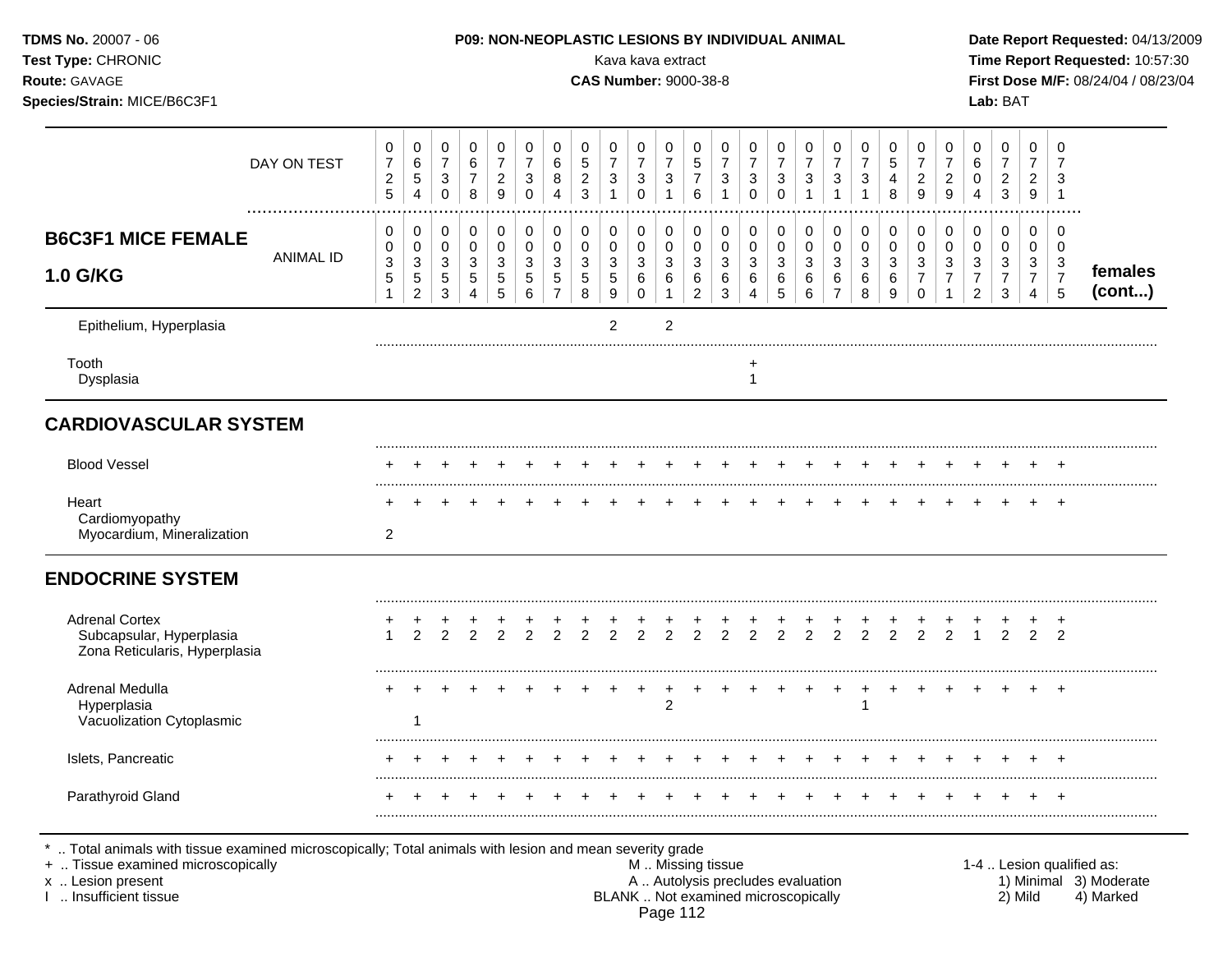**TDMS No.** 20007 - 06
**Test Type:** CHRONIC
**Route:** GAVAGE
**Species/Strain:** MICE/B6C3F1

**P09: NON-NEOPLASTIC LESIONS BY INDIVIDUAL ANIMAL**
Kava kava extract
**CAS Number:** 9000-38-8

**Date Report Requested:** 04/13/2009
**Time Report Requested:** 10:57:30
**First Dose M/F:** 08/24/04 / 08/23/04
**Lab:** BAT

| **B6C3F1 MICE FEMALE 1.0 G/KG** | | | | | | | | | | | | | | | | | | | | | | | | | | |
|---|---|---|---|---|---|---|---|---|---|---|---|---|---|---|---|---|---|---|---|---|---|---|---|---|---|---|
| DAY ON TEST | 0725 | 0654 | 0730 | 0678 | 0729 | 0730 | 0684 | 0523 | 0731 | 0730 | 0731 | 0576 | 0731 | 0730 | 0730 | 0731 | 0731 | 0731 | 0548 | 0729 | 0729 | 0604 | 0723 | 0729 | 0731 | |
| ANIMAL ID | 00351 | 00352 | 00353 | 00354 | 00355 | 00356 | 00357 | 00358 | 00359 | 00360 | 00361 | 00362 | 00363 | 00364 | 00365 | 00366 | 00367 | 00368 | 00369 | 00370 | 00371 | 00372 | 00373 | 00374 | 00375 | **females (cont...)** |
| Epithelium, Hyperplasia | | | | | | | | | 2 | | 2 | | | | | | | | | | | | | | | |
| Tooth | | | | | | | | | | | | | | + | | | | | | | | | | | | |
| Dysplasia | | | | | | | | | | | | | | 1 | | | | | | | | | | | | |
| **CARDIOVASCULAR SYSTEM** | | | | | | | | | | | | | | | | | | | | | | | | | | |
| Blood Vessel | + | + | + | + | + | + | + | + | + | + | + | + | + | + | + | + | + | + | + | + | + | + | + | + | + | |
| Heart | + | + | + | + | + | + | + | + | + | + | + | + | + | + | + | + | + | + | + | + | + | + | + | + | + | |
| Cardiomyopathy | | | | | | | | | | | | | | | | | | | | | | | | | | |
| Myocardium, Mineralization | 2 | | | | | | | | | | | | | | | | | | | | | | | | | |
| **ENDOCRINE SYSTEM** | | | | | | | | | | | | | | | | | | | | | | | | | | |
| Adrenal Cortex | + | + | + | + | + | + | + | + | + | + | + | + | + | + | + | + | + | + | + | + | + | + | + | + | + | |
| Subcapsular, Hyperplasia | 1 | 2 | 2 | 2 | 2 | 2 | 2 | 2 | 2 | 2 | 2 | 2 | 2 | 2 | 2 | 2 | 2 | 2 | 2 | 2 | 2 | 1 | 2 | 2 | 2 | |
| Zona Reticularis, Hyperplasia | | | | | | | | | | | | | | | | | | | | | | | | | | |
| Adrenal Medulla | + | + | + | + | + | + | + | + | + | + | + | + | + | + | + | + | + | + | + | + | + | + | + | + | + | |
| Hyperplasia | | | | | | | | | | | 2 | | | | | | | 1 | | | | | | | | |
| Vacuolization Cytoplasmic | | 1 | | | | | | | | | | | | | | | | | | | | | | | | |
| Islets, Pancreatic | + | + | + | + | + | + | + | + | + | + | + | + | + | + | + | + | + | + | + | + | + | + | + | + | + | |
| Parathyroid Gland | + | + | + | + | + | + | + | + | + | + | + | + | + | + | + | + | + | + | + | + | + | + | + | + | + | |

\* .. Total animals with tissue examined microscopically; Total animals with lesion and mean severity grade
\+ .. Tissue examined microscopically
x .. Lesion present
I .. Insufficient tissue

M .. Missing tissue
A .. Autolysis precludes evaluation
BLANK .. Not examined microscopically

1-4 .. Lesion qualified as:
1) Minimal 3) Moderate
2) Mild 4) Marked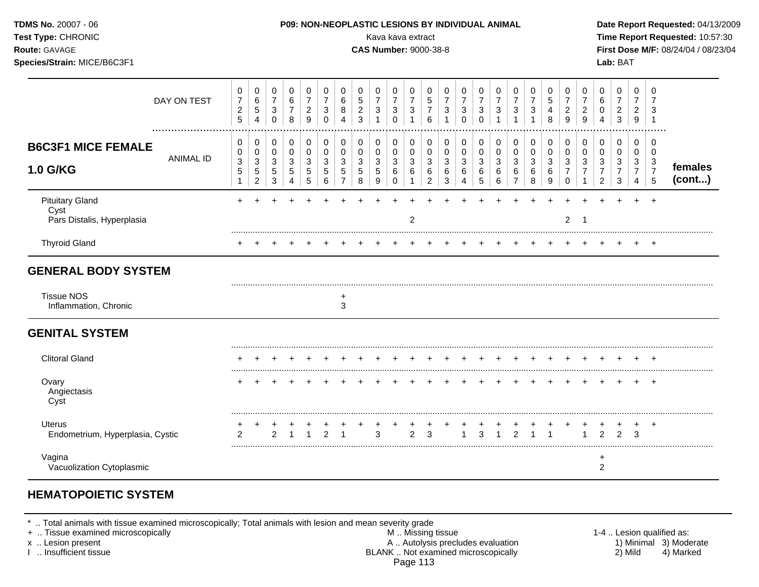**TDMS No.** 20007 - 06
**Test Type:** CHRONIC
**Route:** GAVAGE
**Species/Strain:** MICE/B6C3F1

**P09: NON-NEOPLASTIC LESIONS BY INDIVIDUAL ANIMAL**
Kava kava extract
**CAS Number:** 9000-38-8

**Date Report Requested:** 04/13/2009
**Time Report Requested:** 10:57:30
**First Dose M/F:** 08/24/04 / 08/23/04
**Lab:** BAT

| DAY ON TEST | 0725 | 0654 | 0730 | 0678 | 0729 | 0730 | 0684 | 0523 | 0731 | 0730 | 0731 | 0576 | 0731 | 0730 | 0730 | 0731 | 0731 | 0731 | 0548 | 0729 | 0729 | 0604 | 0723 | 0729 | 0731 | |
|---|---|---|---|---|---|---|---|---|---|---|---|---|---|---|---|---|---|---|---|---|---|---|---|---|---|---|
| **B6C3F1 MICE FEMALE 1.0 G/KG** — ANIMAL ID | 0351 | 0352 | 0353 | 0354 | 0355 | 0356 | 0357 | 0358 | 0359 | 0360 | 0361 | 0362 | 0363 | 0364 | 0365 | 0366 | 0367 | 0368 | 0369 | 0370 | 0371 | 0372 | 0373 | 0374 | 0375 | **females (cont...)** |
| Pituitary Gland | + | + | + | + | + | + | + | + | + | + | + | + | + | + | + | + | + | + | + | + | + | + | + | + | + | |
| Cyst | | | | | | | | | | | | | | | | | | | | | | | | | | |
| Pars Distalis, Hyperplasia | | | | | | | | | | | 2 | | | | | | | | | 2 | 1 | | | | | |
| Thyroid Gland | + | + | + | + | + | + | + | + | + | + | + | + | + | + | + | + | + | + | + | + | + | + | + | + | + | |
| **GENERAL BODY SYSTEM** | | | | | | | | | | | | | | | | | | | | | | | | | | |
| Tissue NOS | | | | | | | + | | | | | | | | | | | | | | | | | | | |
| Inflammation, Chronic | | | | | | | 3 | | | | | | | | | | | | | | | | | | | |
| **GENITAL SYSTEM** | | | | | | | | | | | | | | | | | | | | | | | | | | |
| Clitoral Gland | + | + | + | + | + | + | + | + | + | + | + | + | + | + | + | + | + | + | + | + | + | + | + | + | + | |
| Ovary | + | + | + | + | + | + | + | + | + | + | + | + | + | + | + | + | + | + | + | + | + | + | + | + | + | |
| Angiectasis | | | | | | | | | | | | | | | | | | | | | | | | | | |
| Cyst | | | | | | | | | | | | | | | | | | | | | | | | | | |
| Uterus | + | + | + | + | + | + | + | + | + | + | + | + | + | + | + | + | + | + | + | + | + | + | + | + | + | |
| Endometrium, Hyperplasia, Cystic | 2 | | 2 | 1 | 1 | 2 | 1 | | 3 | | 2 | 3 | | 1 | 3 | 1 | 2 | 1 | 1 | | 1 | 2 | 2 | 3 | | |
| Vagina | | | | | | | | | | | | | | | | | | | | | | + | | | | |
| Vacuolization Cytoplasmic | | | | | | | | | | | | | | | | | | | | | | 2 | | | | |

## HEMATOPOIETIC SYSTEM

\* .. Total animals with tissue examined microscopically; Total animals with lesion and mean severity grade
\+ .. Tissue examined microscopically
x .. Lesion present
I .. Insufficient tissue

M .. Missing tissue
A .. Autolysis precludes evaluation
BLANK .. Not examined microscopically

1-4 .. Lesion qualified as:
1) Minimal 2) Mild 3) Moderate 4) Marked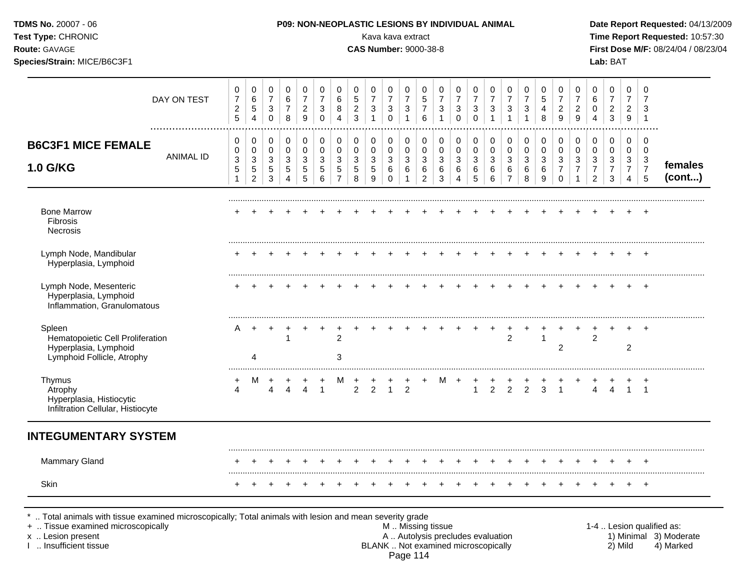**TDMS No.** 20007 - 06
**Test Type:** CHRONIC
**Route:** GAVAGE
**Species/Strain:** MICE/B6C3F1

**P09: NON-NEOPLASTIC LESIONS BY INDIVIDUAL ANIMAL**
Kava kava extract
**CAS Number:** 9000-38-8

**Date Report Requested:** 04/13/2009
**Time Report Requested:** 10:57:30
**First Dose M/F:** 08/24/04 / 08/23/04
**Lab:** BAT

## B6C3F1 MICE FEMALE 1.0 G/KG

| DAY ON TEST | 0725 | 0654 | 0730 | 0678 | 0729 | 0730 | 0684 | 0523 | 0731 | 0730 | 0731 | 0576 | 0731 | 0730 | 0730 | 0731 | 0731 | 0731 | 0548 | 0729 | 0729 | 0604 | 0723 | 0729 | 0731 | |
|---|---|---|---|---|---|---|---|---|---|---|---|---|---|---|---|---|---|---|---|---|---|---|---|---|---|---|
| ANIMAL ID | 00351 | 00352 | 00353 | 00354 | 00355 | 00356 | 00357 | 00358 | 00359 | 00360 | 00361 | 00362 | 00363 | 00364 | 00365 | 00366 | 00367 | 00368 | 00369 | 00370 | 00371 | 00372 | 00373 | 00374 | 00375 | females (cont...) |
| Bone Marrow | + | + | + | + | + | + | + | + | + | + | + | + | + | + | + | + | + | + | + | + | + | + | + | + | + | |
| Fibrosis | | | | | | | | | | | | | | | | | | | | | | | | | | |
| Necrosis | | | | | | | | | | | | | | | | | | | | | | | | | | |
| Lymph Node, Mandibular | + | + | + | + | + | + | + | + | + | + | + | + | + | + | + | + | + | + | + | + | + | + | + | + | + | |
| Hyperplasia, Lymphoid | | | | | | | | | | | | | | | | | | | | | | | | | | |
| Lymph Node, Mesenteric | + | + | + | + | + | + | + | + | + | + | + | + | + | + | + | + | + | + | + | + | + | + | + | + | + | |
| Hyperplasia, Lymphoid | | | | | | | | | | | | | | | | | | | | | | | | | | |
| Inflammation, Granulomatous | | | | | | | | | | | | | | | | | | | | | | | | | | |
| Spleen | A | + | + | + | + | + | + | + | + | + | + | + | + | + | + | + | + | + | + | + | + | + | + | + | + | |
| Hematopoietic Cell Proliferation | | | | 1 | | | 2 | | | | | | | | | | 2 | | 1 | | | 2 | | | | |
| Hyperplasia, Lymphoid | | | | | | | | | | | | | | | | | | | | 2 | | | | 2 | | |
| Lymphoid Follicle, Atrophy | | 4 | | | | | 3 | | | | | | | | | | | | | | | | | | | |
| Thymus | + | M | + | + | + | + | M | + | + | + | + | + | M | + | + | + | + | + | + | + | + | + | + | + | + | |
| Atrophy | 4 | | 4 | 4 | 4 | 1 | | 2 | 2 | 1 | 2 | | | | 1 | 2 | 2 | 2 | 3 | 1 | | 4 | 4 | 1 | 1 | |
| Hyperplasia, Histiocytic | | | | | | | | | | | | | | | | | | | | | | | | | | |
| Infiltration Cellular, Histiocyte | | | | | | | | | | | | | | | | | | | | | | | | | | |

## INTEGUMENTARY SYSTEM

| | | | | | | | | | | | | | | | | | | | | | | | | | | |
|---|---|---|---|---|---|---|---|---|---|---|---|---|---|---|---|---|---|---|---|---|---|---|---|---|---|---|
| Mammary Gland | + | + | + | + | + | + | + | + | + | + | + | + | + | + | + | + | + | + | + | + | + | + | + | + | + | |
| Skin | + | + | + | + | + | + | + | + | + | + | + | + | + | + | + | + | + | + | + | + | + | + | + | + | + | |

* .. Total animals with tissue examined microscopically; Total animals with lesion and mean severity grade
+ .. Tissue examined microscopically
x .. Lesion present
I .. Insufficient tissue

M .. Missing tissue
A .. Autolysis precludes evaluation
BLANK .. Not examined microscopically

1-4 .. Lesion qualified as:
1) Minimal 2) Mild 3) Moderate 4) Marked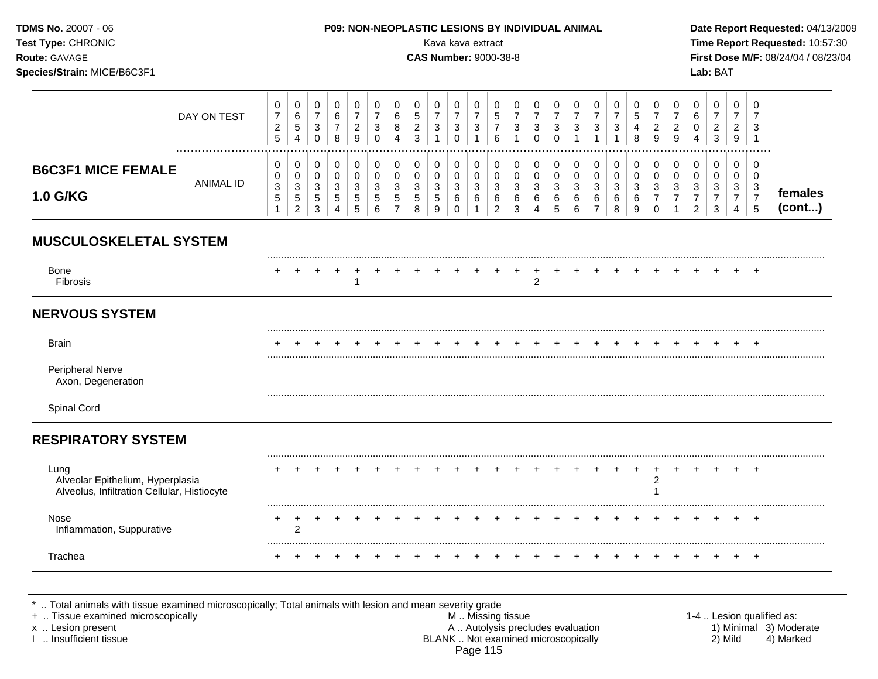**TDMS No.** 20007 - 06
**Test Type:** CHRONIC
**Route:** GAVAGE
**Species/Strain:** MICE/B6C3F1

**P09: NON-NEOPLASTIC LESIONS BY INDIVIDUAL ANIMAL**
Kava kava extract
**CAS Number:** 9000-38-8

**Date Report Requested:** 04/13/2009
**Time Report Requested:** 10:57:30
**First Dose M/F:** 08/24/04 / 08/23/04
**Lab:** BAT

| | DAY ON TEST | 0725 | 0654 | 0730 | 0678 | 0729 | 0730 | 0684 | 0523 | 0731 | 0730 | 0731 | 0576 | 0731 | 0730 | 0730 | 0731 | 0731 | 0731 | 0548 | 0729 | 0729 | 0604 | 0723 | 0729 | 0731 | |
|---|---|---|---|---|---|---|---|---|---|---|---|---|---|---|---|---|---|---|---|---|---|---|---|---|---|---|---|
| **B6C3F1 MICE FEMALE 1.0 G/KG** | ANIMAL ID | 00351 | 00352 | 00353 | 00354 | 00355 | 00356 | 00357 | 00358 | 00359 | 00360 | 00361 | 00362 | 00363 | 00364 | 00365 | 00366 | 00367 | 00368 | 00369 | 00370 | 00371 | 00372 | 00373 | 00374 | 00375 | **females (cont...)** |
| **MUSCULOSKELETAL SYSTEM** | | | | | | | | | | | | | | | | | | | | | | | | | | | |
| Bone | | + | + | + | + | + | + | + | + | + | + | + | + | + | + | + | + | + | + | + | + | + | + | + | + | + | |
| Fibrosis | | | | | | 1 | | | | | | | | | 2 | | | | | | | | | | | | |
| **NERVOUS SYSTEM** | | | | | | | | | | | | | | | | | | | | | | | | | | | |
| Brain | | + | + | + | + | + | + | + | + | + | + | + | + | + | + | + | + | + | + | + | + | + | + | + | + | + | |
| Peripheral Nerve | | | | | | | | | | | | | | | | | | | | | | | | | | | |
| Axon, Degeneration | | | | | | | | | | | | | | | | | | | | | | | | | | | |
| Spinal Cord | | | | | | | | | | | | | | | | | | | | | | | | | | | |
| **RESPIRATORY SYSTEM** | | | | | | | | | | | | | | | | | | | | | | | | | | | |
| Lung | | + | + | + | + | + | + | + | + | + | + | + | + | + | + | + | + | + | + | + | + | + | + | + | + | + | |
| Alveolar Epithelium, Hyperplasia | | | | | | | | | | | | | | | | | | | | | 2 | | | | | | |
| Alveolus, Infiltration Cellular, Histiocyte | | | | | | | | | | | | | | | | | | | | | 1 | | | | | | |
| Nose | | + | + | + | + | + | + | + | + | + | + | + | + | + | + | + | + | + | + | + | + | + | + | + | + | + | |
| Inflammation, Suppurative | | | 2 | | | | | | | | | | | | | | | | | | | | | | | | |
| Trachea | | + | + | + | + | + | + | + | + | + | + | + | + | + | + | + | + | + | + | + | + | + | + | + | + | + | |

\* .. Total animals with tissue examined microscopically; Total animals with lesion and mean severity grade
\+ .. Tissue examined microscopically
x .. Lesion present
I .. Insufficient tissue

M .. Missing tissue
A .. Autolysis precludes evaluation
BLANK .. Not examined microscopically

1-4 .. Lesion qualified as:
1) Minimal 2) Mild 3) Moderate 4) Marked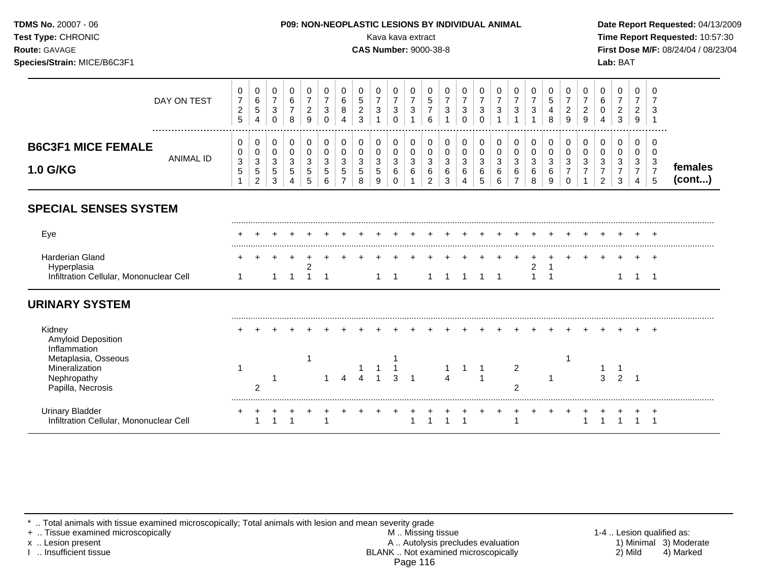**TDMS No.** 20007 - 06
**Test Type:** CHRONIC
**Route:** GAVAGE
**Species/Strain:** MICE/B6C3F1

**P09: NON-NEOPLASTIC LESIONS BY INDIVIDUAL ANIMAL**
Kava kava extract
**CAS Number:** 9000-38-8

**Date Report Requested:** 04/13/2009
**Time Report Requested:** 10:57:30
**First Dose M/F:** 08/24/04 / 08/23/04
**Lab:** BAT

| DAY ON TEST | 0725 | 0654 | 0730 | 0678 | 0729 | 0730 | 0684 | 0523 | 0731 | 0730 | 0731 | 0576 | 0731 | 0730 | 0730 | 0731 | 0731 | 0731 | 0548 | 0729 | 0729 | 0604 | 0723 | 0729 | 0731 | |
|---|---|---|---|---|---|---|---|---|---|---|---|---|---|---|---|---|---|---|---|---|---|---|---|---|---|---|
| **B6C3F1 MICE FEMALE 1.0 G/KG** — ANIMAL ID | 00351 | 00352 | 00353 | 00354 | 00355 | 00356 | 00357 | 00358 | 00359 | 00360 | 00361 | 00362 | 00363 | 00364 | 00365 | 00366 | 00367 | 00368 | 00369 | 00370 | 00371 | 00372 | 00373 | 00374 | 00375 | **females (cont...)** |
| **SPECIAL SENSES SYSTEM** | | | | | | | | | | | | | | | | | | | | | | | | | | |
| Eye | + | + | + | + | + | + | + | + | + | + | + | + | + | + | + | + | + | + | + | + | + | + | + | + | + | |
| Harderian Gland | + | + | + | + | + | + | + | + | + | + | + | + | + | + | + | + | + | + | + | + | + | + | + | + | + | |
| Hyperplasia | | | | | 2 | | | | | | | | | | | | | 2 | 1 | | | | | | | |
| Infiltration Cellular, Mononuclear Cell | 1 | | 1 | 1 | 1 | 1 | | | 1 | 1 | | 1 | 1 | 1 | 1 | 1 | | 1 | 1 | | | | 1 | 1 | 1 | |
| **URINARY SYSTEM** | | | | | | | | | | | | | | | | | | | | | | | | | | |
| Kidney | + | + | + | + | + | + | + | + | + | + | + | + | + | + | + | + | + | + | + | + | + | + | + | + | + | |
| Amyloid Deposition | | | | | | | | | | | | | | | | | | | | | | | | | | |
| Inflammation | | | | | | | | | | | | | | | | | | | | | | | | | | |
| Metaplasia, Osseous | | | | | 1 | | | | | 1 | | | | | | | | | | 1 | | | | | | |
| Mineralization | 1 | | | | | | | 1 | 1 | 1 | | | 1 | 1 | 1 | | 2 | | | | | 1 | 1 | | | |
| Nephropathy | | | 1 | | | 1 | 4 | 4 | 1 | 3 | 1 | | 4 | | 1 | | | | 1 | | | 3 | 2 | 1 | | |
| Papilla, Necrosis | | 2 | | | | | | | | | | | | | | | 2 | | | | | | | | | |
| Urinary Bladder | + | + | + | + | + | + | + | + | + | + | + | + | + | + | + | + | + | + | + | + | + | + | + | + | + | |
| Infiltration Cellular, Mononuclear Cell | | 1 | 1 | 1 | | 1 | | | | | 1 | 1 | 1 | 1 | | | 1 | | | | 1 | 1 | 1 | 1 | 1 | |

* .. Total animals with tissue examined microscopically; Total animals with lesion and mean severity grade
+ .. Tissue examined microscopically
x .. Lesion present
I .. Insufficient tissue

M .. Missing tissue
A .. Autolysis precludes evaluation
BLANK .. Not examined microscopically

1-4 .. Lesion qualified as: 1) Minimal 2) Mild 3) Moderate 4) Marked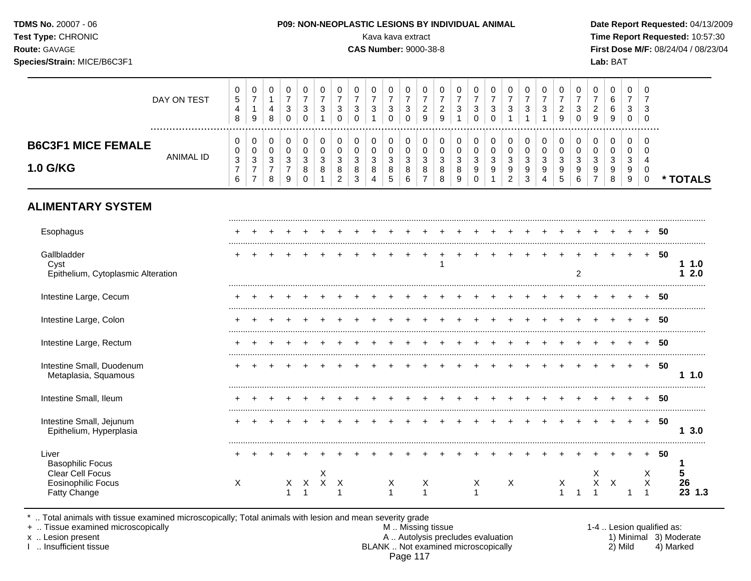**TDMS No.** 20007 - 06
**Test Type:** CHRONIC
**Route:** GAVAGE
**Species/Strain:** MICE/B6C3F1

**P09: NON-NEOPLASTIC LESIONS BY INDIVIDUAL ANIMAL**
Kava kava extract
**CAS Number:** 9000-38-8

**Date Report Requested:** 04/13/2009
**Time Report Requested:** 10:57:30
**First Dose M/F:** 08/24/04 / 08/23/04
**Lab:** BAT

## B6C3F1 MICE FEMALE 1.0 G/KG

| | | | | | | | | | | | | | | | | | | | | | | | | | | |
|---|---|---|---|---|---|---|---|---|---|---|---|---|---|---|---|---|---|---|---|---|---|---|---|---|---|---|
| DAY ON TEST | 0548 | 0719 | 0148 | 0730 | 0730 | 0731 | 0730 | 0730 | 0731 | 0730 | 0730 | 0729 | 0729 | 0731 | 0730 | 0730 | 0731 | 0731 | 0731 | 0729 | 0730 | 0729 | 0669 | 0730 | 0730 | |
| ANIMAL ID | 0376 | 0377 | 0378 | 0379 | 0380 | 0381 | 0382 | 0383 | 0384 | 0385 | 0386 | 0387 | 0388 | 0389 | 0390 | 0391 | 0392 | 0393 | 0394 | 0395 | 0396 | 0397 | 0398 | 0399 | 0400 | * TOTALS |
| **ALIMENTARY SYSTEM** | | | | | | | | | | | | | | | | | | | | | | | | | | |
| Esophagus | + | + | + | + | + | + | + | + | + | + | + | + | + | + | + | + | + | + | + | + | + | + | + | + | + | 50 |
| Gallbladder | + | + | + | + | + | + | + | + | + | + | + | + | + | + | + | + | + | + | + | + | + | + | + | + | + | 50 |
| Cyst | | | | | | | | | | | | | 1 | | | | | | | | | | | | | 1 1.0 |
| Epithelium, Cytoplasmic Alteration | | | | | | | | | | | | | | | | | | | | | 2 | | | | | 1 2.0 |
| Intestine Large, Cecum | + | + | + | + | + | + | + | + | + | + | + | + | + | + | + | + | + | + | + | + | + | + | + | + | + | 50 |
| Intestine Large, Colon | + | + | + | + | + | + | + | + | + | + | + | + | + | + | + | + | + | + | + | + | + | + | + | + | + | 50 |
| Intestine Large, Rectum | + | + | + | + | + | + | + | + | + | + | + | + | + | + | + | + | + | + | + | + | + | + | + | + | + | 50 |
| Intestine Small, Duodenum | + | + | + | + | + | + | + | + | + | + | + | + | + | + | + | + | + | + | + | + | + | + | + | + | + | 50 |
| Metaplasia, Squamous | | | | | | | | | | | | | | | | | | | | | | | | | | 1 1.0 |
| Intestine Small, Ileum | + | + | + | + | + | + | + | + | + | + | + | + | + | + | + | + | + | + | + | + | + | + | + | + | + | 50 |
| Intestine Small, Jejunum | + | + | + | + | + | + | + | + | + | + | + | + | + | + | + | + | + | + | + | + | + | + | + | + | + | 50 |
| Epithelium, Hyperplasia | | | | | | | | | | | | | | | | | | | | | | | | | | 1 3.0 |
| Liver | + | + | + | + | + | + | + | + | + | + | + | + | + | + | + | + | + | + | + | + | + | + | + | + | + | 50 |
| Basophilic Focus | | | | | | | | | | | | | | | | | | | | | | | | | | 1 |
| Clear Cell Focus | | | | | | X | | | | | | | | | | | | | | | | X | | | X | 5 |
| Eosinophilic Focus | X | | | X | X | X | X | | | X | | X | | | X | | X | | | X | | X | X | | X | 26 |
| Fatty Change | | | | 1 | 1 | | 1 | | | 1 | | 1 | | | 1 | | | | | 1 | 1 | 1 | | 1 | 1 | 23 1.3 |

\* .. Total animals with tissue examined microscopically; Total animals with lesion and mean severity grade
\+ .. Tissue examined microscopically
x .. Lesion present
I .. Insufficient tissue

M .. Missing tissue
A .. Autolysis precludes evaluation
BLANK .. Not examined microscopically

1-4 .. Lesion qualified as:
1) Minimal 2) Mild 3) Moderate 4) Marked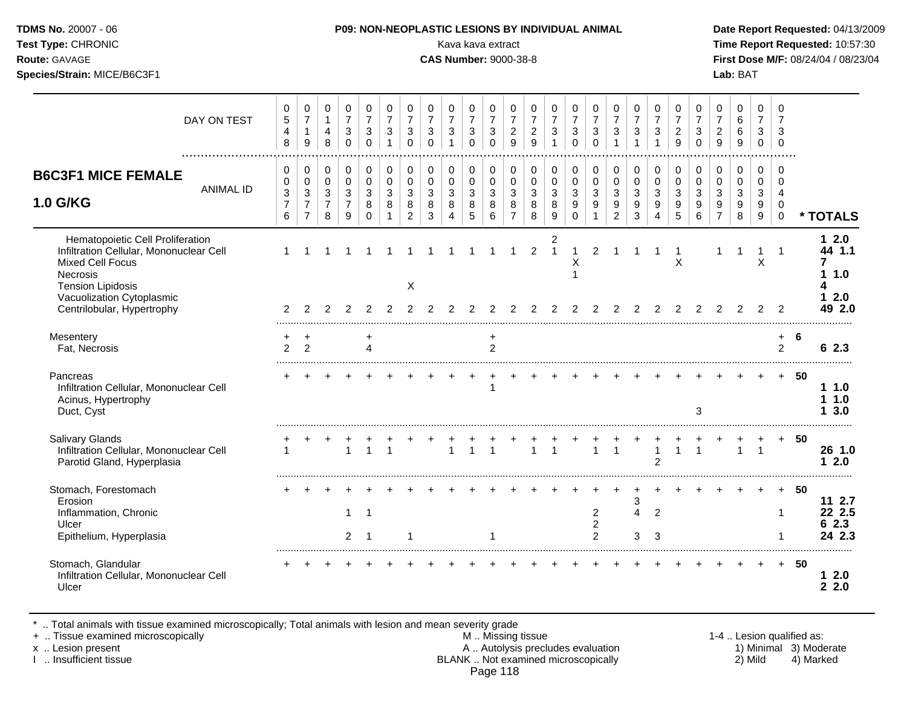**TDMS No.** 20007 - 06
**Test Type:** CHRONIC
**Route:** GAVAGE
**Species/Strain:** MICE/B6C3F1

**P09: NON-NEOPLASTIC LESIONS BY INDIVIDUAL ANIMAL**
Kava kava extract
**CAS Number:** 9000-38-8

**Date Report Requested:** 04/13/2009
**Time Report Requested:** 10:57:30
**First Dose M/F:** 08/24/04 / 08/23/04
**Lab:** BAT

## B6C3F1 MICE FEMALE 1.0 G/KG

| DAY ON TEST | 0548 | 0719 | 0148 | 0730 | 0730 | 0731 | 0730 | 0730 | 0731 | 0730 | 0730 | 0729 | 0729 | 0731 | 0730 | 0730 | 0731 | 0731 | 0731 | 0729 | 0730 | 0729 | 0669 | 0730 | 0730 | |
|---|---|---|---|---|---|---|---|---|---|---|---|---|---|---|---|---|---|---|---|---|---|---|---|---|---|---|
| **ANIMAL ID** | 0376 | 0377 | 0378 | 0379 | 0380 | 0381 | 0382 | 0383 | 0384 | 0385 | 0386 | 0387 | 0388 | 0389 | 0390 | 0391 | 0392 | 0393 | 0394 | 0395 | 0396 | 0397 | 0398 | 0399 | 0400 | **\* TOTALS** |
| Hematopoietic Cell Proliferation | | | | | | | | | | | | | | 2 | | | | | | | | | | | | **1 2.0** |
| Infiltration Cellular, Mononuclear Cell | 1 | 1 | 1 | 1 | 1 | 1 | 1 | 1 | 1 | 1 | 1 | 1 | 2 | 1 | 1 | 2 | 1 | 1 | 1 | 1 | | 1 | 1 | 1 | 1 | **44 1.1** |
| Mixed Cell Focus | | | | | | | | | | | | | | | X | | | | | X | | | | X | | **7** |
| Necrosis | | | | | | | | | | | | | | | 1 | | | | | | | | | | | **1 1.0** |
| Tension Lipidosis | | | | | | | X | | | | | | | | | | | | | | | | | | | **4** |
| Vacuolization Cytoplasmic | | | | | | | | | | | | | | | | | | | | | | | | | | **1 2.0** |
| Centrilobular, Hypertrophy | 2 | 2 | 2 | 2 | 2 | 2 | 2 | 2 | 2 | 2 | 2 | 2 | 2 | 2 | 2 | 2 | 2 | 2 | 2 | 2 | 2 | 2 | 2 | 2 | 2 | **49 2.0** |
| Mesentery | + | + | | | + | | | | | | + | | | | | | | | | | | | | | + | **6** |
| Fat, Necrosis | 2 | 2 | | | 4 | | | | | | 2 | | | | | | | | | | | | | | 2 | **6 2.3** |
| Pancreas | + | + | + | + | + | + | + | + | + | + | + | + | + | + | + | + | + | + | + | + | + | + | + | + | + | **50** |
| Infiltration Cellular, Mononuclear Cell | | | | | | | | | | | 1 | | | | | | | | | | | | | | | **1 1.0** |
| Acinus, Hypertrophy | | | | | | | | | | | | | | | | | | | | | | | | | | **1 1.0** |
| Duct, Cyst | | | | | | | | | | | | | | | | | | | | | 3 | | | | | **1 3.0** |
| Salivary Glands | + | + | + | + | + | + | + | + | + | + | + | + | + | + | + | + | + | + | + | + | + | + | + | + | + | **50** |
| Infiltration Cellular, Mononuclear Cell | 1 | | | 1 | 1 | 1 | | | 1 | 1 | 1 | | 1 | 1 | | 1 | 1 | | 1 | 1 | 1 | | 1 | 1 | | **26 1.0** |
| Parotid Gland, Hyperplasia | | | | | | | | | | | | | | | | | | | 2 | | | | | | | **1 2.0** |
| Stomach, Forestomach | + | + | + | + | + | + | + | + | + | + | + | + | + | + | + | + | + | + | + | + | + | + | + | + | + | **50** |
| Erosion | | | | | | | | | | | | | | | | | | 3 | | | | | | | | **11 2.7** |
| Inflammation, Chronic | | | | 1 | 1 | | | | | | | | | | | 2 | | 4 | 2 | | | | | | 1 | **22 2.5** |
| Ulcer | | | | | | | | | | | | | | | | 2 | | | | | | | | | | **6 2.3** |
| Epithelium, Hyperplasia | | | | 2 | 1 | | 1 | | | | 1 | | | | | 2 | | 3 | 3 | | | | | | 1 | **24 2.3** |
| Stomach, Glandular | + | + | + | + | + | + | + | + | + | + | + | + | + | + | + | + | + | + | + | + | + | + | + | + | + | **50** |
| Infiltration Cellular, Mononuclear Cell | | | | | | | | | | | | | | | | | | | | | | | | | | **1 2.0** |
| Ulcer | | | | | | | | | | | | | | | | | | | | | | | | | | **2 2.0** |

\* .. Total animals with tissue examined microscopically; Total animals with lesion and mean severity grade
\+ .. Tissue examined microscopically
x .. Lesion present
I .. Insufficient tissue

M .. Missing tissue
A .. Autolysis precludes evaluation
BLANK .. Not examined microscopically

1-4 .. Lesion qualified as:
1) Minimal 3) Moderate
2) Mild 4) Marked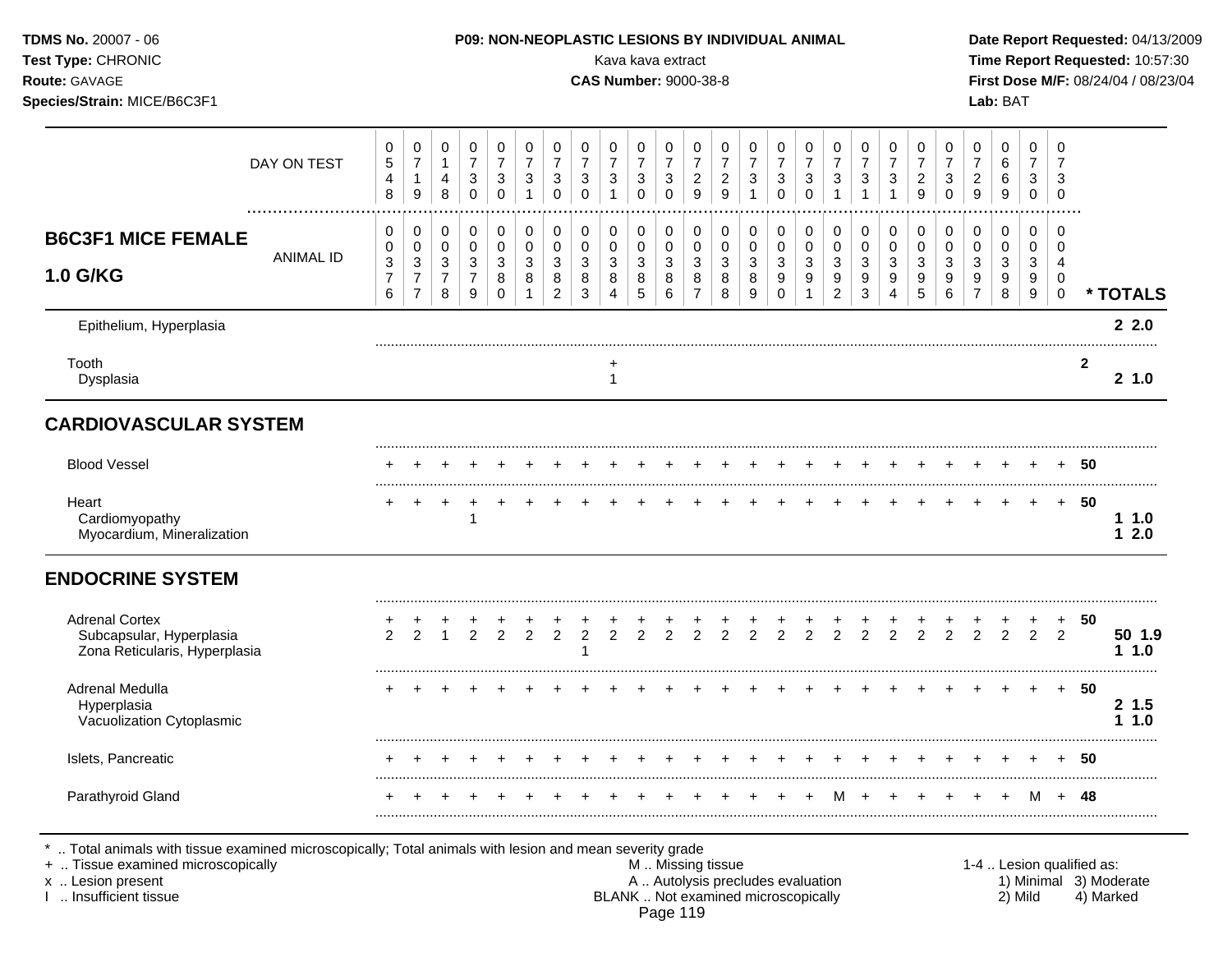**TDMS No.** 20007 - 06
**Test Type:** CHRONIC
**Route:** GAVAGE
**Species/Strain:** MICE/B6C3F1

**P09: NON-NEOPLASTIC LESIONS BY INDIVIDUAL ANIMAL**
Kava kava extract
**CAS Number:** 9000-38-8

**Date Report Requested:** 04/13/2009
**Time Report Requested:** 10:57:30
**First Dose M/F:** 08/24/04 / 08/23/04
**Lab:** BAT

## B6C3F1 MICE FEMALE 1.0 G/KG

| DAY ON TEST | 0548 | 0719 | 0148 | 0730 | 0730 | 0731 | 0730 | 0730 | 0731 | 0730 | 0730 | 0729 | 0729 | 0731 | 0730 | 0730 | 0731 | 0731 | 0731 | 0729 | 0730 | 0729 | 0669 | 0730 | 0730 | |
|---|---|---|---|---|---|---|---|---|---|---|---|---|---|---|---|---|---|---|---|---|---|---|---|---|---|---|
| **ANIMAL ID** | 00376 | 00377 | 00378 | 00379 | 00380 | 00381 | 00382 | 00383 | 00384 | 00385 | 00386 | 00387 | 00388 | 00389 | 00390 | 00391 | 00392 | 00393 | 00394 | 00395 | 00396 | 00397 | 00398 | 00399 | 00400 | *** TOTALS** |
| Epithelium, Hyperplasia | | | | | | | | | | | | | | | | | | | | | | | | | | 2 2.0 |
| Tooth | | | | | | | | | + | | | | | | | | | | | | | | | | | 2 |
| Dysplasia | | | | | | | | | 1 | | | | | | | | | | | | | | | | | 2 1.0 |
| **CARDIOVASCULAR SYSTEM** | | | | | | | | | | | | | | | | | | | | | | | | | | |
| Blood Vessel | + | + | + | + | + | + | + | + | + | + | + | + | + | + | + | + | + | + | + | + | + | + | + | + | + | 50 |
| Heart | + | + | + | + | + | + | + | + | + | + | + | + | + | + | + | + | + | + | + | + | + | + | + | + | + | 50 |
| Cardiomyopathy | | | | 1 | | | | | | | | | | | | | | | | | | | | | | 1 1.0 |
| Myocardium, Mineralization | | | | | | | | | | | | | | | | | | | | | | | | | | 1 2.0 |
| **ENDOCRINE SYSTEM** | | | | | | | | | | | | | | | | | | | | | | | | | | |
| Adrenal Cortex | + | + | + | + | + | + | + | + | + | + | + | + | + | + | + | + | + | + | + | + | + | + | + | + | + | 50 |
| Subcapsular, Hyperplasia | 2 | 2 | 1 | 2 | 2 | 2 | 2 | 2 | 2 | 2 | 2 | 2 | 2 | 2 | 2 | 2 | 2 | 2 | 2 | 2 | 2 | 2 | 2 | 2 | 2 | 50 1.9 |
| Zona Reticularis, Hyperplasia | | | | | | | | 1 | | | | | | | | | | | | | | | | | | 1 1.0 |
| Adrenal Medulla | + | + | + | + | + | + | + | + | + | + | + | + | + | + | + | + | + | + | + | + | + | + | + | + | + | 50 |
| Hyperplasia | | | | | | | | | | | | | | | | | | | | | | | | | | 2 1.5 |
| Vacuolization Cytoplasmic | | | | | | | | | | | | | | | | | | | | | | | | | | 1 1.0 |
| Islets, Pancreatic | + | + | + | + | + | + | + | + | + | + | + | + | + | + | + | + | + | + | + | + | + | + | + | + | + | 50 |
| Parathyroid Gland | + | + | + | + | + | + | + | + | + | + | + | + | + | + | + | + | M | + | + | + | + | + | + | M | + | 48 |

\* .. Total animals with tissue examined microscopically; Total animals with lesion and mean severity grade
\+ .. Tissue examined microscopically
x .. Lesion present
I .. Insufficient tissue

M .. Missing tissue
A .. Autolysis precludes evaluation
BLANK .. Not examined microscopically

1-4 .. Lesion qualified as:
1) Minimal 2) Mild 3) Moderate 4) Marked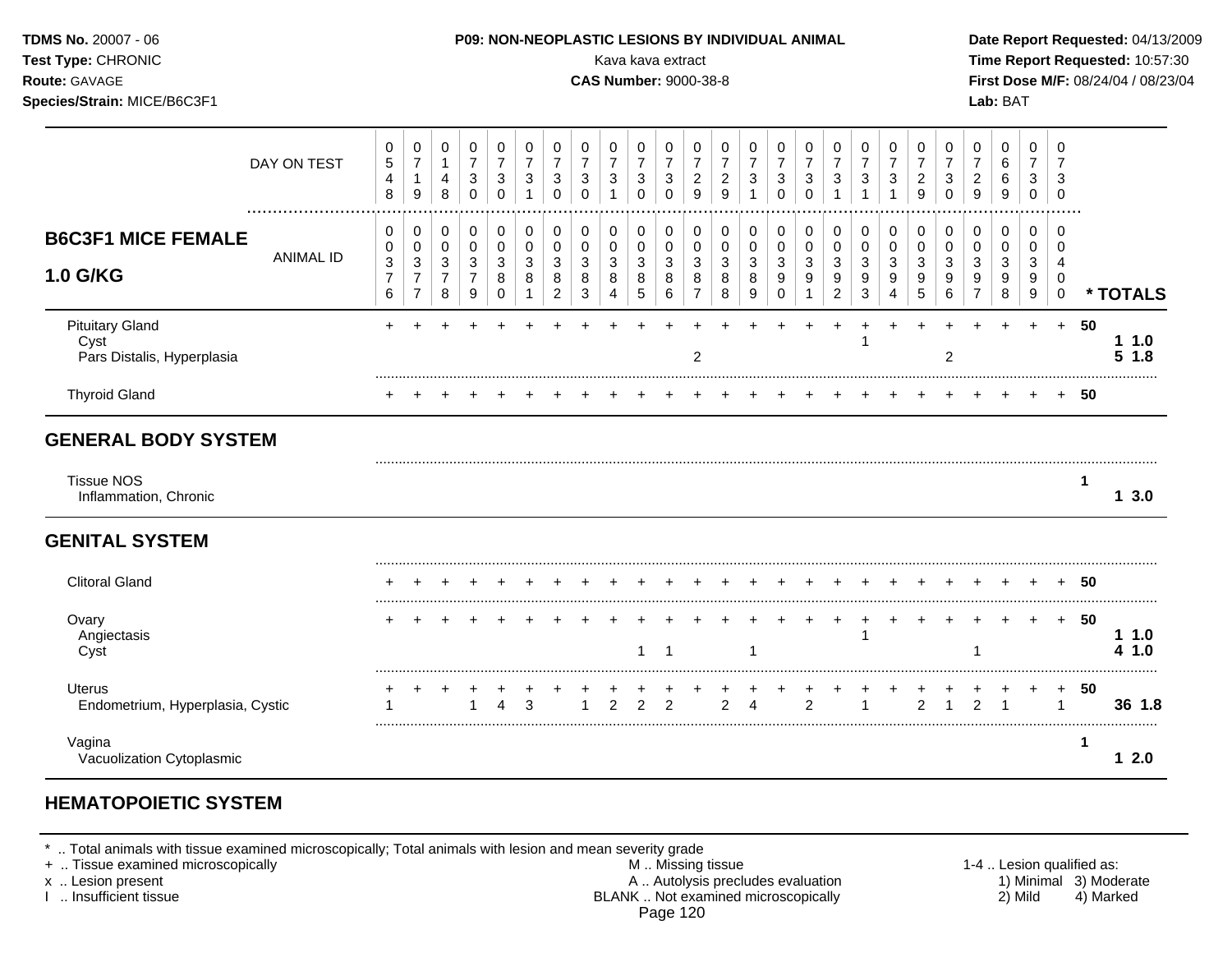## P09: NON-NEOPLASTIC LESIONS BY INDIVIDUAL ANIMAL

Kava kava extract
**CAS Number:** 9000-38-8

| | 1 | 2 | 3 | 4 | 5 | 6 | 7 | 8 | 9 | 10 | 11 | 12 | 13 | 14 | 15 | 16 | 17 | 18 | 19 | 20 | 21 | 22 | 23 | 24 | 25 | * TOTALS |
|---|---|---|---|---|---|---|---|---|---|---|---|---|---|---|---|---|---|---|---|---|---|---|---|---|---|---|
| DAY ON TEST | 0548 | 0719 | 0148 | 0730 | 0730 | 0731 | 0730 | 0730 | 0731 | 0730 | 0730 | 0729 | 0729 | 0731 | 0730 | 0730 | 0731 | 0731 | 0731 | 0729 | 0730 | 0729 | 0669 | 0730 | 0730 | |
| **B6C3F1 MICE FEMALE 1.0 G/KG** ANIMAL ID | 0376 | 0377 | 0378 | 0379 | 0380 | 0381 | 0382 | 0383 | 0384 | 0385 | 0386 | 0387 | 0388 | 0389 | 0390 | 0391 | 0392 | 0393 | 0394 | 0395 | 0396 | 0397 | 0398 | 0399 | 0400 | |
| Pituitary Gland | + | + | + | + | + | + | + | + | + | + | + | + | + | + | + | + | + | + | + | + | + | + | + | + | + | 50 |
| Cyst | | | | | | | | | | | | | | | | | | 1 | | | | | | | | 1 1.0 |
| Pars Distalis, Hyperplasia | | | | | | | | | | | | 2 | | | | | | | | | 2 | | | | | 5 1.8 |
| Thyroid Gland | + | + | + | + | + | + | + | + | + | + | + | + | + | + | + | + | + | + | + | + | + | + | + | + | + | 50 |
| **GENERAL BODY SYSTEM** | | | | | | | | | | | | | | | | | | | | | | | | | | |
| Tissue NOS | | | | | | | | | | | | | | | | | | | | | | | | | | 1 |
| Inflammation, Chronic | | | | | | | | | | | | | | | | | | | | | | | | | | 1 3.0 |
| **GENITAL SYSTEM** | | | | | | | | | | | | | | | | | | | | | | | | | | |
| Clitoral Gland | + | + | + | + | + | + | + | + | + | + | + | + | + | + | + | + | + | + | + | + | + | + | + | + | + | 50 |
| Ovary | + | + | + | + | + | + | + | + | + | + | + | + | + | + | + | + | + | + | + | + | + | + | + | + | + | 50 |
| Angiectasis | | | | | | | | | | | | | | | | | | 1 | | | | | | | | 1 1.0 |
| Cyst | | | | | | | | | | 1 | 1 | | | 1 | | | | | | | | 1 | | | | 4 1.0 |
| Uterus | + | + | + | + | + | + | + | + | + | + | + | + | + | + | + | + | + | + | + | + | + | + | + | + | + | 50 |
| Endometrium, Hyperplasia, Cystic | 1 | | | 1 | 4 | 3 | | 1 | 2 | 2 | 2 | | 2 | 4 | | 2 | | 1 | | 2 | 1 | 2 | 1 | | 1 | 36 1.8 |
| Vagina | | | | | | | | | | | | | | | | | | | | | | | | | | 1 |
| Vacuolization Cytoplasmic | | | | | | | | | | | | | | | | | | | | | | | | | | 1 2.0 |

## HEMATOPOIETIC SYSTEM

\* .. Total animals with tissue examined microscopically; Total animals with lesion and mean severity grade
\+ .. Tissue examined microscopically
x .. Lesion present
I .. Insufficient tissue

M .. Missing tissue
A .. Autolysis precludes evaluation
BLANK .. Not examined microscopically

1-4 .. Lesion qualified as: 1) Minimal 2) Mild 3) Moderate 4) Marked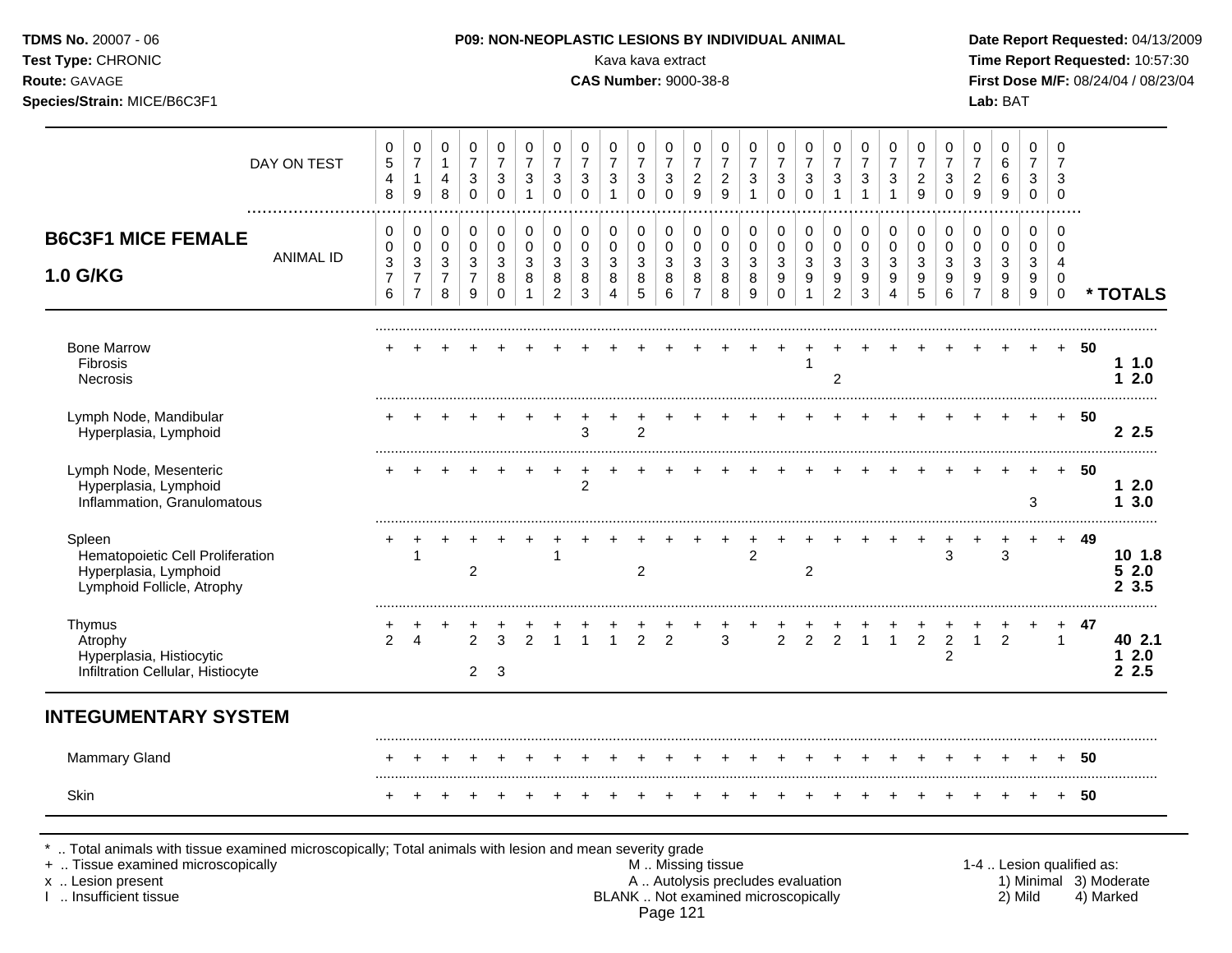**TDMS No.** 20007 - 06
**Test Type:** CHRONIC
**Route:** GAVAGE
**Species/Strain:** MICE/B6C3F1

**P09: NON-NEOPLASTIC LESIONS BY INDIVIDUAL ANIMAL**
Kava kava extract
**CAS Number:** 9000-38-8

**Date Report Requested:** 04/13/2009
**Time Report Requested:** 10:57:30
**First Dose M/F:** 08/24/04 / 08/23/04
**Lab:** BAT

## B6C3F1 MICE FEMALE 1.0 G/KG

| DAY ON TEST | 0548 | 0719 | 0148 | 0730 | 0730 | 0731 | 0730 | 0730 | 0731 | 0730 | 0730 | 0729 | 0729 | 0731 | 0730 | 0730 | 0731 | 0731 | 0731 | 0729 | 0730 | 0729 | 0669 | 0730 | 0730 | |
|---|---|---|---|---|---|---|---|---|---|---|---|---|---|---|---|---|---|---|---|---|---|---|---|---|---|---|
| **ANIMAL ID** | 0376 | 0377 | 0378 | 0379 | 0380 | 0381 | 0382 | 0383 | 0384 | 0385 | 0386 | 0387 | 0388 | 0389 | 0390 | 0391 | 0392 | 0393 | 0394 | 0395 | 0396 | 0397 | 0398 | 0399 | 0400 | *** TOTALS** |
| Bone Marrow | + | + | + | + | + | + | + | + | + | + | + | + | + | + | + | + | + | + | + | + | + | + | + | + | + | 50 |
| Fibrosis | | | | | | | | | | | | | | | | 1 | | | | | | | | | | 1 1.0 |
| Necrosis | | | | | | | | | | | | | | | | | 2 | | | | | | | | | 1 2.0 |
| Lymph Node, Mandibular | + | + | + | + | + | + | + | + | + | + | + | + | + | + | + | + | + | + | + | + | + | + | + | + | + | 50 |
| Hyperplasia, Lymphoid | | | | | | | | 3 | | 2 | | | | | | | | | | | | | | | | 2 2.5 |
| Lymph Node, Mesenteric | + | + | + | + | + | + | + | + | + | + | + | + | + | + | + | + | + | + | + | + | + | + | + | + | + | 50 |
| Hyperplasia, Lymphoid | | | | | | | | 2 | | | | | | | | | | | | | | | | | | 1 2.0 |
| Inflammation, Granulomatous | | | | | | | | | | | | | | | | | | | | | | | | 3 | | 1 3.0 |
| Spleen | + | + | + | + | + | + | + | + | + | + | + | + | + | + | + | + | + | + | + | + | + | + | + | + | + | 49 |
| Hematopoietic Cell Proliferation | | 1 | | | | | 1 | | | | | | | 2 | | | | | | | 3 | | 3 | | | 10 1.8 |
| Hyperplasia, Lymphoid | | | | 2 | | | | | | 2 | | | | | | 2 | | | | | | | | | | 5 2.0 |
| Lymphoid Follicle, Atrophy | | | | | | | | | | | | | | | | | | | | | | | | | | 2 3.5 |
| Thymus | + | + | + | + | + | + | + | + | + | + | + | + | + | + | + | + | + | + | + | + | + | + | + | + | + | 47 |
| Atrophy | 2 | 4 | | 2 | 3 | 2 | 1 | 1 | 1 | 2 | 2 | | 3 | | 2 | 2 | 2 | 1 | 1 | 2 | 2 | 1 | 2 | | 1 | 40 2.1 |
| Hyperplasia, Histiocytic | | | | | | | | | | | | | | | | | | | | | 2 | | | | | 1 2.0 |
| Infiltration Cellular, Histiocyte | | | | 2 | 3 | | | | | | | | | | | | | | | | | | | | | 2 2.5 |

## INTEGUMENTARY SYSTEM

| | | | | | | | | | | | | | | | | | | | | | | | | | | |
|---|---|---|---|---|---|---|---|---|---|---|---|---|---|---|---|---|---|---|---|---|---|---|---|---|---|---|
| Mammary Gland | + | + | + | + | + | + | + | + | + | + | + | + | + | + | + | + | + | + | + | + | + | + | + | + | + | 50 |
| Skin | + | + | + | + | + | + | + | + | + | + | + | + | + | + | + | + | + | + | + | + | + | + | + | + | + | 50 |

\* .. Total animals with tissue examined microscopically; Total animals with lesion and mean severity grade
\+ .. Tissue examined microscopically
x .. Lesion present
I .. Insufficient tissue

M .. Missing tissue
A .. Autolysis precludes evaluation
BLANK .. Not examined microscopically

1-4 .. Lesion qualified as: 1) Minimal 2) Mild 3) Moderate 4) Marked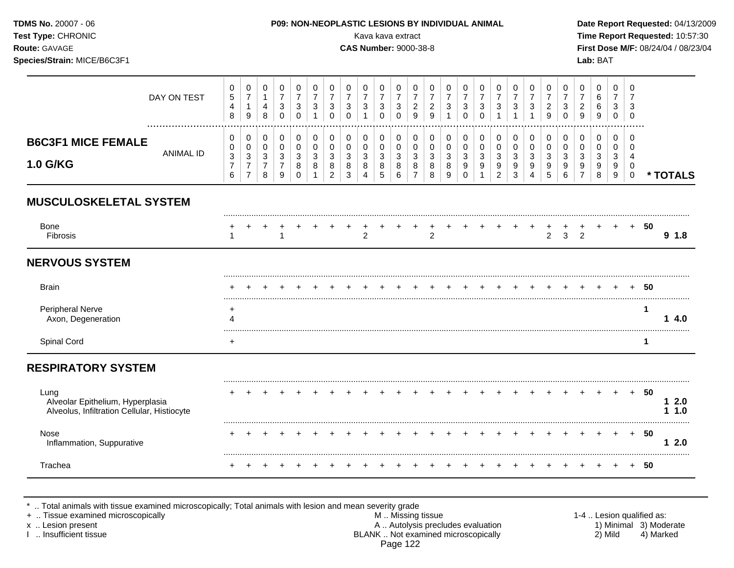**TDMS No.** 20007 - 06
**Test Type:** CHRONIC
**Route:** GAVAGE
**Species/Strain:** MICE/B6C3F1

**P09: NON-NEOPLASTIC LESIONS BY INDIVIDUAL ANIMAL**
Kava kava extract
**CAS Number:** 9000-38-8

**Date Report Requested:** 04/13/2009
**Time Report Requested:** 10:57:30
**First Dose M/F:** 08/24/04 / 08/23/04
**Lab:** BAT

**B6C3F1 MICE FEMALE 1.0 G/KG**

| DAY ON TEST | 0548 | 0719 | 0148 | 0730 | 0730 | 0731 | 0730 | 0730 | 0731 | 0730 | 0730 | 0729 | 0729 | 0731 | 0730 | 0730 | 0731 | 0731 | 0731 | 0729 | 0730 | 0729 | 0669 | 0730 | 0730 | |
|---|---|---|---|---|---|---|---|---|---|---|---|---|---|---|---|---|---|---|---|---|---|---|---|---|---|---|
| ANIMAL ID | 00376 | 00377 | 00378 | 00379 | 00380 | 00381 | 00382 | 00383 | 00384 | 00385 | 00386 | 00387 | 00388 | 00389 | 00390 | 00391 | 00392 | 00393 | 00394 | 00395 | 00396 | 00397 | 00398 | 00399 | 00400 | * TOTALS |
| **MUSCULOSKELETAL SYSTEM** | | | | | | | | | | | | | | | | | | | | | | | | | | |
| Bone | + | + | + | + | + | + | + | + | + | + | + | + | + | + | + | + | + | + | + | + | + | + | + | + | + | 50 |
| Fibrosis | 1 | | | 1 | | | | | 2 | | | | 2 | | | | | | | 2 | 3 | 2 | | | | 9 1.8 |
| **NERVOUS SYSTEM** | | | | | | | | | | | | | | | | | | | | | | | | | | |
| Brain | + | + | + | + | + | + | + | + | + | + | + | + | + | + | + | + | + | + | + | + | + | + | + | + | + | 50 |
| Peripheral Nerve | + | | | | | | | | | | | | | | | | | | | | | | | | | 1 |
| Axon, Degeneration | 4 | | | | | | | | | | | | | | | | | | | | | | | | | 1 4.0 |
| Spinal Cord | + | | | | | | | | | | | | | | | | | | | | | | | | | 1 |
| **RESPIRATORY SYSTEM** | | | | | | | | | | | | | | | | | | | | | | | | | | |
| Lung | + | + | + | + | + | + | + | + | + | + | + | + | + | + | + | + | + | + | + | + | + | + | + | + | + | 50 |
| Alveolar Epithelium, Hyperplasia | | | | | | | | | | | | | | | | | | | | | | | | | | 1 2.0 |
| Alveolus, Infiltration Cellular, Histiocyte | | | | | | | | | | | | | | | | | | | | | | | | | | 1 1.0 |
| Nose | + | + | + | + | + | + | + | + | + | + | + | + | + | + | + | + | + | + | + | + | + | + | + | + | + | 50 |
| Inflammation, Suppurative | | | | | | | | | | | | | | | | | | | | | | | | | | 1 2.0 |
| Trachea | + | + | + | + | + | + | + | + | + | + | + | + | + | + | + | + | + | + | + | + | + | + | + | + | + | 50 |

\* .. Total animals with tissue examined microscopically; Total animals with lesion and mean severity grade
\+ .. Tissue examined microscopically
x .. Lesion present
I .. Insufficient tissue

M .. Missing tissue
A .. Autolysis precludes evaluation
BLANK .. Not examined microscopically

1-4 .. Lesion qualified as:
1) Minimal 2) Mild 3) Moderate 4) Marked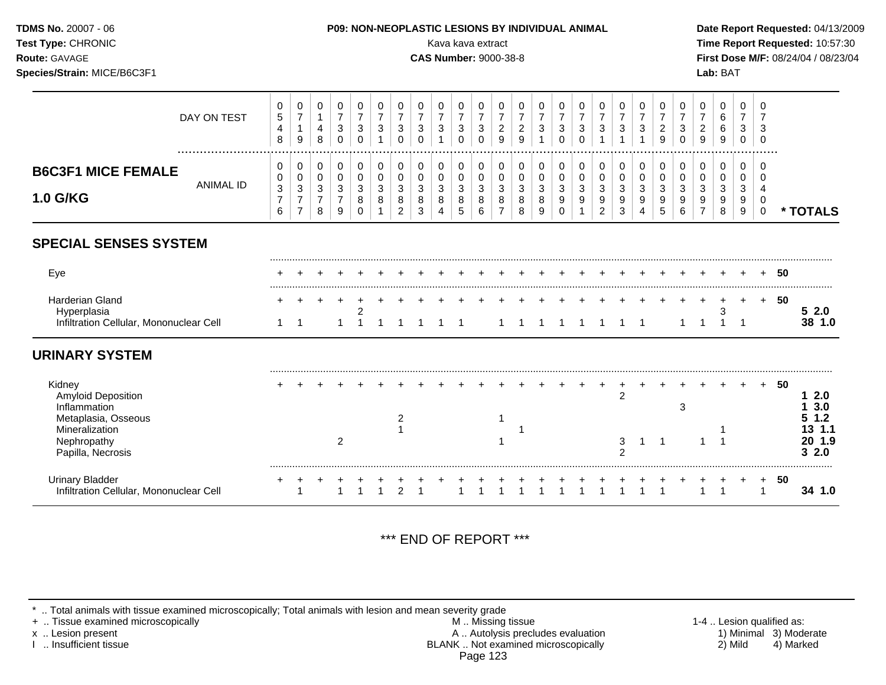**TDMS No.** 20007 - 06
**Test Type:** CHRONIC
**Route:** GAVAGE
**Species/Strain:** MICE/B6C3F1

**P09: NON-NEOPLASTIC LESIONS BY INDIVIDUAL ANIMAL**
Kava kava extract
**CAS Number:** 9000-38-8

**Date Report Requested:** 04/13/2009
**Time Report Requested:** 10:57:30
**First Dose M/F:** 08/24/04 / 08/23/04
**Lab:** BAT

## B6C3F1 MICE FEMALE 1.0 G/KG

| | | | | | | | | | | | | | | | | | | | | | | | | | | |
|---|---|---|---|---|---|---|---|---|---|---|---|---|---|---|---|---|---|---|---|---|---|---|---|---|---|---|
| DAY ON TEST | 0548 | 0719 | 0148 | 0730 | 0730 | 0731 | 0730 | 0730 | 0731 | 0730 | 0730 | 0729 | 0729 | 0731 | 0730 | 0730 | 0731 | 0731 | 0731 | 0729 | 0730 | 0729 | 0669 | 0730 | 0730 | |
| ANIMAL ID | 0376 | 0377 | 0378 | 0379 | 0380 | 0381 | 0382 | 0383 | 0384 | 0385 | 0386 | 0387 | 0388 | 0389 | 0390 | 0391 | 0392 | 0393 | 0394 | 0395 | 0396 | 0397 | 0398 | 0399 | 0400 | * TOTALS |
| **SPECIAL SENSES SYSTEM** | | | | | | | | | | | | | | | | | | | | | | | | | | |
| Eye | + | + | + | + | + | + | + | + | + | + | + | + | + | + | + | + | + | + | + | + | + | + | + | + | + | 50 |
| Harderian Gland | + | + | + | + | + | + | + | + | + | + | + | + | + | + | + | + | + | + | + | + | + | + | + | + | + | 50 |
| Hyperplasia | | | | | 2 | | | | | | | | | | | | | | | | | | 3 | | | 5 2.0 |
| Infiltration Cellular, Mononuclear Cell | 1 | 1 | | 1 | 1 | 1 | 1 | 1 | 1 | 1 | | 1 | 1 | 1 | 1 | 1 | 1 | 1 | 1 | | 1 | 1 | 1 | 1 | | 38 1.0 |
| **URINARY SYSTEM** | | | | | | | | | | | | | | | | | | | | | | | | | | |
| Kidney | + | + | + | + | + | + | + | + | + | + | + | + | + | + | + | + | + | + | + | + | + | + | + | + | + | 50 |
| Amyloid Deposition | | | | | | | | | | | | | | | | | | 2 | | | | | | | | 1 2.0 |
| Inflammation | | | | | | | | | | | | | | | | | | | | | 3 | | | | | 1 3.0 |
| Metaplasia, Osseous | | | | | | | 2 | | | | | 1 | | | | | | | | | | | | | | 5 1.2 |
| Mineralization | | | | | | | 1 | | | | | | 1 | | | | | | | | | | 1 | | | 13 1.1 |
| Nephropathy | | | | 2 | | | | | | | | 1 | | | | | | 3 | 1 | 1 | | 1 | 1 | | | 20 1.9 |
| Papilla, Necrosis | | | | | | | | | | | | | | | | | | 2 | | | | | | | | 3 2.0 |
| Urinary Bladder | + | + | + | + | + | + | + | + | + | + | + | + | + | + | + | + | + | + | + | + | + | + | + | + | + | 50 |
| Infiltration Cellular, Mononuclear Cell | | 1 | | 1 | 1 | 1 | 2 | 1 | | 1 | 1 | 1 | 1 | 1 | 1 | 1 | 1 | 1 | 1 | 1 | | 1 | 1 | | 1 | 34 1.0 |

*** END OF REPORT ***

\* .. Total animals with tissue examined microscopically; Total animals with lesion and mean severity grade
\+ .. Tissue examined microscopically
x .. Lesion present
I .. Insufficient tissue
M .. Missing tissue
A .. Autolysis precludes evaluation
BLANK .. Not examined microscopically
1-4 .. Lesion qualified as: 1) Minimal 2) Mild 3) Moderate 4) Marked